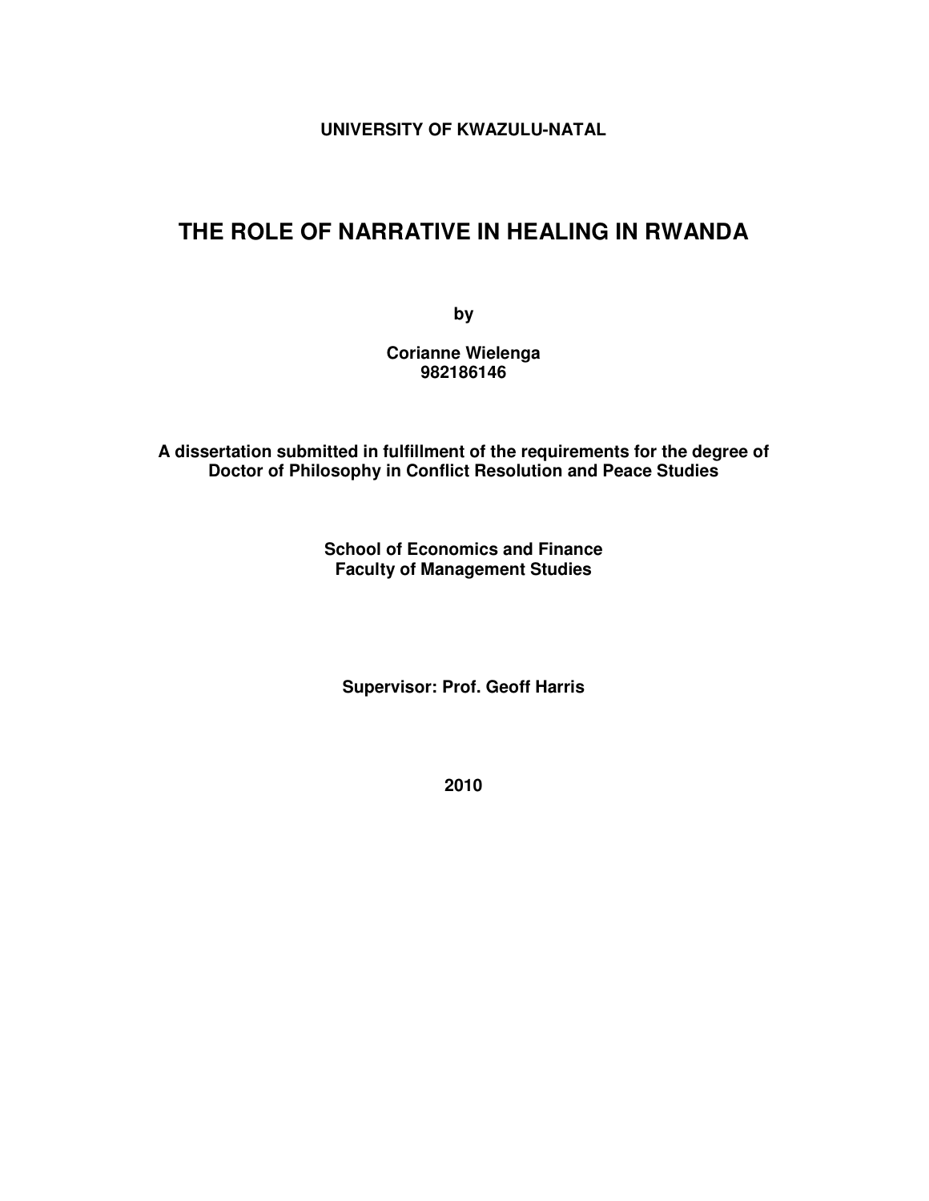**UNIVERSITY OF KWAZULU-NATAL**

# THE ROLE OF NARRATIVE IN HEALING IN RWANDA

**by**

**Corianne Wielenga**
**982186146**

**A dissertation submitted in fulfillment of the requirements for the degree of Doctor of Philosophy in Conflict Resolution and Peace Studies**

**School of Economics and Finance**
**Faculty of Management Studies**

**Supervisor: Prof. Geoff Harris**

**2010**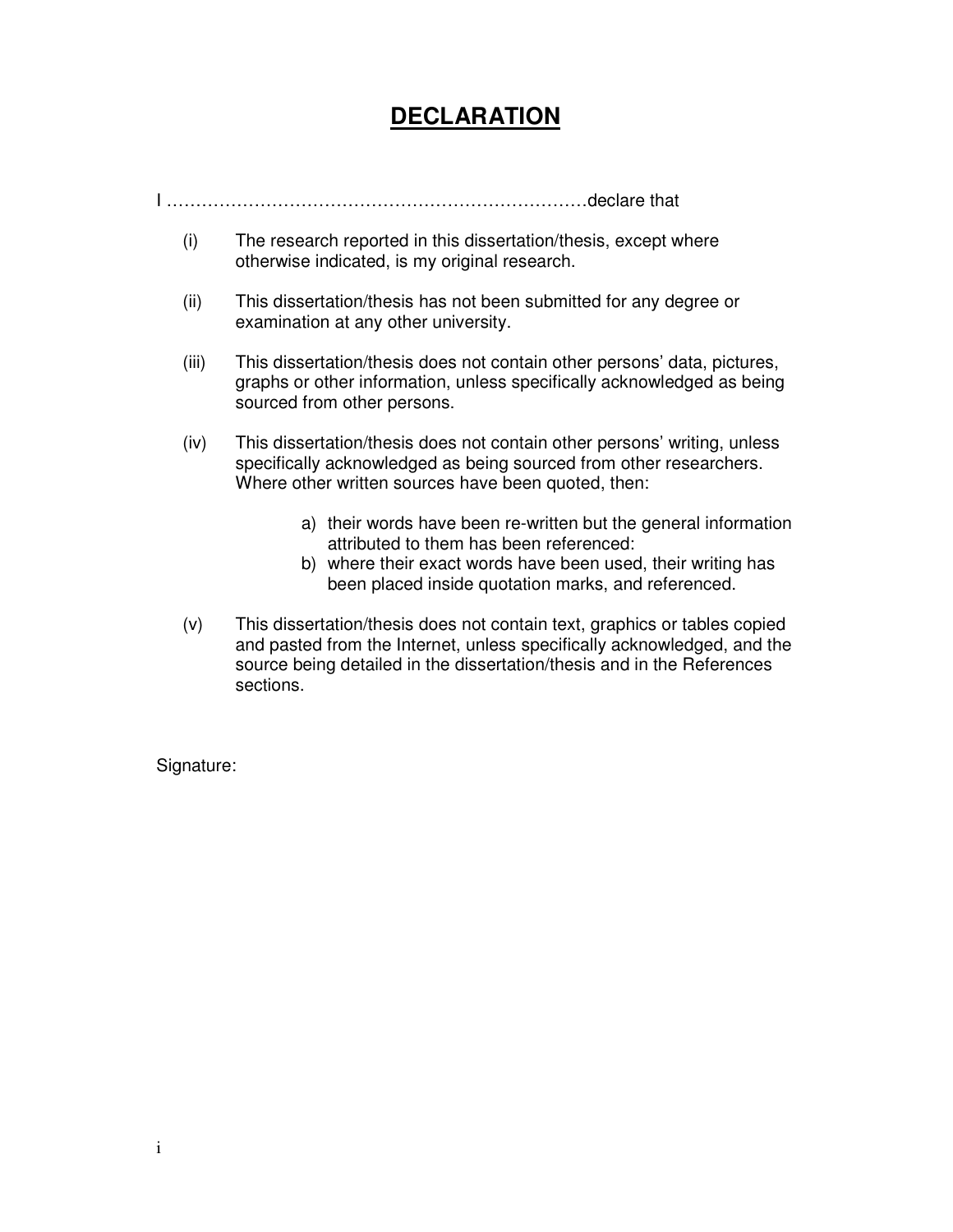# DECLARATION

I ………………………………………………………………declare that

(i) The research reported in this dissertation/thesis, except where otherwise indicated, is my original research.

(ii) This dissertation/thesis has not been submitted for any degree or examination at any other university.

(iii) This dissertation/thesis does not contain other persons' data, pictures, graphs or other information, unless specifically acknowledged as being sourced from other persons.

(iv) This dissertation/thesis does not contain other persons' writing, unless specifically acknowledged as being sourced from other researchers. Where other written sources have been quoted, then:

   a) their words have been re-written but the general information attributed to them has been referenced:
   b) where their exact words have been used, their writing has been placed inside quotation marks, and referenced.

(v) This dissertation/thesis does not contain text, graphics or tables copied and pasted from the Internet, unless specifically acknowledged, and the source being detailed in the dissertation/thesis and in the References sections.

Signature: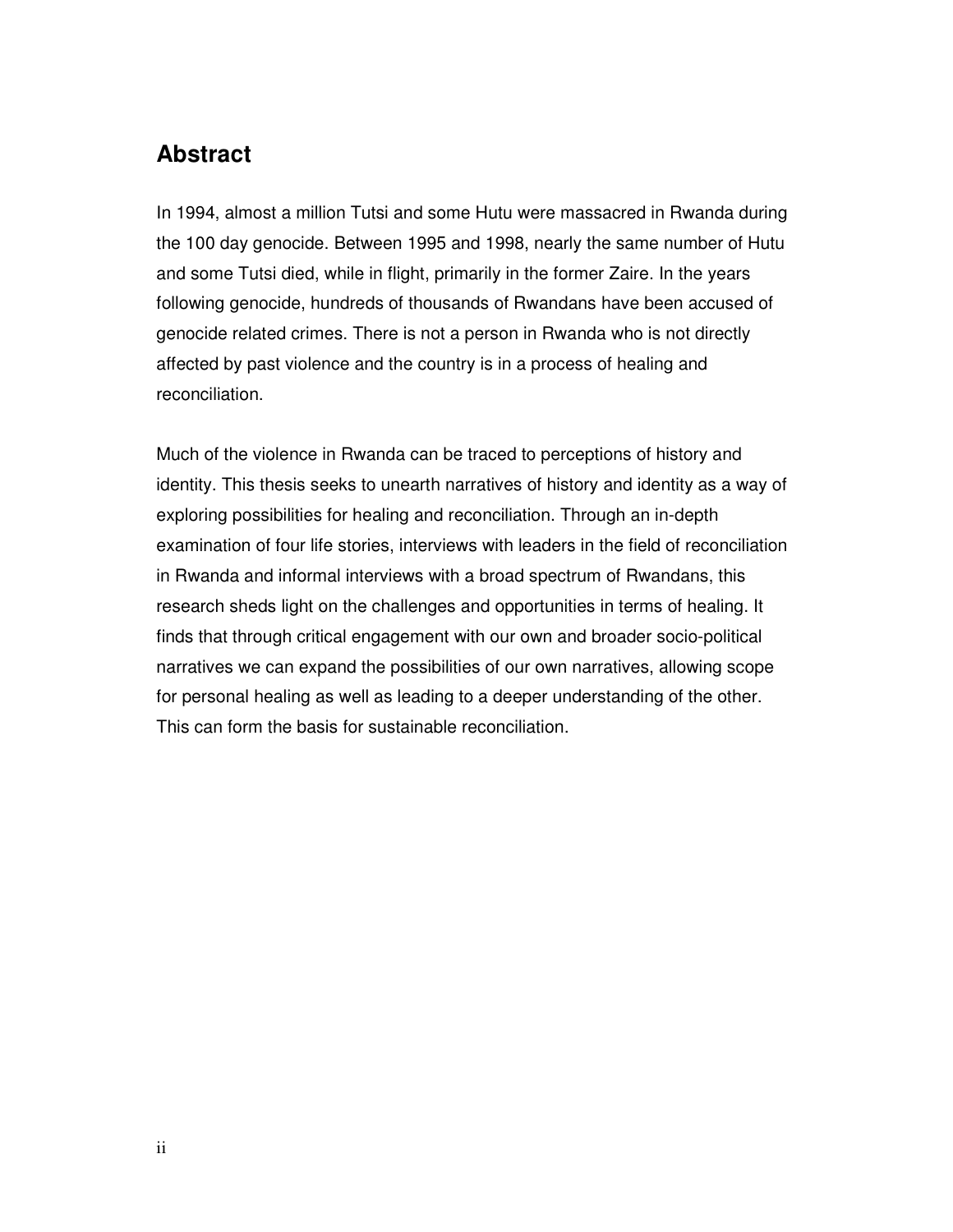## Abstract

In 1994, almost a million Tutsi and some Hutu were massacred in Rwanda during the 100 day genocide. Between 1995 and 1998, nearly the same number of Hutu and some Tutsi died, while in flight, primarily in the former Zaire. In the years following genocide, hundreds of thousands of Rwandans have been accused of genocide related crimes. There is not a person in Rwanda who is not directly affected by past violence and the country is in a process of healing and reconciliation.

Much of the violence in Rwanda can be traced to perceptions of history and identity. This thesis seeks to unearth narratives of history and identity as a way of exploring possibilities for healing and reconciliation. Through an in-depth examination of four life stories, interviews with leaders in the field of reconciliation in Rwanda and informal interviews with a broad spectrum of Rwandans, this research sheds light on the challenges and opportunities in terms of healing. It finds that through critical engagement with our own and broader socio-political narratives we can expand the possibilities of our own narratives, allowing scope for personal healing as well as leading to a deeper understanding of the other. This can form the basis for sustainable reconciliation.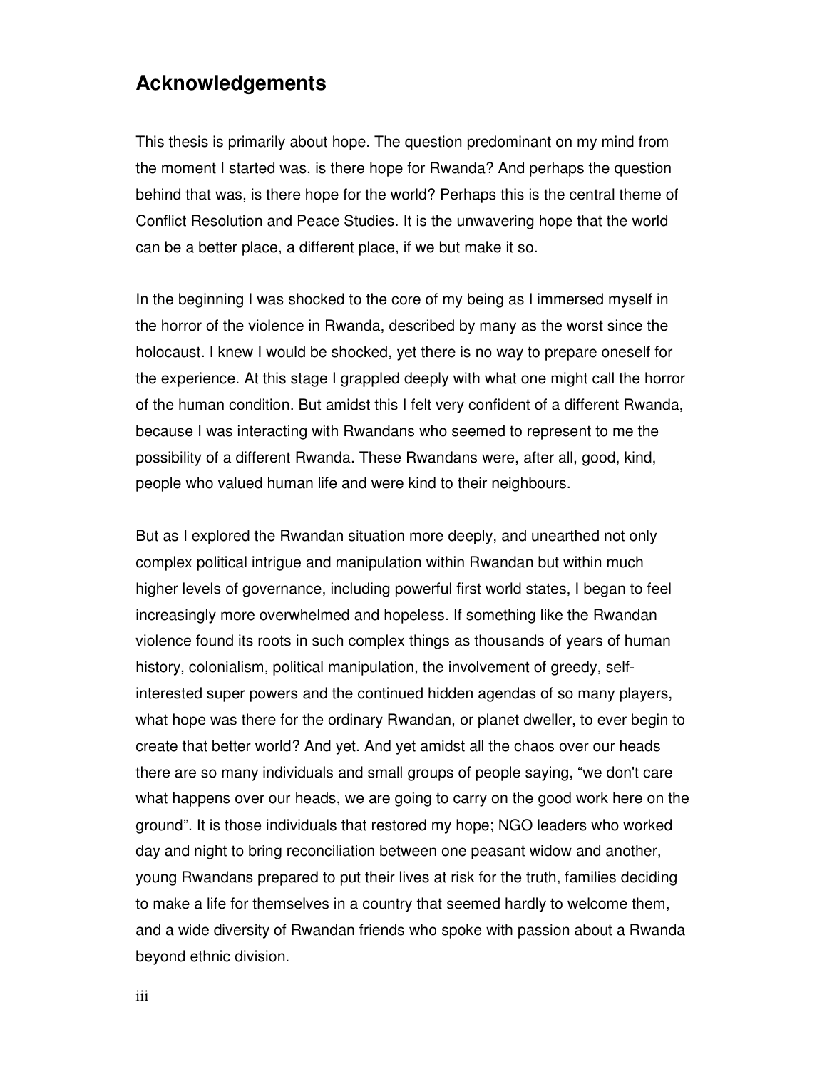## Acknowledgements

This thesis is primarily about hope. The question predominant on my mind from the moment I started was, is there hope for Rwanda? And perhaps the question behind that was, is there hope for the world? Perhaps this is the central theme of Conflict Resolution and Peace Studies. It is the unwavering hope that the world can be a better place, a different place, if we but make it so.

In the beginning I was shocked to the core of my being as I immersed myself in the horror of the violence in Rwanda, described by many as the worst since the holocaust. I knew I would be shocked, yet there is no way to prepare oneself for the experience. At this stage I grappled deeply with what one might call the horror of the human condition. But amidst this I felt very confident of a different Rwanda, because I was interacting with Rwandans who seemed to represent to me the possibility of a different Rwanda. These Rwandans were, after all, good, kind, people who valued human life and were kind to their neighbours.

But as I explored the Rwandan situation more deeply, and unearthed not only complex political intrigue and manipulation within Rwandan but within much higher levels of governance, including powerful first world states, I began to feel increasingly more overwhelmed and hopeless. If something like the Rwandan violence found its roots in such complex things as thousands of years of human history, colonialism, political manipulation, the involvement of greedy, self-interested super powers and the continued hidden agendas of so many players, what hope was there for the ordinary Rwandan, or planet dweller, to ever begin to create that better world? And yet. And yet amidst all the chaos over our heads there are so many individuals and small groups of people saying, “we don't care what happens over our heads, we are going to carry on the good work here on the ground”. It is those individuals that restored my hope; NGO leaders who worked day and night to bring reconciliation between one peasant widow and another, young Rwandans prepared to put their lives at risk for the truth, families deciding to make a life for themselves in a country that seemed hardly to welcome them, and a wide diversity of Rwandan friends who spoke with passion about a Rwanda beyond ethnic division.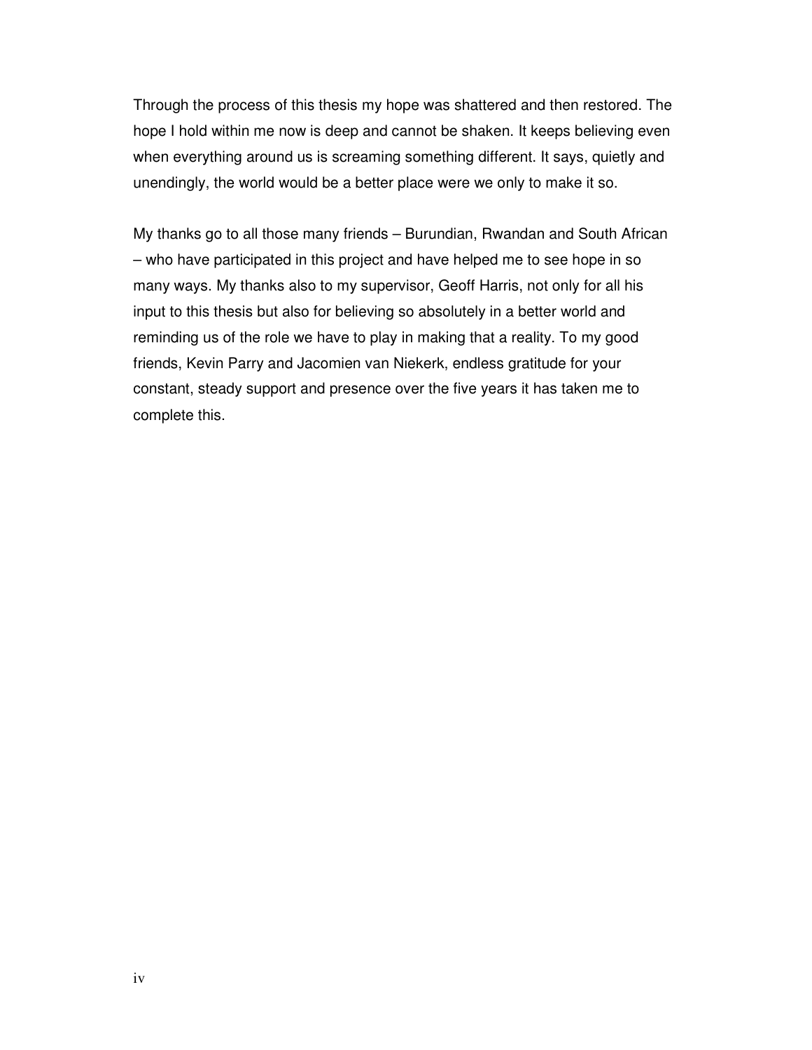Through the process of this thesis my hope was shattered and then restored. The hope I hold within me now is deep and cannot be shaken. It keeps believing even when everything around us is screaming something different. It says, quietly and unendingly, the world would be a better place were we only to make it so.

My thanks go to all those many friends – Burundian, Rwandan and South African – who have participated in this project and have helped me to see hope in so many ways. My thanks also to my supervisor, Geoff Harris, not only for all his input to this thesis but also for believing so absolutely in a better world and reminding us of the role we have to play in making that a reality. To my good friends, Kevin Parry and Jacomien van Niekerk, endless gratitude for your constant, steady support and presence over the five years it has taken me to complete this.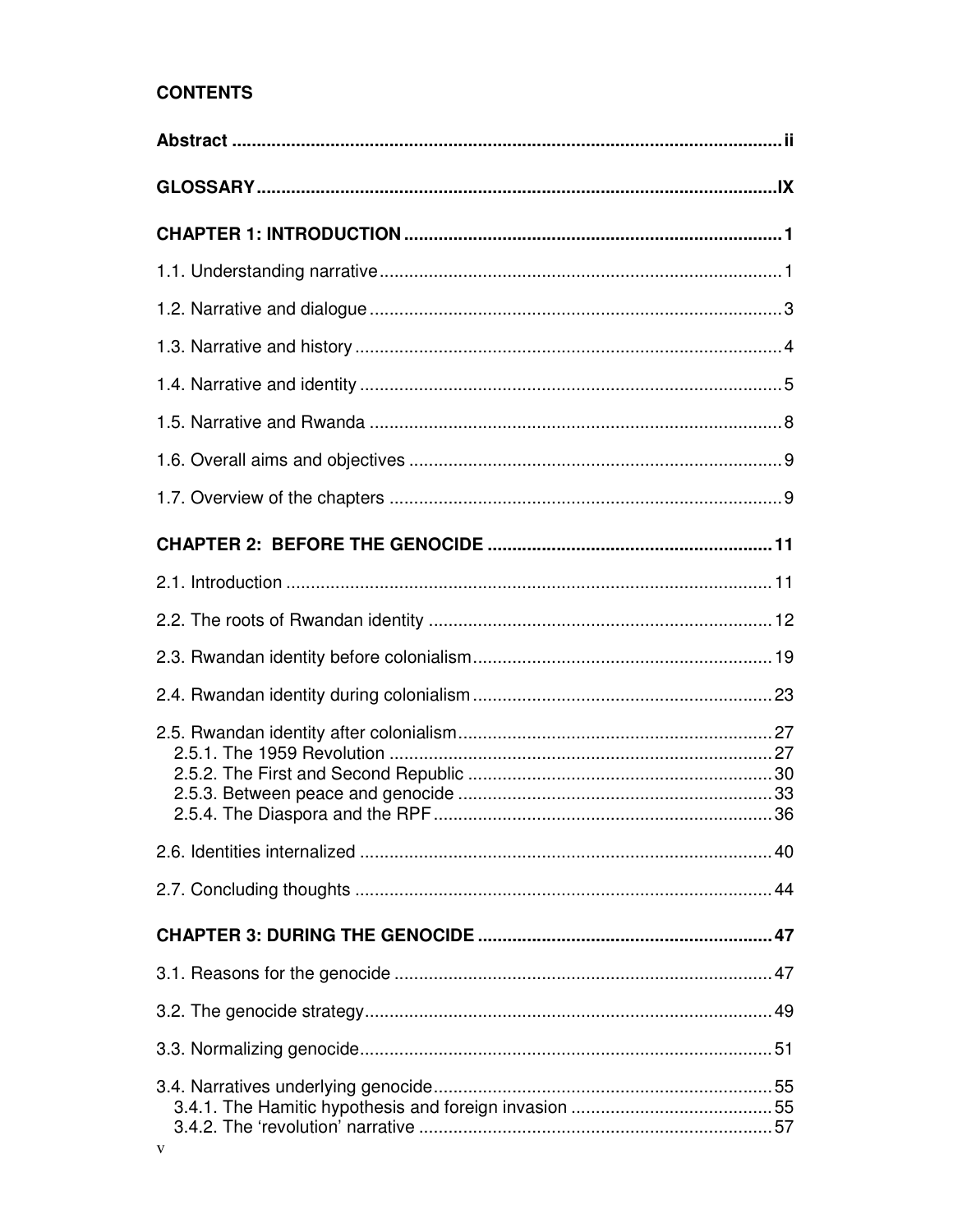# CONTENTS

**Abstract** .......... ii

**GLOSSARY** .......... IX

**CHAPTER 1: INTRODUCTION** .......... 1

1.1. Understanding narrative .......... 1

1.2. Narrative and dialogue .......... 3

1.3. Narrative and history .......... 4

1.4. Narrative and identity .......... 5

1.5. Narrative and Rwanda .......... 8

1.6. Overall aims and objectives .......... 9

1.7. Overview of the chapters .......... 9

**CHAPTER 2: BEFORE THE GENOCIDE** .......... 11

2.1. Introduction .......... 11

2.2. The roots of Rwandan identity .......... 12

2.3. Rwandan identity before colonialism .......... 19

2.4. Rwandan identity during colonialism .......... 23

2.5. Rwandan identity after colonialism .......... 27
- 2.5.1. The 1959 Revolution .......... 27
- 2.5.2. The First and Second Republic .......... 30
- 2.5.3. Between peace and genocide .......... 33
- 2.5.4. The Diaspora and the RPF .......... 36

2.6. Identities internalized .......... 40

2.7. Concluding thoughts .......... 44

**CHAPTER 3: DURING THE GENOCIDE** .......... 47

3.1. Reasons for the genocide .......... 47

3.2. The genocide strategy .......... 49

3.3. Normalizing genocide .......... 51

3.4. Narratives underlying genocide .......... 55
- 3.4.1. The Hamitic hypothesis and foreign invasion .......... 55
- 3.4.2. The 'revolution' narrative .......... 57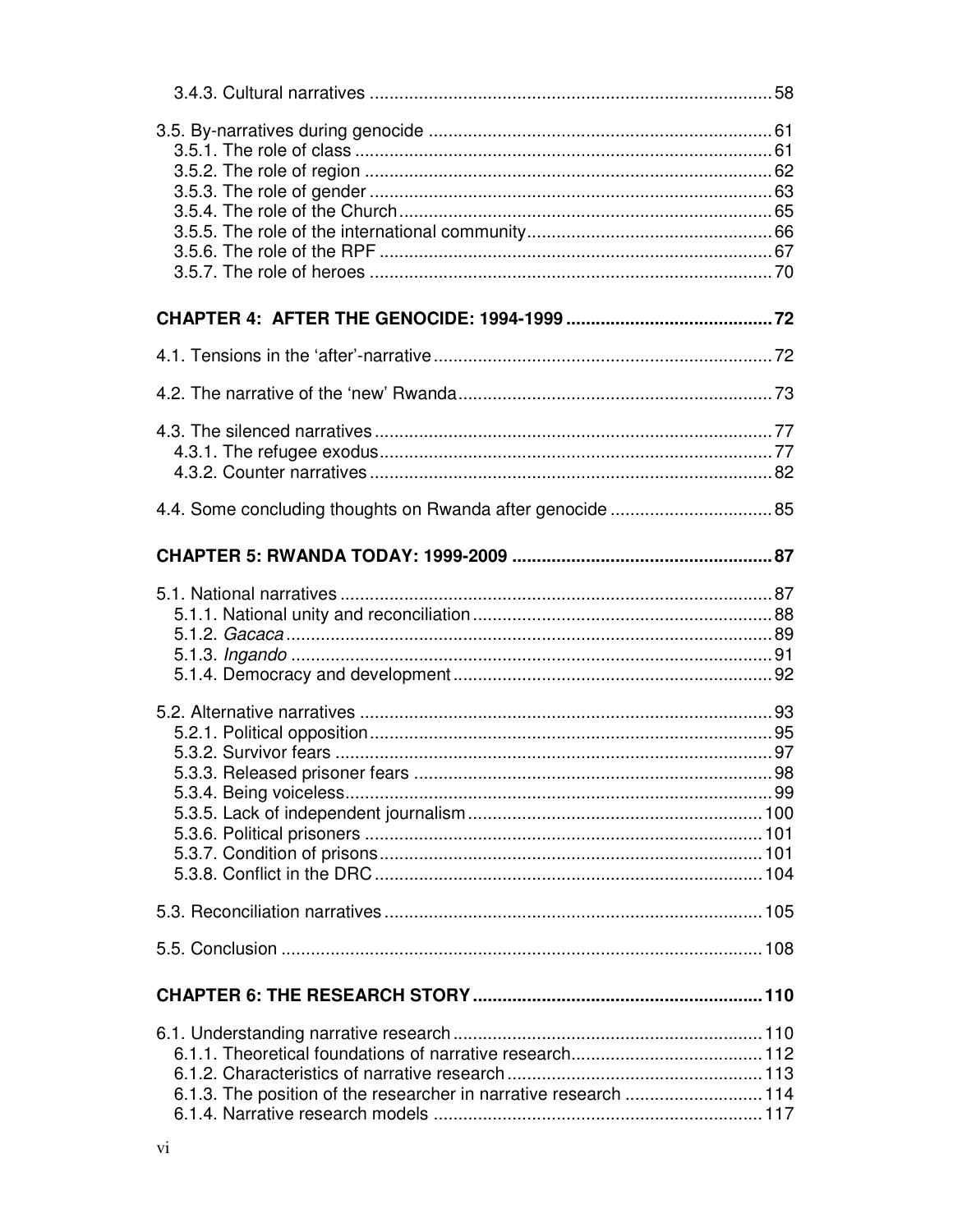3.4.3. Cultural narratives ..... 58

3.5. By-narratives during genocide ..... 61
3.5.1. The role of class ..... 61
3.5.2. The role of region ..... 62
3.5.3. The role of gender ..... 63
3.5.4. The role of the Church ..... 65
3.5.5. The role of the international community ..... 66
3.5.6. The role of the RPF ..... 67
3.5.7. The role of heroes ..... 70

**CHAPTER 4: AFTER THE GENOCIDE: 1994-1999 ..... 72**

4.1. Tensions in the 'after'-narrative ..... 72

4.2. The narrative of the 'new' Rwanda ..... 73

4.3. The silenced narratives ..... 77
4.3.1. The refugee exodus ..... 77
4.3.2. Counter narratives ..... 82

4.4. Some concluding thoughts on Rwanda after genocide ..... 85

**CHAPTER 5: RWANDA TODAY: 1999-2009 ..... 87**

5.1. National narratives ..... 87
5.1.1. National unity and reconciliation ..... 88
5.1.2. *Gacaca* ..... 89
5.1.3. *Ingando* ..... 91
5.1.4. Democracy and development ..... 92

5.2. Alternative narratives ..... 93
5.2.1. Political opposition ..... 95
5.3.2. Survivor fears ..... 97
5.3.3. Released prisoner fears ..... 98
5.3.4. Being voiceless ..... 99
5.3.5. Lack of independent journalism ..... 100
5.3.6. Political prisoners ..... 101
5.3.7. Condition of prisons ..... 101
5.3.8. Conflict in the DRC ..... 104

5.3. Reconciliation narratives ..... 105

5.5. Conclusion ..... 108

**CHAPTER 6: THE RESEARCH STORY ..... 110**

6.1. Understanding narrative research ..... 110
6.1.1. Theoretical foundations of narrative research ..... 112
6.1.2. Characteristics of narrative research ..... 113
6.1.3. The position of the researcher in narrative research ..... 114
6.1.4. Narrative research models ..... 117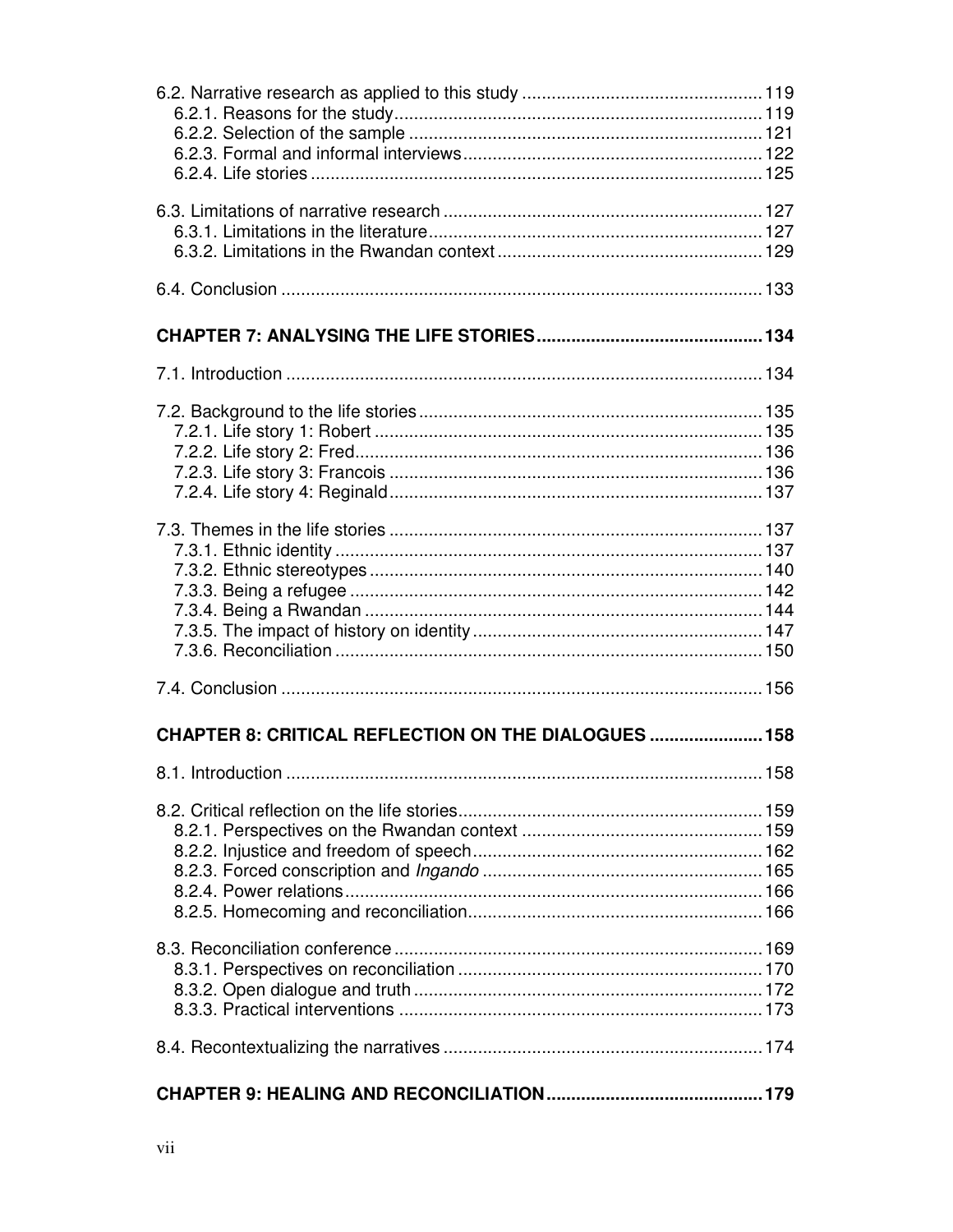6.2. Narrative research as applied to this study ........................................................ 119
  6.2.1. Reasons for the study ........................................................................ 119
  6.2.2. Selection of the sample ...................................................................... 121
  6.2.3. Formal and informal interviews .......................................................... 122
  6.2.4. Life stories ........................................................................................ 125

6.3. Limitations of narrative research ................................................................ 127
  6.3.1. Limitations in the literature ................................................................. 127
  6.3.2. Limitations in the Rwandan context ..................................................... 129

6.4. Conclusion ................................................................................................ 133

**CHAPTER 7: ANALYSING THE LIFE STORIES ............................................. 134**

7.1. Introduction ................................................................................................ 134

7.2. Background to the life stories ..................................................................... 135
  7.2.1. Life story 1: Robert ............................................................................. 135
  7.2.2. Life story 2: Fred ................................................................................. 136
  7.2.3. Life story 3: Francois .......................................................................... 136
  7.2.4. Life story 4: Reginald .......................................................................... 137

7.3. Themes in the life stories ........................................................................... 137
  7.3.1. Ethnic identity ..................................................................................... 137
  7.3.2. Ethnic stereotypes .............................................................................. 140
  7.3.3. Being a refugee .................................................................................. 142
  7.3.4. Being a Rwandan ............................................................................... 144
  7.3.5. The impact of history on identity ......................................................... 147
  7.3.6. Reconciliation ..................................................................................... 150

7.4. Conclusion ................................................................................................ 156

**CHAPTER 8: CRITICAL REFLECTION ON THE DIALOGUES ...................... 158**

8.1. Introduction ................................................................................................ 158

8.2. Critical reflection on the life stories ............................................................. 159
  8.2.1. Perspectives on the Rwandan context ................................................ 159
  8.2.2. Injustice and freedom of speech .......................................................... 162
  8.2.3. Forced conscription and *Ingando* ........................................................ 165
  8.2.4. Power relations ................................................................................... 166
  8.2.5. Homecoming and reconciliation ........................................................... 166

8.3. Reconciliation conference ........................................................................... 169
  8.3.1. Perspectives on reconciliation ............................................................. 170
  8.3.2. Open dialogue and truth ...................................................................... 172
  8.3.3. Practical interventions ........................................................................ 173

8.4. Recontextualizing the narratives ................................................................ 174

**CHAPTER 9: HEALING AND RECONCILIATION ........................................... 179**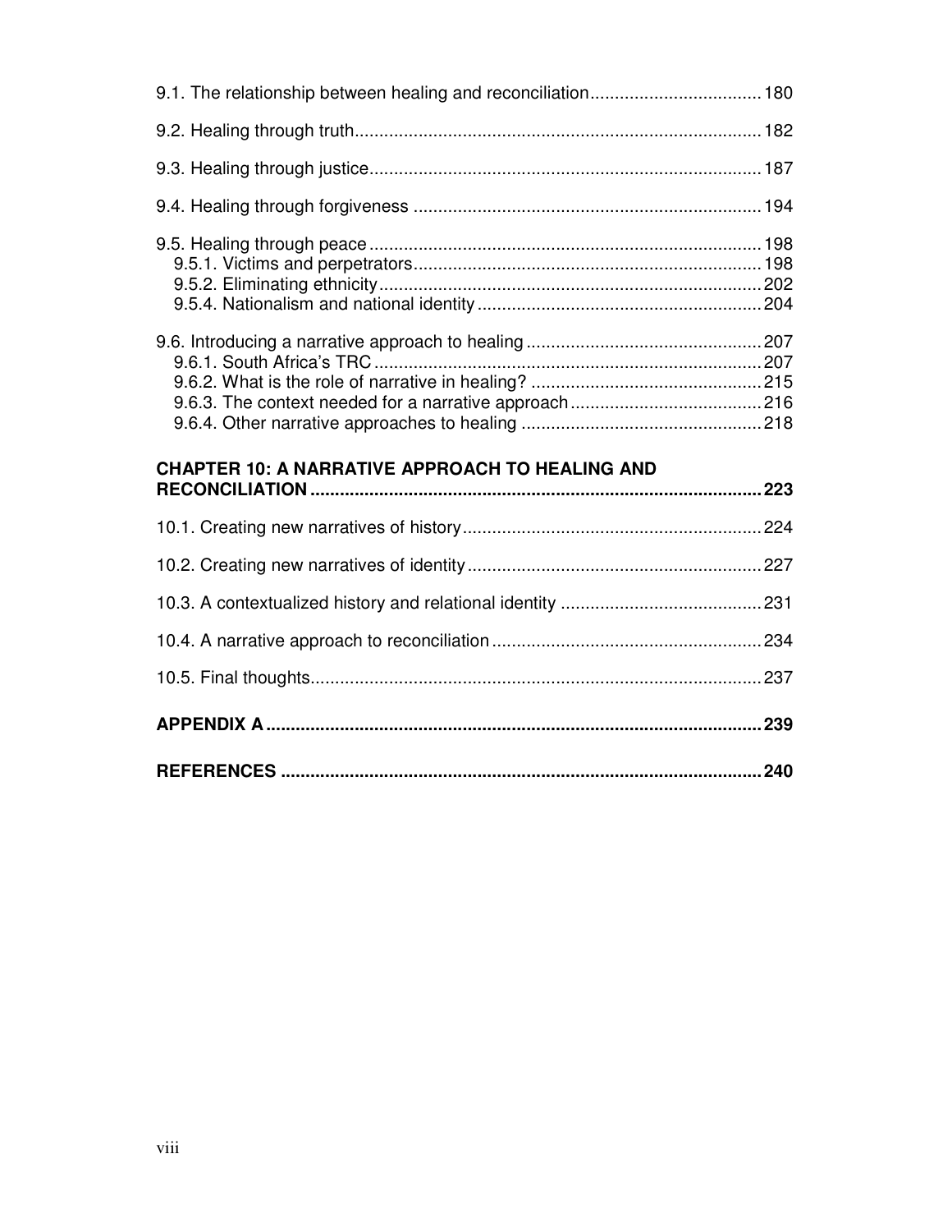9.1. The relationship between healing and reconciliation 180

9.2. Healing through truth 182

9.3. Healing through justice 187

9.4. Healing through forgiveness 194

9.5. Healing through peace 198
- 9.5.1. Victims and perpetrators 198
- 9.5.2. Eliminating ethnicity 202
- 9.5.4. Nationalism and national identity 204

9.6. Introducing a narrative approach to healing 207
- 9.6.1. South Africa's TRC 207
- 9.6.2. What is the role of narrative in healing? 215
- 9.6.3. The context needed for a narrative approach 216
- 9.6.4. Other narrative approaches to healing 218

**CHAPTER 10: A NARRATIVE APPROACH TO HEALING AND RECONCILIATION 223**

10.1. Creating new narratives of history 224

10.2. Creating new narratives of identity 227

10.3. A contextualized history and relational identity 231

10.4. A narrative approach to reconciliation 234

10.5. Final thoughts 237

**APPENDIX A 239**

**REFERENCES 240**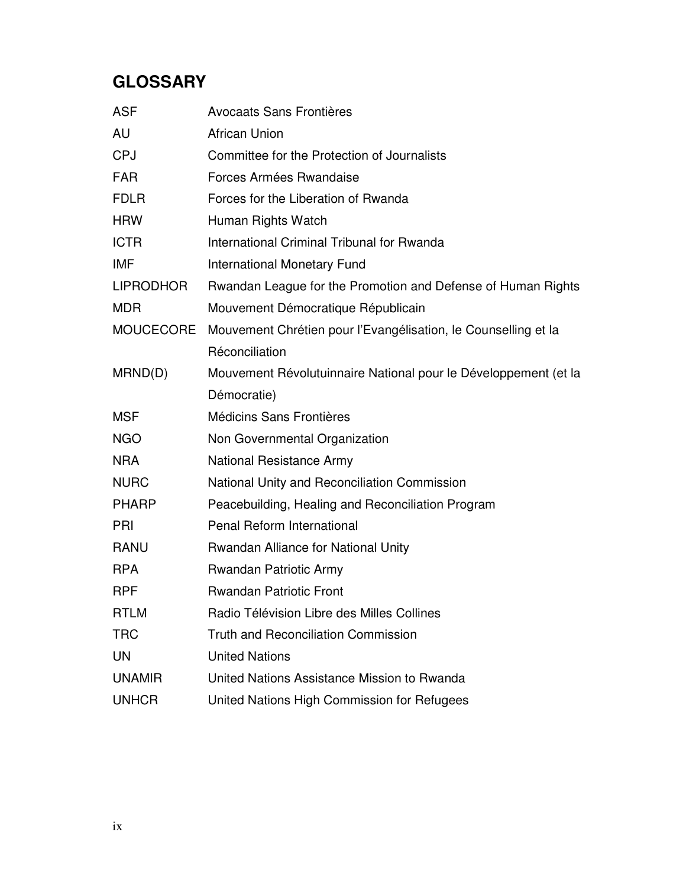## GLOSSARY

| | |
|---|---|
| ASF | Avocaats Sans Frontières |
| AU | African Union |
| CPJ | Committee for the Protection of Journalists |
| FAR | Forces Armées Rwandaise |
| FDLR | Forces for the Liberation of Rwanda |
| HRW | Human Rights Watch |
| ICTR | International Criminal Tribunal for Rwanda |
| IMF | International Monetary Fund |
| LIPRODHOR | Rwandan League for the Promotion and Defense of Human Rights |
| MDR | Mouvement Démocratique Républicain |
| MOUCECORE | Mouvement Chrétien pour l'Evangélisation, le Counselling et la Réconciliation |
| MRND(D) | Mouvement Révolutuinnaire National pour le Développement (et la Démocratie) |
| MSF | Médicins Sans Frontières |
| NGO | Non Governmental Organization |
| NRA | National Resistance Army |
| NURC | National Unity and Reconciliation Commission |
| PHARP | Peacebuilding, Healing and Reconciliation Program |
| PRI | Penal Reform International |
| RANU | Rwandan Alliance for National Unity |
| RPA | Rwandan Patriotic Army |
| RPF | Rwandan Patriotic Front |
| RTLM | Radio Télévision Libre des Milles Collines |
| TRC | Truth and Reconciliation Commission |
| UN | United Nations |
| UNAMIR | United Nations Assistance Mission to Rwanda |
| UNHCR | United Nations High Commission for Refugees |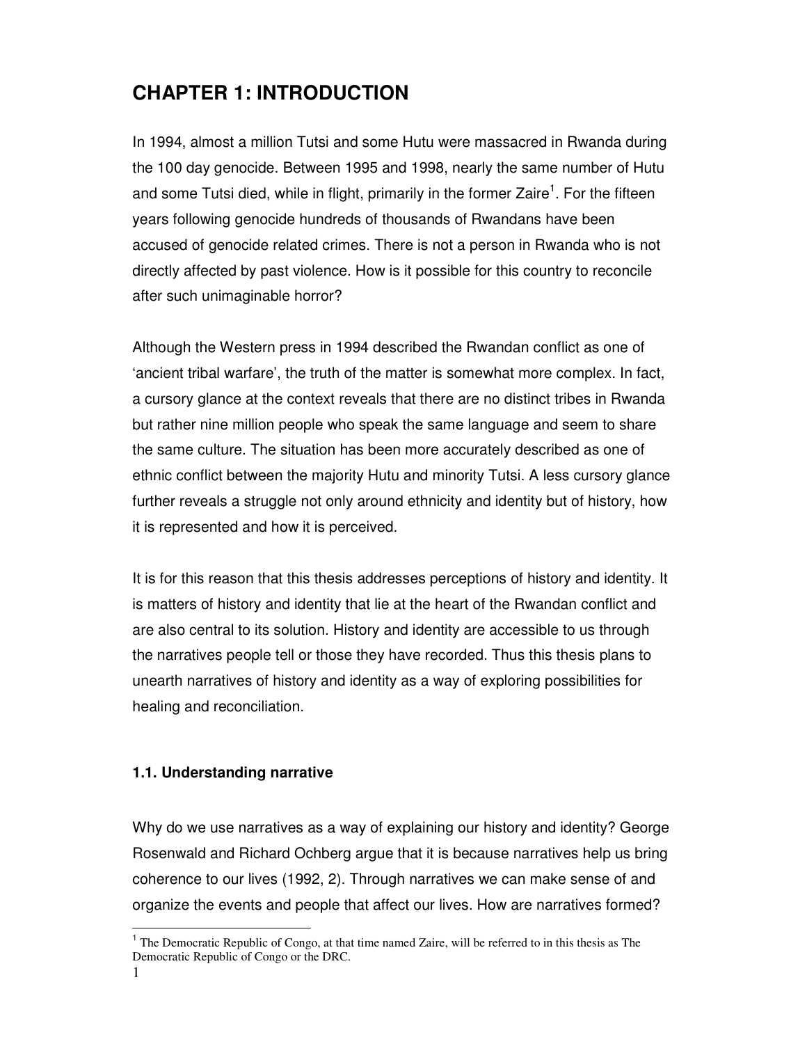# CHAPTER 1: INTRODUCTION

In 1994, almost a million Tutsi and some Hutu were massacred in Rwanda during the 100 day genocide. Between 1995 and 1998, nearly the same number of Hutu and some Tutsi died, while in flight, primarily in the former Zaire[1]. For the fifteen years following genocide hundreds of thousands of Rwandans have been accused of genocide related crimes. There is not a person in Rwanda who is not directly affected by past violence. How is it possible for this country to reconcile after such unimaginable horror?

Although the Western press in 1994 described the Rwandan conflict as one of 'ancient tribal warfare', the truth of the matter is somewhat more complex. In fact, a cursory glance at the context reveals that there are no distinct tribes in Rwanda but rather nine million people who speak the same language and seem to share the same culture. The situation has been more accurately described as one of ethnic conflict between the majority Hutu and minority Tutsi. A less cursory glance further reveals a struggle not only around ethnicity and identity but of history, how it is represented and how it is perceived.

It is for this reason that this thesis addresses perceptions of history and identity. It is matters of history and identity that lie at the heart of the Rwandan conflict and are also central to its solution. History and identity are accessible to us through the narratives people tell or those they have recorded. Thus this thesis plans to unearth narratives of history and identity as a way of exploring possibilities for healing and reconciliation.

### 1.1. Understanding narrative

Why do we use narratives as a way of explaining our history and identity? George Rosenwald and Richard Ochberg argue that it is because narratives help us bring coherence to our lives (1992, 2). Through narratives we can make sense of and organize the events and people that affect our lives. How are narratives formed?

---

[1] The Democratic Republic of Congo, at that time named Zaire, will be referred to in this thesis as The Democratic Republic of Congo or the DRC.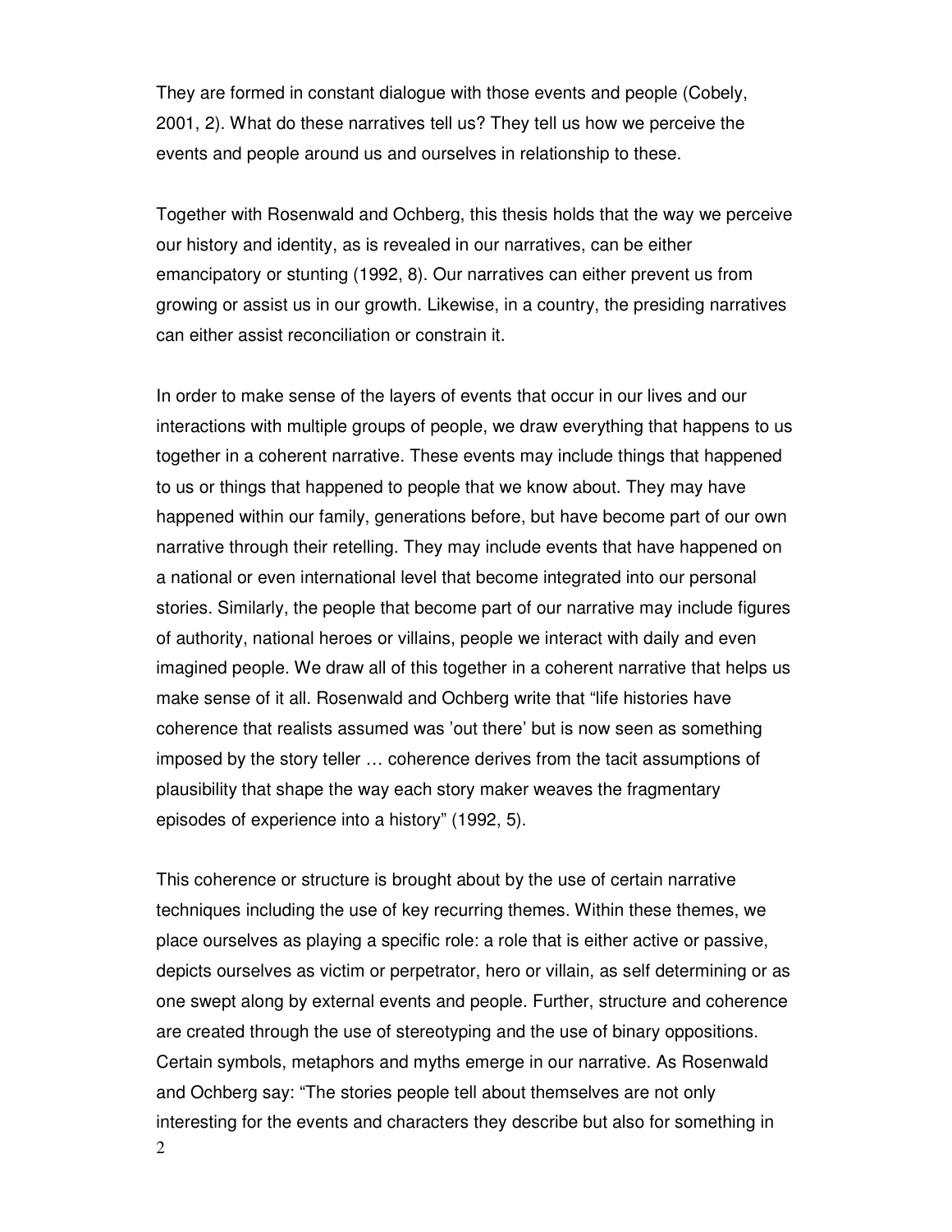They are formed in constant dialogue with those events and people (Cobely, 2001, 2). What do these narratives tell us? They tell us how we perceive the events and people around us and ourselves in relationship to these.

Together with Rosenwald and Ochberg, this thesis holds that the way we perceive our history and identity, as is revealed in our narratives, can be either emancipatory or stunting (1992, 8). Our narratives can either prevent us from growing or assist us in our growth. Likewise, in a country, the presiding narratives can either assist reconciliation or constrain it.

In order to make sense of the layers of events that occur in our lives and our interactions with multiple groups of people, we draw everything that happens to us together in a coherent narrative. These events may include things that happened to us or things that happened to people that we know about. They may have happened within our family, generations before, but have become part of our own narrative through their retelling. They may include events that have happened on a national or even international level that become integrated into our personal stories. Similarly, the people that become part of our narrative may include figures of authority, national heroes or villains, people we interact with daily and even imagined people. We draw all of this together in a coherent narrative that helps us make sense of it all. Rosenwald and Ochberg write that "life histories have coherence that realists assumed was 'out there' but is now seen as something imposed by the story teller … coherence derives from the tacit assumptions of plausibility that shape the way each story maker weaves the fragmentary episodes of experience into a history" (1992, 5).

This coherence or structure is brought about by the use of certain narrative techniques including the use of key recurring themes. Within these themes, we place ourselves as playing a specific role: a role that is either active or passive, depicts ourselves as victim or perpetrator, hero or villain, as self determining or as one swept along by external events and people. Further, structure and coherence are created through the use of stereotyping and the use of binary oppositions. Certain symbols, metaphors and myths emerge in our narrative. As Rosenwald and Ochberg say: "The stories people tell about themselves are not only interesting for the events and characters they describe but also for something in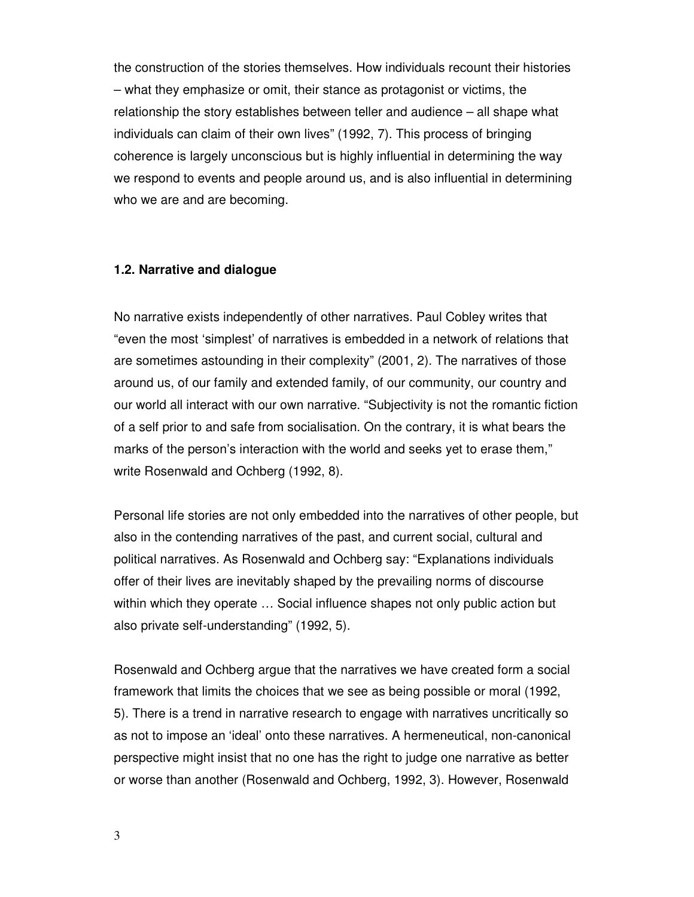the construction of the stories themselves. How individuals recount their histories – what they emphasize or omit, their stance as protagonist or victims, the relationship the story establishes between teller and audience – all shape what individuals can claim of their own lives" (1992, 7). This process of bringing coherence is largely unconscious but is highly influential in determining the way we respond to events and people around us, and is also influential in determining who we are and are becoming.

### 1.2. Narrative and dialogue

No narrative exists independently of other narratives. Paul Cobley writes that "even the most 'simplest' of narratives is embedded in a network of relations that are sometimes astounding in their complexity" (2001, 2). The narratives of those around us, of our family and extended family, of our community, our country and our world all interact with our own narrative. "Subjectivity is not the romantic fiction of a self prior to and safe from socialisation. On the contrary, it is what bears the marks of the person's interaction with the world and seeks yet to erase them," write Rosenwald and Ochberg (1992, 8).

Personal life stories are not only embedded into the narratives of other people, but also in the contending narratives of the past, and current social, cultural and political narratives. As Rosenwald and Ochberg say: "Explanations individuals offer of their lives are inevitably shaped by the prevailing norms of discourse within which they operate … Social influence shapes not only public action but also private self-understanding" (1992, 5).

Rosenwald and Ochberg argue that the narratives we have created form a social framework that limits the choices that we see as being possible or moral (1992, 5). There is a trend in narrative research to engage with narratives uncritically so as not to impose an 'ideal' onto these narratives. A hermeneutical, non-canonical perspective might insist that no one has the right to judge one narrative as better or worse than another (Rosenwald and Ochberg, 1992, 3). However, Rosenwald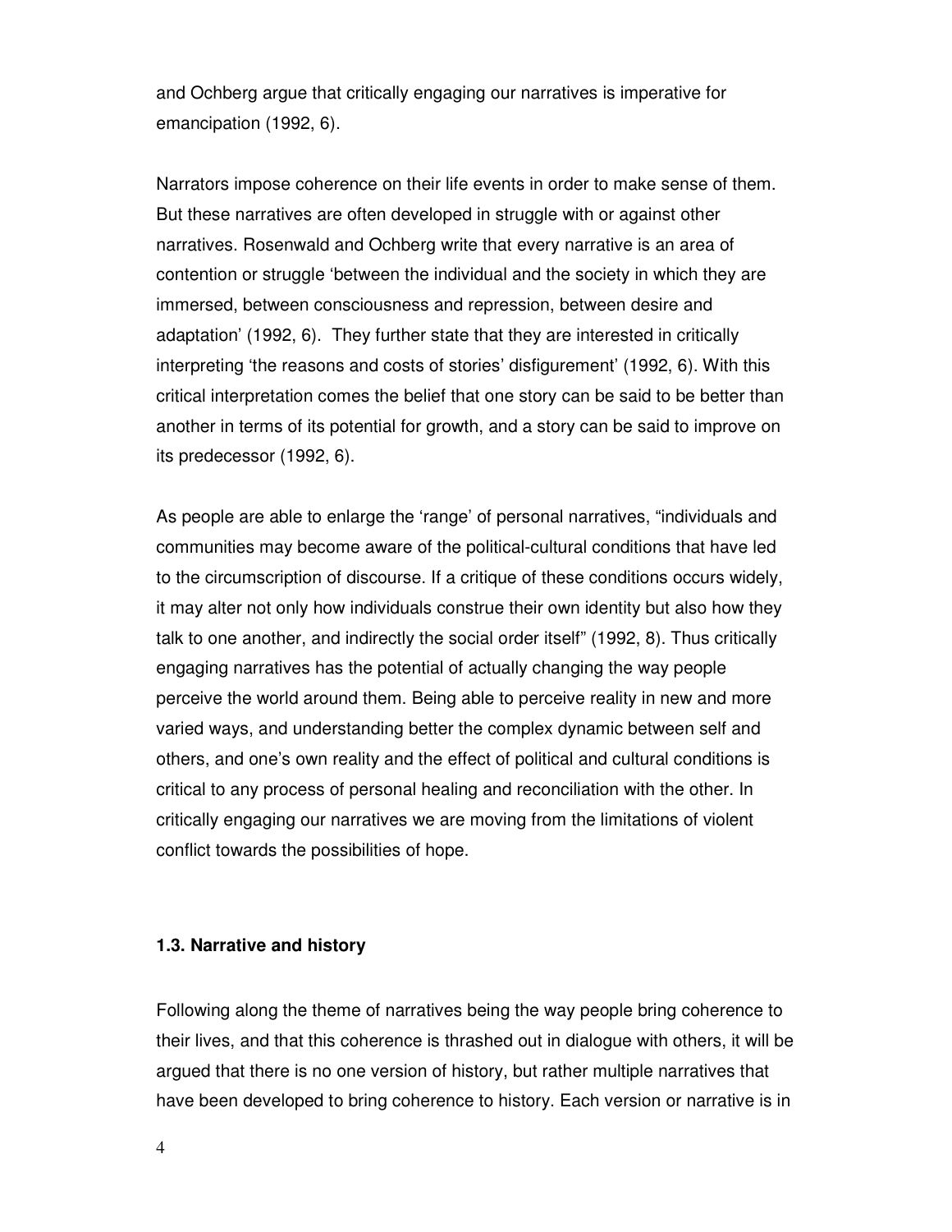and Ochberg argue that critically engaging our narratives is imperative for emancipation (1992, 6).

Narrators impose coherence on their life events in order to make sense of them. But these narratives are often developed in struggle with or against other narratives. Rosenwald and Ochberg write that every narrative is an area of contention or struggle 'between the individual and the society in which they are immersed, between consciousness and repression, between desire and adaptation' (1992, 6). They further state that they are interested in critically interpreting 'the reasons and costs of stories' disfigurement' (1992, 6). With this critical interpretation comes the belief that one story can be said to be better than another in terms of its potential for growth, and a story can be said to improve on its predecessor (1992, 6).

As people are able to enlarge the 'range' of personal narratives, "individuals and communities may become aware of the political-cultural conditions that have led to the circumscription of discourse. If a critique of these conditions occurs widely, it may alter not only how individuals construe their own identity but also how they talk to one another, and indirectly the social order itself" (1992, 8). Thus critically engaging narratives has the potential of actually changing the way people perceive the world around them. Being able to perceive reality in new and more varied ways, and understanding better the complex dynamic between self and others, and one's own reality and the effect of political and cultural conditions is critical to any process of personal healing and reconciliation with the other. In critically engaging our narratives we are moving from the limitations of violent conflict towards the possibilities of hope.

### 1.3. Narrative and history

Following along the theme of narratives being the way people bring coherence to their lives, and that this coherence is thrashed out in dialogue with others, it will be argued that there is no one version of history, but rather multiple narratives that have been developed to bring coherence to history. Each version or narrative is in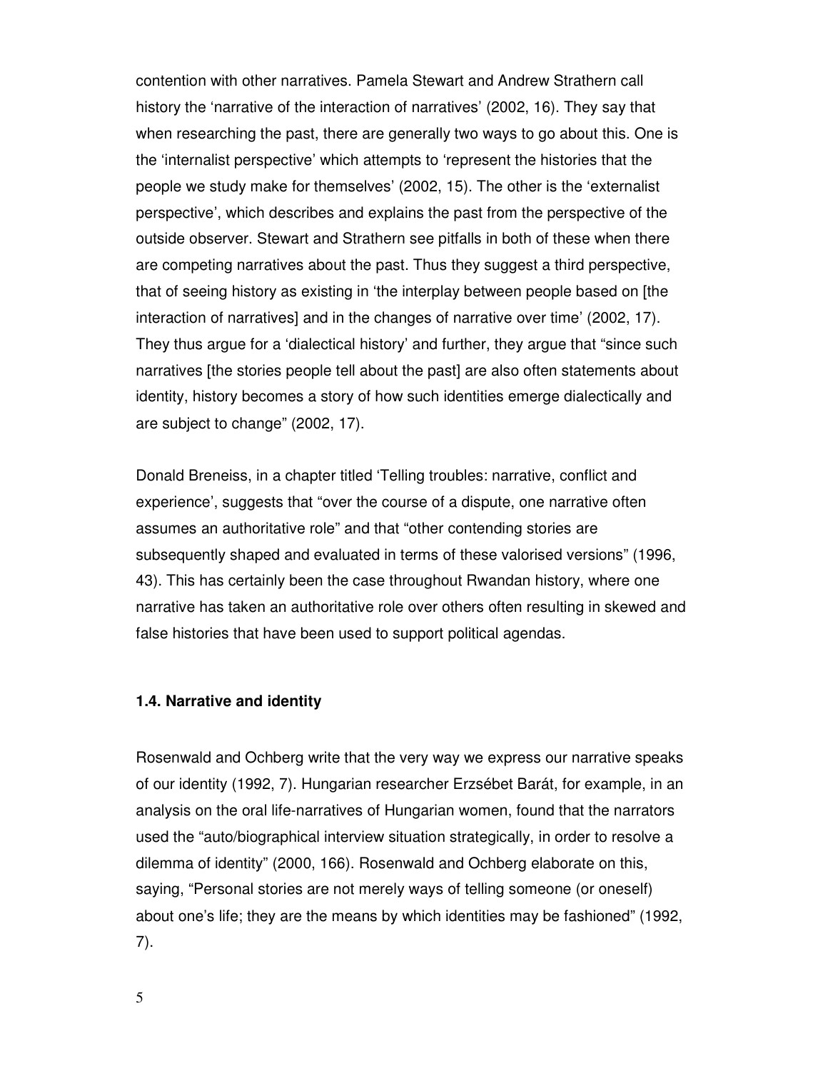contention with other narratives. Pamela Stewart and Andrew Strathern call history the 'narrative of the interaction of narratives' (2002, 16). They say that when researching the past, there are generally two ways to go about this. One is the 'internalist perspective' which attempts to 'represent the histories that the people we study make for themselves' (2002, 15). The other is the 'externalist perspective', which describes and explains the past from the perspective of the outside observer. Stewart and Strathern see pitfalls in both of these when there are competing narratives about the past. Thus they suggest a third perspective, that of seeing history as existing in 'the interplay between people based on [the interaction of narratives] and in the changes of narrative over time' (2002, 17). They thus argue for a 'dialectical history' and further, they argue that "since such narratives [the stories people tell about the past] are also often statements about identity, history becomes a story of how such identities emerge dialectically and are subject to change" (2002, 17).

Donald Breneiss, in a chapter titled 'Telling troubles: narrative, conflict and experience', suggests that "over the course of a dispute, one narrative often assumes an authoritative role" and that "other contending stories are subsequently shaped and evaluated in terms of these valorised versions" (1996, 43). This has certainly been the case throughout Rwandan history, where one narrative has taken an authoritative role over others often resulting in skewed and false histories that have been used to support political agendas.

### 1.4. Narrative and identity

Rosenwald and Ochberg write that the very way we express our narrative speaks of our identity (1992, 7). Hungarian researcher Erzsébet Barát, for example, in an analysis on the oral life-narratives of Hungarian women, found that the narrators used the "auto/biographical interview situation strategically, in order to resolve a dilemma of identity" (2000, 166). Rosenwald and Ochberg elaborate on this, saying, "Personal stories are not merely ways of telling someone (or oneself) about one's life; they are the means by which identities may be fashioned" (1992, 7).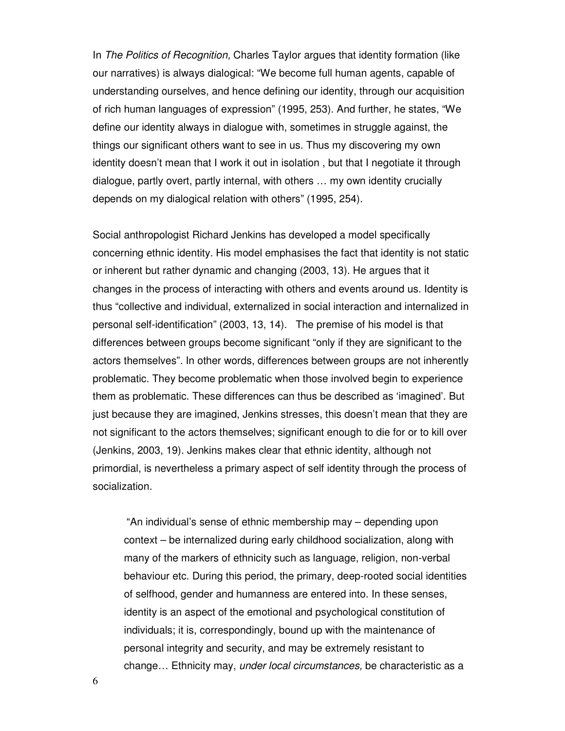In *The Politics of Recognition,* Charles Taylor argues that identity formation (like our narratives) is always dialogical: “We become full human agents, capable of understanding ourselves, and hence defining our identity, through our acquisition of rich human languages of expression” (1995, 253). And further, he states, “We define our identity always in dialogue with, sometimes in struggle against, the things our significant others want to see in us. Thus my discovering my own identity doesn’t mean that I work it out in isolation , but that I negotiate it through dialogue, partly overt, partly internal, with others … my own identity crucially depends on my dialogical relation with others” (1995, 254).

Social anthropologist Richard Jenkins has developed a model specifically concerning ethnic identity. His model emphasises the fact that identity is not static or inherent but rather dynamic and changing (2003, 13). He argues that it changes in the process of interacting with others and events around us. Identity is thus “collective and individual, externalized in social interaction and internalized in personal self-identification” (2003, 13, 14). The premise of his model is that differences between groups become significant “only if they are significant to the actors themselves”. In other words, differences between groups are not inherently problematic. They become problematic when those involved begin to experience them as problematic. These differences can thus be described as ‘imagined’. But just because they are imagined, Jenkins stresses, this doesn’t mean that they are not significant to the actors themselves; significant enough to die for or to kill over (Jenkins, 2003, 19). Jenkins makes clear that ethnic identity, although not primordial, is nevertheless a primary aspect of self identity through the process of socialization.

> “An individual’s sense of ethnic membership may – depending upon context – be internalized during early childhood socialization, along with many of the markers of ethnicity such as language, religion, non-verbal behaviour etc. During this period, the primary, deep-rooted social identities of selfhood, gender and humanness are entered into. In these senses, identity is an aspect of the emotional and psychological constitution of individuals; it is, correspondingly, bound up with the maintenance of personal integrity and security, and may be extremely resistant to change… Ethnicity may, *under local circumstances,* be characteristic as a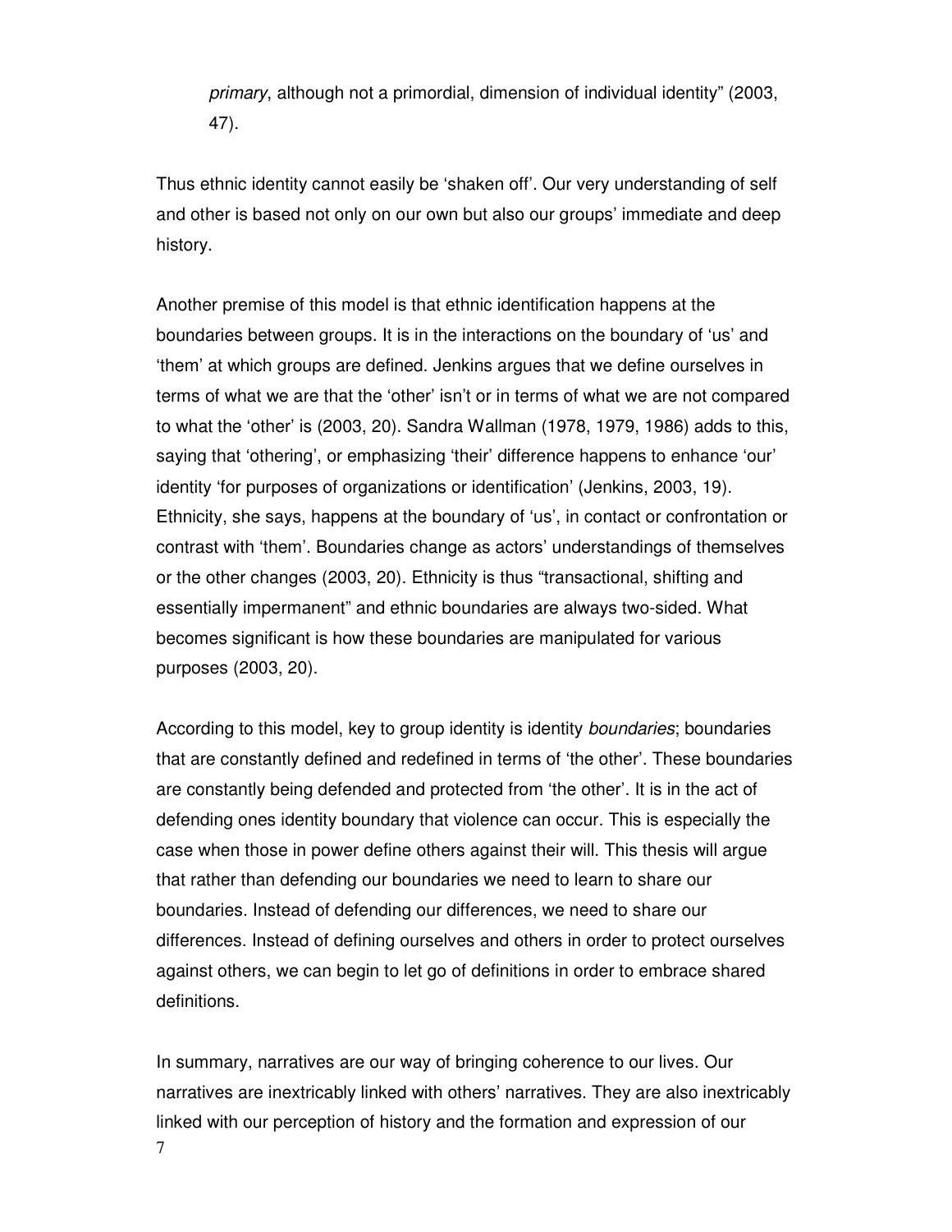*primary*, although not a primordial, dimension of individual identity" (2003, 47).

Thus ethnic identity cannot easily be 'shaken off'. Our very understanding of self and other is based not only on our own but also our groups' immediate and deep history.

Another premise of this model is that ethnic identification happens at the boundaries between groups. It is in the interactions on the boundary of 'us' and 'them' at which groups are defined. Jenkins argues that we define ourselves in terms of what we are that the 'other' isn't or in terms of what we are not compared to what the 'other' is (2003, 20). Sandra Wallman (1978, 1979, 1986) adds to this, saying that 'othering', or emphasizing 'their' difference happens to enhance 'our' identity 'for purposes of organizations or identification' (Jenkins, 2003, 19). Ethnicity, she says, happens at the boundary of 'us', in contact or confrontation or contrast with 'them'. Boundaries change as actors' understandings of themselves or the other changes (2003, 20). Ethnicity is thus "transactional, shifting and essentially impermanent" and ethnic boundaries are always two-sided. What becomes significant is how these boundaries are manipulated for various purposes (2003, 20).

According to this model, key to group identity is identity *boundaries*; boundaries that are constantly defined and redefined in terms of 'the other'. These boundaries are constantly being defended and protected from 'the other'. It is in the act of defending ones identity boundary that violence can occur. This is especially the case when those in power define others against their will. This thesis will argue that rather than defending our boundaries we need to learn to share our boundaries. Instead of defending our differences, we need to share our differences. Instead of defining ourselves and others in order to protect ourselves against others, we can begin to let go of definitions in order to embrace shared definitions.

In summary, narratives are our way of bringing coherence to our lives. Our narratives are inextricably linked with others' narratives. They are also inextricably linked with our perception of history and the formation and expression of our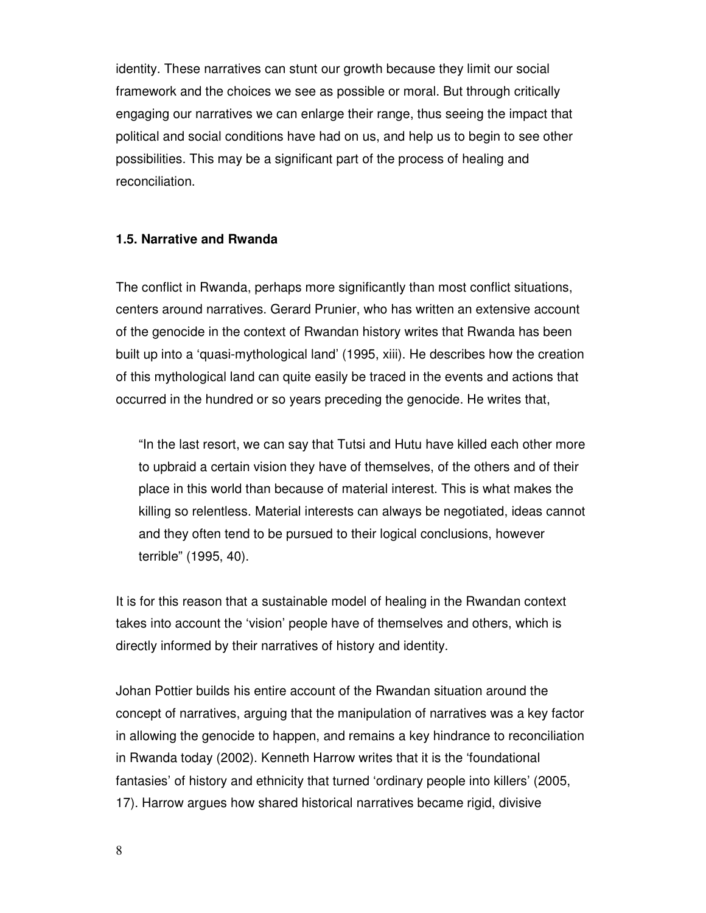identity. These narratives can stunt our growth because they limit our social framework and the choices we see as possible or moral. But through critically engaging our narratives we can enlarge their range, thus seeing the impact that political and social conditions have had on us, and help us to begin to see other possibilities. This may be a significant part of the process of healing and reconciliation.

### 1.5. Narrative and Rwanda

The conflict in Rwanda, perhaps more significantly than most conflict situations, centers around narratives. Gerard Prunier, who has written an extensive account of the genocide in the context of Rwandan history writes that Rwanda has been built up into a 'quasi-mythological land' (1995, xiii). He describes how the creation of this mythological land can quite easily be traced in the events and actions that occurred in the hundred or so years preceding the genocide. He writes that,

> "In the last resort, we can say that Tutsi and Hutu have killed each other more to upbraid a certain vision they have of themselves, of the others and of their place in this world than because of material interest. This is what makes the killing so relentless. Material interests can always be negotiated, ideas cannot and they often tend to be pursued to their logical conclusions, however terrible" (1995, 40).

It is for this reason that a sustainable model of healing in the Rwandan context takes into account the 'vision' people have of themselves and others, which is directly informed by their narratives of history and identity.

Johan Pottier builds his entire account of the Rwandan situation around the concept of narratives, arguing that the manipulation of narratives was a key factor in allowing the genocide to happen, and remains a key hindrance to reconciliation in Rwanda today (2002). Kenneth Harrow writes that it is the 'foundational fantasies' of history and ethnicity that turned 'ordinary people into killers' (2005, 17). Harrow argues how shared historical narratives became rigid, divisive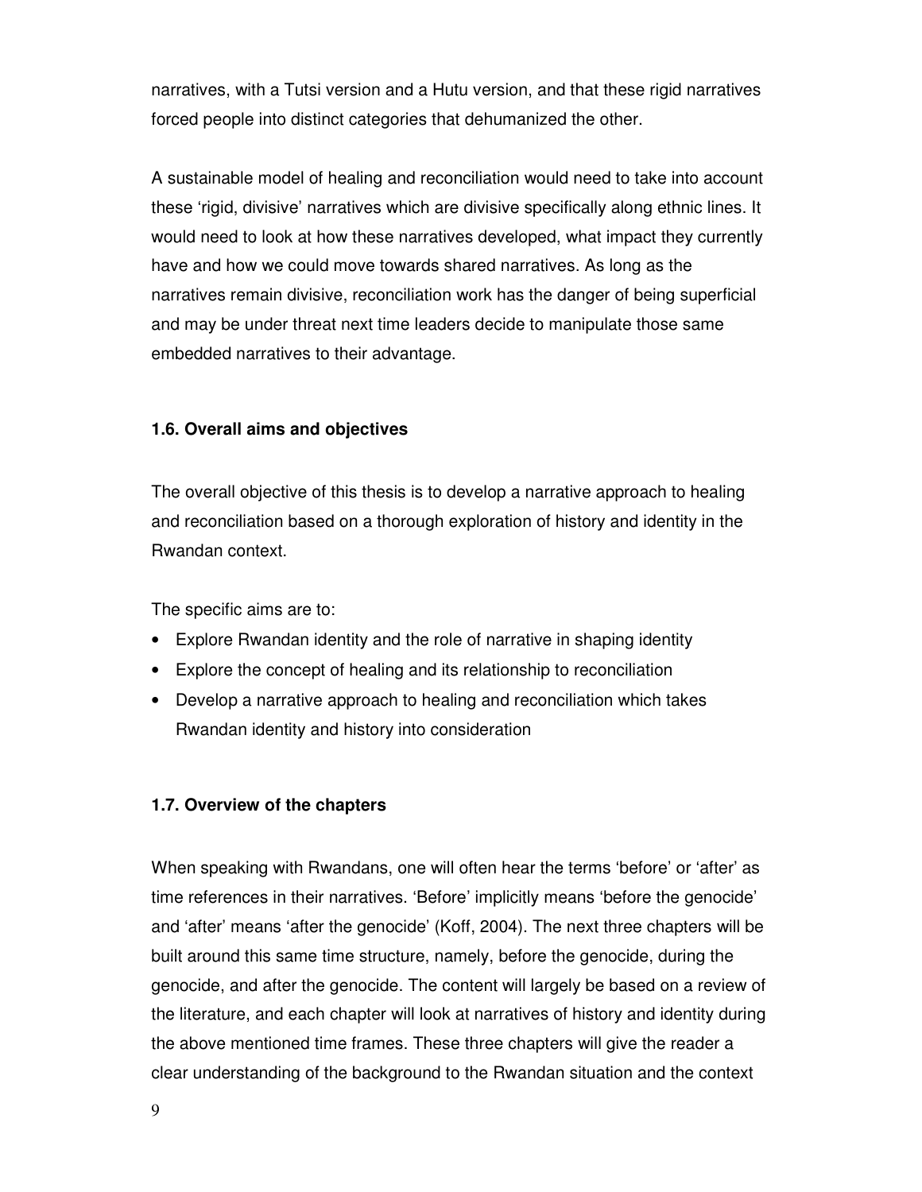narratives, with a Tutsi version and a Hutu version, and that these rigid narratives forced people into distinct categories that dehumanized the other.

A sustainable model of healing and reconciliation would need to take into account these 'rigid, divisive' narratives which are divisive specifically along ethnic lines. It would need to look at how these narratives developed, what impact they currently have and how we could move towards shared narratives. As long as the narratives remain divisive, reconciliation work has the danger of being superficial and may be under threat next time leaders decide to manipulate those same embedded narratives to their advantage.

### 1.6. Overall aims and objectives

The overall objective of this thesis is to develop a narrative approach to healing and reconciliation based on a thorough exploration of history and identity in the Rwandan context.

The specific aims are to:

- Explore Rwandan identity and the role of narrative in shaping identity
- Explore the concept of healing and its relationship to reconciliation
- Develop a narrative approach to healing and reconciliation which takes Rwandan identity and history into consideration

### 1.7. Overview of the chapters

When speaking with Rwandans, one will often hear the terms 'before' or 'after' as time references in their narratives. 'Before' implicitly means 'before the genocide' and 'after' means 'after the genocide' (Koff, 2004). The next three chapters will be built around this same time structure, namely, before the genocide, during the genocide, and after the genocide. The content will largely be based on a review of the literature, and each chapter will look at narratives of history and identity during the above mentioned time frames. These three chapters will give the reader a clear understanding of the background to the Rwandan situation and the context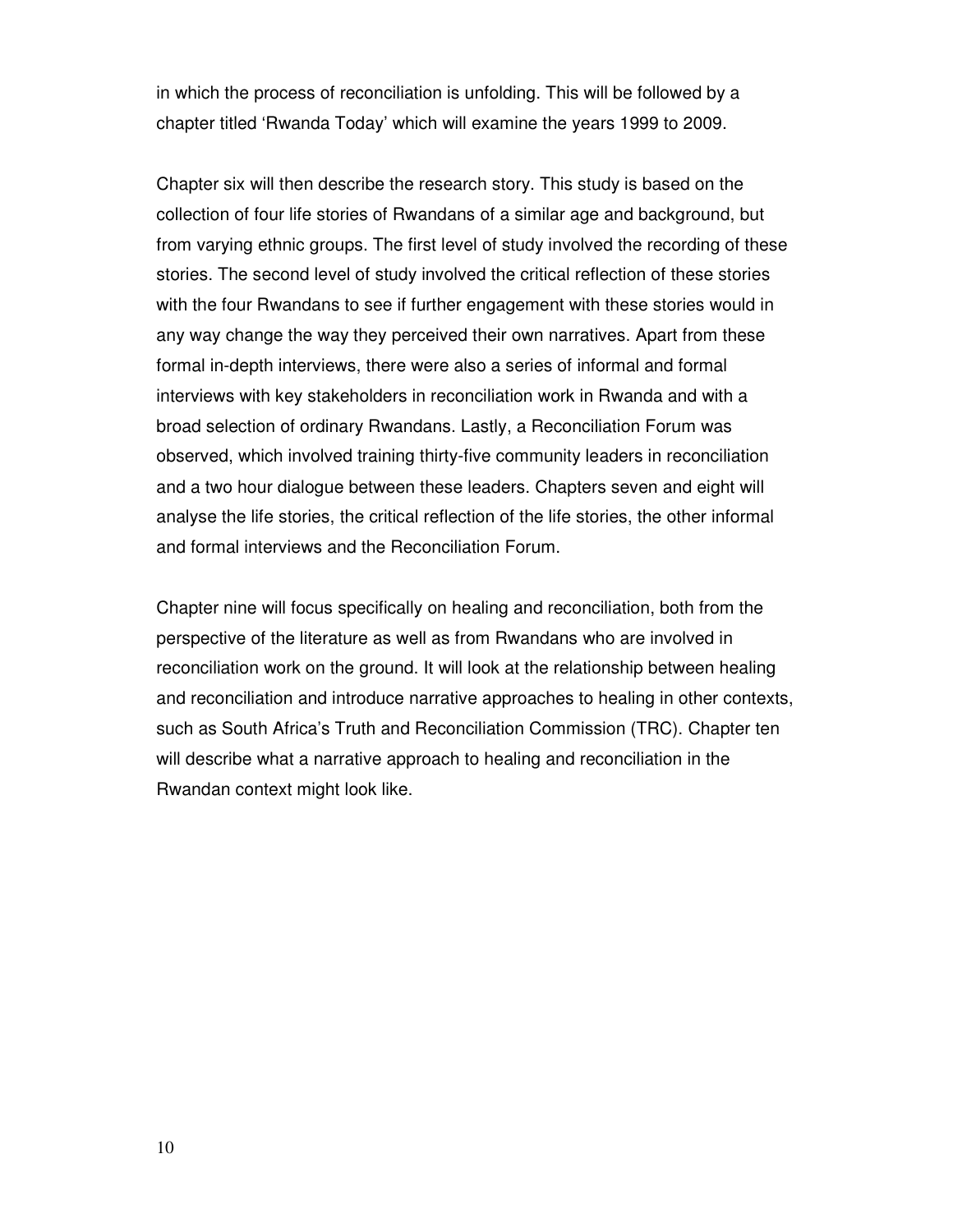in which the process of reconciliation is unfolding. This will be followed by a chapter titled 'Rwanda Today' which will examine the years 1999 to 2009.

Chapter six will then describe the research story. This study is based on the collection of four life stories of Rwandans of a similar age and background, but from varying ethnic groups. The first level of study involved the recording of these stories. The second level of study involved the critical reflection of these stories with the four Rwandans to see if further engagement with these stories would in any way change the way they perceived their own narratives. Apart from these formal in-depth interviews, there were also a series of informal and formal interviews with key stakeholders in reconciliation work in Rwanda and with a broad selection of ordinary Rwandans. Lastly, a Reconciliation Forum was observed, which involved training thirty-five community leaders in reconciliation and a two hour dialogue between these leaders. Chapters seven and eight will analyse the life stories, the critical reflection of the life stories, the other informal and formal interviews and the Reconciliation Forum.

Chapter nine will focus specifically on healing and reconciliation, both from the perspective of the literature as well as from Rwandans who are involved in reconciliation work on the ground. It will look at the relationship between healing and reconciliation and introduce narrative approaches to healing in other contexts, such as South Africa's Truth and Reconciliation Commission (TRC). Chapter ten will describe what a narrative approach to healing and reconciliation in the Rwandan context might look like.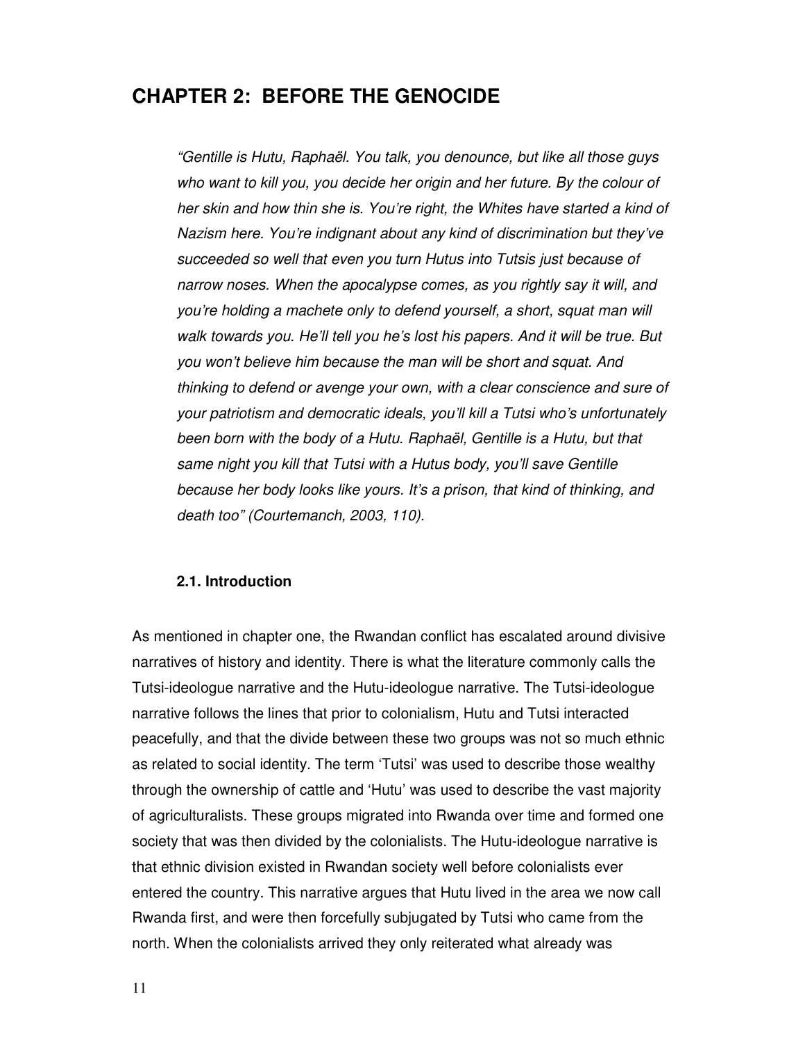# CHAPTER 2: BEFORE THE GENOCIDE

> *"Gentille is Hutu, Raphaël. You talk, you denounce, but like all those guys who want to kill you, you decide her origin and her future. By the colour of her skin and how thin she is. You're right, the Whites have started a kind of Nazism here. You're indignant about any kind of discrimination but they've succeeded so well that even you turn Hutus into Tutsis just because of narrow noses. When the apocalypse comes, as you rightly say it will, and you're holding a machete only to defend yourself, a short, squat man will walk towards you. He'll tell you he's lost his papers. And it will be true. But you won't believe him because the man will be short and squat. And thinking to defend or avenge your own, with a clear conscience and sure of your patriotism and democratic ideals, you'll kill a Tutsi who's unfortunately been born with the body of a Hutu. Raphaël, Gentille is a Hutu, but that same night you kill that Tutsi with a Hutus body, you'll save Gentille because her body looks like yours. It's a prison, that kind of thinking, and death too" (Courtemanch, 2003, 110).*

### 2.1. Introduction

As mentioned in chapter one, the Rwandan conflict has escalated around divisive narratives of history and identity. There is what the literature commonly calls the Tutsi-ideologue narrative and the Hutu-ideologue narrative. The Tutsi-ideologue narrative follows the lines that prior to colonialism, Hutu and Tutsi interacted peacefully, and that the divide between these two groups was not so much ethnic as related to social identity. The term 'Tutsi' was used to describe those wealthy through the ownership of cattle and 'Hutu' was used to describe the vast majority of agriculturalists. These groups migrated into Rwanda over time and formed one society that was then divided by the colonialists. The Hutu-ideologue narrative is that ethnic division existed in Rwandan society well before colonialists ever entered the country. This narrative argues that Hutu lived in the area we now call Rwanda first, and were then forcefully subjugated by Tutsi who came from the north. When the colonialists arrived they only reiterated what already was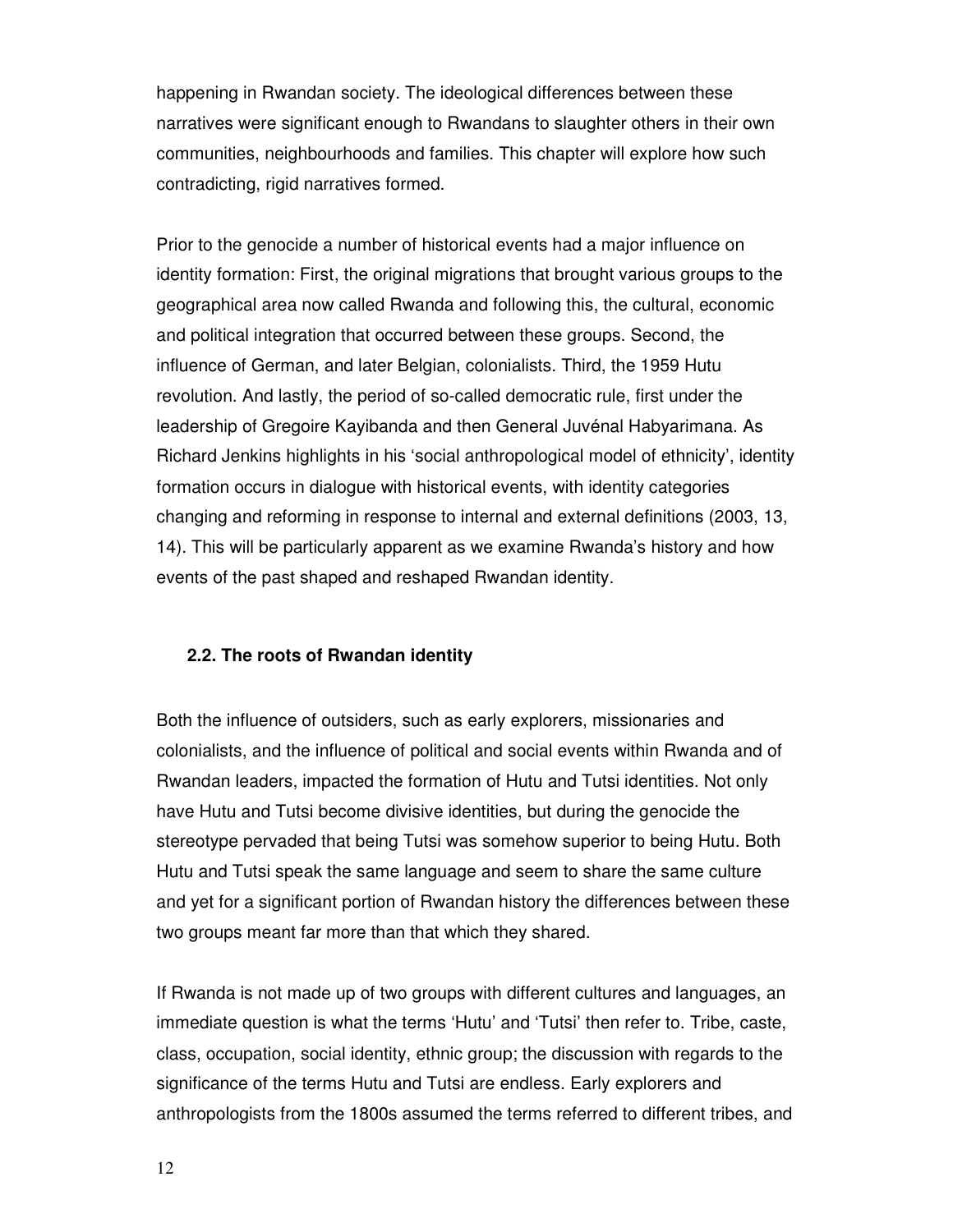happening in Rwandan society. The ideological differences between these narratives were significant enough to Rwandans to slaughter others in their own communities, neighbourhoods and families. This chapter will explore how such contradicting, rigid narratives formed.

Prior to the genocide a number of historical events had a major influence on identity formation: First, the original migrations that brought various groups to the geographical area now called Rwanda and following this, the cultural, economic and political integration that occurred between these groups. Second, the influence of German, and later Belgian, colonialists. Third, the 1959 Hutu revolution. And lastly, the period of so-called democratic rule, first under the leadership of Gregoire Kayibanda and then General Juvénal Habyarimana. As Richard Jenkins highlights in his 'social anthropological model of ethnicity', identity formation occurs in dialogue with historical events, with identity categories changing and reforming in response to internal and external definitions (2003, 13, 14). This will be particularly apparent as we examine Rwanda's history and how events of the past shaped and reshaped Rwandan identity.

## 2.2. The roots of Rwandan identity

Both the influence of outsiders, such as early explorers, missionaries and colonialists, and the influence of political and social events within Rwanda and of Rwandan leaders, impacted the formation of Hutu and Tutsi identities. Not only have Hutu and Tutsi become divisive identities, but during the genocide the stereotype pervaded that being Tutsi was somehow superior to being Hutu. Both Hutu and Tutsi speak the same language and seem to share the same culture and yet for a significant portion of Rwandan history the differences between these two groups meant far more than that which they shared.

If Rwanda is not made up of two groups with different cultures and languages, an immediate question is what the terms 'Hutu' and 'Tutsi' then refer to. Tribe, caste, class, occupation, social identity, ethnic group; the discussion with regards to the significance of the terms Hutu and Tutsi are endless. Early explorers and anthropologists from the 1800s assumed the terms referred to different tribes, and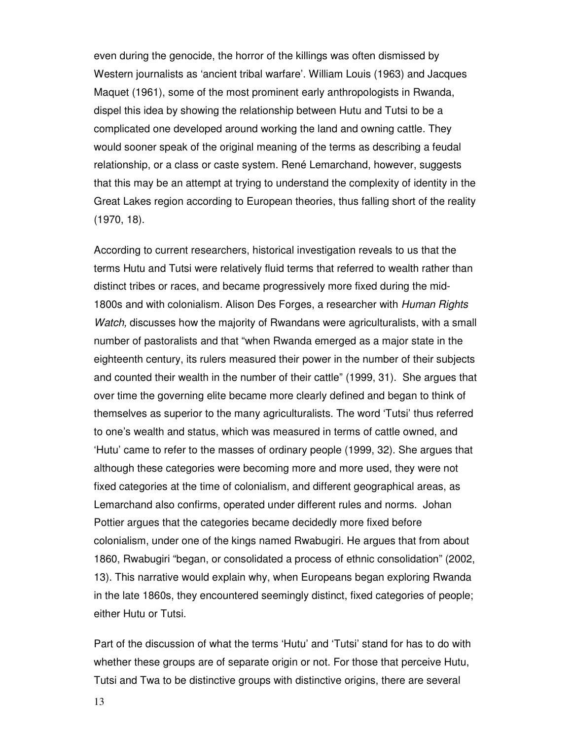even during the genocide, the horror of the killings was often dismissed by Western journalists as 'ancient tribal warfare'. William Louis (1963) and Jacques Maquet (1961), some of the most prominent early anthropologists in Rwanda, dispel this idea by showing the relationship between Hutu and Tutsi to be a complicated one developed around working the land and owning cattle. They would sooner speak of the original meaning of the terms as describing a feudal relationship, or a class or caste system. René Lemarchand, however, suggests that this may be an attempt at trying to understand the complexity of identity in the Great Lakes region according to European theories, thus falling short of the reality (1970, 18).

According to current researchers, historical investigation reveals to us that the terms Hutu and Tutsi were relatively fluid terms that referred to wealth rather than distinct tribes or races, and became progressively more fixed during the mid-1800s and with colonialism. Alison Des Forges, a researcher with *Human Rights Watch,* discusses how the majority of Rwandans were agriculturalists, with a small number of pastoralists and that "when Rwanda emerged as a major state in the eighteenth century, its rulers measured their power in the number of their subjects and counted their wealth in the number of their cattle" (1999, 31). She argues that over time the governing elite became more clearly defined and began to think of themselves as superior to the many agriculturalists. The word 'Tutsi' thus referred to one's wealth and status, which was measured in terms of cattle owned, and 'Hutu' came to refer to the masses of ordinary people (1999, 32). She argues that although these categories were becoming more and more used, they were not fixed categories at the time of colonialism, and different geographical areas, as Lemarchand also confirms, operated under different rules and norms. Johan Pottier argues that the categories became decidedly more fixed before colonialism, under one of the kings named Rwabugiri. He argues that from about 1860, Rwabugiri "began, or consolidated a process of ethnic consolidation" (2002, 13). This narrative would explain why, when Europeans began exploring Rwanda in the late 1860s, they encountered seemingly distinct, fixed categories of people; either Hutu or Tutsi.

Part of the discussion of what the terms 'Hutu' and 'Tutsi' stand for has to do with whether these groups are of separate origin or not. For those that perceive Hutu, Tutsi and Twa to be distinctive groups with distinctive origins, there are several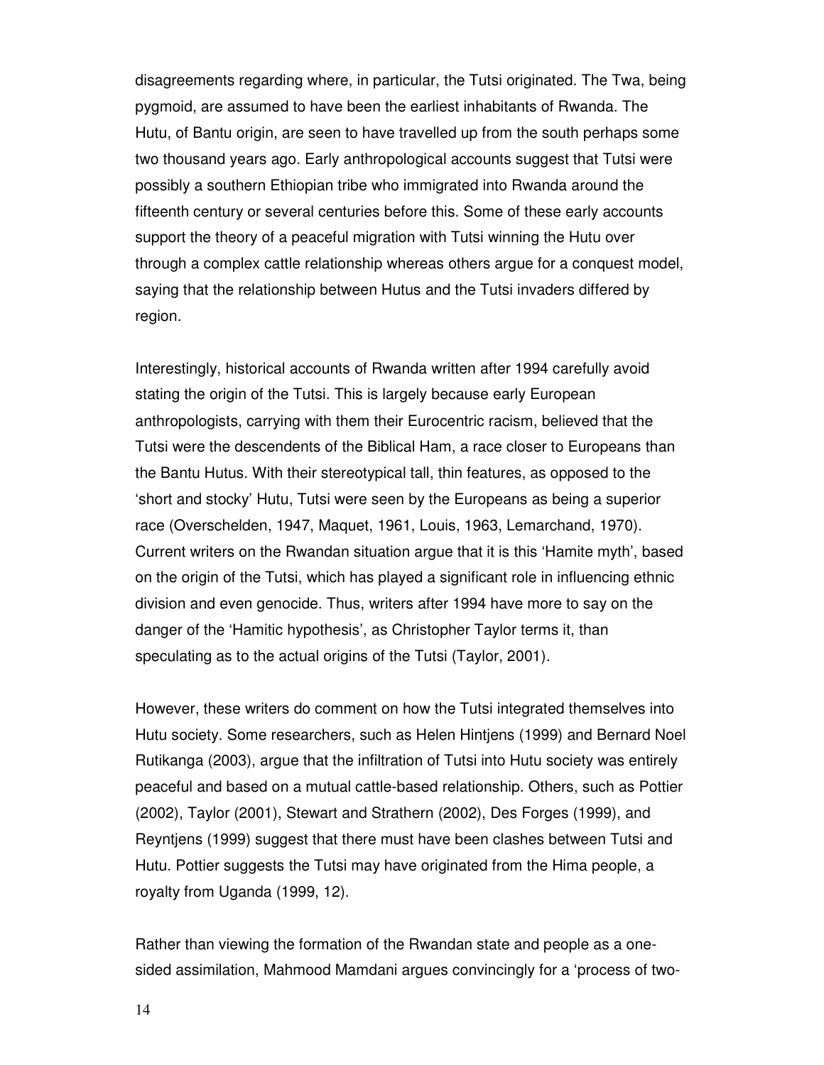disagreements regarding where, in particular, the Tutsi originated. The Twa, being pygmoid, are assumed to have been the earliest inhabitants of Rwanda. The Hutu, of Bantu origin, are seen to have travelled up from the south perhaps some two thousand years ago. Early anthropological accounts suggest that Tutsi were possibly a southern Ethiopian tribe who immigrated into Rwanda around the fifteenth century or several centuries before this. Some of these early accounts support the theory of a peaceful migration with Tutsi winning the Hutu over through a complex cattle relationship whereas others argue for a conquest model, saying that the relationship between Hutus and the Tutsi invaders differed by region.

Interestingly, historical accounts of Rwanda written after 1994 carefully avoid stating the origin of the Tutsi. This is largely because early European anthropologists, carrying with them their Eurocentric racism, believed that the Tutsi were the descendents of the Biblical Ham, a race closer to Europeans than the Bantu Hutus. With their stereotypical tall, thin features, as opposed to the 'short and stocky' Hutu, Tutsi were seen by the Europeans as being a superior race (Overschelden, 1947, Maquet, 1961, Louis, 1963, Lemarchand, 1970). Current writers on the Rwandan situation argue that it is this 'Hamite myth', based on the origin of the Tutsi, which has played a significant role in influencing ethnic division and even genocide. Thus, writers after 1994 have more to say on the danger of the 'Hamitic hypothesis', as Christopher Taylor terms it, than speculating as to the actual origins of the Tutsi (Taylor, 2001).

However, these writers do comment on how the Tutsi integrated themselves into Hutu society. Some researchers, such as Helen Hintjens (1999) and Bernard Noel Rutikanga (2003), argue that the infiltration of Tutsi into Hutu society was entirely peaceful and based on a mutual cattle-based relationship. Others, such as Pottier (2002), Taylor (2001), Stewart and Strathern (2002), Des Forges (1999), and Reyntjens (1999) suggest that there must have been clashes between Tutsi and Hutu. Pottier suggests the Tutsi may have originated from the Hima people, a royalty from Uganda (1999, 12).

Rather than viewing the formation of the Rwandan state and people as a one-sided assimilation, Mahmood Mamdani argues convincingly for a 'process of two-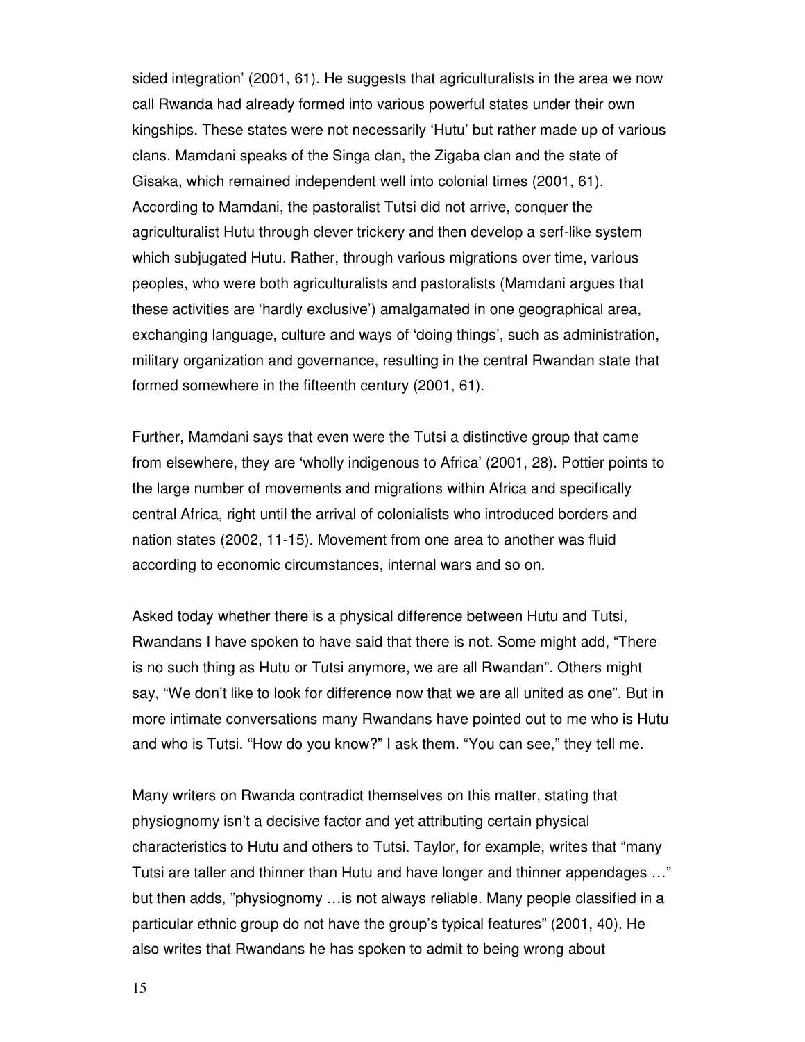sided integration' (2001, 61). He suggests that agriculturalists in the area we now call Rwanda had already formed into various powerful states under their own kingships. These states were not necessarily 'Hutu' but rather made up of various clans. Mamdani speaks of the Singa clan, the Zigaba clan and the state of Gisaka, which remained independent well into colonial times (2001, 61). According to Mamdani, the pastoralist Tutsi did not arrive, conquer the agriculturalist Hutu through clever trickery and then develop a serf-like system which subjugated Hutu. Rather, through various migrations over time, various peoples, who were both agriculturalists and pastoralists (Mamdani argues that these activities are 'hardly exclusive') amalgamated in one geographical area, exchanging language, culture and ways of 'doing things', such as administration, military organization and governance, resulting in the central Rwandan state that formed somewhere in the fifteenth century (2001, 61).

Further, Mamdani says that even were the Tutsi a distinctive group that came from elsewhere, they are 'wholly indigenous to Africa' (2001, 28). Pottier points to the large number of movements and migrations within Africa and specifically central Africa, right until the arrival of colonialists who introduced borders and nation states (2002, 11-15). Movement from one area to another was fluid according to economic circumstances, internal wars and so on.

Asked today whether there is a physical difference between Hutu and Tutsi, Rwandans I have spoken to have said that there is not. Some might add, "There is no such thing as Hutu or Tutsi anymore, we are all Rwandan". Others might say, "We don't like to look for difference now that we are all united as one". But in more intimate conversations many Rwandans have pointed out to me who is Hutu and who is Tutsi. "How do you know?" I ask them. "You can see," they tell me.

Many writers on Rwanda contradict themselves on this matter, stating that physiognomy isn't a decisive factor and yet attributing certain physical characteristics to Hutu and others to Tutsi. Taylor, for example, writes that "many Tutsi are taller and thinner than Hutu and have longer and thinner appendages …" but then adds, "physiognomy …is not always reliable. Many people classified in a particular ethnic group do not have the group's typical features" (2001, 40). He also writes that Rwandans he has spoken to admit to being wrong about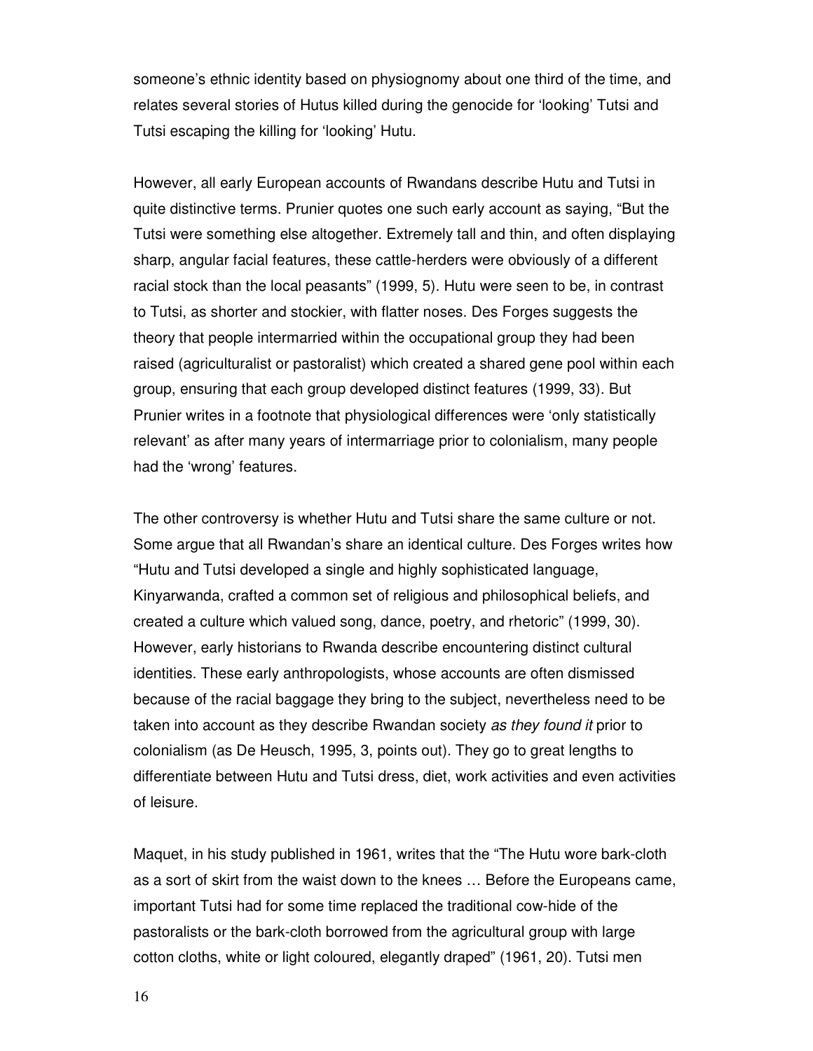someone's ethnic identity based on physiognomy about one third of the time, and relates several stories of Hutus killed during the genocide for 'looking' Tutsi and Tutsi escaping the killing for 'looking' Hutu.

However, all early European accounts of Rwandans describe Hutu and Tutsi in quite distinctive terms. Prunier quotes one such early account as saying, "But the Tutsi were something else altogether. Extremely tall and thin, and often displaying sharp, angular facial features, these cattle-herders were obviously of a different racial stock than the local peasants" (1999, 5). Hutu were seen to be, in contrast to Tutsi, as shorter and stockier, with flatter noses. Des Forges suggests the theory that people intermarried within the occupational group they had been raised (agriculturalist or pastoralist) which created a shared gene pool within each group, ensuring that each group developed distinct features (1999, 33). But Prunier writes in a footnote that physiological differences were 'only statistically relevant' as after many years of intermarriage prior to colonialism, many people had the 'wrong' features.

The other controversy is whether Hutu and Tutsi share the same culture or not. Some argue that all Rwandan's share an identical culture. Des Forges writes how "Hutu and Tutsi developed a single and highly sophisticated language, Kinyarwanda, crafted a common set of religious and philosophical beliefs, and created a culture which valued song, dance, poetry, and rhetoric" (1999, 30). However, early historians to Rwanda describe encountering distinct cultural identities. These early anthropologists, whose accounts are often dismissed because of the racial baggage they bring to the subject, nevertheless need to be taken into account as they describe Rwandan society *as they found it* prior to colonialism (as De Heusch, 1995, 3, points out). They go to great lengths to differentiate between Hutu and Tutsi dress, diet, work activities and even activities of leisure.

Maquet, in his study published in 1961, writes that the "The Hutu wore bark-cloth as a sort of skirt from the waist down to the knees … Before the Europeans came, important Tutsi had for some time replaced the traditional cow-hide of the pastoralists or the bark-cloth borrowed from the agricultural group with large cotton cloths, white or light coloured, elegantly draped" (1961, 20). Tutsi men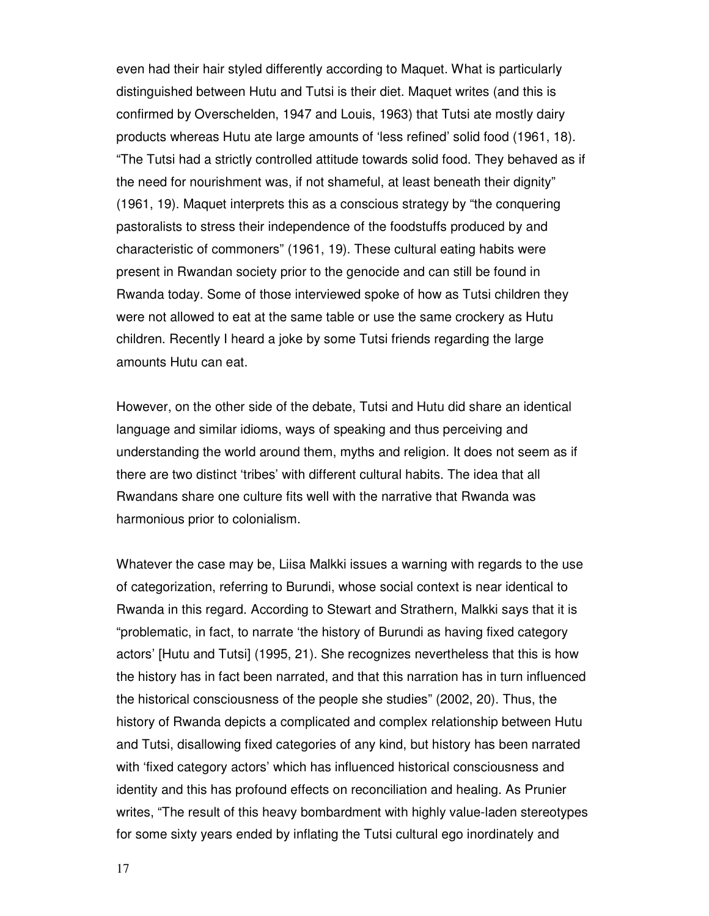even had their hair styled differently according to Maquet. What is particularly distinguished between Hutu and Tutsi is their diet. Maquet writes (and this is confirmed by Overschelden, 1947 and Louis, 1963) that Tutsi ate mostly dairy products whereas Hutu ate large amounts of 'less refined' solid food (1961, 18). "The Tutsi had a strictly controlled attitude towards solid food. They behaved as if the need for nourishment was, if not shameful, at least beneath their dignity" (1961, 19). Maquet interprets this as a conscious strategy by "the conquering pastoralists to stress their independence of the foodstuffs produced by and characteristic of commoners" (1961, 19). These cultural eating habits were present in Rwandan society prior to the genocide and can still be found in Rwanda today. Some of those interviewed spoke of how as Tutsi children they were not allowed to eat at the same table or use the same crockery as Hutu children. Recently I heard a joke by some Tutsi friends regarding the large amounts Hutu can eat.

However, on the other side of the debate, Tutsi and Hutu did share an identical language and similar idioms, ways of speaking and thus perceiving and understanding the world around them, myths and religion. It does not seem as if there are two distinct 'tribes' with different cultural habits. The idea that all Rwandans share one culture fits well with the narrative that Rwanda was harmonious prior to colonialism.

Whatever the case may be, Liisa Malkki issues a warning with regards to the use of categorization, referring to Burundi, whose social context is near identical to Rwanda in this regard. According to Stewart and Strathern, Malkki says that it is "problematic, in fact, to narrate 'the history of Burundi as having fixed category actors' [Hutu and Tutsi] (1995, 21). She recognizes nevertheless that this is how the history has in fact been narrated, and that this narration has in turn influenced the historical consciousness of the people she studies" (2002, 20). Thus, the history of Rwanda depicts a complicated and complex relationship between Hutu and Tutsi, disallowing fixed categories of any kind, but history has been narrated with 'fixed category actors' which has influenced historical consciousness and identity and this has profound effects on reconciliation and healing. As Prunier writes, "The result of this heavy bombardment with highly value-laden stereotypes for some sixty years ended by inflating the Tutsi cultural ego inordinately and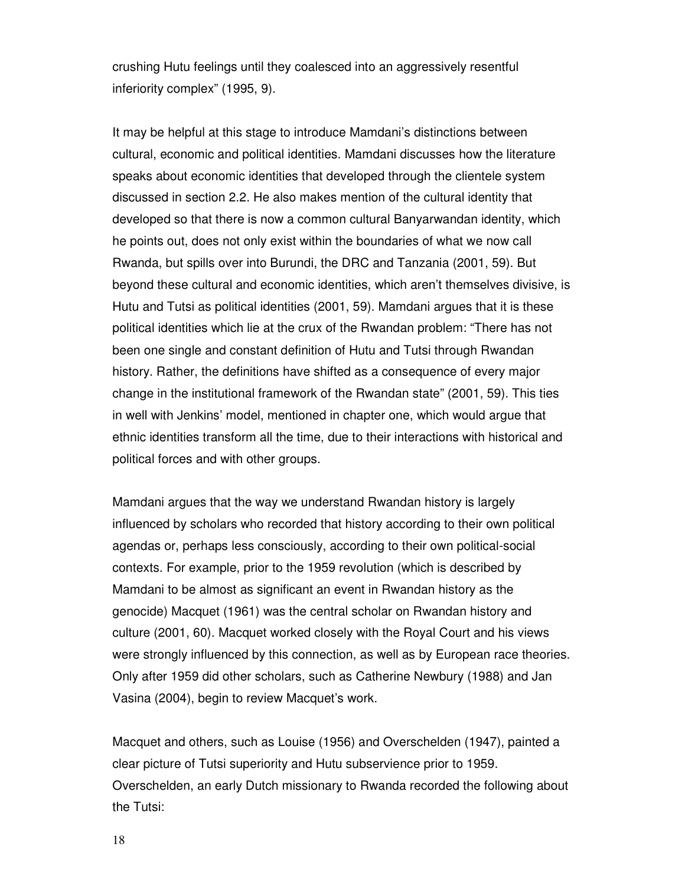crushing Hutu feelings until they coalesced into an aggressively resentful inferiority complex" (1995, 9).

It may be helpful at this stage to introduce Mamdani's distinctions between cultural, economic and political identities. Mamdani discusses how the literature speaks about economic identities that developed through the clientele system discussed in section 2.2. He also makes mention of the cultural identity that developed so that there is now a common cultural Banyarwandan identity, which he points out, does not only exist within the boundaries of what we now call Rwanda, but spills over into Burundi, the DRC and Tanzania (2001, 59). But beyond these cultural and economic identities, which aren't themselves divisive, is Hutu and Tutsi as political identities (2001, 59). Mamdani argues that it is these political identities which lie at the crux of the Rwandan problem: "There has not been one single and constant definition of Hutu and Tutsi through Rwandan history. Rather, the definitions have shifted as a consequence of every major change in the institutional framework of the Rwandan state" (2001, 59). This ties in well with Jenkins' model, mentioned in chapter one, which would argue that ethnic identities transform all the time, due to their interactions with historical and political forces and with other groups.

Mamdani argues that the way we understand Rwandan history is largely influenced by scholars who recorded that history according to their own political agendas or, perhaps less consciously, according to their own political-social contexts. For example, prior to the 1959 revolution (which is described by Mamdani to be almost as significant an event in Rwandan history as the genocide) Macquet (1961) was the central scholar on Rwandan history and culture (2001, 60). Macquet worked closely with the Royal Court and his views were strongly influenced by this connection, as well as by European race theories. Only after 1959 did other scholars, such as Catherine Newbury (1988) and Jan Vasina (2004), begin to review Macquet's work.

Macquet and others, such as Louise (1956) and Overschelden (1947), painted a clear picture of Tutsi superiority and Hutu subservience prior to 1959. Overschelden, an early Dutch missionary to Rwanda recorded the following about the Tutsi: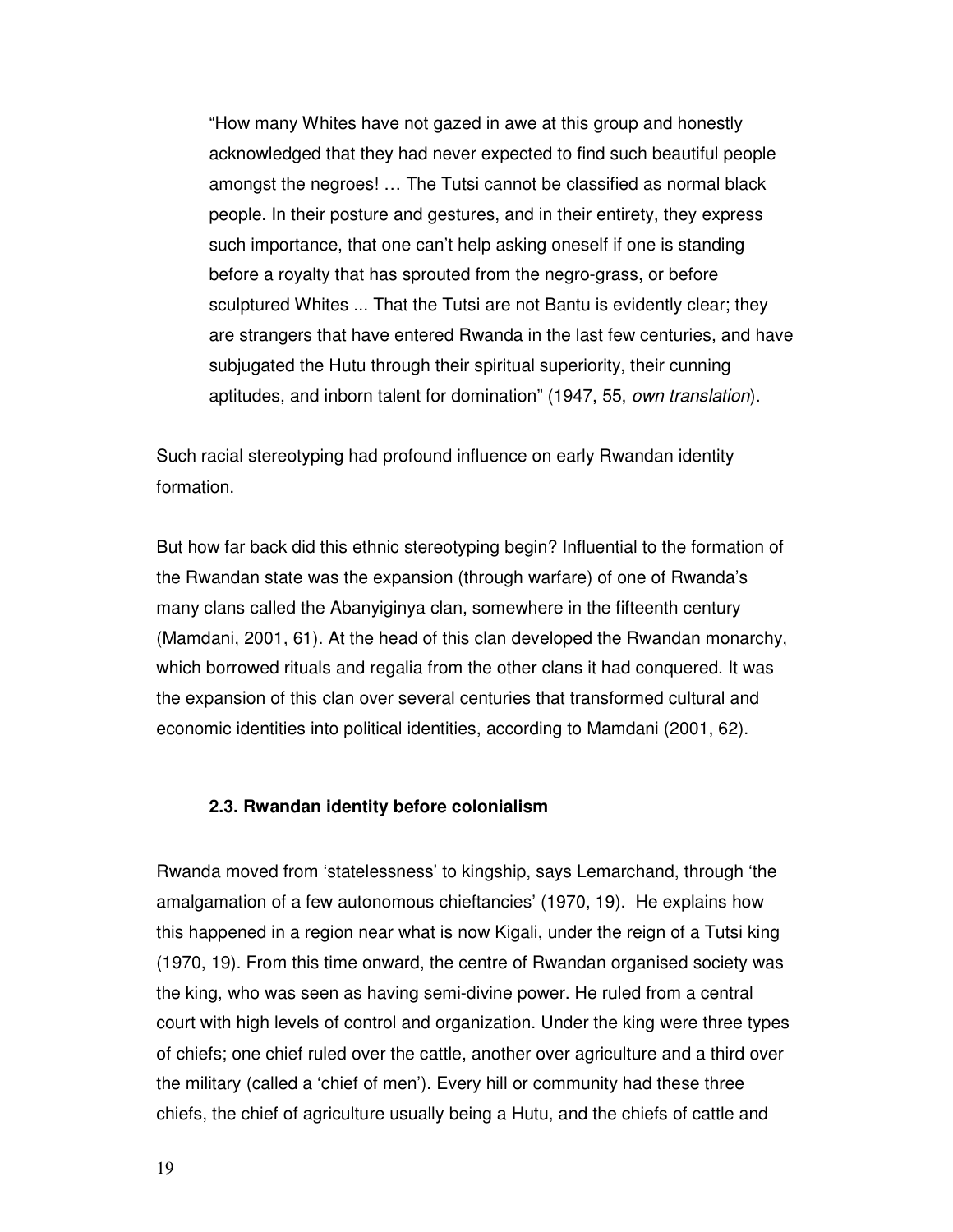> "How many Whites have not gazed in awe at this group and honestly acknowledged that they had never expected to find such beautiful people amongst the negroes! … The Tutsi cannot be classified as normal black people. In their posture and gestures, and in their entirety, they express such importance, that one can't help asking oneself if one is standing before a royalty that has sprouted from the negro-grass, or before sculptured Whites ... That the Tutsi are not Bantu is evidently clear; they are strangers that have entered Rwanda in the last few centuries, and have subjugated the Hutu through their spiritual superiority, their cunning aptitudes, and inborn talent for domination" (1947, 55, *own translation*).

Such racial stereotyping had profound influence on early Rwandan identity formation.

But how far back did this ethnic stereotyping begin? Influential to the formation of the Rwandan state was the expansion (through warfare) of one of Rwanda's many clans called the Abanyiginya clan, somewhere in the fifteenth century (Mamdani, 2001, 61). At the head of this clan developed the Rwandan monarchy, which borrowed rituals and regalia from the other clans it had conquered. It was the expansion of this clan over several centuries that transformed cultural and economic identities into political identities, according to Mamdani (2001, 62).

### 2.3. Rwandan identity before colonialism

Rwanda moved from 'statelessness' to kingship, says Lemarchand, through 'the amalgamation of a few autonomous chieftancies' (1970, 19). He explains how this happened in a region near what is now Kigali, under the reign of a Tutsi king (1970, 19). From this time onward, the centre of Rwandan organised society was the king, who was seen as having semi-divine power. He ruled from a central court with high levels of control and organization. Under the king were three types of chiefs; one chief ruled over the cattle, another over agriculture and a third over the military (called a 'chief of men'). Every hill or community had these three chiefs, the chief of agriculture usually being a Hutu, and the chiefs of cattle and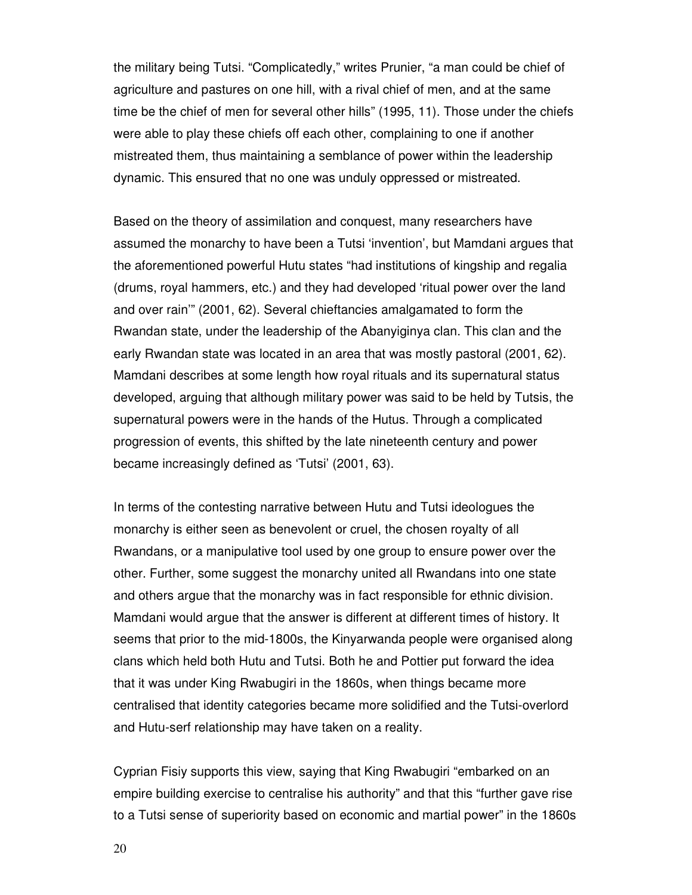the military being Tutsi. “Complicatedly,” writes Prunier, “a man could be chief of agriculture and pastures on one hill, with a rival chief of men, and at the same time be the chief of men for several other hills” (1995, 11). Those under the chiefs were able to play these chiefs off each other, complaining to one if another mistreated them, thus maintaining a semblance of power within the leadership dynamic. This ensured that no one was unduly oppressed or mistreated.

Based on the theory of assimilation and conquest, many researchers have assumed the monarchy to have been a Tutsi ‘invention’, but Mamdani argues that the aforementioned powerful Hutu states “had institutions of kingship and regalia (drums, royal hammers, etc.) and they had developed ‘ritual power over the land and over rain’” (2001, 62). Several chieftancies amalgamated to form the Rwandan state, under the leadership of the Abanyiginya clan. This clan and the early Rwandan state was located in an area that was mostly pastoral (2001, 62). Mamdani describes at some length how royal rituals and its supernatural status developed, arguing that although military power was said to be held by Tutsis, the supernatural powers were in the hands of the Hutus. Through a complicated progression of events, this shifted by the late nineteenth century and power became increasingly defined as ‘Tutsi’ (2001, 63).

In terms of the contesting narrative between Hutu and Tutsi ideologues the monarchy is either seen as benevolent or cruel, the chosen royalty of all Rwandans, or a manipulative tool used by one group to ensure power over the other. Further, some suggest the monarchy united all Rwandans into one state and others argue that the monarchy was in fact responsible for ethnic division. Mamdani would argue that the answer is different at different times of history. It seems that prior to the mid-1800s, the Kinyarwanda people were organised along clans which held both Hutu and Tutsi. Both he and Pottier put forward the idea that it was under King Rwabugiri in the 1860s, when things became more centralised that identity categories became more solidified and the Tutsi-overlord and Hutu-serf relationship may have taken on a reality.

Cyprian Fisiy supports this view, saying that King Rwabugiri “embarked on an empire building exercise to centralise his authority” and that this “further gave rise to a Tutsi sense of superiority based on economic and martial power” in the 1860s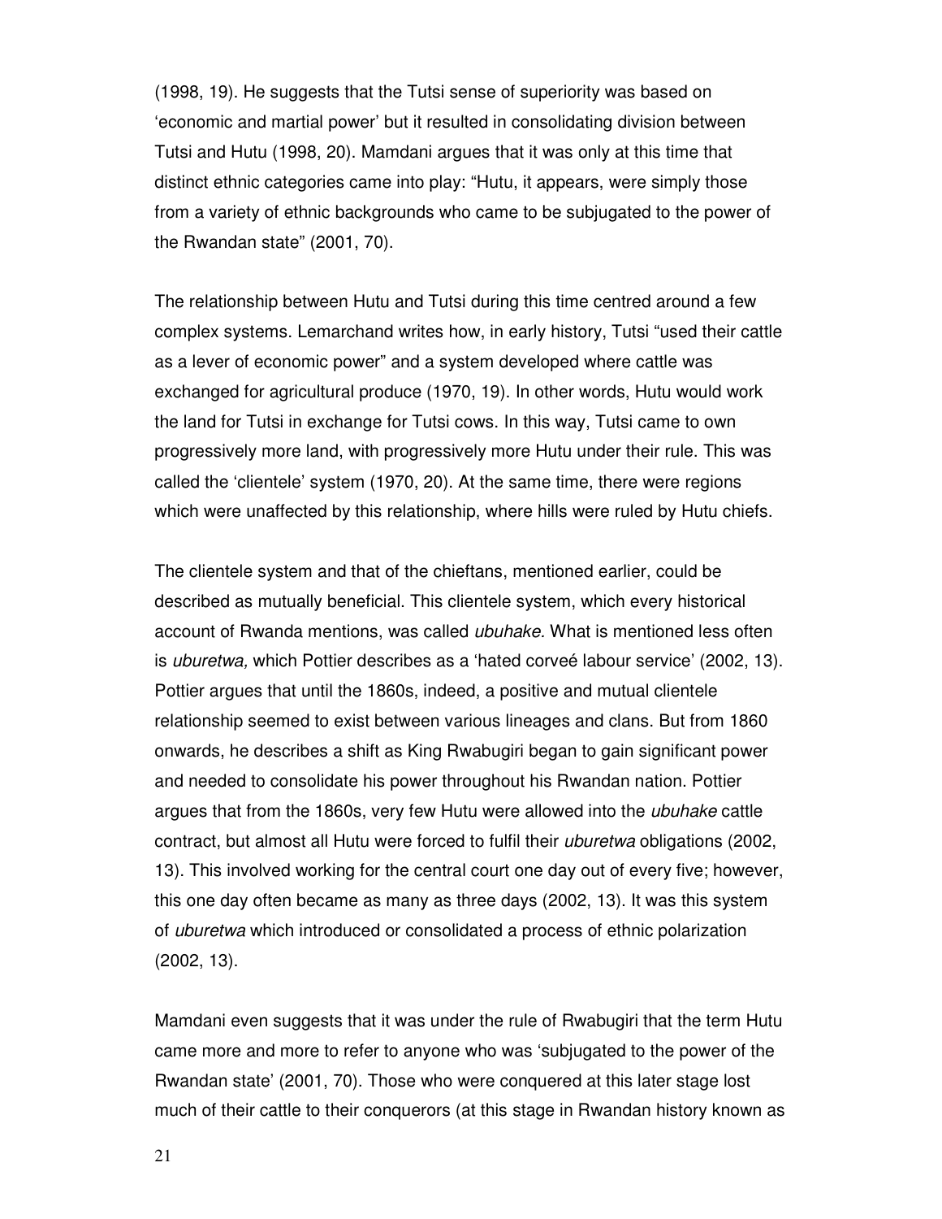(1998, 19). He suggests that the Tutsi sense of superiority was based on 'economic and martial power' but it resulted in consolidating division between Tutsi and Hutu (1998, 20). Mamdani argues that it was only at this time that distinct ethnic categories came into play: "Hutu, it appears, were simply those from a variety of ethnic backgrounds who came to be subjugated to the power of the Rwandan state" (2001, 70).

The relationship between Hutu and Tutsi during this time centred around a few complex systems. Lemarchand writes how, in early history, Tutsi "used their cattle as a lever of economic power" and a system developed where cattle was exchanged for agricultural produce (1970, 19). In other words, Hutu would work the land for Tutsi in exchange for Tutsi cows. In this way, Tutsi came to own progressively more land, with progressively more Hutu under their rule. This was called the 'clientele' system (1970, 20). At the same time, there were regions which were unaffected by this relationship, where hills were ruled by Hutu chiefs.

The clientele system and that of the chieftans, mentioned earlier, could be described as mutually beneficial. This clientele system, which every historical account of Rwanda mentions, was called *ubuhake.* What is mentioned less often is *uburetwa,* which Pottier describes as a 'hated corveé labour service' (2002, 13). Pottier argues that until the 1860s, indeed, a positive and mutual clientele relationship seemed to exist between various lineages and clans. But from 1860 onwards, he describes a shift as King Rwabugiri began to gain significant power and needed to consolidate his power throughout his Rwandan nation. Pottier argues that from the 1860s, very few Hutu were allowed into the *ubuhake* cattle contract, but almost all Hutu were forced to fulfil their *uburetwa* obligations (2002, 13). This involved working for the central court one day out of every five; however, this one day often became as many as three days (2002, 13). It was this system of *uburetwa* which introduced or consolidated a process of ethnic polarization (2002, 13).

Mamdani even suggests that it was under the rule of Rwabugiri that the term Hutu came more and more to refer to anyone who was 'subjugated to the power of the Rwandan state' (2001, 70). Those who were conquered at this later stage lost much of their cattle to their conquerors (at this stage in Rwandan history known as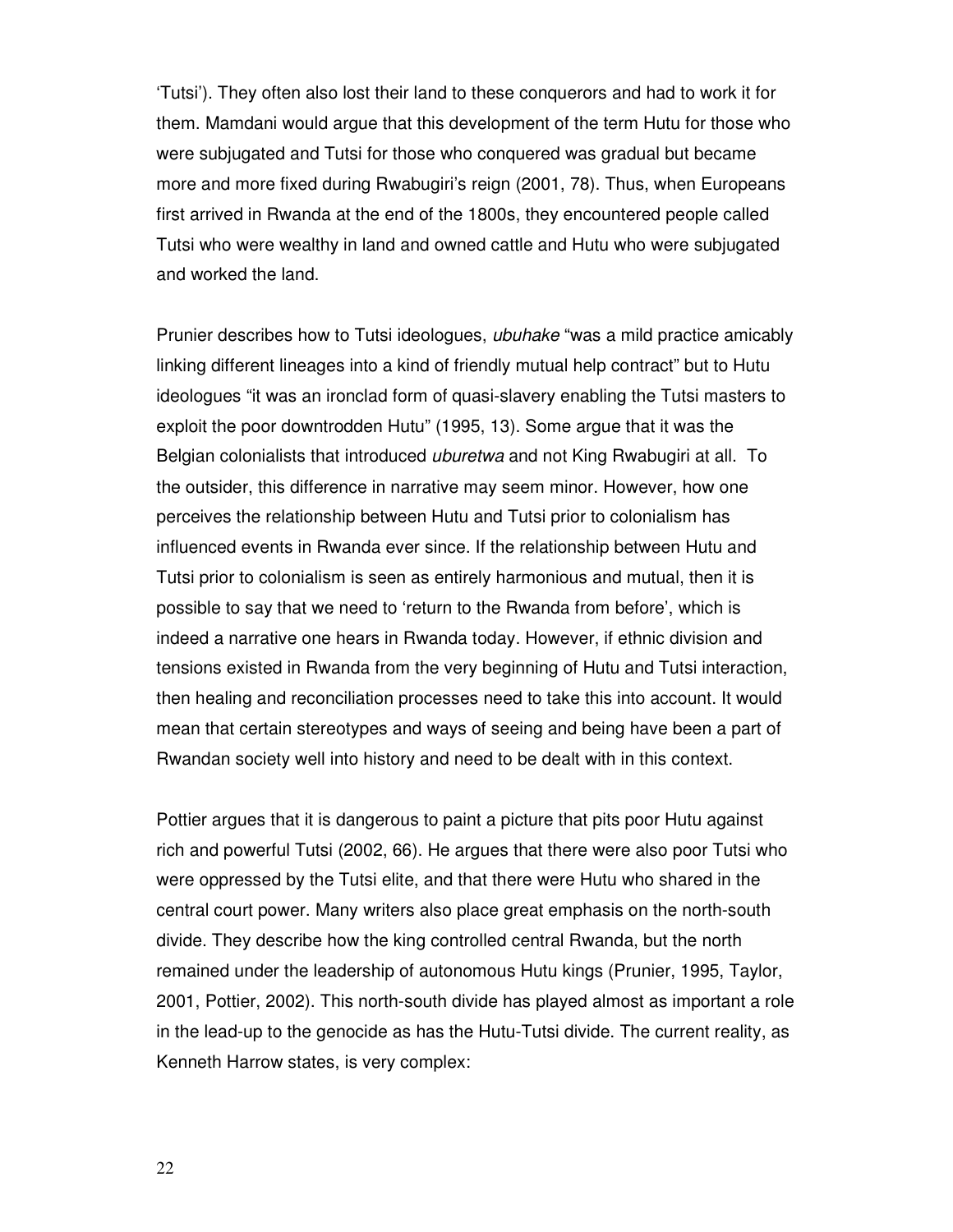'Tutsi'). They often also lost their land to these conquerors and had to work it for them. Mamdani would argue that this development of the term Hutu for those who were subjugated and Tutsi for those who conquered was gradual but became more and more fixed during Rwabugiri's reign (2001, 78). Thus, when Europeans first arrived in Rwanda at the end of the 1800s, they encountered people called Tutsi who were wealthy in land and owned cattle and Hutu who were subjugated and worked the land.

Prunier describes how to Tutsi ideologues, *ubuhake* "was a mild practice amicably linking different lineages into a kind of friendly mutual help contract" but to Hutu ideologues "it was an ironclad form of quasi-slavery enabling the Tutsi masters to exploit the poor downtrodden Hutu" (1995, 13). Some argue that it was the Belgian colonialists that introduced *uburetwa* and not King Rwabugiri at all. To the outsider, this difference in narrative may seem minor. However, how one perceives the relationship between Hutu and Tutsi prior to colonialism has influenced events in Rwanda ever since. If the relationship between Hutu and Tutsi prior to colonialism is seen as entirely harmonious and mutual, then it is possible to say that we need to 'return to the Rwanda from before', which is indeed a narrative one hears in Rwanda today. However, if ethnic division and tensions existed in Rwanda from the very beginning of Hutu and Tutsi interaction, then healing and reconciliation processes need to take this into account. It would mean that certain stereotypes and ways of seeing and being have been a part of Rwandan society well into history and need to be dealt with in this context.

Pottier argues that it is dangerous to paint a picture that pits poor Hutu against rich and powerful Tutsi (2002, 66). He argues that there were also poor Tutsi who were oppressed by the Tutsi elite, and that there were Hutu who shared in the central court power. Many writers also place great emphasis on the north-south divide. They describe how the king controlled central Rwanda, but the north remained under the leadership of autonomous Hutu kings (Prunier, 1995, Taylor, 2001, Pottier, 2002). This north-south divide has played almost as important a role in the lead-up to the genocide as has the Hutu-Tutsi divide. The current reality, as Kenneth Harrow states, is very complex: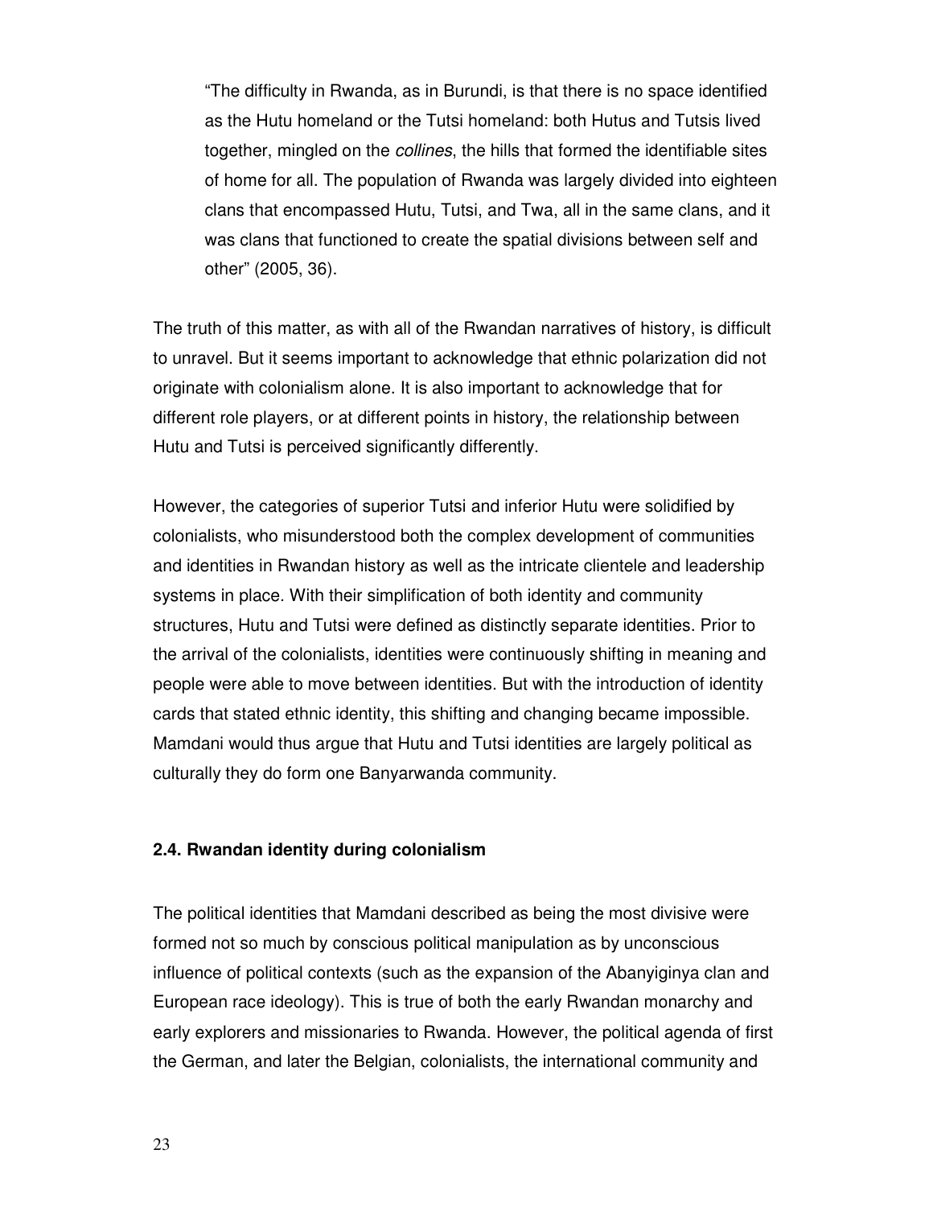> "The difficulty in Rwanda, as in Burundi, is that there is no space identified as the Hutu homeland or the Tutsi homeland: both Hutus and Tutsis lived together, mingled on the *collines*, the hills that formed the identifiable sites of home for all. The population of Rwanda was largely divided into eighteen clans that encompassed Hutu, Tutsi, and Twa, all in the same clans, and it was clans that functioned to create the spatial divisions between self and other" (2005, 36).

The truth of this matter, as with all of the Rwandan narratives of history, is difficult to unravel. But it seems important to acknowledge that ethnic polarization did not originate with colonialism alone. It is also important to acknowledge that for different role players, or at different points in history, the relationship between Hutu and Tutsi is perceived significantly differently.

However, the categories of superior Tutsi and inferior Hutu were solidified by colonialists, who misunderstood both the complex development of communities and identities in Rwandan history as well as the intricate clientele and leadership systems in place. With their simplification of both identity and community structures, Hutu and Tutsi were defined as distinctly separate identities. Prior to the arrival of the colonialists, identities were continuously shifting in meaning and people were able to move between identities. But with the introduction of identity cards that stated ethnic identity, this shifting and changing became impossible. Mamdani would thus argue that Hutu and Tutsi identities are largely political as culturally they do form one Banyarwanda community.

### 2.4. Rwandan identity during colonialism

The political identities that Mamdani described as being the most divisive were formed not so much by conscious political manipulation as by unconscious influence of political contexts (such as the expansion of the Abanyiginya clan and European race ideology). This is true of both the early Rwandan monarchy and early explorers and missionaries to Rwanda. However, the political agenda of first the German, and later the Belgian, colonialists, the international community and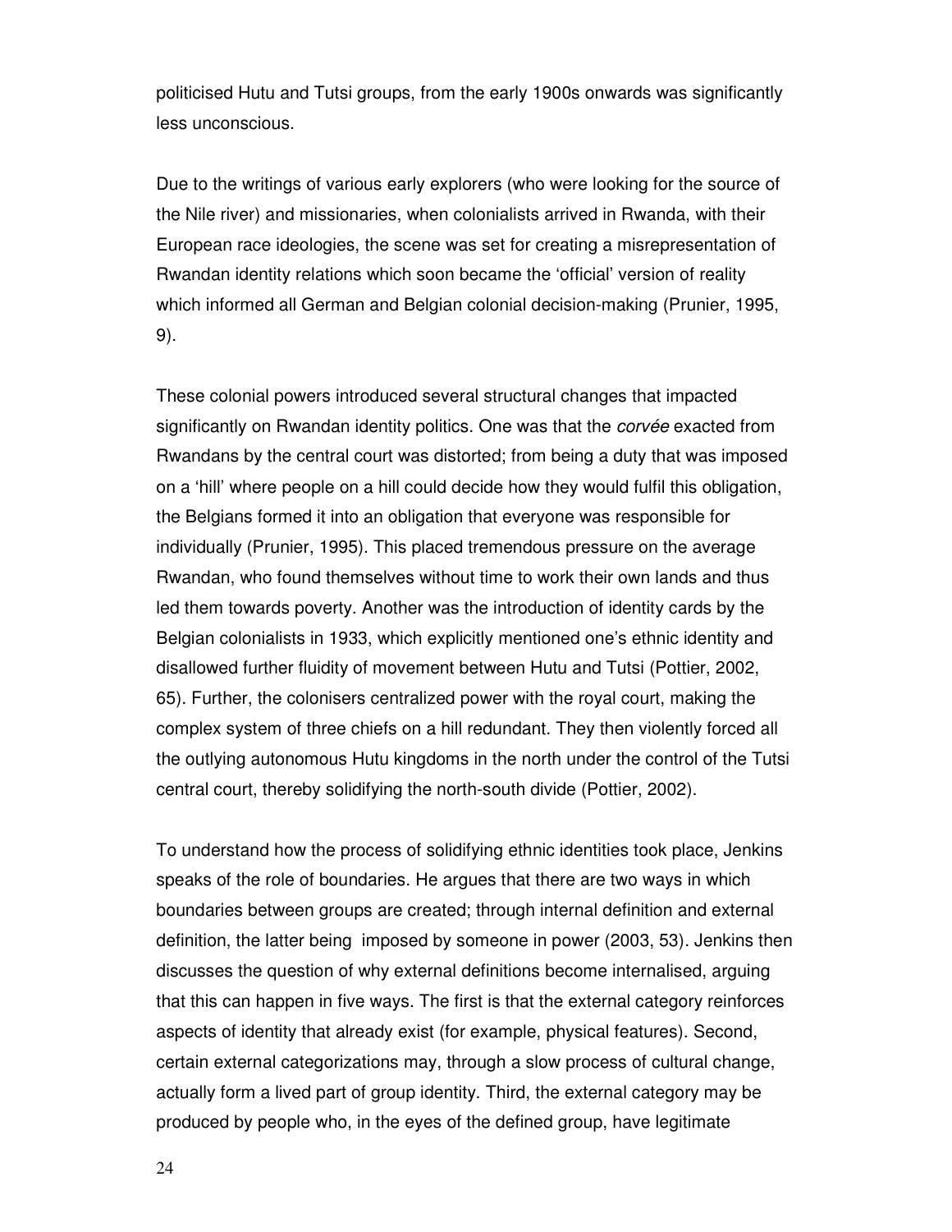politicised Hutu and Tutsi groups, from the early 1900s onwards was significantly less unconscious.

Due to the writings of various early explorers (who were looking for the source of the Nile river) and missionaries, when colonialists arrived in Rwanda, with their European race ideologies, the scene was set for creating a misrepresentation of Rwandan identity relations which soon became the 'official' version of reality which informed all German and Belgian colonial decision-making (Prunier, 1995, 9).

These colonial powers introduced several structural changes that impacted significantly on Rwandan identity politics. One was that the *corvée* exacted from Rwandans by the central court was distorted; from being a duty that was imposed on a 'hill' where people on a hill could decide how they would fulfil this obligation, the Belgians formed it into an obligation that everyone was responsible for individually (Prunier, 1995). This placed tremendous pressure on the average Rwandan, who found themselves without time to work their own lands and thus led them towards poverty. Another was the introduction of identity cards by the Belgian colonialists in 1933, which explicitly mentioned one's ethnic identity and disallowed further fluidity of movement between Hutu and Tutsi (Pottier, 2002, 65). Further, the colonisers centralized power with the royal court, making the complex system of three chiefs on a hill redundant. They then violently forced all the outlying autonomous Hutu kingdoms in the north under the control of the Tutsi central court, thereby solidifying the north-south divide (Pottier, 2002).

To understand how the process of solidifying ethnic identities took place, Jenkins speaks of the role of boundaries. He argues that there are two ways in which boundaries between groups are created; through internal definition and external definition, the latter being imposed by someone in power (2003, 53). Jenkins then discusses the question of why external definitions become internalised, arguing that this can happen in five ways. The first is that the external category reinforces aspects of identity that already exist (for example, physical features). Second, certain external categorizations may, through a slow process of cultural change, actually form a lived part of group identity. Third, the external category may be produced by people who, in the eyes of the defined group, have legitimate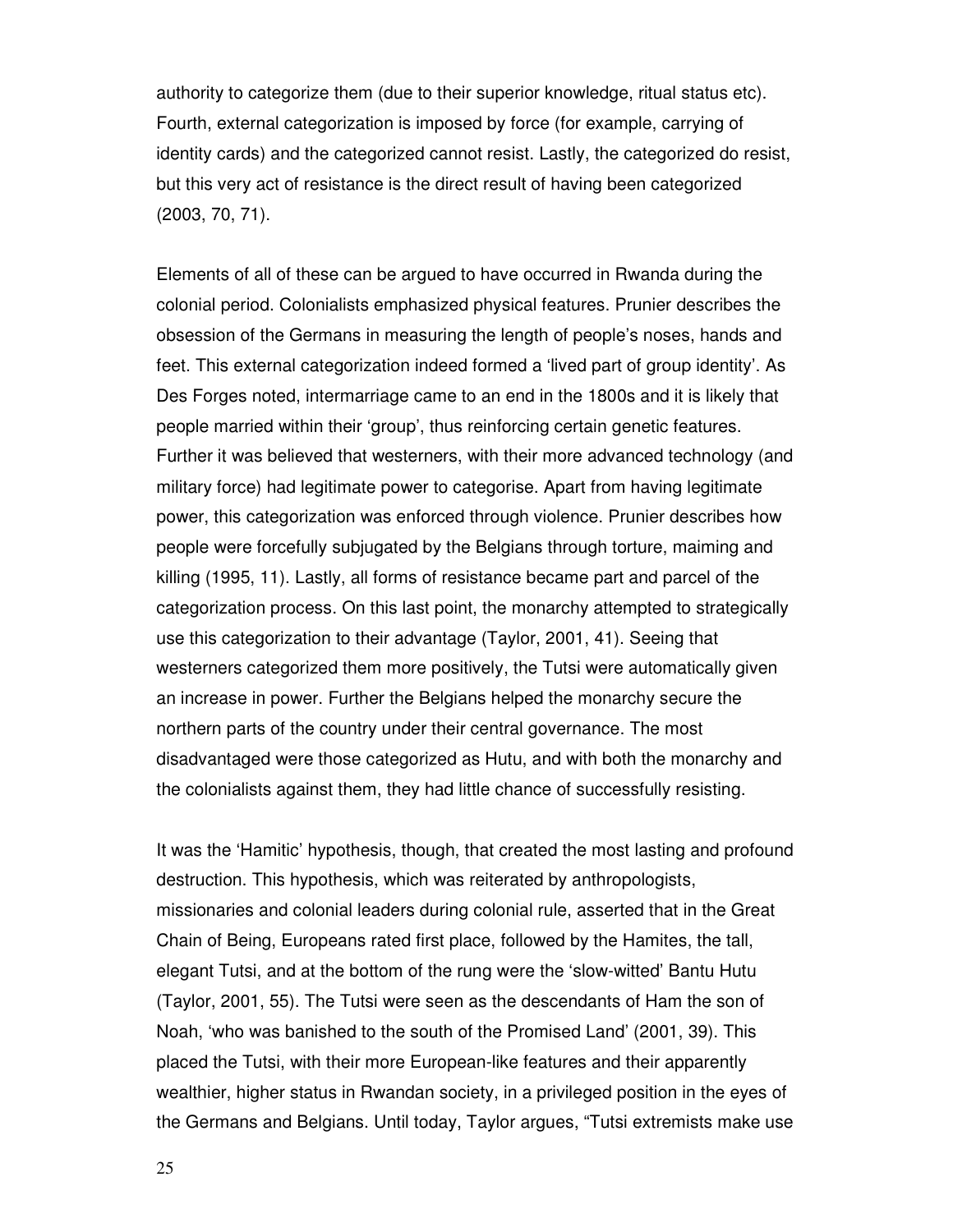authority to categorize them (due to their superior knowledge, ritual status etc). Fourth, external categorization is imposed by force (for example, carrying of identity cards) and the categorized cannot resist. Lastly, the categorized do resist, but this very act of resistance is the direct result of having been categorized (2003, 70, 71).

Elements of all of these can be argued to have occurred in Rwanda during the colonial period. Colonialists emphasized physical features. Prunier describes the obsession of the Germans in measuring the length of people's noses, hands and feet. This external categorization indeed formed a 'lived part of group identity'. As Des Forges noted, intermarriage came to an end in the 1800s and it is likely that people married within their 'group', thus reinforcing certain genetic features. Further it was believed that westerners, with their more advanced technology (and military force) had legitimate power to categorise. Apart from having legitimate power, this categorization was enforced through violence. Prunier describes how people were forcefully subjugated by the Belgians through torture, maiming and killing (1995, 11). Lastly, all forms of resistance became part and parcel of the categorization process. On this last point, the monarchy attempted to strategically use this categorization to their advantage (Taylor, 2001, 41). Seeing that westerners categorized them more positively, the Tutsi were automatically given an increase in power. Further the Belgians helped the monarchy secure the northern parts of the country under their central governance. The most disadvantaged were those categorized as Hutu, and with both the monarchy and the colonialists against them, they had little chance of successfully resisting.

It was the 'Hamitic' hypothesis, though, that created the most lasting and profound destruction. This hypothesis, which was reiterated by anthropologists, missionaries and colonial leaders during colonial rule, asserted that in the Great Chain of Being, Europeans rated first place, followed by the Hamites, the tall, elegant Tutsi, and at the bottom of the rung were the 'slow-witted' Bantu Hutu (Taylor, 2001, 55). The Tutsi were seen as the descendants of Ham the son of Noah, 'who was banished to the south of the Promised Land' (2001, 39). This placed the Tutsi, with their more European-like features and their apparently wealthier, higher status in Rwandan society, in a privileged position in the eyes of the Germans and Belgians. Until today, Taylor argues, "Tutsi extremists make use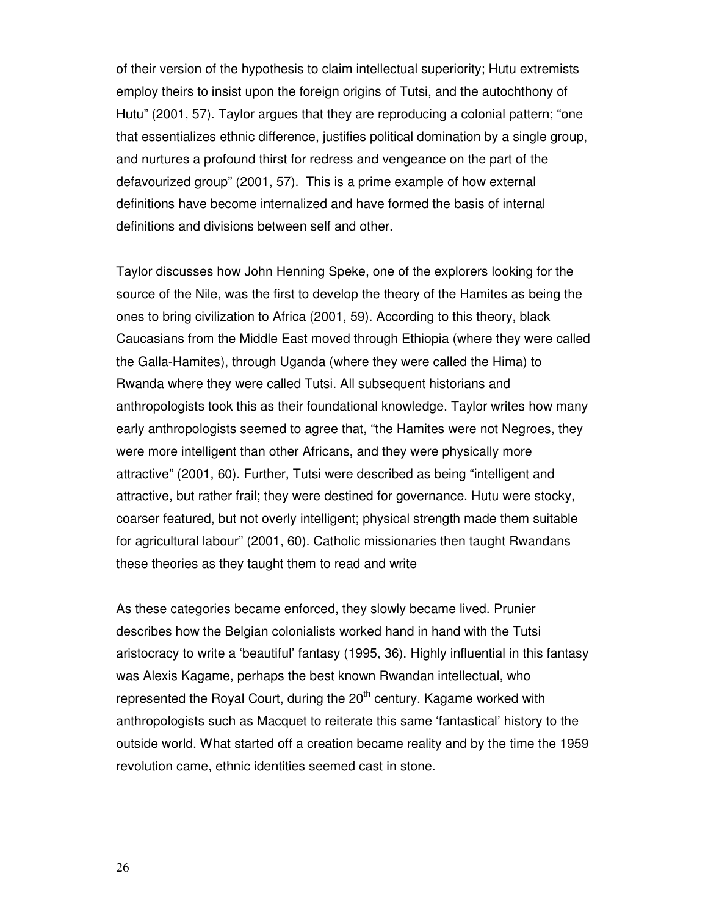of their version of the hypothesis to claim intellectual superiority; Hutu extremists employ theirs to insist upon the foreign origins of Tutsi, and the autochthony of Hutu" (2001, 57). Taylor argues that they are reproducing a colonial pattern; "one that essentializes ethnic difference, justifies political domination by a single group, and nurtures a profound thirst for redress and vengeance on the part of the defavourized group" (2001, 57). This is a prime example of how external definitions have become internalized and have formed the basis of internal definitions and divisions between self and other.

Taylor discusses how John Henning Speke, one of the explorers looking for the source of the Nile, was the first to develop the theory of the Hamites as being the ones to bring civilization to Africa (2001, 59). According to this theory, black Caucasians from the Middle East moved through Ethiopia (where they were called the Galla-Hamites), through Uganda (where they were called the Hima) to Rwanda where they were called Tutsi. All subsequent historians and anthropologists took this as their foundational knowledge. Taylor writes how many early anthropologists seemed to agree that, "the Hamites were not Negroes, they were more intelligent than other Africans, and they were physically more attractive" (2001, 60). Further, Tutsi were described as being "intelligent and attractive, but rather frail; they were destined for governance. Hutu were stocky, coarser featured, but not overly intelligent; physical strength made them suitable for agricultural labour" (2001, 60). Catholic missionaries then taught Rwandans these theories as they taught them to read and write

As these categories became enforced, they slowly became lived. Prunier describes how the Belgian colonialists worked hand in hand with the Tutsi aristocracy to write a 'beautiful' fantasy (1995, 36). Highly influential in this fantasy was Alexis Kagame, perhaps the best known Rwandan intellectual, who represented the Royal Court, during the 20th century. Kagame worked with anthropologists such as Macquet to reiterate this same 'fantastical' history to the outside world. What started off a creation became reality and by the time the 1959 revolution came, ethnic identities seemed cast in stone.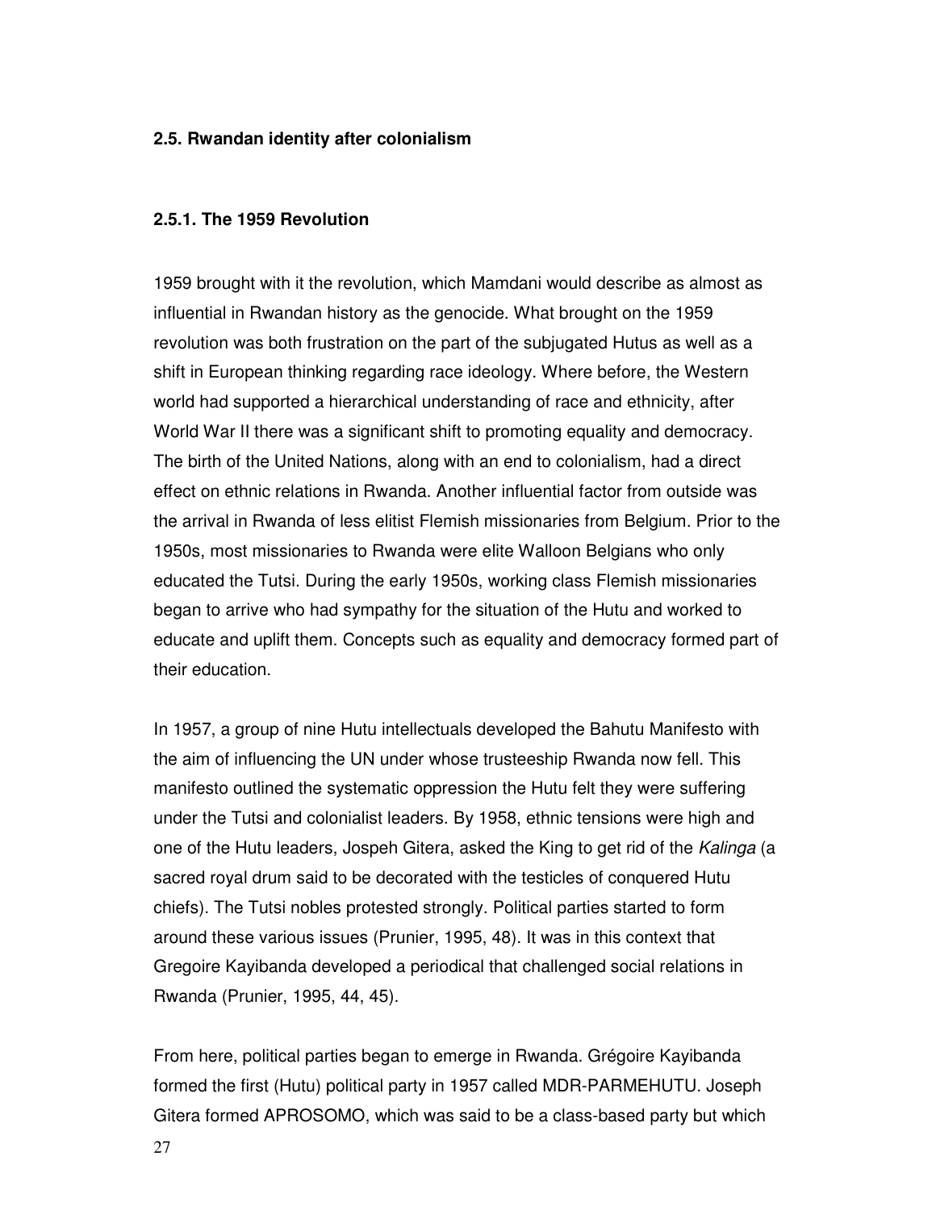## 2.5. Rwandan identity after colonialism

### 2.5.1. The 1959 Revolution

1959 brought with it the revolution, which Mamdani would describe as almost as influential in Rwandan history as the genocide. What brought on the 1959 revolution was both frustration on the part of the subjugated Hutus as well as a shift in European thinking regarding race ideology. Where before, the Western world had supported a hierarchical understanding of race and ethnicity, after World War II there was a significant shift to promoting equality and democracy. The birth of the United Nations, along with an end to colonialism, had a direct effect on ethnic relations in Rwanda. Another influential factor from outside was the arrival in Rwanda of less elitist Flemish missionaries from Belgium. Prior to the 1950s, most missionaries to Rwanda were elite Walloon Belgians who only educated the Tutsi. During the early 1950s, working class Flemish missionaries began to arrive who had sympathy for the situation of the Hutu and worked to educate and uplift them. Concepts such as equality and democracy formed part of their education.

In 1957, a group of nine Hutu intellectuals developed the Bahutu Manifesto with the aim of influencing the UN under whose trusteeship Rwanda now fell. This manifesto outlined the systematic oppression the Hutu felt they were suffering under the Tutsi and colonialist leaders. By 1958, ethnic tensions were high and one of the Hutu leaders, Jospeh Gitera, asked the King to get rid of the *Kalinga* (a sacred royal drum said to be decorated with the testicles of conquered Hutu chiefs). The Tutsi nobles protested strongly. Political parties started to form around these various issues (Prunier, 1995, 48). It was in this context that Gregoire Kayibanda developed a periodical that challenged social relations in Rwanda (Prunier, 1995, 44, 45).

From here, political parties began to emerge in Rwanda. Grégoire Kayibanda formed the first (Hutu) political party in 1957 called MDR-PARMEHUTU. Joseph Gitera formed APROSOMO, which was said to be a class-based party but which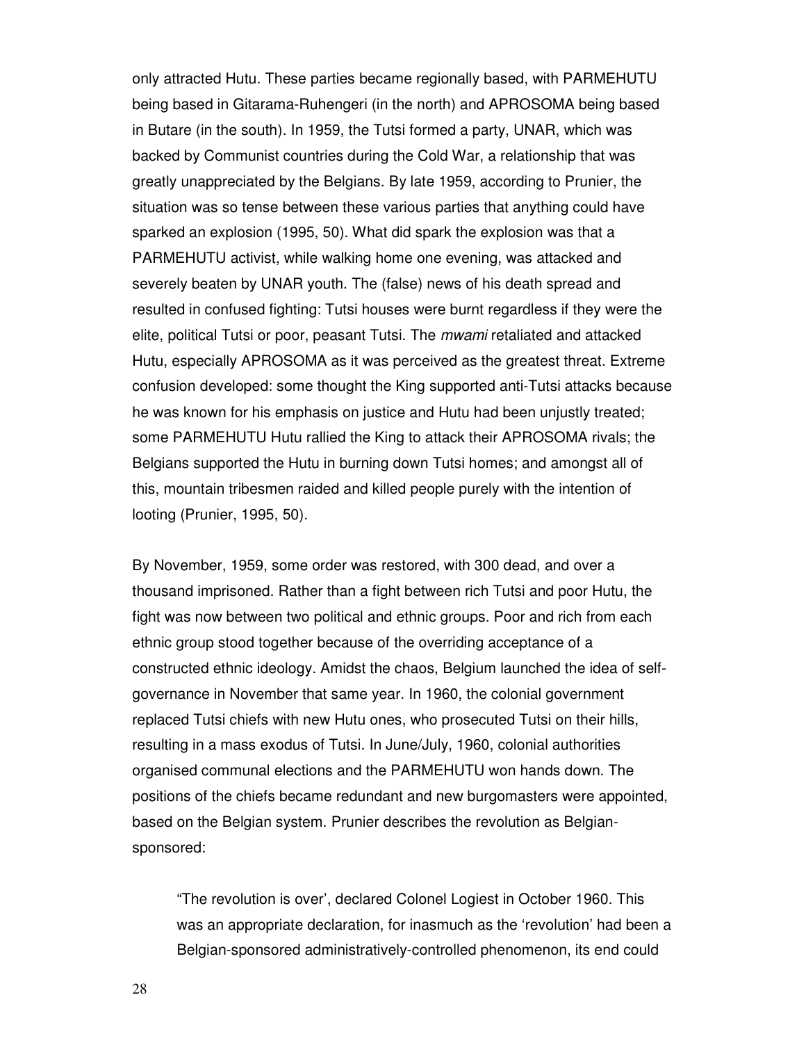only attracted Hutu. These parties became regionally based, with PARMEHUTU being based in Gitarama-Ruhengeri (in the north) and APROSOMA being based in Butare (in the south). In 1959, the Tutsi formed a party, UNAR, which was backed by Communist countries during the Cold War, a relationship that was greatly unappreciated by the Belgians. By late 1959, according to Prunier, the situation was so tense between these various parties that anything could have sparked an explosion (1995, 50). What did spark the explosion was that a PARMEHUTU activist, while walking home one evening, was attacked and severely beaten by UNAR youth. The (false) news of his death spread and resulted in confused fighting: Tutsi houses were burnt regardless if they were the elite, political Tutsi or poor, peasant Tutsi. The *mwami* retaliated and attacked Hutu, especially APROSOMA as it was perceived as the greatest threat. Extreme confusion developed: some thought the King supported anti-Tutsi attacks because he was known for his emphasis on justice and Hutu had been unjustly treated; some PARMEHUTU Hutu rallied the King to attack their APROSOMA rivals; the Belgians supported the Hutu in burning down Tutsi homes; and amongst all of this, mountain tribesmen raided and killed people purely with the intention of looting (Prunier, 1995, 50).

By November, 1959, some order was restored, with 300 dead, and over a thousand imprisoned. Rather than a fight between rich Tutsi and poor Hutu, the fight was now between two political and ethnic groups. Poor and rich from each ethnic group stood together because of the overriding acceptance of a constructed ethnic ideology. Amidst the chaos, Belgium launched the idea of self-governance in November that same year. In 1960, the colonial government replaced Tutsi chiefs with new Hutu ones, who prosecuted Tutsi on their hills, resulting in a mass exodus of Tutsi. In June/July, 1960, colonial authorities organised communal elections and the PARMEHUTU won hands down. The positions of the chiefs became redundant and new burgomasters were appointed, based on the Belgian system. Prunier describes the revolution as Belgian-sponsored:

> "The revolution is over', declared Colonel Logiest in October 1960. This was an appropriate declaration, for inasmuch as the 'revolution' had been a Belgian-sponsored administratively-controlled phenomenon, its end could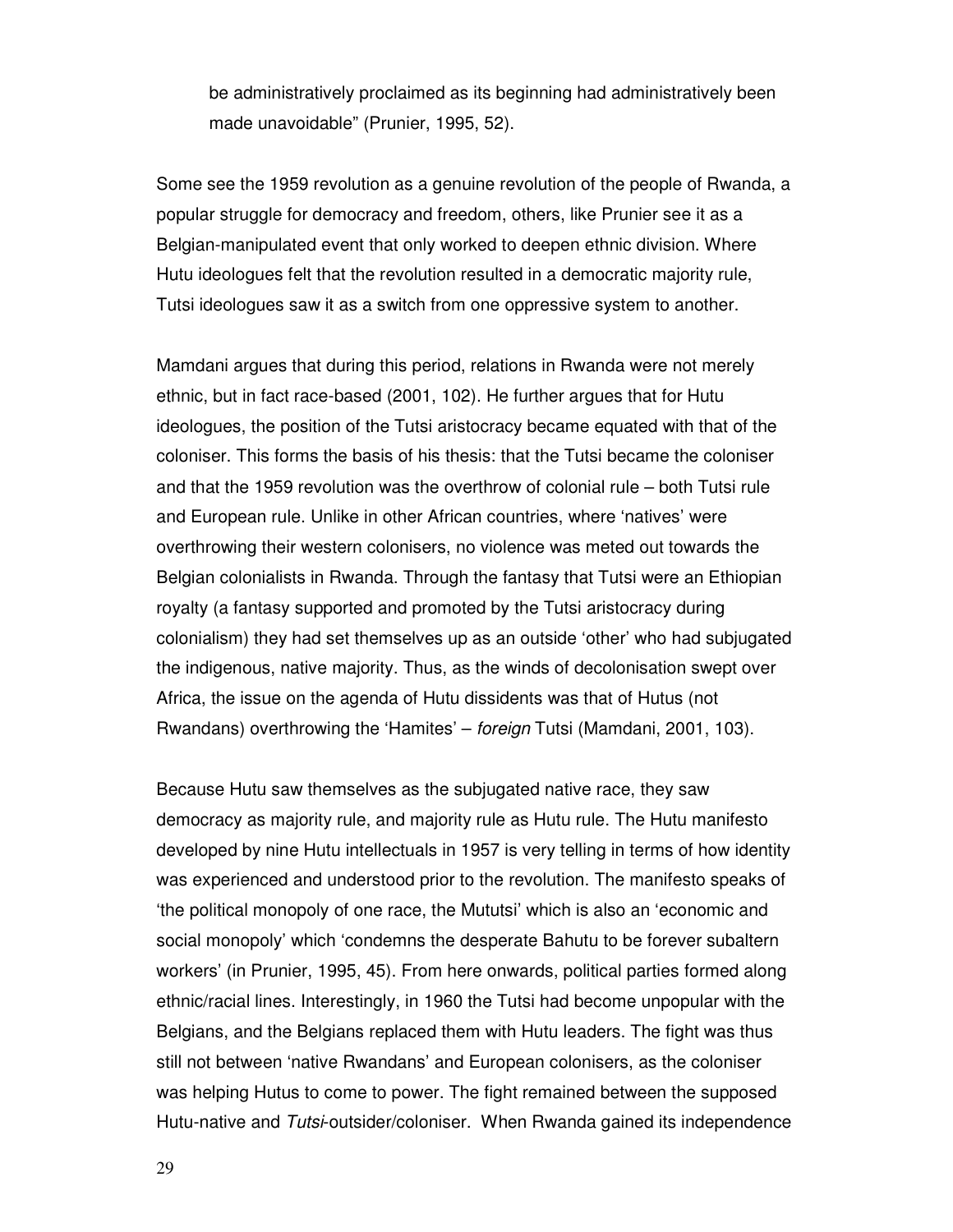be administratively proclaimed as its beginning had administratively been made unavoidable" (Prunier, 1995, 52).

Some see the 1959 revolution as a genuine revolution of the people of Rwanda, a popular struggle for democracy and freedom, others, like Prunier see it as a Belgian-manipulated event that only worked to deepen ethnic division. Where Hutu ideologues felt that the revolution resulted in a democratic majority rule, Tutsi ideologues saw it as a switch from one oppressive system to another.

Mamdani argues that during this period, relations in Rwanda were not merely ethnic, but in fact race-based (2001, 102). He further argues that for Hutu ideologues, the position of the Tutsi aristocracy became equated with that of the coloniser. This forms the basis of his thesis: that the Tutsi became the coloniser and that the 1959 revolution was the overthrow of colonial rule – both Tutsi rule and European rule. Unlike in other African countries, where 'natives' were overthrowing their western colonisers, no violence was meted out towards the Belgian colonialists in Rwanda. Through the fantasy that Tutsi were an Ethiopian royalty (a fantasy supported and promoted by the Tutsi aristocracy during colonialism) they had set themselves up as an outside 'other' who had subjugated the indigenous, native majority. Thus, as the winds of decolonisation swept over Africa, the issue on the agenda of Hutu dissidents was that of Hutus (not Rwandans) overthrowing the 'Hamites' – *foreign* Tutsi (Mamdani, 2001, 103).

Because Hutu saw themselves as the subjugated native race, they saw democracy as majority rule, and majority rule as Hutu rule. The Hutu manifesto developed by nine Hutu intellectuals in 1957 is very telling in terms of how identity was experienced and understood prior to the revolution. The manifesto speaks of 'the political monopoly of one race, the Mututsi' which is also an 'economic and social monopoly' which 'condemns the desperate Bahutu to be forever subaltern workers' (in Prunier, 1995, 45). From here onwards, political parties formed along ethnic/racial lines. Interestingly, in 1960 the Tutsi had become unpopular with the Belgians, and the Belgians replaced them with Hutu leaders. The fight was thus still not between 'native Rwandans' and European colonisers, as the coloniser was helping Hutus to come to power. The fight remained between the supposed Hutu-native and *Tutsi*-outsider/coloniser. When Rwanda gained its independence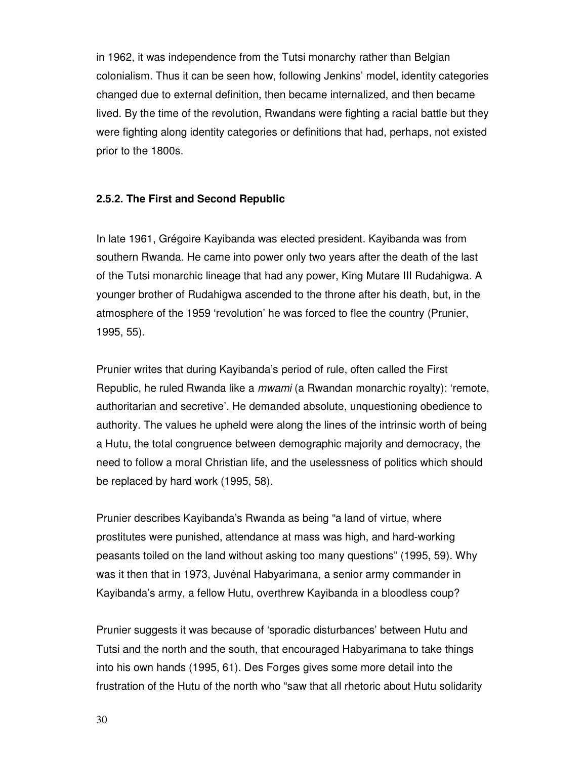in 1962, it was independence from the Tutsi monarchy rather than Belgian colonialism. Thus it can be seen how, following Jenkins' model, identity categories changed due to external definition, then became internalized, and then became lived. By the time of the revolution, Rwandans were fighting a racial battle but they were fighting along identity categories or definitions that had, perhaps, not existed prior to the 1800s.

### 2.5.2. The First and Second Republic

In late 1961, Grégoire Kayibanda was elected president. Kayibanda was from southern Rwanda. He came into power only two years after the death of the last of the Tutsi monarchic lineage that had any power, King Mutare III Rudahigwa. A younger brother of Rudahigwa ascended to the throne after his death, but, in the atmosphere of the 1959 'revolution' he was forced to flee the country (Prunier, 1995, 55).

Prunier writes that during Kayibanda's period of rule, often called the First Republic, he ruled Rwanda like a *mwami* (a Rwandan monarchic royalty): 'remote, authoritarian and secretive'. He demanded absolute, unquestioning obedience to authority. The values he upheld were along the lines of the intrinsic worth of being a Hutu, the total congruence between demographic majority and democracy, the need to follow a moral Christian life, and the uselessness of politics which should be replaced by hard work (1995, 58).

Prunier describes Kayibanda's Rwanda as being "a land of virtue, where prostitutes were punished, attendance at mass was high, and hard-working peasants toiled on the land without asking too many questions" (1995, 59). Why was it then that in 1973, Juvénal Habyarimana, a senior army commander in Kayibanda's army, a fellow Hutu, overthrew Kayibanda in a bloodless coup?

Prunier suggests it was because of 'sporadic disturbances' between Hutu and Tutsi and the north and the south, that encouraged Habyarimana to take things into his own hands (1995, 61). Des Forges gives some more detail into the frustration of the Hutu of the north who "saw that all rhetoric about Hutu solidarity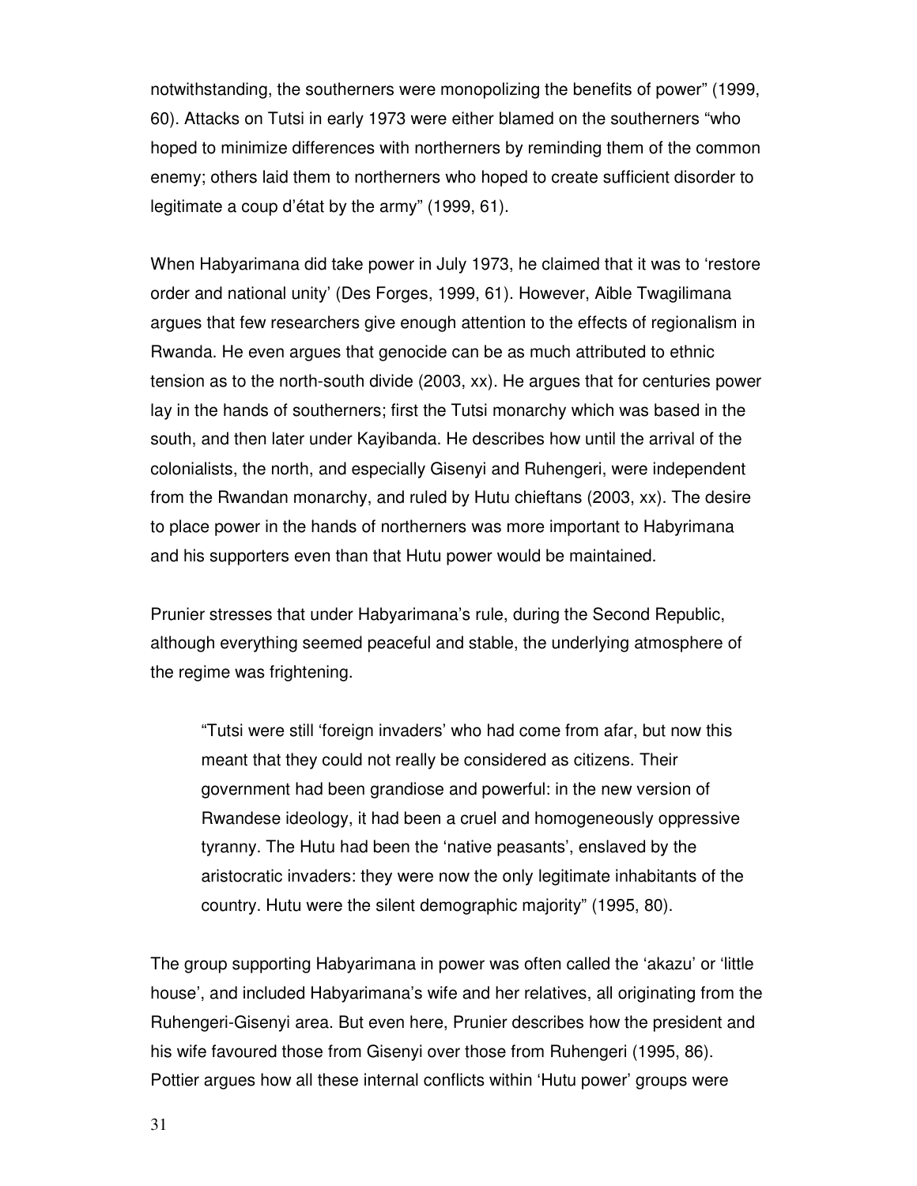notwithstanding, the southerners were monopolizing the benefits of power" (1999, 60). Attacks on Tutsi in early 1973 were either blamed on the southerners "who hoped to minimize differences with northerners by reminding them of the common enemy; others laid them to northerners who hoped to create sufficient disorder to legitimate a coup d'état by the army" (1999, 61).

When Habyarimana did take power in July 1973, he claimed that it was to 'restore order and national unity' (Des Forges, 1999, 61). However, Aible Twagilimana argues that few researchers give enough attention to the effects of regionalism in Rwanda. He even argues that genocide can be as much attributed to ethnic tension as to the north-south divide (2003, xx). He argues that for centuries power lay in the hands of southerners; first the Tutsi monarchy which was based in the south, and then later under Kayibanda. He describes how until the arrival of the colonialists, the north, and especially Gisenyi and Ruhengeri, were independent from the Rwandan monarchy, and ruled by Hutu chieftans (2003, xx). The desire to place power in the hands of northerners was more important to Habyrimana and his supporters even than that Hutu power would be maintained.

Prunier stresses that under Habyarimana's rule, during the Second Republic, although everything seemed peaceful and stable, the underlying atmosphere of the regime was frightening.

> "Tutsi were still 'foreign invaders' who had come from afar, but now this meant that they could not really be considered as citizens. Their government had been grandiose and powerful: in the new version of Rwandese ideology, it had been a cruel and homogeneously oppressive tyranny. The Hutu had been the 'native peasants', enslaved by the aristocratic invaders: they were now the only legitimate inhabitants of the country. Hutu were the silent demographic majority" (1995, 80).

The group supporting Habyarimana in power was often called the 'akazu' or 'little house', and included Habyarimana's wife and her relatives, all originating from the Ruhengeri-Gisenyi area. But even here, Prunier describes how the president and his wife favoured those from Gisenyi over those from Ruhengeri (1995, 86). Pottier argues how all these internal conflicts within 'Hutu power' groups were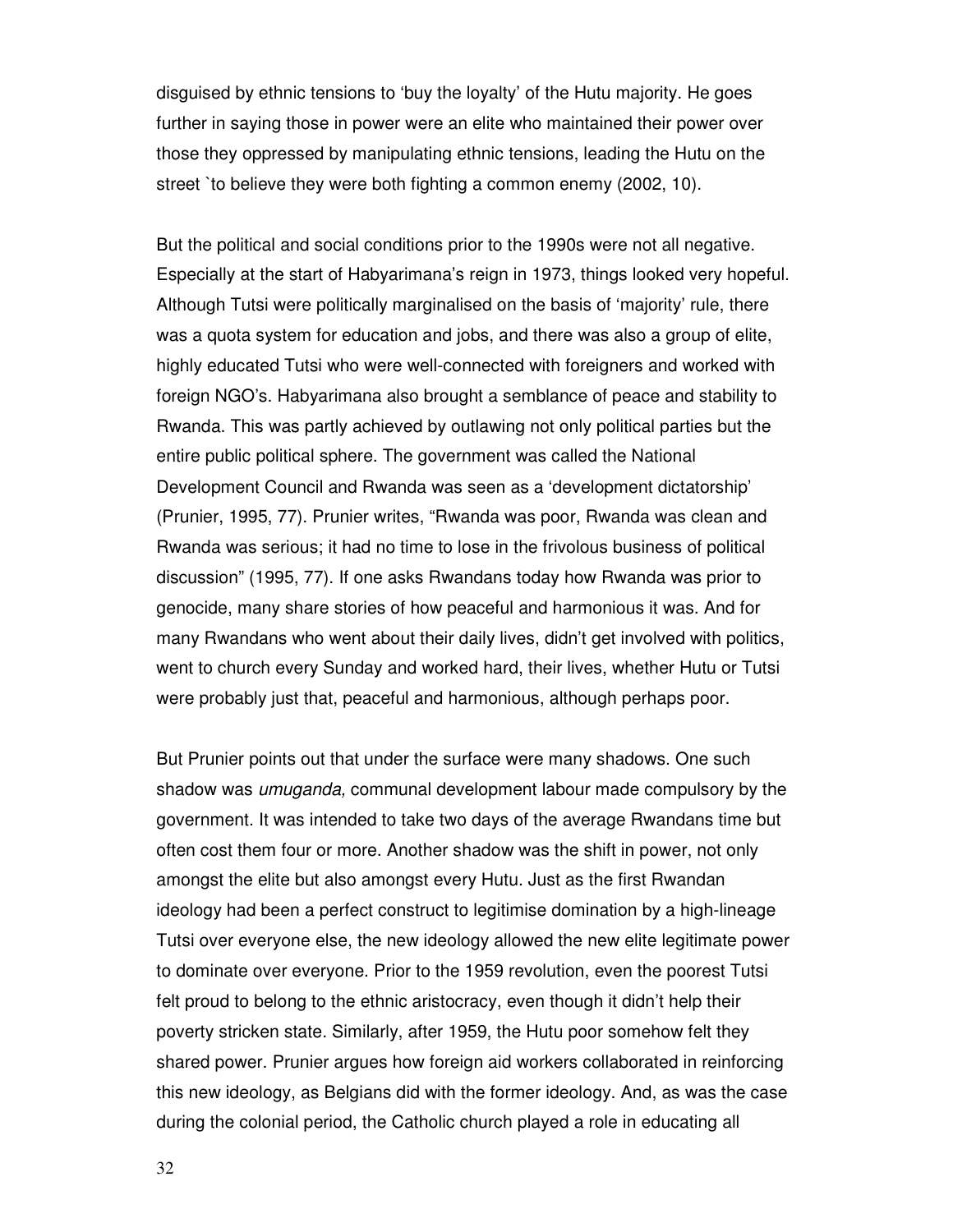disguised by ethnic tensions to 'buy the loyalty' of the Hutu majority. He goes further in saying those in power were an elite who maintained their power over those they oppressed by manipulating ethnic tensions, leading the Hutu on the street `to believe they were both fighting a common enemy (2002, 10).

But the political and social conditions prior to the 1990s were not all negative. Especially at the start of Habyarimana's reign in 1973, things looked very hopeful. Although Tutsi were politically marginalised on the basis of 'majority' rule, there was a quota system for education and jobs, and there was also a group of elite, highly educated Tutsi who were well-connected with foreigners and worked with foreign NGO's. Habyarimana also brought a semblance of peace and stability to Rwanda. This was partly achieved by outlawing not only political parties but the entire public political sphere. The government was called the National Development Council and Rwanda was seen as a 'development dictatorship' (Prunier, 1995, 77). Prunier writes, "Rwanda was poor, Rwanda was clean and Rwanda was serious; it had no time to lose in the frivolous business of political discussion" (1995, 77). If one asks Rwandans today how Rwanda was prior to genocide, many share stories of how peaceful and harmonious it was. And for many Rwandans who went about their daily lives, didn't get involved with politics, went to church every Sunday and worked hard, their lives, whether Hutu or Tutsi were probably just that, peaceful and harmonious, although perhaps poor.

But Prunier points out that under the surface were many shadows. One such shadow was *umuganda,* communal development labour made compulsory by the government. It was intended to take two days of the average Rwandans time but often cost them four or more. Another shadow was the shift in power, not only amongst the elite but also amongst every Hutu. Just as the first Rwandan ideology had been a perfect construct to legitimise domination by a high-lineage Tutsi over everyone else, the new ideology allowed the new elite legitimate power to dominate over everyone. Prior to the 1959 revolution, even the poorest Tutsi felt proud to belong to the ethnic aristocracy, even though it didn't help their poverty stricken state. Similarly, after 1959, the Hutu poor somehow felt they shared power. Prunier argues how foreign aid workers collaborated in reinforcing this new ideology, as Belgians did with the former ideology. And, as was the case during the colonial period, the Catholic church played a role in educating all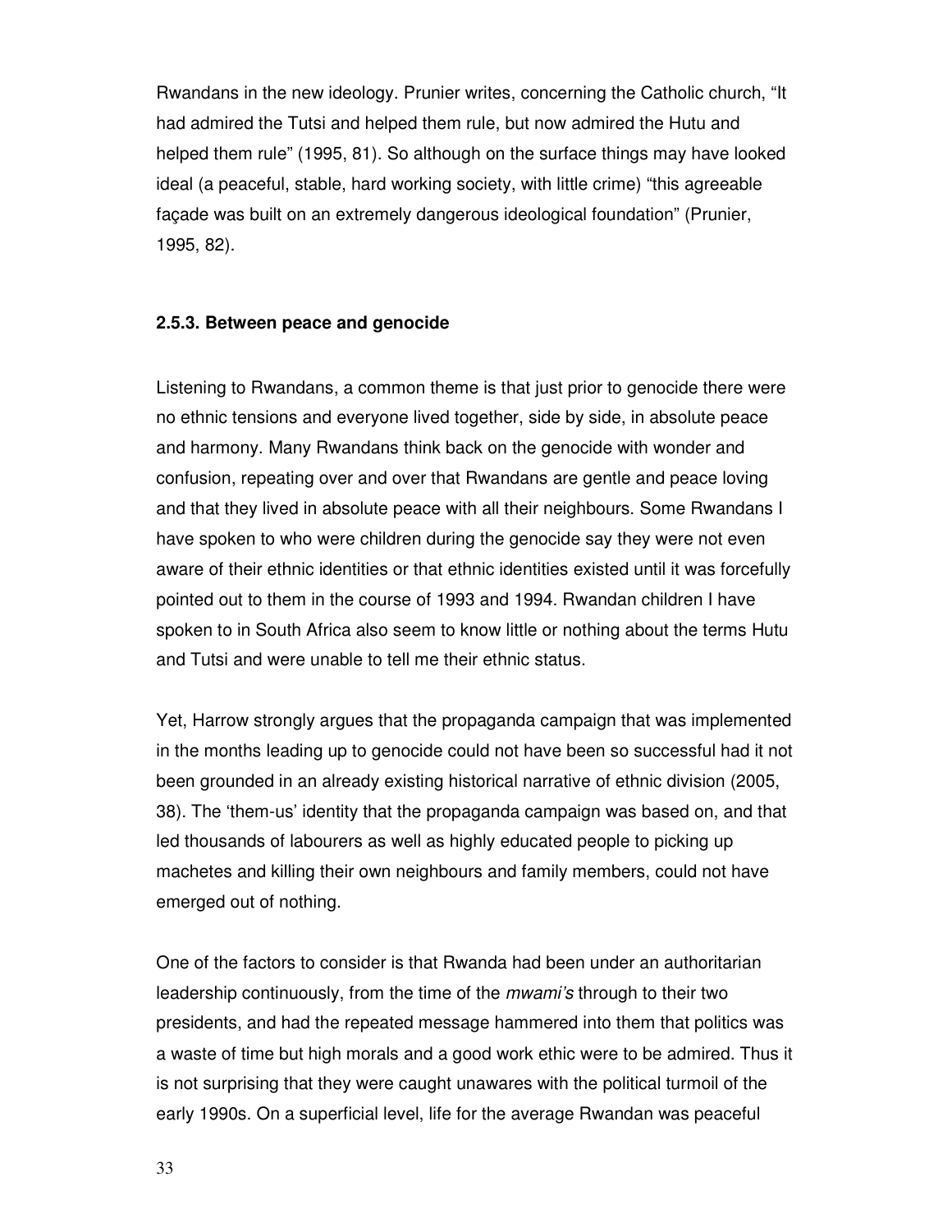Rwandans in the new ideology. Prunier writes, concerning the Catholic church, “It had admired the Tutsi and helped them rule, but now admired the Hutu and helped them rule” (1995, 81). So although on the surface things may have looked ideal (a peaceful, stable, hard working society, with little crime) “this agreeable façade was built on an extremely dangerous ideological foundation” (Prunier, 1995, 82).

### 2.5.3. Between peace and genocide

Listening to Rwandans, a common theme is that just prior to genocide there were no ethnic tensions and everyone lived together, side by side, in absolute peace and harmony. Many Rwandans think back on the genocide with wonder and confusion, repeating over and over that Rwandans are gentle and peace loving and that they lived in absolute peace with all their neighbours. Some Rwandans I have spoken to who were children during the genocide say they were not even aware of their ethnic identities or that ethnic identities existed until it was forcefully pointed out to them in the course of 1993 and 1994. Rwandan children I have spoken to in South Africa also seem to know little or nothing about the terms Hutu and Tutsi and were unable to tell me their ethnic status.

Yet, Harrow strongly argues that the propaganda campaign that was implemented in the months leading up to genocide could not have been so successful had it not been grounded in an already existing historical narrative of ethnic division (2005, 38). The ‘them-us’ identity that the propaganda campaign was based on, and that led thousands of labourers as well as highly educated people to picking up machetes and killing their own neighbours and family members, could not have emerged out of nothing.

One of the factors to consider is that Rwanda had been under an authoritarian leadership continuously, from the time of the *mwami’s* through to their two presidents, and had the repeated message hammered into them that politics was a waste of time but high morals and a good work ethic were to be admired. Thus it is not surprising that they were caught unawares with the political turmoil of the early 1990s. On a superficial level, life for the average Rwandan was peaceful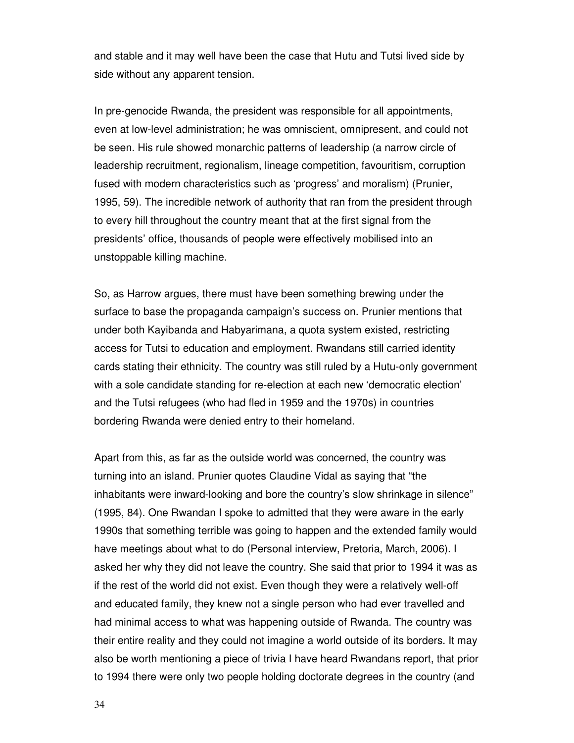and stable and it may well have been the case that Hutu and Tutsi lived side by side without any apparent tension.

In pre-genocide Rwanda, the president was responsible for all appointments, even at low-level administration; he was omniscient, omnipresent, and could not be seen. His rule showed monarchic patterns of leadership (a narrow circle of leadership recruitment, regionalism, lineage competition, favouritism, corruption fused with modern characteristics such as 'progress' and moralism) (Prunier, 1995, 59). The incredible network of authority that ran from the president through to every hill throughout the country meant that at the first signal from the presidents' office, thousands of people were effectively mobilised into an unstoppable killing machine.

So, as Harrow argues, there must have been something brewing under the surface to base the propaganda campaign's success on. Prunier mentions that under both Kayibanda and Habyarimana, a quota system existed, restricting access for Tutsi to education and employment. Rwandans still carried identity cards stating their ethnicity. The country was still ruled by a Hutu-only government with a sole candidate standing for re-election at each new 'democratic election' and the Tutsi refugees (who had fled in 1959 and the 1970s) in countries bordering Rwanda were denied entry to their homeland.

Apart from this, as far as the outside world was concerned, the country was turning into an island. Prunier quotes Claudine Vidal as saying that "the inhabitants were inward-looking and bore the country's slow shrinkage in silence" (1995, 84). One Rwandan I spoke to admitted that they were aware in the early 1990s that something terrible was going to happen and the extended family would have meetings about what to do (Personal interview, Pretoria, March, 2006). I asked her why they did not leave the country. She said that prior to 1994 it was as if the rest of the world did not exist. Even though they were a relatively well-off and educated family, they knew not a single person who had ever travelled and had minimal access to what was happening outside of Rwanda. The country was their entire reality and they could not imagine a world outside of its borders. It may also be worth mentioning a piece of trivia I have heard Rwandans report, that prior to 1994 there were only two people holding doctorate degrees in the country (and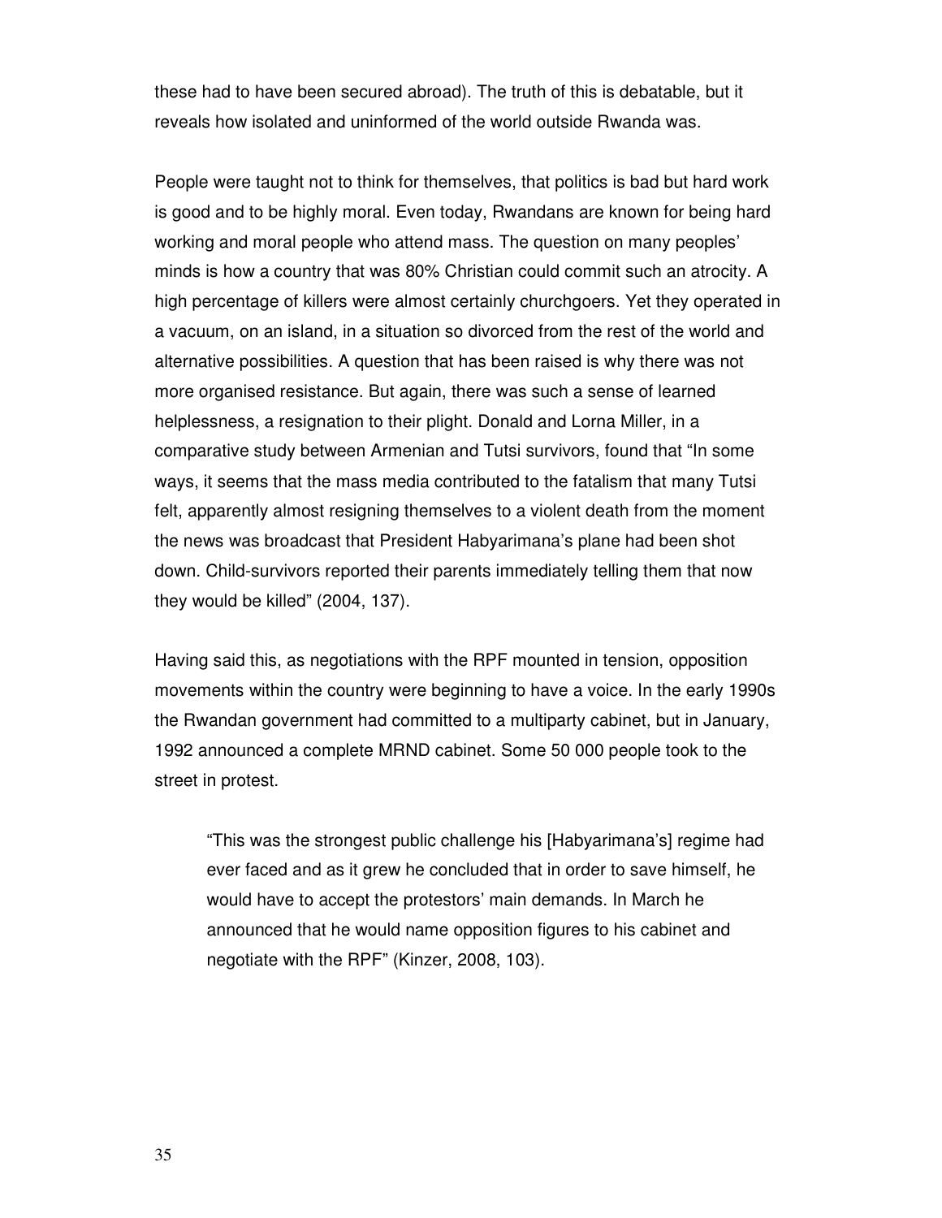these had to have been secured abroad). The truth of this is debatable, but it reveals how isolated and uninformed of the world outside Rwanda was.

People were taught not to think for themselves, that politics is bad but hard work is good and to be highly moral. Even today, Rwandans are known for being hard working and moral people who attend mass. The question on many peoples' minds is how a country that was 80% Christian could commit such an atrocity. A high percentage of killers were almost certainly churchgoers. Yet they operated in a vacuum, on an island, in a situation so divorced from the rest of the world and alternative possibilities. A question that has been raised is why there was not more organised resistance. But again, there was such a sense of learned helplessness, a resignation to their plight. Donald and Lorna Miller, in a comparative study between Armenian and Tutsi survivors, found that "In some ways, it seems that the mass media contributed to the fatalism that many Tutsi felt, apparently almost resigning themselves to a violent death from the moment the news was broadcast that President Habyarimana's plane had been shot down. Child-survivors reported their parents immediately telling them that now they would be killed" (2004, 137).

Having said this, as negotiations with the RPF mounted in tension, opposition movements within the country were beginning to have a voice. In the early 1990s the Rwandan government had committed to a multiparty cabinet, but in January, 1992 announced a complete MRND cabinet. Some 50 000 people took to the street in protest.

> "This was the strongest public challenge his [Habyarimana's] regime had ever faced and as it grew he concluded that in order to save himself, he would have to accept the protestors' main demands. In March he announced that he would name opposition figures to his cabinet and negotiate with the RPF" (Kinzer, 2008, 103).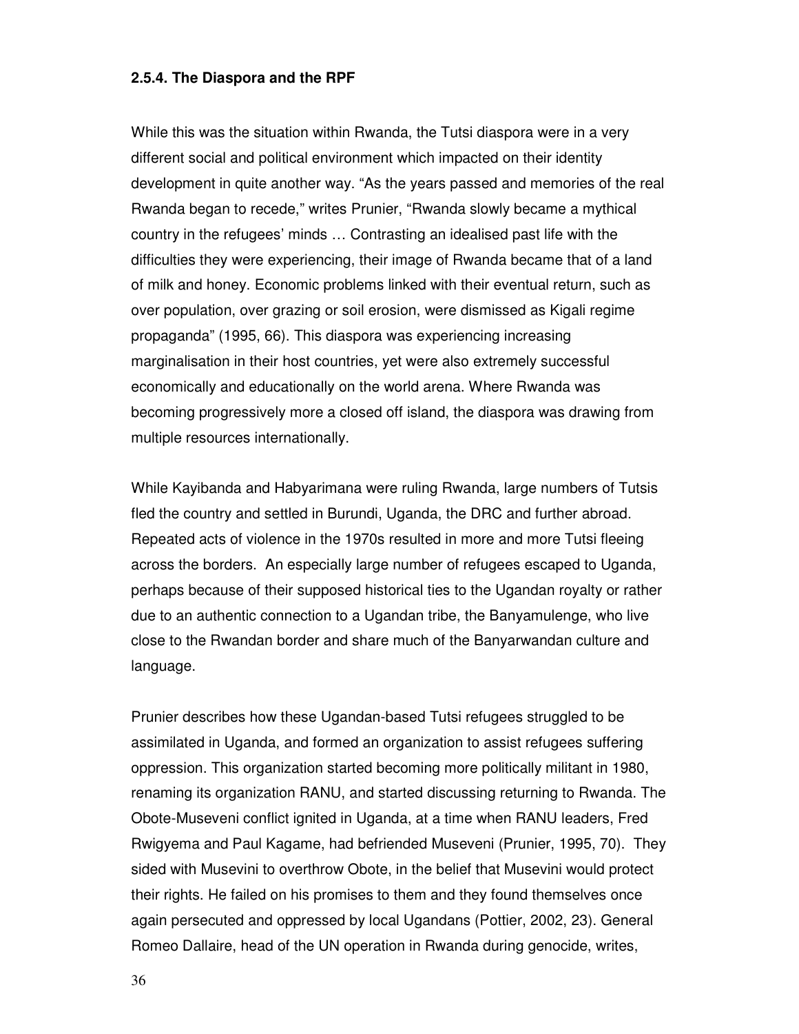#### 2.5.4. The Diaspora and the RPF

While this was the situation within Rwanda, the Tutsi diaspora were in a very different social and political environment which impacted on their identity development in quite another way. "As the years passed and memories of the real Rwanda began to recede," writes Prunier, "Rwanda slowly became a mythical country in the refugees' minds … Contrasting an idealised past life with the difficulties they were experiencing, their image of Rwanda became that of a land of milk and honey. Economic problems linked with their eventual return, such as over population, over grazing or soil erosion, were dismissed as Kigali regime propaganda" (1995, 66). This diaspora was experiencing increasing marginalisation in their host countries, yet were also extremely successful economically and educationally on the world arena. Where Rwanda was becoming progressively more a closed off island, the diaspora was drawing from multiple resources internationally.

While Kayibanda and Habyarimana were ruling Rwanda, large numbers of Tutsis fled the country and settled in Burundi, Uganda, the DRC and further abroad. Repeated acts of violence in the 1970s resulted in more and more Tutsi fleeing across the borders. An especially large number of refugees escaped to Uganda, perhaps because of their supposed historical ties to the Ugandan royalty or rather due to an authentic connection to a Ugandan tribe, the Banyamulenge, who live close to the Rwandan border and share much of the Banyarwandan culture and language.

Prunier describes how these Ugandan-based Tutsi refugees struggled to be assimilated in Uganda, and formed an organization to assist refugees suffering oppression. This organization started becoming more politically militant in 1980, renaming its organization RANU, and started discussing returning to Rwanda. The Obote-Museveni conflict ignited in Uganda, at a time when RANU leaders, Fred Rwigyema and Paul Kagame, had befriended Museveni (Prunier, 1995, 70). They sided with Musevini to overthrow Obote, in the belief that Musevini would protect their rights. He failed on his promises to them and they found themselves once again persecuted and oppressed by local Ugandans (Pottier, 2002, 23). General Romeo Dallaire, head of the UN operation in Rwanda during genocide, writes,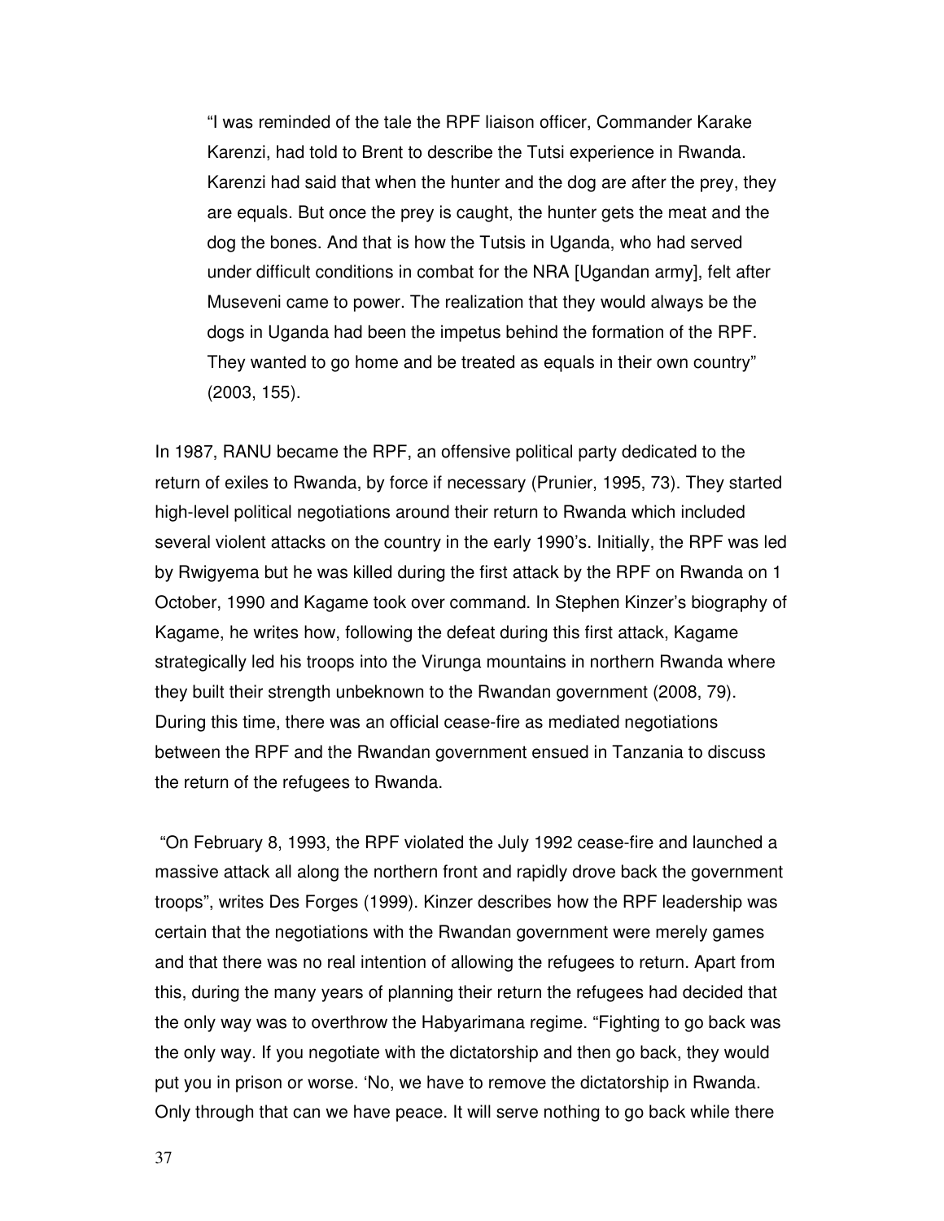> "I was reminded of the tale the RPF liaison officer, Commander Karake Karenzi, had told to Brent to describe the Tutsi experience in Rwanda. Karenzi had said that when the hunter and the dog are after the prey, they are equals. But once the prey is caught, the hunter gets the meat and the dog the bones. And that is how the Tutsis in Uganda, who had served under difficult conditions in combat for the NRA [Ugandan army], felt after Museveni came to power. The realization that they would always be the dogs in Uganda had been the impetus behind the formation of the RPF. They wanted to go home and be treated as equals in their own country" (2003, 155).

In 1987, RANU became the RPF, an offensive political party dedicated to the return of exiles to Rwanda, by force if necessary (Prunier, 1995, 73). They started high-level political negotiations around their return to Rwanda which included several violent attacks on the country in the early 1990's. Initially, the RPF was led by Rwigyema but he was killed during the first attack by the RPF on Rwanda on 1 October, 1990 and Kagame took over command. In Stephen Kinzer's biography of Kagame, he writes how, following the defeat during this first attack, Kagame strategically led his troops into the Virunga mountains in northern Rwanda where they built their strength unbeknown to the Rwandan government (2008, 79). During this time, there was an official cease-fire as mediated negotiations between the RPF and the Rwandan government ensued in Tanzania to discuss the return of the refugees to Rwanda.

"On February 8, 1993, the RPF violated the July 1992 cease-fire and launched a massive attack all along the northern front and rapidly drove back the government troops", writes Des Forges (1999). Kinzer describes how the RPF leadership was certain that the negotiations with the Rwandan government were merely games and that there was no real intention of allowing the refugees to return. Apart from this, during the many years of planning their return the refugees had decided that the only way was to overthrow the Habyarimana regime. "Fighting to go back was the only way. If you negotiate with the dictatorship and then go back, they would put you in prison or worse. 'No, we have to remove the dictatorship in Rwanda. Only through that can we have peace. It will serve nothing to go back while there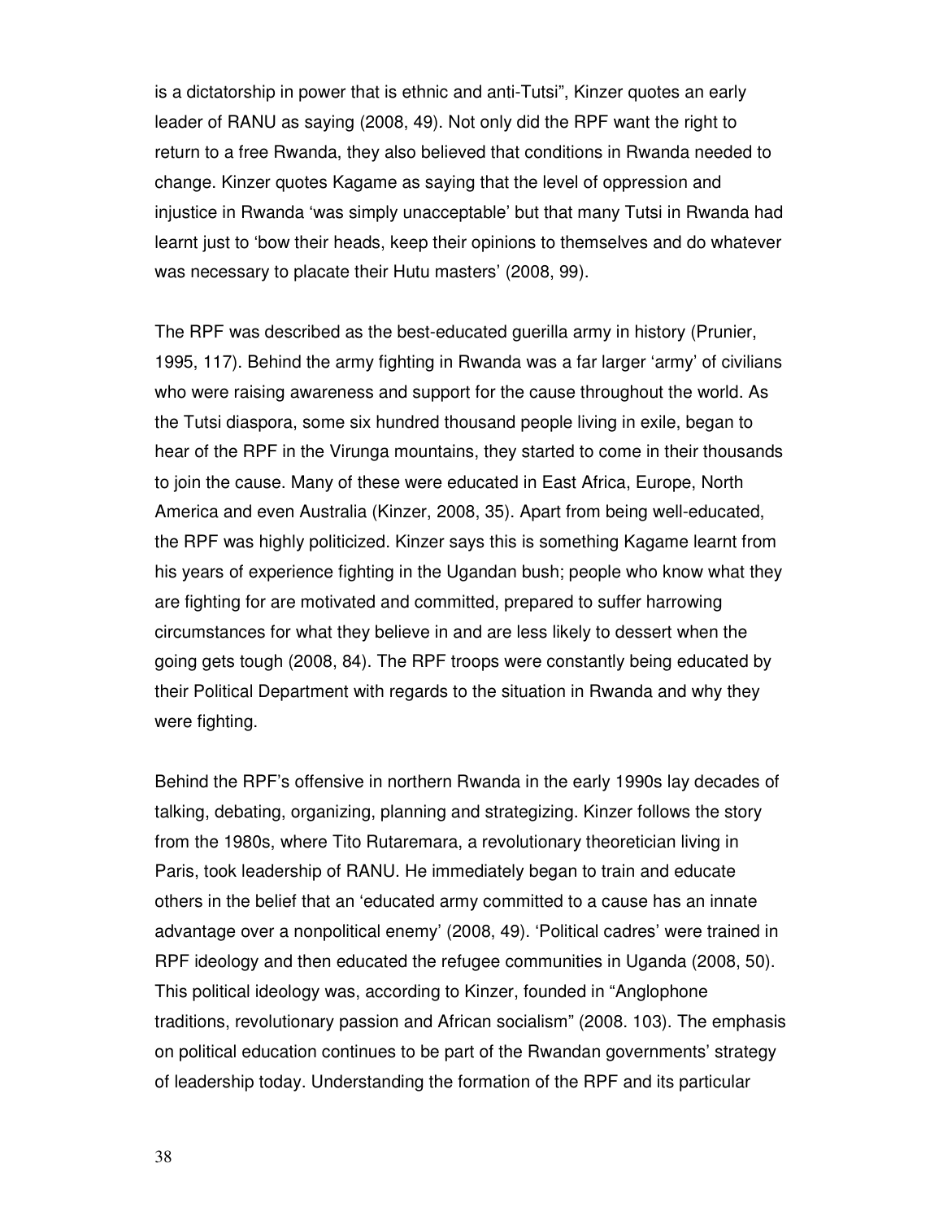is a dictatorship in power that is ethnic and anti-Tutsi", Kinzer quotes an early leader of RANU as saying (2008, 49). Not only did the RPF want the right to return to a free Rwanda, they also believed that conditions in Rwanda needed to change. Kinzer quotes Kagame as saying that the level of oppression and injustice in Rwanda 'was simply unacceptable' but that many Tutsi in Rwanda had learnt just to 'bow their heads, keep their opinions to themselves and do whatever was necessary to placate their Hutu masters' (2008, 99).

The RPF was described as the best-educated guerilla army in history (Prunier, 1995, 117). Behind the army fighting in Rwanda was a far larger 'army' of civilians who were raising awareness and support for the cause throughout the world. As the Tutsi diaspora, some six hundred thousand people living in exile, began to hear of the RPF in the Virunga mountains, they started to come in their thousands to join the cause. Many of these were educated in East Africa, Europe, North America and even Australia (Kinzer, 2008, 35). Apart from being well-educated, the RPF was highly politicized. Kinzer says this is something Kagame learnt from his years of experience fighting in the Ugandan bush; people who know what they are fighting for are motivated and committed, prepared to suffer harrowing circumstances for what they believe in and are less likely to dessert when the going gets tough (2008, 84). The RPF troops were constantly being educated by their Political Department with regards to the situation in Rwanda and why they were fighting.

Behind the RPF's offensive in northern Rwanda in the early 1990s lay decades of talking, debating, organizing, planning and strategizing. Kinzer follows the story from the 1980s, where Tito Rutaremara, a revolutionary theoretician living in Paris, took leadership of RANU. He immediately began to train and educate others in the belief that an 'educated army committed to a cause has an innate advantage over a nonpolitical enemy' (2008, 49). 'Political cadres' were trained in RPF ideology and then educated the refugee communities in Uganda (2008, 50). This political ideology was, according to Kinzer, founded in "Anglophone traditions, revolutionary passion and African socialism" (2008. 103). The emphasis on political education continues to be part of the Rwandan governments' strategy of leadership today. Understanding the formation of the RPF and its particular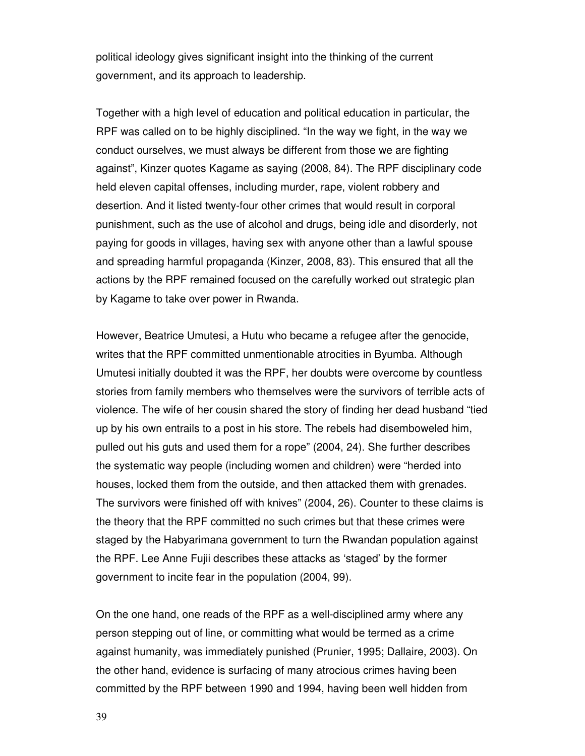political ideology gives significant insight into the thinking of the current government, and its approach to leadership.

Together with a high level of education and political education in particular, the RPF was called on to be highly disciplined. "In the way we fight, in the way we conduct ourselves, we must always be different from those we are fighting against", Kinzer quotes Kagame as saying (2008, 84). The RPF disciplinary code held eleven capital offenses, including murder, rape, violent robbery and desertion. And it listed twenty-four other crimes that would result in corporal punishment, such as the use of alcohol and drugs, being idle and disorderly, not paying for goods in villages, having sex with anyone other than a lawful spouse and spreading harmful propaganda (Kinzer, 2008, 83). This ensured that all the actions by the RPF remained focused on the carefully worked out strategic plan by Kagame to take over power in Rwanda.

However, Beatrice Umutesi, a Hutu who became a refugee after the genocide, writes that the RPF committed unmentionable atrocities in Byumba. Although Umutesi initially doubted it was the RPF, her doubts were overcome by countless stories from family members who themselves were the survivors of terrible acts of violence. The wife of her cousin shared the story of finding her dead husband "tied up by his own entrails to a post in his store. The rebels had disemboweled him, pulled out his guts and used them for a rope" (2004, 24). She further describes the systematic way people (including women and children) were "herded into houses, locked them from the outside, and then attacked them with grenades. The survivors were finished off with knives" (2004, 26). Counter to these claims is the theory that the RPF committed no such crimes but that these crimes were staged by the Habyarimana government to turn the Rwandan population against the RPF. Lee Anne Fujii describes these attacks as 'staged' by the former government to incite fear in the population (2004, 99).

On the one hand, one reads of the RPF as a well-disciplined army where any person stepping out of line, or committing what would be termed as a crime against humanity, was immediately punished (Prunier, 1995; Dallaire, 2003). On the other hand, evidence is surfacing of many atrocious crimes having been committed by the RPF between 1990 and 1994, having been well hidden from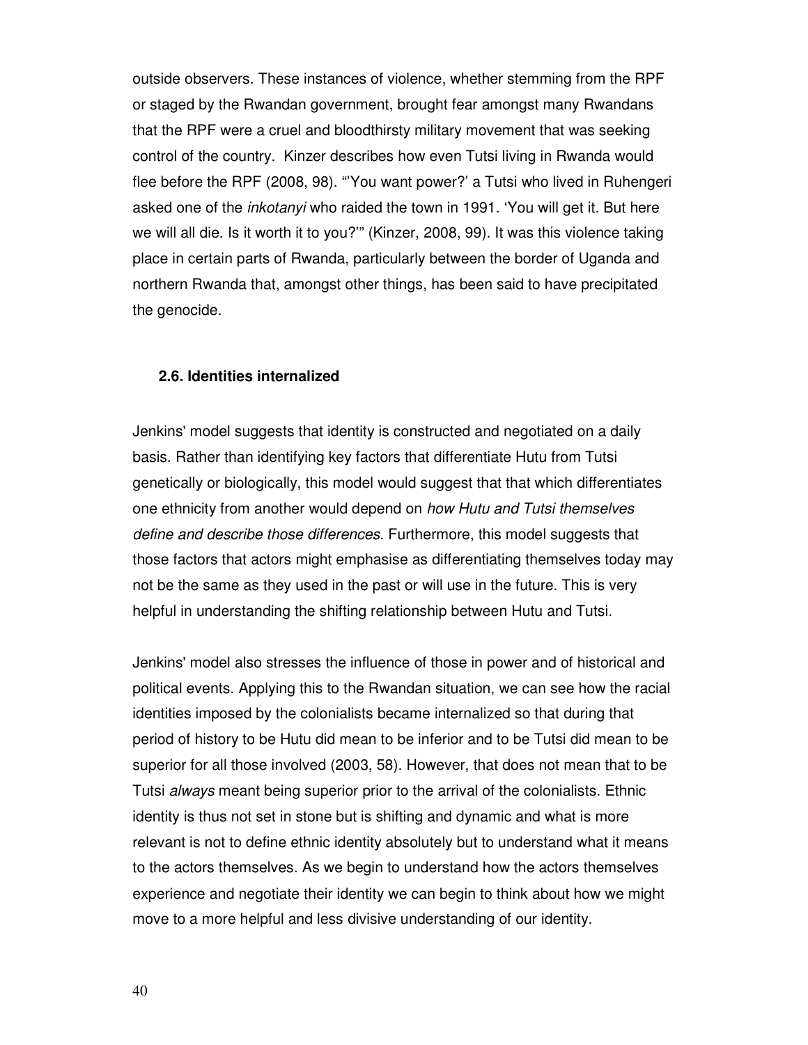outside observers. These instances of violence, whether stemming from the RPF or staged by the Rwandan government, brought fear amongst many Rwandans that the RPF were a cruel and bloodthirsty military movement that was seeking control of the country. Kinzer describes how even Tutsi living in Rwanda would flee before the RPF (2008, 98). "'You want power?' a Tutsi who lived in Ruhengeri asked one of the *inkotanyi* who raided the town in 1991. 'You will get it. But here we will all die. Is it worth it to you?'" (Kinzer, 2008, 99). It was this violence taking place in certain parts of Rwanda, particularly between the border of Uganda and northern Rwanda that, amongst other things, has been said to have precipitated the genocide.

### 2.6. Identities internalized

Jenkins' model suggests that identity is constructed and negotiated on a daily basis. Rather than identifying key factors that differentiate Hutu from Tutsi genetically or biologically, this model would suggest that that which differentiates one ethnicity from another would depend on *how Hutu and Tutsi themselves define and describe those differences*. Furthermore, this model suggests that those factors that actors might emphasise as differentiating themselves today may not be the same as they used in the past or will use in the future. This is very helpful in understanding the shifting relationship between Hutu and Tutsi.

Jenkins' model also stresses the influence of those in power and of historical and political events. Applying this to the Rwandan situation, we can see how the racial identities imposed by the colonialists became internalized so that during that period of history to be Hutu did mean to be inferior and to be Tutsi did mean to be superior for all those involved (2003, 58). However, that does not mean that to be Tutsi *always* meant being superior prior to the arrival of the colonialists. Ethnic identity is thus not set in stone but is shifting and dynamic and what is more relevant is not to define ethnic identity absolutely but to understand what it means to the actors themselves. As we begin to understand how the actors themselves experience and negotiate their identity we can begin to think about how we might move to a more helpful and less divisive understanding of our identity.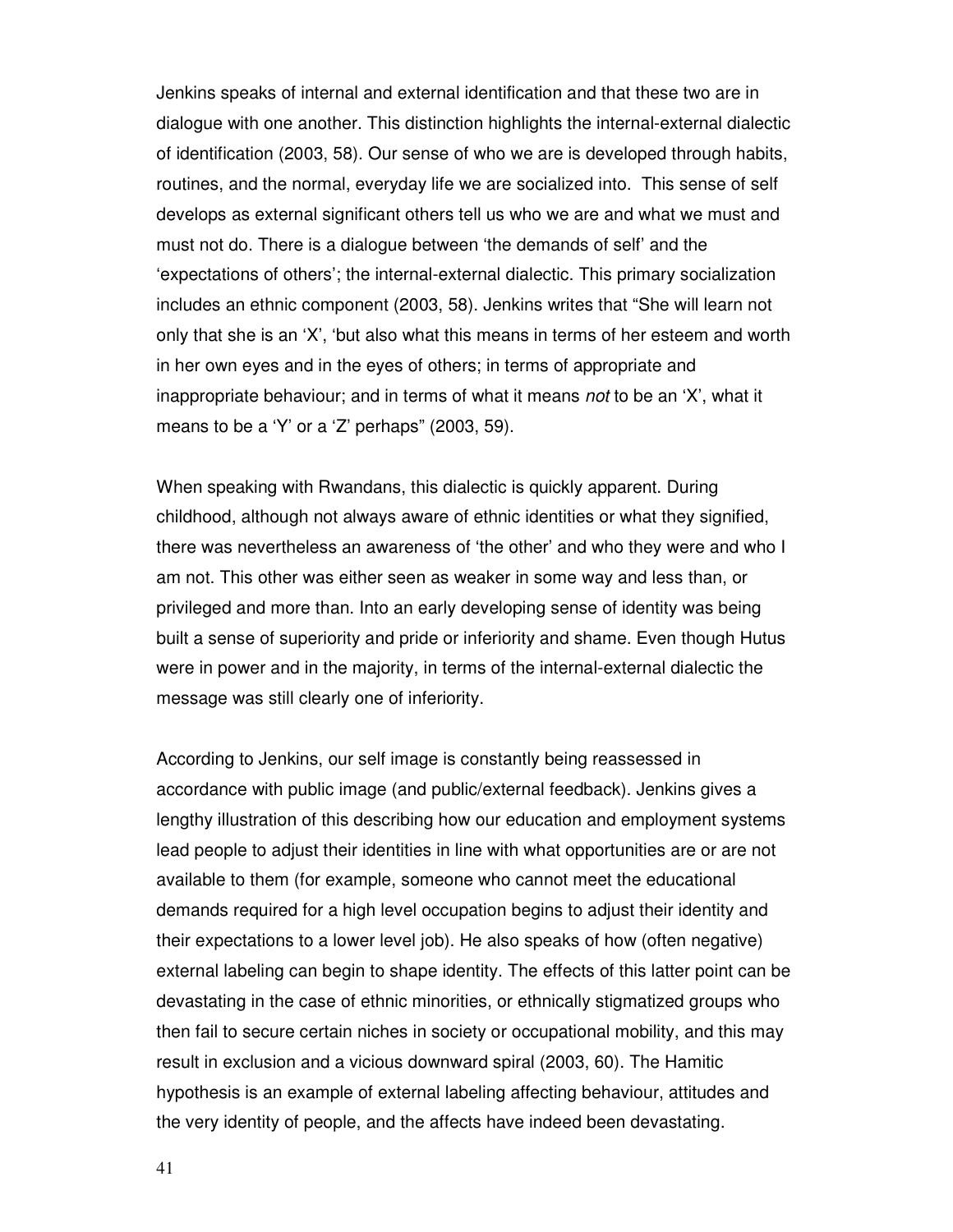Jenkins speaks of internal and external identification and that these two are in dialogue with one another. This distinction highlights the internal-external dialectic of identification (2003, 58). Our sense of who we are is developed through habits, routines, and the normal, everyday life we are socialized into. This sense of self develops as external significant others tell us who we are and what we must and must not do. There is a dialogue between 'the demands of self' and the 'expectations of others'; the internal-external dialectic. This primary socialization includes an ethnic component (2003, 58). Jenkins writes that "She will learn not only that she is an 'X', 'but also what this means in terms of her esteem and worth in her own eyes and in the eyes of others; in terms of appropriate and inappropriate behaviour; and in terms of what it means *not* to be an 'X', what it means to be a 'Y' or a 'Z' perhaps" (2003, 59).

When speaking with Rwandans, this dialectic is quickly apparent. During childhood, although not always aware of ethnic identities or what they signified, there was nevertheless an awareness of 'the other' and who they were and who I am not. This other was either seen as weaker in some way and less than, or privileged and more than. Into an early developing sense of identity was being built a sense of superiority and pride or inferiority and shame. Even though Hutus were in power and in the majority, in terms of the internal-external dialectic the message was still clearly one of inferiority.

According to Jenkins, our self image is constantly being reassessed in accordance with public image (and public/external feedback). Jenkins gives a lengthy illustration of this describing how our education and employment systems lead people to adjust their identities in line with what opportunities are or are not available to them (for example, someone who cannot meet the educational demands required for a high level occupation begins to adjust their identity and their expectations to a lower level job). He also speaks of how (often negative) external labeling can begin to shape identity. The effects of this latter point can be devastating in the case of ethnic minorities, or ethnically stigmatized groups who then fail to secure certain niches in society or occupational mobility, and this may result in exclusion and a vicious downward spiral (2003, 60). The Hamitic hypothesis is an example of external labeling affecting behaviour, attitudes and the very identity of people, and the affects have indeed been devastating.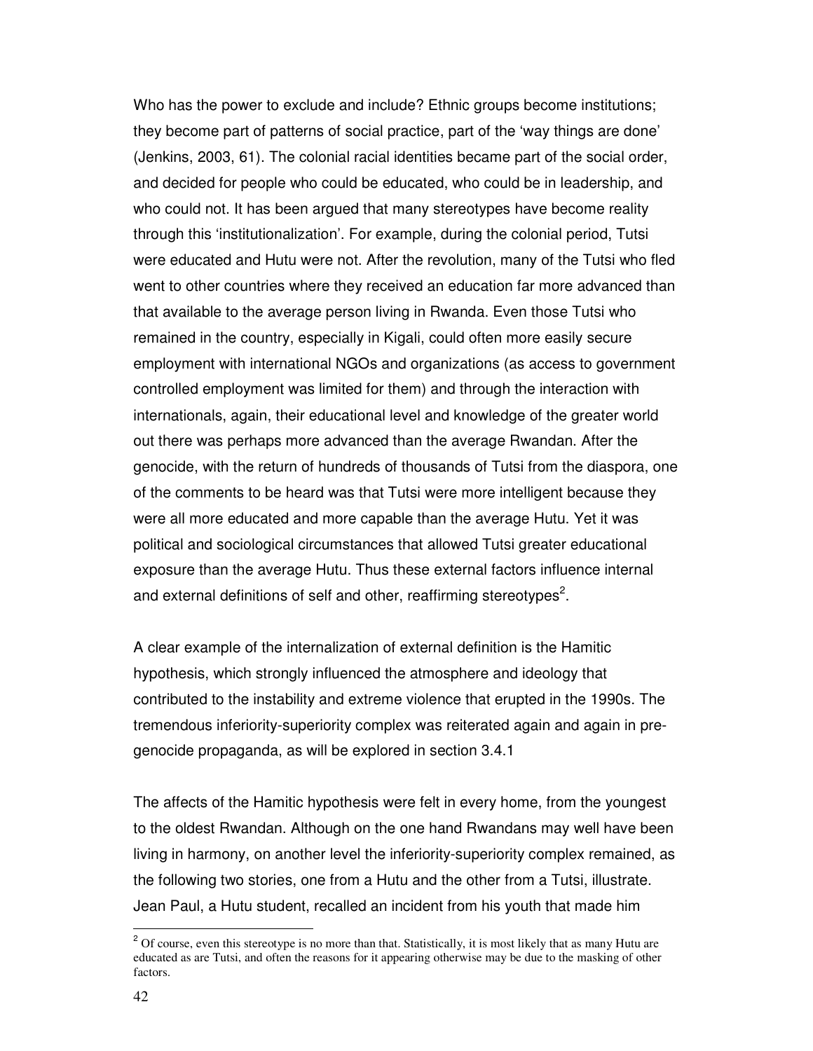Who has the power to exclude and include? Ethnic groups become institutions; they become part of patterns of social practice, part of the 'way things are done' (Jenkins, 2003, 61). The colonial racial identities became part of the social order, and decided for people who could be educated, who could be in leadership, and who could not. It has been argued that many stereotypes have become reality through this 'institutionalization'. For example, during the colonial period, Tutsi were educated and Hutu were not. After the revolution, many of the Tutsi who fled went to other countries where they received an education far more advanced than that available to the average person living in Rwanda. Even those Tutsi who remained in the country, especially in Kigali, could often more easily secure employment with international NGOs and organizations (as access to government controlled employment was limited for them) and through the interaction with internationals, again, their educational level and knowledge of the greater world out there was perhaps more advanced than the average Rwandan. After the genocide, with the return of hundreds of thousands of Tutsi from the diaspora, one of the comments to be heard was that Tutsi were more intelligent because they were all more educated and more capable than the average Hutu. Yet it was political and sociological circumstances that allowed Tutsi greater educational exposure than the average Hutu. Thus these external factors influence internal and external definitions of self and other, reaffirming stereotypes[2].

A clear example of the internalization of external definition is the Hamitic hypothesis, which strongly influenced the atmosphere and ideology that contributed to the instability and extreme violence that erupted in the 1990s. The tremendous inferiority-superiority complex was reiterated again and again in pre-genocide propaganda, as will be explored in section 3.4.1

The affects of the Hamitic hypothesis were felt in every home, from the youngest to the oldest Rwandan. Although on the one hand Rwandans may well have been living in harmony, on another level the inferiority-superiority complex remained, as the following two stories, one from a Hutu and the other from a Tutsi, illustrate. Jean Paul, a Hutu student, recalled an incident from his youth that made him

[2] Of course, even this stereotype is no more than that. Statistically, it is most likely that as many Hutu are educated as are Tutsi, and often the reasons for it appearing otherwise may be due to the masking of other factors.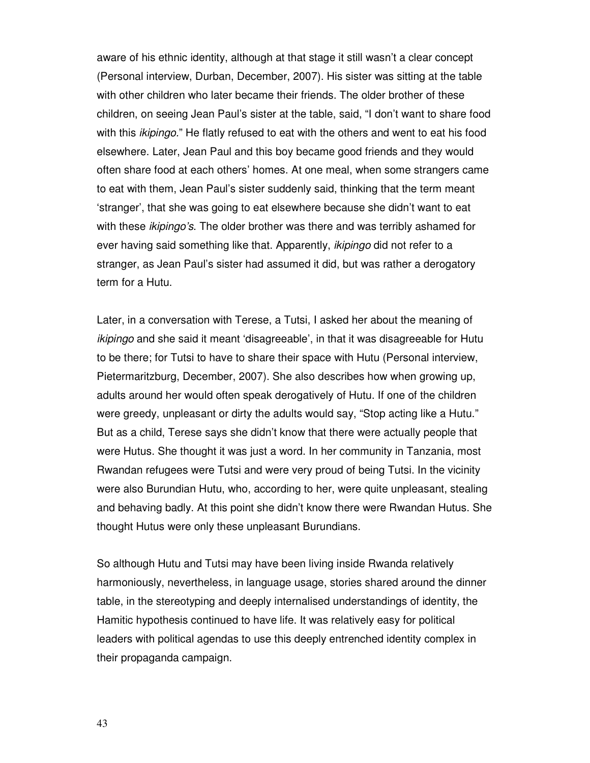aware of his ethnic identity, although at that stage it still wasn't a clear concept (Personal interview, Durban, December, 2007). His sister was sitting at the table with other children who later became their friends. The older brother of these children, on seeing Jean Paul's sister at the table, said, "I don't want to share food with this *ikipingo*." He flatly refused to eat with the others and went to eat his food elsewhere. Later, Jean Paul and this boy became good friends and they would often share food at each others' homes. At one meal, when some strangers came to eat with them, Jean Paul's sister suddenly said, thinking that the term meant 'stranger', that she was going to eat elsewhere because she didn't want to eat with these *ikipingo's*. The older brother was there and was terribly ashamed for ever having said something like that. Apparently, *ikipingo* did not refer to a stranger, as Jean Paul's sister had assumed it did, but was rather a derogatory term for a Hutu.

Later, in a conversation with Terese, a Tutsi, I asked her about the meaning of *ikipingo* and she said it meant 'disagreeable', in that it was disagreeable for Hutu to be there; for Tutsi to have to share their space with Hutu (Personal interview, Pietermaritzburg, December, 2007). She also describes how when growing up, adults around her would often speak derogatively of Hutu. If one of the children were greedy, unpleasant or dirty the adults would say, "Stop acting like a Hutu." But as a child, Terese says she didn't know that there were actually people that were Hutus. She thought it was just a word. In her community in Tanzania, most Rwandan refugees were Tutsi and were very proud of being Tutsi. In the vicinity were also Burundian Hutu, who, according to her, were quite unpleasant, stealing and behaving badly. At this point she didn't know there were Rwandan Hutus. She thought Hutus were only these unpleasant Burundians.

So although Hutu and Tutsi may have been living inside Rwanda relatively harmoniously, nevertheless, in language usage, stories shared around the dinner table, in the stereotyping and deeply internalised understandings of identity, the Hamitic hypothesis continued to have life. It was relatively easy for political leaders with political agendas to use this deeply entrenched identity complex in their propaganda campaign.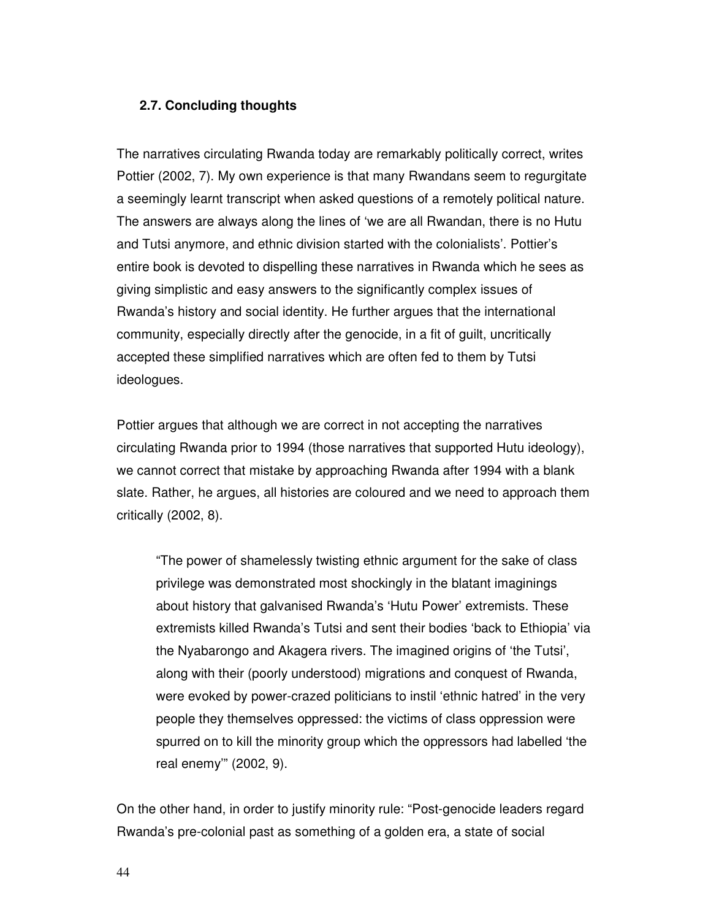### 2.7. Concluding thoughts

The narratives circulating Rwanda today are remarkably politically correct, writes Pottier (2002, 7). My own experience is that many Rwandans seem to regurgitate a seemingly learnt transcript when asked questions of a remotely political nature. The answers are always along the lines of 'we are all Rwandan, there is no Hutu and Tutsi anymore, and ethnic division started with the colonialists'. Pottier's entire book is devoted to dispelling these narratives in Rwanda which he sees as giving simplistic and easy answers to the significantly complex issues of Rwanda's history and social identity. He further argues that the international community, especially directly after the genocide, in a fit of guilt, uncritically accepted these simplified narratives which are often fed to them by Tutsi ideologues.

Pottier argues that although we are correct in not accepting the narratives circulating Rwanda prior to 1994 (those narratives that supported Hutu ideology), we cannot correct that mistake by approaching Rwanda after 1994 with a blank slate. Rather, he argues, all histories are coloured and we need to approach them critically (2002, 8).

> "The power of shamelessly twisting ethnic argument for the sake of class privilege was demonstrated most shockingly in the blatant imaginings about history that galvanised Rwanda's 'Hutu Power' extremists. These extremists killed Rwanda's Tutsi and sent their bodies 'back to Ethiopia' via the Nyabarongo and Akagera rivers. The imagined origins of 'the Tutsi', along with their (poorly understood) migrations and conquest of Rwanda, were evoked by power-crazed politicians to instil 'ethnic hatred' in the very people they themselves oppressed: the victims of class oppression were spurred on to kill the minority group which the oppressors had labelled 'the real enemy'" (2002, 9).

On the other hand, in order to justify minority rule: "Post-genocide leaders regard Rwanda's pre-colonial past as something of a golden era, a state of social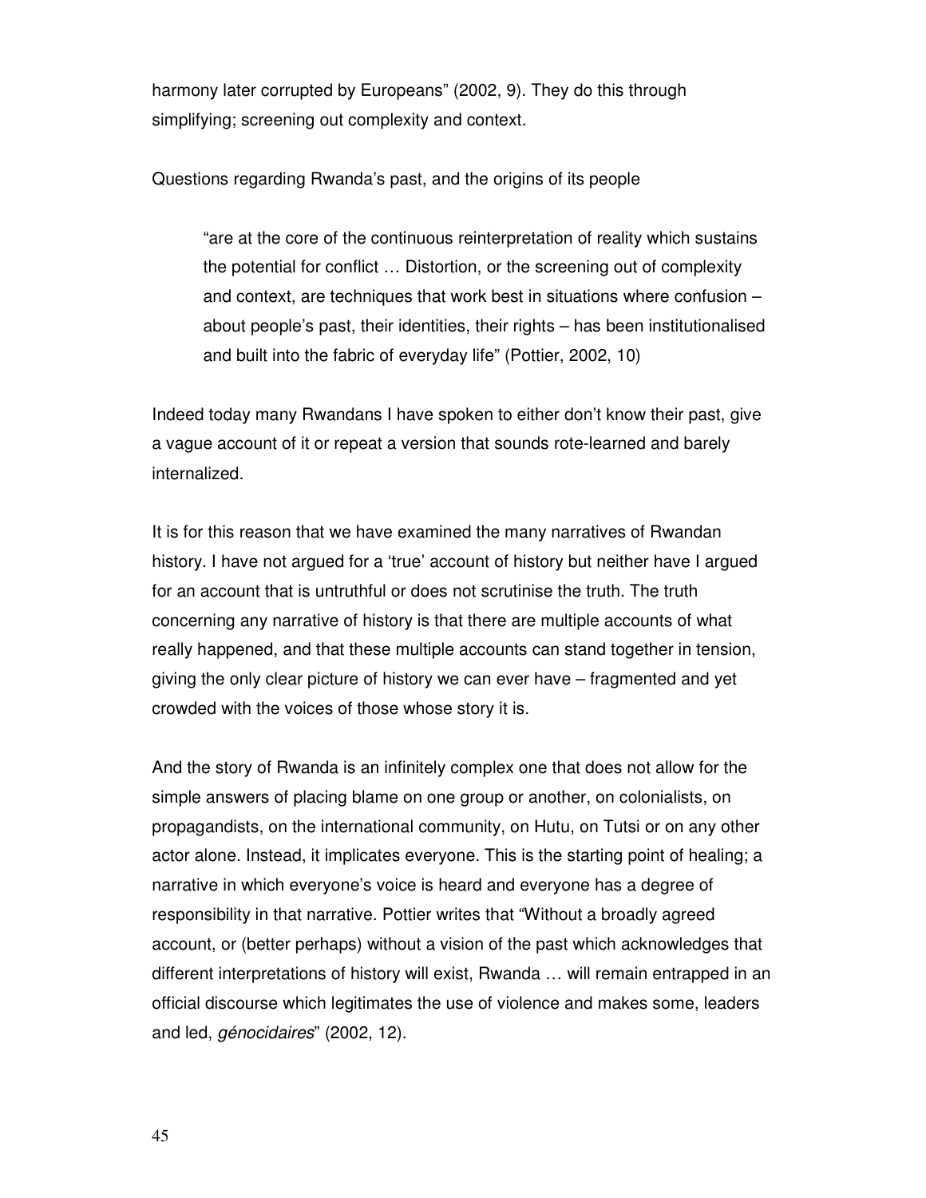harmony later corrupted by Europeans" (2002, 9). They do this through simplifying; screening out complexity and context.

Questions regarding Rwanda's past, and the origins of its people

> "are at the core of the continuous reinterpretation of reality which sustains the potential for conflict … Distortion, or the screening out of complexity and context, are techniques that work best in situations where confusion – about people's past, their identities, their rights – has been institutionalised and built into the fabric of everyday life" (Pottier, 2002, 10)

Indeed today many Rwandans I have spoken to either don't know their past, give a vague account of it or repeat a version that sounds rote-learned and barely internalized.

It is for this reason that we have examined the many narratives of Rwandan history. I have not argued for a 'true' account of history but neither have I argued for an account that is untruthful or does not scrutinise the truth. The truth concerning any narrative of history is that there are multiple accounts of what really happened, and that these multiple accounts can stand together in tension, giving the only clear picture of history we can ever have – fragmented and yet crowded with the voices of those whose story it is.

And the story of Rwanda is an infinitely complex one that does not allow for the simple answers of placing blame on one group or another, on colonialists, on propagandists, on the international community, on Hutu, on Tutsi or on any other actor alone. Instead, it implicates everyone. This is the starting point of healing; a narrative in which everyone's voice is heard and everyone has a degree of responsibility in that narrative. Pottier writes that "Without a broadly agreed account, or (better perhaps) without a vision of the past which acknowledges that different interpretations of history will exist, Rwanda … will remain entrapped in an official discourse which legitimates the use of violence and makes some, leaders and led, *génocidaires*" (2002, 12).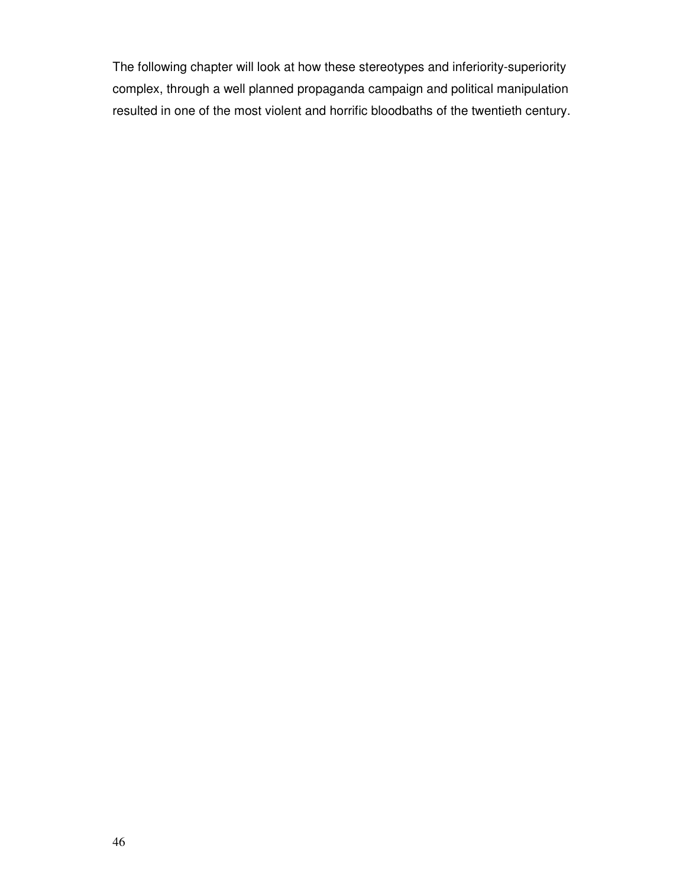The following chapter will look at how these stereotypes and inferiority-superiority complex, through a well planned propaganda campaign and political manipulation resulted in one of the most violent and horrific bloodbaths of the twentieth century.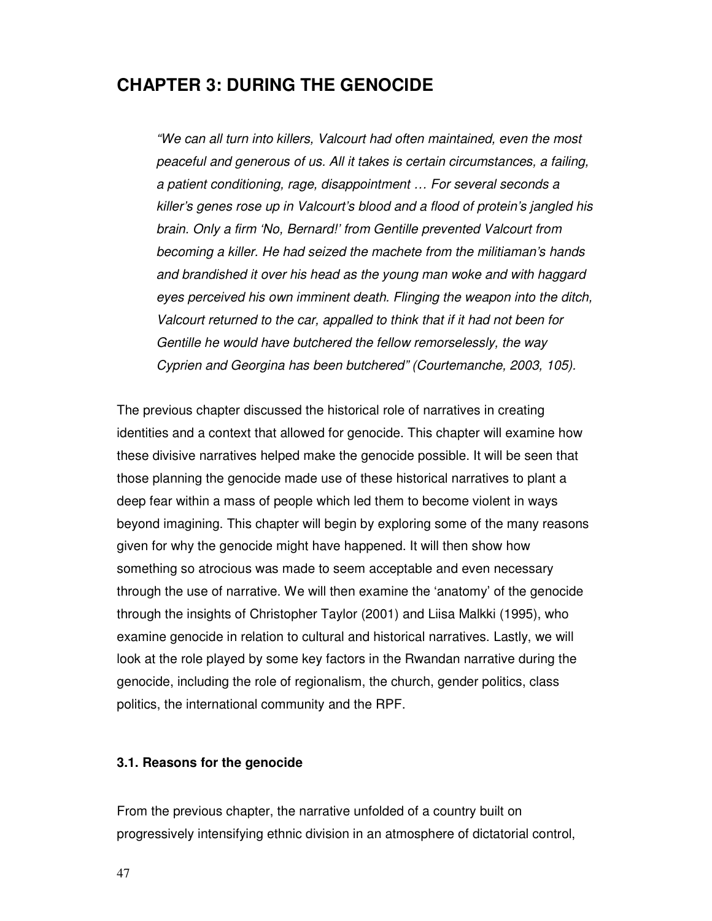# CHAPTER 3: DURING THE GENOCIDE

> *"We can all turn into killers, Valcourt had often maintained, even the most peaceful and generous of us. All it takes is certain circumstances, a failing, a patient conditioning, rage, disappointment … For several seconds a killer's genes rose up in Valcourt's blood and a flood of protein's jangled his brain. Only a firm 'No, Bernard!' from Gentille prevented Valcourt from becoming a killer. He had seized the machete from the militiaman's hands and brandished it over his head as the young man woke and with haggard eyes perceived his own imminent death. Flinging the weapon into the ditch, Valcourt returned to the car, appalled to think that if it had not been for Gentille he would have butchered the fellow remorselessly, the way Cyprien and Georgina has been butchered" (Courtemanche, 2003, 105).*

The previous chapter discussed the historical role of narratives in creating identities and a context that allowed for genocide. This chapter will examine how these divisive narratives helped make the genocide possible. It will be seen that those planning the genocide made use of these historical narratives to plant a deep fear within a mass of people which led them to become violent in ways beyond imagining. This chapter will begin by exploring some of the many reasons given for why the genocide might have happened. It will then show how something so atrocious was made to seem acceptable and even necessary through the use of narrative. We will then examine the 'anatomy' of the genocide through the insights of Christopher Taylor (2001) and Liisa Malkki (1995), who examine genocide in relation to cultural and historical narratives. Lastly, we will look at the role played by some key factors in the Rwandan narrative during the genocide, including the role of regionalism, the church, gender politics, class politics, the international community and the RPF.

### 3.1. Reasons for the genocide

From the previous chapter, the narrative unfolded of a country built on progressively intensifying ethnic division in an atmosphere of dictatorial control,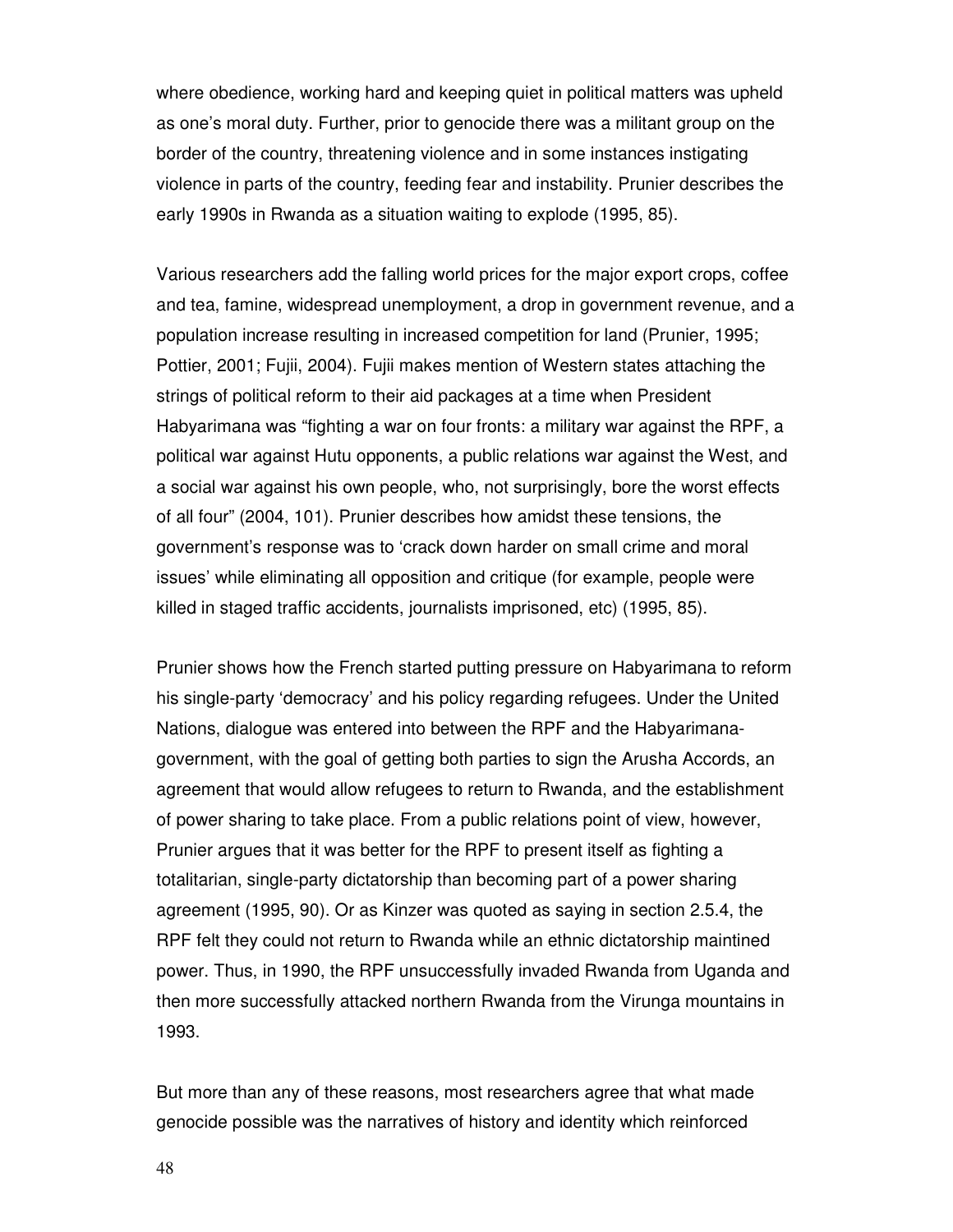where obedience, working hard and keeping quiet in political matters was upheld as one's moral duty. Further, prior to genocide there was a militant group on the border of the country, threatening violence and in some instances instigating violence in parts of the country, feeding fear and instability. Prunier describes the early 1990s in Rwanda as a situation waiting to explode (1995, 85).

Various researchers add the falling world prices for the major export crops, coffee and tea, famine, widespread unemployment, a drop in government revenue, and a population increase resulting in increased competition for land (Prunier, 1995; Pottier, 2001; Fujii, 2004). Fujii makes mention of Western states attaching the strings of political reform to their aid packages at a time when President Habyarimana was "fighting a war on four fronts: a military war against the RPF, a political war against Hutu opponents, a public relations war against the West, and a social war against his own people, who, not surprisingly, bore the worst effects of all four" (2004, 101). Prunier describes how amidst these tensions, the government's response was to 'crack down harder on small crime and moral issues' while eliminating all opposition and critique (for example, people were killed in staged traffic accidents, journalists imprisoned, etc) (1995, 85).

Prunier shows how the French started putting pressure on Habyarimana to reform his single-party 'democracy' and his policy regarding refugees. Under the United Nations, dialogue was entered into between the RPF and the Habyarimana-government, with the goal of getting both parties to sign the Arusha Accords, an agreement that would allow refugees to return to Rwanda, and the establishment of power sharing to take place. From a public relations point of view, however, Prunier argues that it was better for the RPF to present itself as fighting a totalitarian, single-party dictatorship than becoming part of a power sharing agreement (1995, 90). Or as Kinzer was quoted as saying in section 2.5.4, the RPF felt they could not return to Rwanda while an ethnic dictatorship maintined power. Thus, in 1990, the RPF unsuccessfully invaded Rwanda from Uganda and then more successfully attacked northern Rwanda from the Virunga mountains in 1993.

But more than any of these reasons, most researchers agree that what made genocide possible was the narratives of history and identity which reinforced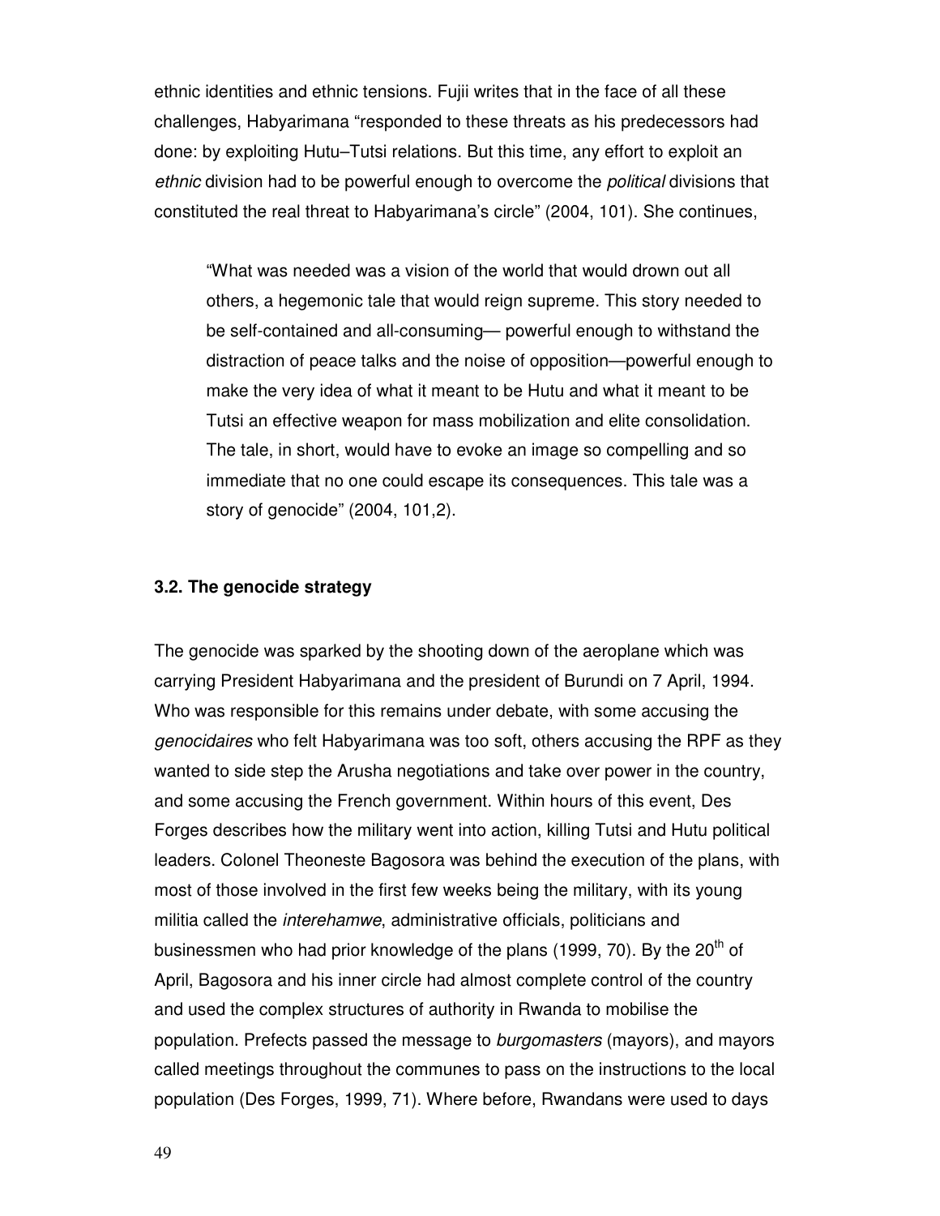ethnic identities and ethnic tensions. Fujii writes that in the face of all these challenges, Habyarimana "responded to these threats as his predecessors had done: by exploiting Hutu–Tutsi relations. But this time, any effort to exploit an *ethnic* division had to be powerful enough to overcome the *political* divisions that constituted the real threat to Habyarimana's circle" (2004, 101). She continues,

> "What was needed was a vision of the world that would drown out all others, a hegemonic tale that would reign supreme. This story needed to be self-contained and all-consuming— powerful enough to withstand the distraction of peace talks and the noise of opposition—powerful enough to make the very idea of what it meant to be Hutu and what it meant to be Tutsi an effective weapon for mass mobilization and elite consolidation. The tale, in short, would have to evoke an image so compelling and so immediate that no one could escape its consequences. This tale was a story of genocide" (2004, 101,2).

### 3.2. The genocide strategy

The genocide was sparked by the shooting down of the aeroplane which was carrying President Habyarimana and the president of Burundi on 7 April, 1994. Who was responsible for this remains under debate, with some accusing the *genocidaires* who felt Habyarimana was too soft, others accusing the RPF as they wanted to side step the Arusha negotiations and take over power in the country, and some accusing the French government. Within hours of this event, Des Forges describes how the military went into action, killing Tutsi and Hutu political leaders. Colonel Theoneste Bagosora was behind the execution of the plans, with most of those involved in the first few weeks being the military, with its young militia called the *interehamwe*, administrative officials, politicians and businessmen who had prior knowledge of the plans (1999, 70). By the 20th of April, Bagosora and his inner circle had almost complete control of the country and used the complex structures of authority in Rwanda to mobilise the population. Prefects passed the message to *burgomasters* (mayors), and mayors called meetings throughout the communes to pass on the instructions to the local population (Des Forges, 1999, 71). Where before, Rwandans were used to days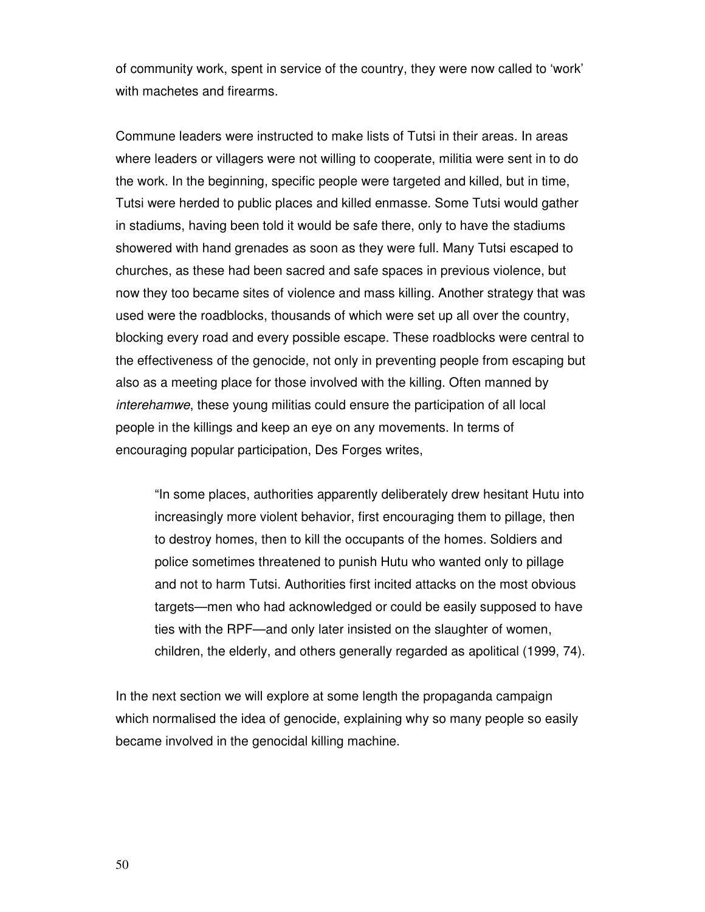of community work, spent in service of the country, they were now called to 'work' with machetes and firearms.

Commune leaders were instructed to make lists of Tutsi in their areas. In areas where leaders or villagers were not willing to cooperate, militia were sent in to do the work. In the beginning, specific people were targeted and killed, but in time, Tutsi were herded to public places and killed enmasse. Some Tutsi would gather in stadiums, having been told it would be safe there, only to have the stadiums showered with hand grenades as soon as they were full. Many Tutsi escaped to churches, as these had been sacred and safe spaces in previous violence, but now they too became sites of violence and mass killing. Another strategy that was used were the roadblocks, thousands of which were set up all over the country, blocking every road and every possible escape. These roadblocks were central to the effectiveness of the genocide, not only in preventing people from escaping but also as a meeting place for those involved with the killing. Often manned by *interehamwe*, these young militias could ensure the participation of all local people in the killings and keep an eye on any movements. In terms of encouraging popular participation, Des Forges writes,

> "In some places, authorities apparently deliberately drew hesitant Hutu into increasingly more violent behavior, first encouraging them to pillage, then to destroy homes, then to kill the occupants of the homes. Soldiers and police sometimes threatened to punish Hutu who wanted only to pillage and not to harm Tutsi. Authorities first incited attacks on the most obvious targets—men who had acknowledged or could be easily supposed to have ties with the RPF—and only later insisted on the slaughter of women, children, the elderly, and others generally regarded as apolitical (1999, 74).

In the next section we will explore at some length the propaganda campaign which normalised the idea of genocide, explaining why so many people so easily became involved in the genocidal killing machine.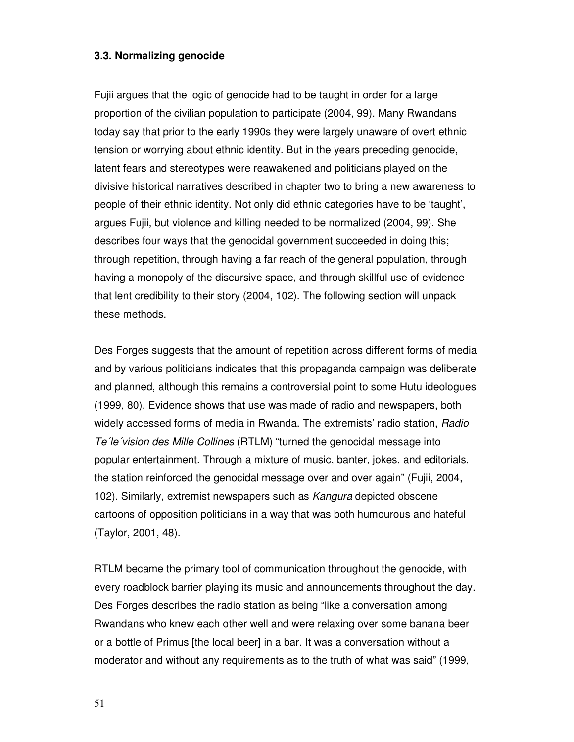### 3.3. Normalizing genocide

Fujii argues that the logic of genocide had to be taught in order for a large proportion of the civilian population to participate (2004, 99). Many Rwandans today say that prior to the early 1990s they were largely unaware of overt ethnic tension or worrying about ethnic identity. But in the years preceding genocide, latent fears and stereotypes were reawakened and politicians played on the divisive historical narratives described in chapter two to bring a new awareness to people of their ethnic identity. Not only did ethnic categories have to be 'taught', argues Fujii, but violence and killing needed to be normalized (2004, 99). She describes four ways that the genocidal government succeeded in doing this; through repetition, through having a far reach of the general population, through having a monopoly of the discursive space, and through skillful use of evidence that lent credibility to their story (2004, 102). The following section will unpack these methods.

Des Forges suggests that the amount of repetition across different forms of media and by various politicians indicates that this propaganda campaign was deliberate and planned, although this remains a controversial point to some Hutu ideologues (1999, 80). Evidence shows that use was made of radio and newspapers, both widely accessed forms of media in Rwanda. The extremists' radio station, *Radio Te´le´vision des Mille Collines* (RTLM) "turned the genocidal message into popular entertainment. Through a mixture of music, banter, jokes, and editorials, the station reinforced the genocidal message over and over again" (Fujii, 2004, 102). Similarly, extremist newspapers such as *Kangura* depicted obscene cartoons of opposition politicians in a way that was both humourous and hateful (Taylor, 2001, 48).

RTLM became the primary tool of communication throughout the genocide, with every roadblock barrier playing its music and announcements throughout the day. Des Forges describes the radio station as being "like a conversation among Rwandans who knew each other well and were relaxing over some banana beer or a bottle of Primus [the local beer] in a bar. It was a conversation without a moderator and without any requirements as to the truth of what was said" (1999,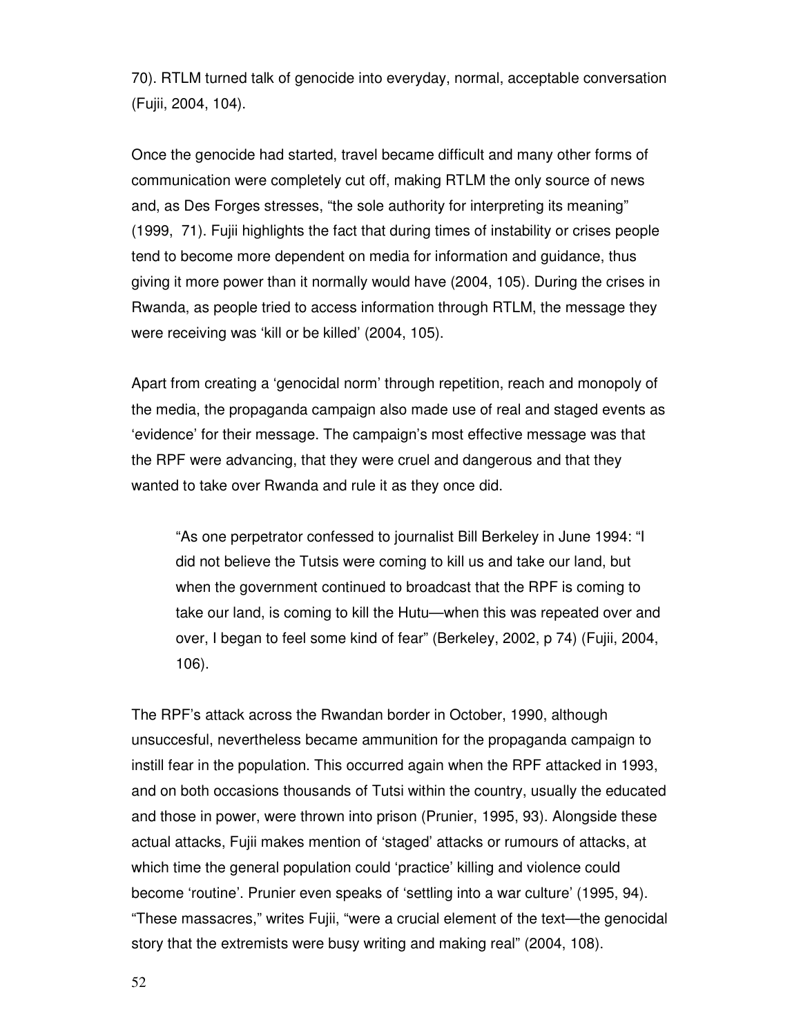70). RTLM turned talk of genocide into everyday, normal, acceptable conversation (Fujii, 2004, 104).

Once the genocide had started, travel became difficult and many other forms of communication were completely cut off, making RTLM the only source of news and, as Des Forges stresses, "the sole authority for interpreting its meaning" (1999, 71). Fujii highlights the fact that during times of instability or crises people tend to become more dependent on media for information and guidance, thus giving it more power than it normally would have (2004, 105). During the crises in Rwanda, as people tried to access information through RTLM, the message they were receiving was 'kill or be killed' (2004, 105).

Apart from creating a 'genocidal norm' through repetition, reach and monopoly of the media, the propaganda campaign also made use of real and staged events as 'evidence' for their message. The campaign's most effective message was that the RPF were advancing, that they were cruel and dangerous and that they wanted to take over Rwanda and rule it as they once did.

> "As one perpetrator confessed to journalist Bill Berkeley in June 1994: "I did not believe the Tutsis were coming to kill us and take our land, but when the government continued to broadcast that the RPF is coming to take our land, is coming to kill the Hutu—when this was repeated over and over, I began to feel some kind of fear" (Berkeley, 2002, p 74) (Fujii, 2004, 106).

The RPF's attack across the Rwandan border in October, 1990, although unsuccesful, nevertheless became ammunition for the propaganda campaign to instill fear in the population. This occurred again when the RPF attacked in 1993, and on both occasions thousands of Tutsi within the country, usually the educated and those in power, were thrown into prison (Prunier, 1995, 93). Alongside these actual attacks, Fujii makes mention of 'staged' attacks or rumours of attacks, at which time the general population could 'practice' killing and violence could become 'routine'. Prunier even speaks of 'settling into a war culture' (1995, 94). "These massacres," writes Fujii, "were a crucial element of the text—the genocidal story that the extremists were busy writing and making real" (2004, 108).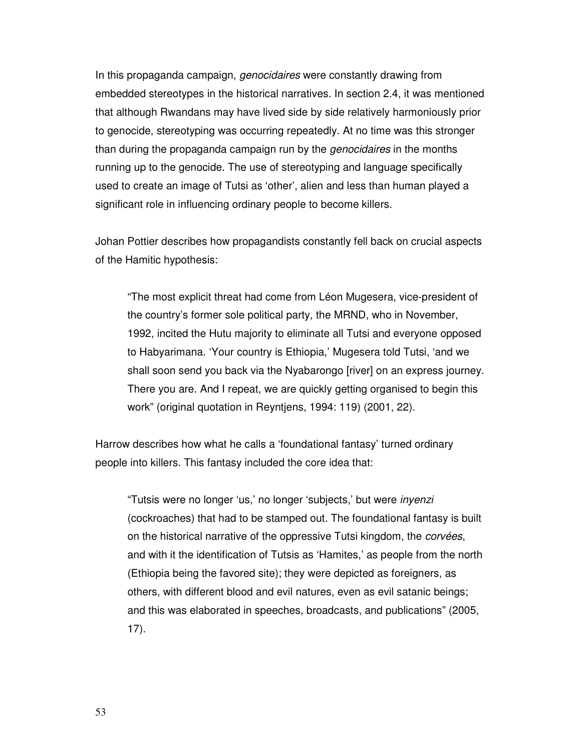In this propaganda campaign, *genocidaires* were constantly drawing from embedded stereotypes in the historical narratives. In section 2.4, it was mentioned that although Rwandans may have lived side by side relatively harmoniously prior to genocide, stereotyping was occurring repeatedly. At no time was this stronger than during the propaganda campaign run by the *genocidaires* in the months running up to the genocide. The use of stereotyping and language specifically used to create an image of Tutsi as 'other', alien and less than human played a significant role in influencing ordinary people to become killers.

Johan Pottier describes how propagandists constantly fell back on crucial aspects of the Hamitic hypothesis:

> "The most explicit threat had come from Léon Mugesera, vice-president of the country's former sole political party, the MRND, who in November, 1992, incited the Hutu majority to eliminate all Tutsi and everyone opposed to Habyarimana. 'Your country is Ethiopia,' Mugesera told Tutsi, 'and we shall soon send you back via the Nyabarongo [river] on an express journey. There you are. And I repeat, we are quickly getting organised to begin this work" (original quotation in Reyntjens, 1994: 119) (2001, 22).

Harrow describes how what he calls a 'foundational fantasy' turned ordinary people into killers. This fantasy included the core idea that:

> "Tutsis were no longer 'us,' no longer 'subjects,' but were *inyenzi* (cockroaches) that had to be stamped out. The foundational fantasy is built on the historical narrative of the oppressive Tutsi kingdom, the *corvées*, and with it the identification of Tutsis as 'Hamites,' as people from the north (Ethiopia being the favored site); they were depicted as foreigners, as others, with different blood and evil natures, even as evil satanic beings; and this was elaborated in speeches, broadcasts, and publications" (2005, 17).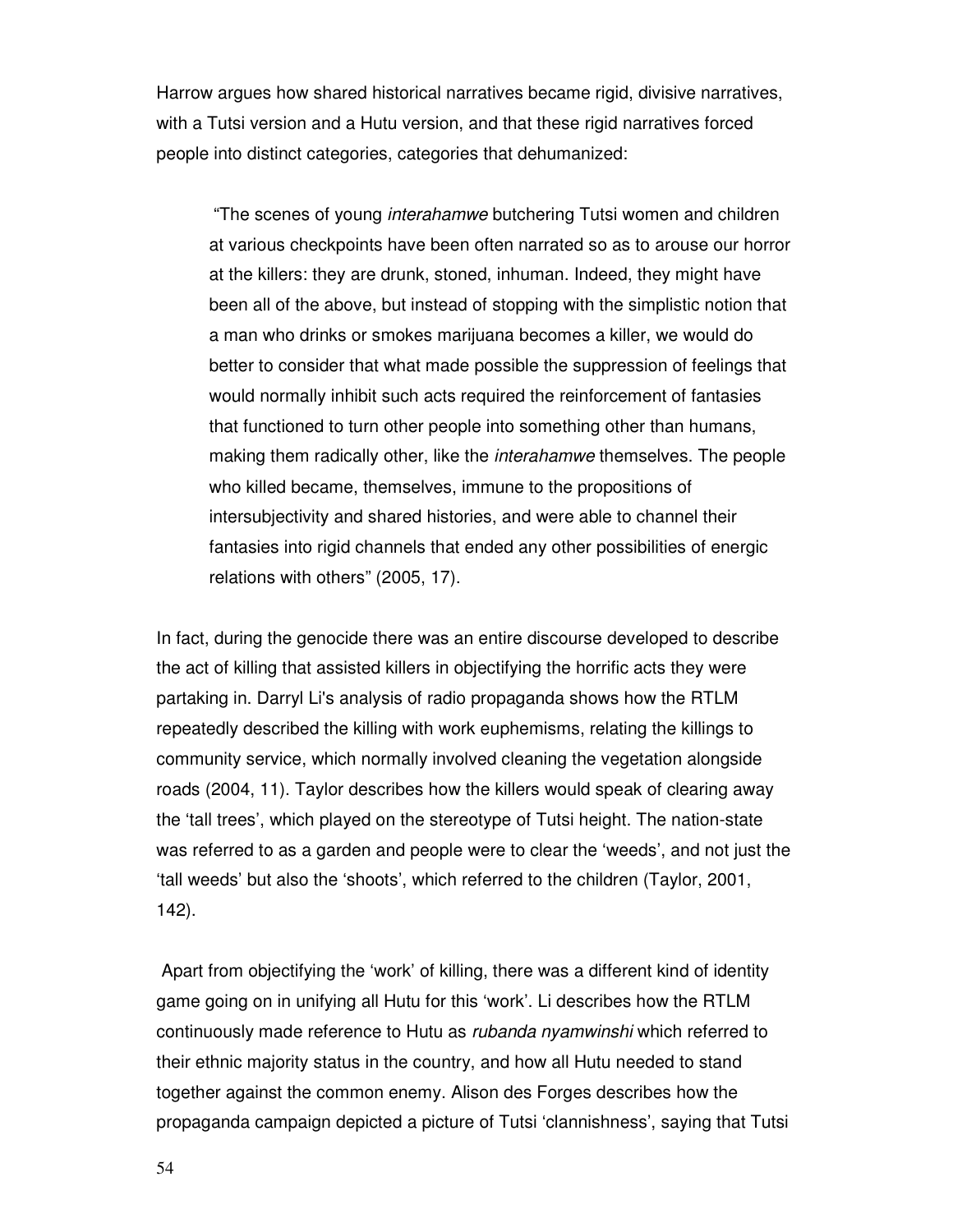Harrow argues how shared historical narratives became rigid, divisive narratives, with a Tutsi version and a Hutu version, and that these rigid narratives forced people into distinct categories, categories that dehumanized:

> "The scenes of young *interahamwe* butchering Tutsi women and children at various checkpoints have been often narrated so as to arouse our horror at the killers: they are drunk, stoned, inhuman. Indeed, they might have been all of the above, but instead of stopping with the simplistic notion that a man who drinks or smokes marijuana becomes a killer, we would do better to consider that what made possible the suppression of feelings that would normally inhibit such acts required the reinforcement of fantasies that functioned to turn other people into something other than humans, making them radically other, like the *interahamwe* themselves. The people who killed became, themselves, immune to the propositions of intersubjectivity and shared histories, and were able to channel their fantasies into rigid channels that ended any other possibilities of energic relations with others" (2005, 17).

In fact, during the genocide there was an entire discourse developed to describe the act of killing that assisted killers in objectifying the horrific acts they were partaking in. Darryl Li's analysis of radio propaganda shows how the RTLM repeatedly described the killing with work euphemisms, relating the killings to community service, which normally involved cleaning the vegetation alongside roads (2004, 11). Taylor describes how the killers would speak of clearing away the 'tall trees', which played on the stereotype of Tutsi height. The nation-state was referred to as a garden and people were to clear the 'weeds', and not just the 'tall weeds' but also the 'shoots', which referred to the children (Taylor, 2001, 142).

Apart from objectifying the 'work' of killing, there was a different kind of identity game going on in unifying all Hutu for this 'work'. Li describes how the RTLM continuously made reference to Hutu as *rubanda nyamwinshi* which referred to their ethnic majority status in the country, and how all Hutu needed to stand together against the common enemy. Alison des Forges describes how the propaganda campaign depicted a picture of Tutsi 'clannishness', saying that Tutsi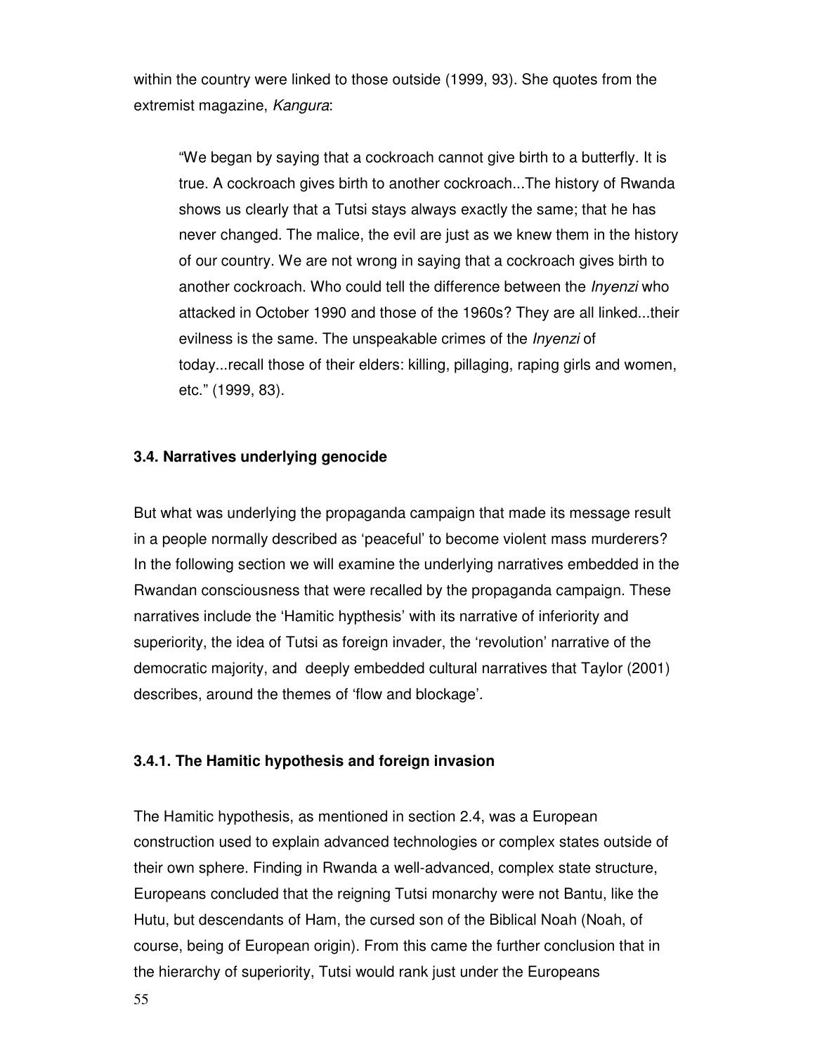within the country were linked to those outside (1999, 93). She quotes from the extremist magazine, *Kangura*:

> "We began by saying that a cockroach cannot give birth to a butterfly. It is true. A cockroach gives birth to another cockroach...The history of Rwanda shows us clearly that a Tutsi stays always exactly the same; that he has never changed. The malice, the evil are just as we knew them in the history of our country. We are not wrong in saying that a cockroach gives birth to another cockroach. Who could tell the difference between the *Inyenzi* who attacked in October 1990 and those of the 1960s? They are all linked...their evilness is the same. The unspeakable crimes of the *Inyenzi* of today...recall those of their elders: killing, pillaging, raping girls and women, etc." (1999, 83).

### 3.4. Narratives underlying genocide

But what was underlying the propaganda campaign that made its message result in a people normally described as 'peaceful' to become violent mass murderers? In the following section we will examine the underlying narratives embedded in the Rwandan consciousness that were recalled by the propaganda campaign. These narratives include the 'Hamitic hypthesis' with its narrative of inferiority and superiority, the idea of Tutsi as foreign invader, the 'revolution' narrative of the democratic majority, and deeply embedded cultural narratives that Taylor (2001) describes, around the themes of 'flow and blockage'.

#### 3.4.1. The Hamitic hypothesis and foreign invasion

The Hamitic hypothesis, as mentioned in section 2.4, was a European construction used to explain advanced technologies or complex states outside of their own sphere. Finding in Rwanda a well-advanced, complex state structure, Europeans concluded that the reigning Tutsi monarchy were not Bantu, like the Hutu, but descendants of Ham, the cursed son of the Biblical Noah (Noah, of course, being of European origin). From this came the further conclusion that in the hierarchy of superiority, Tutsi would rank just under the Europeans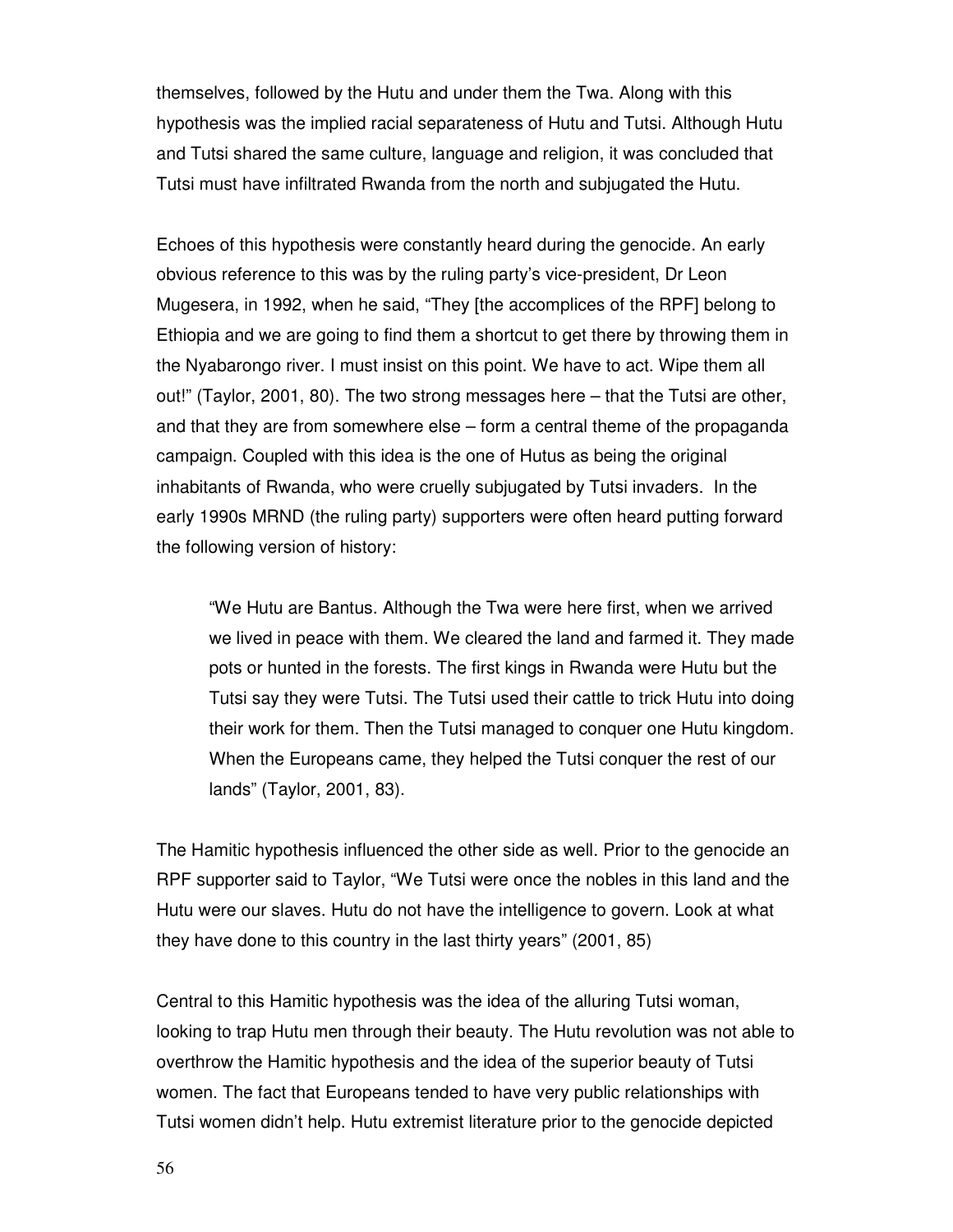themselves, followed by the Hutu and under them the Twa. Along with this hypothesis was the implied racial separateness of Hutu and Tutsi. Although Hutu and Tutsi shared the same culture, language and religion, it was concluded that Tutsi must have infiltrated Rwanda from the north and subjugated the Hutu.

Echoes of this hypothesis were constantly heard during the genocide. An early obvious reference to this was by the ruling party's vice-president, Dr Leon Mugesera, in 1992, when he said, "They [the accomplices of the RPF] belong to Ethiopia and we are going to find them a shortcut to get there by throwing them in the Nyabarongo river. I must insist on this point. We have to act. Wipe them all out!" (Taylor, 2001, 80). The two strong messages here – that the Tutsi are other, and that they are from somewhere else – form a central theme of the propaganda campaign. Coupled with this idea is the one of Hutus as being the original inhabitants of Rwanda, who were cruelly subjugated by Tutsi invaders. In the early 1990s MRND (the ruling party) supporters were often heard putting forward the following version of history:

> "We Hutu are Bantus. Although the Twa were here first, when we arrived we lived in peace with them. We cleared the land and farmed it. They made pots or hunted in the forests. The first kings in Rwanda were Hutu but the Tutsi say they were Tutsi. The Tutsi used their cattle to trick Hutu into doing their work for them. Then the Tutsi managed to conquer one Hutu kingdom. When the Europeans came, they helped the Tutsi conquer the rest of our lands" (Taylor, 2001, 83).

The Hamitic hypothesis influenced the other side as well. Prior to the genocide an RPF supporter said to Taylor, "We Tutsi were once the nobles in this land and the Hutu were our slaves. Hutu do not have the intelligence to govern. Look at what they have done to this country in the last thirty years" (2001, 85)

Central to this Hamitic hypothesis was the idea of the alluring Tutsi woman, looking to trap Hutu men through their beauty. The Hutu revolution was not able to overthrow the Hamitic hypothesis and the idea of the superior beauty of Tutsi women. The fact that Europeans tended to have very public relationships with Tutsi women didn't help. Hutu extremist literature prior to the genocide depicted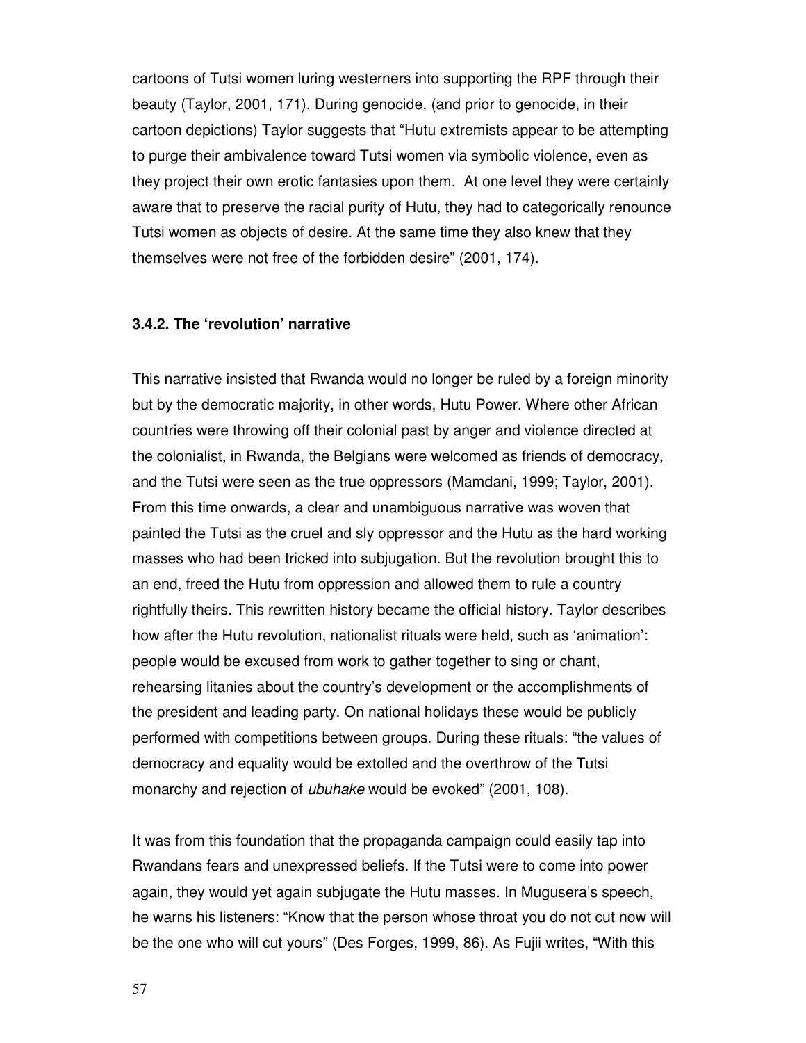cartoons of Tutsi women luring westerners into supporting the RPF through their beauty (Taylor, 2001, 171). During genocide, (and prior to genocide, in their cartoon depictions) Taylor suggests that "Hutu extremists appear to be attempting to purge their ambivalence toward Tutsi women via symbolic violence, even as they project their own erotic fantasies upon them. At one level they were certainly aware that to preserve the racial purity of Hutu, they had to categorically renounce Tutsi women as objects of desire. At the same time they also knew that they themselves were not free of the forbidden desire" (2001, 174).

### 3.4.2. The 'revolution' narrative

This narrative insisted that Rwanda would no longer be ruled by a foreign minority but by the democratic majority, in other words, Hutu Power. Where other African countries were throwing off their colonial past by anger and violence directed at the colonialist, in Rwanda, the Belgians were welcomed as friends of democracy, and the Tutsi were seen as the true oppressors (Mamdani, 1999; Taylor, 2001). From this time onwards, a clear and unambiguous narrative was woven that painted the Tutsi as the cruel and sly oppressor and the Hutu as the hard working masses who had been tricked into subjugation. But the revolution brought this to an end, freed the Hutu from oppression and allowed them to rule a country rightfully theirs. This rewritten history became the official history. Taylor describes how after the Hutu revolution, nationalist rituals were held, such as 'animation': people would be excused from work to gather together to sing or chant, rehearsing litanies about the country's development or the accomplishments of the president and leading party. On national holidays these would be publicly performed with competitions between groups. During these rituals: "the values of democracy and equality would be extolled and the overthrow of the Tutsi monarchy and rejection of *ubuhake* would be evoked" (2001, 108).

It was from this foundation that the propaganda campaign could easily tap into Rwandans fears and unexpressed beliefs. If the Tutsi were to come into power again, they would yet again subjugate the Hutu masses. In Mugusera's speech, he warns his listeners: "Know that the person whose throat you do not cut now will be the one who will cut yours" (Des Forges, 1999, 86). As Fujii writes, "With this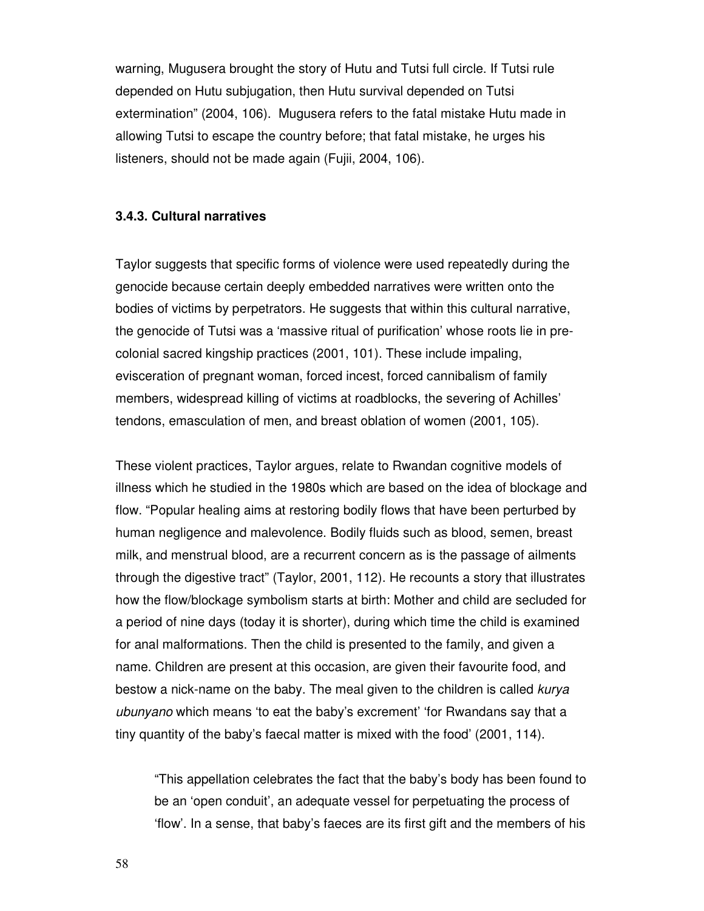warning, Mugusera brought the story of Hutu and Tutsi full circle. If Tutsi rule depended on Hutu subjugation, then Hutu survival depended on Tutsi extermination" (2004, 106). Mugusera refers to the fatal mistake Hutu made in allowing Tutsi to escape the country before; that fatal mistake, he urges his listeners, should not be made again (Fujii, 2004, 106).

### 3.4.3. Cultural narratives

Taylor suggests that specific forms of violence were used repeatedly during the genocide because certain deeply embedded narratives were written onto the bodies of victims by perpetrators. He suggests that within this cultural narrative, the genocide of Tutsi was a 'massive ritual of purification' whose roots lie in pre-colonial sacred kingship practices (2001, 101). These include impaling, evisceration of pregnant woman, forced incest, forced cannibalism of family members, widespread killing of victims at roadblocks, the severing of Achilles' tendons, emasculation of men, and breast oblation of women (2001, 105).

These violent practices, Taylor argues, relate to Rwandan cognitive models of illness which he studied in the 1980s which are based on the idea of blockage and flow. "Popular healing aims at restoring bodily flows that have been perturbed by human negligence and malevolence. Bodily fluids such as blood, semen, breast milk, and menstrual blood, are a recurrent concern as is the passage of ailments through the digestive tract" (Taylor, 2001, 112). He recounts a story that illustrates how the flow/blockage symbolism starts at birth: Mother and child are secluded for a period of nine days (today it is shorter), during which time the child is examined for anal malformations. Then the child is presented to the family, and given a name. Children are present at this occasion, are given their favourite food, and bestow a nick-name on the baby. The meal given to the children is called *kurya ubunyano* which means 'to eat the baby's excrement' 'for Rwandans say that a tiny quantity of the baby's faecal matter is mixed with the food' (2001, 114).

> "This appellation celebrates the fact that the baby's body has been found to be an 'open conduit', an adequate vessel for perpetuating the process of 'flow'. In a sense, that baby's faeces are its first gift and the members of his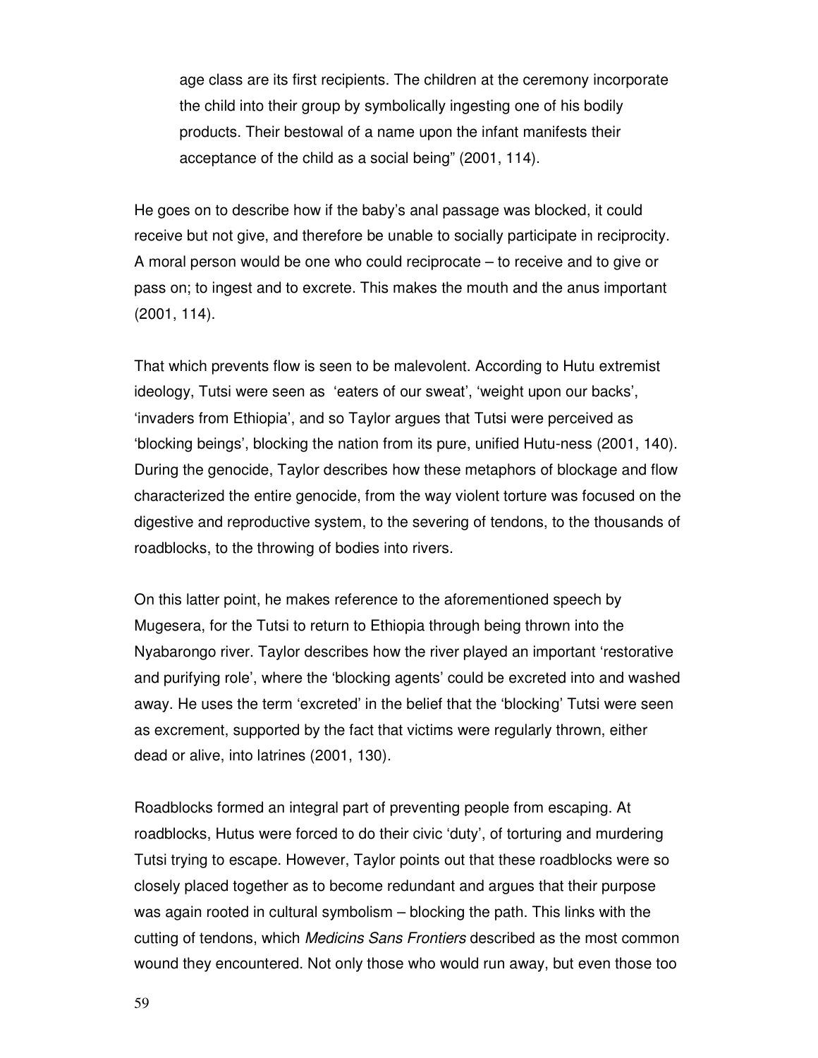age class are its first recipients. The children at the ceremony incorporate the child into their group by symbolically ingesting one of his bodily products. Their bestowal of a name upon the infant manifests their acceptance of the child as a social being" (2001, 114).

He goes on to describe how if the baby's anal passage was blocked, it could receive but not give, and therefore be unable to socially participate in reciprocity. A moral person would be one who could reciprocate – to receive and to give or pass on; to ingest and to excrete. This makes the mouth and the anus important (2001, 114).

That which prevents flow is seen to be malevolent. According to Hutu extremist ideology, Tutsi were seen as 'eaters of our sweat', 'weight upon our backs', 'invaders from Ethiopia', and so Taylor argues that Tutsi were perceived as 'blocking beings', blocking the nation from its pure, unified Hutu-ness (2001, 140). During the genocide, Taylor describes how these metaphors of blockage and flow characterized the entire genocide, from the way violent torture was focused on the digestive and reproductive system, to the severing of tendons, to the thousands of roadblocks, to the throwing of bodies into rivers.

On this latter point, he makes reference to the aforementioned speech by Mugesera, for the Tutsi to return to Ethiopia through being thrown into the Nyabarongo river. Taylor describes how the river played an important 'restorative and purifying role', where the 'blocking agents' could be excreted into and washed away. He uses the term 'excreted' in the belief that the 'blocking' Tutsi were seen as excrement, supported by the fact that victims were regularly thrown, either dead or alive, into latrines (2001, 130).

Roadblocks formed an integral part of preventing people from escaping. At roadblocks, Hutus were forced to do their civic 'duty', of torturing and murdering Tutsi trying to escape. However, Taylor points out that these roadblocks were so closely placed together as to become redundant and argues that their purpose was again rooted in cultural symbolism – blocking the path. This links with the cutting of tendons, which *Medicins Sans Frontiers* described as the most common wound they encountered. Not only those who would run away, but even those too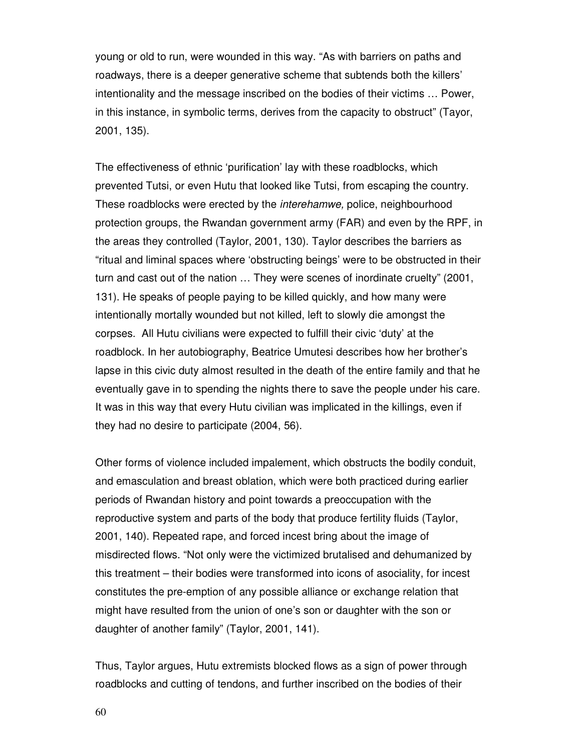young or old to run, were wounded in this way. “As with barriers on paths and roadways, there is a deeper generative scheme that subtends both the killers' intentionality and the message inscribed on the bodies of their victims … Power, in this instance, in symbolic terms, derives from the capacity to obstruct” (Tayor, 2001, 135).

The effectiveness of ethnic ‘purification’ lay with these roadblocks, which prevented Tutsi, or even Hutu that looked like Tutsi, from escaping the country. These roadblocks were erected by the *interehamwe,* police, neighbourhood protection groups, the Rwandan government army (FAR) and even by the RPF, in the areas they controlled (Taylor, 2001, 130). Taylor describes the barriers as “ritual and liminal spaces where ‘obstructing beings’ were to be obstructed in their turn and cast out of the nation … They were scenes of inordinate cruelty” (2001, 131). He speaks of people paying to be killed quickly, and how many were intentionally mortally wounded but not killed, left to slowly die amongst the corpses. All Hutu civilians were expected to fulfill their civic ‘duty’ at the roadblock. In her autobiography, Beatrice Umutesi describes how her brother's lapse in this civic duty almost resulted in the death of the entire family and that he eventually gave in to spending the nights there to save the people under his care. It was in this way that every Hutu civilian was implicated in the killings, even if they had no desire to participate (2004, 56).

Other forms of violence included impalement, which obstructs the bodily conduit, and emasculation and breast oblation, which were both practiced during earlier periods of Rwandan history and point towards a preoccupation with the reproductive system and parts of the body that produce fertility fluids (Taylor, 2001, 140). Repeated rape, and forced incest bring about the image of misdirected flows. “Not only were the victimized brutalised and dehumanized by this treatment – their bodies were transformed into icons of asociality, for incest constitutes the pre-emption of any possible alliance or exchange relation that might have resulted from the union of one's son or daughter with the son or daughter of another family” (Taylor, 2001, 141).

Thus, Taylor argues, Hutu extremists blocked flows as a sign of power through roadblocks and cutting of tendons, and further inscribed on the bodies of their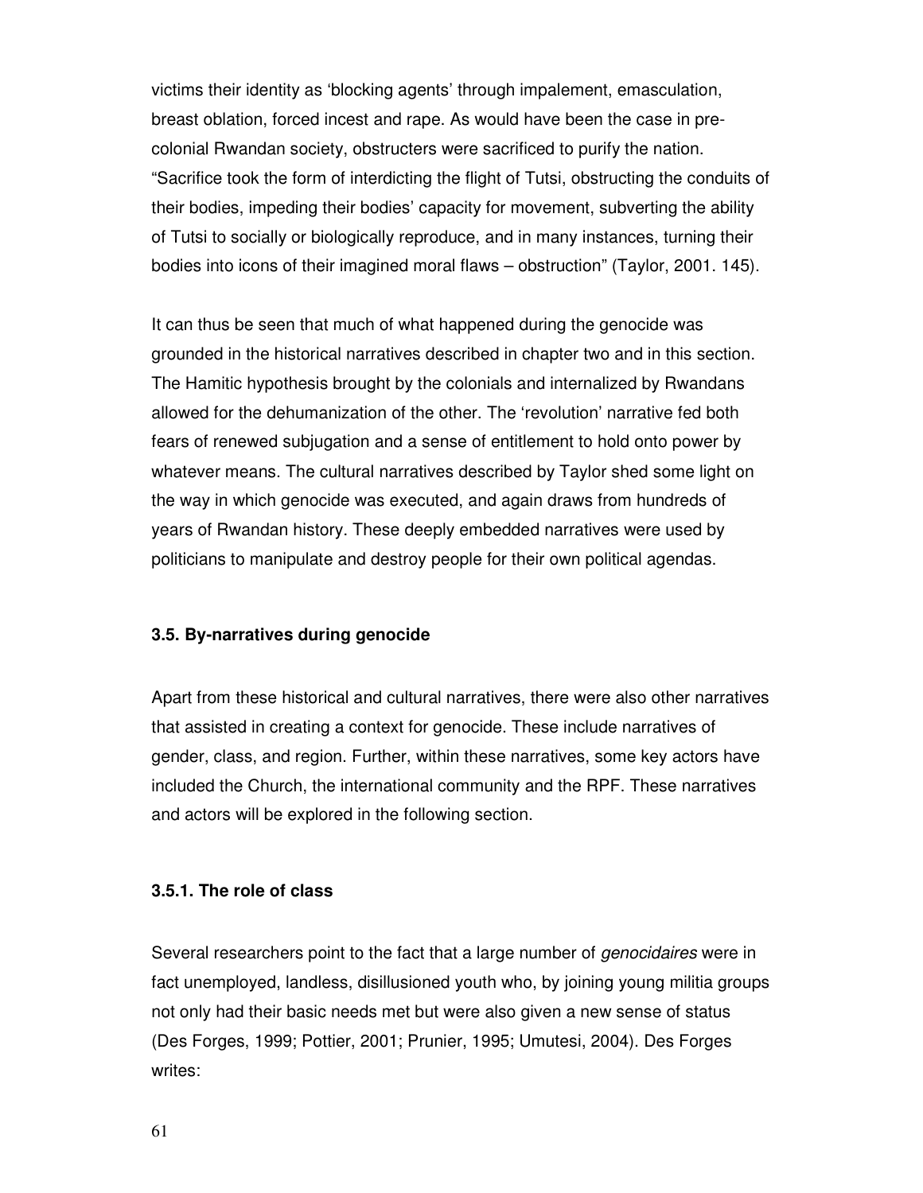victims their identity as 'blocking agents' through impalement, emasculation, breast oblation, forced incest and rape. As would have been the case in pre-colonial Rwandan society, obstructers were sacrificed to purify the nation. "Sacrifice took the form of interdicting the flight of Tutsi, obstructing the conduits of their bodies, impeding their bodies' capacity for movement, subverting the ability of Tutsi to socially or biologically reproduce, and in many instances, turning their bodies into icons of their imagined moral flaws – obstruction" (Taylor, 2001. 145).

It can thus be seen that much of what happened during the genocide was grounded in the historical narratives described in chapter two and in this section. The Hamitic hypothesis brought by the colonials and internalized by Rwandans allowed for the dehumanization of the other. The 'revolution' narrative fed both fears of renewed subjugation and a sense of entitlement to hold onto power by whatever means. The cultural narratives described by Taylor shed some light on the way in which genocide was executed, and again draws from hundreds of years of Rwandan history. These deeply embedded narratives were used by politicians to manipulate and destroy people for their own political agendas.

### 3.5. By-narratives during genocide

Apart from these historical and cultural narratives, there were also other narratives that assisted in creating a context for genocide. These include narratives of gender, class, and region. Further, within these narratives, some key actors have included the Church, the international community and the RPF. These narratives and actors will be explored in the following section.

#### 3.5.1. The role of class

Several researchers point to the fact that a large number of *genocidaires* were in fact unemployed, landless, disillusioned youth who, by joining young militia groups not only had their basic needs met but were also given a new sense of status (Des Forges, 1999; Pottier, 2001; Prunier, 1995; Umutesi, 2004). Des Forges writes: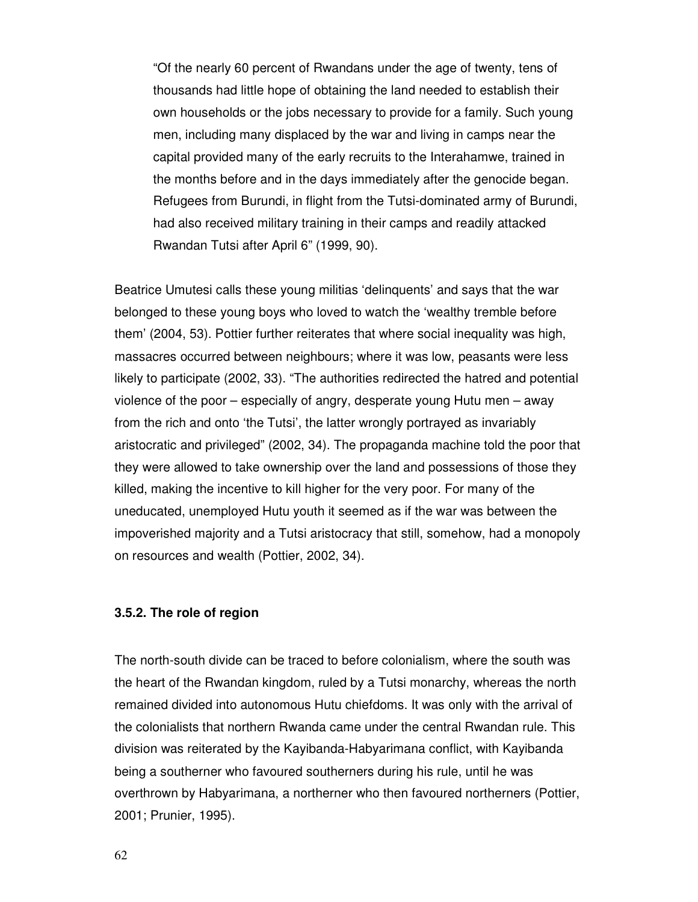> "Of the nearly 60 percent of Rwandans under the age of twenty, tens of thousands had little hope of obtaining the land needed to establish their own households or the jobs necessary to provide for a family. Such young men, including many displaced by the war and living in camps near the capital provided many of the early recruits to the Interahamwe, trained in the months before and in the days immediately after the genocide began. Refugees from Burundi, in flight from the Tutsi-dominated army of Burundi, had also received military training in their camps and readily attacked Rwandan Tutsi after April 6" (1999, 90).

Beatrice Umutesi calls these young militias 'delinquents' and says that the war belonged to these young boys who loved to watch the 'wealthy tremble before them' (2004, 53). Pottier further reiterates that where social inequality was high, massacres occurred between neighbours; where it was low, peasants were less likely to participate (2002, 33). "The authorities redirected the hatred and potential violence of the poor – especially of angry, desperate young Hutu men – away from the rich and onto 'the Tutsi', the latter wrongly portrayed as invariably aristocratic and privileged" (2002, 34). The propaganda machine told the poor that they were allowed to take ownership over the land and possessions of those they killed, making the incentive to kill higher for the very poor. For many of the uneducated, unemployed Hutu youth it seemed as if the war was between the impoverished majority and a Tutsi aristocracy that still, somehow, had a monopoly on resources and wealth (Pottier, 2002, 34).

### 3.5.2. The role of region

The north-south divide can be traced to before colonialism, where the south was the heart of the Rwandan kingdom, ruled by a Tutsi monarchy, whereas the north remained divided into autonomous Hutu chiefdoms. It was only with the arrival of the colonialists that northern Rwanda came under the central Rwandan rule. This division was reiterated by the Kayibanda-Habyarimana conflict, with Kayibanda being a southerner who favoured southerners during his rule, until he was overthrown by Habyarimana, a northerner who then favoured northerners (Pottier, 2001; Prunier, 1995).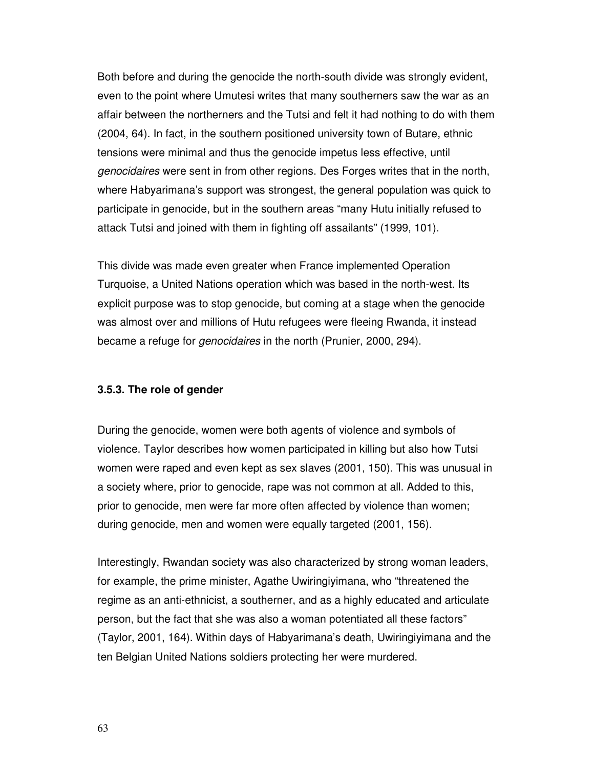Both before and during the genocide the north-south divide was strongly evident, even to the point where Umutesi writes that many southerners saw the war as an affair between the northerners and the Tutsi and felt it had nothing to do with them (2004, 64). In fact, in the southern positioned university town of Butare, ethnic tensions were minimal and thus the genocide impetus less effective, until *genocidaires* were sent in from other regions. Des Forges writes that in the north, where Habyarimana's support was strongest, the general population was quick to participate in genocide, but in the southern areas "many Hutu initially refused to attack Tutsi and joined with them in fighting off assailants" (1999, 101).

This divide was made even greater when France implemented Operation Turquoise, a United Nations operation which was based in the north-west. Its explicit purpose was to stop genocide, but coming at a stage when the genocide was almost over and millions of Hutu refugees were fleeing Rwanda, it instead became a refuge for *genocidaires* in the north (Prunier, 2000, 294).

### 3.5.3. The role of gender

During the genocide, women were both agents of violence and symbols of violence. Taylor describes how women participated in killing but also how Tutsi women were raped and even kept as sex slaves (2001, 150). This was unusual in a society where, prior to genocide, rape was not common at all. Added to this, prior to genocide, men were far more often affected by violence than women; during genocide, men and women were equally targeted (2001, 156).

Interestingly, Rwandan society was also characterized by strong woman leaders, for example, the prime minister, Agathe Uwiringiyimana, who "threatened the regime as an anti-ethnicist, a southerner, and as a highly educated and articulate person, but the fact that she was also a woman potentiated all these factors" (Taylor, 2001, 164). Within days of Habyarimana's death, Uwiringiyimana and the ten Belgian United Nations soldiers protecting her were murdered.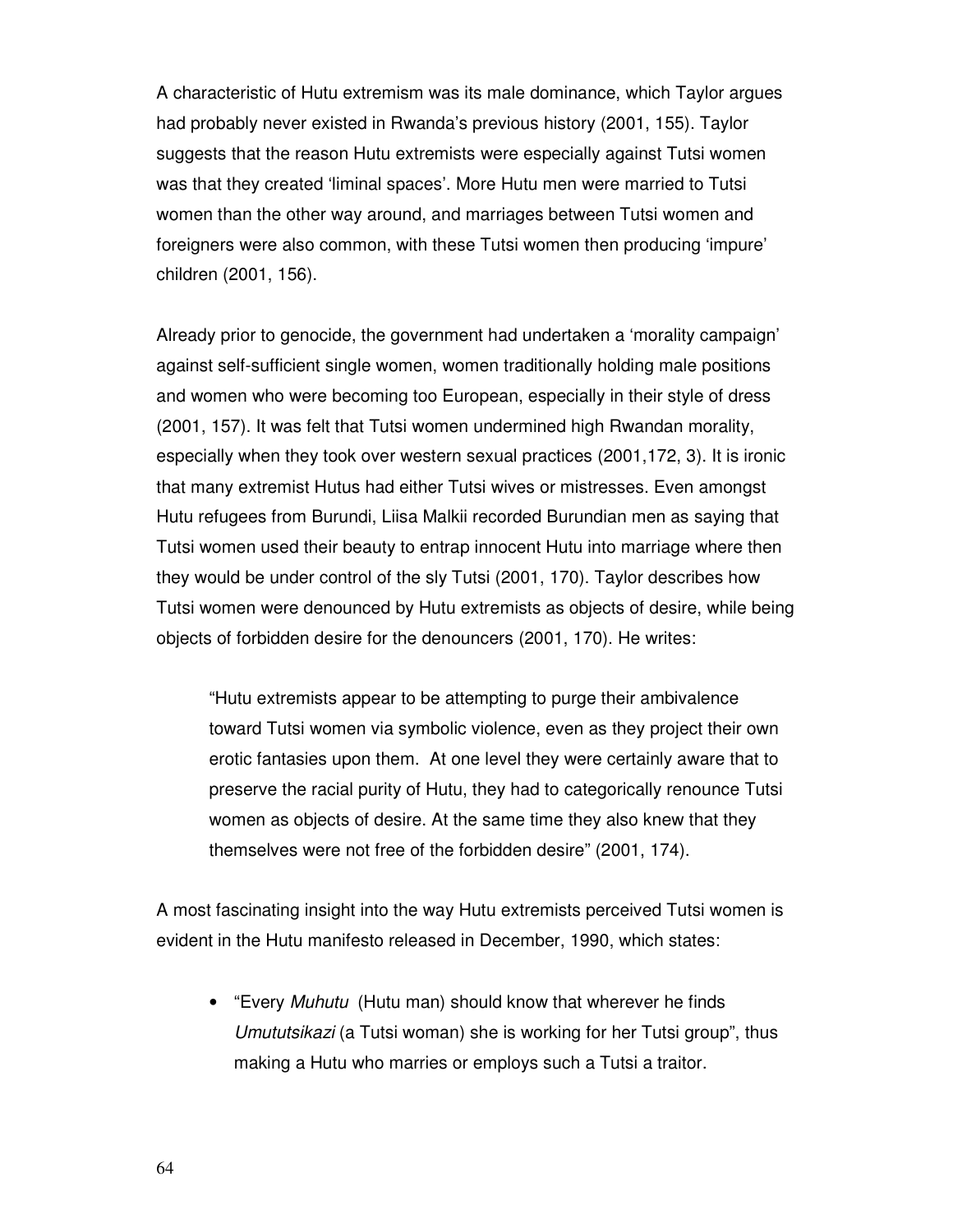A characteristic of Hutu extremism was its male dominance, which Taylor argues had probably never existed in Rwanda's previous history (2001, 155). Taylor suggests that the reason Hutu extremists were especially against Tutsi women was that they created 'liminal spaces'. More Hutu men were married to Tutsi women than the other way around, and marriages between Tutsi women and foreigners were also common, with these Tutsi women then producing 'impure' children (2001, 156).

Already prior to genocide, the government had undertaken a 'morality campaign' against self-sufficient single women, women traditionally holding male positions and women who were becoming too European, especially in their style of dress (2001, 157). It was felt that Tutsi women undermined high Rwandan morality, especially when they took over western sexual practices (2001,172, 3). It is ironic that many extremist Hutus had either Tutsi wives or mistresses. Even amongst Hutu refugees from Burundi, Liisa Malkii recorded Burundian men as saying that Tutsi women used their beauty to entrap innocent Hutu into marriage where then they would be under control of the sly Tutsi (2001, 170). Taylor describes how Tutsi women were denounced by Hutu extremists as objects of desire, while being objects of forbidden desire for the denouncers (2001, 170). He writes:

> "Hutu extremists appear to be attempting to purge their ambivalence toward Tutsi women via symbolic violence, even as they project their own erotic fantasies upon them. At one level they were certainly aware that to preserve the racial purity of Hutu, they had to categorically renounce Tutsi women as objects of desire. At the same time they also knew that they themselves were not free of the forbidden desire" (2001, 174).

A most fascinating insight into the way Hutu extremists perceived Tutsi women is evident in the Hutu manifesto released in December, 1990, which states:

- "Every *Muhutu* (Hutu man) should know that wherever he finds *Umututsikazi* (a Tutsi woman) she is working for her Tutsi group", thus making a Hutu who marries or employs such a Tutsi a traitor.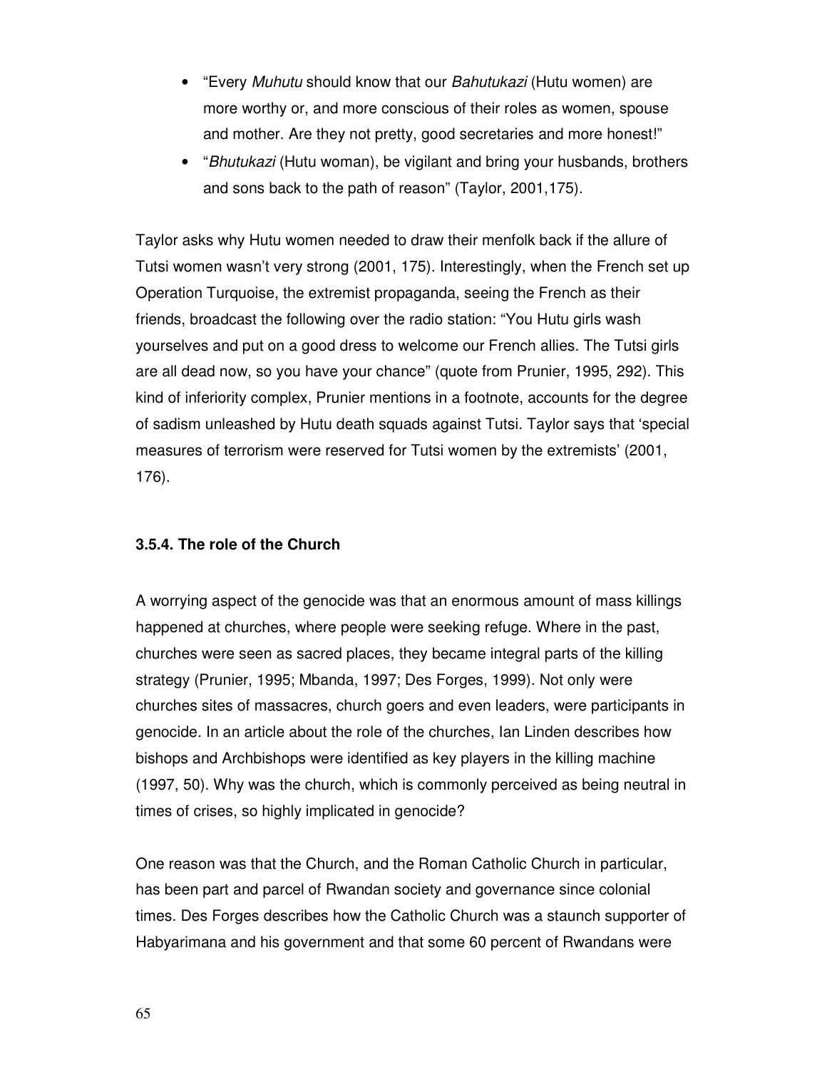- "Every *Muhutu* should know that our *Bahutukazi* (Hutu women) are more worthy or, and more conscious of their roles as women, spouse and mother. Are they not pretty, good secretaries and more honest!"
- "*Bhutukazi* (Hutu woman), be vigilant and bring your husbands, brothers and sons back to the path of reason" (Taylor, 2001,175).

Taylor asks why Hutu women needed to draw their menfolk back if the allure of Tutsi women wasn't very strong (2001, 175). Interestingly, when the French set up Operation Turquoise, the extremist propaganda, seeing the French as their friends, broadcast the following over the radio station: "You Hutu girls wash yourselves and put on a good dress to welcome our French allies. The Tutsi girls are all dead now, so you have your chance" (quote from Prunier, 1995, 292). This kind of inferiority complex, Prunier mentions in a footnote, accounts for the degree of sadism unleashed by Hutu death squads against Tutsi. Taylor says that 'special measures of terrorism were reserved for Tutsi women by the extremists' (2001, 176).

### 3.5.4. The role of the Church

A worrying aspect of the genocide was that an enormous amount of mass killings happened at churches, where people were seeking refuge. Where in the past, churches were seen as sacred places, they became integral parts of the killing strategy (Prunier, 1995; Mbanda, 1997; Des Forges, 1999). Not only were churches sites of massacres, church goers and even leaders, were participants in genocide. In an article about the role of the churches, Ian Linden describes how bishops and Archbishops were identified as key players in the killing machine (1997, 50). Why was the church, which is commonly perceived as being neutral in times of crises, so highly implicated in genocide?

One reason was that the Church, and the Roman Catholic Church in particular, has been part and parcel of Rwandan society and governance since colonial times. Des Forges describes how the Catholic Church was a staunch supporter of Habyarimana and his government and that some 60 percent of Rwandans were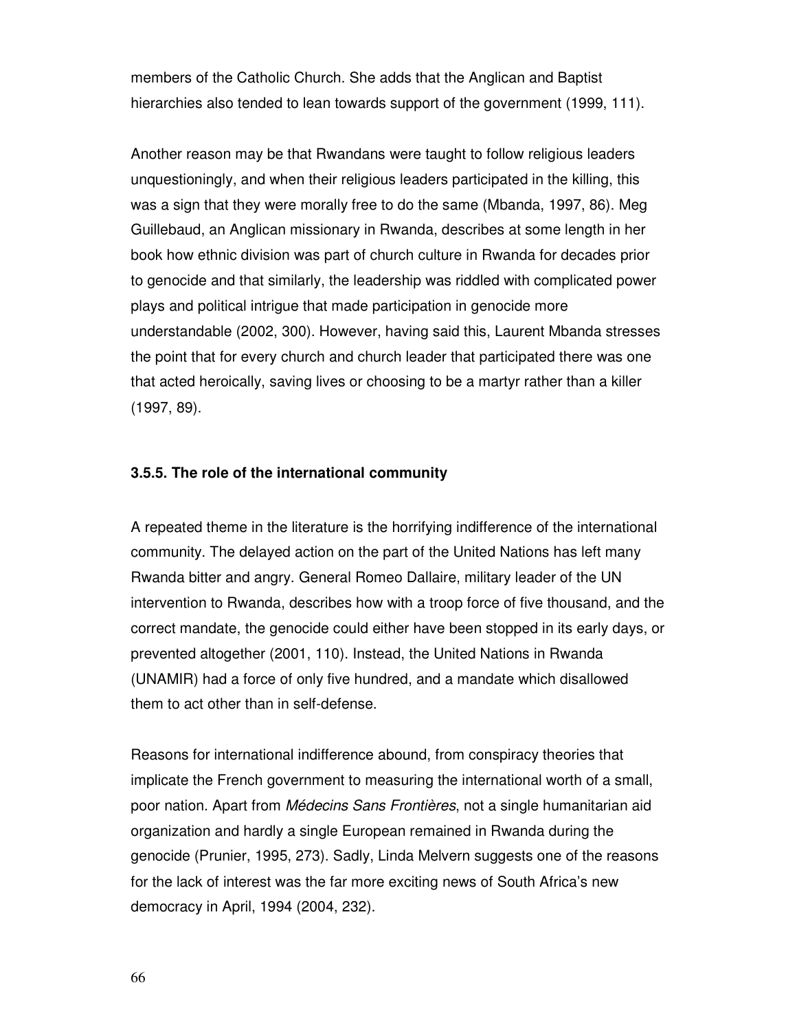members of the Catholic Church. She adds that the Anglican and Baptist hierarchies also tended to lean towards support of the government (1999, 111).

Another reason may be that Rwandans were taught to follow religious leaders unquestioningly, and when their religious leaders participated in the killing, this was a sign that they were morally free to do the same (Mbanda, 1997, 86). Meg Guillebaud, an Anglican missionary in Rwanda, describes at some length in her book how ethnic division was part of church culture in Rwanda for decades prior to genocide and that similarly, the leadership was riddled with complicated power plays and political intrigue that made participation in genocide more understandable (2002, 300). However, having said this, Laurent Mbanda stresses the point that for every church and church leader that participated there was one that acted heroically, saving lives or choosing to be a martyr rather than a killer (1997, 89).

### 3.5.5. The role of the international community

A repeated theme in the literature is the horrifying indifference of the international community. The delayed action on the part of the United Nations has left many Rwanda bitter and angry. General Romeo Dallaire, military leader of the UN intervention to Rwanda, describes how with a troop force of five thousand, and the correct mandate, the genocide could either have been stopped in its early days, or prevented altogether (2001, 110). Instead, the United Nations in Rwanda (UNAMIR) had a force of only five hundred, and a mandate which disallowed them to act other than in self-defense.

Reasons for international indifference abound, from conspiracy theories that implicate the French government to measuring the international worth of a small, poor nation. Apart from *Médecins Sans Frontières*, not a single humanitarian aid organization and hardly a single European remained in Rwanda during the genocide (Prunier, 1995, 273). Sadly, Linda Melvern suggests one of the reasons for the lack of interest was the far more exciting news of South Africa's new democracy in April, 1994 (2004, 232).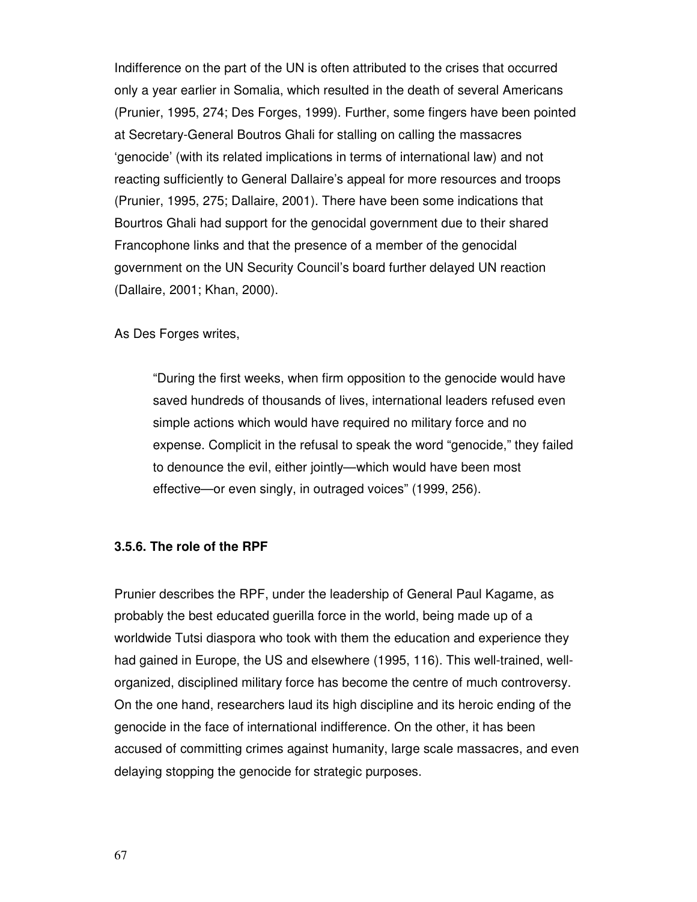Indifference on the part of the UN is often attributed to the crises that occurred only a year earlier in Somalia, which resulted in the death of several Americans (Prunier, 1995, 274; Des Forges, 1999). Further, some fingers have been pointed at Secretary-General Boutros Ghali for stalling on calling the massacres 'genocide' (with its related implications in terms of international law) and not reacting sufficiently to General Dallaire's appeal for more resources and troops (Prunier, 1995, 275; Dallaire, 2001). There have been some indications that Bourtros Ghali had support for the genocidal government due to their shared Francophone links and that the presence of a member of the genocidal government on the UN Security Council's board further delayed UN reaction (Dallaire, 2001; Khan, 2000).

As Des Forges writes,

> "During the first weeks, when firm opposition to the genocide would have saved hundreds of thousands of lives, international leaders refused even simple actions which would have required no military force and no expense. Complicit in the refusal to speak the word "genocide," they failed to denounce the evil, either jointly—which would have been most effective—or even singly, in outraged voices" (1999, 256).

### 3.5.6. The role of the RPF

Prunier describes the RPF, under the leadership of General Paul Kagame, as probably the best educated guerilla force in the world, being made up of a worldwide Tutsi diaspora who took with them the education and experience they had gained in Europe, the US and elsewhere (1995, 116). This well-trained, well-organized, disciplined military force has become the centre of much controversy. On the one hand, researchers laud its high discipline and its heroic ending of the genocide in the face of international indifference. On the other, it has been accused of committing crimes against humanity, large scale massacres, and even delaying stopping the genocide for strategic purposes.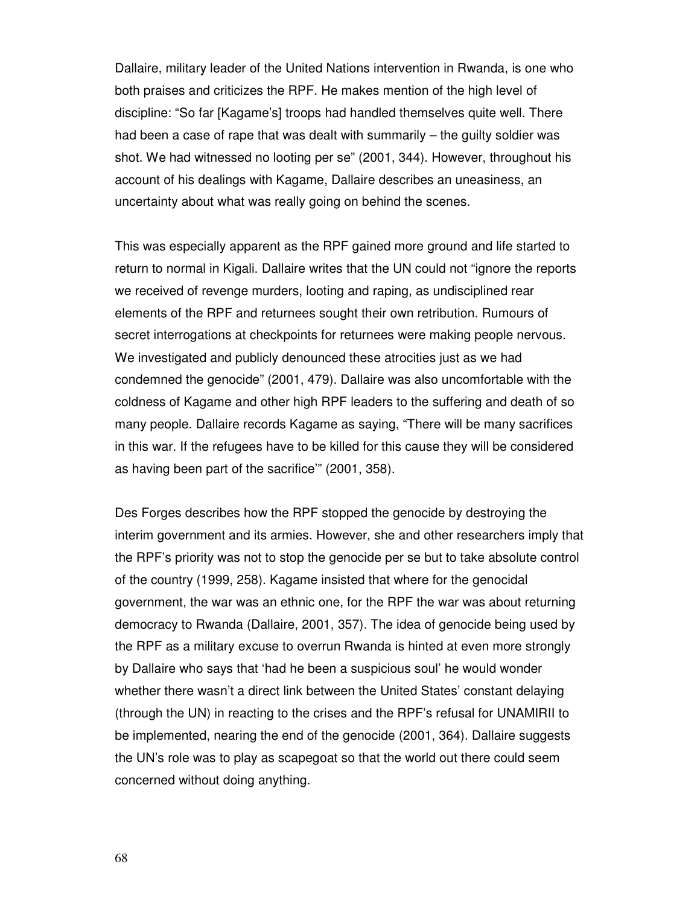Dallaire, military leader of the United Nations intervention in Rwanda, is one who both praises and criticizes the RPF. He makes mention of the high level of discipline: “So far [Kagame's] troops had handled themselves quite well. There had been a case of rape that was dealt with summarily – the guilty soldier was shot. We had witnessed no looting per se” (2001, 344). However, throughout his account of his dealings with Kagame, Dallaire describes an uneasiness, an uncertainty about what was really going on behind the scenes.

This was especially apparent as the RPF gained more ground and life started to return to normal in Kigali. Dallaire writes that the UN could not “ignore the reports we received of revenge murders, looting and raping, as undisciplined rear elements of the RPF and returnees sought their own retribution. Rumours of secret interrogations at checkpoints for returnees were making people nervous. We investigated and publicly denounced these atrocities just as we had condemned the genocide” (2001, 479). Dallaire was also uncomfortable with the coldness of Kagame and other high RPF leaders to the suffering and death of so many people. Dallaire records Kagame as saying, “There will be many sacrifices in this war. If the refugees have to be killed for this cause they will be considered as having been part of the sacrifice'” (2001, 358).

Des Forges describes how the RPF stopped the genocide by destroying the interim government and its armies. However, she and other researchers imply that the RPF's priority was not to stop the genocide per se but to take absolute control of the country (1999, 258). Kagame insisted that where for the genocidal government, the war was an ethnic one, for the RPF the war was about returning democracy to Rwanda (Dallaire, 2001, 357). The idea of genocide being used by the RPF as a military excuse to overrun Rwanda is hinted at even more strongly by Dallaire who says that 'had he been a suspicious soul' he would wonder whether there wasn't a direct link between the United States' constant delaying (through the UN) in reacting to the crises and the RPF's refusal for UNAMIRII to be implemented, nearing the end of the genocide (2001, 364). Dallaire suggests the UN's role was to play as scapegoat so that the world out there could seem concerned without doing anything.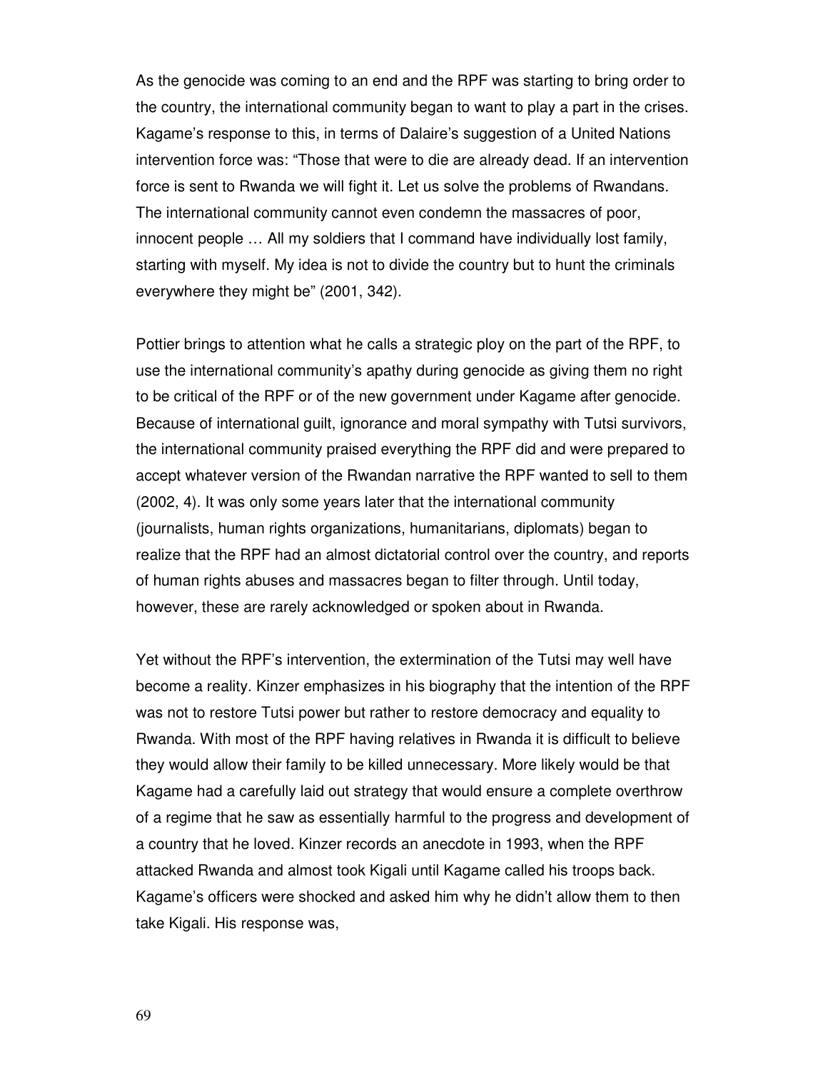As the genocide was coming to an end and the RPF was starting to bring order to the country, the international community began to want to play a part in the crises. Kagame's response to this, in terms of Dalaire's suggestion of a United Nations intervention force was: "Those that were to die are already dead. If an intervention force is sent to Rwanda we will fight it. Let us solve the problems of Rwandans. The international community cannot even condemn the massacres of poor, innocent people … All my soldiers that I command have individually lost family, starting with myself. My idea is not to divide the country but to hunt the criminals everywhere they might be" (2001, 342).

Pottier brings to attention what he calls a strategic ploy on the part of the RPF, to use the international community's apathy during genocide as giving them no right to be critical of the RPF or of the new government under Kagame after genocide. Because of international guilt, ignorance and moral sympathy with Tutsi survivors, the international community praised everything the RPF did and were prepared to accept whatever version of the Rwandan narrative the RPF wanted to sell to them (2002, 4). It was only some years later that the international community (journalists, human rights organizations, humanitarians, diplomats) began to realize that the RPF had an almost dictatorial control over the country, and reports of human rights abuses and massacres began to filter through. Until today, however, these are rarely acknowledged or spoken about in Rwanda.

Yet without the RPF's intervention, the extermination of the Tutsi may well have become a reality. Kinzer emphasizes in his biography that the intention of the RPF was not to restore Tutsi power but rather to restore democracy and equality to Rwanda. With most of the RPF having relatives in Rwanda it is difficult to believe they would allow their family to be killed unnecessary. More likely would be that Kagame had a carefully laid out strategy that would ensure a complete overthrow of a regime that he saw as essentially harmful to the progress and development of a country that he loved. Kinzer records an anecdote in 1993, when the RPF attacked Rwanda and almost took Kigali until Kagame called his troops back. Kagame's officers were shocked and asked him why he didn't allow them to then take Kigali. His response was,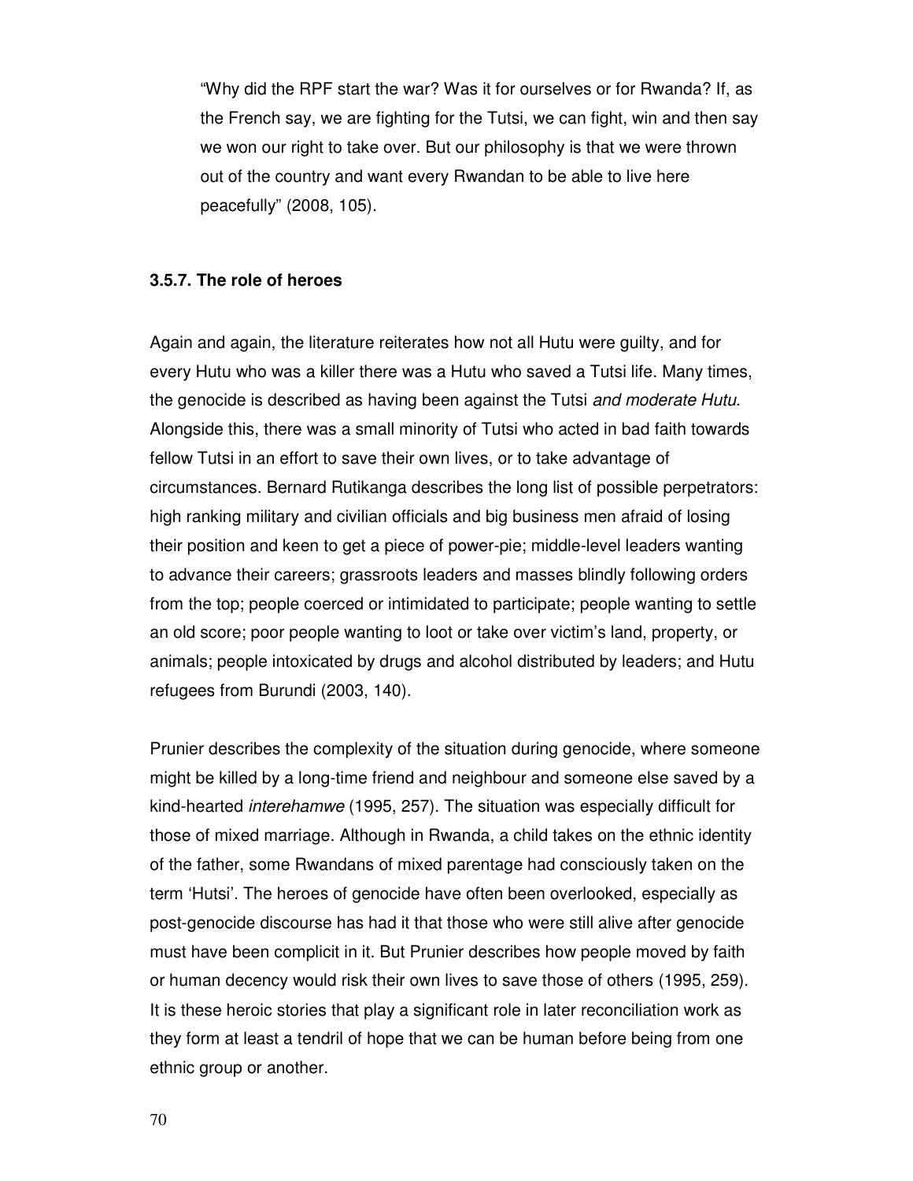> "Why did the RPF start the war? Was it for ourselves or for Rwanda? If, as the French say, we are fighting for the Tutsi, we can fight, win and then say we won our right to take over. But our philosophy is that we were thrown out of the country and want every Rwandan to be able to live here peacefully" (2008, 105).

### 3.5.7. The role of heroes

Again and again, the literature reiterates how not all Hutu were guilty, and for every Hutu who was a killer there was a Hutu who saved a Tutsi life. Many times, the genocide is described as having been against the Tutsi *and moderate Hutu*. Alongside this, there was a small minority of Tutsi who acted in bad faith towards fellow Tutsi in an effort to save their own lives, or to take advantage of circumstances. Bernard Rutikanga describes the long list of possible perpetrators: high ranking military and civilian officials and big business men afraid of losing their position and keen to get a piece of power-pie; middle-level leaders wanting to advance their careers; grassroots leaders and masses blindly following orders from the top; people coerced or intimidated to participate; people wanting to settle an old score; poor people wanting to loot or take over victim's land, property, or animals; people intoxicated by drugs and alcohol distributed by leaders; and Hutu refugees from Burundi (2003, 140).

Prunier describes the complexity of the situation during genocide, where someone might be killed by a long-time friend and neighbour and someone else saved by a kind-hearted *interehamwe* (1995, 257). The situation was especially difficult for those of mixed marriage. Although in Rwanda, a child takes on the ethnic identity of the father, some Rwandans of mixed parentage had consciously taken on the term 'Hutsi'. The heroes of genocide have often been overlooked, especially as post-genocide discourse has had it that those who were still alive after genocide must have been complicit in it. But Prunier describes how people moved by faith or human decency would risk their own lives to save those of others (1995, 259). It is these heroic stories that play a significant role in later reconciliation work as they form at least a tendril of hope that we can be human before being from one ethnic group or another.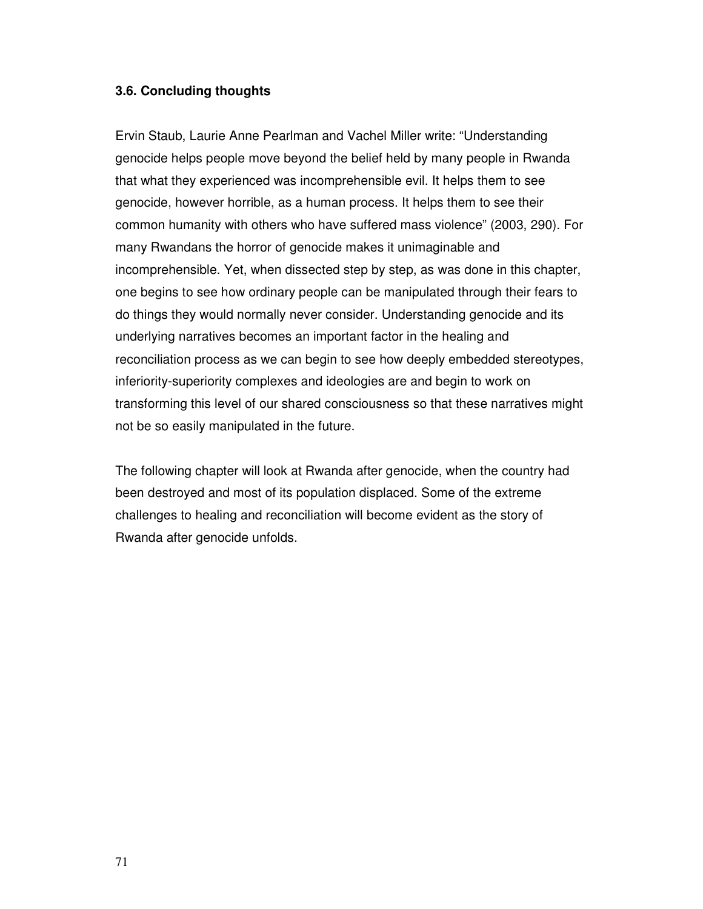### 3.6. Concluding thoughts

Ervin Staub, Laurie Anne Pearlman and Vachel Miller write: "Understanding genocide helps people move beyond the belief held by many people in Rwanda that what they experienced was incomprehensible evil. It helps them to see genocide, however horrible, as a human process. It helps them to see their common humanity with others who have suffered mass violence" (2003, 290). For many Rwandans the horror of genocide makes it unimaginable and incomprehensible. Yet, when dissected step by step, as was done in this chapter, one begins to see how ordinary people can be manipulated through their fears to do things they would normally never consider. Understanding genocide and its underlying narratives becomes an important factor in the healing and reconciliation process as we can begin to see how deeply embedded stereotypes, inferiority-superiority complexes and ideologies are and begin to work on transforming this level of our shared consciousness so that these narratives might not be so easily manipulated in the future.

The following chapter will look at Rwanda after genocide, when the country had been destroyed and most of its population displaced. Some of the extreme challenges to healing and reconciliation will become evident as the story of Rwanda after genocide unfolds.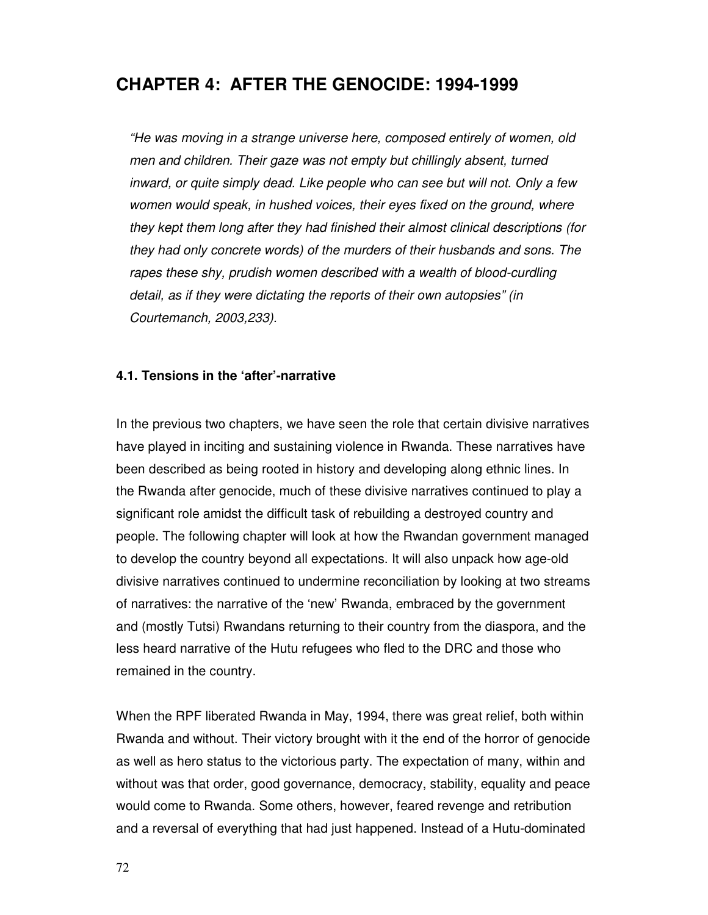# CHAPTER 4: AFTER THE GENOCIDE: 1994-1999

> *"He was moving in a strange universe here, composed entirely of women, old men and children. Their gaze was not empty but chillingly absent, turned inward, or quite simply dead. Like people who can see but will not. Only a few women would speak, in hushed voices, their eyes fixed on the ground, where they kept them long after they had finished their almost clinical descriptions (for they had only concrete words) of the murders of their husbands and sons. The rapes these shy, prudish women described with a wealth of blood-curdling detail, as if they were dictating the reports of their own autopsies" (in Courtemanch, 2003,233).*

### 4.1. Tensions in the 'after'-narrative

In the previous two chapters, we have seen the role that certain divisive narratives have played in inciting and sustaining violence in Rwanda. These narratives have been described as being rooted in history and developing along ethnic lines. In the Rwanda after genocide, much of these divisive narratives continued to play a significant role amidst the difficult task of rebuilding a destroyed country and people. The following chapter will look at how the Rwandan government managed to develop the country beyond all expectations. It will also unpack how age-old divisive narratives continued to undermine reconciliation by looking at two streams of narratives: the narrative of the 'new' Rwanda, embraced by the government and (mostly Tutsi) Rwandans returning to their country from the diaspora, and the less heard narrative of the Hutu refugees who fled to the DRC and those who remained in the country.

When the RPF liberated Rwanda in May, 1994, there was great relief, both within Rwanda and without. Their victory brought with it the end of the horror of genocide as well as hero status to the victorious party. The expectation of many, within and without was that order, good governance, democracy, stability, equality and peace would come to Rwanda. Some others, however, feared revenge and retribution and a reversal of everything that had just happened. Instead of a Hutu-dominated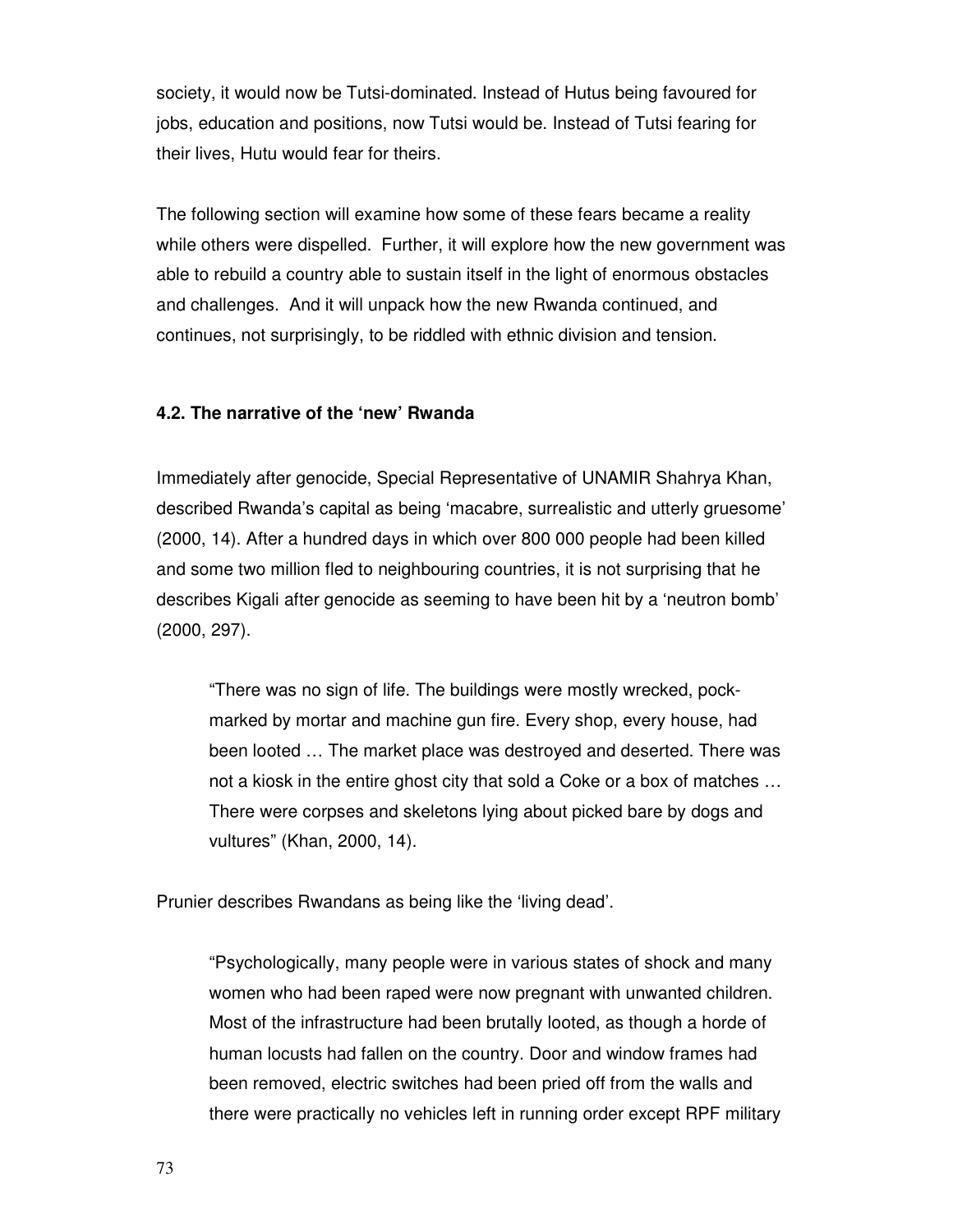society, it would now be Tutsi-dominated. Instead of Hutus being favoured for jobs, education and positions, now Tutsi would be. Instead of Tutsi fearing for their lives, Hutu would fear for theirs.

The following section will examine how some of these fears became a reality while others were dispelled. Further, it will explore how the new government was able to rebuild a country able to sustain itself in the light of enormous obstacles and challenges. And it will unpack how the new Rwanda continued, and continues, not surprisingly, to be riddled with ethnic division and tension.

### 4.2. The narrative of the 'new' Rwanda

Immediately after genocide, Special Representative of UNAMIR Shahrya Khan, described Rwanda's capital as being 'macabre, surrealistic and utterly gruesome' (2000, 14). After a hundred days in which over 800 000 people had been killed and some two million fled to neighbouring countries, it is not surprising that he describes Kigali after genocide as seeming to have been hit by a 'neutron bomb' (2000, 297).

> "There was no sign of life. The buildings were mostly wrecked, pock-marked by mortar and machine gun fire. Every shop, every house, had been looted … The market place was destroyed and deserted. There was not a kiosk in the entire ghost city that sold a Coke or a box of matches … There were corpses and skeletons lying about picked bare by dogs and vultures" (Khan, 2000, 14).

Prunier describes Rwandans as being like the 'living dead'.

> "Psychologically, many people were in various states of shock and many women who had been raped were now pregnant with unwanted children. Most of the infrastructure had been brutally looted, as though a horde of human locusts had fallen on the country. Door and window frames had been removed, electric switches had been pried off from the walls and there were practically no vehicles left in running order except RPF military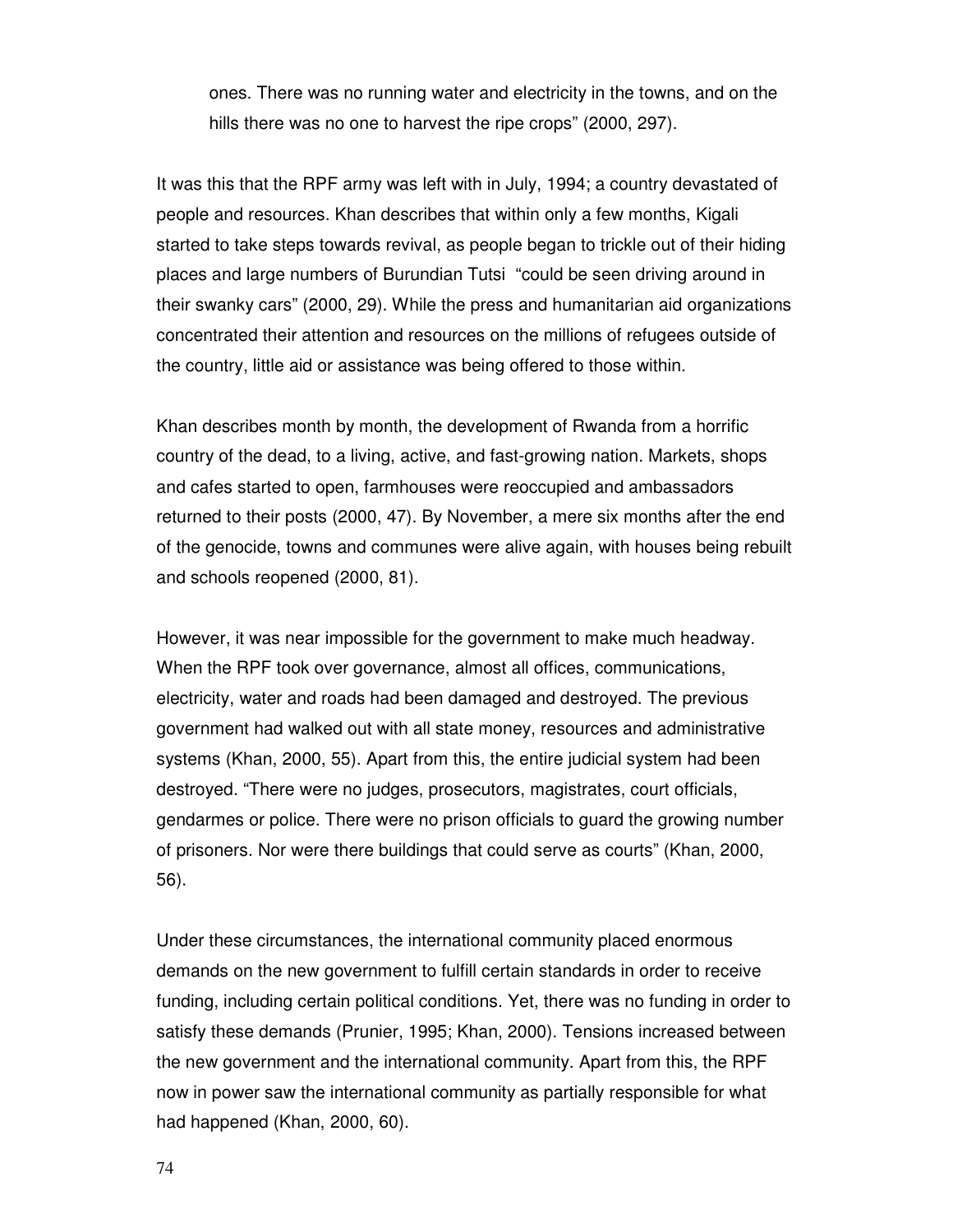ones. There was no running water and electricity in the towns, and on the hills there was no one to harvest the ripe crops" (2000, 297).

It was this that the RPF army was left with in July, 1994; a country devastated of people and resources. Khan describes that within only a few months, Kigali started to take steps towards revival, as people began to trickle out of their hiding places and large numbers of Burundian Tutsi "could be seen driving around in their swanky cars" (2000, 29). While the press and humanitarian aid organizations concentrated their attention and resources on the millions of refugees outside of the country, little aid or assistance was being offered to those within.

Khan describes month by month, the development of Rwanda from a horrific country of the dead, to a living, active, and fast-growing nation. Markets, shops and cafes started to open, farmhouses were reoccupied and ambassadors returned to their posts (2000, 47). By November, a mere six months after the end of the genocide, towns and communes were alive again, with houses being rebuilt and schools reopened (2000, 81).

However, it was near impossible for the government to make much headway. When the RPF took over governance, almost all offices, communications, electricity, water and roads had been damaged and destroyed. The previous government had walked out with all state money, resources and administrative systems (Khan, 2000, 55). Apart from this, the entire judicial system had been destroyed. "There were no judges, prosecutors, magistrates, court officials, gendarmes or police. There were no prison officials to guard the growing number of prisoners. Nor were there buildings that could serve as courts" (Khan, 2000, 56).

Under these circumstances, the international community placed enormous demands on the new government to fulfill certain standards in order to receive funding, including certain political conditions. Yet, there was no funding in order to satisfy these demands (Prunier, 1995; Khan, 2000). Tensions increased between the new government and the international community. Apart from this, the RPF now in power saw the international community as partially responsible for what had happened (Khan, 2000, 60).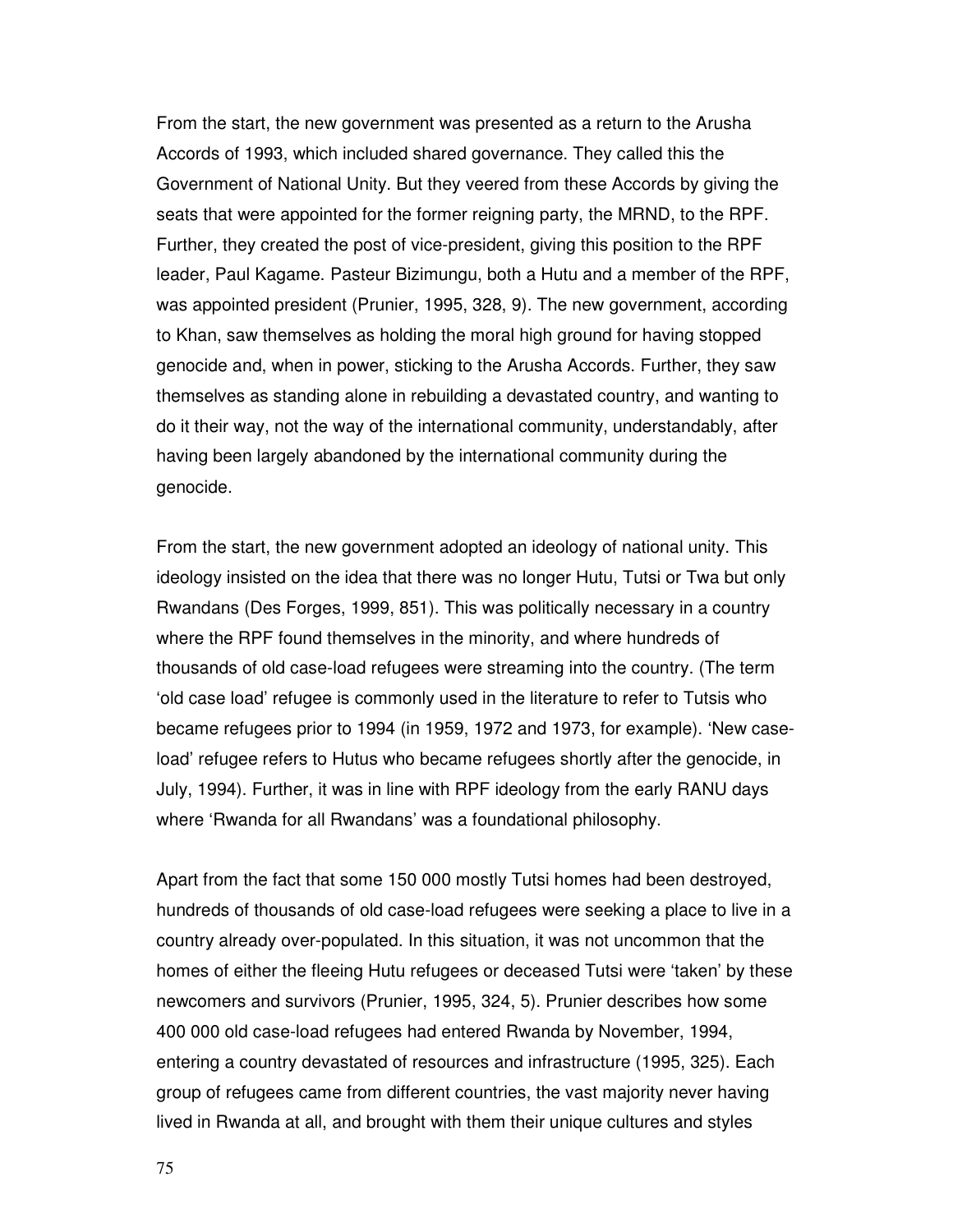From the start, the new government was presented as a return to the Arusha Accords of 1993, which included shared governance. They called this the Government of National Unity. But they veered from these Accords by giving the seats that were appointed for the former reigning party, the MRND, to the RPF. Further, they created the post of vice-president, giving this position to the RPF leader, Paul Kagame. Pasteur Bizimungu, both a Hutu and a member of the RPF, was appointed president (Prunier, 1995, 328, 9). The new government, according to Khan, saw themselves as holding the moral high ground for having stopped genocide and, when in power, sticking to the Arusha Accords. Further, they saw themselves as standing alone in rebuilding a devastated country, and wanting to do it their way, not the way of the international community, understandably, after having been largely abandoned by the international community during the genocide.

From the start, the new government adopted an ideology of national unity. This ideology insisted on the idea that there was no longer Hutu, Tutsi or Twa but only Rwandans (Des Forges, 1999, 851). This was politically necessary in a country where the RPF found themselves in the minority, and where hundreds of thousands of old case-load refugees were streaming into the country. (The term 'old case load' refugee is commonly used in the literature to refer to Tutsis who became refugees prior to 1994 (in 1959, 1972 and 1973, for example). 'New case-load' refugee refers to Hutus who became refugees shortly after the genocide, in July, 1994). Further, it was in line with RPF ideology from the early RANU days where 'Rwanda for all Rwandans' was a foundational philosophy.

Apart from the fact that some 150 000 mostly Tutsi homes had been destroyed, hundreds of thousands of old case-load refugees were seeking a place to live in a country already over-populated. In this situation, it was not uncommon that the homes of either the fleeing Hutu refugees or deceased Tutsi were 'taken' by these newcomers and survivors (Prunier, 1995, 324, 5). Prunier describes how some 400 000 old case-load refugees had entered Rwanda by November, 1994, entering a country devastated of resources and infrastructure (1995, 325). Each group of refugees came from different countries, the vast majority never having lived in Rwanda at all, and brought with them their unique cultures and styles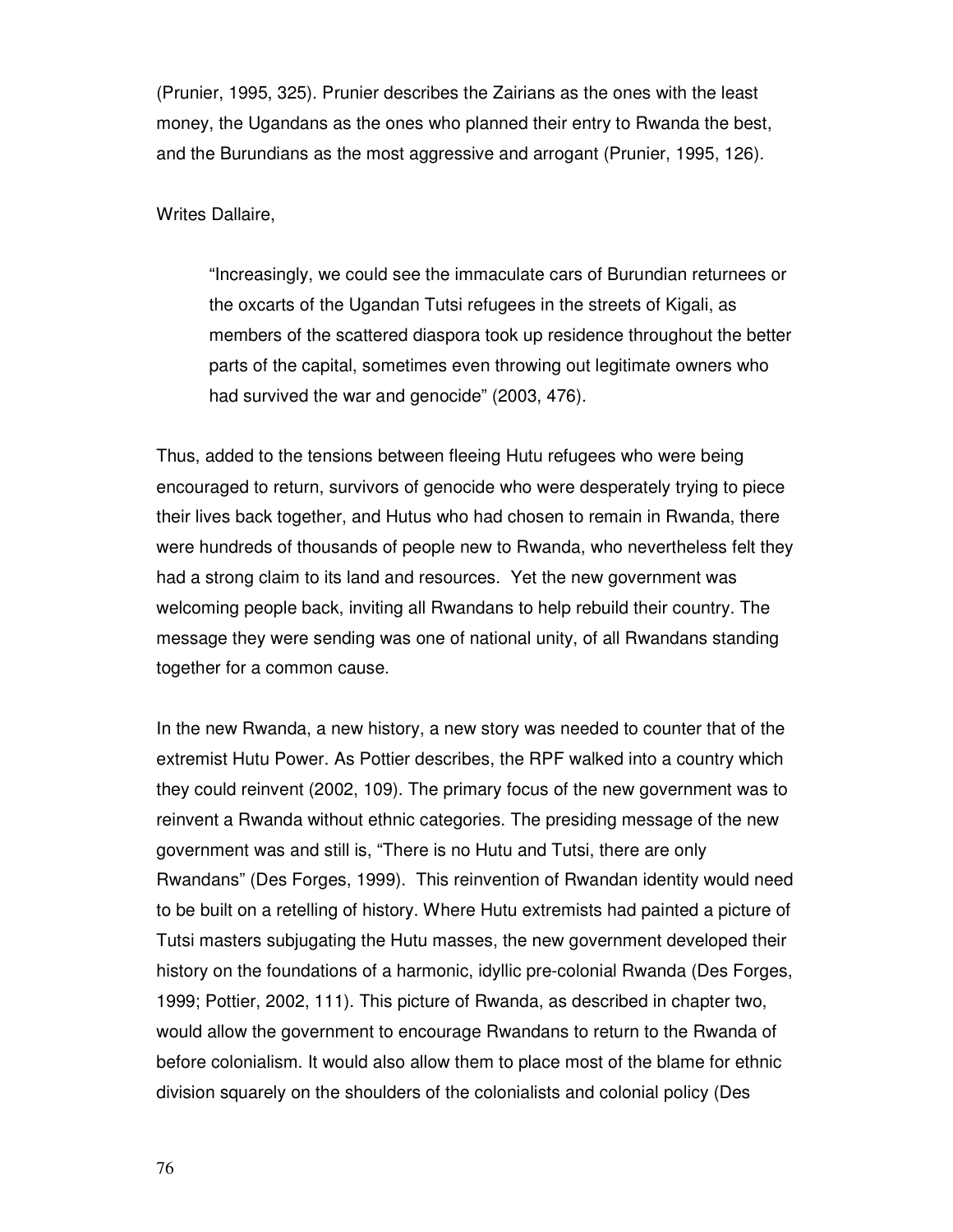(Prunier, 1995, 325). Prunier describes the Zairians as the ones with the least money, the Ugandans as the ones who planned their entry to Rwanda the best, and the Burundians as the most aggressive and arrogant (Prunier, 1995, 126).

Writes Dallaire,

> "Increasingly, we could see the immaculate cars of Burundian returnees or the oxcarts of the Ugandan Tutsi refugees in the streets of Kigali, as members of the scattered diaspora took up residence throughout the better parts of the capital, sometimes even throwing out legitimate owners who had survived the war and genocide" (2003, 476).

Thus, added to the tensions between fleeing Hutu refugees who were being encouraged to return, survivors of genocide who were desperately trying to piece their lives back together, and Hutus who had chosen to remain in Rwanda, there were hundreds of thousands of people new to Rwanda, who nevertheless felt they had a strong claim to its land and resources. Yet the new government was welcoming people back, inviting all Rwandans to help rebuild their country. The message they were sending was one of national unity, of all Rwandans standing together for a common cause.

In the new Rwanda, a new history, a new story was needed to counter that of the extremist Hutu Power. As Pottier describes, the RPF walked into a country which they could reinvent (2002, 109). The primary focus of the new government was to reinvent a Rwanda without ethnic categories. The presiding message of the new government was and still is, "There is no Hutu and Tutsi, there are only Rwandans" (Des Forges, 1999). This reinvention of Rwandan identity would need to be built on a retelling of history. Where Hutu extremists had painted a picture of Tutsi masters subjugating the Hutu masses, the new government developed their history on the foundations of a harmonic, idyllic pre-colonial Rwanda (Des Forges, 1999; Pottier, 2002, 111). This picture of Rwanda, as described in chapter two, would allow the government to encourage Rwandans to return to the Rwanda of before colonialism. It would also allow them to place most of the blame for ethnic division squarely on the shoulders of the colonialists and colonial policy (Des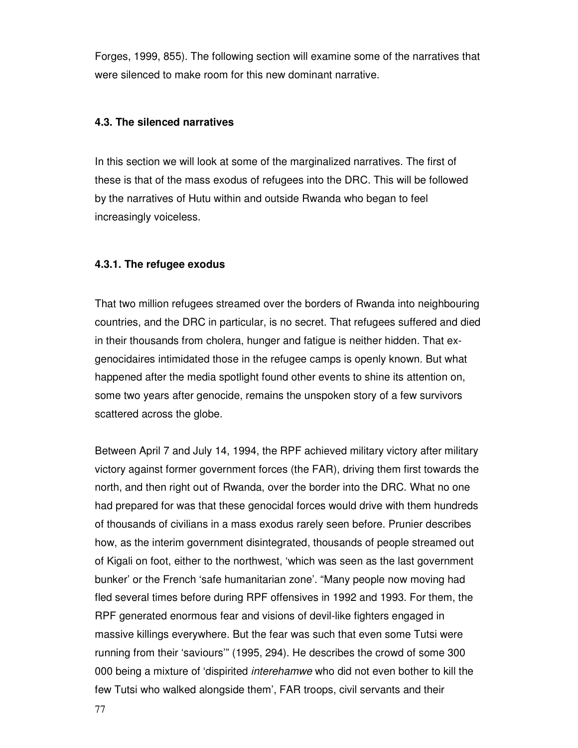Forges, 1999, 855). The following section will examine some of the narratives that were silenced to make room for this new dominant narrative.

### 4.3. The silenced narratives

In this section we will look at some of the marginalized narratives. The first of these is that of the mass exodus of refugees into the DRC. This will be followed by the narratives of Hutu within and outside Rwanda who began to feel increasingly voiceless.

#### 4.3.1. The refugee exodus

That two million refugees streamed over the borders of Rwanda into neighbouring countries, and the DRC in particular, is no secret. That refugees suffered and died in their thousands from cholera, hunger and fatigue is neither hidden. That ex-genocidaires intimidated those in the refugee camps is openly known. But what happened after the media spotlight found other events to shine its attention on, some two years after genocide, remains the unspoken story of a few survivors scattered across the globe.

Between April 7 and July 14, 1994, the RPF achieved military victory after military victory against former government forces (the FAR), driving them first towards the north, and then right out of Rwanda, over the border into the DRC. What no one had prepared for was that these genocidal forces would drive with them hundreds of thousands of civilians in a mass exodus rarely seen before. Prunier describes how, as the interim government disintegrated, thousands of people streamed out of Kigali on foot, either to the northwest, 'which was seen as the last government bunker' or the French 'safe humanitarian zone'. "Many people now moving had fled several times before during RPF offensives in 1992 and 1993. For them, the RPF generated enormous fear and visions of devil-like fighters engaged in massive killings everywhere. But the fear was such that even some Tutsi were running from their 'saviours'" (1995, 294). He describes the crowd of some 300 000 being a mixture of 'dispirited *interehamwe* who did not even bother to kill the few Tutsi who walked alongside them', FAR troops, civil servants and their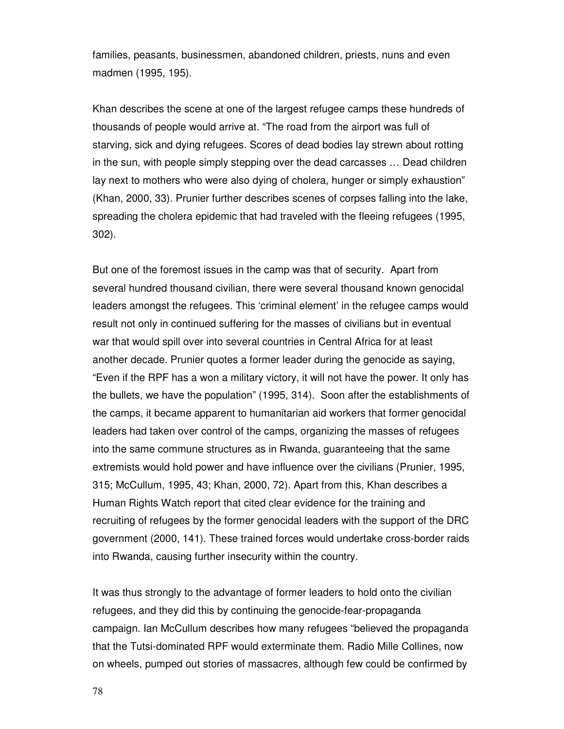families, peasants, businessmen, abandoned children, priests, nuns and even madmen (1995, 195).

Khan describes the scene at one of the largest refugee camps these hundreds of thousands of people would arrive at. "The road from the airport was full of starving, sick and dying refugees. Scores of dead bodies lay strewn about rotting in the sun, with people simply stepping over the dead carcasses … Dead children lay next to mothers who were also dying of cholera, hunger or simply exhaustion" (Khan, 2000, 33). Prunier further describes scenes of corpses falling into the lake, spreading the cholera epidemic that had traveled with the fleeing refugees (1995, 302).

But one of the foremost issues in the camp was that of security. Apart from several hundred thousand civilian, there were several thousand known genocidal leaders amongst the refugees. This 'criminal element' in the refugee camps would result not only in continued suffering for the masses of civilians but in eventual war that would spill over into several countries in Central Africa for at least another decade. Prunier quotes a former leader during the genocide as saying, "Even if the RPF has a won a military victory, it will not have the power. It only has the bullets, we have the population" (1995, 314). Soon after the establishments of the camps, it became apparent to humanitarian aid workers that former genocidal leaders had taken over control of the camps, organizing the masses of refugees into the same commune structures as in Rwanda, guaranteeing that the same extremists would hold power and have influence over the civilians (Prunier, 1995, 315; McCullum, 1995, 43; Khan, 2000, 72). Apart from this, Khan describes a Human Rights Watch report that cited clear evidence for the training and recruiting of refugees by the former genocidal leaders with the support of the DRC government (2000, 141). These trained forces would undertake cross-border raids into Rwanda, causing further insecurity within the country.

It was thus strongly to the advantage of former leaders to hold onto the civilian refugees, and they did this by continuing the genocide-fear-propaganda campaign. Ian McCullum describes how many refugees "believed the propaganda that the Tutsi-dominated RPF would exterminate them. Radio Mille Collines, now on wheels, pumped out stories of massacres, although few could be confirmed by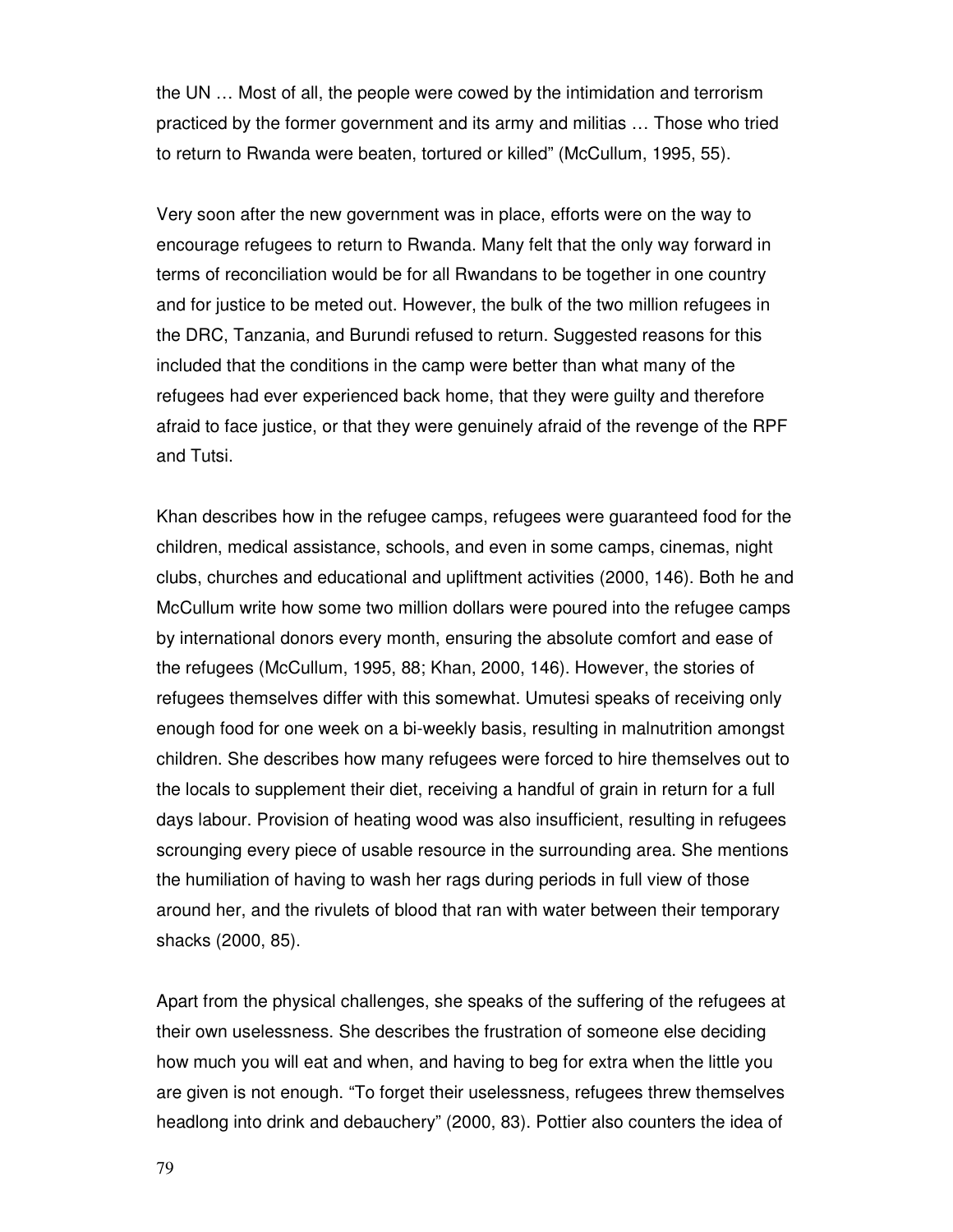the UN … Most of all, the people were cowed by the intimidation and terrorism practiced by the former government and its army and militias … Those who tried to return to Rwanda were beaten, tortured or killed" (McCullum, 1995, 55).

Very soon after the new government was in place, efforts were on the way to encourage refugees to return to Rwanda. Many felt that the only way forward in terms of reconciliation would be for all Rwandans to be together in one country and for justice to be meted out. However, the bulk of the two million refugees in the DRC, Tanzania, and Burundi refused to return. Suggested reasons for this included that the conditions in the camp were better than what many of the refugees had ever experienced back home, that they were guilty and therefore afraid to face justice, or that they were genuinely afraid of the revenge of the RPF and Tutsi.

Khan describes how in the refugee camps, refugees were guaranteed food for the children, medical assistance, schools, and even in some camps, cinemas, night clubs, churches and educational and upliftment activities (2000, 146). Both he and McCullum write how some two million dollars were poured into the refugee camps by international donors every month, ensuring the absolute comfort and ease of the refugees (McCullum, 1995, 88; Khan, 2000, 146). However, the stories of refugees themselves differ with this somewhat. Umutesi speaks of receiving only enough food for one week on a bi-weekly basis, resulting in malnutrition amongst children. She describes how many refugees were forced to hire themselves out to the locals to supplement their diet, receiving a handful of grain in return for a full days labour. Provision of heating wood was also insufficient, resulting in refugees scrounging every piece of usable resource in the surrounding area. She mentions the humiliation of having to wash her rags during periods in full view of those around her, and the rivulets of blood that ran with water between their temporary shacks (2000, 85).

Apart from the physical challenges, she speaks of the suffering of the refugees at their own uselessness. She describes the frustration of someone else deciding how much you will eat and when, and having to beg for extra when the little you are given is not enough. "To forget their uselessness, refugees threw themselves headlong into drink and debauchery" (2000, 83). Pottier also counters the idea of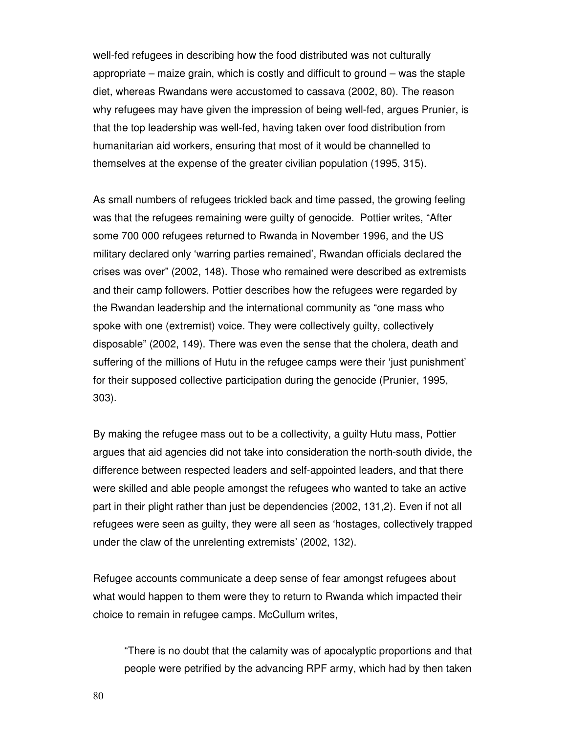well-fed refugees in describing how the food distributed was not culturally appropriate – maize grain, which is costly and difficult to ground – was the staple diet, whereas Rwandans were accustomed to cassava (2002, 80). The reason why refugees may have given the impression of being well-fed, argues Prunier, is that the top leadership was well-fed, having taken over food distribution from humanitarian aid workers, ensuring that most of it would be channelled to themselves at the expense of the greater civilian population (1995, 315).

As small numbers of refugees trickled back and time passed, the growing feeling was that the refugees remaining were guilty of genocide. Pottier writes, "After some 700 000 refugees returned to Rwanda in November 1996, and the US military declared only 'warring parties remained', Rwandan officials declared the crises was over" (2002, 148). Those who remained were described as extremists and their camp followers. Pottier describes how the refugees were regarded by the Rwandan leadership and the international community as "one mass who spoke with one (extremist) voice. They were collectively guilty, collectively disposable" (2002, 149). There was even the sense that the cholera, death and suffering of the millions of Hutu in the refugee camps were their 'just punishment' for their supposed collective participation during the genocide (Prunier, 1995, 303).

By making the refugee mass out to be a collectivity, a guilty Hutu mass, Pottier argues that aid agencies did not take into consideration the north-south divide, the difference between respected leaders and self-appointed leaders, and that there were skilled and able people amongst the refugees who wanted to take an active part in their plight rather than just be dependencies (2002, 131,2). Even if not all refugees were seen as guilty, they were all seen as 'hostages, collectively trapped under the claw of the unrelenting extremists' (2002, 132).

Refugee accounts communicate a deep sense of fear amongst refugees about what would happen to them were they to return to Rwanda which impacted their choice to remain in refugee camps. McCullum writes,

> "There is no doubt that the calamity was of apocalyptic proportions and that people were petrified by the advancing RPF army, which had by then taken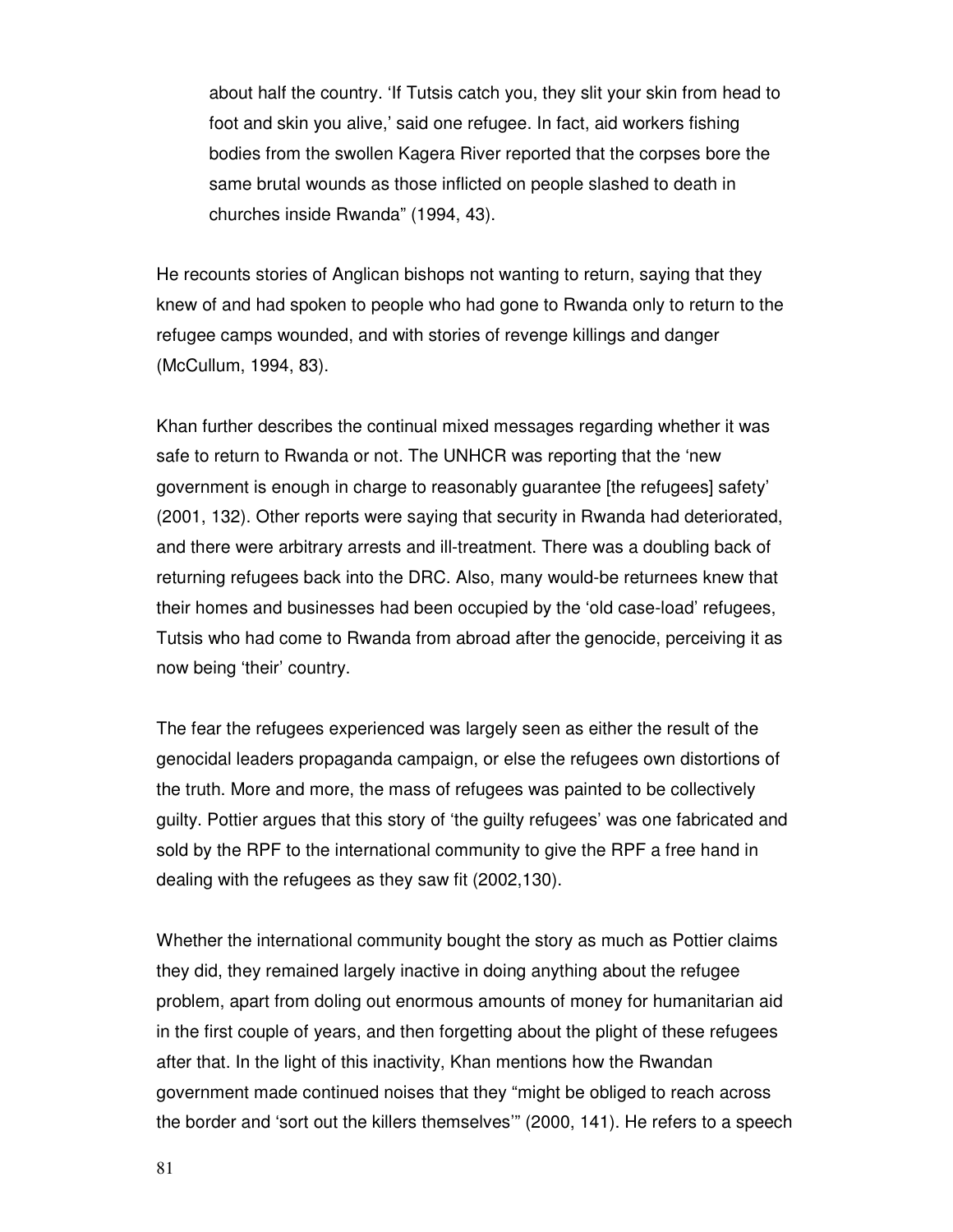> about half the country. 'If Tutsis catch you, they slit your skin from head to foot and skin you alive,' said one refugee. In fact, aid workers fishing bodies from the swollen Kagera River reported that the corpses bore the same brutal wounds as those inflicted on people slashed to death in churches inside Rwanda" (1994, 43).

He recounts stories of Anglican bishops not wanting to return, saying that they knew of and had spoken to people who had gone to Rwanda only to return to the refugee camps wounded, and with stories of revenge killings and danger (McCullum, 1994, 83).

Khan further describes the continual mixed messages regarding whether it was safe to return to Rwanda or not. The UNHCR was reporting that the 'new government is enough in charge to reasonably guarantee [the refugees] safety' (2001, 132). Other reports were saying that security in Rwanda had deteriorated, and there were arbitrary arrests and ill-treatment. There was a doubling back of returning refugees back into the DRC. Also, many would-be returnees knew that their homes and businesses had been occupied by the 'old case-load' refugees, Tutsis who had come to Rwanda from abroad after the genocide, perceiving it as now being 'their' country.

The fear the refugees experienced was largely seen as either the result of the genocidal leaders propaganda campaign, or else the refugees own distortions of the truth. More and more, the mass of refugees was painted to be collectively guilty. Pottier argues that this story of 'the guilty refugees' was one fabricated and sold by the RPF to the international community to give the RPF a free hand in dealing with the refugees as they saw fit (2002,130).

Whether the international community bought the story as much as Pottier claims they did, they remained largely inactive in doing anything about the refugee problem, apart from doling out enormous amounts of money for humanitarian aid in the first couple of years, and then forgetting about the plight of these refugees after that. In the light of this inactivity, Khan mentions how the Rwandan government made continued noises that they "might be obliged to reach across the border and 'sort out the killers themselves'" (2000, 141). He refers to a speech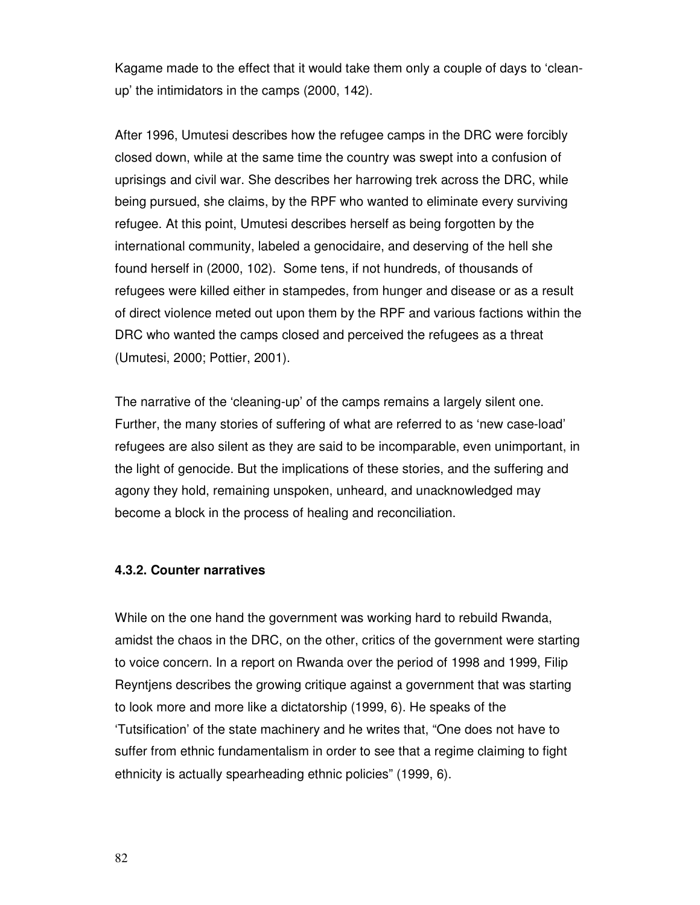Kagame made to the effect that it would take them only a couple of days to 'clean-up' the intimidators in the camps (2000, 142).

After 1996, Umutesi describes how the refugee camps in the DRC were forcibly closed down, while at the same time the country was swept into a confusion of uprisings and civil war. She describes her harrowing trek across the DRC, while being pursued, she claims, by the RPF who wanted to eliminate every surviving refugee. At this point, Umutesi describes herself as being forgotten by the international community, labeled a genocidaire, and deserving of the hell she found herself in (2000, 102). Some tens, if not hundreds, of thousands of refugees were killed either in stampedes, from hunger and disease or as a result of direct violence meted out upon them by the RPF and various factions within the DRC who wanted the camps closed and perceived the refugees as a threat (Umutesi, 2000; Pottier, 2001).

The narrative of the 'cleaning-up' of the camps remains a largely silent one. Further, the many stories of suffering of what are referred to as 'new case-load' refugees are also silent as they are said to be incomparable, even unimportant, in the light of genocide. But the implications of these stories, and the suffering and agony they hold, remaining unspoken, unheard, and unacknowledged may become a block in the process of healing and reconciliation.

#### 4.3.2. Counter narratives

While on the one hand the government was working hard to rebuild Rwanda, amidst the chaos in the DRC, on the other, critics of the government were starting to voice concern. In a report on Rwanda over the period of 1998 and 1999, Filip Reyntjens describes the growing critique against a government that was starting to look more and more like a dictatorship (1999, 6). He speaks of the 'Tutsification' of the state machinery and he writes that, "One does not have to suffer from ethnic fundamentalism in order to see that a regime claiming to fight ethnicity is actually spearheading ethnic policies" (1999, 6).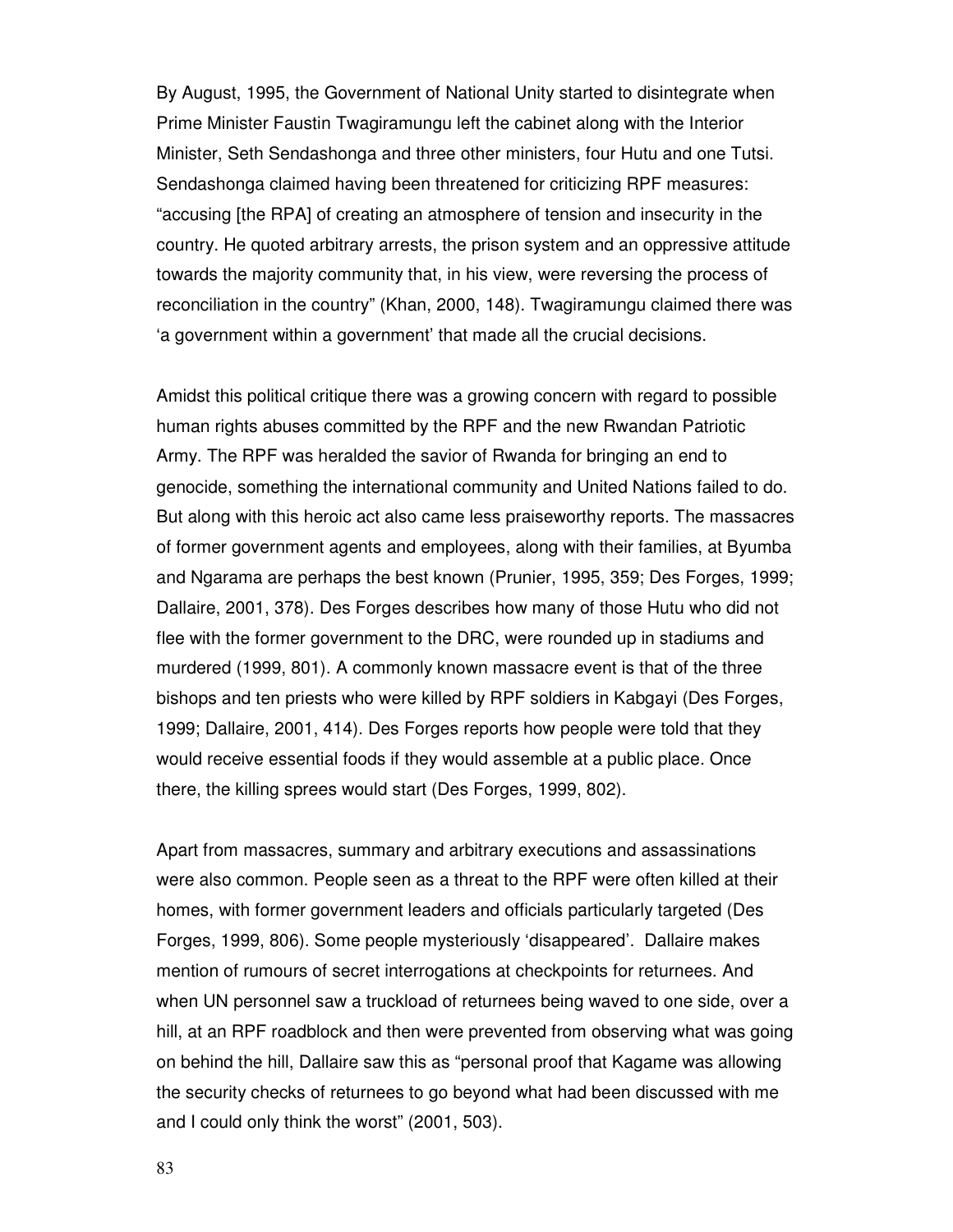By August, 1995, the Government of National Unity started to disintegrate when Prime Minister Faustin Twagiramungu left the cabinet along with the Interior Minister, Seth Sendashonga and three other ministers, four Hutu and one Tutsi. Sendashonga claimed having been threatened for criticizing RPF measures: "accusing [the RPA] of creating an atmosphere of tension and insecurity in the country. He quoted arbitrary arrests, the prison system and an oppressive attitude towards the majority community that, in his view, were reversing the process of reconciliation in the country" (Khan, 2000, 148). Twagiramungu claimed there was 'a government within a government' that made all the crucial decisions.

Amidst this political critique there was a growing concern with regard to possible human rights abuses committed by the RPF and the new Rwandan Patriotic Army. The RPF was heralded the savior of Rwanda for bringing an end to genocide, something the international community and United Nations failed to do. But along with this heroic act also came less praiseworthy reports. The massacres of former government agents and employees, along with their families, at Byumba and Ngarama are perhaps the best known (Prunier, 1995, 359; Des Forges, 1999; Dallaire, 2001, 378). Des Forges describes how many of those Hutu who did not flee with the former government to the DRC, were rounded up in stadiums and murdered (1999, 801). A commonly known massacre event is that of the three bishops and ten priests who were killed by RPF soldiers in Kabgayi (Des Forges, 1999; Dallaire, 2001, 414). Des Forges reports how people were told that they would receive essential foods if they would assemble at a public place. Once there, the killing sprees would start (Des Forges, 1999, 802).

Apart from massacres, summary and arbitrary executions and assassinations were also common. People seen as a threat to the RPF were often killed at their homes, with former government leaders and officials particularly targeted (Des Forges, 1999, 806). Some people mysteriously 'disappeared'. Dallaire makes mention of rumours of secret interrogations at checkpoints for returnees. And when UN personnel saw a truckload of returnees being waved to one side, over a hill, at an RPF roadblock and then were prevented from observing what was going on behind the hill, Dallaire saw this as "personal proof that Kagame was allowing the security checks of returnees to go beyond what had been discussed with me and I could only think the worst" (2001, 503).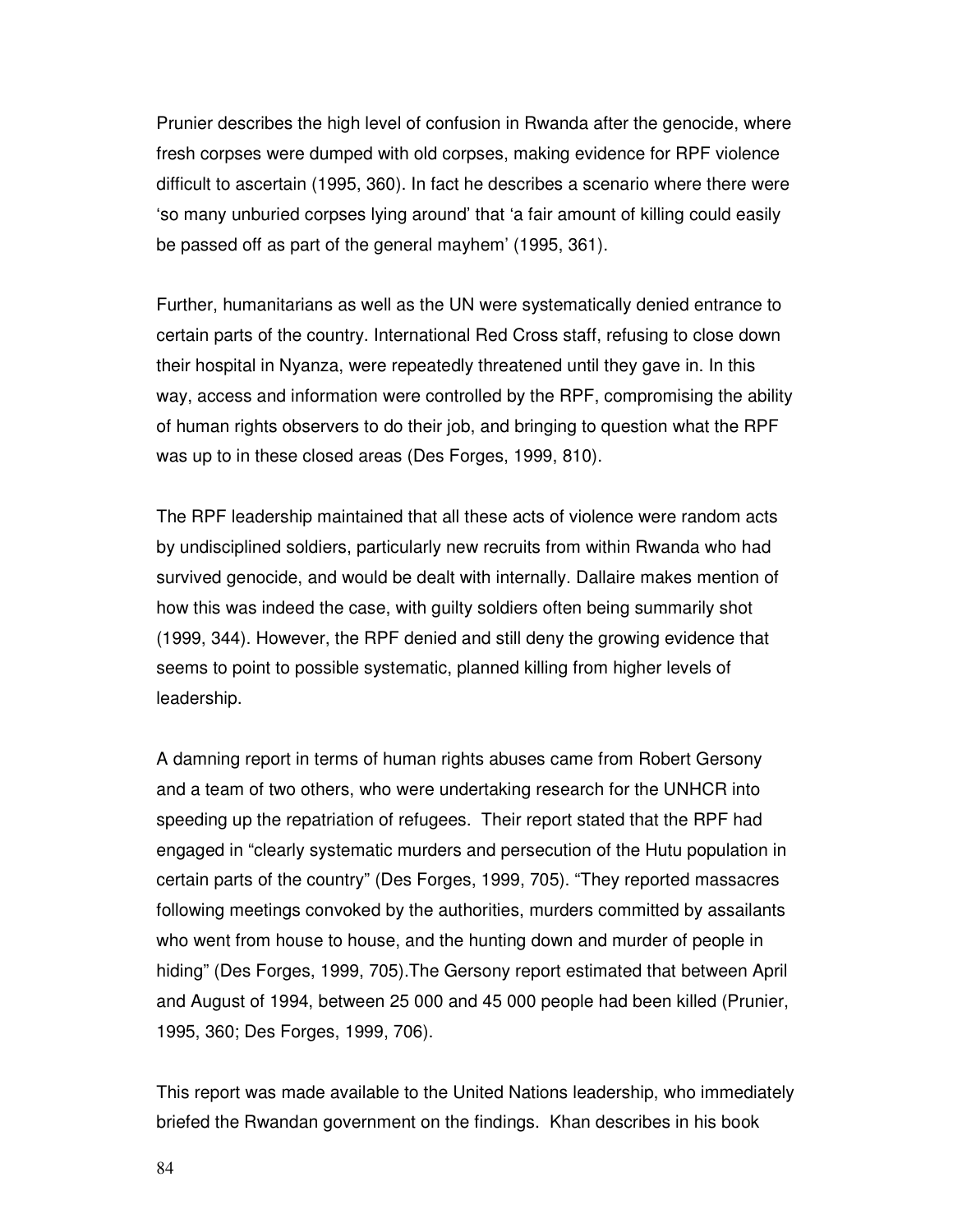Prunier describes the high level of confusion in Rwanda after the genocide, where fresh corpses were dumped with old corpses, making evidence for RPF violence difficult to ascertain (1995, 360). In fact he describes a scenario where there were 'so many unburied corpses lying around' that 'a fair amount of killing could easily be passed off as part of the general mayhem' (1995, 361).

Further, humanitarians as well as the UN were systematically denied entrance to certain parts of the country. International Red Cross staff, refusing to close down their hospital in Nyanza, were repeatedly threatened until they gave in. In this way, access and information were controlled by the RPF, compromising the ability of human rights observers to do their job, and bringing to question what the RPF was up to in these closed areas (Des Forges, 1999, 810).

The RPF leadership maintained that all these acts of violence were random acts by undisciplined soldiers, particularly new recruits from within Rwanda who had survived genocide, and would be dealt with internally. Dallaire makes mention of how this was indeed the case, with guilty soldiers often being summarily shot (1999, 344). However, the RPF denied and still deny the growing evidence that seems to point to possible systematic, planned killing from higher levels of leadership.

A damning report in terms of human rights abuses came from Robert Gersony and a team of two others, who were undertaking research for the UNHCR into speeding up the repatriation of refugees. Their report stated that the RPF had engaged in "clearly systematic murders and persecution of the Hutu population in certain parts of the country" (Des Forges, 1999, 705). "They reported massacres following meetings convoked by the authorities, murders committed by assailants who went from house to house, and the hunting down and murder of people in hiding" (Des Forges, 1999, 705).The Gersony report estimated that between April and August of 1994, between 25 000 and 45 000 people had been killed (Prunier, 1995, 360; Des Forges, 1999, 706).

This report was made available to the United Nations leadership, who immediately briefed the Rwandan government on the findings. Khan describes in his book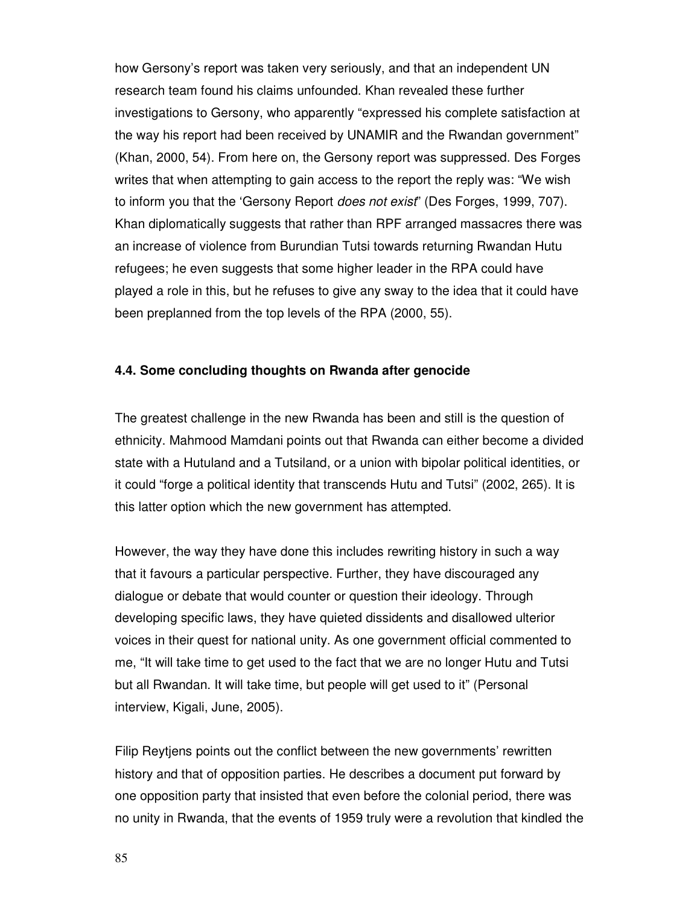how Gersony's report was taken very seriously, and that an independent UN research team found his claims unfounded. Khan revealed these further investigations to Gersony, who apparently "expressed his complete satisfaction at the way his report had been received by UNAMIR and the Rwandan government" (Khan, 2000, 54). From here on, the Gersony report was suppressed. Des Forges writes that when attempting to gain access to the report the reply was: "We wish to inform you that the 'Gersony Report *does not exist*' (Des Forges, 1999, 707). Khan diplomatically suggests that rather than RPF arranged massacres there was an increase of violence from Burundian Tutsi towards returning Rwandan Hutu refugees; he even suggests that some higher leader in the RPA could have played a role in this, but he refuses to give any sway to the idea that it could have been preplanned from the top levels of the RPA (2000, 55).

#### 4.4. Some concluding thoughts on Rwanda after genocide

The greatest challenge in the new Rwanda has been and still is the question of ethnicity. Mahmood Mamdani points out that Rwanda can either become a divided state with a Hutuland and a Tutsiland, or a union with bipolar political identities, or it could "forge a political identity that transcends Hutu and Tutsi" (2002, 265). It is this latter option which the new government has attempted.

However, the way they have done this includes rewriting history in such a way that it favours a particular perspective. Further, they have discouraged any dialogue or debate that would counter or question their ideology. Through developing specific laws, they have quieted dissidents and disallowed ulterior voices in their quest for national unity. As one government official commented to me, "It will take time to get used to the fact that we are no longer Hutu and Tutsi but all Rwandan. It will take time, but people will get used to it" (Personal interview, Kigali, June, 2005).

Filip Reytjens points out the conflict between the new governments' rewritten history and that of opposition parties. He describes a document put forward by one opposition party that insisted that even before the colonial period, there was no unity in Rwanda, that the events of 1959 truly were a revolution that kindled the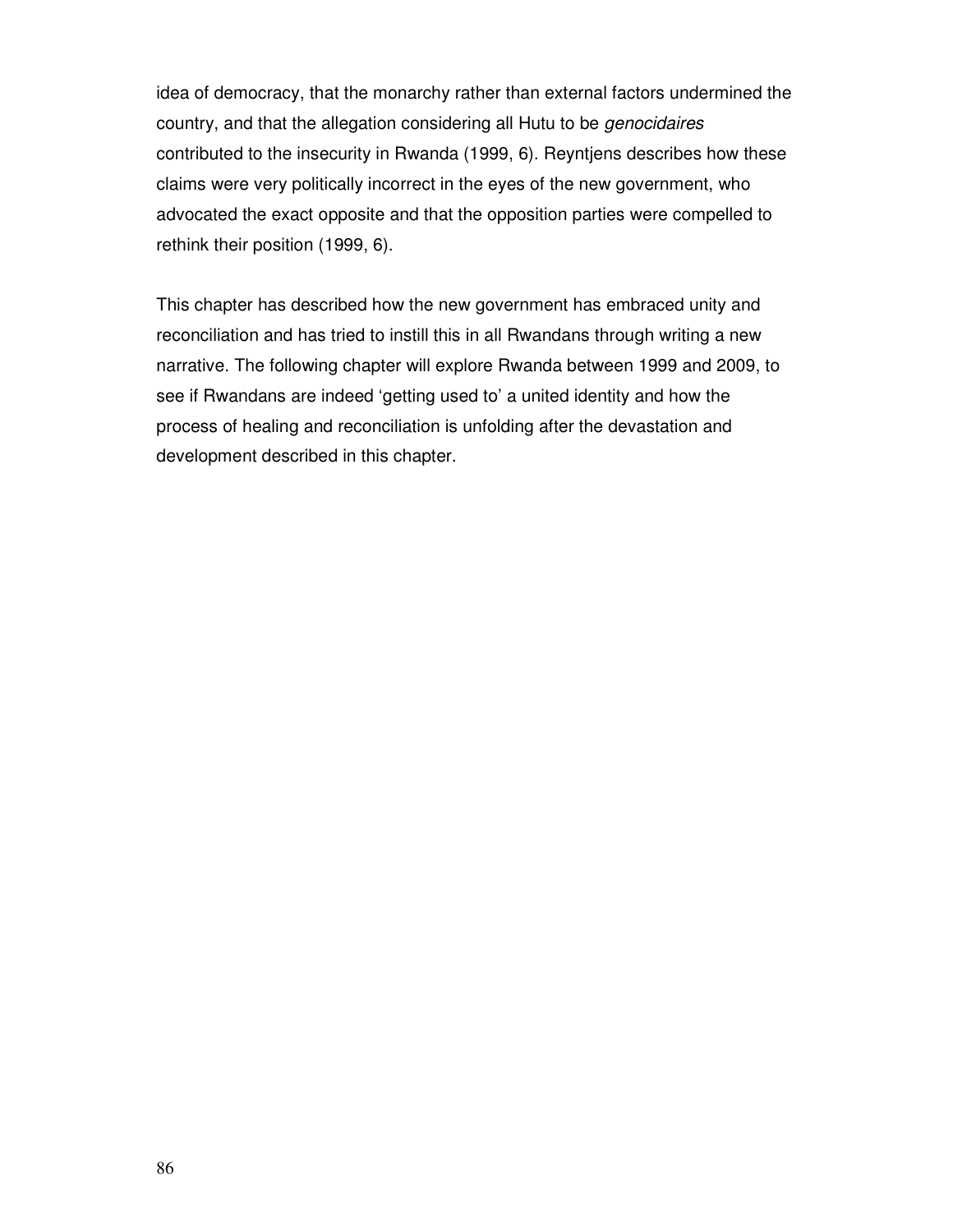idea of democracy, that the monarchy rather than external factors undermined the country, and that the allegation considering all Hutu to be *genocidaires* contributed to the insecurity in Rwanda (1999, 6). Reyntjens describes how these claims were very politically incorrect in the eyes of the new government, who advocated the exact opposite and that the opposition parties were compelled to rethink their position (1999, 6).

This chapter has described how the new government has embraced unity and reconciliation and has tried to instill this in all Rwandans through writing a new narrative. The following chapter will explore Rwanda between 1999 and 2009, to see if Rwandans are indeed 'getting used to' a united identity and how the process of healing and reconciliation is unfolding after the devastation and development described in this chapter.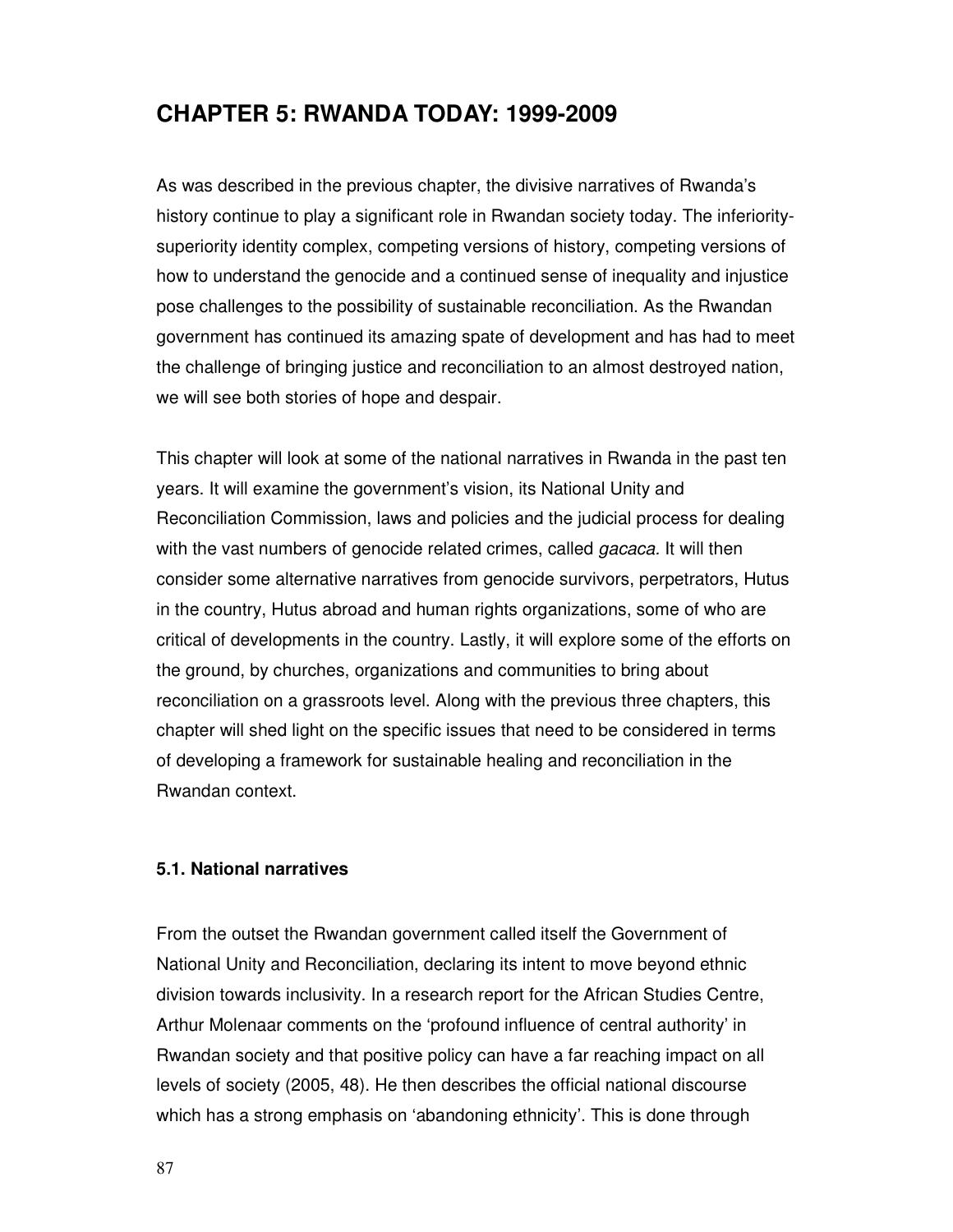# CHAPTER 5: RWANDA TODAY: 1999-2009

As was described in the previous chapter, the divisive narratives of Rwanda's history continue to play a significant role in Rwandan society today. The inferiority-superiority identity complex, competing versions of history, competing versions of how to understand the genocide and a continued sense of inequality and injustice pose challenges to the possibility of sustainable reconciliation. As the Rwandan government has continued its amazing spate of development and has had to meet the challenge of bringing justice and reconciliation to an almost destroyed nation, we will see both stories of hope and despair.

This chapter will look at some of the national narratives in Rwanda in the past ten years. It will examine the government's vision, its National Unity and Reconciliation Commission, laws and policies and the judicial process for dealing with the vast numbers of genocide related crimes, called *gacaca.* It will then consider some alternative narratives from genocide survivors, perpetrators, Hutus in the country, Hutus abroad and human rights organizations, some of who are critical of developments in the country. Lastly, it will explore some of the efforts on the ground, by churches, organizations and communities to bring about reconciliation on a grassroots level. Along with the previous three chapters, this chapter will shed light on the specific issues that need to be considered in terms of developing a framework for sustainable healing and reconciliation in the Rwandan context.

### 5.1. National narratives

From the outset the Rwandan government called itself the Government of National Unity and Reconciliation, declaring its intent to move beyond ethnic division towards inclusivity. In a research report for the African Studies Centre, Arthur Molenaar comments on the 'profound influence of central authority' in Rwandan society and that positive policy can have a far reaching impact on all levels of society (2005, 48). He then describes the official national discourse which has a strong emphasis on 'abandoning ethnicity'. This is done through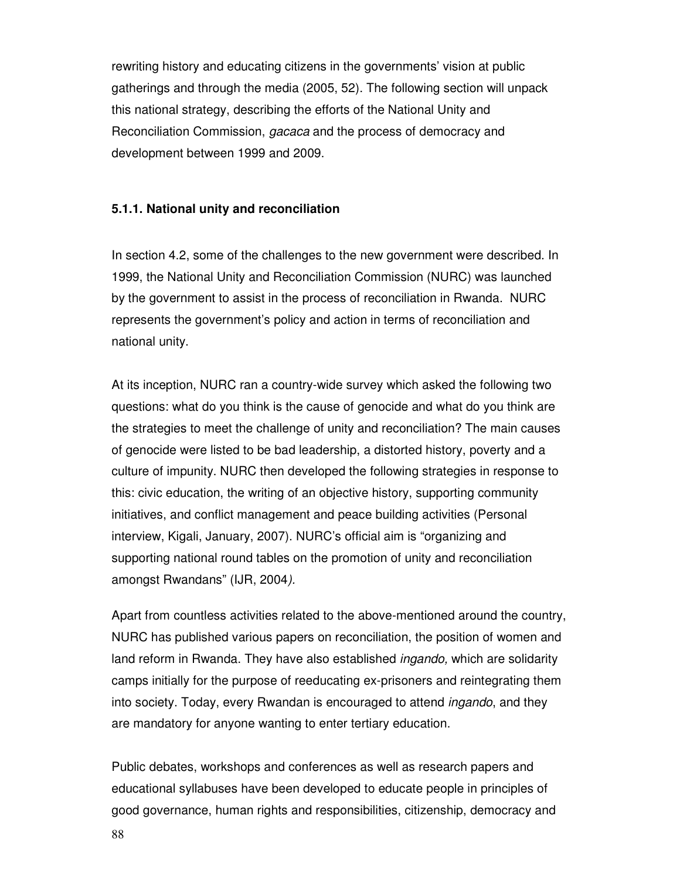rewriting history and educating citizens in the governments' vision at public gatherings and through the media (2005, 52). The following section will unpack this national strategy, describing the efforts of the National Unity and Reconciliation Commission, *gacaca* and the process of democracy and development between 1999 and 2009.

### 5.1.1. National unity and reconciliation

In section 4.2, some of the challenges to the new government were described. In 1999, the National Unity and Reconciliation Commission (NURC) was launched by the government to assist in the process of reconciliation in Rwanda. NURC represents the government's policy and action in terms of reconciliation and national unity.

At its inception, NURC ran a country-wide survey which asked the following two questions: what do you think is the cause of genocide and what do you think are the strategies to meet the challenge of unity and reconciliation? The main causes of genocide were listed to be bad leadership, a distorted history, poverty and a culture of impunity. NURC then developed the following strategies in response to this: civic education, the writing of an objective history, supporting community initiatives, and conflict management and peace building activities (Personal interview, Kigali, January, 2007). NURC's official aim is "organizing and supporting national round tables on the promotion of unity and reconciliation amongst Rwandans" (IJR, 2004*).*

Apart from countless activities related to the above-mentioned around the country, NURC has published various papers on reconciliation, the position of women and land reform in Rwanda. They have also established *ingando,* which are solidarity camps initially for the purpose of reeducating ex-prisoners and reintegrating them into society. Today, every Rwandan is encouraged to attend *ingando*, and they are mandatory for anyone wanting to enter tertiary education.

Public debates, workshops and conferences as well as research papers and educational syllabuses have been developed to educate people in principles of good governance, human rights and responsibilities, citizenship, democracy and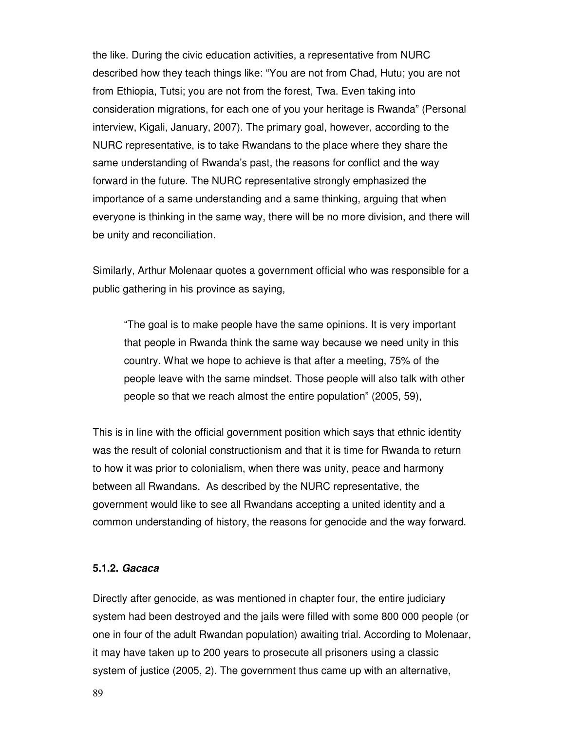the like. During the civic education activities, a representative from NURC described how they teach things like: "You are not from Chad, Hutu; you are not from Ethiopia, Tutsi; you are not from the forest, Twa. Even taking into consideration migrations, for each one of you your heritage is Rwanda" (Personal interview, Kigali, January, 2007). The primary goal, however, according to the NURC representative, is to take Rwandans to the place where they share the same understanding of Rwanda's past, the reasons for conflict and the way forward in the future. The NURC representative strongly emphasized the importance of a same understanding and a same thinking, arguing that when everyone is thinking in the same way, there will be no more division, and there will be unity and reconciliation.

Similarly, Arthur Molenaar quotes a government official who was responsible for a public gathering in his province as saying,

> "The goal is to make people have the same opinions. It is very important that people in Rwanda think the same way because we need unity in this country. What we hope to achieve is that after a meeting, 75% of the people leave with the same mindset. Those people will also talk with other people so that we reach almost the entire population" (2005, 59),

This is in line with the official government position which says that ethnic identity was the result of colonial constructionism and that it is time for Rwanda to return to how it was prior to colonialism, when there was unity, peace and harmony between all Rwandans. As described by the NURC representative, the government would like to see all Rwandans accepting a united identity and a common understanding of history, the reasons for genocide and the way forward.

#### 5.1.2. *Gacaca*

Directly after genocide, as was mentioned in chapter four, the entire judiciary system had been destroyed and the jails were filled with some 800 000 people (or one in four of the adult Rwandan population) awaiting trial. According to Molenaar, it may have taken up to 200 years to prosecute all prisoners using a classic system of justice (2005, 2). The government thus came up with an alternative,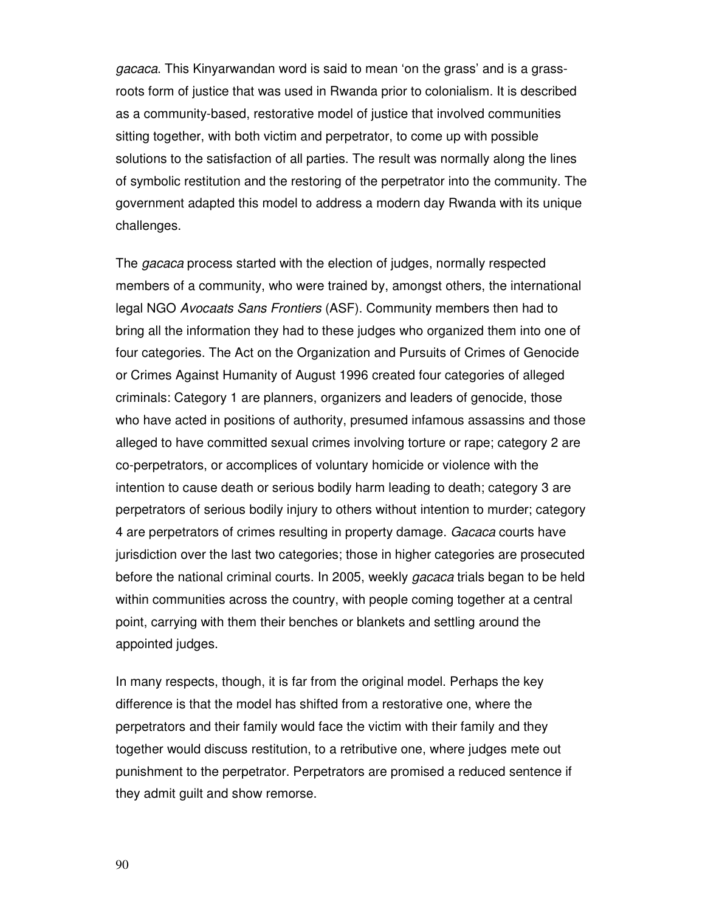*gacaca*. This Kinyarwandan word is said to mean 'on the grass' and is a grass-roots form of justice that was used in Rwanda prior to colonialism. It is described as a community-based, restorative model of justice that involved communities sitting together, with both victim and perpetrator, to come up with possible solutions to the satisfaction of all parties. The result was normally along the lines of symbolic restitution and the restoring of the perpetrator into the community. The government adapted this model to address a modern day Rwanda with its unique challenges.

The *gacaca* process started with the election of judges, normally respected members of a community, who were trained by, amongst others, the international legal NGO *Avocaats Sans Frontiers* (ASF). Community members then had to bring all the information they had to these judges who organized them into one of four categories. The Act on the Organization and Pursuits of Crimes of Genocide or Crimes Against Humanity of August 1996 created four categories of alleged criminals: Category 1 are planners, organizers and leaders of genocide, those who have acted in positions of authority, presumed infamous assassins and those alleged to have committed sexual crimes involving torture or rape; category 2 are co-perpetrators, or accomplices of voluntary homicide or violence with the intention to cause death or serious bodily harm leading to death; category 3 are perpetrators of serious bodily injury to others without intention to murder; category 4 are perpetrators of crimes resulting in property damage. *Gacaca* courts have jurisdiction over the last two categories; those in higher categories are prosecuted before the national criminal courts. In 2005, weekly *gacaca* trials began to be held within communities across the country, with people coming together at a central point, carrying with them their benches or blankets and settling around the appointed judges.

In many respects, though, it is far from the original model. Perhaps the key difference is that the model has shifted from a restorative one, where the perpetrators and their family would face the victim with their family and they together would discuss restitution, to a retributive one, where judges mete out punishment to the perpetrator. Perpetrators are promised a reduced sentence if they admit guilt and show remorse.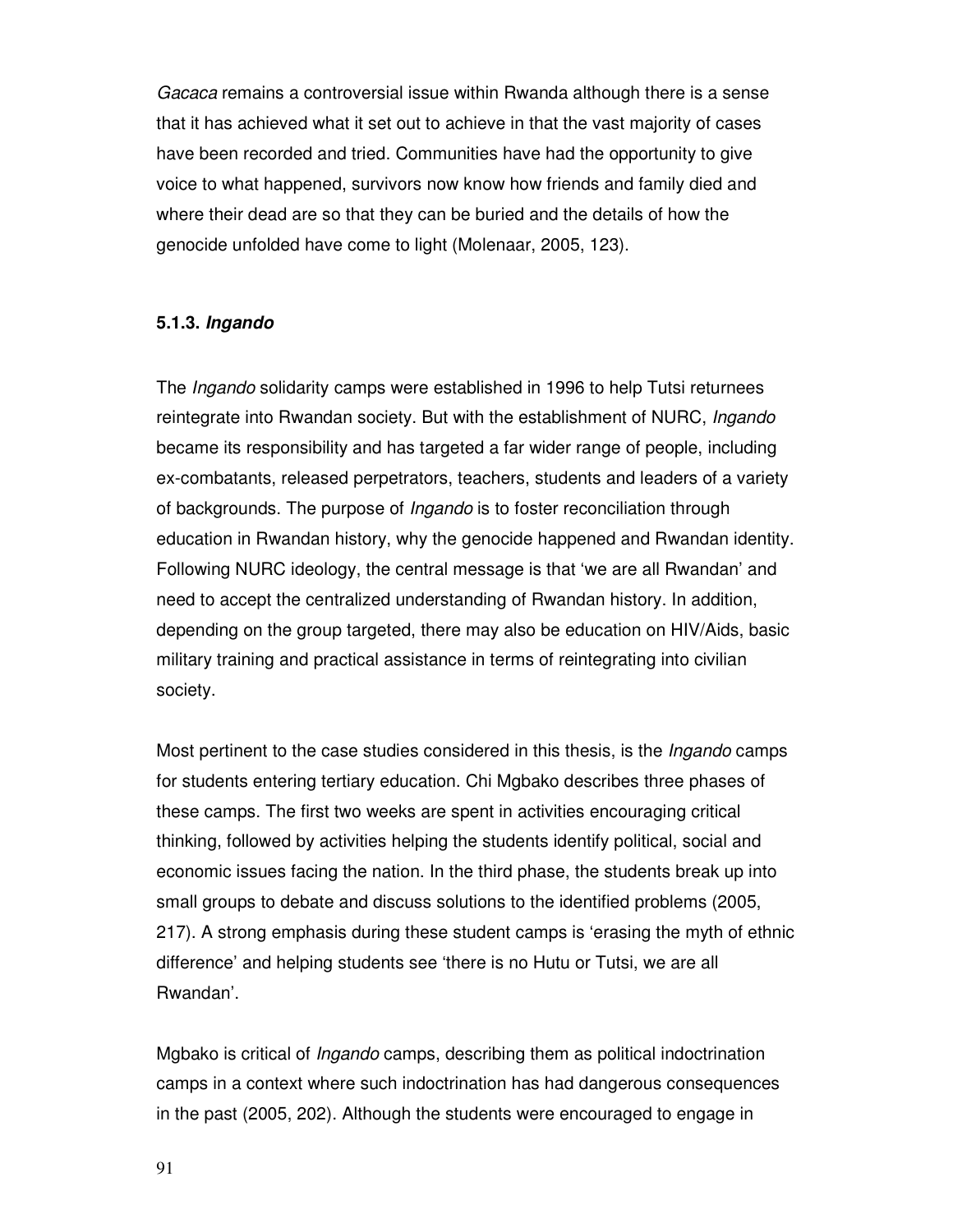*Gacaca* remains a controversial issue within Rwanda although there is a sense that it has achieved what it set out to achieve in that the vast majority of cases have been recorded and tried. Communities have had the opportunity to give voice to what happened, survivors now know how friends and family died and where their dead are so that they can be buried and the details of how the genocide unfolded have come to light (Molenaar, 2005, 123).

### 5.1.3. *Ingando*

The *Ingando* solidarity camps were established in 1996 to help Tutsi returnees reintegrate into Rwandan society. But with the establishment of NURC, *Ingando* became its responsibility and has targeted a far wider range of people, including ex-combatants, released perpetrators, teachers, students and leaders of a variety of backgrounds. The purpose of *Ingando* is to foster reconciliation through education in Rwandan history, why the genocide happened and Rwandan identity. Following NURC ideology, the central message is that 'we are all Rwandan' and need to accept the centralized understanding of Rwandan history. In addition, depending on the group targeted, there may also be education on HIV/Aids, basic military training and practical assistance in terms of reintegrating into civilian society.

Most pertinent to the case studies considered in this thesis, is the *Ingando* camps for students entering tertiary education. Chi Mgbako describes three phases of these camps. The first two weeks are spent in activities encouraging critical thinking, followed by activities helping the students identify political, social and economic issues facing the nation. In the third phase, the students break up into small groups to debate and discuss solutions to the identified problems (2005, 217). A strong emphasis during these student camps is 'erasing the myth of ethnic difference' and helping students see 'there is no Hutu or Tutsi, we are all Rwandan'.

Mgbako is critical of *Ingando* camps, describing them as political indoctrination camps in a context where such indoctrination has had dangerous consequences in the past (2005, 202). Although the students were encouraged to engage in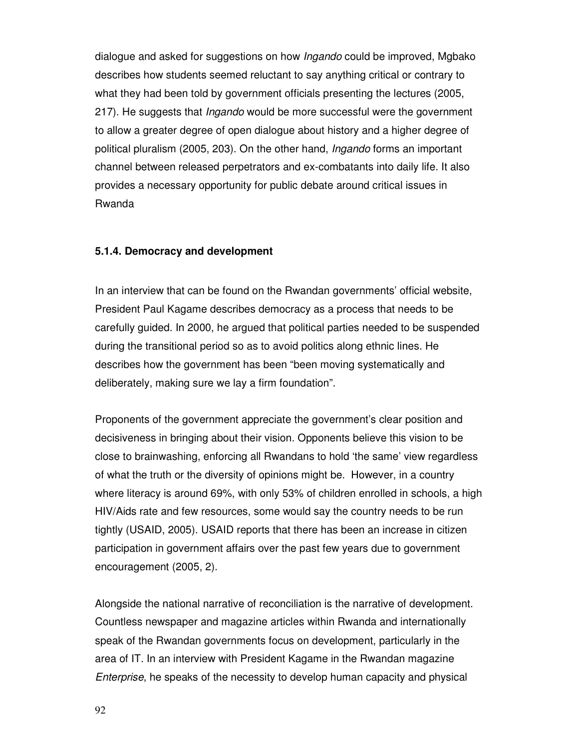dialogue and asked for suggestions on how *Ingando* could be improved, Mgbako describes how students seemed reluctant to say anything critical or contrary to what they had been told by government officials presenting the lectures (2005, 217). He suggests that *Ingando* would be more successful were the government to allow a greater degree of open dialogue about history and a higher degree of political pluralism (2005, 203). On the other hand, *Ingando* forms an important channel between released perpetrators and ex-combatants into daily life. It also provides a necessary opportunity for public debate around critical issues in Rwanda

#### 5.1.4. Democracy and development

In an interview that can be found on the Rwandan governments' official website, President Paul Kagame describes democracy as a process that needs to be carefully guided. In 2000, he argued that political parties needed to be suspended during the transitional period so as to avoid politics along ethnic lines. He describes how the government has been "been moving systematically and deliberately, making sure we lay a firm foundation".

Proponents of the government appreciate the government's clear position and decisiveness in bringing about their vision. Opponents believe this vision to be close to brainwashing, enforcing all Rwandans to hold 'the same' view regardless of what the truth or the diversity of opinions might be. However, in a country where literacy is around 69%, with only 53% of children enrolled in schools, a high HIV/Aids rate and few resources, some would say the country needs to be run tightly (USAID, 2005). USAID reports that there has been an increase in citizen participation in government affairs over the past few years due to government encouragement (2005, 2).

Alongside the national narrative of reconciliation is the narrative of development. Countless newspaper and magazine articles within Rwanda and internationally speak of the Rwandan governments focus on development, particularly in the area of IT. In an interview with President Kagame in the Rwandan magazine *Enterprise*, he speaks of the necessity to develop human capacity and physical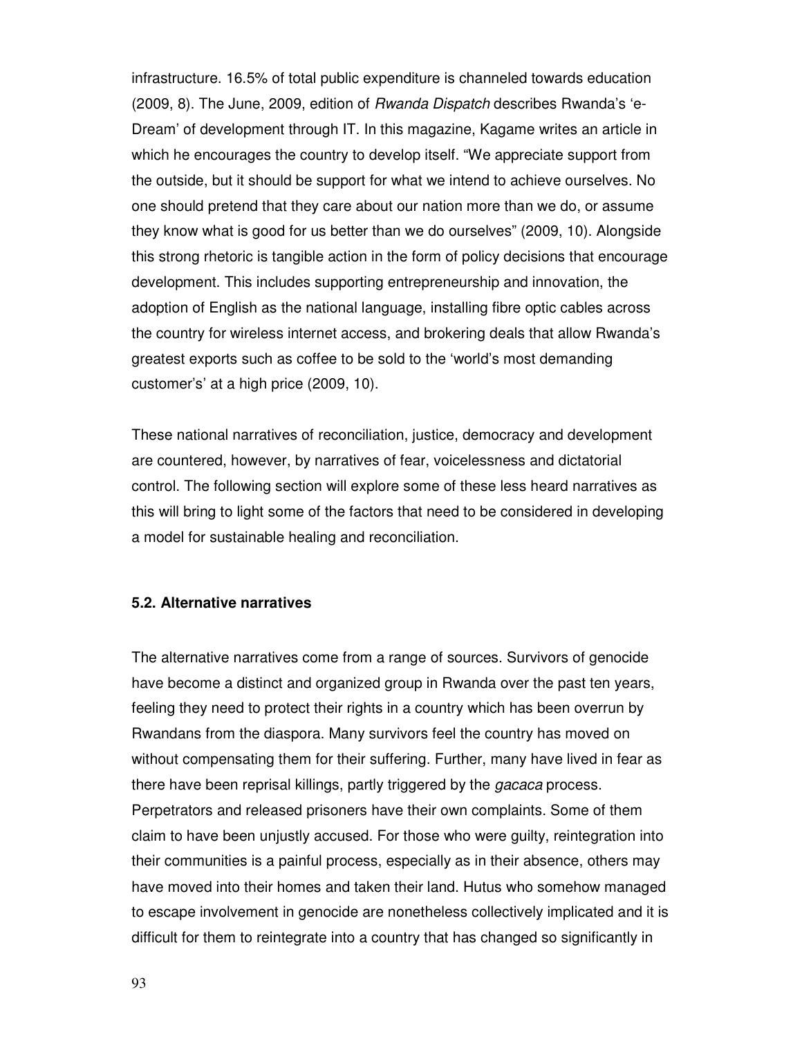infrastructure. 16.5% of total public expenditure is channeled towards education (2009, 8). The June, 2009, edition of *Rwanda Dispatch* describes Rwanda's 'e-Dream' of development through IT. In this magazine, Kagame writes an article in which he encourages the country to develop itself. "We appreciate support from the outside, but it should be support for what we intend to achieve ourselves. No one should pretend that they care about our nation more than we do, or assume they know what is good for us better than we do ourselves" (2009, 10). Alongside this strong rhetoric is tangible action in the form of policy decisions that encourage development. This includes supporting entrepreneurship and innovation, the adoption of English as the national language, installing fibre optic cables across the country for wireless internet access, and brokering deals that allow Rwanda's greatest exports such as coffee to be sold to the 'world's most demanding customer's' at a high price (2009, 10).

These national narratives of reconciliation, justice, democracy and development are countered, however, by narratives of fear, voicelessness and dictatorial control. The following section will explore some of these less heard narratives as this will bring to light some of the factors that need to be considered in developing a model for sustainable healing and reconciliation.

### 5.2. Alternative narratives

The alternative narratives come from a range of sources. Survivors of genocide have become a distinct and organized group in Rwanda over the past ten years, feeling they need to protect their rights in a country which has been overrun by Rwandans from the diaspora. Many survivors feel the country has moved on without compensating them for their suffering. Further, many have lived in fear as there have been reprisal killings, partly triggered by the *gacaca* process. Perpetrators and released prisoners have their own complaints. Some of them claim to have been unjustly accused. For those who were guilty, reintegration into their communities is a painful process, especially as in their absence, others may have moved into their homes and taken their land. Hutus who somehow managed to escape involvement in genocide are nonetheless collectively implicated and it is difficult for them to reintegrate into a country that has changed so significantly in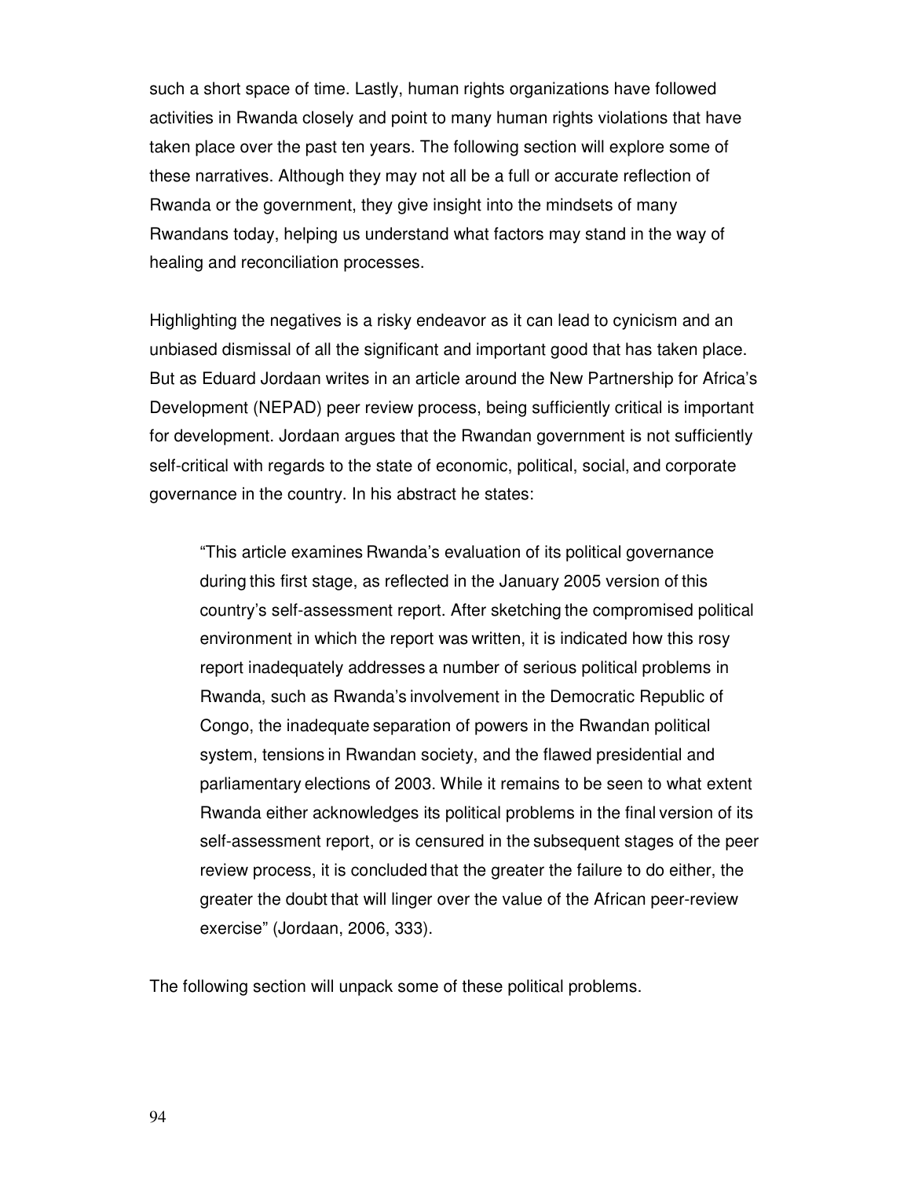such a short space of time. Lastly, human rights organizations have followed activities in Rwanda closely and point to many human rights violations that have taken place over the past ten years. The following section will explore some of these narratives. Although they may not all be a full or accurate reflection of Rwanda or the government, they give insight into the mindsets of many Rwandans today, helping us understand what factors may stand in the way of healing and reconciliation processes.

Highlighting the negatives is a risky endeavor as it can lead to cynicism and an unbiased dismissal of all the significant and important good that has taken place. But as Eduard Jordaan writes in an article around the New Partnership for Africa's Development (NEPAD) peer review process, being sufficiently critical is important for development. Jordaan argues that the Rwandan government is not sufficiently self-critical with regards to the state of economic, political, social, and corporate governance in the country. In his abstract he states:

> "This article examines Rwanda's evaluation of its political governance during this first stage, as reflected in the January 2005 version of this country's self-assessment report. After sketching the compromised political environment in which the report was written, it is indicated how this rosy report inadequately addresses a number of serious political problems in Rwanda, such as Rwanda's involvement in the Democratic Republic of Congo, the inadequate separation of powers in the Rwandan political system, tensions in Rwandan society, and the flawed presidential and parliamentary elections of 2003. While it remains to be seen to what extent Rwanda either acknowledges its political problems in the final version of its self-assessment report, or is censured in the subsequent stages of the peer review process, it is concluded that the greater the failure to do either, the greater the doubt that will linger over the value of the African peer-review exercise" (Jordaan, 2006, 333).

The following section will unpack some of these political problems.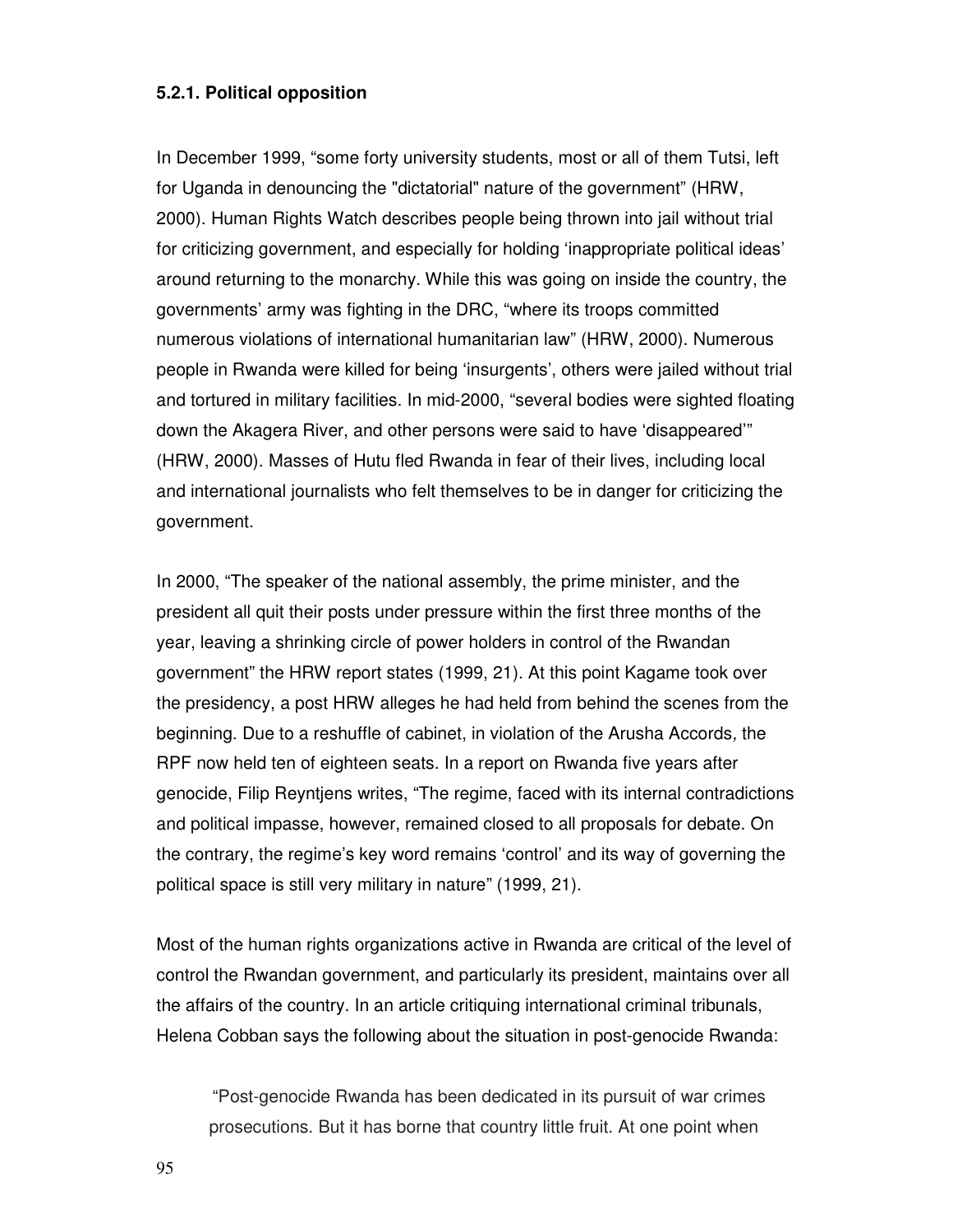#### 5.2.1. Political opposition

In December 1999, "some forty university students, most or all of them Tutsi, left for Uganda in denouncing the "dictatorial" nature of the government" (HRW, 2000). Human Rights Watch describes people being thrown into jail without trial for criticizing government, and especially for holding 'inappropriate political ideas' around returning to the monarchy. While this was going on inside the country, the governments' army was fighting in the DRC, "where its troops committed numerous violations of international humanitarian law" (HRW, 2000). Numerous people in Rwanda were killed for being 'insurgents', others were jailed without trial and tortured in military facilities. In mid-2000, "several bodies were sighted floating down the Akagera River, and other persons were said to have 'disappeared'" (HRW, 2000). Masses of Hutu fled Rwanda in fear of their lives, including local and international journalists who felt themselves to be in danger for criticizing the government.

In 2000, "The speaker of the national assembly, the prime minister, and the president all quit their posts under pressure within the first three months of the year, leaving a shrinking circle of power holders in control of the Rwandan government" the HRW report states (1999, 21). At this point Kagame took over the presidency, a post HRW alleges he had held from behind the scenes from the beginning. Due to a reshuffle of cabinet, in violation of the Arusha Accords, the RPF now held ten of eighteen seats. In a report on Rwanda five years after genocide, Filip Reyntjens writes, "The regime, faced with its internal contradictions and political impasse, however, remained closed to all proposals for debate. On the contrary, the regime's key word remains 'control' and its way of governing the political space is still very military in nature" (1999, 21).

Most of the human rights organizations active in Rwanda are critical of the level of control the Rwandan government, and particularly its president, maintains over all the affairs of the country. In an article critiquing international criminal tribunals, Helena Cobban says the following about the situation in post-genocide Rwanda:

> "Post-genocide Rwanda has been dedicated in its pursuit of war crimes prosecutions. But it has borne that country little fruit. At one point when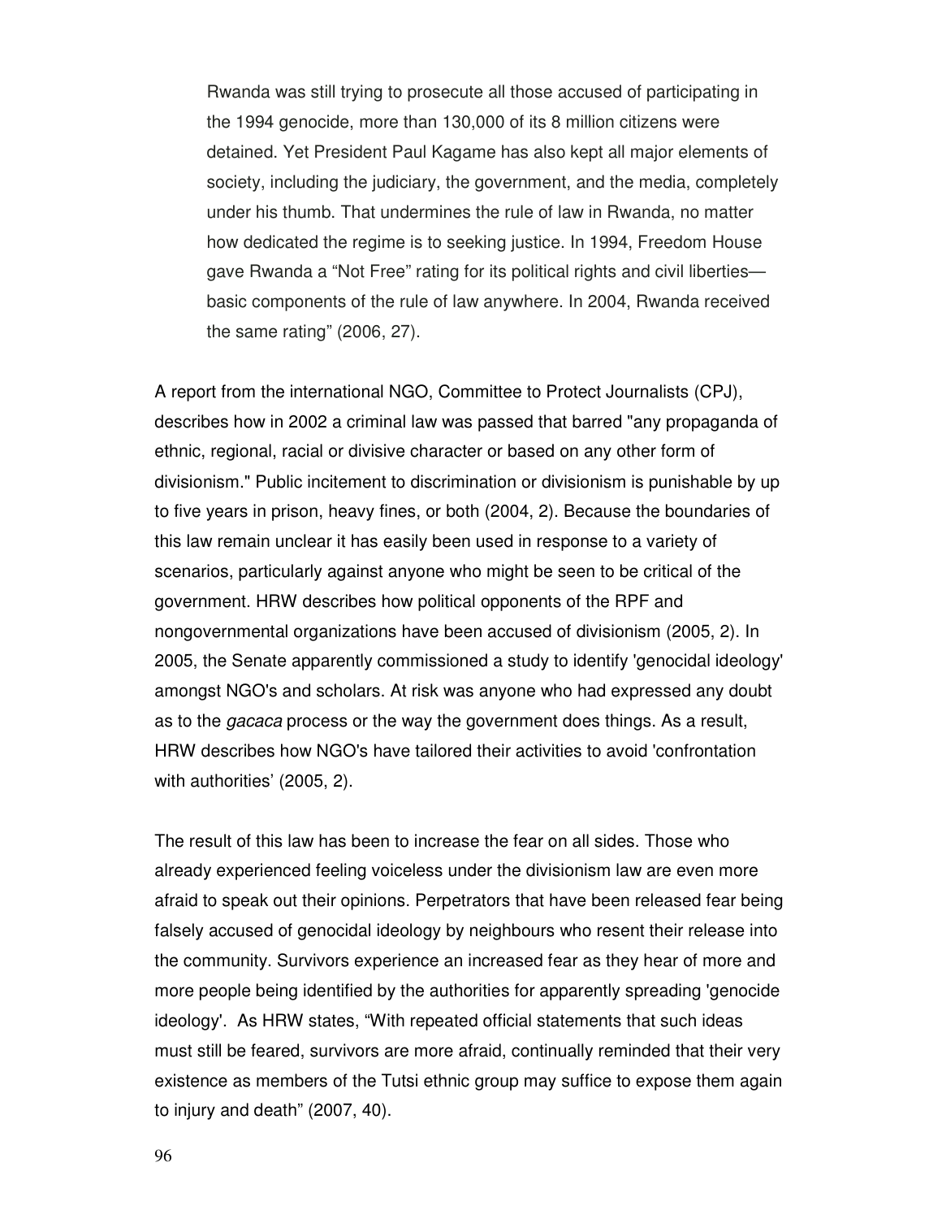Rwanda was still trying to prosecute all those accused of participating in the 1994 genocide, more than 130,000 of its 8 million citizens were detained. Yet President Paul Kagame has also kept all major elements of society, including the judiciary, the government, and the media, completely under his thumb. That undermines the rule of law in Rwanda, no matter how dedicated the regime is to seeking justice. In 1994, Freedom House gave Rwanda a "Not Free" rating for its political rights and civil liberties—basic components of the rule of law anywhere. In 2004, Rwanda received the same rating" (2006, 27).

A report from the international NGO, Committee to Protect Journalists (CPJ), describes how in 2002 a criminal law was passed that barred "any propaganda of ethnic, regional, racial or divisive character or based on any other form of divisionism." Public incitement to discrimination or divisionism is punishable by up to five years in prison, heavy fines, or both (2004, 2). Because the boundaries of this law remain unclear it has easily been used in response to a variety of scenarios, particularly against anyone who might be seen to be critical of the government. HRW describes how political opponents of the RPF and nongovernmental organizations have been accused of divisionism (2005, 2). In 2005, the Senate apparently commissioned a study to identify 'genocidal ideology' amongst NGO's and scholars. At risk was anyone who had expressed any doubt as to the *gacaca* process or the way the government does things. As a result, HRW describes how NGO's have tailored their activities to avoid 'confrontation with authorities' (2005, 2).

The result of this law has been to increase the fear on all sides. Those who already experienced feeling voiceless under the divisionism law are even more afraid to speak out their opinions. Perpetrators that have been released fear being falsely accused of genocidal ideology by neighbours who resent their release into the community. Survivors experience an increased fear as they hear of more and more people being identified by the authorities for apparently spreading 'genocide ideology'. As HRW states, "With repeated official statements that such ideas must still be feared, survivors are more afraid, continually reminded that their very existence as members of the Tutsi ethnic group may suffice to expose them again to injury and death" (2007, 40).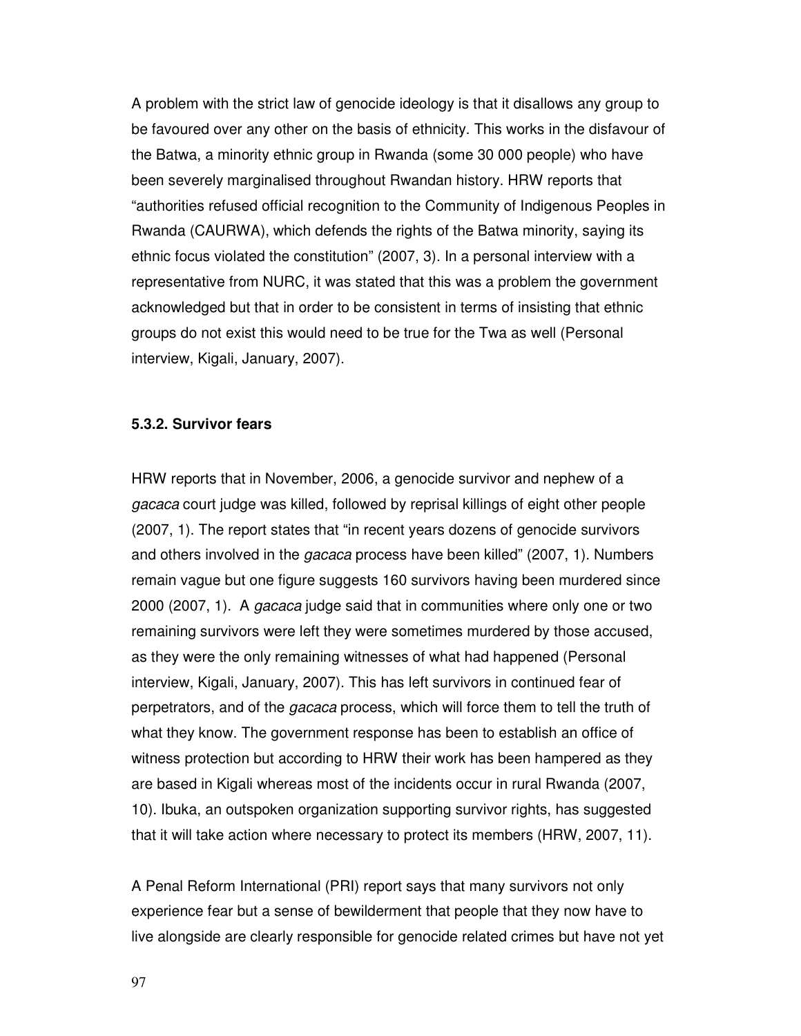A problem with the strict law of genocide ideology is that it disallows any group to be favoured over any other on the basis of ethnicity. This works in the disfavour of the Batwa, a minority ethnic group in Rwanda (some 30 000 people) who have been severely marginalised throughout Rwandan history. HRW reports that "authorities refused official recognition to the Community of Indigenous Peoples in Rwanda (CAURWA), which defends the rights of the Batwa minority, saying its ethnic focus violated the constitution" (2007, 3). In a personal interview with a representative from NURC, it was stated that this was a problem the government acknowledged but that in order to be consistent in terms of insisting that ethnic groups do not exist this would need to be true for the Twa as well (Personal interview, Kigali, January, 2007).

### 5.3.2. Survivor fears

HRW reports that in November, 2006, a genocide survivor and nephew of a *gacaca* court judge was killed, followed by reprisal killings of eight other people (2007, 1). The report states that "in recent years dozens of genocide survivors and others involved in the *gacaca* process have been killed" (2007, 1). Numbers remain vague but one figure suggests 160 survivors having been murdered since 2000 (2007, 1). A *gacaca* judge said that in communities where only one or two remaining survivors were left they were sometimes murdered by those accused, as they were the only remaining witnesses of what had happened (Personal interview, Kigali, January, 2007). This has left survivors in continued fear of perpetrators, and of the *gacaca* process, which will force them to tell the truth of what they know. The government response has been to establish an office of witness protection but according to HRW their work has been hampered as they are based in Kigali whereas most of the incidents occur in rural Rwanda (2007, 10). Ibuka, an outspoken organization supporting survivor rights, has suggested that it will take action where necessary to protect its members (HRW, 2007, 11).

A Penal Reform International (PRI) report says that many survivors not only experience fear but a sense of bewilderment that people that they now have to live alongside are clearly responsible for genocide related crimes but have not yet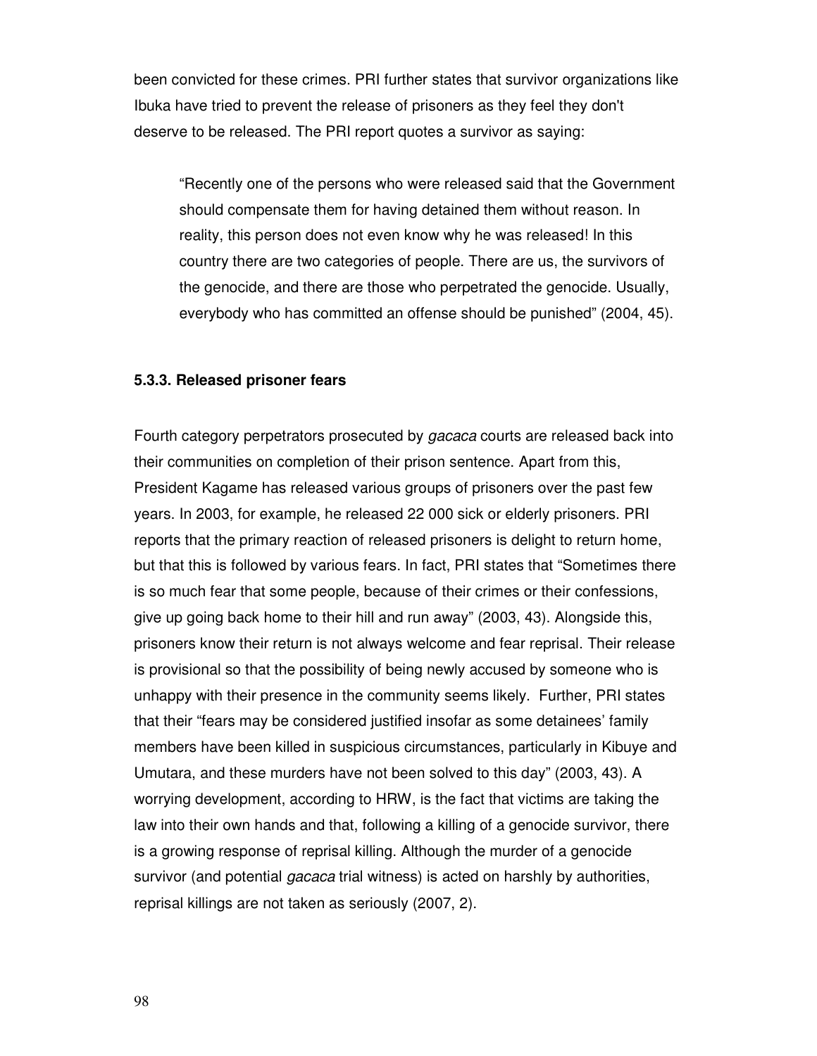been convicted for these crimes. PRI further states that survivor organizations like Ibuka have tried to prevent the release of prisoners as they feel they don't deserve to be released. The PRI report quotes a survivor as saying:

> "Recently one of the persons who were released said that the Government should compensate them for having detained them without reason. In reality, this person does not even know why he was released! In this country there are two categories of people. There are us, the survivors of the genocide, and there are those who perpetrated the genocide. Usually, everybody who has committed an offense should be punished" (2004, 45).

### 5.3.3. Released prisoner fears

Fourth category perpetrators prosecuted by *gacaca* courts are released back into their communities on completion of their prison sentence. Apart from this, President Kagame has released various groups of prisoners over the past few years. In 2003, for example, he released 22 000 sick or elderly prisoners. PRI reports that the primary reaction of released prisoners is delight to return home, but that this is followed by various fears. In fact, PRI states that "Sometimes there is so much fear that some people, because of their crimes or their confessions, give up going back home to their hill and run away" (2003, 43). Alongside this, prisoners know their return is not always welcome and fear reprisal. Their release is provisional so that the possibility of being newly accused by someone who is unhappy with their presence in the community seems likely. Further, PRI states that their "fears may be considered justified insofar as some detainees' family members have been killed in suspicious circumstances, particularly in Kibuye and Umutara, and these murders have not been solved to this day" (2003, 43). A worrying development, according to HRW, is the fact that victims are taking the law into their own hands and that, following a killing of a genocide survivor, there is a growing response of reprisal killing. Although the murder of a genocide survivor (and potential *gacaca* trial witness) is acted on harshly by authorities, reprisal killings are not taken as seriously (2007, 2).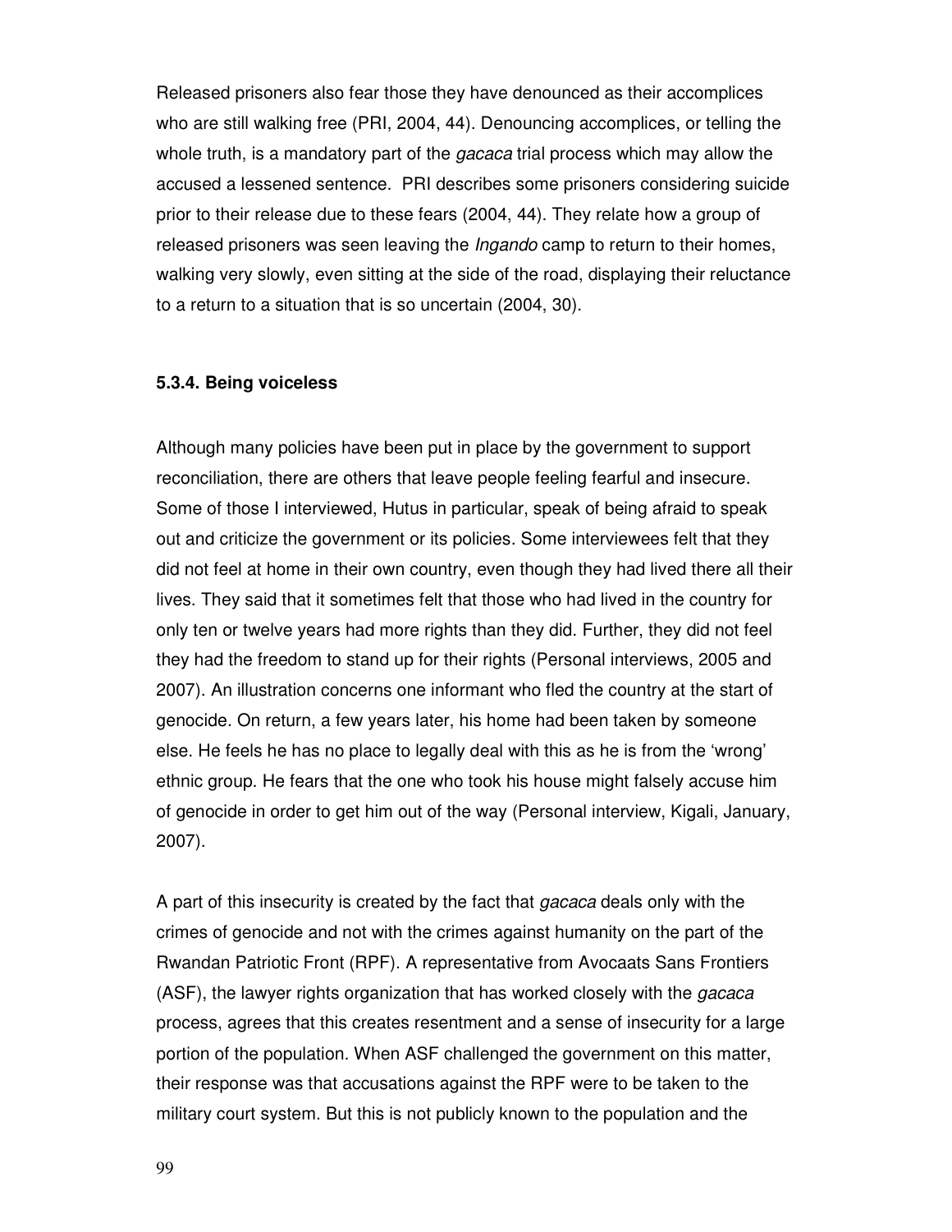Released prisoners also fear those they have denounced as their accomplices who are still walking free (PRI, 2004, 44). Denouncing accomplices, or telling the whole truth, is a mandatory part of the *gacaca* trial process which may allow the accused a lessened sentence. PRI describes some prisoners considering suicide prior to their release due to these fears (2004, 44). They relate how a group of released prisoners was seen leaving the *Ingando* camp to return to their homes, walking very slowly, even sitting at the side of the road, displaying their reluctance to a return to a situation that is so uncertain (2004, 30).

### 5.3.4. Being voiceless

Although many policies have been put in place by the government to support reconciliation, there are others that leave people feeling fearful and insecure. Some of those I interviewed, Hutus in particular, speak of being afraid to speak out and criticize the government or its policies. Some interviewees felt that they did not feel at home in their own country, even though they had lived there all their lives. They said that it sometimes felt that those who had lived in the country for only ten or twelve years had more rights than they did. Further, they did not feel they had the freedom to stand up for their rights (Personal interviews, 2005 and 2007). An illustration concerns one informant who fled the country at the start of genocide. On return, a few years later, his home had been taken by someone else. He feels he has no place to legally deal with this as he is from the 'wrong' ethnic group. He fears that the one who took his house might falsely accuse him of genocide in order to get him out of the way (Personal interview, Kigali, January, 2007).

A part of this insecurity is created by the fact that *gacaca* deals only with the crimes of genocide and not with the crimes against humanity on the part of the Rwandan Patriotic Front (RPF). A representative from Avocaats Sans Frontiers (ASF), the lawyer rights organization that has worked closely with the *gacaca* process, agrees that this creates resentment and a sense of insecurity for a large portion of the population. When ASF challenged the government on this matter, their response was that accusations against the RPF were to be taken to the military court system. But this is not publicly known to the population and the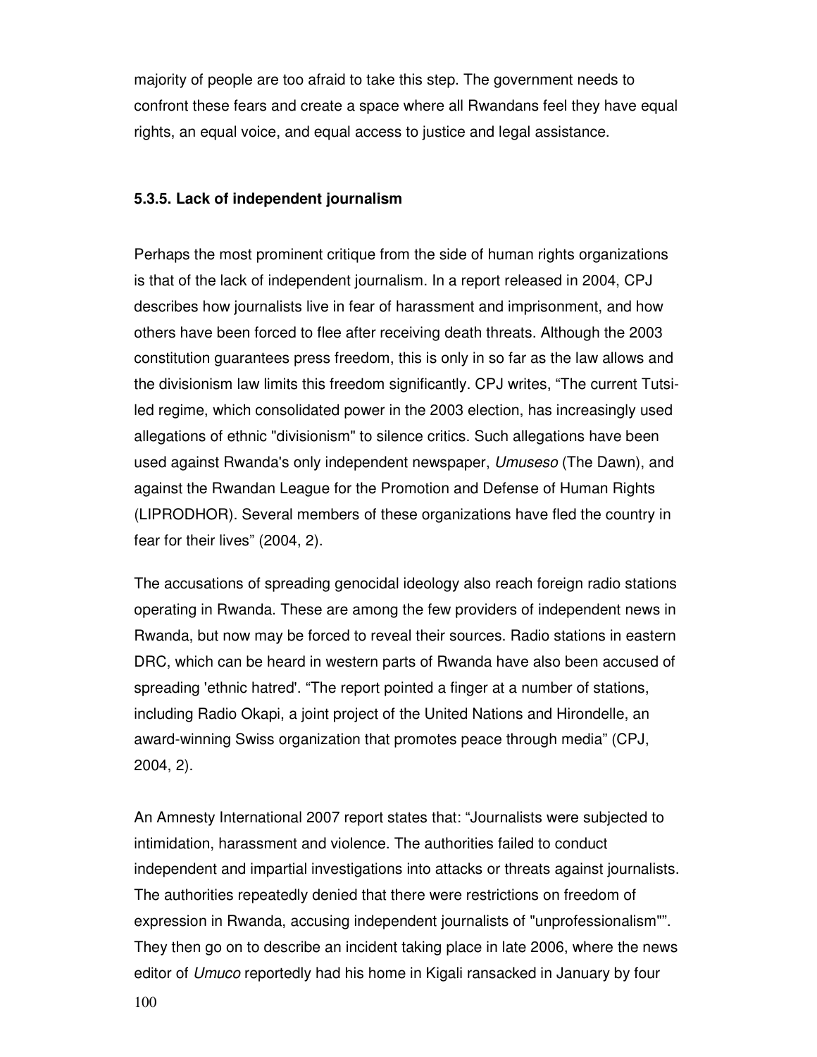majority of people are too afraid to take this step. The government needs to confront these fears and create a space where all Rwandans feel they have equal rights, an equal voice, and equal access to justice and legal assistance.

#### 5.3.5. Lack of independent journalism

Perhaps the most prominent critique from the side of human rights organizations is that of the lack of independent journalism. In a report released in 2004, CPJ describes how journalists live in fear of harassment and imprisonment, and how others have been forced to flee after receiving death threats. Although the 2003 constitution guarantees press freedom, this is only in so far as the law allows and the divisionism law limits this freedom significantly. CPJ writes, "The current Tutsi-led regime, which consolidated power in the 2003 election, has increasingly used allegations of ethnic "divisionism" to silence critics. Such allegations have been used against Rwanda's only independent newspaper, *Umuseso* (The Dawn), and against the Rwandan League for the Promotion and Defense of Human Rights (LIPRODHOR). Several members of these organizations have fled the country in fear for their lives" (2004, 2).

The accusations of spreading genocidal ideology also reach foreign radio stations operating in Rwanda. These are among the few providers of independent news in Rwanda, but now may be forced to reveal their sources. Radio stations in eastern DRC, which can be heard in western parts of Rwanda have also been accused of spreading 'ethnic hatred'. "The report pointed a finger at a number of stations, including Radio Okapi, a joint project of the United Nations and Hirondelle, an award-winning Swiss organization that promotes peace through media" (CPJ, 2004, 2).

An Amnesty International 2007 report states that: "Journalists were subjected to intimidation, harassment and violence. The authorities failed to conduct independent and impartial investigations into attacks or threats against journalists. The authorities repeatedly denied that there were restrictions on freedom of expression in Rwanda, accusing independent journalists of "unprofessionalism"". They then go on to describe an incident taking place in late 2006, where the news editor of *Umuco* reportedly had his home in Kigali ransacked in January by four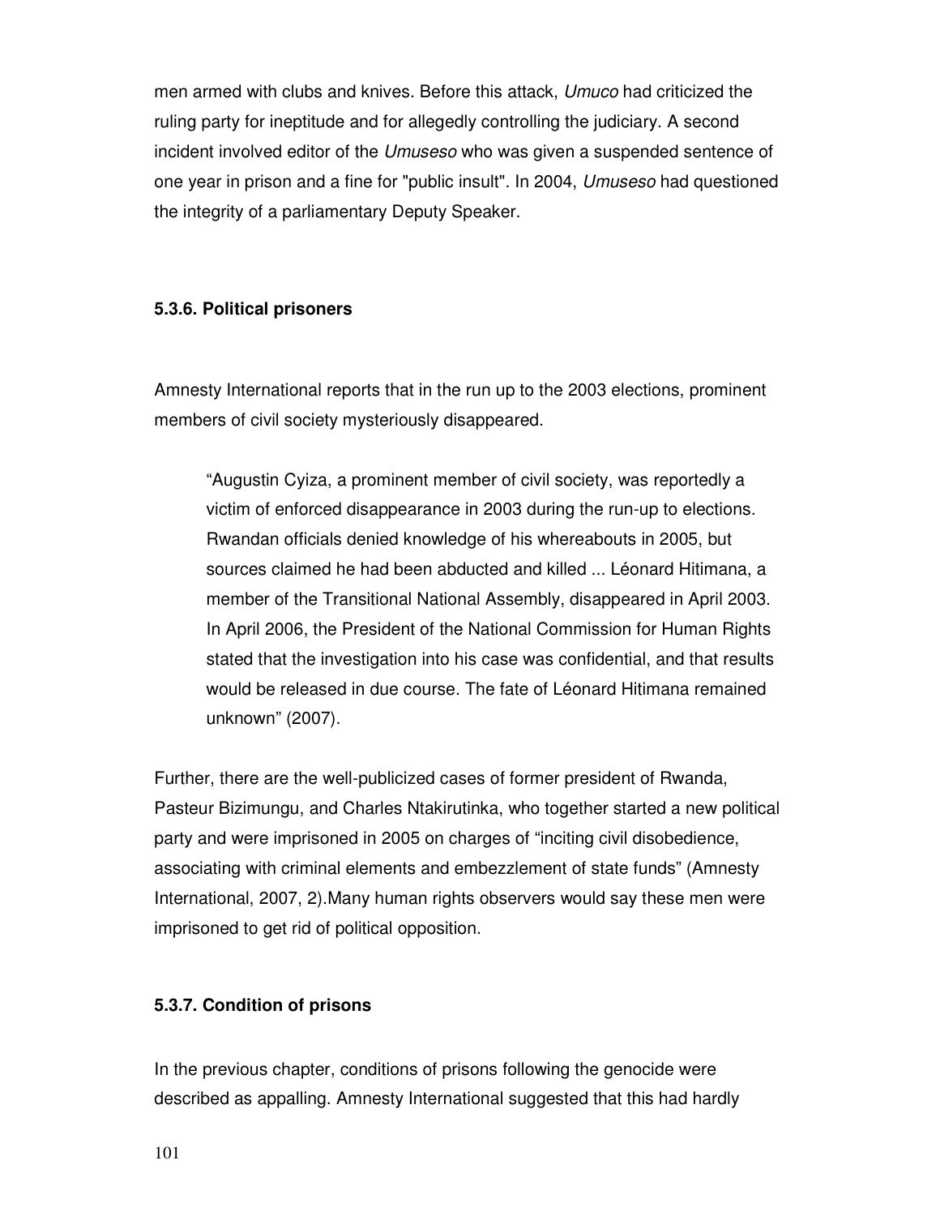men armed with clubs and knives. Before this attack, *Umuco* had criticized the ruling party for ineptitude and for allegedly controlling the judiciary. A second incident involved editor of the *Umuseso* who was given a suspended sentence of one year in prison and a fine for "public insult". In 2004, *Umuseso* had questioned the integrity of a parliamentary Deputy Speaker.

#### 5.3.6. Political prisoners

Amnesty International reports that in the run up to the 2003 elections, prominent members of civil society mysteriously disappeared.

> "Augustin Cyiza, a prominent member of civil society, was reportedly a victim of enforced disappearance in 2003 during the run-up to elections. Rwandan officials denied knowledge of his whereabouts in 2005, but sources claimed he had been abducted and killed ... Léonard Hitimana, a member of the Transitional National Assembly, disappeared in April 2003. In April 2006, the President of the National Commission for Human Rights stated that the investigation into his case was confidential, and that results would be released in due course. The fate of Léonard Hitimana remained unknown" (2007).

Further, there are the well-publicized cases of former president of Rwanda, Pasteur Bizimungu, and Charles Ntakirutinka, who together started a new political party and were imprisoned in 2005 on charges of "inciting civil disobedience, associating with criminal elements and embezzlement of state funds" (Amnesty International, 2007, 2).Many human rights observers would say these men were imprisoned to get rid of political opposition.

#### 5.3.7. Condition of prisons

In the previous chapter, conditions of prisons following the genocide were described as appalling. Amnesty International suggested that this had hardly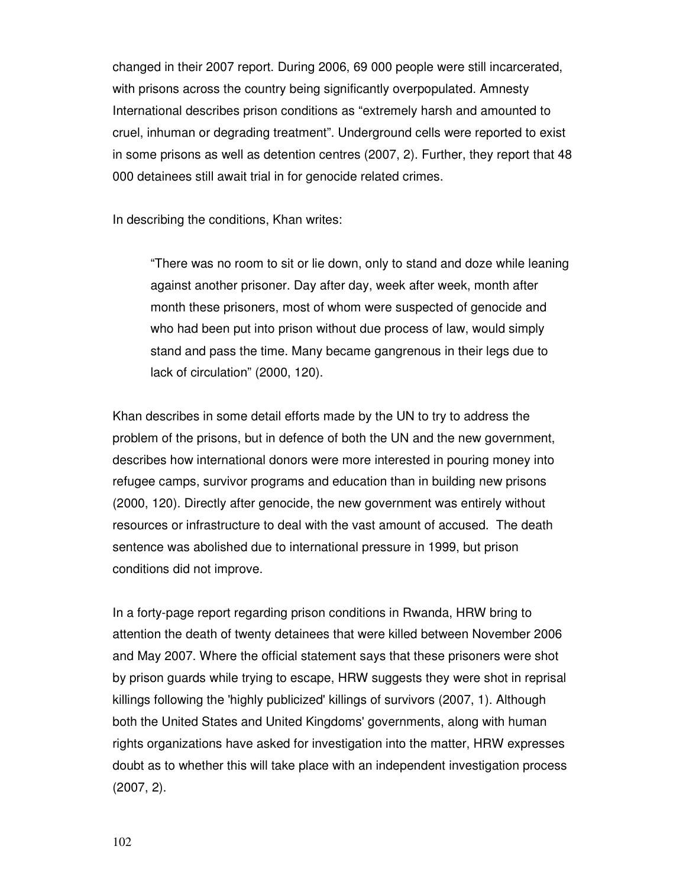changed in their 2007 report. During 2006, 69 000 people were still incarcerated, with prisons across the country being significantly overpopulated. Amnesty International describes prison conditions as "extremely harsh and amounted to cruel, inhuman or degrading treatment". Underground cells were reported to exist in some prisons as well as detention centres (2007, 2). Further, they report that 48 000 detainees still await trial in for genocide related crimes.

In describing the conditions, Khan writes:

> "There was no room to sit or lie down, only to stand and doze while leaning against another prisoner. Day after day, week after week, month after month these prisoners, most of whom were suspected of genocide and who had been put into prison without due process of law, would simply stand and pass the time. Many became gangrenous in their legs due to lack of circulation" (2000, 120).

Khan describes in some detail efforts made by the UN to try to address the problem of the prisons, but in defence of both the UN and the new government, describes how international donors were more interested in pouring money into refugee camps, survivor programs and education than in building new prisons (2000, 120). Directly after genocide, the new government was entirely without resources or infrastructure to deal with the vast amount of accused. The death sentence was abolished due to international pressure in 1999, but prison conditions did not improve.

In a forty-page report regarding prison conditions in Rwanda, HRW bring to attention the death of twenty detainees that were killed between November 2006 and May 2007. Where the official statement says that these prisoners were shot by prison guards while trying to escape, HRW suggests they were shot in reprisal killings following the 'highly publicized' killings of survivors (2007, 1). Although both the United States and United Kingdoms' governments, along with human rights organizations have asked for investigation into the matter, HRW expresses doubt as to whether this will take place with an independent investigation process (2007, 2).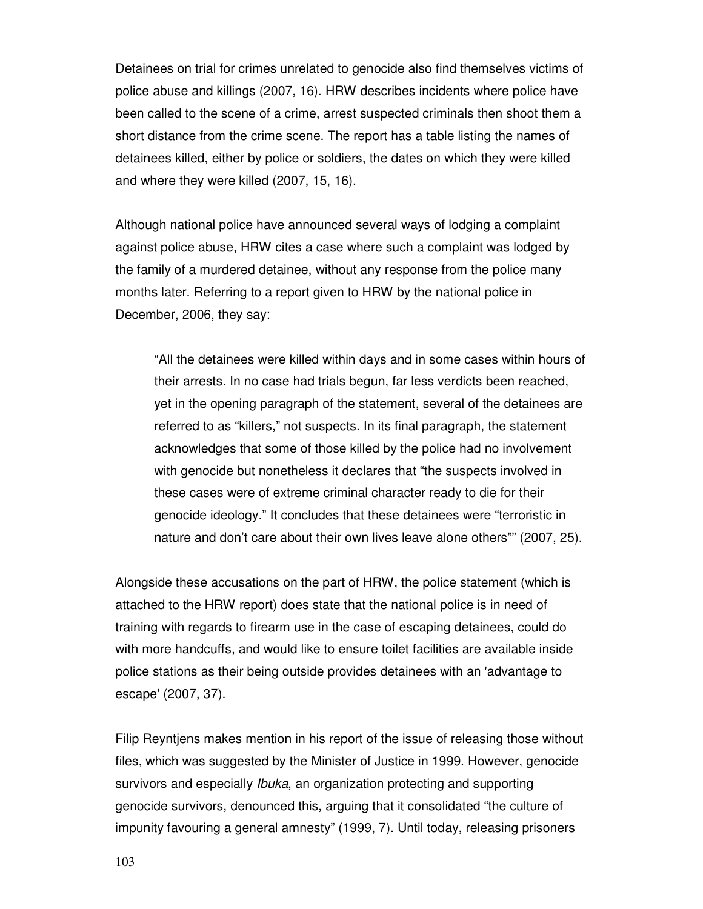Detainees on trial for crimes unrelated to genocide also find themselves victims of police abuse and killings (2007, 16). HRW describes incidents where police have been called to the scene of a crime, arrest suspected criminals then shoot them a short distance from the crime scene. The report has a table listing the names of detainees killed, either by police or soldiers, the dates on which they were killed and where they were killed (2007, 15, 16).

Although national police have announced several ways of lodging a complaint against police abuse, HRW cites a case where such a complaint was lodged by the family of a murdered detainee, without any response from the police many months later. Referring to a report given to HRW by the national police in December, 2006, they say:

> "All the detainees were killed within days and in some cases within hours of their arrests. In no case had trials begun, far less verdicts been reached, yet in the opening paragraph of the statement, several of the detainees are referred to as "killers," not suspects. In its final paragraph, the statement acknowledges that some of those killed by the police had no involvement with genocide but nonetheless it declares that "the suspects involved in these cases were of extreme criminal character ready to die for their genocide ideology." It concludes that these detainees were "terroristic in nature and don't care about their own lives leave alone others"" (2007, 25).

Alongside these accusations on the part of HRW, the police statement (which is attached to the HRW report) does state that the national police is in need of training with regards to firearm use in the case of escaping detainees, could do with more handcuffs, and would like to ensure toilet facilities are available inside police stations as their being outside provides detainees with an 'advantage to escape' (2007, 37).

Filip Reyntjens makes mention in his report of the issue of releasing those without files, which was suggested by the Minister of Justice in 1999. However, genocide survivors and especially *Ibuka*, an organization protecting and supporting genocide survivors, denounced this, arguing that it consolidated "the culture of impunity favouring a general amnesty" (1999, 7). Until today, releasing prisoners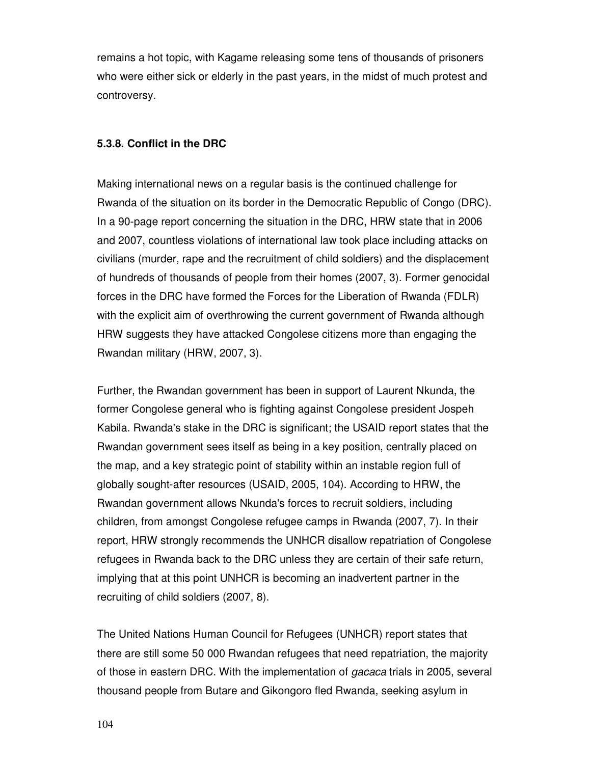remains a hot topic, with Kagame releasing some tens of thousands of prisoners who were either sick or elderly in the past years, in the midst of much protest and controversy.

### 5.3.8. Conflict in the DRC

Making international news on a regular basis is the continued challenge for Rwanda of the situation on its border in the Democratic Republic of Congo (DRC). In a 90-page report concerning the situation in the DRC, HRW state that in 2006 and 2007, countless violations of international law took place including attacks on civilians (murder, rape and the recruitment of child soldiers) and the displacement of hundreds of thousands of people from their homes (2007, 3). Former genocidal forces in the DRC have formed the Forces for the Liberation of Rwanda (FDLR) with the explicit aim of overthrowing the current government of Rwanda although HRW suggests they have attacked Congolese citizens more than engaging the Rwandan military (HRW, 2007, 3).

Further, the Rwandan government has been in support of Laurent Nkunda, the former Congolese general who is fighting against Congolese president Jospeh Kabila. Rwanda's stake in the DRC is significant; the USAID report states that the Rwandan government sees itself as being in a key position, centrally placed on the map, and a key strategic point of stability within an instable region full of globally sought-after resources (USAID, 2005, 104). According to HRW, the Rwandan government allows Nkunda's forces to recruit soldiers, including children, from amongst Congolese refugee camps in Rwanda (2007, 7). In their report, HRW strongly recommends the UNHCR disallow repatriation of Congolese refugees in Rwanda back to the DRC unless they are certain of their safe return, implying that at this point UNHCR is becoming an inadvertent partner in the recruiting of child soldiers (2007, 8).

The United Nations Human Council for Refugees (UNHCR) report states that there are still some 50 000 Rwandan refugees that need repatriation, the majority of those in eastern DRC. With the implementation of *gacaca* trials in 2005, several thousand people from Butare and Gikongoro fled Rwanda, seeking asylum in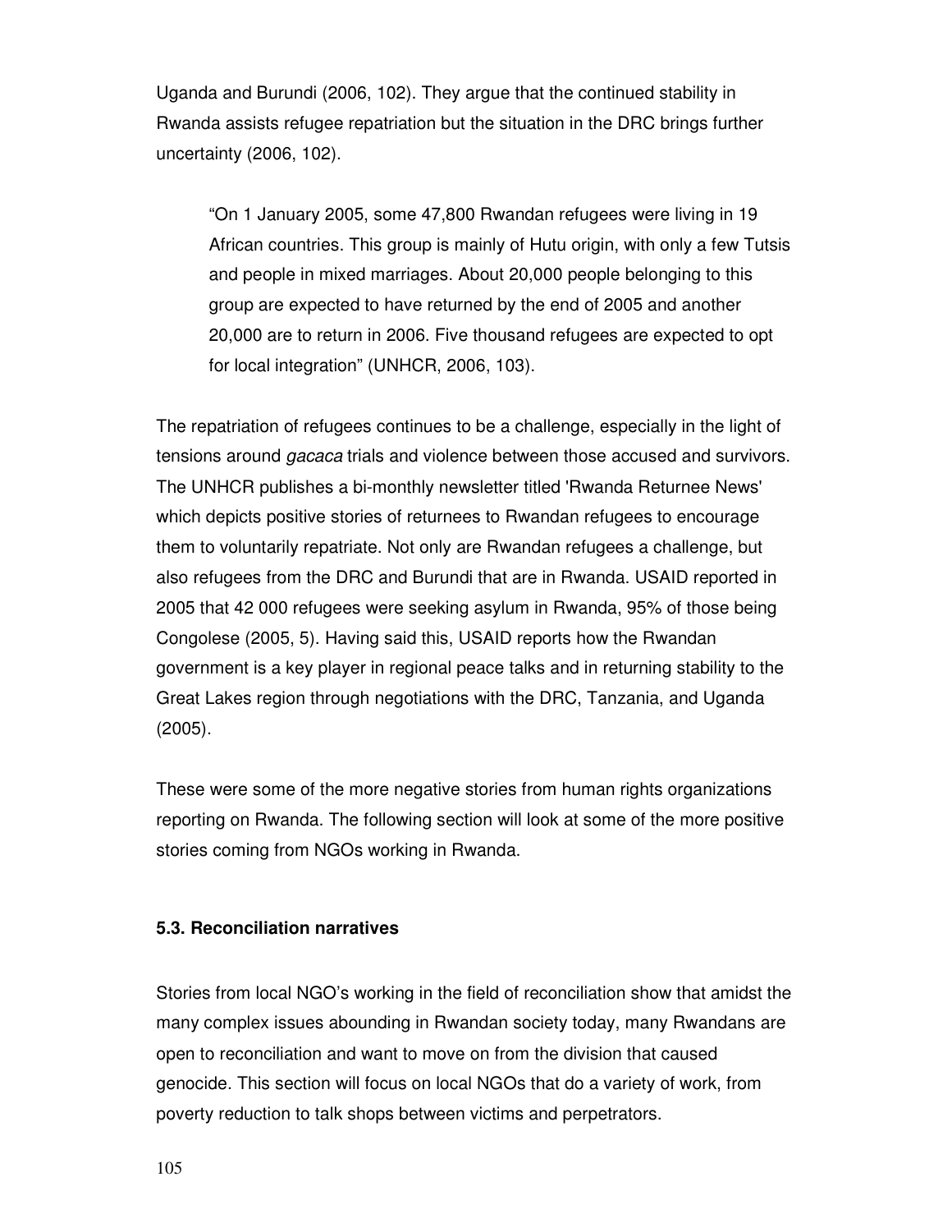Uganda and Burundi (2006, 102). They argue that the continued stability in Rwanda assists refugee repatriation but the situation in the DRC brings further uncertainty (2006, 102).

> "On 1 January 2005, some 47,800 Rwandan refugees were living in 19 African countries. This group is mainly of Hutu origin, with only a few Tutsis and people in mixed marriages. About 20,000 people belonging to this group are expected to have returned by the end of 2005 and another 20,000 are to return in 2006. Five thousand refugees are expected to opt for local integration" (UNHCR, 2006, 103).

The repatriation of refugees continues to be a challenge, especially in the light of tensions around *gacaca* trials and violence between those accused and survivors. The UNHCR publishes a bi-monthly newsletter titled 'Rwanda Returnee News' which depicts positive stories of returnees to Rwandan refugees to encourage them to voluntarily repatriate. Not only are Rwandan refugees a challenge, but also refugees from the DRC and Burundi that are in Rwanda. USAID reported in 2005 that 42 000 refugees were seeking asylum in Rwanda, 95% of those being Congolese (2005, 5). Having said this, USAID reports how the Rwandan government is a key player in regional peace talks and in returning stability to the Great Lakes region through negotiations with the DRC, Tanzania, and Uganda (2005).

These were some of the more negative stories from human rights organizations reporting on Rwanda. The following section will look at some of the more positive stories coming from NGOs working in Rwanda.

### 5.3. Reconciliation narratives

Stories from local NGO's working in the field of reconciliation show that amidst the many complex issues abounding in Rwandan society today, many Rwandans are open to reconciliation and want to move on from the division that caused genocide. This section will focus on local NGOs that do a variety of work, from poverty reduction to talk shops between victims and perpetrators.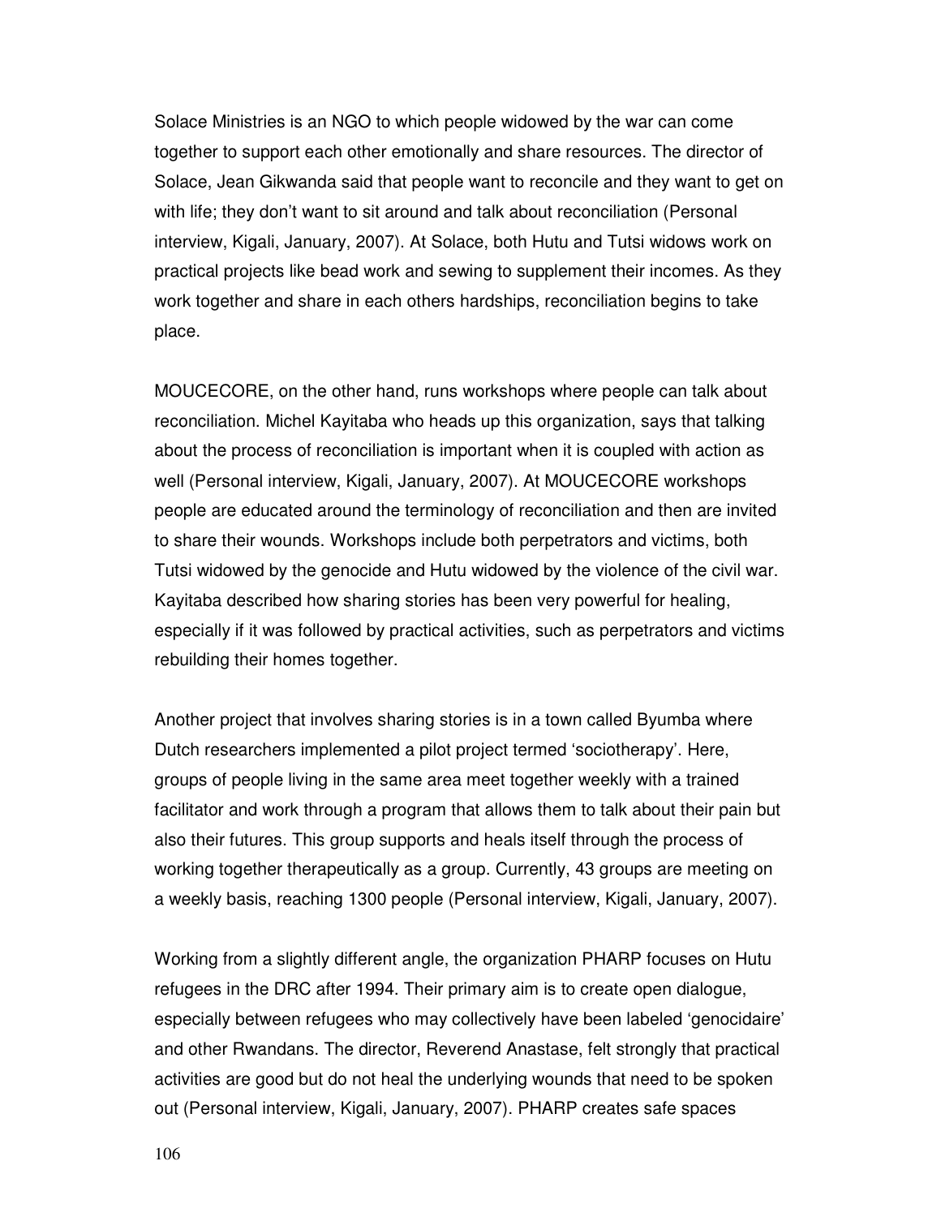Solace Ministries is an NGO to which people widowed by the war can come together to support each other emotionally and share resources. The director of Solace, Jean Gikwanda said that people want to reconcile and they want to get on with life; they don't want to sit around and talk about reconciliation (Personal interview, Kigali, January, 2007). At Solace, both Hutu and Tutsi widows work on practical projects like bead work and sewing to supplement their incomes. As they work together and share in each others hardships, reconciliation begins to take place.

MOUCECORE, on the other hand, runs workshops where people can talk about reconciliation. Michel Kayitaba who heads up this organization, says that talking about the process of reconciliation is important when it is coupled with action as well (Personal interview, Kigali, January, 2007). At MOUCECORE workshops people are educated around the terminology of reconciliation and then are invited to share their wounds. Workshops include both perpetrators and victims, both Tutsi widowed by the genocide and Hutu widowed by the violence of the civil war. Kayitaba described how sharing stories has been very powerful for healing, especially if it was followed by practical activities, such as perpetrators and victims rebuilding their homes together.

Another project that involves sharing stories is in a town called Byumba where Dutch researchers implemented a pilot project termed 'sociotherapy'. Here, groups of people living in the same area meet together weekly with a trained facilitator and work through a program that allows them to talk about their pain but also their futures. This group supports and heals itself through the process of working together therapeutically as a group. Currently, 43 groups are meeting on a weekly basis, reaching 1300 people (Personal interview, Kigali, January, 2007).

Working from a slightly different angle, the organization PHARP focuses on Hutu refugees in the DRC after 1994. Their primary aim is to create open dialogue, especially between refugees who may collectively have been labeled 'genocidaire' and other Rwandans. The director, Reverend Anastase, felt strongly that practical activities are good but do not heal the underlying wounds that need to be spoken out (Personal interview, Kigali, January, 2007). PHARP creates safe spaces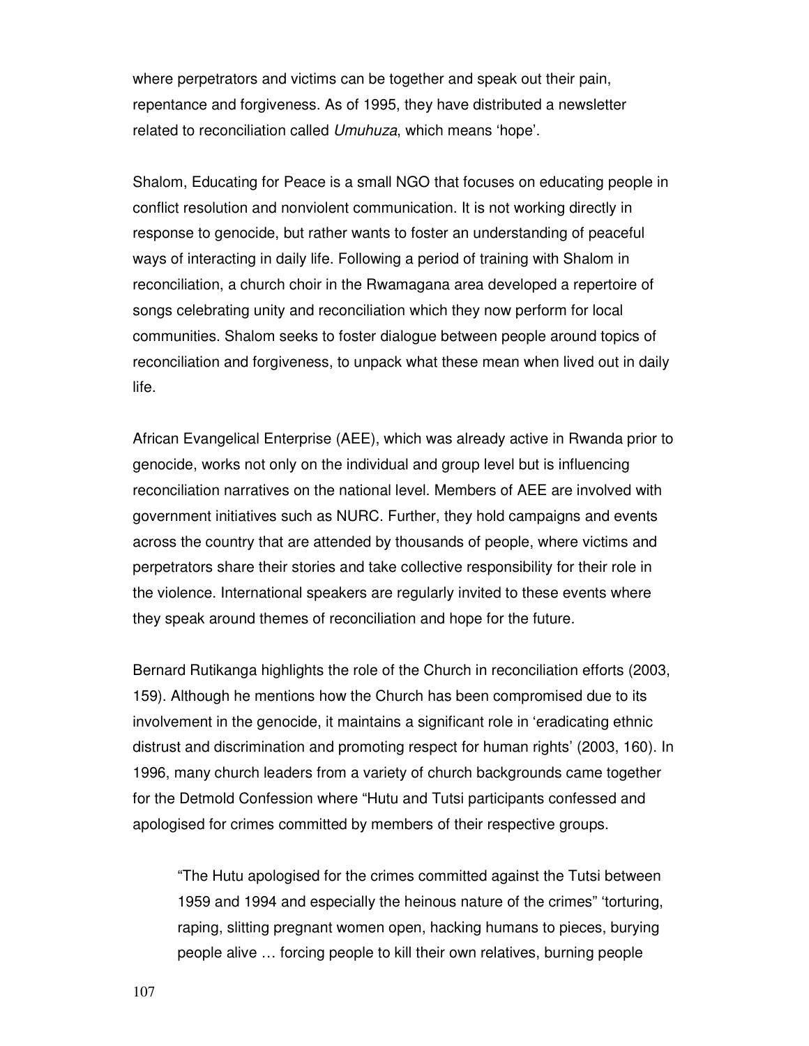where perpetrators and victims can be together and speak out their pain, repentance and forgiveness. As of 1995, they have distributed a newsletter related to reconciliation called *Umuhuza*, which means 'hope'.

Shalom, Educating for Peace is a small NGO that focuses on educating people in conflict resolution and nonviolent communication. It is not working directly in response to genocide, but rather wants to foster an understanding of peaceful ways of interacting in daily life. Following a period of training with Shalom in reconciliation, a church choir in the Rwamagana area developed a repertoire of songs celebrating unity and reconciliation which they now perform for local communities. Shalom seeks to foster dialogue between people around topics of reconciliation and forgiveness, to unpack what these mean when lived out in daily life.

African Evangelical Enterprise (AEE), which was already active in Rwanda prior to genocide, works not only on the individual and group level but is influencing reconciliation narratives on the national level. Members of AEE are involved with government initiatives such as NURC. Further, they hold campaigns and events across the country that are attended by thousands of people, where victims and perpetrators share their stories and take collective responsibility for their role in the violence. International speakers are regularly invited to these events where they speak around themes of reconciliation and hope for the future.

Bernard Rutikanga highlights the role of the Church in reconciliation efforts (2003, 159). Although he mentions how the Church has been compromised due to its involvement in the genocide, it maintains a significant role in 'eradicating ethnic distrust and discrimination and promoting respect for human rights' (2003, 160). In 1996, many church leaders from a variety of church backgrounds came together for the Detmold Confession where "Hutu and Tutsi participants confessed and apologised for crimes committed by members of their respective groups.

> "The Hutu apologised for the crimes committed against the Tutsi between 1959 and 1994 and especially the heinous nature of the crimes" 'torturing, raping, slitting pregnant women open, hacking humans to pieces, burying people alive … forcing people to kill their own relatives, burning people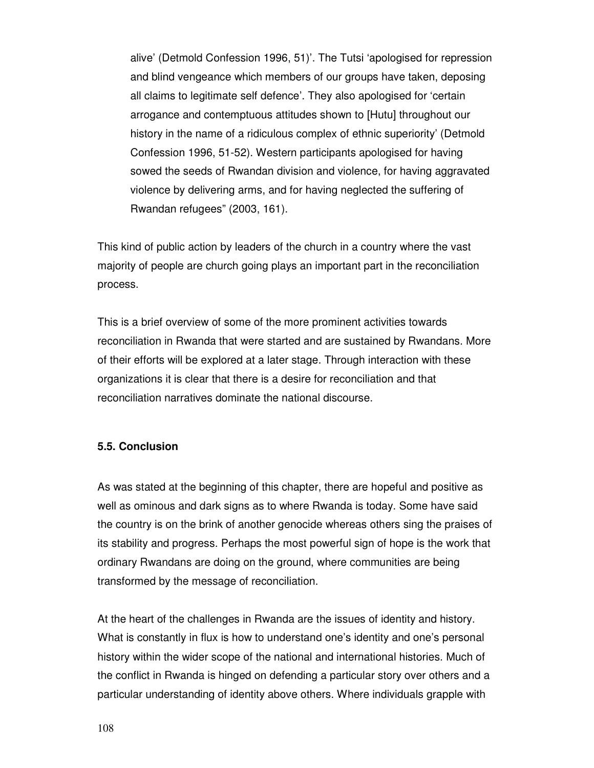> alive' (Detmold Confession 1996, 51)'. The Tutsi 'apologised for repression and blind vengeance which members of our groups have taken, deposing all claims to legitimate self defence'. They also apologised for 'certain arrogance and contemptuous attitudes shown to [Hutu] throughout our history in the name of a ridiculous complex of ethnic superiority' (Detmold Confession 1996, 51-52). Western participants apologised for having sowed the seeds of Rwandan division and violence, for having aggravated violence by delivering arms, and for having neglected the suffering of Rwandan refugees" (2003, 161).

This kind of public action by leaders of the church in a country where the vast majority of people are church going plays an important part in the reconciliation process.

This is a brief overview of some of the more prominent activities towards reconciliation in Rwanda that were started and are sustained by Rwandans. More of their efforts will be explored at a later stage. Through interaction with these organizations it is clear that there is a desire for reconciliation and that reconciliation narratives dominate the national discourse.

### 5.5. Conclusion

As was stated at the beginning of this chapter, there are hopeful and positive as well as ominous and dark signs as to where Rwanda is today. Some have said the country is on the brink of another genocide whereas others sing the praises of its stability and progress. Perhaps the most powerful sign of hope is the work that ordinary Rwandans are doing on the ground, where communities are being transformed by the message of reconciliation.

At the heart of the challenges in Rwanda are the issues of identity and history. What is constantly in flux is how to understand one's identity and one's personal history within the wider scope of the national and international histories. Much of the conflict in Rwanda is hinged on defending a particular story over others and a particular understanding of identity above others. Where individuals grapple with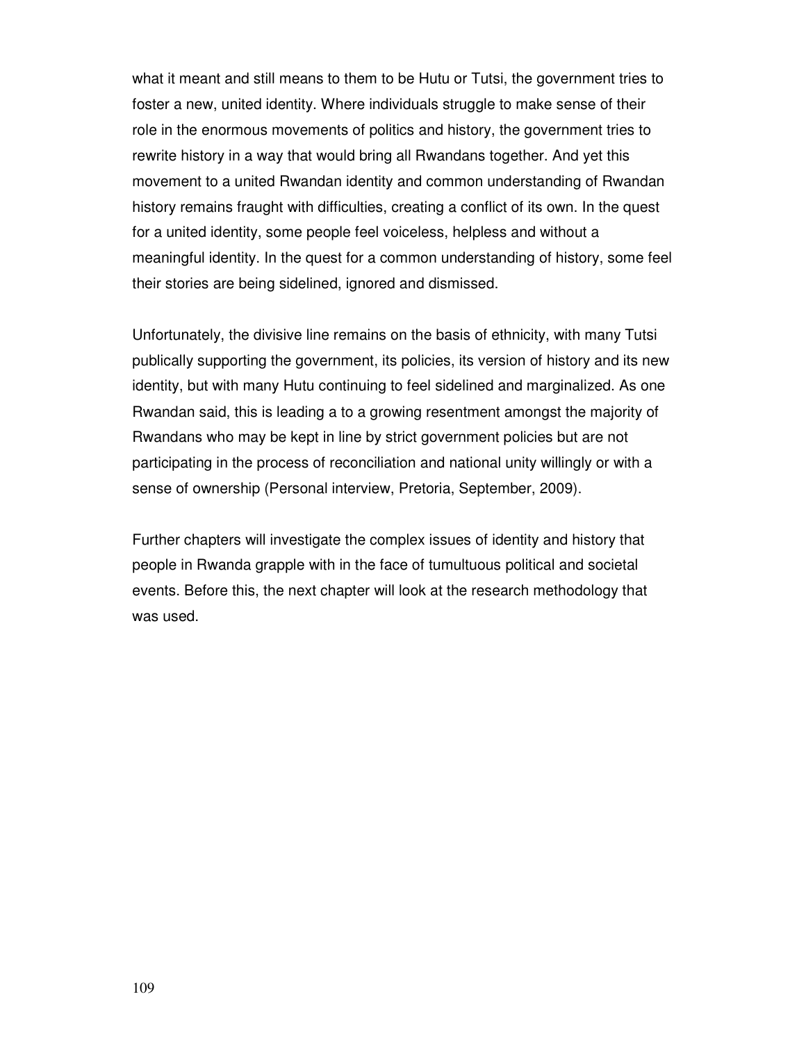what it meant and still means to them to be Hutu or Tutsi, the government tries to foster a new, united identity. Where individuals struggle to make sense of their role in the enormous movements of politics and history, the government tries to rewrite history in a way that would bring all Rwandans together. And yet this movement to a united Rwandan identity and common understanding of Rwandan history remains fraught with difficulties, creating a conflict of its own. In the quest for a united identity, some people feel voiceless, helpless and without a meaningful identity. In the quest for a common understanding of history, some feel their stories are being sidelined, ignored and dismissed.

Unfortunately, the divisive line remains on the basis of ethnicity, with many Tutsi publically supporting the government, its policies, its version of history and its new identity, but with many Hutu continuing to feel sidelined and marginalized. As one Rwandan said, this is leading a to a growing resentment amongst the majority of Rwandans who may be kept in line by strict government policies but are not participating in the process of reconciliation and national unity willingly or with a sense of ownership (Personal interview, Pretoria, September, 2009).

Further chapters will investigate the complex issues of identity and history that people in Rwanda grapple with in the face of tumultuous political and societal events. Before this, the next chapter will look at the research methodology that was used.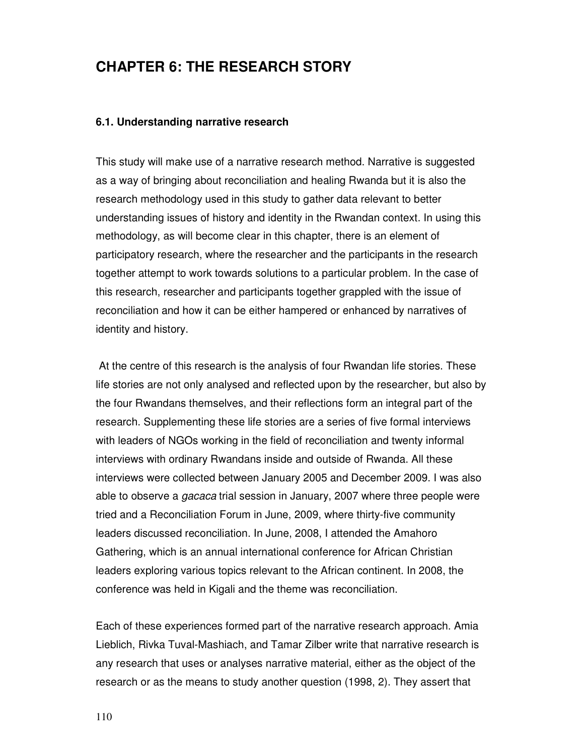# CHAPTER 6: THE RESEARCH STORY

### 6.1. Understanding narrative research

This study will make use of a narrative research method. Narrative is suggested as a way of bringing about reconciliation and healing Rwanda but it is also the research methodology used in this study to gather data relevant to better understanding issues of history and identity in the Rwandan context. In using this methodology, as will become clear in this chapter, there is an element of participatory research, where the researcher and the participants in the research together attempt to work towards solutions to a particular problem. In the case of this research, researcher and participants together grappled with the issue of reconciliation and how it can be either hampered or enhanced by narratives of identity and history.

At the centre of this research is the analysis of four Rwandan life stories. These life stories are not only analysed and reflected upon by the researcher, but also by the four Rwandans themselves, and their reflections form an integral part of the research. Supplementing these life stories are a series of five formal interviews with leaders of NGOs working in the field of reconciliation and twenty informal interviews with ordinary Rwandans inside and outside of Rwanda. All these interviews were collected between January 2005 and December 2009. I was also able to observe a *gacaca* trial session in January, 2007 where three people were tried and a Reconciliation Forum in June, 2009, where thirty-five community leaders discussed reconciliation. In June, 2008, I attended the Amahoro Gathering, which is an annual international conference for African Christian leaders exploring various topics relevant to the African continent. In 2008, the conference was held in Kigali and the theme was reconciliation.

Each of these experiences formed part of the narrative research approach. Amia Lieblich, Rivka Tuval-Mashiach, and Tamar Zilber write that narrative research is any research that uses or analyses narrative material, either as the object of the research or as the means to study another question (1998, 2). They assert that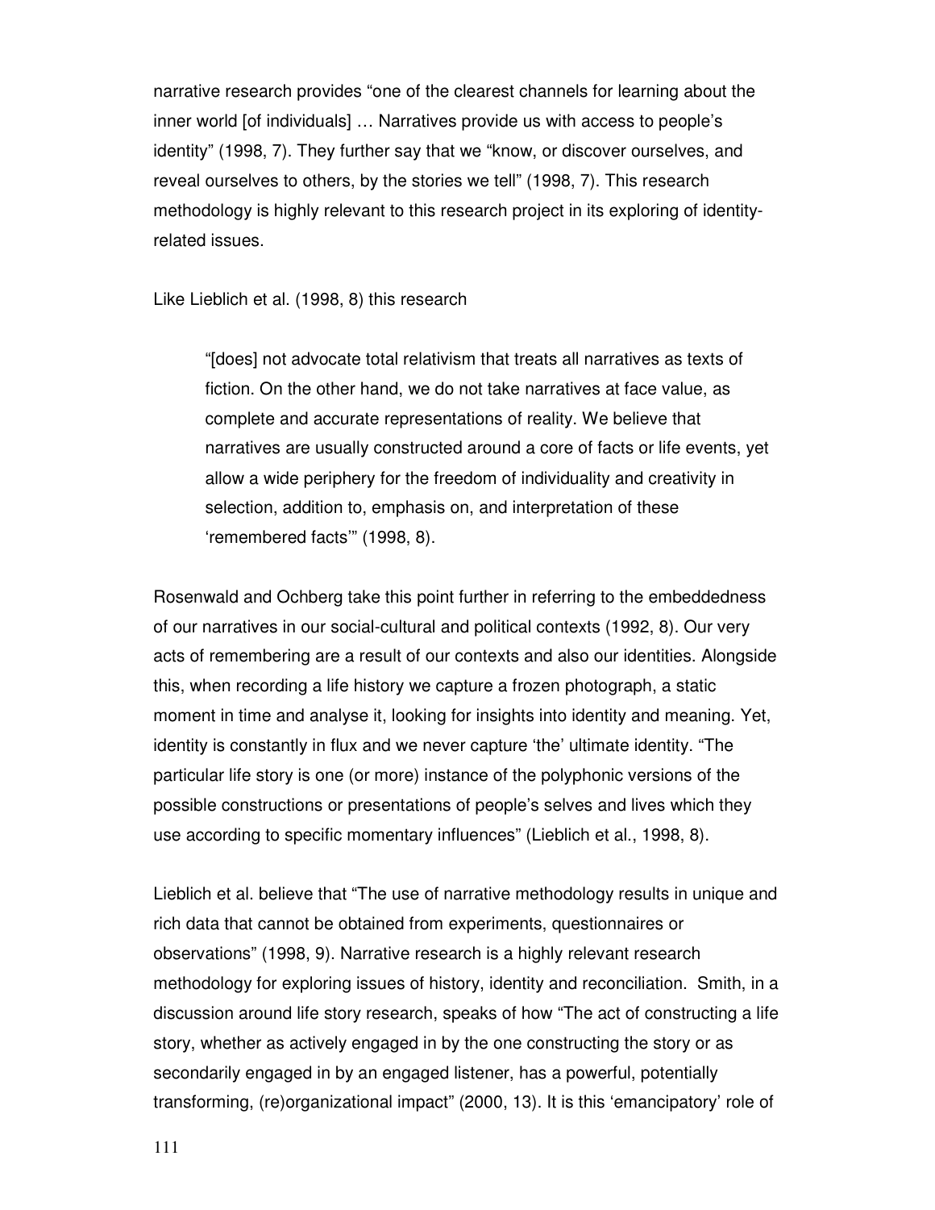narrative research provides "one of the clearest channels for learning about the inner world [of individuals] … Narratives provide us with access to people's identity" (1998, 7). They further say that we "know, or discover ourselves, and reveal ourselves to others, by the stories we tell" (1998, 7). This research methodology is highly relevant to this research project in its exploring of identity-related issues.

Like Lieblich et al. (1998, 8) this research

> "[does] not advocate total relativism that treats all narratives as texts of fiction. On the other hand, we do not take narratives at face value, as complete and accurate representations of reality. We believe that narratives are usually constructed around a core of facts or life events, yet allow a wide periphery for the freedom of individuality and creativity in selection, addition to, emphasis on, and interpretation of these 'remembered facts'" (1998, 8).

Rosenwald and Ochberg take this point further in referring to the embeddedness of our narratives in our social-cultural and political contexts (1992, 8). Our very acts of remembering are a result of our contexts and also our identities. Alongside this, when recording a life history we capture a frozen photograph, a static moment in time and analyse it, looking for insights into identity and meaning. Yet, identity is constantly in flux and we never capture 'the' ultimate identity. "The particular life story is one (or more) instance of the polyphonic versions of the possible constructions or presentations of people's selves and lives which they use according to specific momentary influences" (Lieblich et al., 1998, 8).

Lieblich et al. believe that "The use of narrative methodology results in unique and rich data that cannot be obtained from experiments, questionnaires or observations" (1998, 9). Narrative research is a highly relevant research methodology for exploring issues of history, identity and reconciliation. Smith, in a discussion around life story research, speaks of how "The act of constructing a life story, whether as actively engaged in by the one constructing the story or as secondarily engaged in by an engaged listener, has a powerful, potentially transforming, (re)organizational impact" (2000, 13). It is this 'emancipatory' role of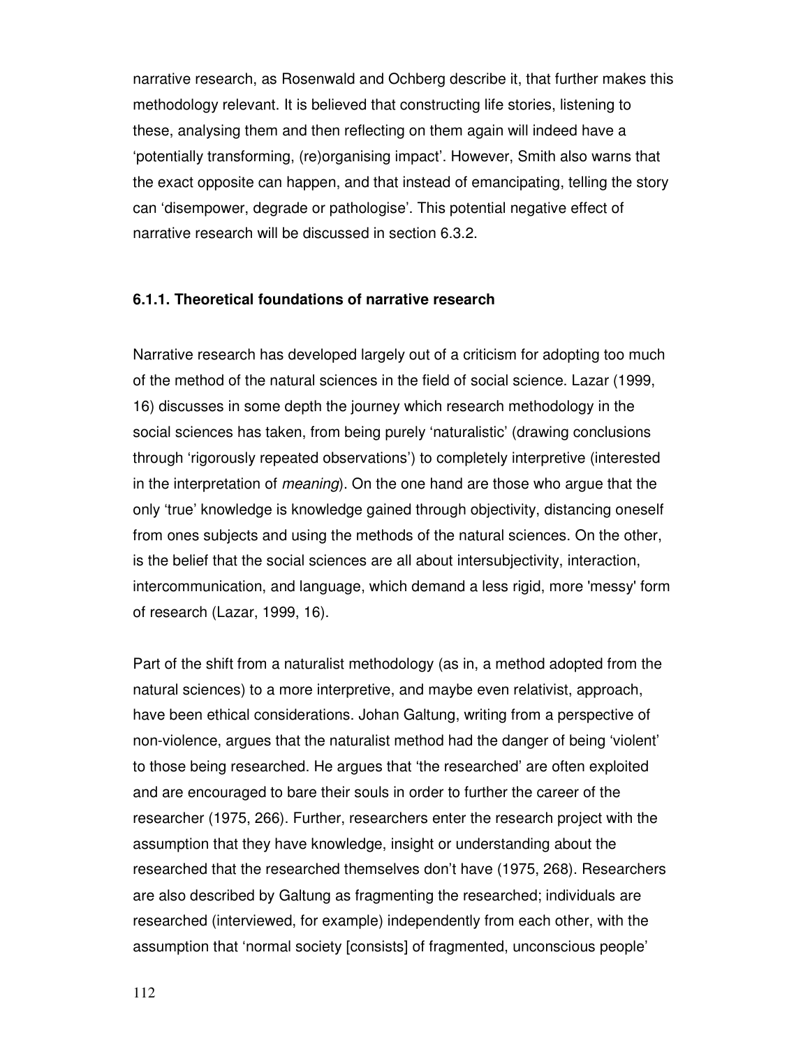narrative research, as Rosenwald and Ochberg describe it, that further makes this methodology relevant. It is believed that constructing life stories, listening to these, analysing them and then reflecting on them again will indeed have a 'potentially transforming, (re)organising impact'. However, Smith also warns that the exact opposite can happen, and that instead of emancipating, telling the story can 'disempower, degrade or pathologise'. This potential negative effect of narrative research will be discussed in section 6.3.2.

### 6.1.1. Theoretical foundations of narrative research

Narrative research has developed largely out of a criticism for adopting too much of the method of the natural sciences in the field of social science. Lazar (1999, 16) discusses in some depth the journey which research methodology in the social sciences has taken, from being purely 'naturalistic' (drawing conclusions through 'rigorously repeated observations') to completely interpretive (interested in the interpretation of *meaning*). On the one hand are those who argue that the only 'true' knowledge is knowledge gained through objectivity, distancing oneself from ones subjects and using the methods of the natural sciences. On the other, is the belief that the social sciences are all about intersubjectivity, interaction, intercommunication, and language, which demand a less rigid, more 'messy' form of research (Lazar, 1999, 16).

Part of the shift from a naturalist methodology (as in, a method adopted from the natural sciences) to a more interpretive, and maybe even relativist, approach, have been ethical considerations. Johan Galtung, writing from a perspective of non-violence, argues that the naturalist method had the danger of being 'violent' to those being researched. He argues that 'the researched' are often exploited and are encouraged to bare their souls in order to further the career of the researcher (1975, 266). Further, researchers enter the research project with the assumption that they have knowledge, insight or understanding about the researched that the researched themselves don't have (1975, 268). Researchers are also described by Galtung as fragmenting the researched; individuals are researched (interviewed, for example) independently from each other, with the assumption that 'normal society [consists] of fragmented, unconscious people'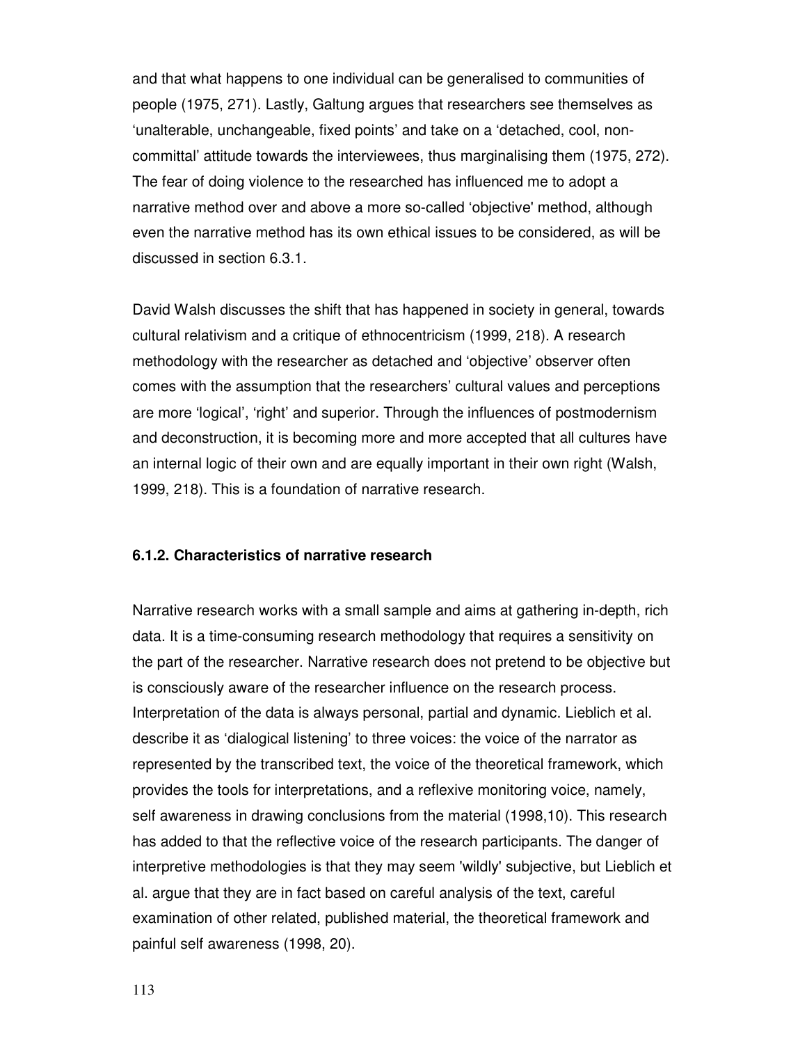and that what happens to one individual can be generalised to communities of people (1975, 271). Lastly, Galtung argues that researchers see themselves as ‘unalterable, unchangeable, fixed points’ and take on a ‘detached, cool, non-committal’ attitude towards the interviewees, thus marginalising them (1975, 272). The fear of doing violence to the researched has influenced me to adopt a narrative method over and above a more so-called ‘objective' method, although even the narrative method has its own ethical issues to be considered, as will be discussed in section 6.3.1.

David Walsh discusses the shift that has happened in society in general, towards cultural relativism and a critique of ethnocentricism (1999, 218). A research methodology with the researcher as detached and ‘objective’ observer often comes with the assumption that the researchers’ cultural values and perceptions are more ‘logical’, ‘right’ and superior. Through the influences of postmodernism and deconstruction, it is becoming more and more accepted that all cultures have an internal logic of their own and are equally important in their own right (Walsh, 1999, 218). This is a foundation of narrative research.

### 6.1.2. Characteristics of narrative research

Narrative research works with a small sample and aims at gathering in-depth, rich data. It is a time-consuming research methodology that requires a sensitivity on the part of the researcher. Narrative research does not pretend to be objective but is consciously aware of the researcher influence on the research process. Interpretation of the data is always personal, partial and dynamic. Lieblich et al. describe it as ‘dialogical listening’ to three voices: the voice of the narrator as represented by the transcribed text, the voice of the theoretical framework, which provides the tools for interpretations, and a reflexive monitoring voice, namely, self awareness in drawing conclusions from the material (1998,10). This research has added to that the reflective voice of the research participants. The danger of interpretive methodologies is that they may seem 'wildly' subjective, but Lieblich et al. argue that they are in fact based on careful analysis of the text, careful examination of other related, published material, the theoretical framework and painful self awareness (1998, 20).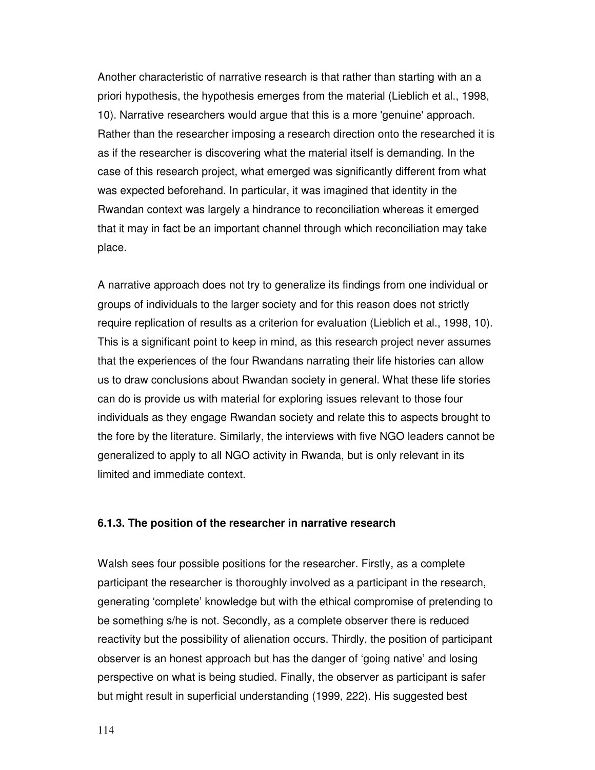Another characteristic of narrative research is that rather than starting with an a priori hypothesis, the hypothesis emerges from the material (Lieblich et al., 1998, 10). Narrative researchers would argue that this is a more 'genuine' approach. Rather than the researcher imposing a research direction onto the researched it is as if the researcher is discovering what the material itself is demanding. In the case of this research project, what emerged was significantly different from what was expected beforehand. In particular, it was imagined that identity in the Rwandan context was largely a hindrance to reconciliation whereas it emerged that it may in fact be an important channel through which reconciliation may take place.

A narrative approach does not try to generalize its findings from one individual or groups of individuals to the larger society and for this reason does not strictly require replication of results as a criterion for evaluation (Lieblich et al., 1998, 10). This is a significant point to keep in mind, as this research project never assumes that the experiences of the four Rwandans narrating their life histories can allow us to draw conclusions about Rwandan society in general. What these life stories can do is provide us with material for exploring issues relevant to those four individuals as they engage Rwandan society and relate this to aspects brought to the fore by the literature. Similarly, the interviews with five NGO leaders cannot be generalized to apply to all NGO activity in Rwanda, but is only relevant in its limited and immediate context.

### 6.1.3. The position of the researcher in narrative research

Walsh sees four possible positions for the researcher. Firstly, as a complete participant the researcher is thoroughly involved as a participant in the research, generating 'complete' knowledge but with the ethical compromise of pretending to be something s/he is not. Secondly, as a complete observer there is reduced reactivity but the possibility of alienation occurs. Thirdly, the position of participant observer is an honest approach but has the danger of 'going native' and losing perspective on what is being studied. Finally, the observer as participant is safer but might result in superficial understanding (1999, 222). His suggested best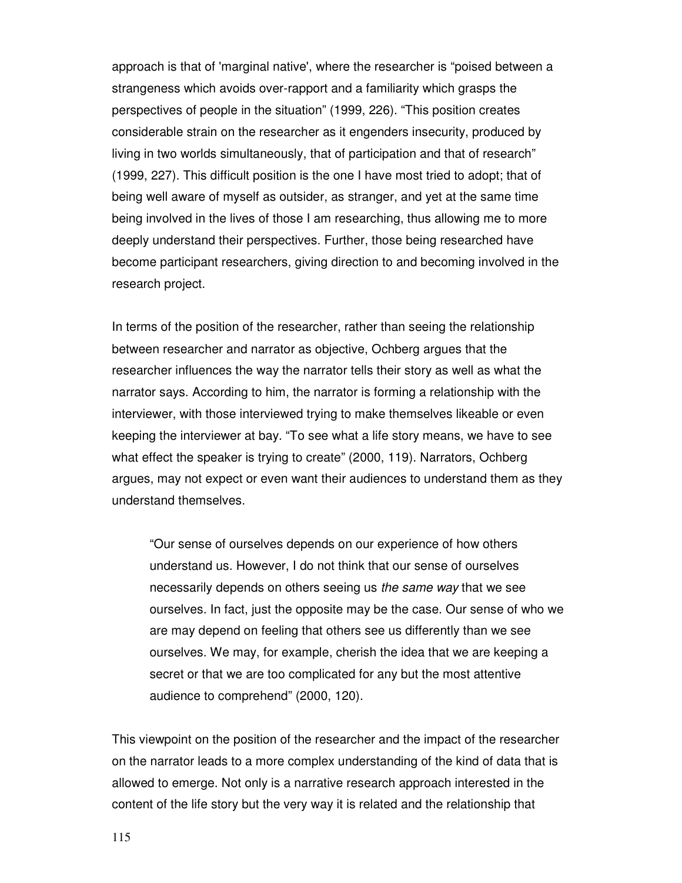approach is that of 'marginal native', where the researcher is "poised between a strangeness which avoids over-rapport and a familiarity which grasps the perspectives of people in the situation" (1999, 226). "This position creates considerable strain on the researcher as it engenders insecurity, produced by living in two worlds simultaneously, that of participation and that of research" (1999, 227). This difficult position is the one I have most tried to adopt; that of being well aware of myself as outsider, as stranger, and yet at the same time being involved in the lives of those I am researching, thus allowing me to more deeply understand their perspectives. Further, those being researched have become participant researchers, giving direction to and becoming involved in the research project.

In terms of the position of the researcher, rather than seeing the relationship between researcher and narrator as objective, Ochberg argues that the researcher influences the way the narrator tells their story as well as what the narrator says. According to him, the narrator is forming a relationship with the interviewer, with those interviewed trying to make themselves likeable or even keeping the interviewer at bay. "To see what a life story means, we have to see what effect the speaker is trying to create" (2000, 119). Narrators, Ochberg argues, may not expect or even want their audiences to understand them as they understand themselves.

> "Our sense of ourselves depends on our experience of how others understand us. However, I do not think that our sense of ourselves necessarily depends on others seeing us *the same way* that we see ourselves. In fact, just the opposite may be the case. Our sense of who we are may depend on feeling that others see us differently than we see ourselves. We may, for example, cherish the idea that we are keeping a secret or that we are too complicated for any but the most attentive audience to comprehend" (2000, 120).

This viewpoint on the position of the researcher and the impact of the researcher on the narrator leads to a more complex understanding of the kind of data that is allowed to emerge. Not only is a narrative research approach interested in the content of the life story but the very way it is related and the relationship that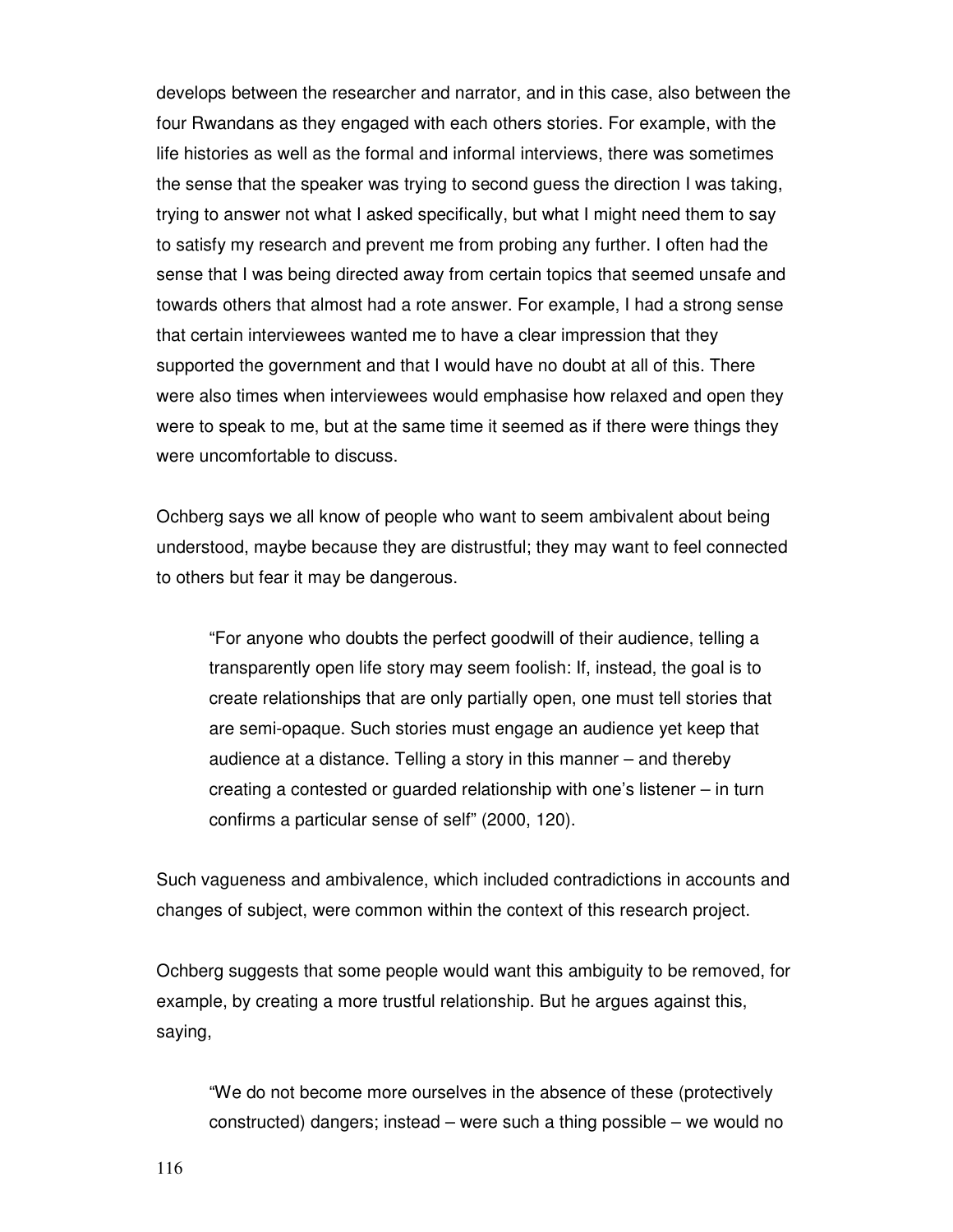develops between the researcher and narrator, and in this case, also between the four Rwandans as they engaged with each others stories. For example, with the life histories as well as the formal and informal interviews, there was sometimes the sense that the speaker was trying to second guess the direction I was taking, trying to answer not what I asked specifically, but what I might need them to say to satisfy my research and prevent me from probing any further. I often had the sense that I was being directed away from certain topics that seemed unsafe and towards others that almost had a rote answer. For example, I had a strong sense that certain interviewees wanted me to have a clear impression that they supported the government and that I would have no doubt at all of this. There were also times when interviewees would emphasise how relaxed and open they were to speak to me, but at the same time it seemed as if there were things they were uncomfortable to discuss.

Ochberg says we all know of people who want to seem ambivalent about being understood, maybe because they are distrustful; they may want to feel connected to others but fear it may be dangerous.

> "For anyone who doubts the perfect goodwill of their audience, telling a transparently open life story may seem foolish: If, instead, the goal is to create relationships that are only partially open, one must tell stories that are semi-opaque. Such stories must engage an audience yet keep that audience at a distance. Telling a story in this manner – and thereby creating a contested or guarded relationship with one's listener – in turn confirms a particular sense of self" (2000, 120).

Such vagueness and ambivalence, which included contradictions in accounts and changes of subject, were common within the context of this research project.

Ochberg suggests that some people would want this ambiguity to be removed, for example, by creating a more trustful relationship. But he argues against this, saying,

> "We do not become more ourselves in the absence of these (protectively constructed) dangers; instead – were such a thing possible – we would no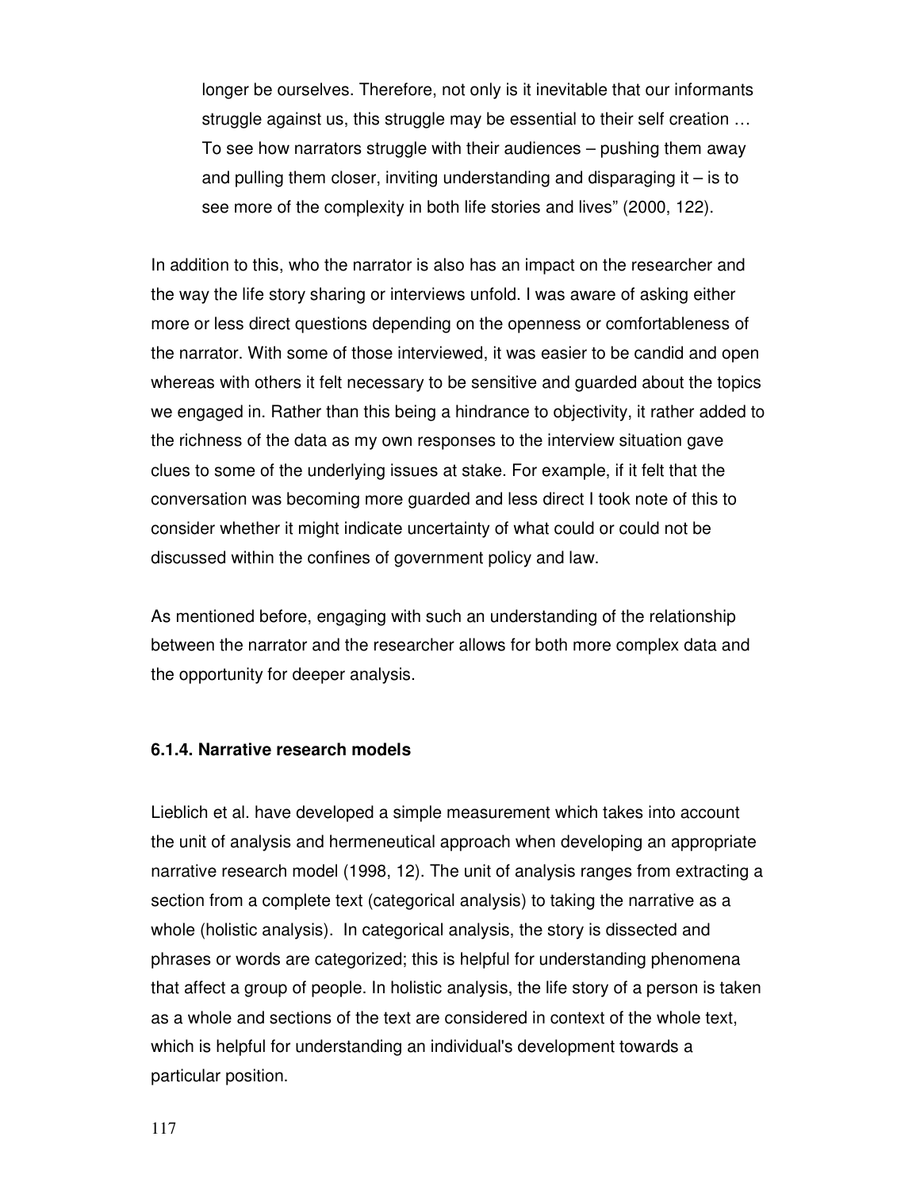> longer be ourselves. Therefore, not only is it inevitable that our informants struggle against us, this struggle may be essential to their self creation … To see how narrators struggle with their audiences – pushing them away and pulling them closer, inviting understanding and disparaging it – is to see more of the complexity in both life stories and lives" (2000, 122).

In addition to this, who the narrator is also has an impact on the researcher and the way the life story sharing or interviews unfold. I was aware of asking either more or less direct questions depending on the openness or comfortableness of the narrator. With some of those interviewed, it was easier to be candid and open whereas with others it felt necessary to be sensitive and guarded about the topics we engaged in. Rather than this being a hindrance to objectivity, it rather added to the richness of the data as my own responses to the interview situation gave clues to some of the underlying issues at stake. For example, if it felt that the conversation was becoming more guarded and less direct I took note of this to consider whether it might indicate uncertainty of what could or could not be discussed within the confines of government policy and law.

As mentioned before, engaging with such an understanding of the relationship between the narrator and the researcher allows for both more complex data and the opportunity for deeper analysis.

### 6.1.4. Narrative research models

Lieblich et al. have developed a simple measurement which takes into account the unit of analysis and hermeneutical approach when developing an appropriate narrative research model (1998, 12). The unit of analysis ranges from extracting a section from a complete text (categorical analysis) to taking the narrative as a whole (holistic analysis). In categorical analysis, the story is dissected and phrases or words are categorized; this is helpful for understanding phenomena that affect a group of people. In holistic analysis, the life story of a person is taken as a whole and sections of the text are considered in context of the whole text, which is helpful for understanding an individual's development towards a particular position.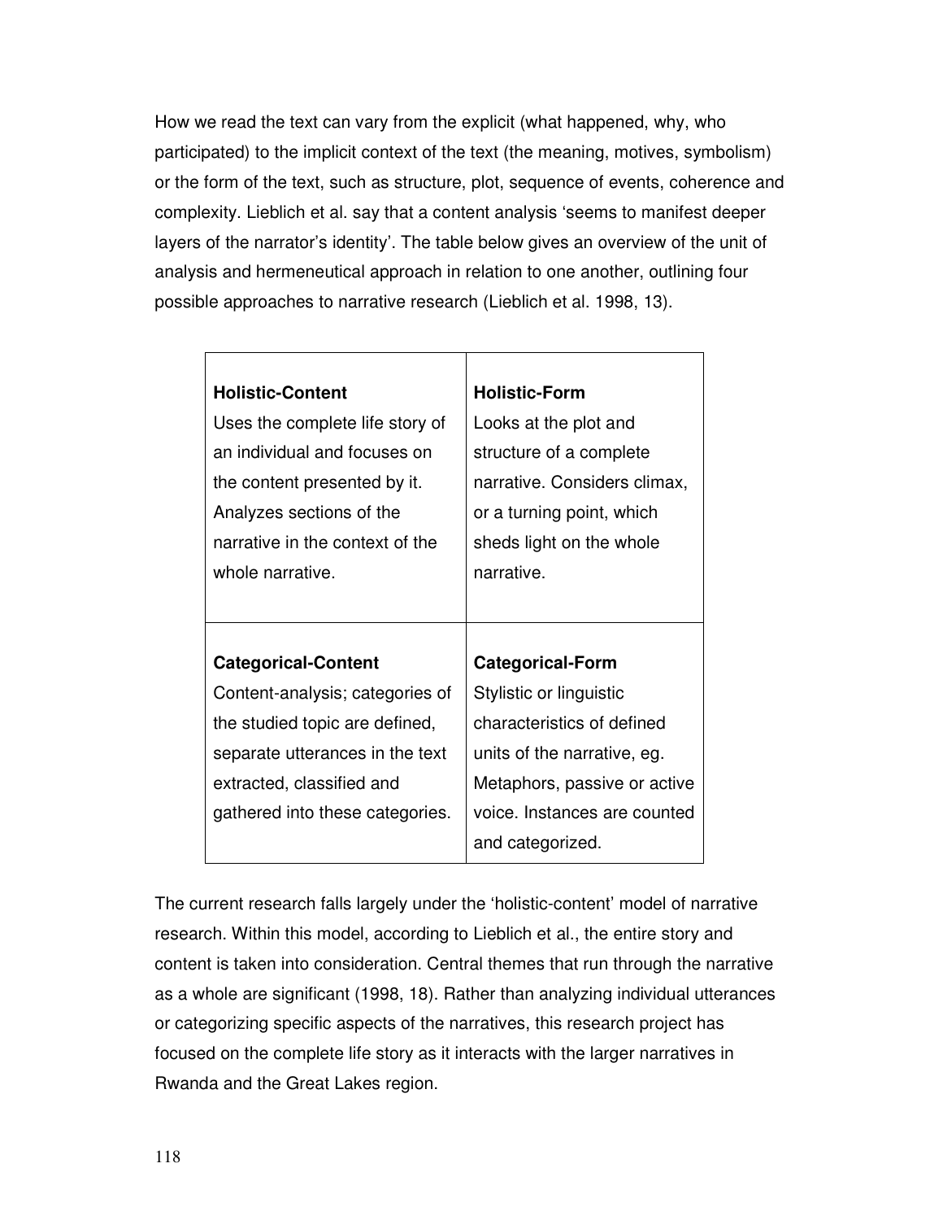How we read the text can vary from the explicit (what happened, why, who participated) to the implicit context of the text (the meaning, motives, symbolism) or the form of the text, such as structure, plot, sequence of events, coherence and complexity. Lieblich et al. say that a content analysis 'seems to manifest deeper layers of the narrator's identity'. The table below gives an overview of the unit of analysis and hermeneutical approach in relation to one another, outlining four possible approaches to narrative research (Lieblich et al. 1998, 13).

| **Holistic-Content** | **Holistic-Form** |
|---|---|
| Uses the complete life story of an individual and focuses on the content presented by it. Analyzes sections of the narrative in the context of the whole narrative. | Looks at the plot and structure of a complete narrative. Considers climax, or a turning point, which sheds light on the whole narrative. |
| **Categorical-Content** | **Categorical-Form** |
| Content-analysis; categories of the studied topic are defined, separate utterances in the text extracted, classified and gathered into these categories. | Stylistic or linguistic characteristics of defined units of the narrative, eg. Metaphors, passive or active voice. Instances are counted and categorized. |

The current research falls largely under the 'holistic-content' model of narrative research. Within this model, according to Lieblich et al., the entire story and content is taken into consideration. Central themes that run through the narrative as a whole are significant (1998, 18). Rather than analyzing individual utterances or categorizing specific aspects of the narratives, this research project has focused on the complete life story as it interacts with the larger narratives in Rwanda and the Great Lakes region.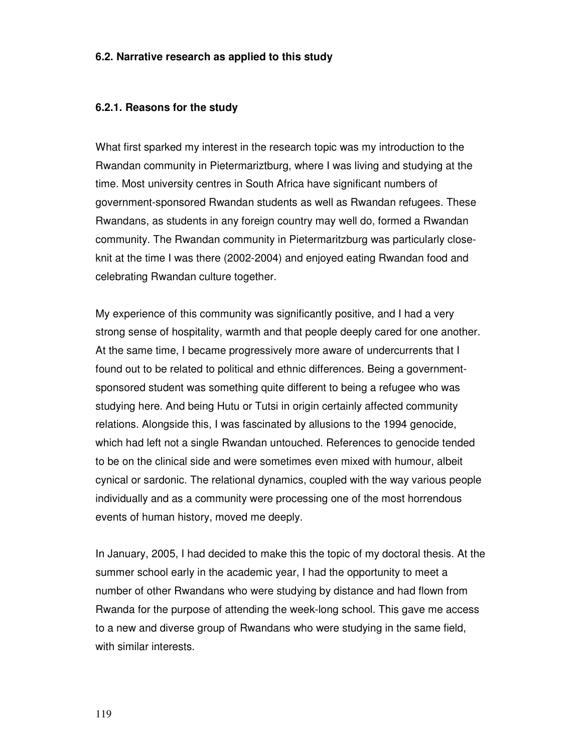### 6.2. Narrative research as applied to this study

#### 6.2.1. Reasons for the study

What first sparked my interest in the research topic was my introduction to the Rwandan community in Pietermariztburg, where I was living and studying at the time. Most university centres in South Africa have significant numbers of government-sponsored Rwandan students as well as Rwandan refugees. These Rwandans, as students in any foreign country may well do, formed a Rwandan community. The Rwandan community in Pietermaritzburg was particularly close-knit at the time I was there (2002-2004) and enjoyed eating Rwandan food and celebrating Rwandan culture together.

My experience of this community was significantly positive, and I had a very strong sense of hospitality, warmth and that people deeply cared for one another. At the same time, I became progressively more aware of undercurrents that I found out to be related to political and ethnic differences. Being a government-sponsored student was something quite different to being a refugee who was studying here. And being Hutu or Tutsi in origin certainly affected community relations. Alongside this, I was fascinated by allusions to the 1994 genocide, which had left not a single Rwandan untouched. References to genocide tended to be on the clinical side and were sometimes even mixed with humour, albeit cynical or sardonic. The relational dynamics, coupled with the way various people individually and as a community were processing one of the most horrendous events of human history, moved me deeply.

In January, 2005, I had decided to make this the topic of my doctoral thesis. At the summer school early in the academic year, I had the opportunity to meet a number of other Rwandans who were studying by distance and had flown from Rwanda for the purpose of attending the week-long school. This gave me access to a new and diverse group of Rwandans who were studying in the same field, with similar interests.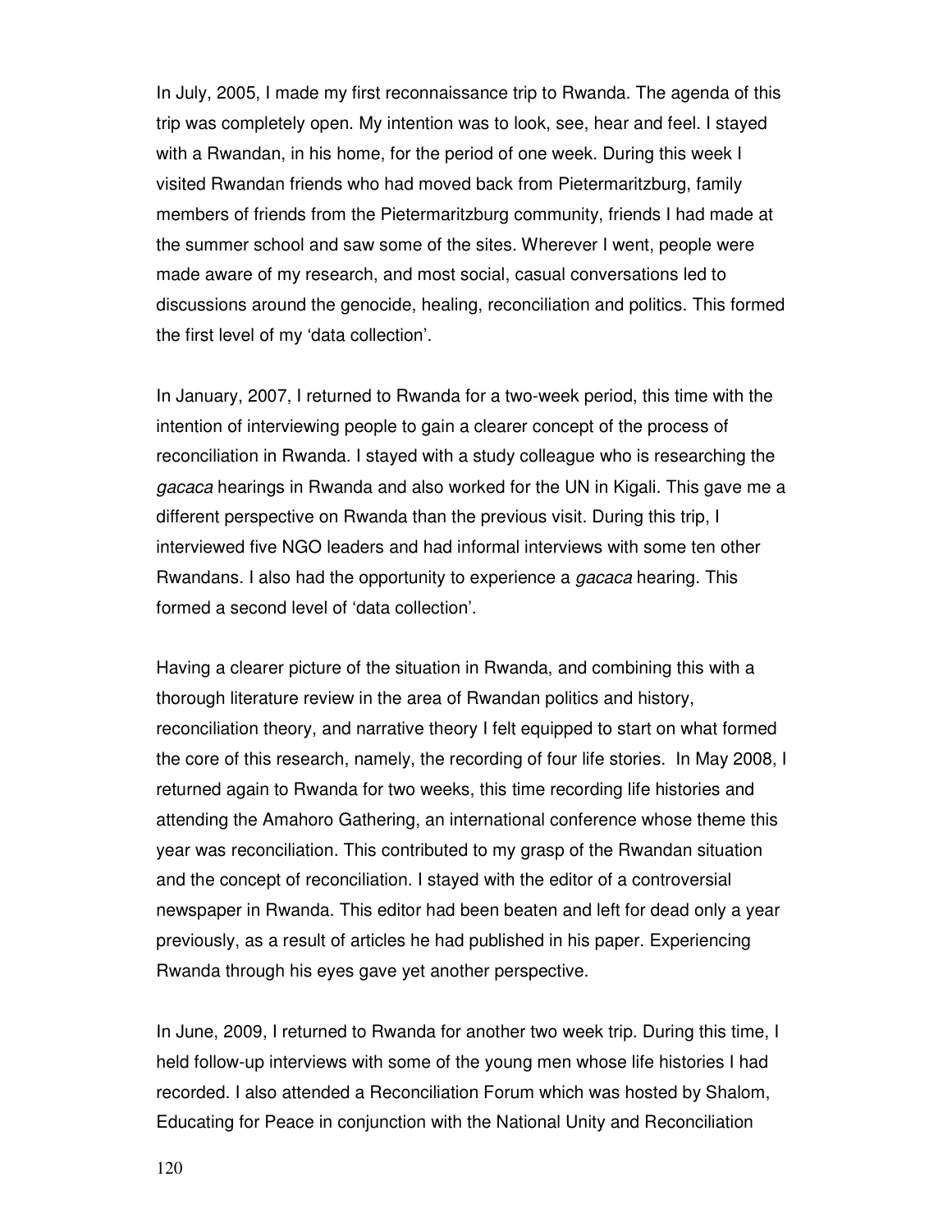In July, 2005, I made my first reconnaissance trip to Rwanda. The agenda of this trip was completely open. My intention was to look, see, hear and feel. I stayed with a Rwandan, in his home, for the period of one week. During this week I visited Rwandan friends who had moved back from Pietermaritzburg, family members of friends from the Pietermaritzburg community, friends I had made at the summer school and saw some of the sites. Wherever I went, people were made aware of my research, and most social, casual conversations led to discussions around the genocide, healing, reconciliation and politics. This formed the first level of my 'data collection'.

In January, 2007, I returned to Rwanda for a two-week period, this time with the intention of interviewing people to gain a clearer concept of the process of reconciliation in Rwanda. I stayed with a study colleague who is researching the *gacaca* hearings in Rwanda and also worked for the UN in Kigali. This gave me a different perspective on Rwanda than the previous visit. During this trip, I interviewed five NGO leaders and had informal interviews with some ten other Rwandans. I also had the opportunity to experience a *gacaca* hearing. This formed a second level of 'data collection'.

Having a clearer picture of the situation in Rwanda, and combining this with a thorough literature review in the area of Rwandan politics and history, reconciliation theory, and narrative theory I felt equipped to start on what formed the core of this research, namely, the recording of four life stories. In May 2008, I returned again to Rwanda for two weeks, this time recording life histories and attending the Amahoro Gathering, an international conference whose theme this year was reconciliation. This contributed to my grasp of the Rwandan situation and the concept of reconciliation. I stayed with the editor of a controversial newspaper in Rwanda. This editor had been beaten and left for dead only a year previously, as a result of articles he had published in his paper. Experiencing Rwanda through his eyes gave yet another perspective.

In June, 2009, I returned to Rwanda for another two week trip. During this time, I held follow-up interviews with some of the young men whose life histories I had recorded. I also attended a Reconciliation Forum which was hosted by Shalom, Educating for Peace in conjunction with the National Unity and Reconciliation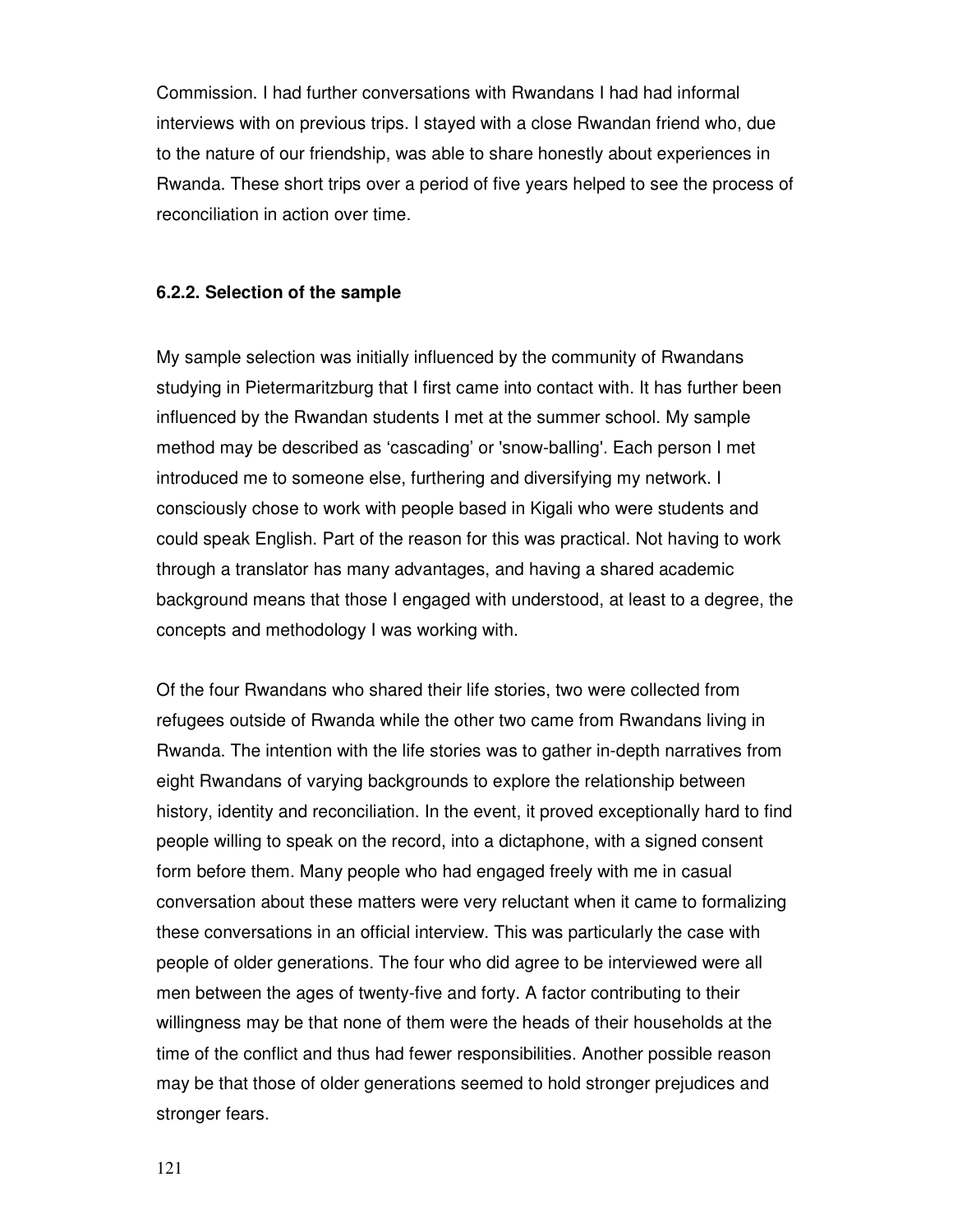Commission. I had further conversations with Rwandans I had had informal interviews with on previous trips. I stayed with a close Rwandan friend who, due to the nature of our friendship, was able to share honestly about experiences in Rwanda. These short trips over a period of five years helped to see the process of reconciliation in action over time.

### 6.2.2. Selection of the sample

My sample selection was initially influenced by the community of Rwandans studying in Pietermaritzburg that I first came into contact with. It has further been influenced by the Rwandan students I met at the summer school. My sample method may be described as 'cascading' or 'snow-balling'. Each person I met introduced me to someone else, furthering and diversifying my network. I consciously chose to work with people based in Kigali who were students and could speak English. Part of the reason for this was practical. Not having to work through a translator has many advantages, and having a shared academic background means that those I engaged with understood, at least to a degree, the concepts and methodology I was working with.

Of the four Rwandans who shared their life stories, two were collected from refugees outside of Rwanda while the other two came from Rwandans living in Rwanda. The intention with the life stories was to gather in-depth narratives from eight Rwandans of varying backgrounds to explore the relationship between history, identity and reconciliation. In the event, it proved exceptionally hard to find people willing to speak on the record, into a dictaphone, with a signed consent form before them. Many people who had engaged freely with me in casual conversation about these matters were very reluctant when it came to formalizing these conversations in an official interview. This was particularly the case with people of older generations. The four who did agree to be interviewed were all men between the ages of twenty-five and forty. A factor contributing to their willingness may be that none of them were the heads of their households at the time of the conflict and thus had fewer responsibilities. Another possible reason may be that those of older generations seemed to hold stronger prejudices and stronger fears.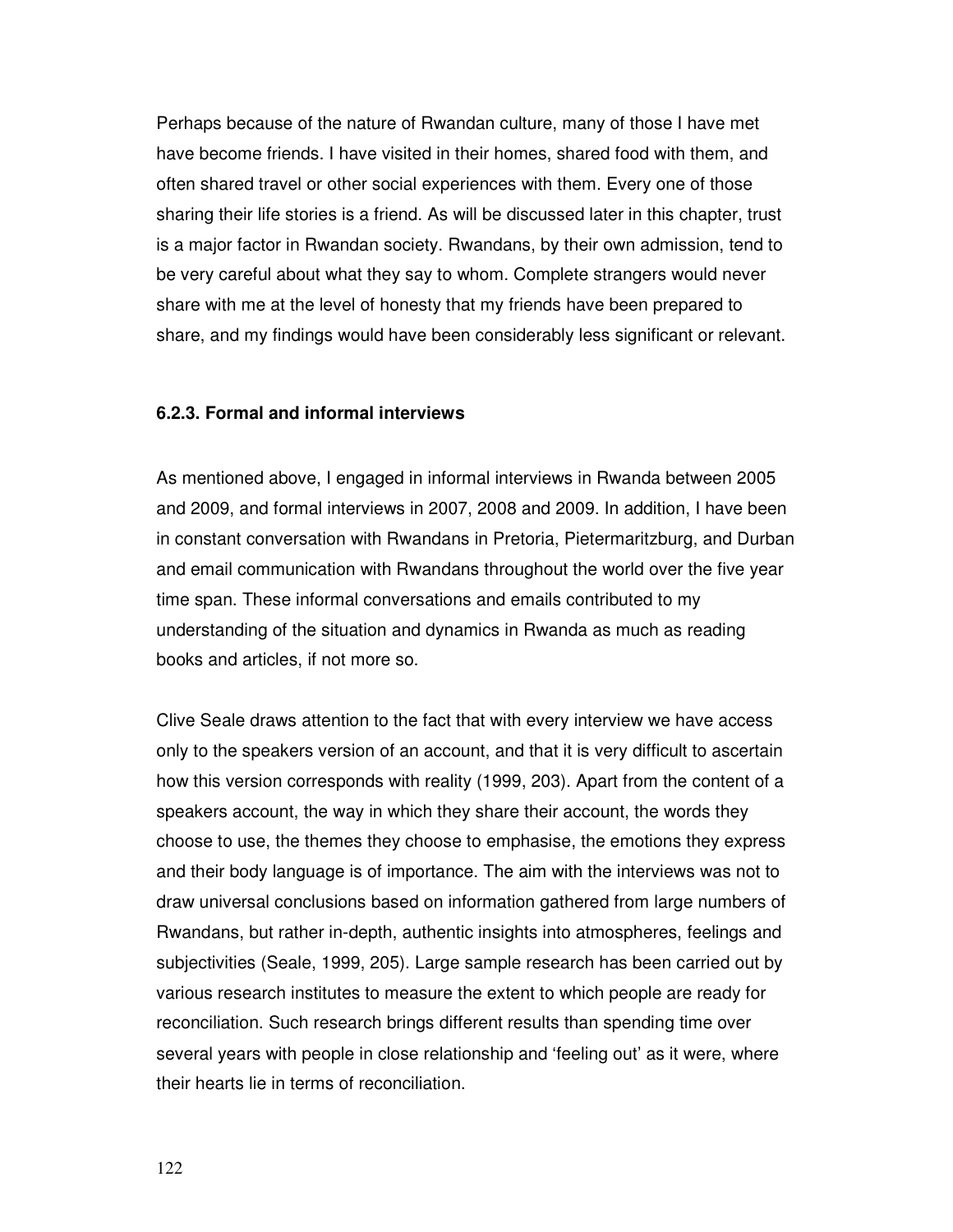Perhaps because of the nature of Rwandan culture, many of those I have met have become friends. I have visited in their homes, shared food with them, and often shared travel or other social experiences with them. Every one of those sharing their life stories is a friend. As will be discussed later in this chapter, trust is a major factor in Rwandan society. Rwandans, by their own admission, tend to be very careful about what they say to whom. Complete strangers would never share with me at the level of honesty that my friends have been prepared to share, and my findings would have been considerably less significant or relevant.

### 6.2.3. Formal and informal interviews

As mentioned above, I engaged in informal interviews in Rwanda between 2005 and 2009, and formal interviews in 2007, 2008 and 2009. In addition, I have been in constant conversation with Rwandans in Pretoria, Pietermaritzburg, and Durban and email communication with Rwandans throughout the world over the five year time span. These informal conversations and emails contributed to my understanding of the situation and dynamics in Rwanda as much as reading books and articles, if not more so.

Clive Seale draws attention to the fact that with every interview we have access only to the speakers version of an account, and that it is very difficult to ascertain how this version corresponds with reality (1999, 203). Apart from the content of a speakers account, the way in which they share their account, the words they choose to use, the themes they choose to emphasise, the emotions they express and their body language is of importance. The aim with the interviews was not to draw universal conclusions based on information gathered from large numbers of Rwandans, but rather in-depth, authentic insights into atmospheres, feelings and subjectivities (Seale, 1999, 205). Large sample research has been carried out by various research institutes to measure the extent to which people are ready for reconciliation. Such research brings different results than spending time over several years with people in close relationship and 'feeling out' as it were, where their hearts lie in terms of reconciliation.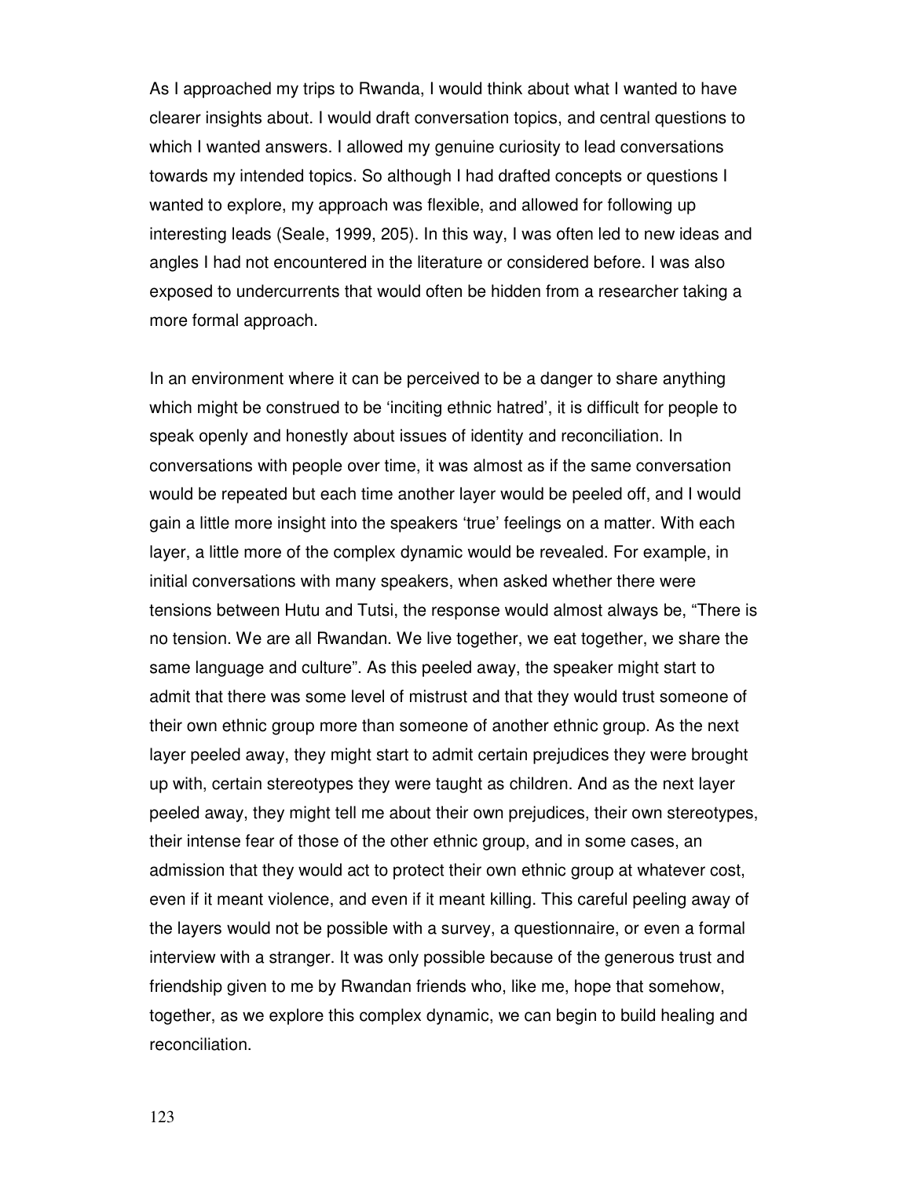As I approached my trips to Rwanda, I would think about what I wanted to have clearer insights about. I would draft conversation topics, and central questions to which I wanted answers. I allowed my genuine curiosity to lead conversations towards my intended topics. So although I had drafted concepts or questions I wanted to explore, my approach was flexible, and allowed for following up interesting leads (Seale, 1999, 205). In this way, I was often led to new ideas and angles I had not encountered in the literature or considered before. I was also exposed to undercurrents that would often be hidden from a researcher taking a more formal approach.

In an environment where it can be perceived to be a danger to share anything which might be construed to be 'inciting ethnic hatred', it is difficult for people to speak openly and honestly about issues of identity and reconciliation. In conversations with people over time, it was almost as if the same conversation would be repeated but each time another layer would be peeled off, and I would gain a little more insight into the speakers 'true' feelings on a matter. With each layer, a little more of the complex dynamic would be revealed. For example, in initial conversations with many speakers, when asked whether there were tensions between Hutu and Tutsi, the response would almost always be, "There is no tension. We are all Rwandan. We live together, we eat together, we share the same language and culture". As this peeled away, the speaker might start to admit that there was some level of mistrust and that they would trust someone of their own ethnic group more than someone of another ethnic group. As the next layer peeled away, they might start to admit certain prejudices they were brought up with, certain stereotypes they were taught as children. And as the next layer peeled away, they might tell me about their own prejudices, their own stereotypes, their intense fear of those of the other ethnic group, and in some cases, an admission that they would act to protect their own ethnic group at whatever cost, even if it meant violence, and even if it meant killing. This careful peeling away of the layers would not be possible with a survey, a questionnaire, or even a formal interview with a stranger. It was only possible because of the generous trust and friendship given to me by Rwandan friends who, like me, hope that somehow, together, as we explore this complex dynamic, we can begin to build healing and reconciliation.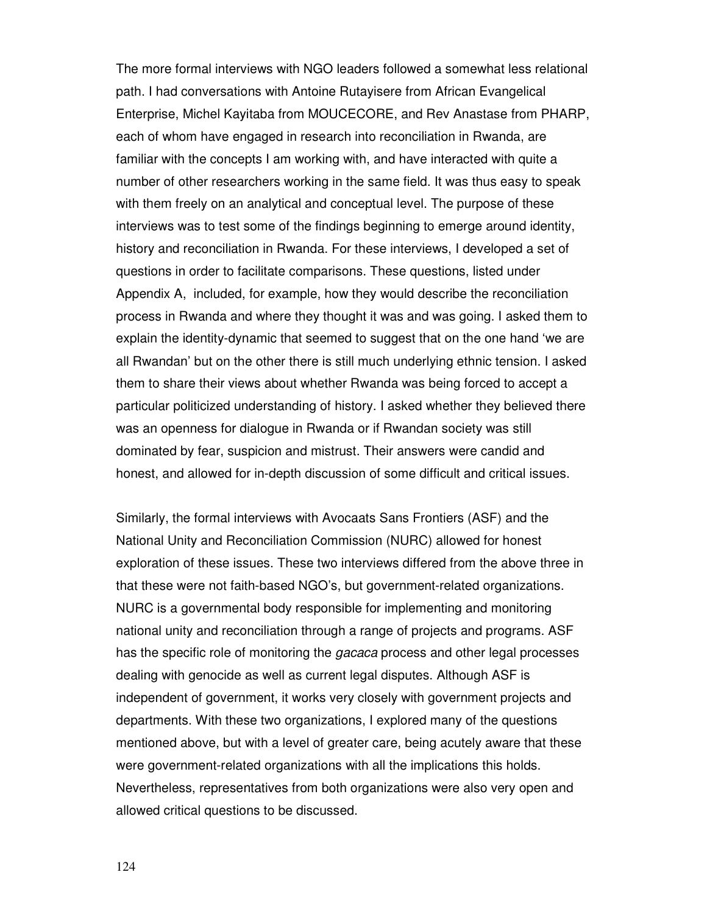The more formal interviews with NGO leaders followed a somewhat less relational path. I had conversations with Antoine Rutayisere from African Evangelical Enterprise, Michel Kayitaba from MOUCECORE, and Rev Anastase from PHARP, each of whom have engaged in research into reconciliation in Rwanda, are familiar with the concepts I am working with, and have interacted with quite a number of other researchers working in the same field. It was thus easy to speak with them freely on an analytical and conceptual level. The purpose of these interviews was to test some of the findings beginning to emerge around identity, history and reconciliation in Rwanda. For these interviews, I developed a set of questions in order to facilitate comparisons. These questions, listed under Appendix A, included, for example, how they would describe the reconciliation process in Rwanda and where they thought it was and was going. I asked them to explain the identity-dynamic that seemed to suggest that on the one hand 'we are all Rwandan' but on the other there is still much underlying ethnic tension. I asked them to share their views about whether Rwanda was being forced to accept a particular politicized understanding of history. I asked whether they believed there was an openness for dialogue in Rwanda or if Rwandan society was still dominated by fear, suspicion and mistrust. Their answers were candid and honest, and allowed for in-depth discussion of some difficult and critical issues.

Similarly, the formal interviews with Avocaats Sans Frontiers (ASF) and the National Unity and Reconciliation Commission (NURC) allowed for honest exploration of these issues. These two interviews differed from the above three in that these were not faith-based NGO's, but government-related organizations. NURC is a governmental body responsible for implementing and monitoring national unity and reconciliation through a range of projects and programs. ASF has the specific role of monitoring the *gacaca* process and other legal processes dealing with genocide as well as current legal disputes. Although ASF is independent of government, it works very closely with government projects and departments. With these two organizations, I explored many of the questions mentioned above, but with a level of greater care, being acutely aware that these were government-related organizations with all the implications this holds. Nevertheless, representatives from both organizations were also very open and allowed critical questions to be discussed.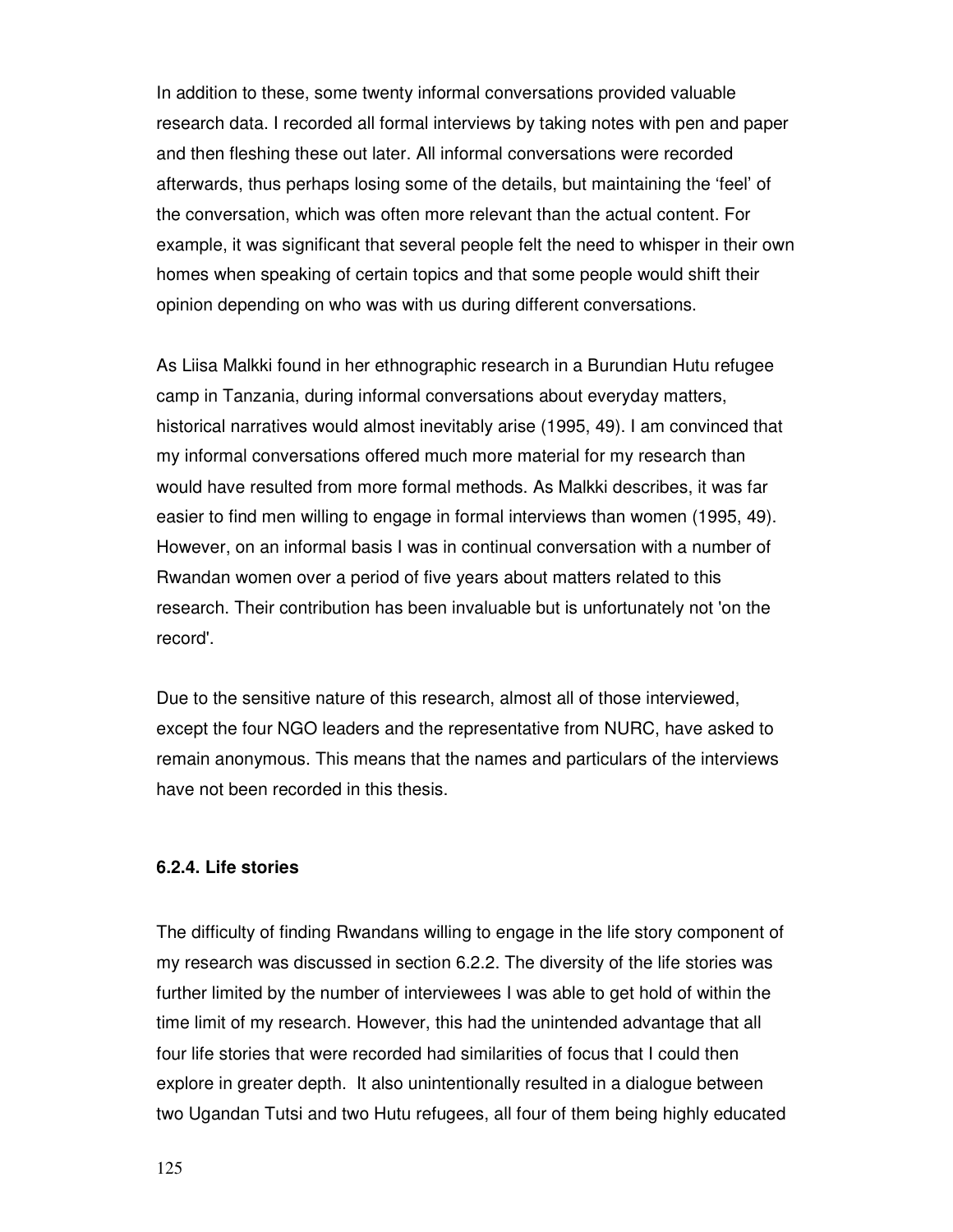In addition to these, some twenty informal conversations provided valuable research data. I recorded all formal interviews by taking notes with pen and paper and then fleshing these out later. All informal conversations were recorded afterwards, thus perhaps losing some of the details, but maintaining the 'feel' of the conversation, which was often more relevant than the actual content. For example, it was significant that several people felt the need to whisper in their own homes when speaking of certain topics and that some people would shift their opinion depending on who was with us during different conversations.

As Liisa Malkki found in her ethnographic research in a Burundian Hutu refugee camp in Tanzania, during informal conversations about everyday matters, historical narratives would almost inevitably arise (1995, 49). I am convinced that my informal conversations offered much more material for my research than would have resulted from more formal methods. As Malkki describes, it was far easier to find men willing to engage in formal interviews than women (1995, 49). However, on an informal basis I was in continual conversation with a number of Rwandan women over a period of five years about matters related to this research. Their contribution has been invaluable but is unfortunately not 'on the record'.

Due to the sensitive nature of this research, almost all of those interviewed, except the four NGO leaders and the representative from NURC, have asked to remain anonymous. This means that the names and particulars of the interviews have not been recorded in this thesis.

#### 6.2.4. Life stories

The difficulty of finding Rwandans willing to engage in the life story component of my research was discussed in section 6.2.2. The diversity of the life stories was further limited by the number of interviewees I was able to get hold of within the time limit of my research. However, this had the unintended advantage that all four life stories that were recorded had similarities of focus that I could then explore in greater depth. It also unintentionally resulted in a dialogue between two Ugandan Tutsi and two Hutu refugees, all four of them being highly educated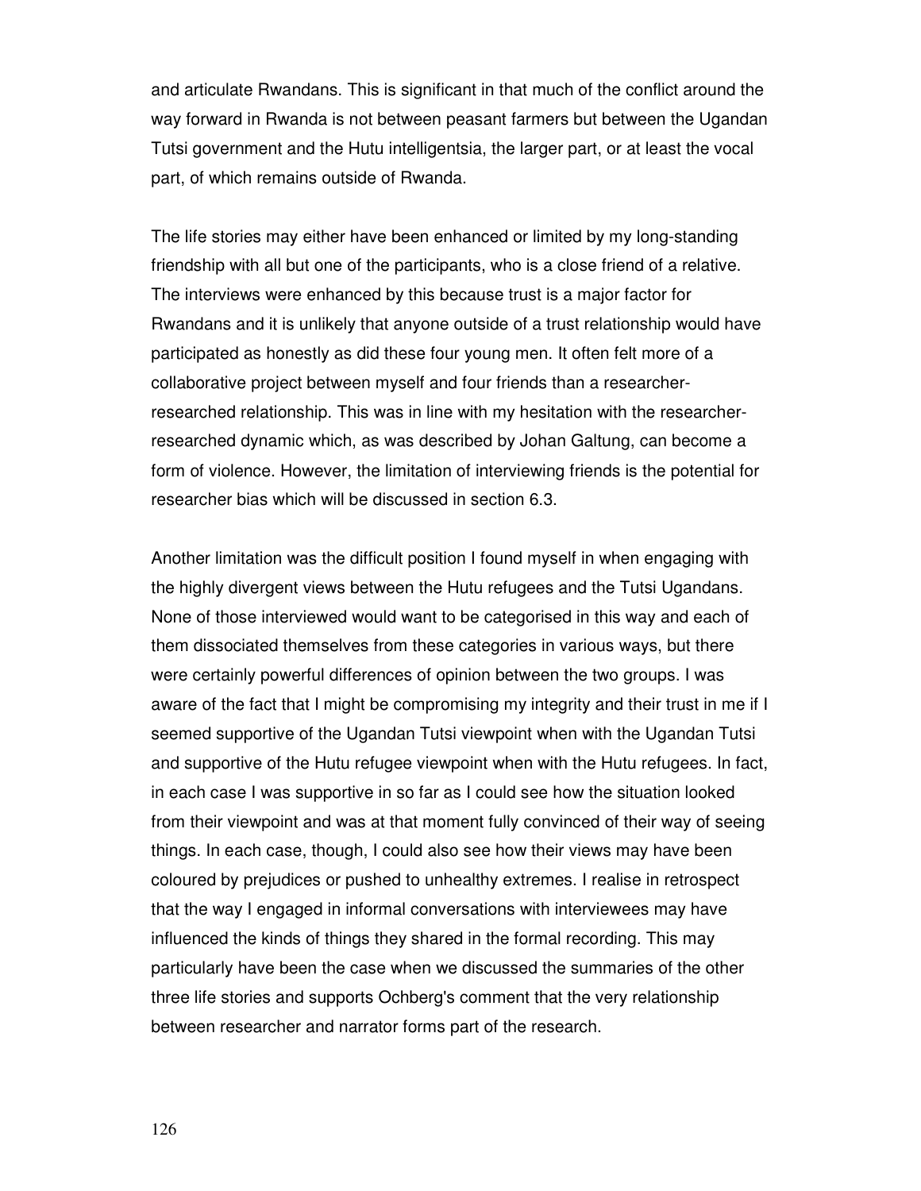and articulate Rwandans. This is significant in that much of the conflict around the way forward in Rwanda is not between peasant farmers but between the Ugandan Tutsi government and the Hutu intelligentsia, the larger part, or at least the vocal part, of which remains outside of Rwanda.

The life stories may either have been enhanced or limited by my long-standing friendship with all but one of the participants, who is a close friend of a relative. The interviews were enhanced by this because trust is a major factor for Rwandans and it is unlikely that anyone outside of a trust relationship would have participated as honestly as did these four young men. It often felt more of a collaborative project between myself and four friends than a researcher-researched relationship. This was in line with my hesitation with the researcher-researched dynamic which, as was described by Johan Galtung, can become a form of violence. However, the limitation of interviewing friends is the potential for researcher bias which will be discussed in section 6.3.

Another limitation was the difficult position I found myself in when engaging with the highly divergent views between the Hutu refugees and the Tutsi Ugandans. None of those interviewed would want to be categorised in this way and each of them dissociated themselves from these categories in various ways, but there were certainly powerful differences of opinion between the two groups. I was aware of the fact that I might be compromising my integrity and their trust in me if I seemed supportive of the Ugandan Tutsi viewpoint when with the Ugandan Tutsi and supportive of the Hutu refugee viewpoint when with the Hutu refugees. In fact, in each case I was supportive in so far as I could see how the situation looked from their viewpoint and was at that moment fully convinced of their way of seeing things. In each case, though, I could also see how their views may have been coloured by prejudices or pushed to unhealthy extremes. I realise in retrospect that the way I engaged in informal conversations with interviewees may have influenced the kinds of things they shared in the formal recording. This may particularly have been the case when we discussed the summaries of the other three life stories and supports Ochberg's comment that the very relationship between researcher and narrator forms part of the research.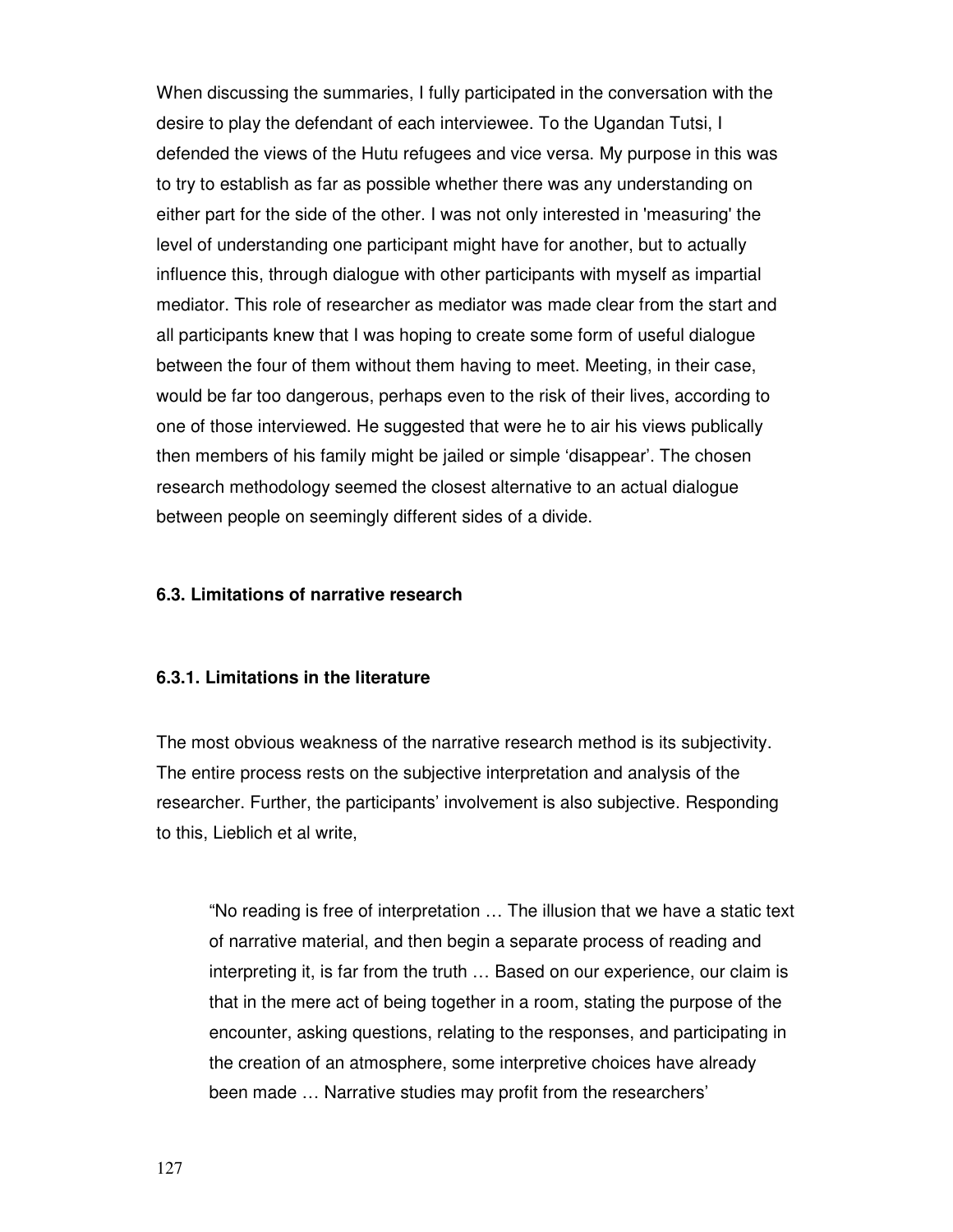When discussing the summaries, I fully participated in the conversation with the desire to play the defendant of each interviewee. To the Ugandan Tutsi, I defended the views of the Hutu refugees and vice versa. My purpose in this was to try to establish as far as possible whether there was any understanding on either part for the side of the other. I was not only interested in 'measuring' the level of understanding one participant might have for another, but to actually influence this, through dialogue with other participants with myself as impartial mediator. This role of researcher as mediator was made clear from the start and all participants knew that I was hoping to create some form of useful dialogue between the four of them without them having to meet. Meeting, in their case, would be far too dangerous, perhaps even to the risk of their lives, according to one of those interviewed. He suggested that were he to air his views publically then members of his family might be jailed or simple 'disappear'. The chosen research methodology seemed the closest alternative to an actual dialogue between people on seemingly different sides of a divide.

### 6.3. Limitations of narrative research

#### 6.3.1. Limitations in the literature

The most obvious weakness of the narrative research method is its subjectivity. The entire process rests on the subjective interpretation and analysis of the researcher. Further, the participants' involvement is also subjective. Responding to this, Lieblich et al write,

> "No reading is free of interpretation … The illusion that we have a static text of narrative material, and then begin a separate process of reading and interpreting it, is far from the truth … Based on our experience, our claim is that in the mere act of being together in a room, stating the purpose of the encounter, asking questions, relating to the responses, and participating in the creation of an atmosphere, some interpretive choices have already been made … Narrative studies may profit from the researchers'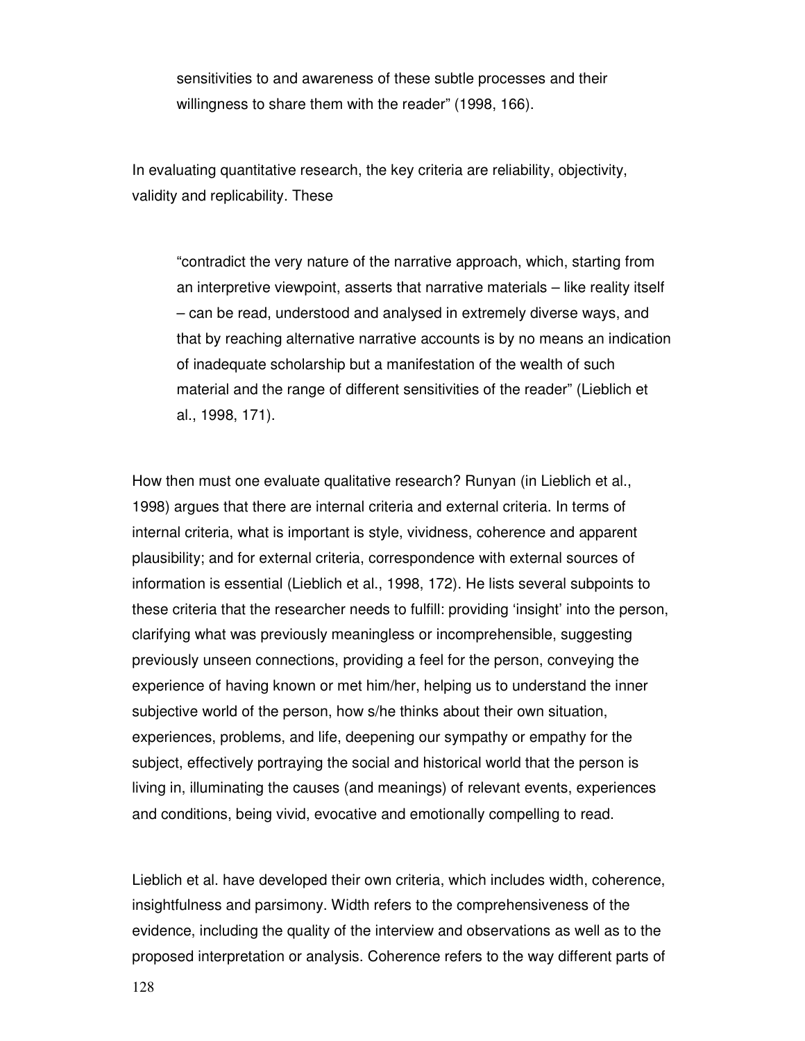> sensitivities to and awareness of these subtle processes and their willingness to share them with the reader" (1998, 166).

In evaluating quantitative research, the key criteria are reliability, objectivity, validity and replicability. These

> "contradict the very nature of the narrative approach, which, starting from an interpretive viewpoint, asserts that narrative materials – like reality itself – can be read, understood and analysed in extremely diverse ways, and that by reaching alternative narrative accounts is by no means an indication of inadequate scholarship but a manifestation of the wealth of such material and the range of different sensitivities of the reader" (Lieblich et al., 1998, 171).

How then must one evaluate qualitative research? Runyan (in Lieblich et al., 1998) argues that there are internal criteria and external criteria. In terms of internal criteria, what is important is style, vividness, coherence and apparent plausibility; and for external criteria, correspondence with external sources of information is essential (Lieblich et al., 1998, 172). He lists several subpoints to these criteria that the researcher needs to fulfill: providing 'insight' into the person, clarifying what was previously meaningless or incomprehensible, suggesting previously unseen connections, providing a feel for the person, conveying the experience of having known or met him/her, helping us to understand the inner subjective world of the person, how s/he thinks about their own situation, experiences, problems, and life, deepening our sympathy or empathy for the subject, effectively portraying the social and historical world that the person is living in, illuminating the causes (and meanings) of relevant events, experiences and conditions, being vivid, evocative and emotionally compelling to read.

Lieblich et al. have developed their own criteria, which includes width, coherence, insightfulness and parsimony. Width refers to the comprehensiveness of the evidence, including the quality of the interview and observations as well as to the proposed interpretation or analysis. Coherence refers to the way different parts of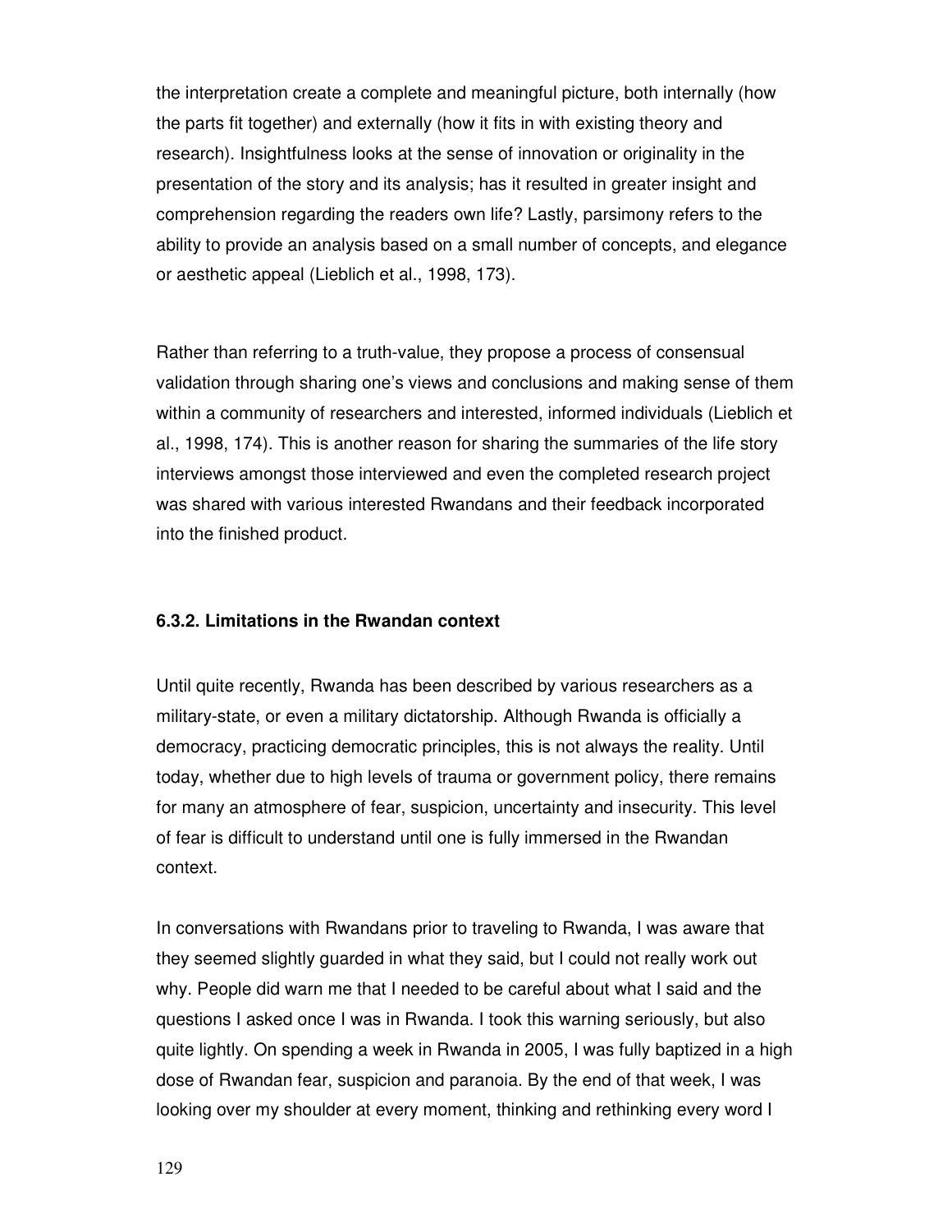the interpretation create a complete and meaningful picture, both internally (how the parts fit together) and externally (how it fits in with existing theory and research). Insightfulness looks at the sense of innovation or originality in the presentation of the story and its analysis; has it resulted in greater insight and comprehension regarding the readers own life? Lastly, parsimony refers to the ability to provide an analysis based on a small number of concepts, and elegance or aesthetic appeal (Lieblich et al., 1998, 173).

Rather than referring to a truth-value, they propose a process of consensual validation through sharing one's views and conclusions and making sense of them within a community of researchers and interested, informed individuals (Lieblich et al., 1998, 174). This is another reason for sharing the summaries of the life story interviews amongst those interviewed and even the completed research project was shared with various interested Rwandans and their feedback incorporated into the finished product.

### 6.3.2. Limitations in the Rwandan context

Until quite recently, Rwanda has been described by various researchers as a military-state, or even a military dictatorship. Although Rwanda is officially a democracy, practicing democratic principles, this is not always the reality. Until today, whether due to high levels of trauma or government policy, there remains for many an atmosphere of fear, suspicion, uncertainty and insecurity. This level of fear is difficult to understand until one is fully immersed in the Rwandan context.

In conversations with Rwandans prior to traveling to Rwanda, I was aware that they seemed slightly guarded in what they said, but I could not really work out why. People did warn me that I needed to be careful about what I said and the questions I asked once I was in Rwanda. I took this warning seriously, but also quite lightly. On spending a week in Rwanda in 2005, I was fully baptized in a high dose of Rwandan fear, suspicion and paranoia. By the end of that week, I was looking over my shoulder at every moment, thinking and rethinking every word I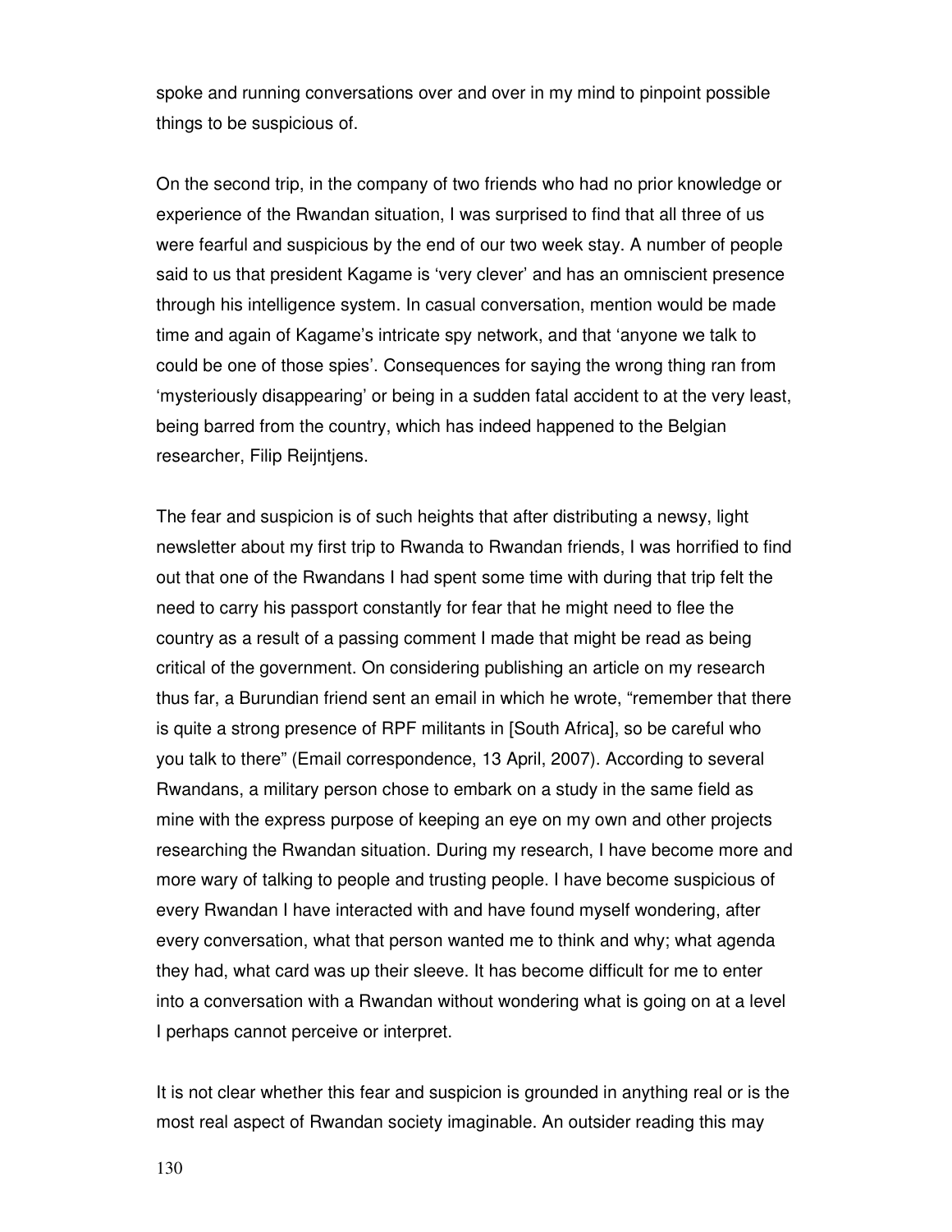spoke and running conversations over and over in my mind to pinpoint possible things to be suspicious of.

On the second trip, in the company of two friends who had no prior knowledge or experience of the Rwandan situation, I was surprised to find that all three of us were fearful and suspicious by the end of our two week stay. A number of people said to us that president Kagame is 'very clever' and has an omniscient presence through his intelligence system. In casual conversation, mention would be made time and again of Kagame's intricate spy network, and that 'anyone we talk to could be one of those spies'. Consequences for saying the wrong thing ran from 'mysteriously disappearing' or being in a sudden fatal accident to at the very least, being barred from the country, which has indeed happened to the Belgian researcher, Filip Reijntjens.

The fear and suspicion is of such heights that after distributing a newsy, light newsletter about my first trip to Rwanda to Rwandan friends, I was horrified to find out that one of the Rwandans I had spent some time with during that trip felt the need to carry his passport constantly for fear that he might need to flee the country as a result of a passing comment I made that might be read as being critical of the government. On considering publishing an article on my research thus far, a Burundian friend sent an email in which he wrote, "remember that there is quite a strong presence of RPF militants in [South Africa], so be careful who you talk to there" (Email correspondence, 13 April, 2007). According to several Rwandans, a military person chose to embark on a study in the same field as mine with the express purpose of keeping an eye on my own and other projects researching the Rwandan situation. During my research, I have become more and more wary of talking to people and trusting people. I have become suspicious of every Rwandan I have interacted with and have found myself wondering, after every conversation, what that person wanted me to think and why; what agenda they had, what card was up their sleeve. It has become difficult for me to enter into a conversation with a Rwandan without wondering what is going on at a level I perhaps cannot perceive or interpret.

It is not clear whether this fear and suspicion is grounded in anything real or is the most real aspect of Rwandan society imaginable. An outsider reading this may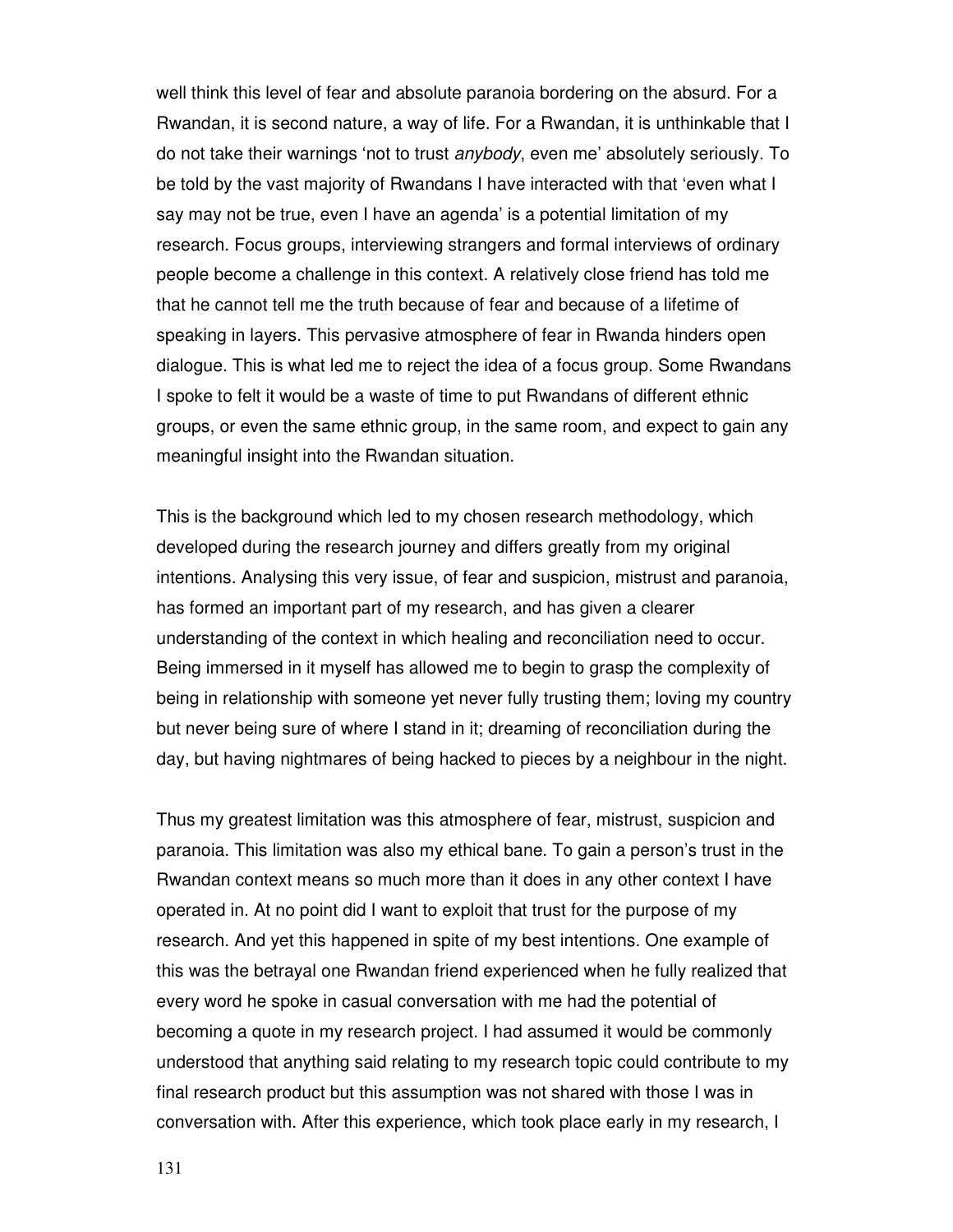well think this level of fear and absolute paranoia bordering on the absurd. For a Rwandan, it is second nature, a way of life. For a Rwandan, it is unthinkable that I do not take their warnings 'not to trust *anybody*, even me' absolutely seriously. To be told by the vast majority of Rwandans I have interacted with that 'even what I say may not be true, even I have an agenda' is a potential limitation of my research. Focus groups, interviewing strangers and formal interviews of ordinary people become a challenge in this context. A relatively close friend has told me that he cannot tell me the truth because of fear and because of a lifetime of speaking in layers. This pervasive atmosphere of fear in Rwanda hinders open dialogue. This is what led me to reject the idea of a focus group. Some Rwandans I spoke to felt it would be a waste of time to put Rwandans of different ethnic groups, or even the same ethnic group, in the same room, and expect to gain any meaningful insight into the Rwandan situation.

This is the background which led to my chosen research methodology, which developed during the research journey and differs greatly from my original intentions. Analysing this very issue, of fear and suspicion, mistrust and paranoia, has formed an important part of my research, and has given a clearer understanding of the context in which healing and reconciliation need to occur. Being immersed in it myself has allowed me to begin to grasp the complexity of being in relationship with someone yet never fully trusting them; loving my country but never being sure of where I stand in it; dreaming of reconciliation during the day, but having nightmares of being hacked to pieces by a neighbour in the night.

Thus my greatest limitation was this atmosphere of fear, mistrust, suspicion and paranoia. This limitation was also my ethical bane. To gain a person's trust in the Rwandan context means so much more than it does in any other context I have operated in. At no point did I want to exploit that trust for the purpose of my research. And yet this happened in spite of my best intentions. One example of this was the betrayal one Rwandan friend experienced when he fully realized that every word he spoke in casual conversation with me had the potential of becoming a quote in my research project. I had assumed it would be commonly understood that anything said relating to my research topic could contribute to my final research product but this assumption was not shared with those I was in conversation with. After this experience, which took place early in my research, I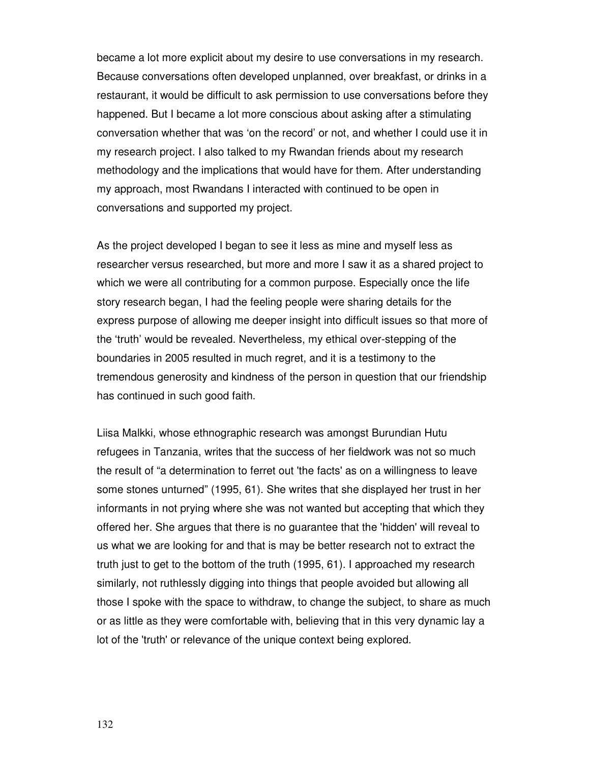became a lot more explicit about my desire to use conversations in my research. Because conversations often developed unplanned, over breakfast, or drinks in a restaurant, it would be difficult to ask permission to use conversations before they happened. But I became a lot more conscious about asking after a stimulating conversation whether that was 'on the record' or not, and whether I could use it in my research project. I also talked to my Rwandan friends about my research methodology and the implications that would have for them. After understanding my approach, most Rwandans I interacted with continued to be open in conversations and supported my project.

As the project developed I began to see it less as mine and myself less as researcher versus researched, but more and more I saw it as a shared project to which we were all contributing for a common purpose. Especially once the life story research began, I had the feeling people were sharing details for the express purpose of allowing me deeper insight into difficult issues so that more of the 'truth' would be revealed. Nevertheless, my ethical over-stepping of the boundaries in 2005 resulted in much regret, and it is a testimony to the tremendous generosity and kindness of the person in question that our friendship has continued in such good faith.

Liisa Malkki, whose ethnographic research was amongst Burundian Hutu refugees in Tanzania, writes that the success of her fieldwork was not so much the result of "a determination to ferret out 'the facts' as on a willingness to leave some stones unturned" (1995, 61). She writes that she displayed her trust in her informants in not prying where she was not wanted but accepting that which they offered her. She argues that there is no guarantee that the 'hidden' will reveal to us what we are looking for and that is may be better research not to extract the truth just to get to the bottom of the truth (1995, 61). I approached my research similarly, not ruthlessly digging into things that people avoided but allowing all those I spoke with the space to withdraw, to change the subject, to share as much or as little as they were comfortable with, believing that in this very dynamic lay a lot of the 'truth' or relevance of the unique context being explored.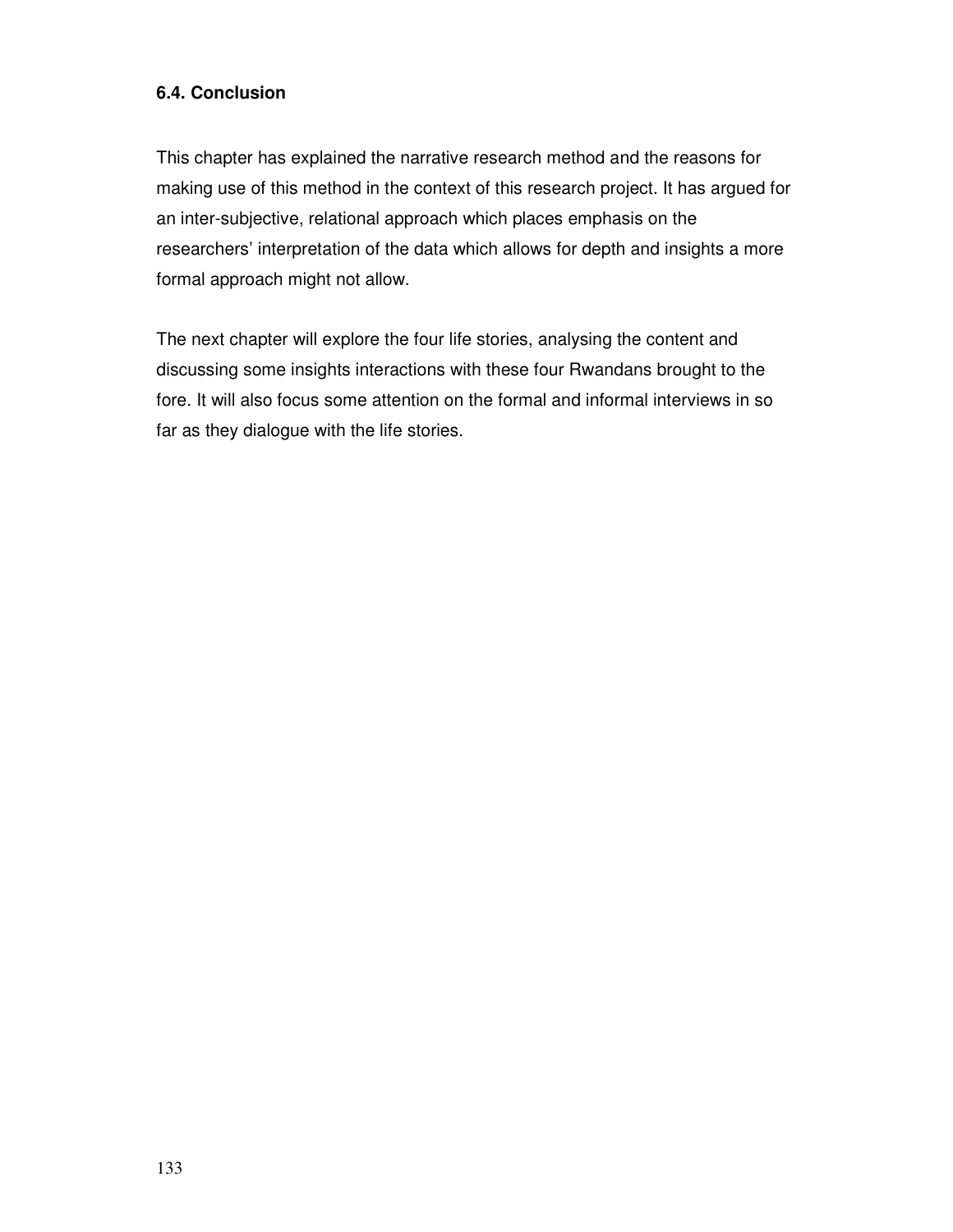### 6.4. Conclusion

This chapter has explained the narrative research method and the reasons for making use of this method in the context of this research project. It has argued for an inter-subjective, relational approach which places emphasis on the researchers' interpretation of the data which allows for depth and insights a more formal approach might not allow.

The next chapter will explore the four life stories, analysing the content and discussing some insights interactions with these four Rwandans brought to the fore. It will also focus some attention on the formal and informal interviews in so far as they dialogue with the life stories.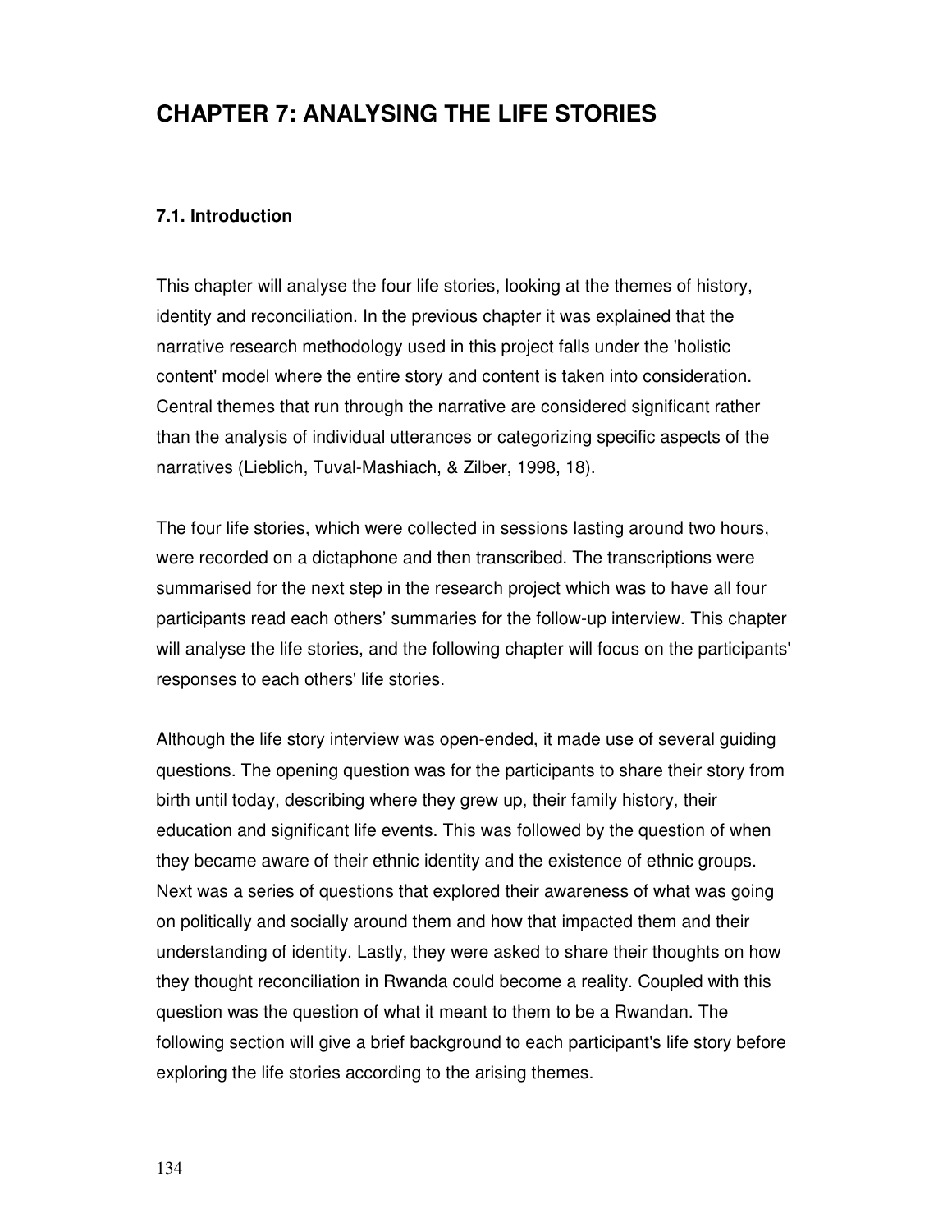# CHAPTER 7: ANALYSING THE LIFE STORIES

## 7.1. Introduction

This chapter will analyse the four life stories, looking at the themes of history, identity and reconciliation. In the previous chapter it was explained that the narrative research methodology used in this project falls under the 'holistic content' model where the entire story and content is taken into consideration. Central themes that run through the narrative are considered significant rather than the analysis of individual utterances or categorizing specific aspects of the narratives (Lieblich, Tuval-Mashiach, & Zilber, 1998, 18).

The four life stories, which were collected in sessions lasting around two hours, were recorded on a dictaphone and then transcribed. The transcriptions were summarised for the next step in the research project which was to have all four participants read each others' summaries for the follow-up interview. This chapter will analyse the life stories, and the following chapter will focus on the participants' responses to each others' life stories.

Although the life story interview was open-ended, it made use of several guiding questions. The opening question was for the participants to share their story from birth until today, describing where they grew up, their family history, their education and significant life events. This was followed by the question of when they became aware of their ethnic identity and the existence of ethnic groups. Next was a series of questions that explored their awareness of what was going on politically and socially around them and how that impacted them and their understanding of identity. Lastly, they were asked to share their thoughts on how they thought reconciliation in Rwanda could become a reality. Coupled with this question was the question of what it meant to them to be a Rwandan. The following section will give a brief background to each participant's life story before exploring the life stories according to the arising themes.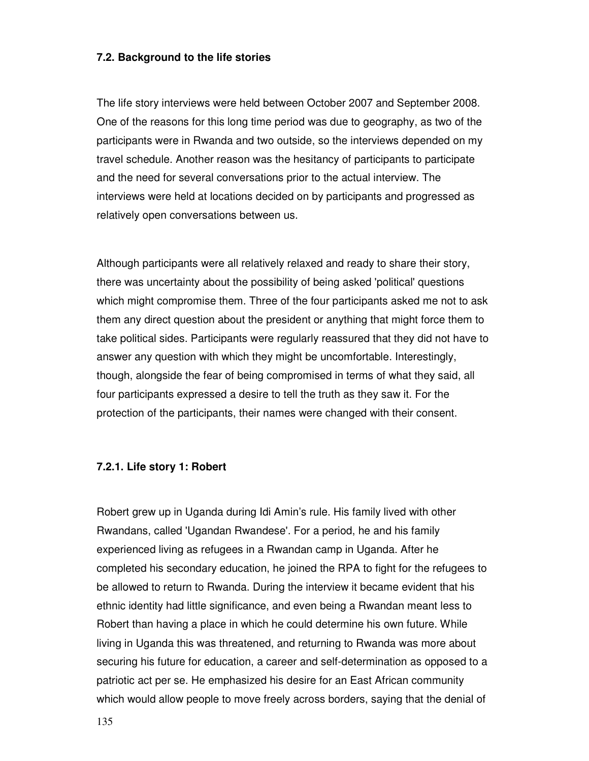### 7.2. Background to the life stories

The life story interviews were held between October 2007 and September 2008. One of the reasons for this long time period was due to geography, as two of the participants were in Rwanda and two outside, so the interviews depended on my travel schedule. Another reason was the hesitancy of participants to participate and the need for several conversations prior to the actual interview. The interviews were held at locations decided on by participants and progressed as relatively open conversations between us.

Although participants were all relatively relaxed and ready to share their story, there was uncertainty about the possibility of being asked 'political' questions which might compromise them. Three of the four participants asked me not to ask them any direct question about the president or anything that might force them to take political sides. Participants were regularly reassured that they did not have to answer any question with which they might be uncomfortable. Interestingly, though, alongside the fear of being compromised in terms of what they said, all four participants expressed a desire to tell the truth as they saw it. For the protection of the participants, their names were changed with their consent.

#### 7.2.1. Life story 1: Robert

Robert grew up in Uganda during Idi Amin's rule. His family lived with other Rwandans, called 'Ugandan Rwandese'. For a period, he and his family experienced living as refugees in a Rwandan camp in Uganda. After he completed his secondary education, he joined the RPA to fight for the refugees to be allowed to return to Rwanda. During the interview it became evident that his ethnic identity had little significance, and even being a Rwandan meant less to Robert than having a place in which he could determine his own future. While living in Uganda this was threatened, and returning to Rwanda was more about securing his future for education, a career and self-determination as opposed to a patriotic act per se. He emphasized his desire for an East African community which would allow people to move freely across borders, saying that the denial of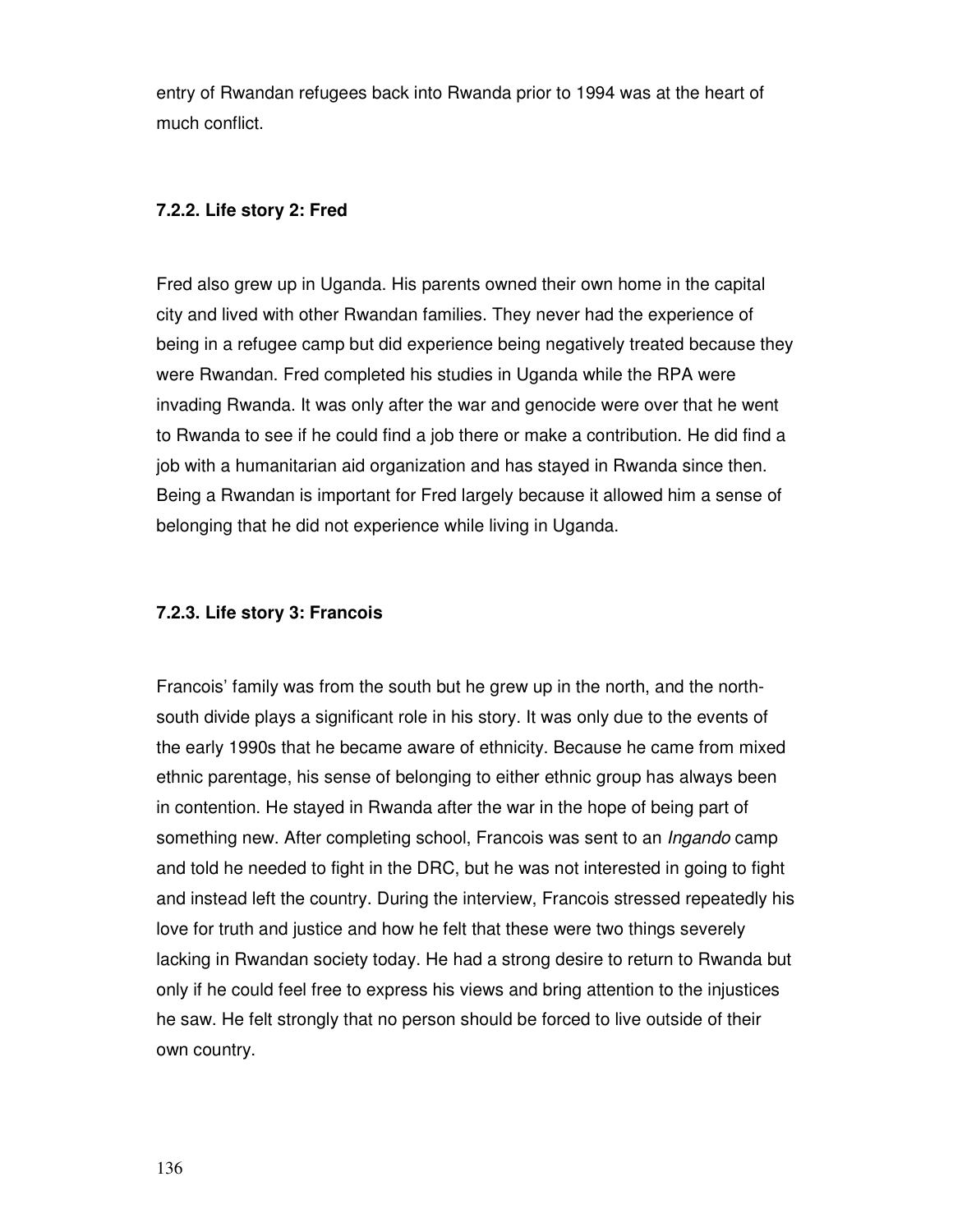entry of Rwandan refugees back into Rwanda prior to 1994 was at the heart of much conflict.

#### 7.2.2. Life story 2: Fred

Fred also grew up in Uganda. His parents owned their own home in the capital city and lived with other Rwandan families. They never had the experience of being in a refugee camp but did experience being negatively treated because they were Rwandan. Fred completed his studies in Uganda while the RPA were invading Rwanda. It was only after the war and genocide were over that he went to Rwanda to see if he could find a job there or make a contribution. He did find a job with a humanitarian aid organization and has stayed in Rwanda since then. Being a Rwandan is important for Fred largely because it allowed him a sense of belonging that he did not experience while living in Uganda.

#### 7.2.3. Life story 3: Francois

Francois' family was from the south but he grew up in the north, and the north-south divide plays a significant role in his story. It was only due to the events of the early 1990s that he became aware of ethnicity. Because he came from mixed ethnic parentage, his sense of belonging to either ethnic group has always been in contention. He stayed in Rwanda after the war in the hope of being part of something new. After completing school, Francois was sent to an *Ingando* camp and told he needed to fight in the DRC, but he was not interested in going to fight and instead left the country. During the interview, Francois stressed repeatedly his love for truth and justice and how he felt that these were two things severely lacking in Rwandan society today. He had a strong desire to return to Rwanda but only if he could feel free to express his views and bring attention to the injustices he saw. He felt strongly that no person should be forced to live outside of their own country.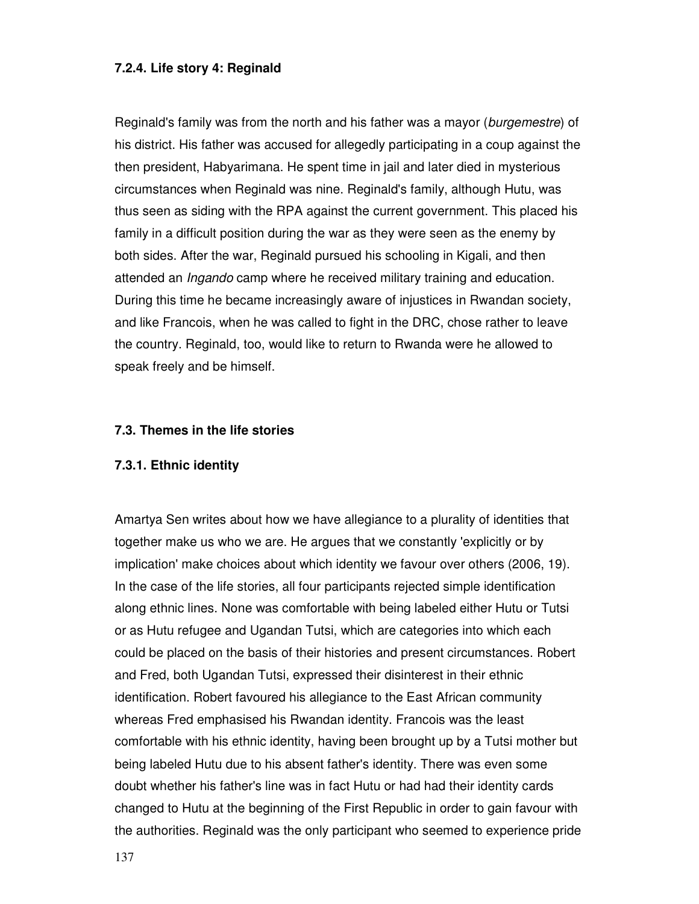### 7.2.4. Life story 4: Reginald

Reginald's family was from the north and his father was a mayor (*burgemestre*) of his district. His father was accused for allegedly participating in a coup against the then president, Habyarimana. He spent time in jail and later died in mysterious circumstances when Reginald was nine. Reginald's family, although Hutu, was thus seen as siding with the RPA against the current government. This placed his family in a difficult position during the war as they were seen as the enemy by both sides. After the war, Reginald pursued his schooling in Kigali, and then attended an *Ingando* camp where he received military training and education. During this time he became increasingly aware of injustices in Rwandan society, and like Francois, when he was called to fight in the DRC, chose rather to leave the country. Reginald, too, would like to return to Rwanda were he allowed to speak freely and be himself.

## 7.3. Themes in the life stories

### 7.3.1. Ethnic identity

Amartya Sen writes about how we have allegiance to a plurality of identities that together make us who we are. He argues that we constantly 'explicitly or by implication' make choices about which identity we favour over others (2006, 19). In the case of the life stories, all four participants rejected simple identification along ethnic lines. None was comfortable with being labeled either Hutu or Tutsi or as Hutu refugee and Ugandan Tutsi, which are categories into which each could be placed on the basis of their histories and present circumstances. Robert and Fred, both Ugandan Tutsi, expressed their disinterest in their ethnic identification. Robert favoured his allegiance to the East African community whereas Fred emphasised his Rwandan identity. Francois was the least comfortable with his ethnic identity, having been brought up by a Tutsi mother but being labeled Hutu due to his absent father's identity. There was even some doubt whether his father's line was in fact Hutu or had had their identity cards changed to Hutu at the beginning of the First Republic in order to gain favour with the authorities. Reginald was the only participant who seemed to experience pride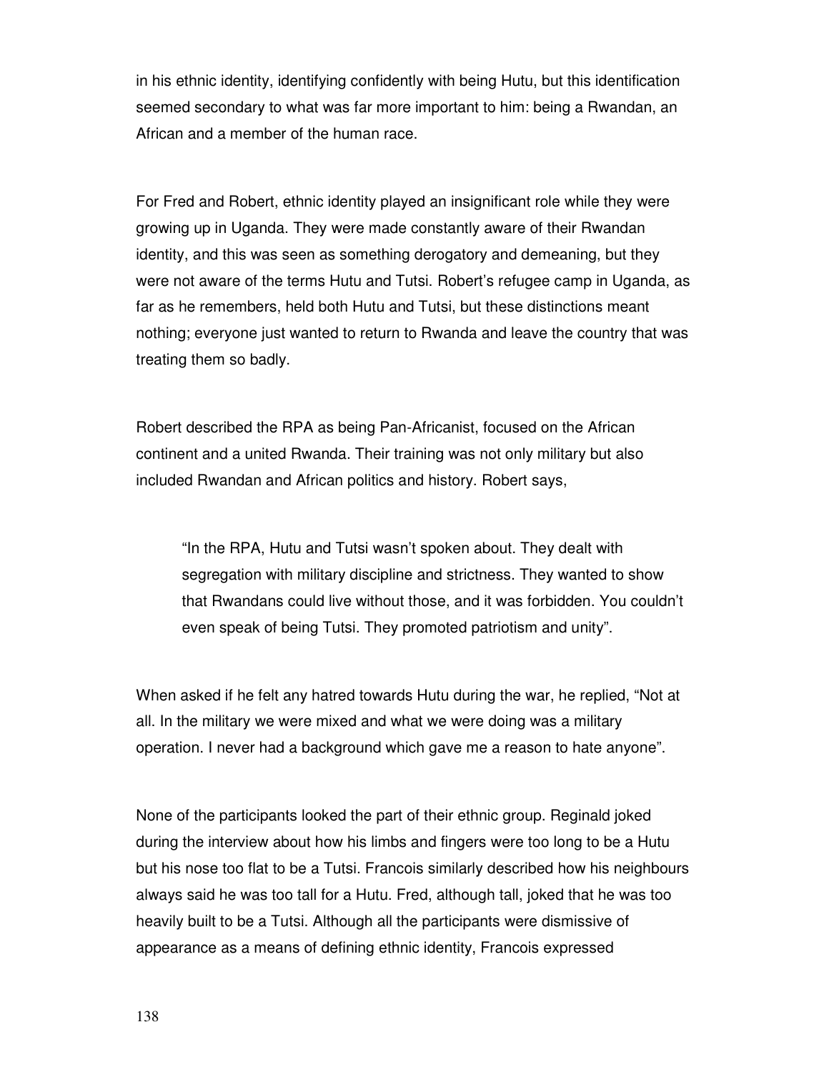in his ethnic identity, identifying confidently with being Hutu, but this identification seemed secondary to what was far more important to him: being a Rwandan, an African and a member of the human race.

For Fred and Robert, ethnic identity played an insignificant role while they were growing up in Uganda. They were made constantly aware of their Rwandan identity, and this was seen as something derogatory and demeaning, but they were not aware of the terms Hutu and Tutsi. Robert's refugee camp in Uganda, as far as he remembers, held both Hutu and Tutsi, but these distinctions meant nothing; everyone just wanted to return to Rwanda and leave the country that was treating them so badly.

Robert described the RPA as being Pan-Africanist, focused on the African continent and a united Rwanda. Their training was not only military but also included Rwandan and African politics and history. Robert says,

> "In the RPA, Hutu and Tutsi wasn't spoken about. They dealt with segregation with military discipline and strictness. They wanted to show that Rwandans could live without those, and it was forbidden. You couldn't even speak of being Tutsi. They promoted patriotism and unity".

When asked if he felt any hatred towards Hutu during the war, he replied, "Not at all. In the military we were mixed and what we were doing was a military operation. I never had a background which gave me a reason to hate anyone".

None of the participants looked the part of their ethnic group. Reginald joked during the interview about how his limbs and fingers were too long to be a Hutu but his nose too flat to be a Tutsi. Francois similarly described how his neighbours always said he was too tall for a Hutu. Fred, although tall, joked that he was too heavily built to be a Tutsi. Although all the participants were dismissive of appearance as a means of defining ethnic identity, Francois expressed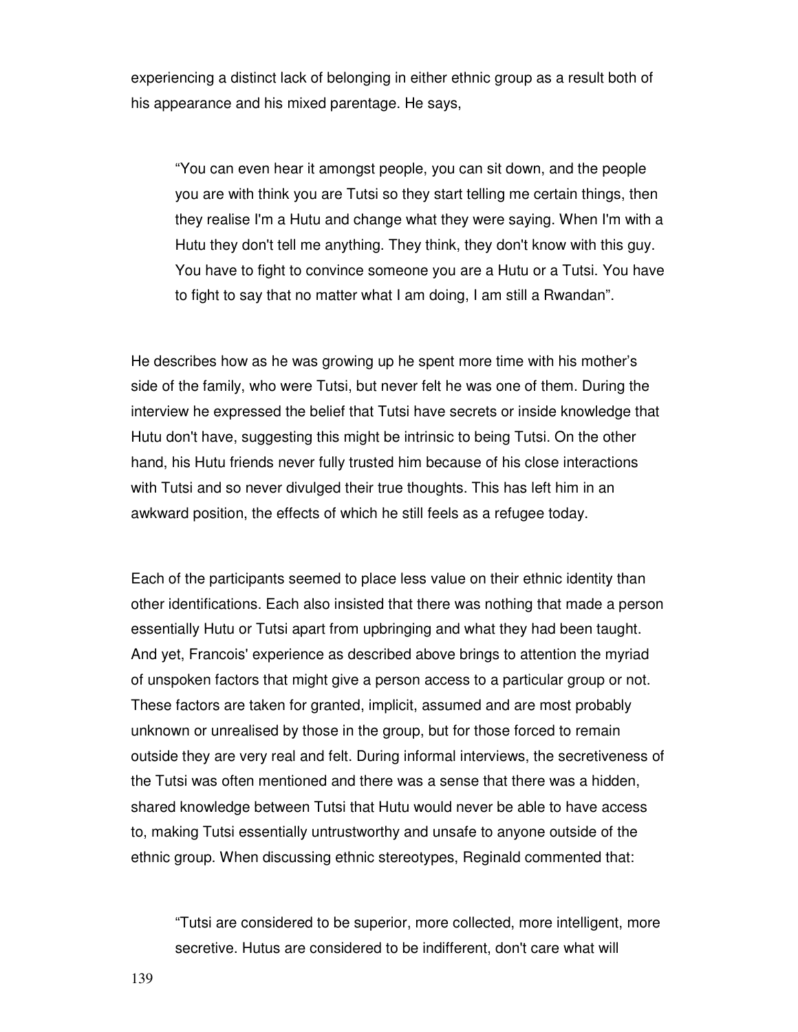experiencing a distinct lack of belonging in either ethnic group as a result both of his appearance and his mixed parentage. He says,

> "You can even hear it amongst people, you can sit down, and the people you are with think you are Tutsi so they start telling me certain things, then they realise I'm a Hutu and change what they were saying. When I'm with a Hutu they don't tell me anything. They think, they don't know with this guy. You have to fight to convince someone you are a Hutu or a Tutsi. You have to fight to say that no matter what I am doing, I am still a Rwandan".

He describes how as he was growing up he spent more time with his mother's side of the family, who were Tutsi, but never felt he was one of them. During the interview he expressed the belief that Tutsi have secrets or inside knowledge that Hutu don't have, suggesting this might be intrinsic to being Tutsi. On the other hand, his Hutu friends never fully trusted him because of his close interactions with Tutsi and so never divulged their true thoughts. This has left him in an awkward position, the effects of which he still feels as a refugee today.

Each of the participants seemed to place less value on their ethnic identity than other identifications. Each also insisted that there was nothing that made a person essentially Hutu or Tutsi apart from upbringing and what they had been taught. And yet, Francois' experience as described above brings to attention the myriad of unspoken factors that might give a person access to a particular group or not. These factors are taken for granted, implicit, assumed and are most probably unknown or unrealised by those in the group, but for those forced to remain outside they are very real and felt. During informal interviews, the secretiveness of the Tutsi was often mentioned and there was a sense that there was a hidden, shared knowledge between Tutsi that Hutu would never be able to have access to, making Tutsi essentially untrustworthy and unsafe to anyone outside of the ethnic group. When discussing ethnic stereotypes, Reginald commented that:

> "Tutsi are considered to be superior, more collected, more intelligent, more secretive. Hutus are considered to be indifferent, don't care what will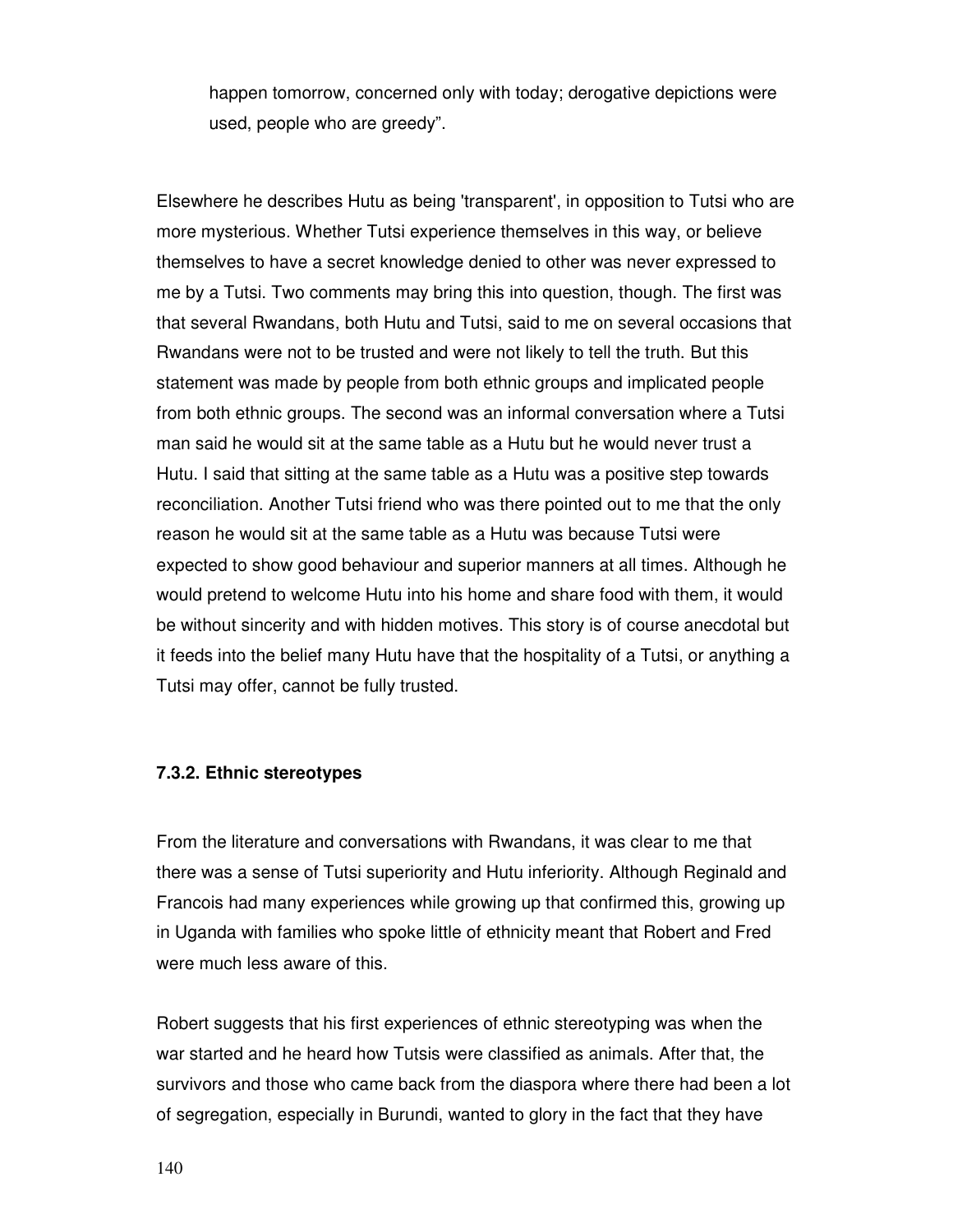happen tomorrow, concerned only with today; derogative depictions were used, people who are greedy".

Elsewhere he describes Hutu as being 'transparent', in opposition to Tutsi who are more mysterious. Whether Tutsi experience themselves in this way, or believe themselves to have a secret knowledge denied to other was never expressed to me by a Tutsi. Two comments may bring this into question, though. The first was that several Rwandans, both Hutu and Tutsi, said to me on several occasions that Rwandans were not to be trusted and were not likely to tell the truth. But this statement was made by people from both ethnic groups and implicated people from both ethnic groups. The second was an informal conversation where a Tutsi man said he would sit at the same table as a Hutu but he would never trust a Hutu. I said that sitting at the same table as a Hutu was a positive step towards reconciliation. Another Tutsi friend who was there pointed out to me that the only reason he would sit at the same table as a Hutu was because Tutsi were expected to show good behaviour and superior manners at all times. Although he would pretend to welcome Hutu into his home and share food with them, it would be without sincerity and with hidden motives. This story is of course anecdotal but it feeds into the belief many Hutu have that the hospitality of a Tutsi, or anything a Tutsi may offer, cannot be fully trusted.

### 7.3.2. Ethnic stereotypes

From the literature and conversations with Rwandans, it was clear to me that there was a sense of Tutsi superiority and Hutu inferiority. Although Reginald and Francois had many experiences while growing up that confirmed this, growing up in Uganda with families who spoke little of ethnicity meant that Robert and Fred were much less aware of this.

Robert suggests that his first experiences of ethnic stereotyping was when the war started and he heard how Tutsis were classified as animals. After that, the survivors and those who came back from the diaspora where there had been a lot of segregation, especially in Burundi, wanted to glory in the fact that they have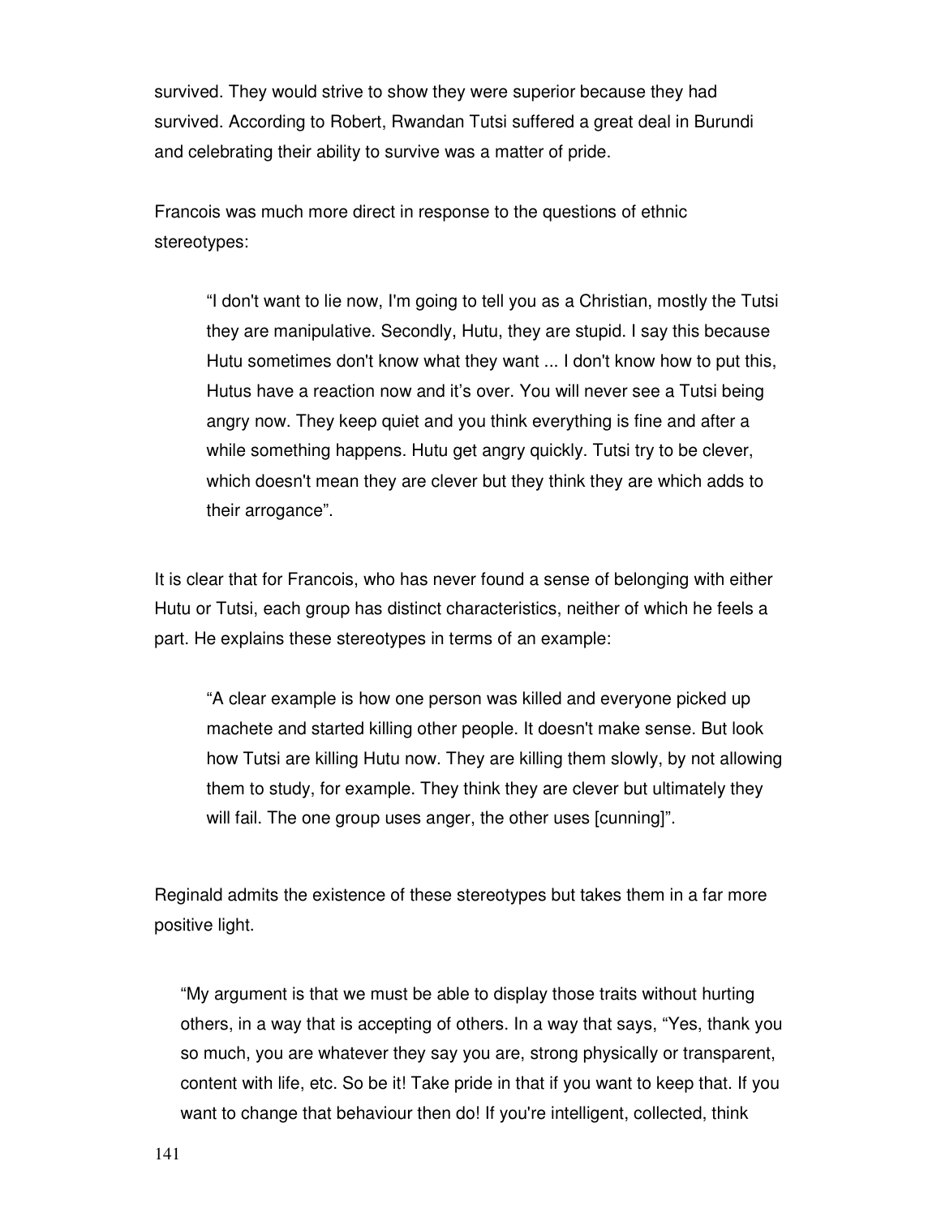survived. They would strive to show they were superior because they had survived. According to Robert, Rwandan Tutsi suffered a great deal in Burundi and celebrating their ability to survive was a matter of pride.

Francois was much more direct in response to the questions of ethnic stereotypes:

> "I don't want to lie now, I'm going to tell you as a Christian, mostly the Tutsi they are manipulative. Secondly, Hutu, they are stupid. I say this because Hutu sometimes don't know what they want ... I don't know how to put this, Hutus have a reaction now and it's over. You will never see a Tutsi being angry now. They keep quiet and you think everything is fine and after a while something happens. Hutu get angry quickly. Tutsi try to be clever, which doesn't mean they are clever but they think they are which adds to their arrogance".

It is clear that for Francois, who has never found a sense of belonging with either Hutu or Tutsi, each group has distinct characteristics, neither of which he feels a part. He explains these stereotypes in terms of an example:

> "A clear example is how one person was killed and everyone picked up machete and started killing other people. It doesn't make sense. But look how Tutsi are killing Hutu now. They are killing them slowly, by not allowing them to study, for example. They think they are clever but ultimately they will fail. The one group uses anger, the other uses [cunning]".

Reginald admits the existence of these stereotypes but takes them in a far more positive light.

> "My argument is that we must be able to display those traits without hurting others, in a way that is accepting of others. In a way that says, "Yes, thank you so much, you are whatever they say you are, strong physically or transparent, content with life, etc. So be it! Take pride in that if you want to keep that. If you want to change that behaviour then do! If you're intelligent, collected, think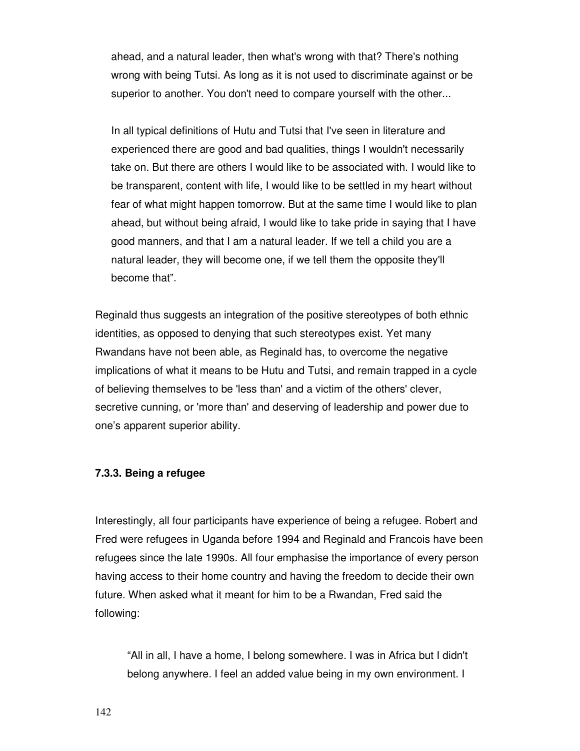> ahead, and a natural leader, then what's wrong with that? There's nothing wrong with being Tutsi. As long as it is not used to discriminate against or be superior to another. You don't need to compare yourself with the other...
>
> In all typical definitions of Hutu and Tutsi that I've seen in literature and experienced there are good and bad qualities, things I wouldn't necessarily take on. But there are others I would like to be associated with. I would like to be transparent, content with life, I would like to be settled in my heart without fear of what might happen tomorrow. But at the same time I would like to plan ahead, but without being afraid, I would like to take pride in saying that I have good manners, and that I am a natural leader. If we tell a child you are a natural leader, they will become one, if we tell them the opposite they'll become that".

Reginald thus suggests an integration of the positive stereotypes of both ethnic identities, as opposed to denying that such stereotypes exist. Yet many Rwandans have not been able, as Reginald has, to overcome the negative implications of what it means to be Hutu and Tutsi, and remain trapped in a cycle of believing themselves to be 'less than' and a victim of the others' clever, secretive cunning, or 'more than' and deserving of leadership and power due to one's apparent superior ability.

#### 7.3.3. Being a refugee

Interestingly, all four participants have experience of being a refugee. Robert and Fred were refugees in Uganda before 1994 and Reginald and Francois have been refugees since the late 1990s. All four emphasise the importance of every person having access to their home country and having the freedom to decide their own future. When asked what it meant for him to be a Rwandan, Fred said the following:

> "All in all, I have a home, I belong somewhere. I was in Africa but I didn't belong anywhere. I feel an added value being in my own environment. I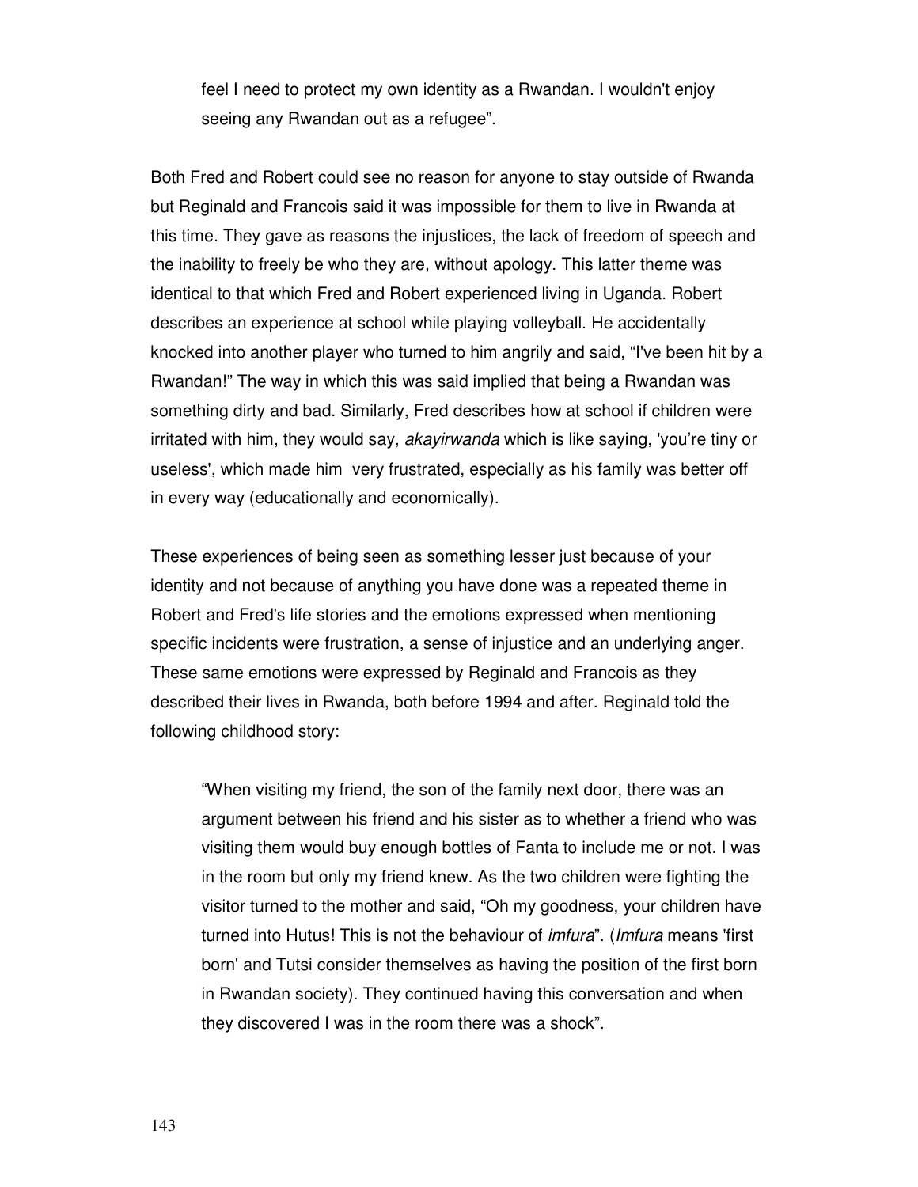> feel I need to protect my own identity as a Rwandan. I wouldn't enjoy seeing any Rwandan out as a refugee".

Both Fred and Robert could see no reason for anyone to stay outside of Rwanda but Reginald and Francois said it was impossible for them to live in Rwanda at this time. They gave as reasons the injustices, the lack of freedom of speech and the inability to freely be who they are, without apology. This latter theme was identical to that which Fred and Robert experienced living in Uganda. Robert describes an experience at school while playing volleyball. He accidentally knocked into another player who turned to him angrily and said, "I've been hit by a Rwandan!" The way in which this was said implied that being a Rwandan was something dirty and bad. Similarly, Fred describes how at school if children were irritated with him, they would say, *akayirwanda* which is like saying, 'you're tiny or useless', which made him very frustrated, especially as his family was better off in every way (educationally and economically).

These experiences of being seen as something lesser just because of your identity and not because of anything you have done was a repeated theme in Robert and Fred's life stories and the emotions expressed when mentioning specific incidents were frustration, a sense of injustice and an underlying anger. These same emotions were expressed by Reginald and Francois as they described their lives in Rwanda, both before 1994 and after. Reginald told the following childhood story:

> "When visiting my friend, the son of the family next door, there was an argument between his friend and his sister as to whether a friend who was visiting them would buy enough bottles of Fanta to include me or not. I was in the room but only my friend knew. As the two children were fighting the visitor turned to the mother and said, "Oh my goodness, your children have turned into Hutus! This is not the behaviour of *imfura*". (*Imfura* means 'first born' and Tutsi consider themselves as having the position of the first born in Rwandan society). They continued having this conversation and when they discovered I was in the room there was a shock".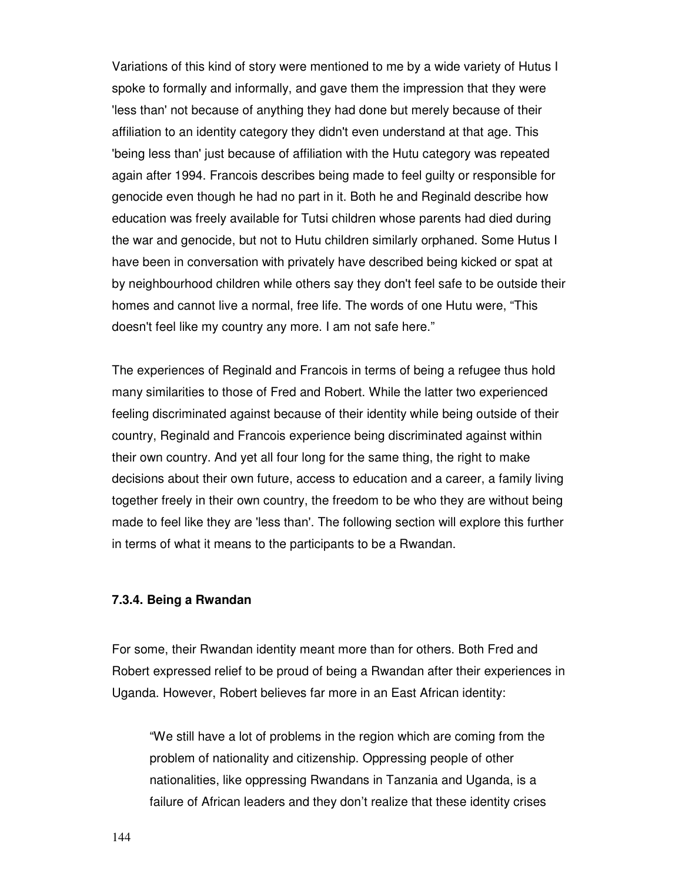Variations of this kind of story were mentioned to me by a wide variety of Hutus I spoke to formally and informally, and gave them the impression that they were 'less than' not because of anything they had done but merely because of their affiliation to an identity category they didn't even understand at that age. This 'being less than' just because of affiliation with the Hutu category was repeated again after 1994. Francois describes being made to feel guilty or responsible for genocide even though he had no part in it. Both he and Reginald describe how education was freely available for Tutsi children whose parents had died during the war and genocide, but not to Hutu children similarly orphaned. Some Hutus I have been in conversation with privately have described being kicked or spat at by neighbourhood children while others say they don't feel safe to be outside their homes and cannot live a normal, free life. The words of one Hutu were, "This doesn't feel like my country any more. I am not safe here."

The experiences of Reginald and Francois in terms of being a refugee thus hold many similarities to those of Fred and Robert. While the latter two experienced feeling discriminated against because of their identity while being outside of their country, Reginald and Francois experience being discriminated against within their own country. And yet all four long for the same thing, the right to make decisions about their own future, access to education and a career, a family living together freely in their own country, the freedom to be who they are without being made to feel like they are 'less than'. The following section will explore this further in terms of what it means to the participants to be a Rwandan.

### 7.3.4. Being a Rwandan

For some, their Rwandan identity meant more than for others. Both Fred and Robert expressed relief to be proud of being a Rwandan after their experiences in Uganda. However, Robert believes far more in an East African identity:

> "We still have a lot of problems in the region which are coming from the problem of nationality and citizenship. Oppressing people of other nationalities, like oppressing Rwandans in Tanzania and Uganda, is a failure of African leaders and they don't realize that these identity crises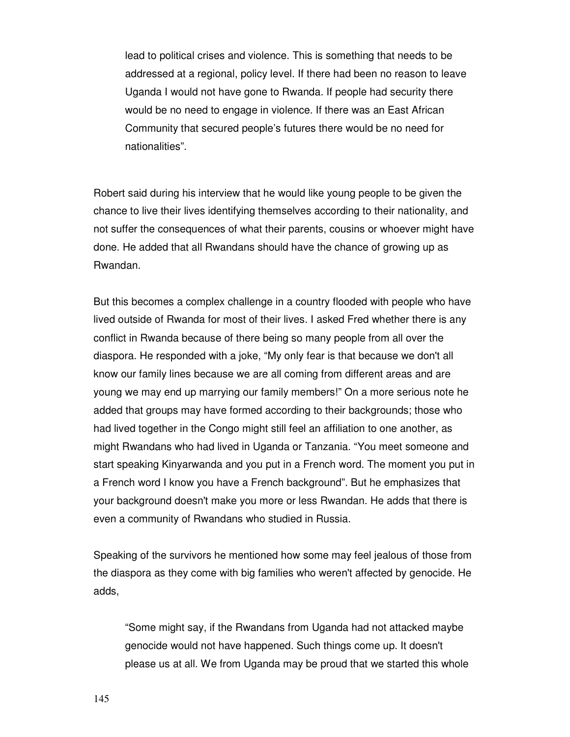> lead to political crises and violence. This is something that needs to be addressed at a regional, policy level. If there had been no reason to leave Uganda I would not have gone to Rwanda. If people had security there would be no need to engage in violence. If there was an East African Community that secured people's futures there would be no need for nationalities".

Robert said during his interview that he would like young people to be given the chance to live their lives identifying themselves according to their nationality, and not suffer the consequences of what their parents, cousins or whoever might have done. He added that all Rwandans should have the chance of growing up as Rwandan.

But this becomes a complex challenge in a country flooded with people who have lived outside of Rwanda for most of their lives. I asked Fred whether there is any conflict in Rwanda because of there being so many people from all over the diaspora. He responded with a joke, "My only fear is that because we don't all know our family lines because we are all coming from different areas and are young we may end up marrying our family members!" On a more serious note he added that groups may have formed according to their backgrounds; those who had lived together in the Congo might still feel an affiliation to one another, as might Rwandans who had lived in Uganda or Tanzania. "You meet someone and start speaking Kinyarwanda and you put in a French word. The moment you put in a French word I know you have a French background". But he emphasizes that your background doesn't make you more or less Rwandan. He adds that there is even a community of Rwandans who studied in Russia.

Speaking of the survivors he mentioned how some may feel jealous of those from the diaspora as they come with big families who weren't affected by genocide. He adds,

> "Some might say, if the Rwandans from Uganda had not attacked maybe genocide would not have happened. Such things come up. It doesn't please us at all. We from Uganda may be proud that we started this whole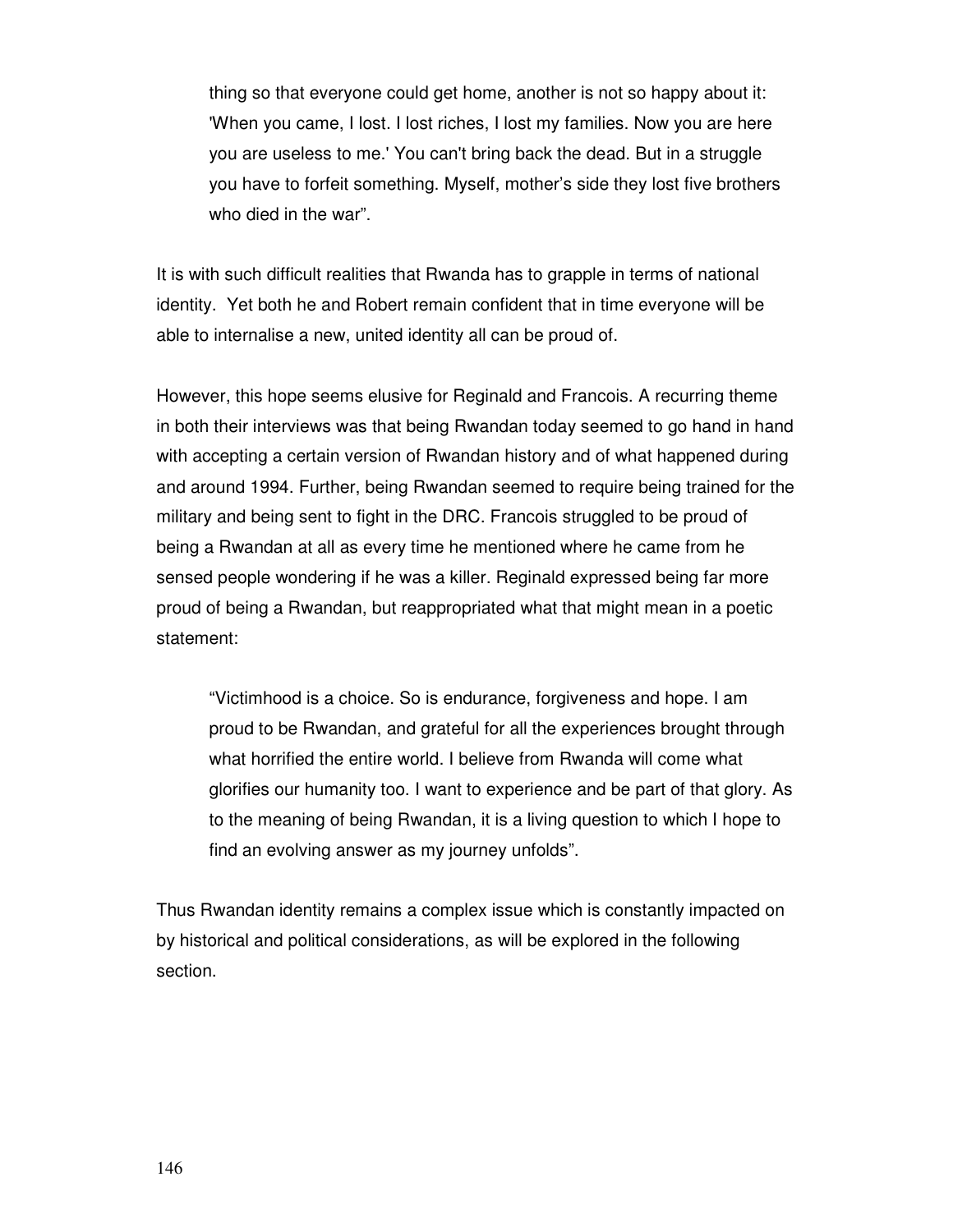> thing so that everyone could get home, another is not so happy about it: 'When you came, I lost. I lost riches, I lost my families. Now you are here you are useless to me.' You can't bring back the dead. But in a struggle you have to forfeit something. Myself, mother's side they lost five brothers who died in the war".

It is with such difficult realities that Rwanda has to grapple in terms of national identity. Yet both he and Robert remain confident that in time everyone will be able to internalise a new, united identity all can be proud of.

However, this hope seems elusive for Reginald and Francois. A recurring theme in both their interviews was that being Rwandan today seemed to go hand in hand with accepting a certain version of Rwandan history and of what happened during and around 1994. Further, being Rwandan seemed to require being trained for the military and being sent to fight in the DRC. Francois struggled to be proud of being a Rwandan at all as every time he mentioned where he came from he sensed people wondering if he was a killer. Reginald expressed being far more proud of being a Rwandan, but reappropriated what that might mean in a poetic statement:

> "Victimhood is a choice. So is endurance, forgiveness and hope. I am proud to be Rwandan, and grateful for all the experiences brought through what horrified the entire world. I believe from Rwanda will come what glorifies our humanity too. I want to experience and be part of that glory. As to the meaning of being Rwandan, it is a living question to which I hope to find an evolving answer as my journey unfolds".

Thus Rwandan identity remains a complex issue which is constantly impacted on by historical and political considerations, as will be explored in the following section.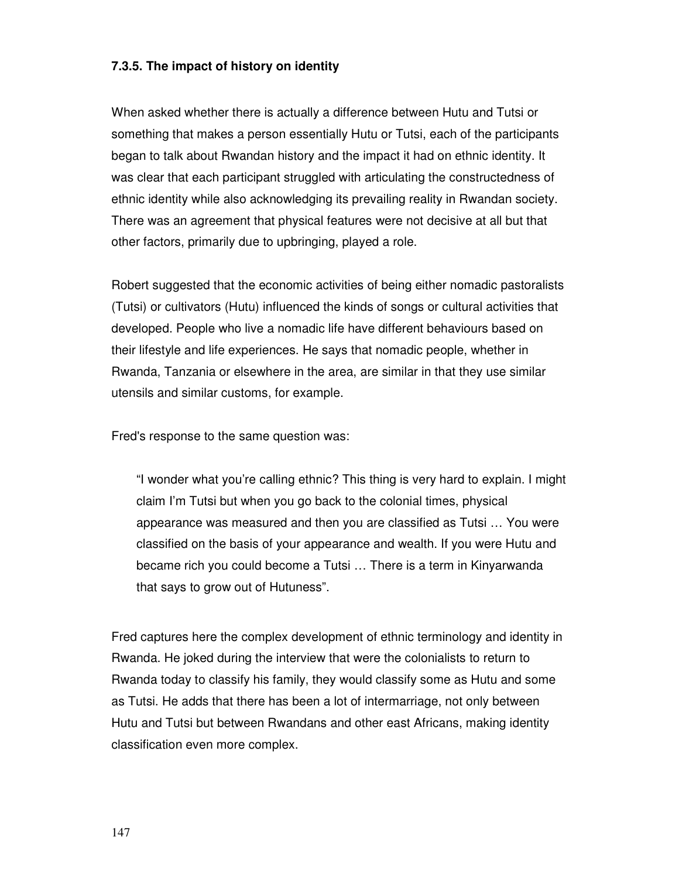### 7.3.5. The impact of history on identity

When asked whether there is actually a difference between Hutu and Tutsi or something that makes a person essentially Hutu or Tutsi, each of the participants began to talk about Rwandan history and the impact it had on ethnic identity. It was clear that each participant struggled with articulating the constructedness of ethnic identity while also acknowledging its prevailing reality in Rwandan society. There was an agreement that physical features were not decisive at all but that other factors, primarily due to upbringing, played a role.

Robert suggested that the economic activities of being either nomadic pastoralists (Tutsi) or cultivators (Hutu) influenced the kinds of songs or cultural activities that developed. People who live a nomadic life have different behaviours based on their lifestyle and life experiences. He says that nomadic people, whether in Rwanda, Tanzania or elsewhere in the area, are similar in that they use similar utensils and similar customs, for example.

Fred's response to the same question was:

> "I wonder what you're calling ethnic? This thing is very hard to explain. I might claim I'm Tutsi but when you go back to the colonial times, physical appearance was measured and then you are classified as Tutsi … You were classified on the basis of your appearance and wealth. If you were Hutu and became rich you could become a Tutsi … There is a term in Kinyarwanda that says to grow out of Hutuness".

Fred captures here the complex development of ethnic terminology and identity in Rwanda. He joked during the interview that were the colonialists to return to Rwanda today to classify his family, they would classify some as Hutu and some as Tutsi. He adds that there has been a lot of intermarriage, not only between Hutu and Tutsi but between Rwandans and other east Africans, making identity classification even more complex.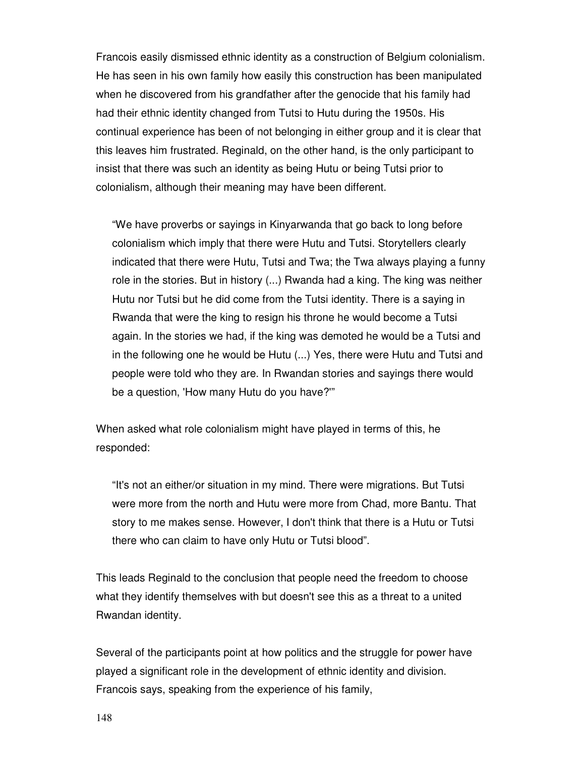Francois easily dismissed ethnic identity as a construction of Belgium colonialism. He has seen in his own family how easily this construction has been manipulated when he discovered from his grandfather after the genocide that his family had had their ethnic identity changed from Tutsi to Hutu during the 1950s. His continual experience has been of not belonging in either group and it is clear that this leaves him frustrated. Reginald, on the other hand, is the only participant to insist that there was such an identity as being Hutu or being Tutsi prior to colonialism, although their meaning may have been different.

> "We have proverbs or sayings in Kinyarwanda that go back to long before colonialism which imply that there were Hutu and Tutsi. Storytellers clearly indicated that there were Hutu, Tutsi and Twa; the Twa always playing a funny role in the stories. But in history (...) Rwanda had a king. The king was neither Hutu nor Tutsi but he did come from the Tutsi identity. There is a saying in Rwanda that were the king to resign his throne he would become a Tutsi again. In the stories we had, if the king was demoted he would be a Tutsi and in the following one he would be Hutu (...) Yes, there were Hutu and Tutsi and people were told who they are. In Rwandan stories and sayings there would be a question, 'How many Hutu do you have?'"

When asked what role colonialism might have played in terms of this, he responded:

> "It's not an either/or situation in my mind. There were migrations. But Tutsi were more from the north and Hutu were more from Chad, more Bantu. That story to me makes sense. However, I don't think that there is a Hutu or Tutsi there who can claim to have only Hutu or Tutsi blood".

This leads Reginald to the conclusion that people need the freedom to choose what they identify themselves with but doesn't see this as a threat to a united Rwandan identity.

Several of the participants point at how politics and the struggle for power have played a significant role in the development of ethnic identity and division. Francois says, speaking from the experience of his family,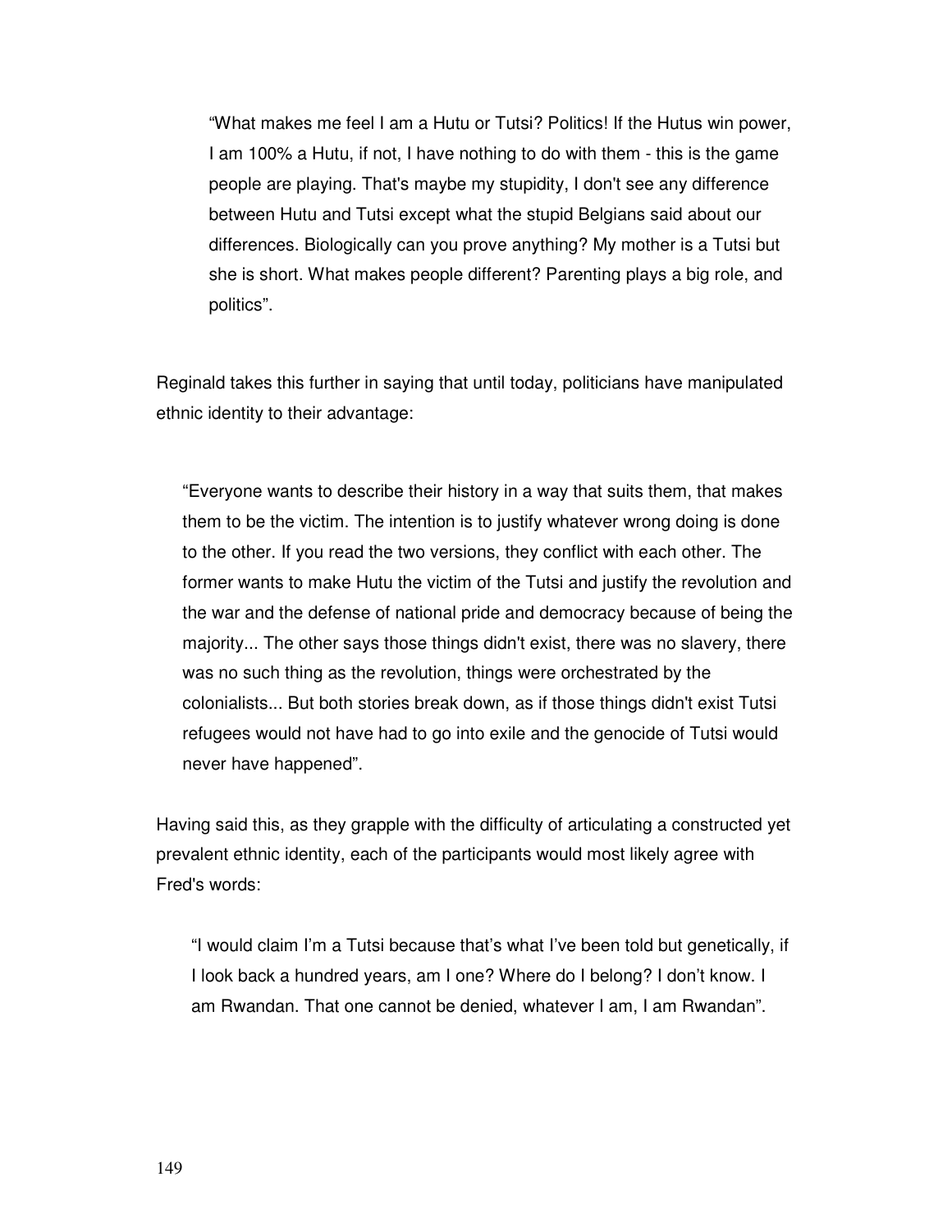> "What makes me feel I am a Hutu or Tutsi? Politics! If the Hutus win power, I am 100% a Hutu, if not, I have nothing to do with them - this is the game people are playing. That's maybe my stupidity, I don't see any difference between Hutu and Tutsi except what the stupid Belgians said about our differences. Biologically can you prove anything? My mother is a Tutsi but she is short. What makes people different? Parenting plays a big role, and politics".

Reginald takes this further in saying that until today, politicians have manipulated ethnic identity to their advantage:

> "Everyone wants to describe their history in a way that suits them, that makes them to be the victim. The intention is to justify whatever wrong doing is done to the other. If you read the two versions, they conflict with each other. The former wants to make Hutu the victim of the Tutsi and justify the revolution and the war and the defense of national pride and democracy because of being the majority... The other says those things didn't exist, there was no slavery, there was no such thing as the revolution, things were orchestrated by the colonialists... But both stories break down, as if those things didn't exist Tutsi refugees would not have had to go into exile and the genocide of Tutsi would never have happened".

Having said this, as they grapple with the difficulty of articulating a constructed yet prevalent ethnic identity, each of the participants would most likely agree with Fred's words:

> "I would claim I'm a Tutsi because that's what I've been told but genetically, if I look back a hundred years, am I one? Where do I belong? I don't know. I am Rwandan. That one cannot be denied, whatever I am, I am Rwandan".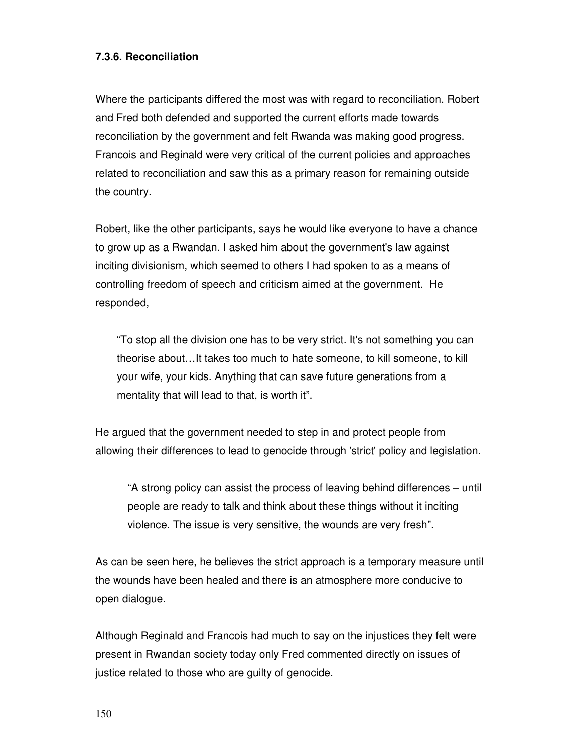#### 7.3.6. Reconciliation

Where the participants differed the most was with regard to reconciliation. Robert and Fred both defended and supported the current efforts made towards reconciliation by the government and felt Rwanda was making good progress. Francois and Reginald were very critical of the current policies and approaches related to reconciliation and saw this as a primary reason for remaining outside the country.

Robert, like the other participants, says he would like everyone to have a chance to grow up as a Rwandan. I asked him about the government's law against inciting divisionism, which seemed to others I had spoken to as a means of controlling freedom of speech and criticism aimed at the government. He responded,

> "To stop all the division one has to be very strict. It's not something you can theorise about…It takes too much to hate someone, to kill someone, to kill your wife, your kids. Anything that can save future generations from a mentality that will lead to that, is worth it".

He argued that the government needed to step in and protect people from allowing their differences to lead to genocide through 'strict' policy and legislation.

> "A strong policy can assist the process of leaving behind differences – until people are ready to talk and think about these things without it inciting violence. The issue is very sensitive, the wounds are very fresh".

As can be seen here, he believes the strict approach is a temporary measure until the wounds have been healed and there is an atmosphere more conducive to open dialogue.

Although Reginald and Francois had much to say on the injustices they felt were present in Rwandan society today only Fred commented directly on issues of justice related to those who are guilty of genocide.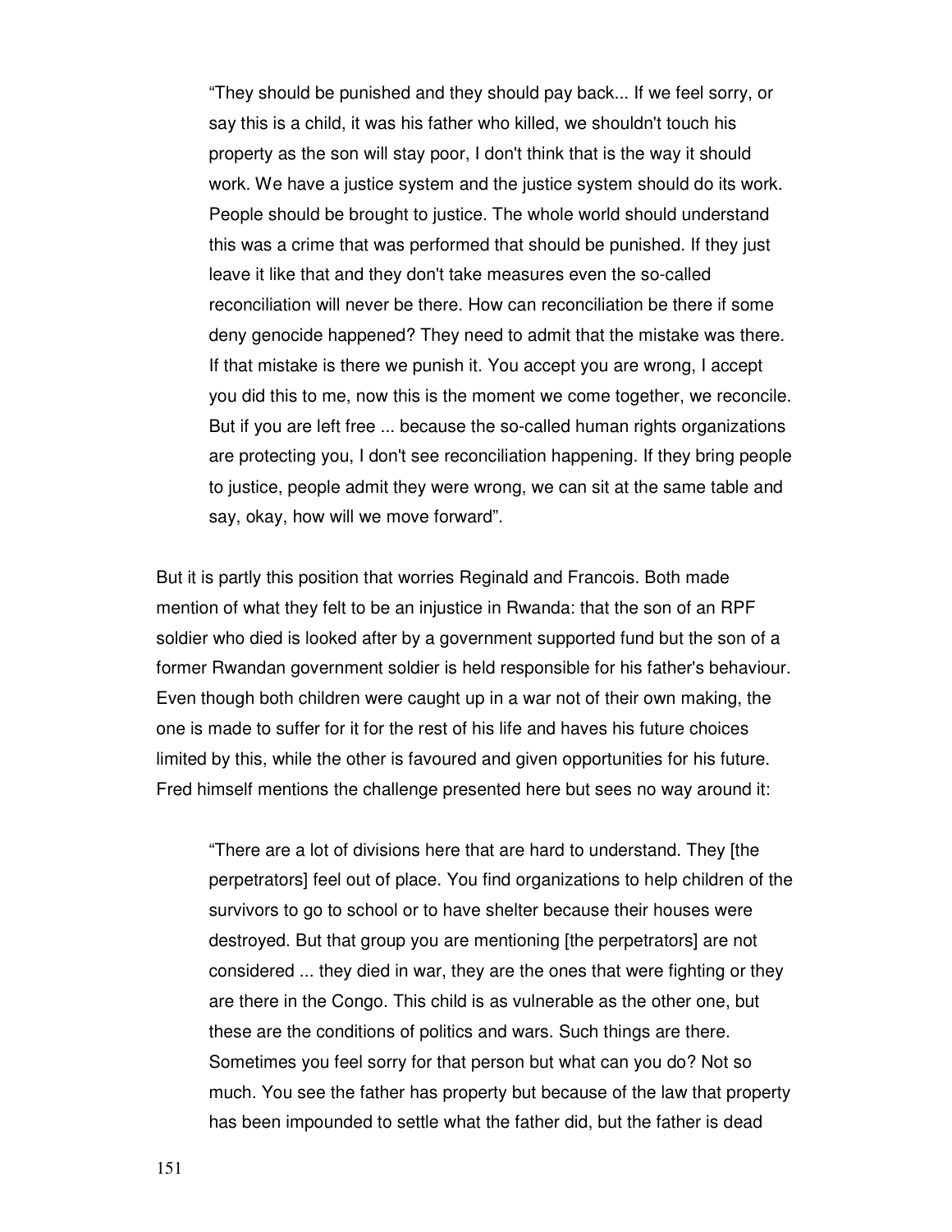> "They should be punished and they should pay back... If we feel sorry, or say this is a child, it was his father who killed, we shouldn't touch his property as the son will stay poor, I don't think that is the way it should work. We have a justice system and the justice system should do its work. People should be brought to justice. The whole world should understand this was a crime that was performed that should be punished. If they just leave it like that and they don't take measures even the so-called reconciliation will never be there. How can reconciliation be there if some deny genocide happened? They need to admit that the mistake was there. If that mistake is there we punish it. You accept you are wrong, I accept you did this to me, now this is the moment we come together, we reconcile. But if you are left free ... because the so-called human rights organizations are protecting you, I don't see reconciliation happening. If they bring people to justice, people admit they were wrong, we can sit at the same table and say, okay, how will we move forward".

But it is partly this position that worries Reginald and Francois. Both made mention of what they felt to be an injustice in Rwanda: that the son of an RPF soldier who died is looked after by a government supported fund but the son of a former Rwandan government soldier is held responsible for his father's behaviour. Even though both children were caught up in a war not of their own making, the one is made to suffer for it for the rest of his life and haves his future choices limited by this, while the other is favoured and given opportunities for his future. Fred himself mentions the challenge presented here but sees no way around it:

> "There are a lot of divisions here that are hard to understand. They [the perpetrators] feel out of place. You find organizations to help children of the survivors to go to school or to have shelter because their houses were destroyed. But that group you are mentioning [the perpetrators] are not considered ... they died in war, they are the ones that were fighting or they are there in the Congo. This child is as vulnerable as the other one, but these are the conditions of politics and wars. Such things are there. Sometimes you feel sorry for that person but what can you do? Not so much. You see the father has property but because of the law that property has been impounded to settle what the father did, but the father is dead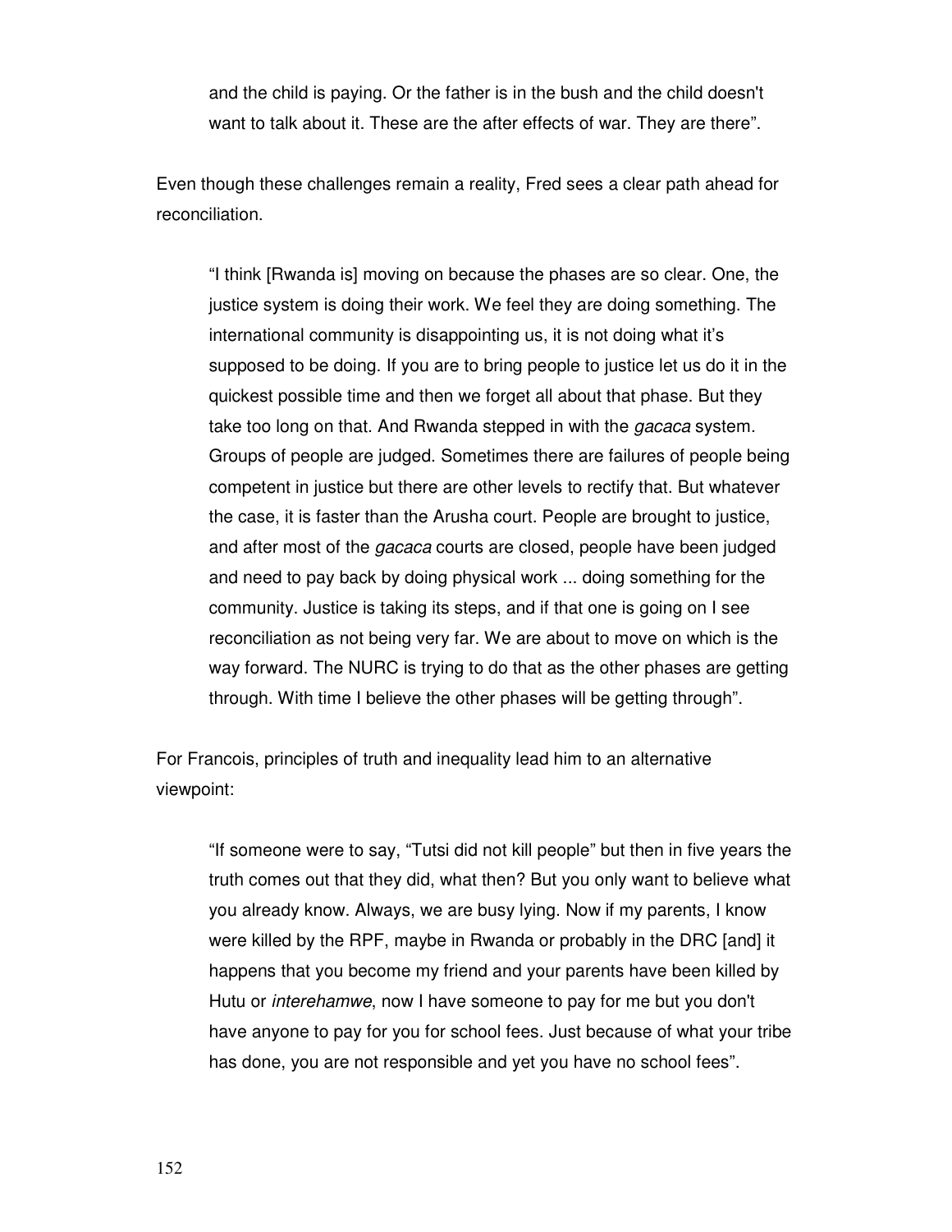> and the child is paying. Or the father is in the bush and the child doesn't want to talk about it. These are the after effects of war. They are there".

Even though these challenges remain a reality, Fred sees a clear path ahead for reconciliation.

> "I think [Rwanda is] moving on because the phases are so clear. One, the justice system is doing their work. We feel they are doing something. The international community is disappointing us, it is not doing what it's supposed to be doing. If you are to bring people to justice let us do it in the quickest possible time and then we forget all about that phase. But they take too long on that. And Rwanda stepped in with the *gacaca* system. Groups of people are judged. Sometimes there are failures of people being competent in justice but there are other levels to rectify that. But whatever the case, it is faster than the Arusha court. People are brought to justice, and after most of the *gacaca* courts are closed, people have been judged and need to pay back by doing physical work ... doing something for the community. Justice is taking its steps, and if that one is going on I see reconciliation as not being very far. We are about to move on which is the way forward. The NURC is trying to do that as the other phases are getting through. With time I believe the other phases will be getting through".

For Francois, principles of truth and inequality lead him to an alternative viewpoint:

> "If someone were to say, "Tutsi did not kill people" but then in five years the truth comes out that they did, what then? But you only want to believe what you already know. Always, we are busy lying. Now if my parents, I know were killed by the RPF, maybe in Rwanda or probably in the DRC [and] it happens that you become my friend and your parents have been killed by Hutu or *interehamwe*, now I have someone to pay for me but you don't have anyone to pay for you for school fees. Just because of what your tribe has done, you are not responsible and yet you have no school fees".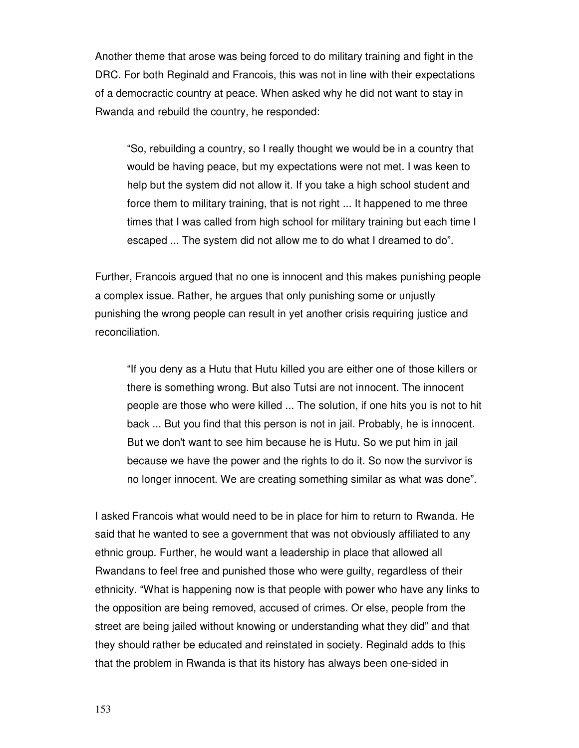Another theme that arose was being forced to do military training and fight in the DRC. For both Reginald and Francois, this was not in line with their expectations of a democractic country at peace. When asked why he did not want to stay in Rwanda and rebuild the country, he responded:

> "So, rebuilding a country, so I really thought we would be in a country that would be having peace, but my expectations were not met. I was keen to help but the system did not allow it. If you take a high school student and force them to military training, that is not right ... It happened to me three times that I was called from high school for military training but each time I escaped ... The system did not allow me to do what I dreamed to do".

Further, Francois argued that no one is innocent and this makes punishing people a complex issue. Rather, he argues that only punishing some or unjustly punishing the wrong people can result in yet another crisis requiring justice and reconciliation.

> "If you deny as a Hutu that Hutu killed you are either one of those killers or there is something wrong. But also Tutsi are not innocent. The innocent people are those who were killed ... The solution, if one hits you is not to hit back ... But you find that this person is not in jail. Probably, he is innocent. But we don't want to see him because he is Hutu. So we put him in jail because we have the power and the rights to do it. So now the survivor is no longer innocent. We are creating something similar as what was done".

I asked Francois what would need to be in place for him to return to Rwanda. He said that he wanted to see a government that was not obviously affiliated to any ethnic group. Further, he would want a leadership in place that allowed all Rwandans to feel free and punished those who were guilty, regardless of their ethnicity. "What is happening now is that people with power who have any links to the opposition are being removed, accused of crimes. Or else, people from the street are being jailed without knowing or understanding what they did" and that they should rather be educated and reinstated in society. Reginald adds to this that the problem in Rwanda is that its history has always been one-sided in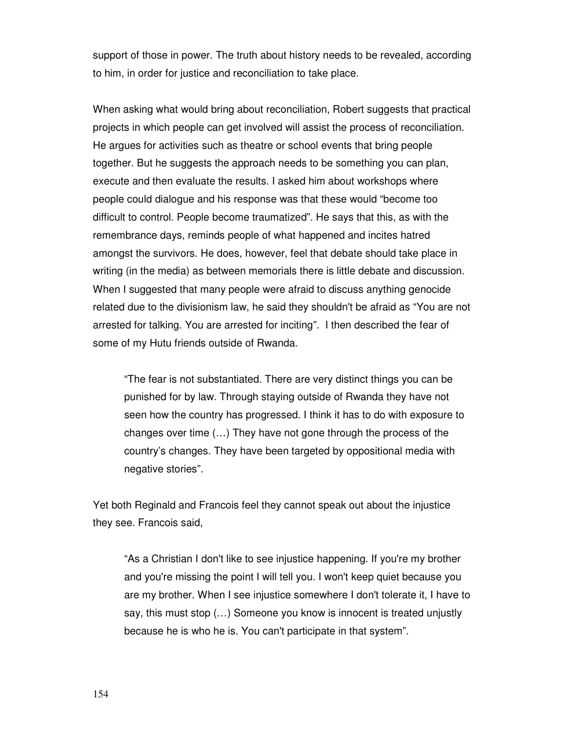support of those in power. The truth about history needs to be revealed, according to him, in order for justice and reconciliation to take place.

When asking what would bring about reconciliation, Robert suggests that practical projects in which people can get involved will assist the process of reconciliation. He argues for activities such as theatre or school events that bring people together. But he suggests the approach needs to be something you can plan, execute and then evaluate the results. I asked him about workshops where people could dialogue and his response was that these would "become too difficult to control. People become traumatized". He says that this, as with the remembrance days, reminds people of what happened and incites hatred amongst the survivors. He does, however, feel that debate should take place in writing (in the media) as between memorials there is little debate and discussion. When I suggested that many people were afraid to discuss anything genocide related due to the divisionism law, he said they shouldn't be afraid as "You are not arrested for talking. You are arrested for inciting". I then described the fear of some of my Hutu friends outside of Rwanda.

> "The fear is not substantiated. There are very distinct things you can be punished for by law. Through staying outside of Rwanda they have not seen how the country has progressed. I think it has to do with exposure to changes over time (…) They have not gone through the process of the country's changes. They have been targeted by oppositional media with negative stories".

Yet both Reginald and Francois feel they cannot speak out about the injustice they see. Francois said,

> "As a Christian I don't like to see injustice happening. If you're my brother and you're missing the point I will tell you. I won't keep quiet because you are my brother. When I see injustice somewhere I don't tolerate it, I have to say, this must stop (…) Someone you know is innocent is treated unjustly because he is who he is. You can't participate in that system".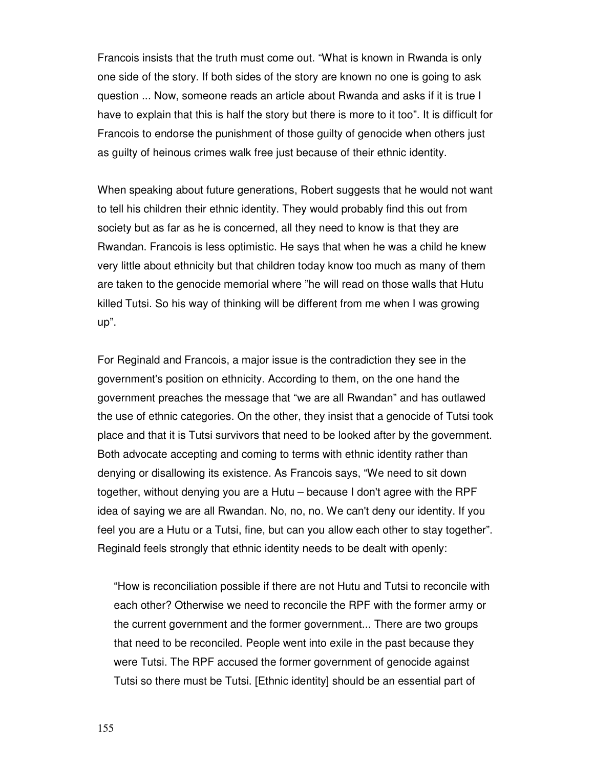Francois insists that the truth must come out. "What is known in Rwanda is only one side of the story. If both sides of the story are known no one is going to ask question ... Now, someone reads an article about Rwanda and asks if it is true I have to explain that this is half the story but there is more to it too". It is difficult for Francois to endorse the punishment of those guilty of genocide when others just as guilty of heinous crimes walk free just because of their ethnic identity.

When speaking about future generations, Robert suggests that he would not want to tell his children their ethnic identity. They would probably find this out from society but as far as he is concerned, all they need to know is that they are Rwandan. Francois is less optimistic. He says that when he was a child he knew very little about ethnicity but that children today know too much as many of them are taken to the genocide memorial where "he will read on those walls that Hutu killed Tutsi. So his way of thinking will be different from me when I was growing up".

For Reginald and Francois, a major issue is the contradiction they see in the government's position on ethnicity. According to them, on the one hand the government preaches the message that "we are all Rwandan" and has outlawed the use of ethnic categories. On the other, they insist that a genocide of Tutsi took place and that it is Tutsi survivors that need to be looked after by the government. Both advocate accepting and coming to terms with ethnic identity rather than denying or disallowing its existence. As Francois says, "We need to sit down together, without denying you are a Hutu – because I don't agree with the RPF idea of saying we are all Rwandan. No, no, no. We can't deny our identity. If you feel you are a Hutu or a Tutsi, fine, but can you allow each other to stay together". Reginald feels strongly that ethnic identity needs to be dealt with openly:

> "How is reconciliation possible if there are not Hutu and Tutsi to reconcile with each other? Otherwise we need to reconcile the RPF with the former army or the current government and the former government... There are two groups that need to be reconciled. People went into exile in the past because they were Tutsi. The RPF accused the former government of genocide against Tutsi so there must be Tutsi. [Ethnic identity] should be an essential part of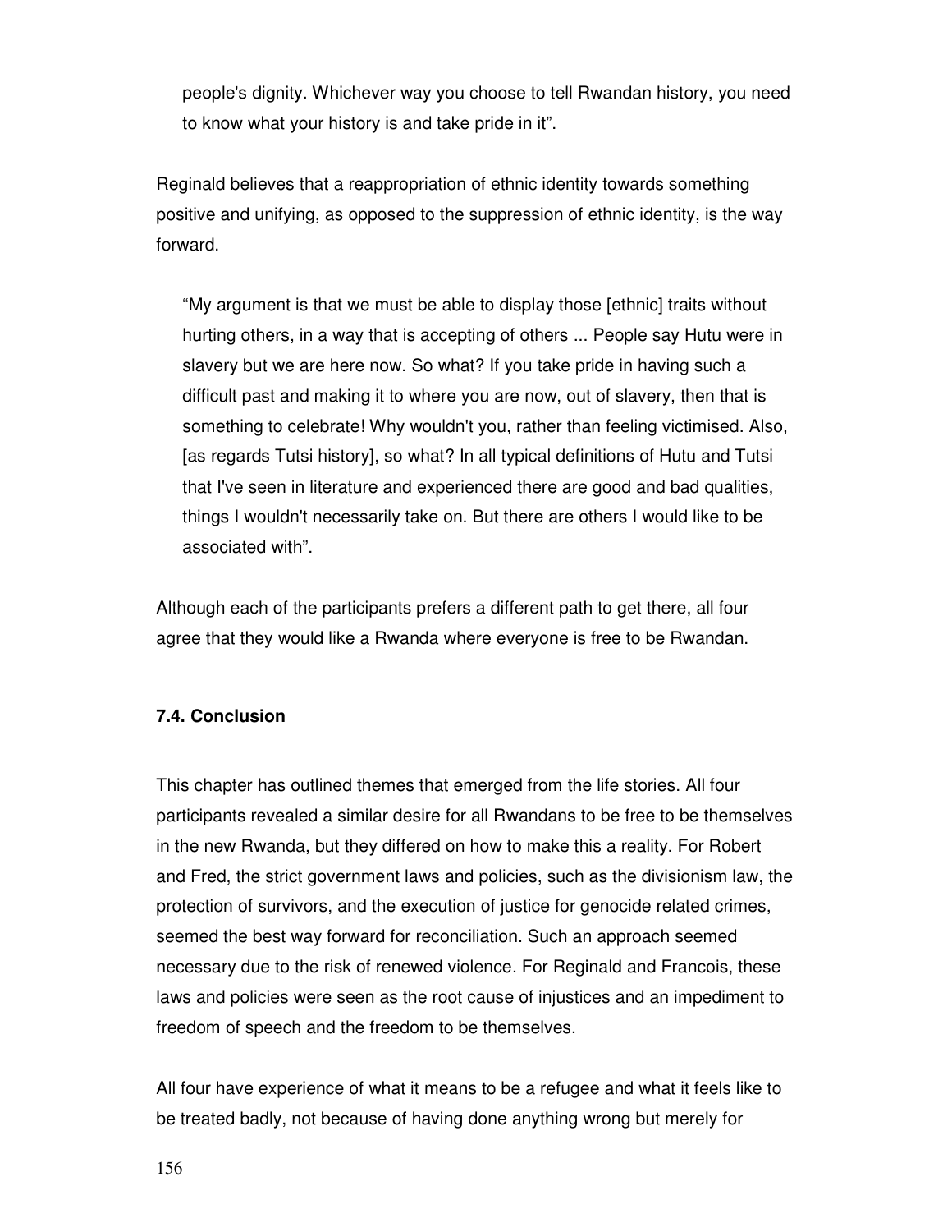> people's dignity. Whichever way you choose to tell Rwandan history, you need to know what your history is and take pride in it".

Reginald believes that a reappropriation of ethnic identity towards something positive and unifying, as opposed to the suppression of ethnic identity, is the way forward.

> "My argument is that we must be able to display those [ethnic] traits without hurting others, in a way that is accepting of others ... People say Hutu were in slavery but we are here now. So what? If you take pride in having such a difficult past and making it to where you are now, out of slavery, then that is something to celebrate! Why wouldn't you, rather than feeling victimised. Also, [as regards Tutsi history], so what? In all typical definitions of Hutu and Tutsi that I've seen in literature and experienced there are good and bad qualities, things I wouldn't necessarily take on. But there are others I would like to be associated with".

Although each of the participants prefers a different path to get there, all four agree that they would like a Rwanda where everyone is free to be Rwandan.

### 7.4. Conclusion

This chapter has outlined themes that emerged from the life stories. All four participants revealed a similar desire for all Rwandans to be free to be themselves in the new Rwanda, but they differed on how to make this a reality. For Robert and Fred, the strict government laws and policies, such as the divisionism law, the protection of survivors, and the execution of justice for genocide related crimes, seemed the best way forward for reconciliation. Such an approach seemed necessary due to the risk of renewed violence. For Reginald and Francois, these laws and policies were seen as the root cause of injustices and an impediment to freedom of speech and the freedom to be themselves.

All four have experience of what it means to be a refugee and what it feels like to be treated badly, not because of having done anything wrong but merely for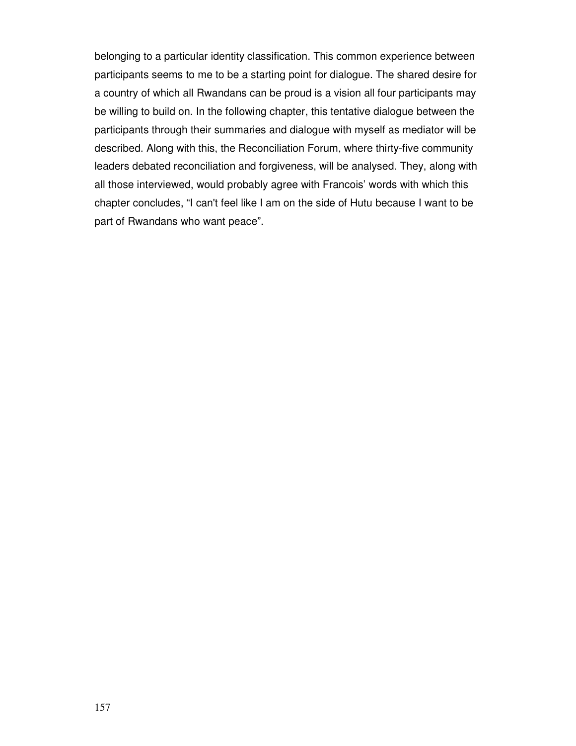belonging to a particular identity classification. This common experience between participants seems to me to be a starting point for dialogue. The shared desire for a country of which all Rwandans can be proud is a vision all four participants may be willing to build on. In the following chapter, this tentative dialogue between the participants through their summaries and dialogue with myself as mediator will be described. Along with this, the Reconciliation Forum, where thirty-five community leaders debated reconciliation and forgiveness, will be analysed. They, along with all those interviewed, would probably agree with Francois' words with which this chapter concludes, "I can't feel like I am on the side of Hutu because I want to be part of Rwandans who want peace".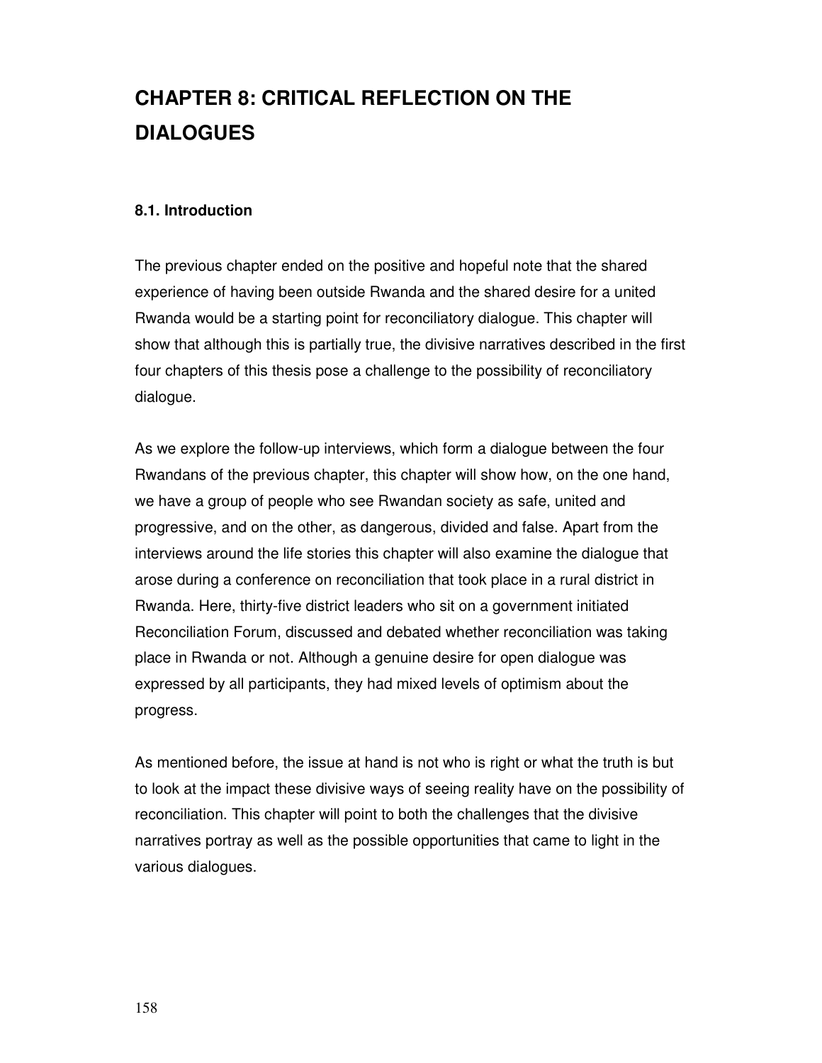# CHAPTER 8: CRITICAL REFLECTION ON THE DIALOGUES

## 8.1. Introduction

The previous chapter ended on the positive and hopeful note that the shared experience of having been outside Rwanda and the shared desire for a united Rwanda would be a starting point for reconciliatory dialogue. This chapter will show that although this is partially true, the divisive narratives described in the first four chapters of this thesis pose a challenge to the possibility of reconciliatory dialogue.

As we explore the follow-up interviews, which form a dialogue between the four Rwandans of the previous chapter, this chapter will show how, on the one hand, we have a group of people who see Rwandan society as safe, united and progressive, and on the other, as dangerous, divided and false. Apart from the interviews around the life stories this chapter will also examine the dialogue that arose during a conference on reconciliation that took place in a rural district in Rwanda. Here, thirty-five district leaders who sit on a government initiated Reconciliation Forum, discussed and debated whether reconciliation was taking place in Rwanda or not. Although a genuine desire for open dialogue was expressed by all participants, they had mixed levels of optimism about the progress.

As mentioned before, the issue at hand is not who is right or what the truth is but to look at the impact these divisive ways of seeing reality have on the possibility of reconciliation. This chapter will point to both the challenges that the divisive narratives portray as well as the possible opportunities that came to light in the various dialogues.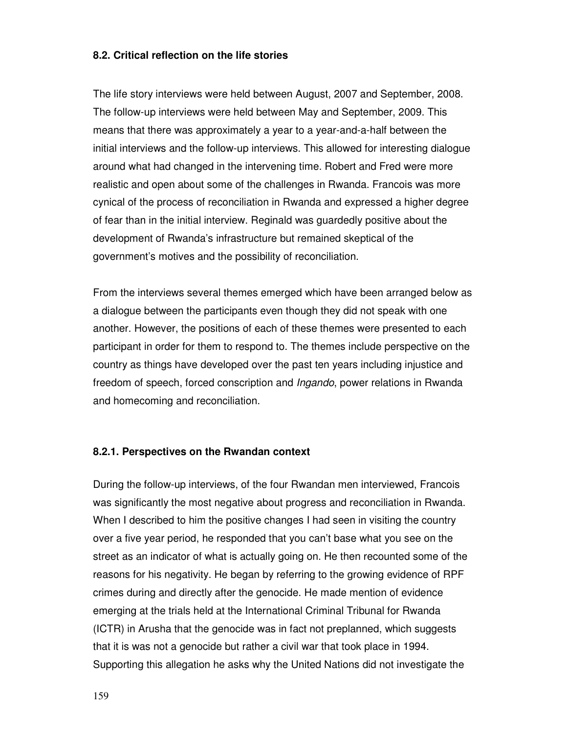### 8.2. Critical reflection on the life stories

The life story interviews were held between August, 2007 and September, 2008. The follow-up interviews were held between May and September, 2009. This means that there was approximately a year to a year-and-a-half between the initial interviews and the follow-up interviews. This allowed for interesting dialogue around what had changed in the intervening time. Robert and Fred were more realistic and open about some of the challenges in Rwanda. Francois was more cynical of the process of reconciliation in Rwanda and expressed a higher degree of fear than in the initial interview. Reginald was guardedly positive about the development of Rwanda's infrastructure but remained skeptical of the government's motives and the possibility of reconciliation.

From the interviews several themes emerged which have been arranged below as a dialogue between the participants even though they did not speak with one another. However, the positions of each of these themes were presented to each participant in order for them to respond to. The themes include perspective on the country as things have developed over the past ten years including injustice and freedom of speech, forced conscription and *Ingando*, power relations in Rwanda and homecoming and reconciliation.

#### 8.2.1. Perspectives on the Rwandan context

During the follow-up interviews, of the four Rwandan men interviewed, Francois was significantly the most negative about progress and reconciliation in Rwanda. When I described to him the positive changes I had seen in visiting the country over a five year period, he responded that you can't base what you see on the street as an indicator of what is actually going on. He then recounted some of the reasons for his negativity. He began by referring to the growing evidence of RPF crimes during and directly after the genocide. He made mention of evidence emerging at the trials held at the International Criminal Tribunal for Rwanda (ICTR) in Arusha that the genocide was in fact not preplanned, which suggests that it is was not a genocide but rather a civil war that took place in 1994. Supporting this allegation he asks why the United Nations did not investigate the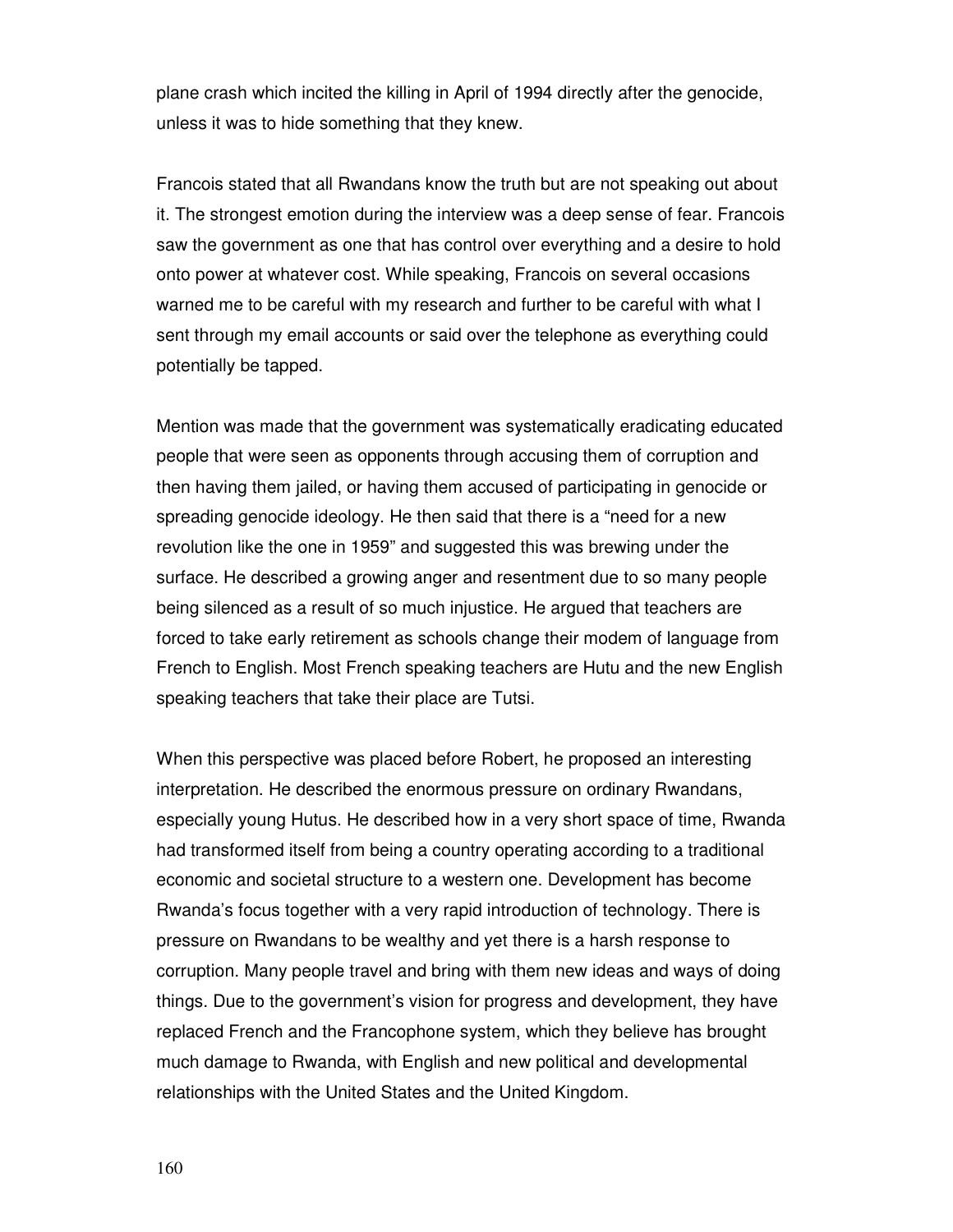plane crash which incited the killing in April of 1994 directly after the genocide, unless it was to hide something that they knew.

Francois stated that all Rwandans know the truth but are not speaking out about it. The strongest emotion during the interview was a deep sense of fear. Francois saw the government as one that has control over everything and a desire to hold onto power at whatever cost. While speaking, Francois on several occasions warned me to be careful with my research and further to be careful with what I sent through my email accounts or said over the telephone as everything could potentially be tapped.

Mention was made that the government was systematically eradicating educated people that were seen as opponents through accusing them of corruption and then having them jailed, or having them accused of participating in genocide or spreading genocide ideology. He then said that there is a "need for a new revolution like the one in 1959" and suggested this was brewing under the surface. He described a growing anger and resentment due to so many people being silenced as a result of so much injustice. He argued that teachers are forced to take early retirement as schools change their modem of language from French to English. Most French speaking teachers are Hutu and the new English speaking teachers that take their place are Tutsi.

When this perspective was placed before Robert, he proposed an interesting interpretation. He described the enormous pressure on ordinary Rwandans, especially young Hutus. He described how in a very short space of time, Rwanda had transformed itself from being a country operating according to a traditional economic and societal structure to a western one. Development has become Rwanda's focus together with a very rapid introduction of technology. There is pressure on Rwandans to be wealthy and yet there is a harsh response to corruption. Many people travel and bring with them new ideas and ways of doing things. Due to the government's vision for progress and development, they have replaced French and the Francophone system, which they believe has brought much damage to Rwanda, with English and new political and developmental relationships with the United States and the United Kingdom.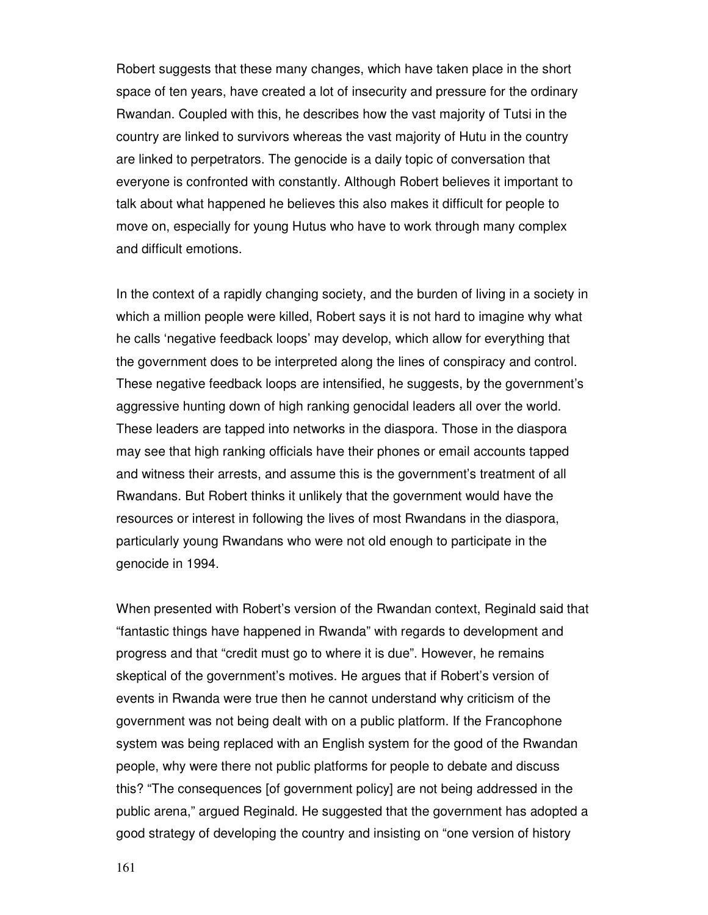Robert suggests that these many changes, which have taken place in the short space of ten years, have created a lot of insecurity and pressure for the ordinary Rwandan. Coupled with this, he describes how the vast majority of Tutsi in the country are linked to survivors whereas the vast majority of Hutu in the country are linked to perpetrators. The genocide is a daily topic of conversation that everyone is confronted with constantly. Although Robert believes it important to talk about what happened he believes this also makes it difficult for people to move on, especially for young Hutus who have to work through many complex and difficult emotions.

In the context of a rapidly changing society, and the burden of living in a society in which a million people were killed, Robert says it is not hard to imagine why what he calls 'negative feedback loops' may develop, which allow for everything that the government does to be interpreted along the lines of conspiracy and control. These negative feedback loops are intensified, he suggests, by the government's aggressive hunting down of high ranking genocidal leaders all over the world. These leaders are tapped into networks in the diaspora. Those in the diaspora may see that high ranking officials have their phones or email accounts tapped and witness their arrests, and assume this is the government's treatment of all Rwandans. But Robert thinks it unlikely that the government would have the resources or interest in following the lives of most Rwandans in the diaspora, particularly young Rwandans who were not old enough to participate in the genocide in 1994.

When presented with Robert's version of the Rwandan context, Reginald said that "fantastic things have happened in Rwanda" with regards to development and progress and that "credit must go to where it is due". However, he remains skeptical of the government's motives. He argues that if Robert's version of events in Rwanda were true then he cannot understand why criticism of the government was not being dealt with on a public platform. If the Francophone system was being replaced with an English system for the good of the Rwandan people, why were there not public platforms for people to debate and discuss this? "The consequences [of government policy] are not being addressed in the public arena," argued Reginald. He suggested that the government has adopted a good strategy of developing the country and insisting on "one version of history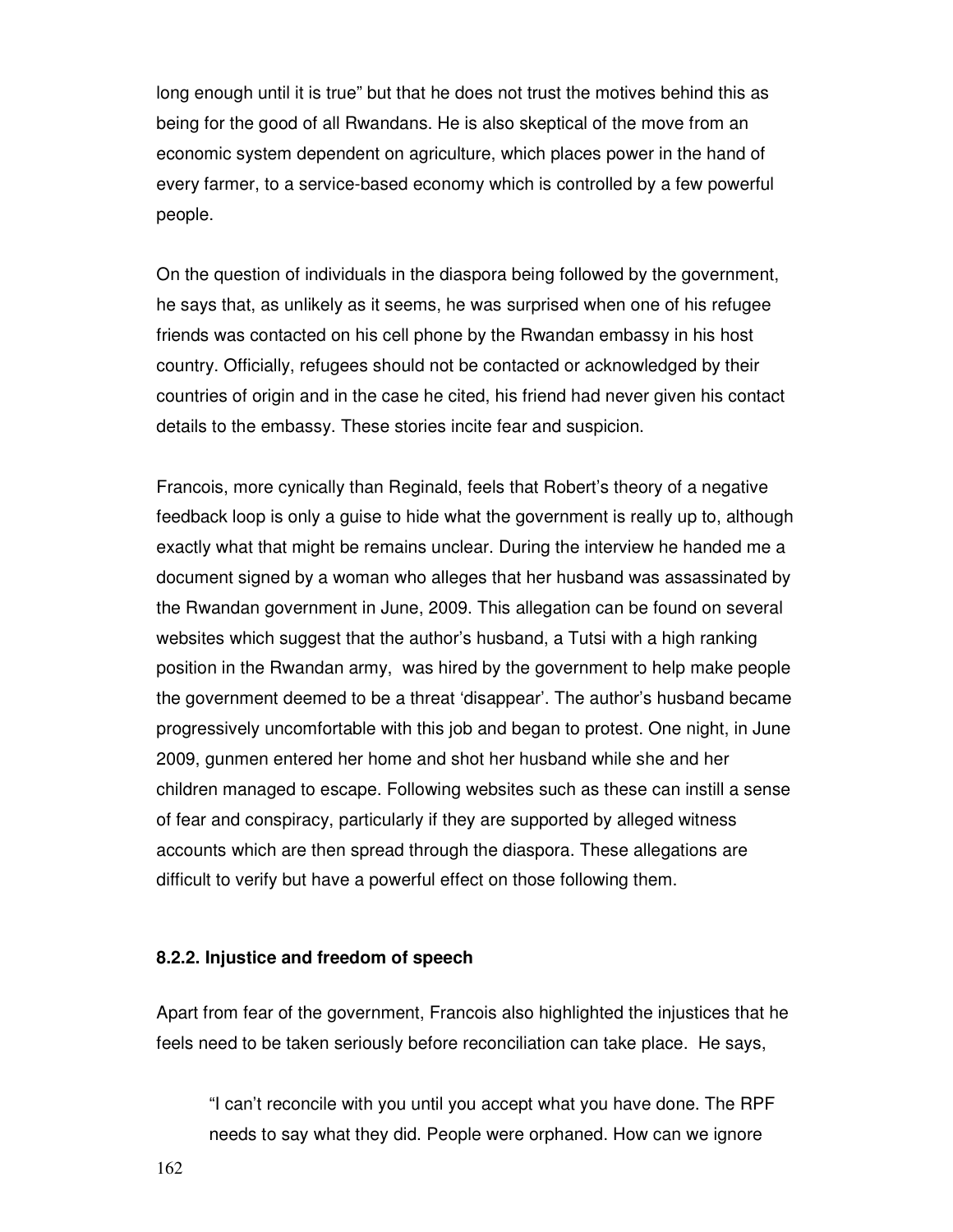long enough until it is true" but that he does not trust the motives behind this as being for the good of all Rwandans. He is also skeptical of the move from an economic system dependent on agriculture, which places power in the hand of every farmer, to a service-based economy which is controlled by a few powerful people.

On the question of individuals in the diaspora being followed by the government, he says that, as unlikely as it seems, he was surprised when one of his refugee friends was contacted on his cell phone by the Rwandan embassy in his host country. Officially, refugees should not be contacted or acknowledged by their countries of origin and in the case he cited, his friend had never given his contact details to the embassy. These stories incite fear and suspicion.

Francois, more cynically than Reginald, feels that Robert's theory of a negative feedback loop is only a guise to hide what the government is really up to, although exactly what that might be remains unclear. During the interview he handed me a document signed by a woman who alleges that her husband was assassinated by the Rwandan government in June, 2009. This allegation can be found on several websites which suggest that the author's husband, a Tutsi with a high ranking position in the Rwandan army, was hired by the government to help make people the government deemed to be a threat 'disappear'. The author's husband became progressively uncomfortable with this job and began to protest. One night, in June 2009, gunmen entered her home and shot her husband while she and her children managed to escape. Following websites such as these can instill a sense of fear and conspiracy, particularly if they are supported by alleged witness accounts which are then spread through the diaspora. These allegations are difficult to verify but have a powerful effect on those following them.

#### 8.2.2. Injustice and freedom of speech

Apart from fear of the government, Francois also highlighted the injustices that he feels need to be taken seriously before reconciliation can take place. He says,

> "I can't reconcile with you until you accept what you have done. The RPF needs to say what they did. People were orphaned. How can we ignore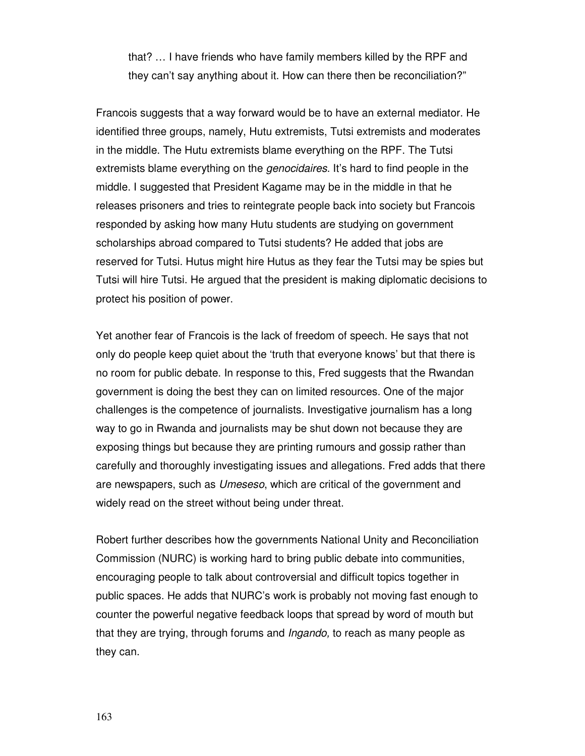that? … I have friends who have family members killed by the RPF and they can't say anything about it. How can there then be reconciliation?"

Francois suggests that a way forward would be to have an external mediator. He identified three groups, namely, Hutu extremists, Tutsi extremists and moderates in the middle. The Hutu extremists blame everything on the RPF. The Tutsi extremists blame everything on the *genocidaires*. It's hard to find people in the middle. I suggested that President Kagame may be in the middle in that he releases prisoners and tries to reintegrate people back into society but Francois responded by asking how many Hutu students are studying on government scholarships abroad compared to Tutsi students? He added that jobs are reserved for Tutsi. Hutus might hire Hutus as they fear the Tutsi may be spies but Tutsi will hire Tutsi. He argued that the president is making diplomatic decisions to protect his position of power.

Yet another fear of Francois is the lack of freedom of speech. He says that not only do people keep quiet about the 'truth that everyone knows' but that there is no room for public debate. In response to this, Fred suggests that the Rwandan government is doing the best they can on limited resources. One of the major challenges is the competence of journalists. Investigative journalism has a long way to go in Rwanda and journalists may be shut down not because they are exposing things but because they are printing rumours and gossip rather than carefully and thoroughly investigating issues and allegations. Fred adds that there are newspapers, such as *Umeseso*, which are critical of the government and widely read on the street without being under threat.

Robert further describes how the governments National Unity and Reconciliation Commission (NURC) is working hard to bring public debate into communities, encouraging people to talk about controversial and difficult topics together in public spaces. He adds that NURC's work is probably not moving fast enough to counter the powerful negative feedback loops that spread by word of mouth but that they are trying, through forums and *Ingando,* to reach as many people as they can.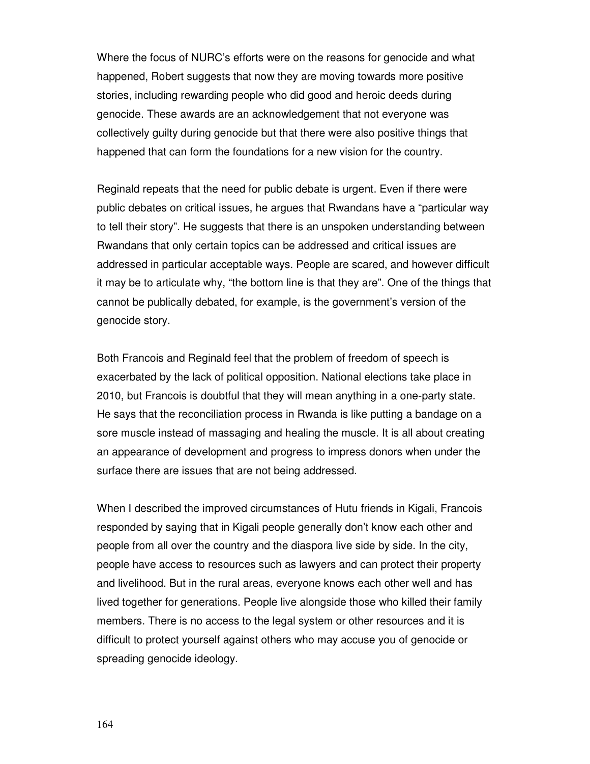Where the focus of NURC's efforts were on the reasons for genocide and what happened, Robert suggests that now they are moving towards more positive stories, including rewarding people who did good and heroic deeds during genocide. These awards are an acknowledgement that not everyone was collectively guilty during genocide but that there were also positive things that happened that can form the foundations for a new vision for the country.

Reginald repeats that the need for public debate is urgent. Even if there were public debates on critical issues, he argues that Rwandans have a "particular way to tell their story". He suggests that there is an unspoken understanding between Rwandans that only certain topics can be addressed and critical issues are addressed in particular acceptable ways. People are scared, and however difficult it may be to articulate why, "the bottom line is that they are". One of the things that cannot be publically debated, for example, is the government's version of the genocide story.

Both Francois and Reginald feel that the problem of freedom of speech is exacerbated by the lack of political opposition. National elections take place in 2010, but Francois is doubtful that they will mean anything in a one-party state. He says that the reconciliation process in Rwanda is like putting a bandage on a sore muscle instead of massaging and healing the muscle. It is all about creating an appearance of development and progress to impress donors when under the surface there are issues that are not being addressed.

When I described the improved circumstances of Hutu friends in Kigali, Francois responded by saying that in Kigali people generally don't know each other and people from all over the country and the diaspora live side by side. In the city, people have access to resources such as lawyers and can protect their property and livelihood. But in the rural areas, everyone knows each other well and has lived together for generations. People live alongside those who killed their family members. There is no access to the legal system or other resources and it is difficult to protect yourself against others who may accuse you of genocide or spreading genocide ideology.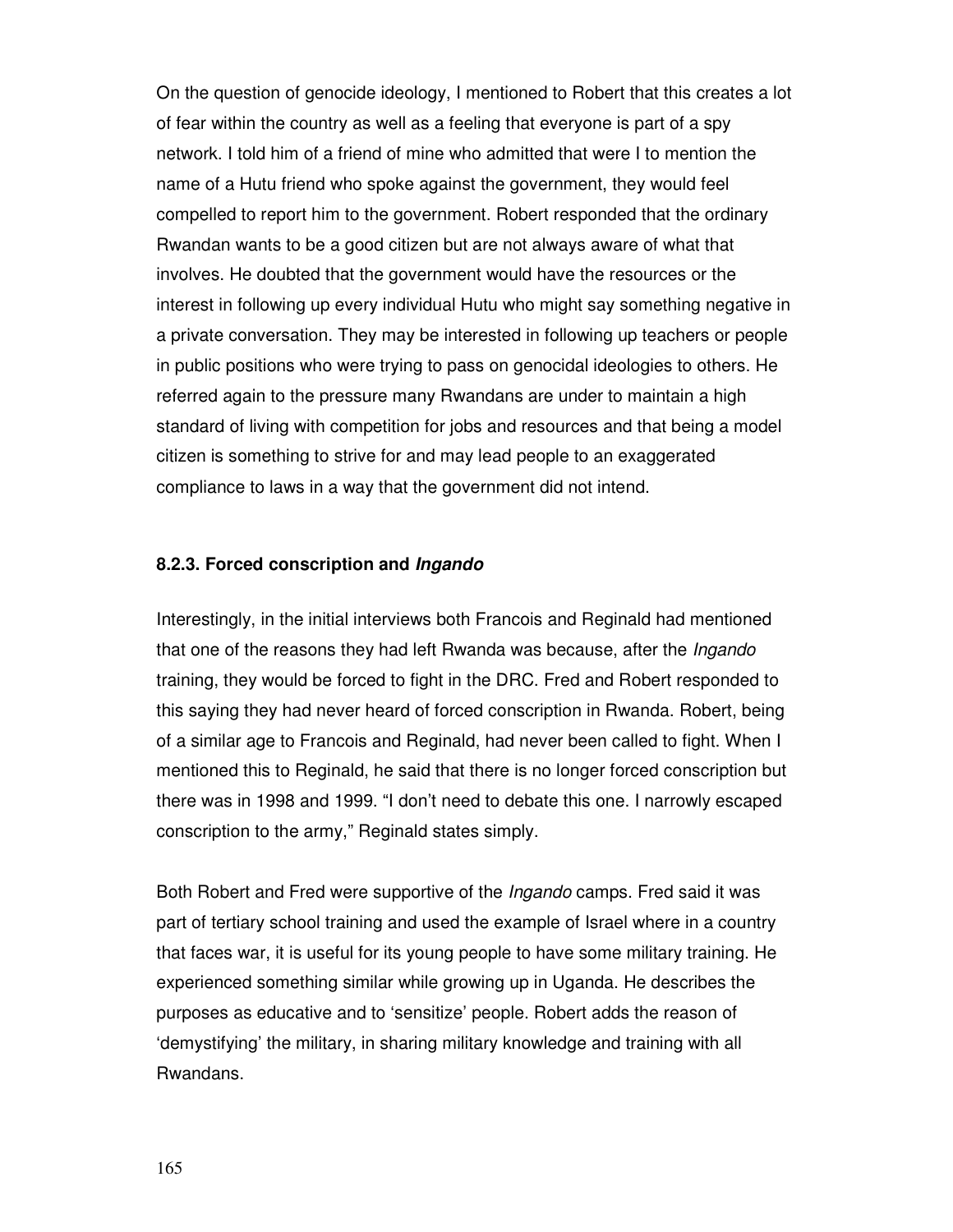On the question of genocide ideology, I mentioned to Robert that this creates a lot of fear within the country as well as a feeling that everyone is part of a spy network. I told him of a friend of mine who admitted that were I to mention the name of a Hutu friend who spoke against the government, they would feel compelled to report him to the government. Robert responded that the ordinary Rwandan wants to be a good citizen but are not always aware of what that involves. He doubted that the government would have the resources or the interest in following up every individual Hutu who might say something negative in a private conversation. They may be interested in following up teachers or people in public positions who were trying to pass on genocidal ideologies to others. He referred again to the pressure many Rwandans are under to maintain a high standard of living with competition for jobs and resources and that being a model citizen is something to strive for and may lead people to an exaggerated compliance to laws in a way that the government did not intend.

### 8.2.3. Forced conscription and *Ingando*

Interestingly, in the initial interviews both Francois and Reginald had mentioned that one of the reasons they had left Rwanda was because, after the *Ingando* training, they would be forced to fight in the DRC. Fred and Robert responded to this saying they had never heard of forced conscription in Rwanda. Robert, being of a similar age to Francois and Reginald, had never been called to fight. When I mentioned this to Reginald, he said that there is no longer forced conscription but there was in 1998 and 1999. “I don’t need to debate this one. I narrowly escaped conscription to the army,” Reginald states simply.

Both Robert and Fred were supportive of the *Ingando* camps. Fred said it was part of tertiary school training and used the example of Israel where in a country that faces war, it is useful for its young people to have some military training. He experienced something similar while growing up in Uganda. He describes the purposes as educative and to ‘sensitize’ people. Robert adds the reason of ‘demystifying’ the military, in sharing military knowledge and training with all Rwandans.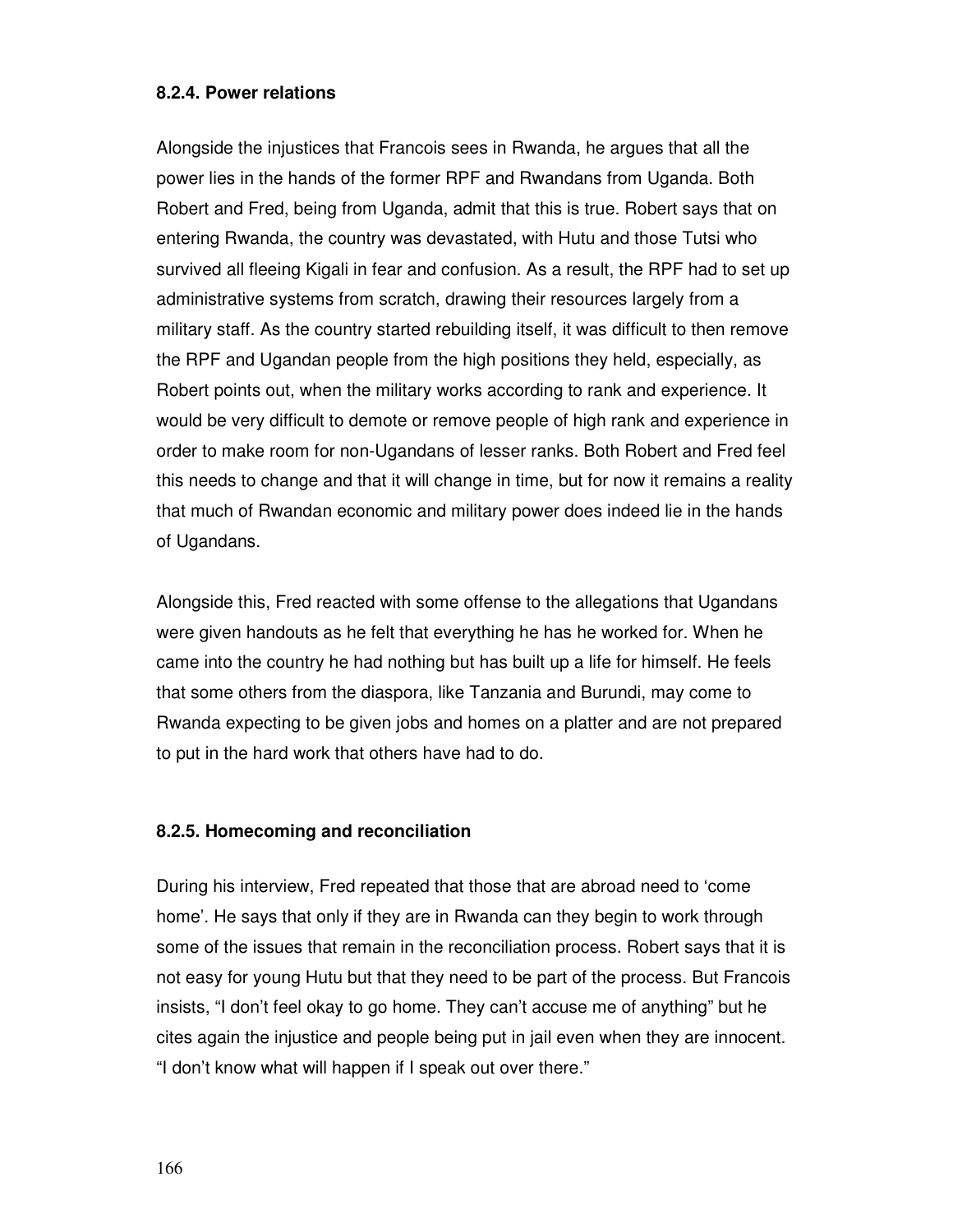### 8.2.4. Power relations

Alongside the injustices that Francois sees in Rwanda, he argues that all the power lies in the hands of the former RPF and Rwandans from Uganda. Both Robert and Fred, being from Uganda, admit that this is true. Robert says that on entering Rwanda, the country was devastated, with Hutu and those Tutsi who survived all fleeing Kigali in fear and confusion. As a result, the RPF had to set up administrative systems from scratch, drawing their resources largely from a military staff. As the country started rebuilding itself, it was difficult to then remove the RPF and Ugandan people from the high positions they held, especially, as Robert points out, when the military works according to rank and experience. It would be very difficult to demote or remove people of high rank and experience in order to make room for non-Ugandans of lesser ranks. Both Robert and Fred feel this needs to change and that it will change in time, but for now it remains a reality that much of Rwandan economic and military power does indeed lie in the hands of Ugandans.

Alongside this, Fred reacted with some offense to the allegations that Ugandans were given handouts as he felt that everything he has he worked for. When he came into the country he had nothing but has built up a life for himself. He feels that some others from the diaspora, like Tanzania and Burundi, may come to Rwanda expecting to be given jobs and homes on a platter and are not prepared to put in the hard work that others have had to do.

### 8.2.5. Homecoming and reconciliation

During his interview, Fred repeated that those that are abroad need to 'come home'. He says that only if they are in Rwanda can they begin to work through some of the issues that remain in the reconciliation process. Robert says that it is not easy for young Hutu but that they need to be part of the process. But Francois insists, "I don't feel okay to go home. They can't accuse me of anything" but he cites again the injustice and people being put in jail even when they are innocent. "I don't know what will happen if I speak out over there."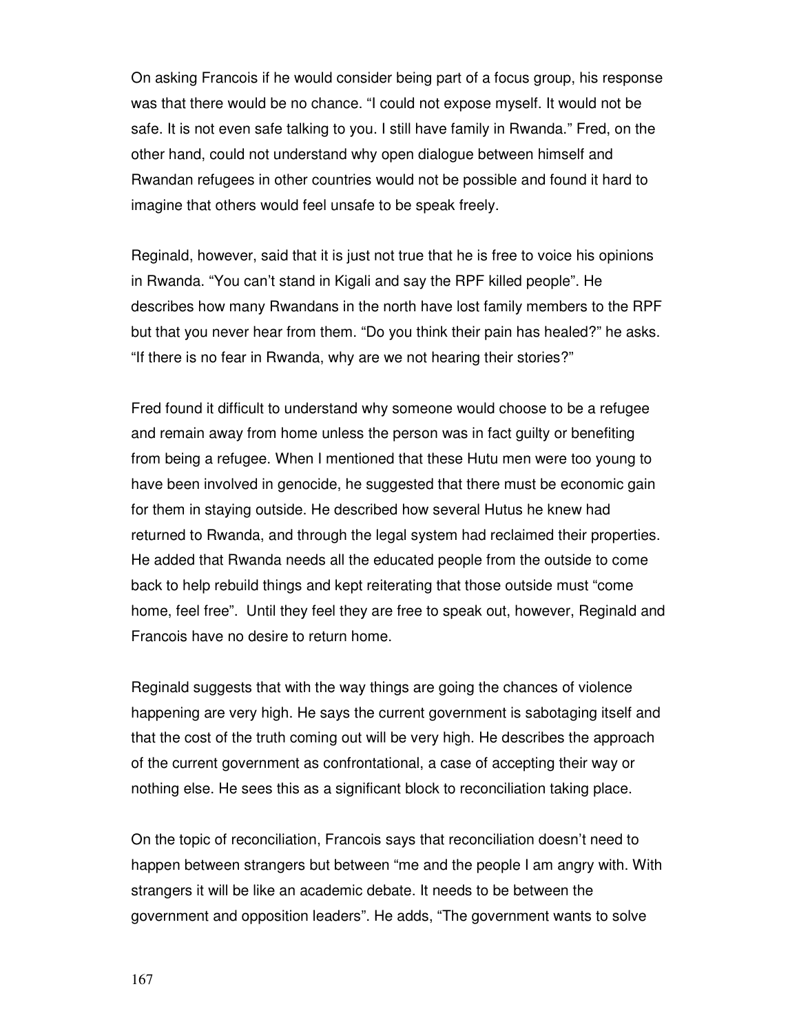On asking Francois if he would consider being part of a focus group, his response was that there would be no chance. “I could not expose myself. It would not be safe. It is not even safe talking to you. I still have family in Rwanda.” Fred, on the other hand, could not understand why open dialogue between himself and Rwandan refugees in other countries would not be possible and found it hard to imagine that others would feel unsafe to be speak freely.

Reginald, however, said that it is just not true that he is free to voice his opinions in Rwanda. “You can’t stand in Kigali and say the RPF killed people”. He describes how many Rwandans in the north have lost family members to the RPF but that you never hear from them. “Do you think their pain has healed?” he asks. “If there is no fear in Rwanda, why are we not hearing their stories?”

Fred found it difficult to understand why someone would choose to be a refugee and remain away from home unless the person was in fact guilty or benefiting from being a refugee. When I mentioned that these Hutu men were too young to have been involved in genocide, he suggested that there must be economic gain for them in staying outside. He described how several Hutus he knew had returned to Rwanda, and through the legal system had reclaimed their properties. He added that Rwanda needs all the educated people from the outside to come back to help rebuild things and kept reiterating that those outside must “come home, feel free”. Until they feel they are free to speak out, however, Reginald and Francois have no desire to return home.

Reginald suggests that with the way things are going the chances of violence happening are very high. He says the current government is sabotaging itself and that the cost of the truth coming out will be very high. He describes the approach of the current government as confrontational, a case of accepting their way or nothing else. He sees this as a significant block to reconciliation taking place.

On the topic of reconciliation, Francois says that reconciliation doesn’t need to happen between strangers but between “me and the people I am angry with. With strangers it will be like an academic debate. It needs to be between the government and opposition leaders”. He adds, “The government wants to solve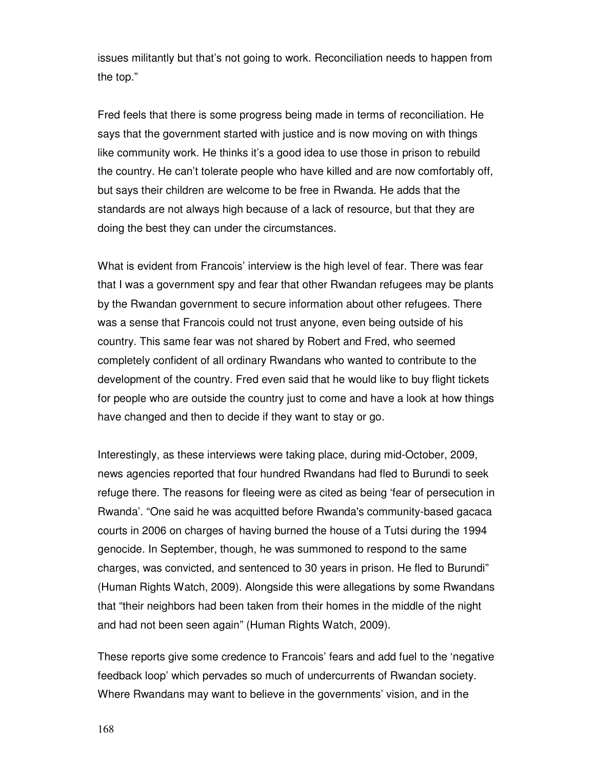issues militantly but that's not going to work. Reconciliation needs to happen from the top."

Fred feels that there is some progress being made in terms of reconciliation. He says that the government started with justice and is now moving on with things like community work. He thinks it's a good idea to use those in prison to rebuild the country. He can't tolerate people who have killed and are now comfortably off, but says their children are welcome to be free in Rwanda. He adds that the standards are not always high because of a lack of resource, but that they are doing the best they can under the circumstances.

What is evident from Francois' interview is the high level of fear. There was fear that I was a government spy and fear that other Rwandan refugees may be plants by the Rwandan government to secure information about other refugees. There was a sense that Francois could not trust anyone, even being outside of his country. This same fear was not shared by Robert and Fred, who seemed completely confident of all ordinary Rwandans who wanted to contribute to the development of the country. Fred even said that he would like to buy flight tickets for people who are outside the country just to come and have a look at how things have changed and then to decide if they want to stay or go.

Interestingly, as these interviews were taking place, during mid-October, 2009, news agencies reported that four hundred Rwandans had fled to Burundi to seek refuge there. The reasons for fleeing were as cited as being 'fear of persecution in Rwanda'. "One said he was acquitted before Rwanda's community-based gacaca courts in 2006 on charges of having burned the house of a Tutsi during the 1994 genocide. In September, though, he was summoned to respond to the same charges, was convicted, and sentenced to 30 years in prison. He fled to Burundi" (Human Rights Watch, 2009). Alongside this were allegations by some Rwandans that "their neighbors had been taken from their homes in the middle of the night and had not been seen again" (Human Rights Watch, 2009).

These reports give some credence to Francois' fears and add fuel to the 'negative feedback loop' which pervades so much of undercurrents of Rwandan society. Where Rwandans may want to believe in the governments' vision, and in the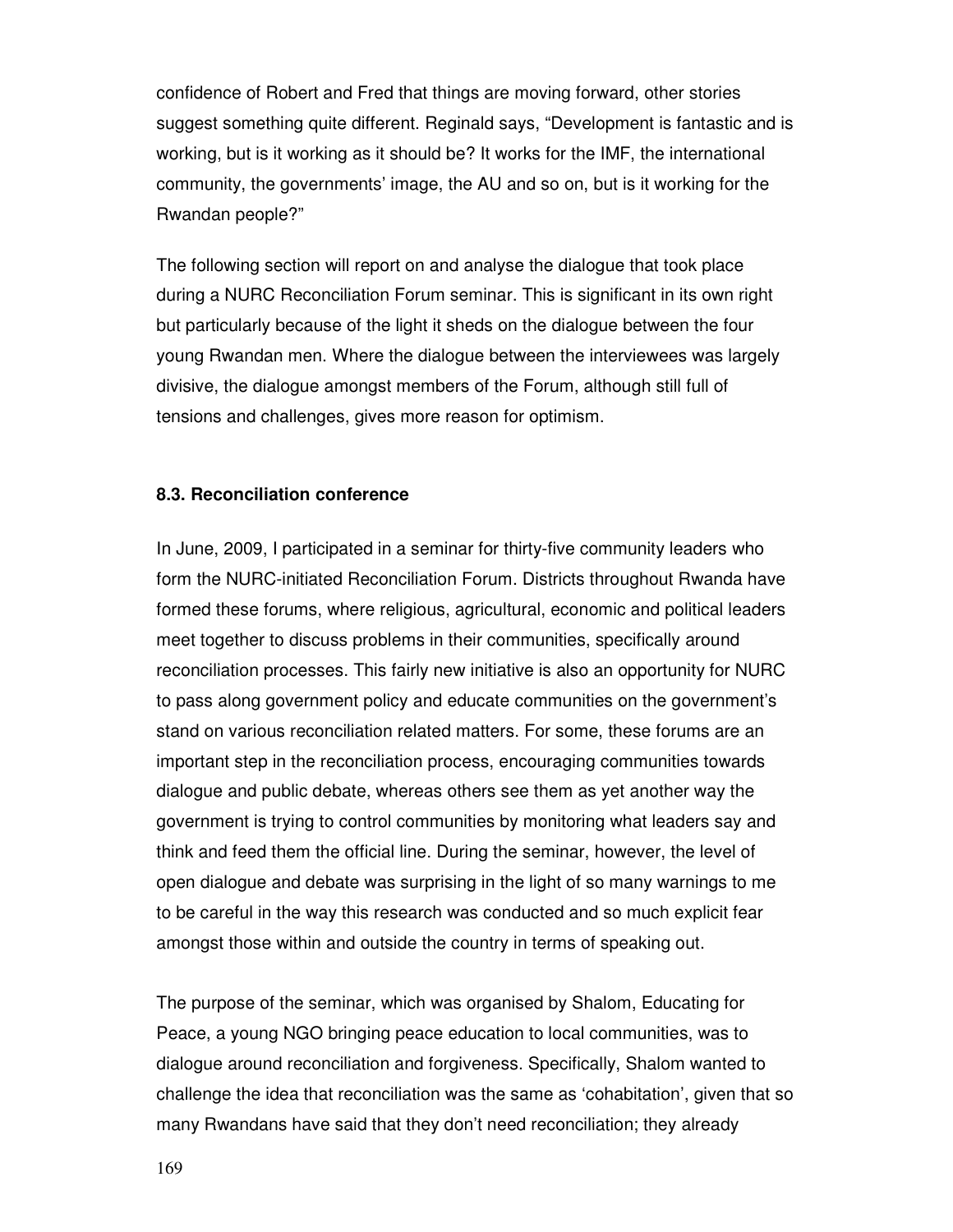confidence of Robert and Fred that things are moving forward, other stories suggest something quite different. Reginald says, "Development is fantastic and is working, but is it working as it should be? It works for the IMF, the international community, the governments' image, the AU and so on, but is it working for the Rwandan people?"

The following section will report on and analyse the dialogue that took place during a NURC Reconciliation Forum seminar. This is significant in its own right but particularly because of the light it sheds on the dialogue between the four young Rwandan men. Where the dialogue between the interviewees was largely divisive, the dialogue amongst members of the Forum, although still full of tensions and challenges, gives more reason for optimism.

### 8.3. Reconciliation conference

In June, 2009, I participated in a seminar for thirty-five community leaders who form the NURC-initiated Reconciliation Forum. Districts throughout Rwanda have formed these forums, where religious, agricultural, economic and political leaders meet together to discuss problems in their communities, specifically around reconciliation processes. This fairly new initiative is also an opportunity for NURC to pass along government policy and educate communities on the government's stand on various reconciliation related matters. For some, these forums are an important step in the reconciliation process, encouraging communities towards dialogue and public debate, whereas others see them as yet another way the government is trying to control communities by monitoring what leaders say and think and feed them the official line. During the seminar, however, the level of open dialogue and debate was surprising in the light of so many warnings to me to be careful in the way this research was conducted and so much explicit fear amongst those within and outside the country in terms of speaking out.

The purpose of the seminar, which was organised by Shalom, Educating for Peace, a young NGO bringing peace education to local communities, was to dialogue around reconciliation and forgiveness. Specifically, Shalom wanted to challenge the idea that reconciliation was the same as 'cohabitation', given that so many Rwandans have said that they don't need reconciliation; they already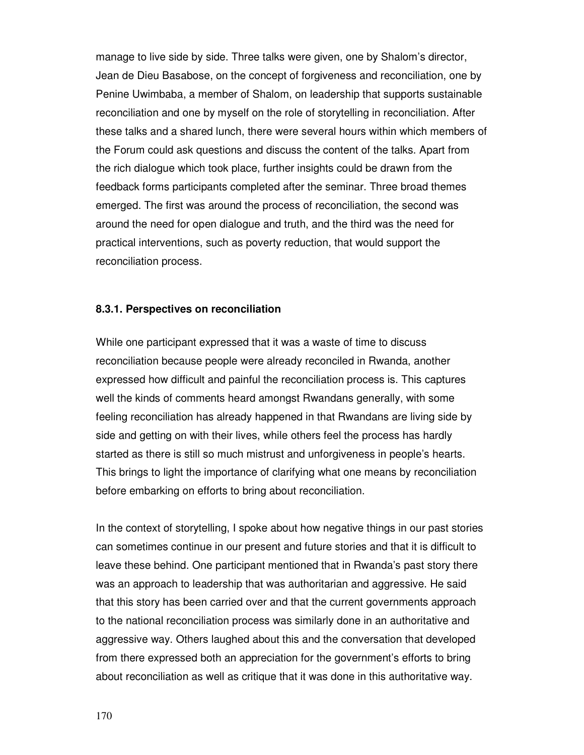manage to live side by side. Three talks were given, one by Shalom's director, Jean de Dieu Basabose, on the concept of forgiveness and reconciliation, one by Penine Uwimbaba, a member of Shalom, on leadership that supports sustainable reconciliation and one by myself on the role of storytelling in reconciliation. After these talks and a shared lunch, there were several hours within which members of the Forum could ask questions and discuss the content of the talks. Apart from the rich dialogue which took place, further insights could be drawn from the feedback forms participants completed after the seminar. Three broad themes emerged. The first was around the process of reconciliation, the second was around the need for open dialogue and truth, and the third was the need for practical interventions, such as poverty reduction, that would support the reconciliation process.

### 8.3.1. Perspectives on reconciliation

While one participant expressed that it was a waste of time to discuss reconciliation because people were already reconciled in Rwanda, another expressed how difficult and painful the reconciliation process is. This captures well the kinds of comments heard amongst Rwandans generally, with some feeling reconciliation has already happened in that Rwandans are living side by side and getting on with their lives, while others feel the process has hardly started as there is still so much mistrust and unforgiveness in people's hearts. This brings to light the importance of clarifying what one means by reconciliation before embarking on efforts to bring about reconciliation.

In the context of storytelling, I spoke about how negative things in our past stories can sometimes continue in our present and future stories and that it is difficult to leave these behind. One participant mentioned that in Rwanda's past story there was an approach to leadership that was authoritarian and aggressive. He said that this story has been carried over and that the current governments approach to the national reconciliation process was similarly done in an authoritative and aggressive way. Others laughed about this and the conversation that developed from there expressed both an appreciation for the government's efforts to bring about reconciliation as well as critique that it was done in this authoritative way.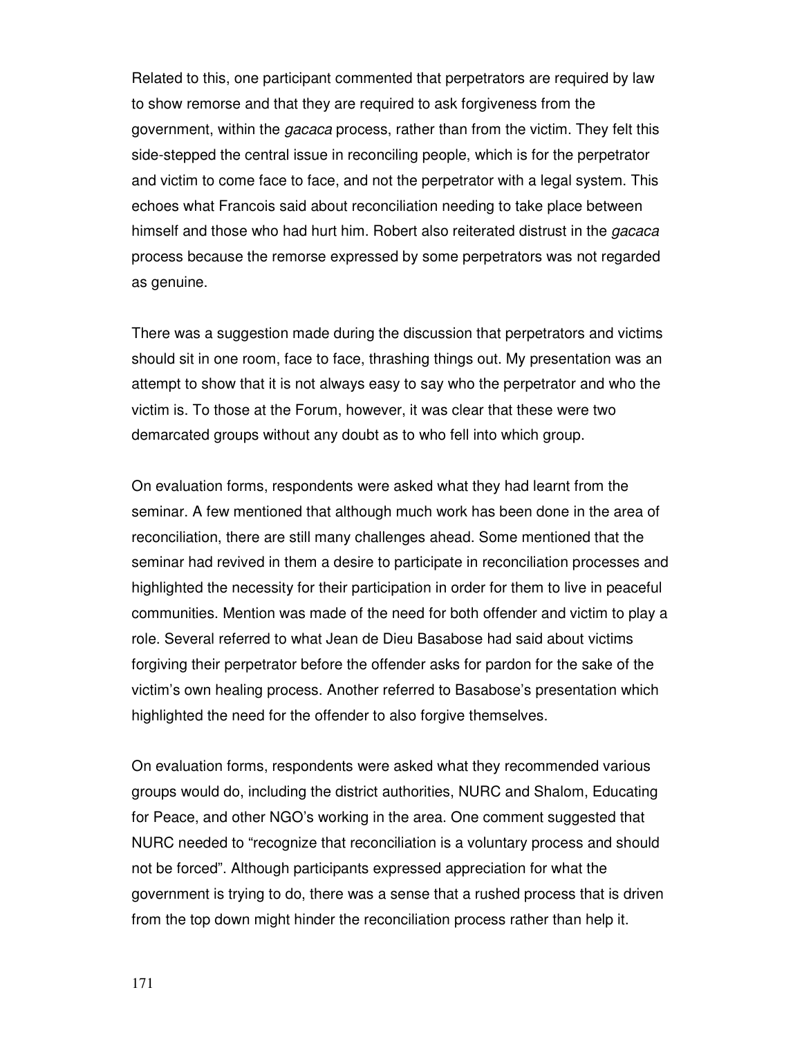Related to this, one participant commented that perpetrators are required by law to show remorse and that they are required to ask forgiveness from the government, within the *gacaca* process, rather than from the victim. They felt this side-stepped the central issue in reconciling people, which is for the perpetrator and victim to come face to face, and not the perpetrator with a legal system. This echoes what Francois said about reconciliation needing to take place between himself and those who had hurt him. Robert also reiterated distrust in the *gacaca* process because the remorse expressed by some perpetrators was not regarded as genuine.

There was a suggestion made during the discussion that perpetrators and victims should sit in one room, face to face, thrashing things out. My presentation was an attempt to show that it is not always easy to say who the perpetrator and who the victim is. To those at the Forum, however, it was clear that these were two demarcated groups without any doubt as to who fell into which group.

On evaluation forms, respondents were asked what they had learnt from the seminar. A few mentioned that although much work has been done in the area of reconciliation, there are still many challenges ahead. Some mentioned that the seminar had revived in them a desire to participate in reconciliation processes and highlighted the necessity for their participation in order for them to live in peaceful communities. Mention was made of the need for both offender and victim to play a role. Several referred to what Jean de Dieu Basabose had said about victims forgiving their perpetrator before the offender asks for pardon for the sake of the victim's own healing process. Another referred to Basabose's presentation which highlighted the need for the offender to also forgive themselves.

On evaluation forms, respondents were asked what they recommended various groups would do, including the district authorities, NURC and Shalom, Educating for Peace, and other NGO's working in the area. One comment suggested that NURC needed to "recognize that reconciliation is a voluntary process and should not be forced". Although participants expressed appreciation for what the government is trying to do, there was a sense that a rushed process that is driven from the top down might hinder the reconciliation process rather than help it.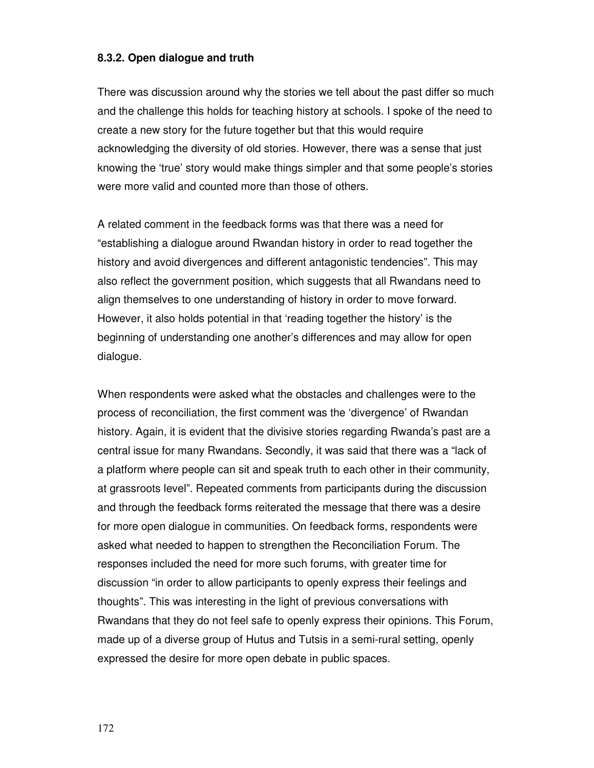### 8.3.2. Open dialogue and truth

There was discussion around why the stories we tell about the past differ so much and the challenge this holds for teaching history at schools. I spoke of the need to create a new story for the future together but that this would require acknowledging the diversity of old stories. However, there was a sense that just knowing the 'true' story would make things simpler and that some people's stories were more valid and counted more than those of others.

A related comment in the feedback forms was that there was a need for "establishing a dialogue around Rwandan history in order to read together the history and avoid divergences and different antagonistic tendencies". This may also reflect the government position, which suggests that all Rwandans need to align themselves to one understanding of history in order to move forward. However, it also holds potential in that 'reading together the history' is the beginning of understanding one another's differences and may allow for open dialogue.

When respondents were asked what the obstacles and challenges were to the process of reconciliation, the first comment was the 'divergence' of Rwandan history. Again, it is evident that the divisive stories regarding Rwanda's past are a central issue for many Rwandans. Secondly, it was said that there was a "lack of a platform where people can sit and speak truth to each other in their community, at grassroots level". Repeated comments from participants during the discussion and through the feedback forms reiterated the message that there was a desire for more open dialogue in communities. On feedback forms, respondents were asked what needed to happen to strengthen the Reconciliation Forum. The responses included the need for more such forums, with greater time for discussion "in order to allow participants to openly express their feelings and thoughts". This was interesting in the light of previous conversations with Rwandans that they do not feel safe to openly express their opinions. This Forum, made up of a diverse group of Hutus and Tutsis in a semi-rural setting, openly expressed the desire for more open debate in public spaces.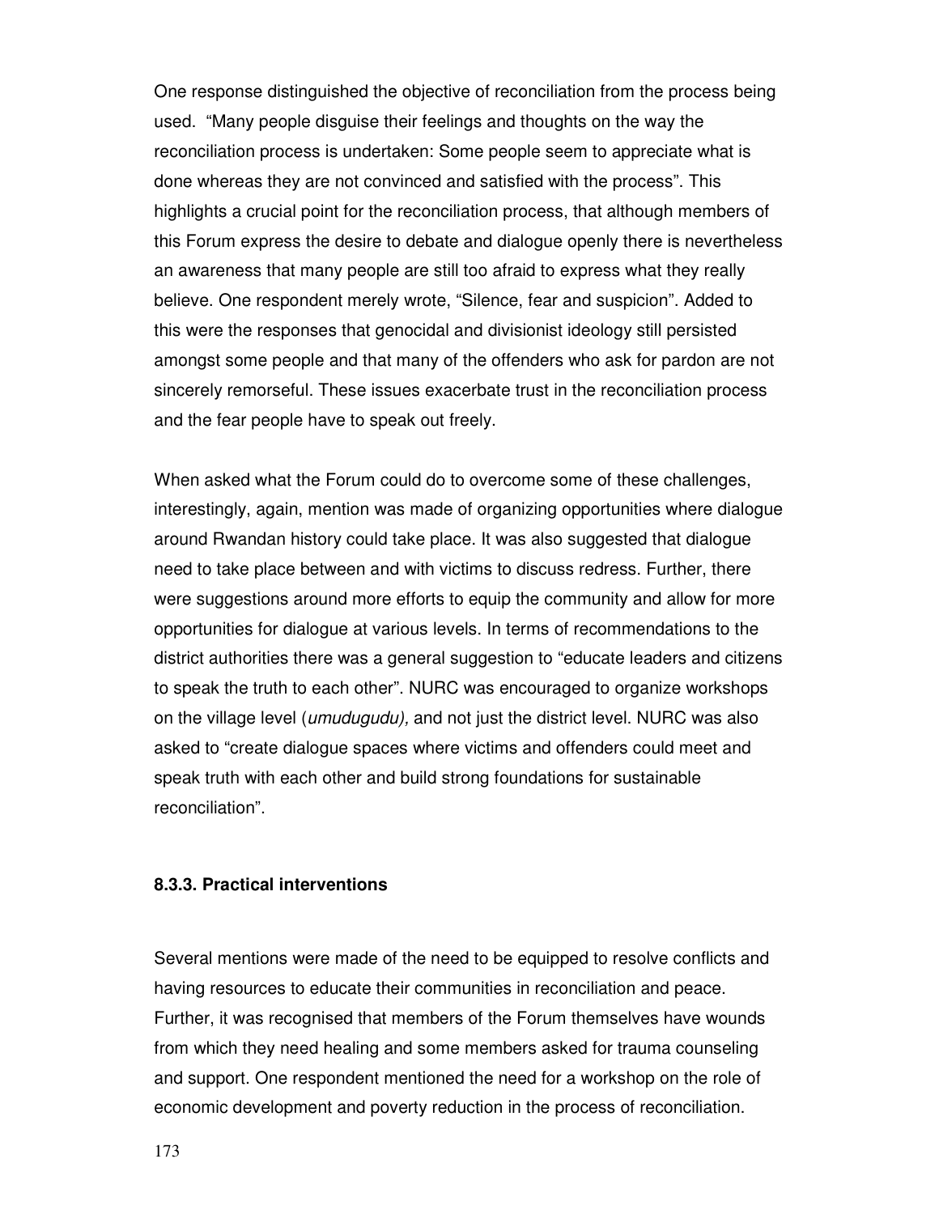One response distinguished the objective of reconciliation from the process being used. "Many people disguise their feelings and thoughts on the way the reconciliation process is undertaken: Some people seem to appreciate what is done whereas they are not convinced and satisfied with the process". This highlights a crucial point for the reconciliation process, that although members of this Forum express the desire to debate and dialogue openly there is nevertheless an awareness that many people are still too afraid to express what they really believe. One respondent merely wrote, "Silence, fear and suspicion". Added to this were the responses that genocidal and divisionist ideology still persisted amongst some people and that many of the offenders who ask for pardon are not sincerely remorseful. These issues exacerbate trust in the reconciliation process and the fear people have to speak out freely.

When asked what the Forum could do to overcome some of these challenges, interestingly, again, mention was made of organizing opportunities where dialogue around Rwandan history could take place. It was also suggested that dialogue need to take place between and with victims to discuss redress. Further, there were suggestions around more efforts to equip the community and allow for more opportunities for dialogue at various levels. In terms of recommendations to the district authorities there was a general suggestion to "educate leaders and citizens to speak the truth to each other". NURC was encouraged to organize workshops on the village level (*umudugudu),* and not just the district level. NURC was also asked to "create dialogue spaces where victims and offenders could meet and speak truth with each other and build strong foundations for sustainable reconciliation".

### 8.3.3. Practical interventions

Several mentions were made of the need to be equipped to resolve conflicts and having resources to educate their communities in reconciliation and peace. Further, it was recognised that members of the Forum themselves have wounds from which they need healing and some members asked for trauma counseling and support. One respondent mentioned the need for a workshop on the role of economic development and poverty reduction in the process of reconciliation.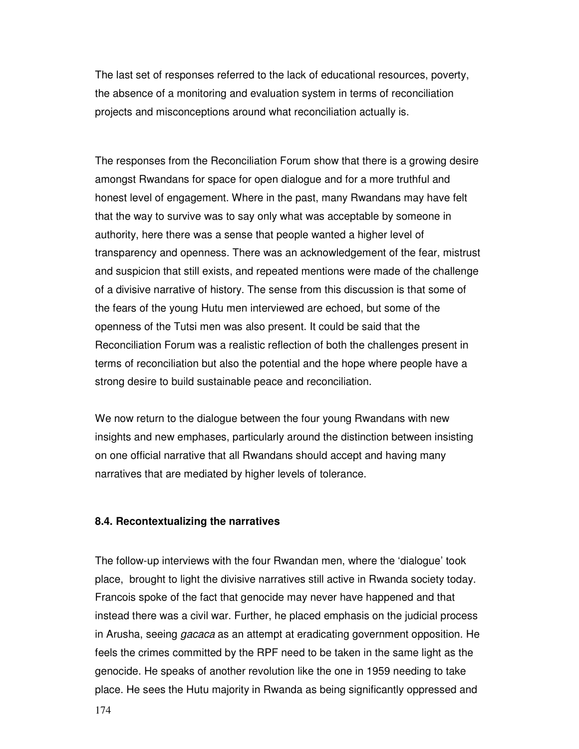The last set of responses referred to the lack of educational resources, poverty, the absence of a monitoring and evaluation system in terms of reconciliation projects and misconceptions around what reconciliation actually is.

The responses from the Reconciliation Forum show that there is a growing desire amongst Rwandans for space for open dialogue and for a more truthful and honest level of engagement. Where in the past, many Rwandans may have felt that the way to survive was to say only what was acceptable by someone in authority, here there was a sense that people wanted a higher level of transparency and openness. There was an acknowledgement of the fear, mistrust and suspicion that still exists, and repeated mentions were made of the challenge of a divisive narrative of history. The sense from this discussion is that some of the fears of the young Hutu men interviewed are echoed, but some of the openness of the Tutsi men was also present. It could be said that the Reconciliation Forum was a realistic reflection of both the challenges present in terms of reconciliation but also the potential and the hope where people have a strong desire to build sustainable peace and reconciliation.

We now return to the dialogue between the four young Rwandans with new insights and new emphases, particularly around the distinction between insisting on one official narrative that all Rwandans should accept and having many narratives that are mediated by higher levels of tolerance.

### 8.4. Recontextualizing the narratives

The follow-up interviews with the four Rwandan men, where the 'dialogue' took place, brought to light the divisive narratives still active in Rwanda society today. Francois spoke of the fact that genocide may never have happened and that instead there was a civil war. Further, he placed emphasis on the judicial process in Arusha, seeing *gacaca* as an attempt at eradicating government opposition. He feels the crimes committed by the RPF need to be taken in the same light as the genocide. He speaks of another revolution like the one in 1959 needing to take place. He sees the Hutu majority in Rwanda as being significantly oppressed and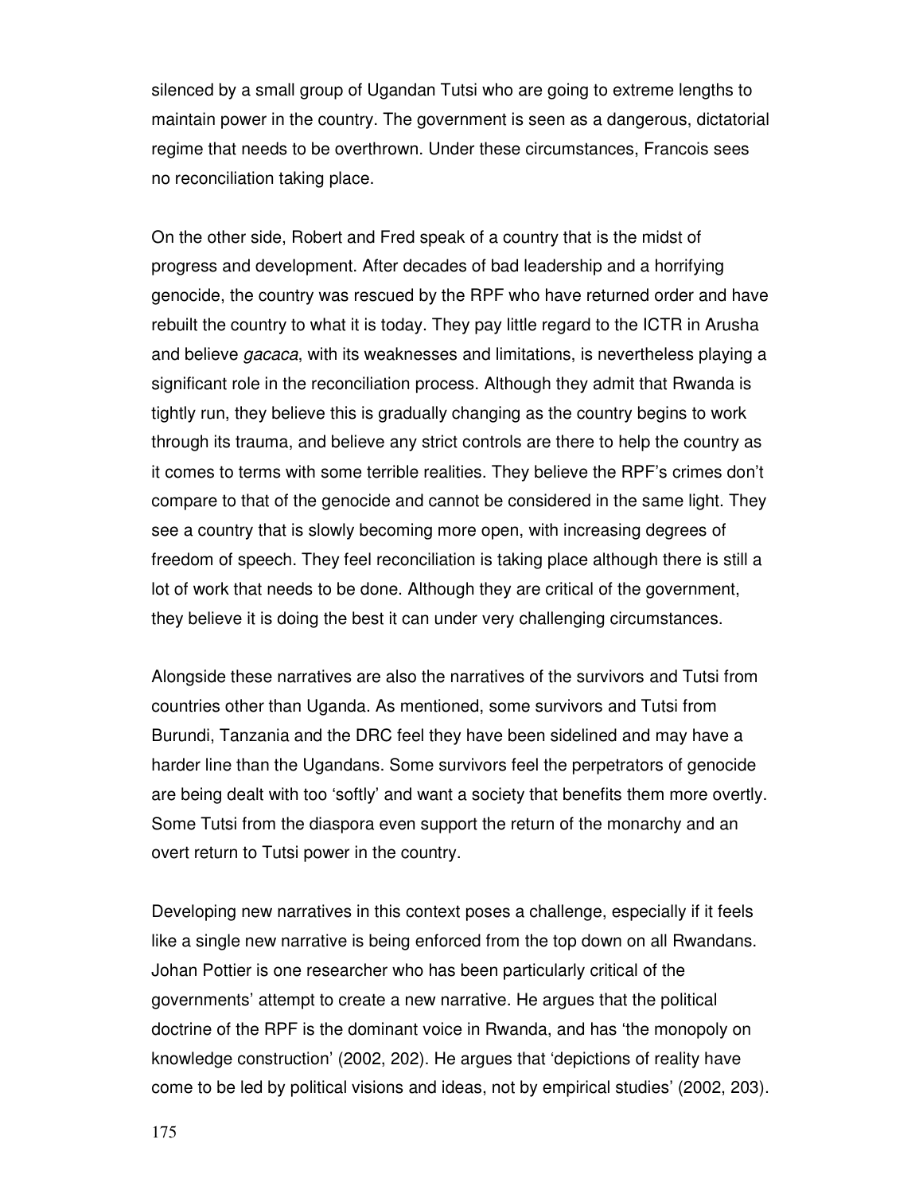silenced by a small group of Ugandan Tutsi who are going to extreme lengths to maintain power in the country. The government is seen as a dangerous, dictatorial regime that needs to be overthrown. Under these circumstances, Francois sees no reconciliation taking place.

On the other side, Robert and Fred speak of a country that is the midst of progress and development. After decades of bad leadership and a horrifying genocide, the country was rescued by the RPF who have returned order and have rebuilt the country to what it is today. They pay little regard to the ICTR in Arusha and believe *gacaca*, with its weaknesses and limitations, is nevertheless playing a significant role in the reconciliation process. Although they admit that Rwanda is tightly run, they believe this is gradually changing as the country begins to work through its trauma, and believe any strict controls are there to help the country as it comes to terms with some terrible realities. They believe the RPF's crimes don't compare to that of the genocide and cannot be considered in the same light. They see a country that is slowly becoming more open, with increasing degrees of freedom of speech. They feel reconciliation is taking place although there is still a lot of work that needs to be done. Although they are critical of the government, they believe it is doing the best it can under very challenging circumstances.

Alongside these narratives are also the narratives of the survivors and Tutsi from countries other than Uganda. As mentioned, some survivors and Tutsi from Burundi, Tanzania and the DRC feel they have been sidelined and may have a harder line than the Ugandans. Some survivors feel the perpetrators of genocide are being dealt with too 'softly' and want a society that benefits them more overtly. Some Tutsi from the diaspora even support the return of the monarchy and an overt return to Tutsi power in the country.

Developing new narratives in this context poses a challenge, especially if it feels like a single new narrative is being enforced from the top down on all Rwandans. Johan Pottier is one researcher who has been particularly critical of the governments' attempt to create a new narrative. He argues that the political doctrine of the RPF is the dominant voice in Rwanda, and has 'the monopoly on knowledge construction' (2002, 202). He argues that 'depictions of reality have come to be led by political visions and ideas, not by empirical studies' (2002, 203).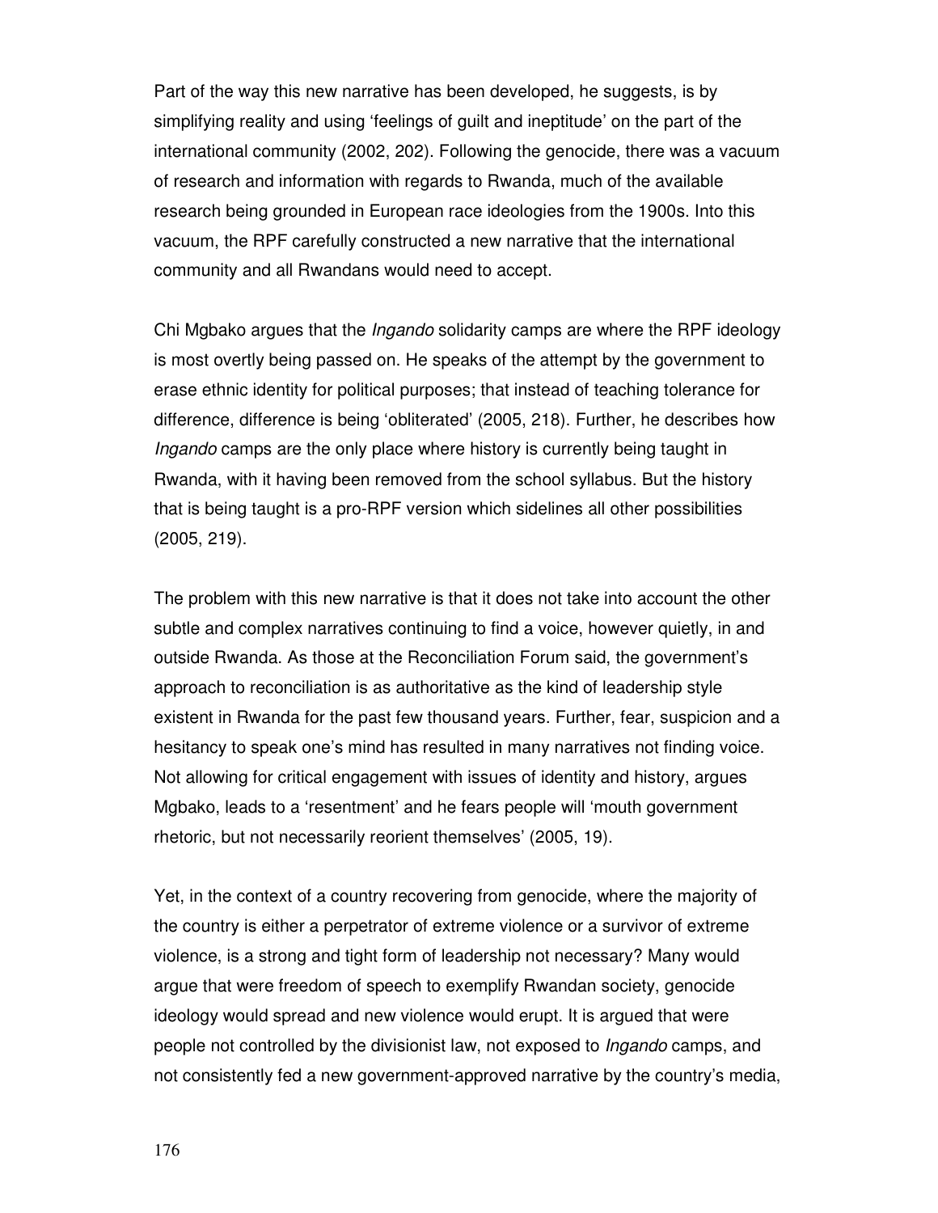Part of the way this new narrative has been developed, he suggests, is by simplifying reality and using 'feelings of guilt and ineptitude' on the part of the international community (2002, 202). Following the genocide, there was a vacuum of research and information with regards to Rwanda, much of the available research being grounded in European race ideologies from the 1900s. Into this vacuum, the RPF carefully constructed a new narrative that the international community and all Rwandans would need to accept.

Chi Mgbako argues that the *Ingando* solidarity camps are where the RPF ideology is most overtly being passed on. He speaks of the attempt by the government to erase ethnic identity for political purposes; that instead of teaching tolerance for difference, difference is being 'obliterated' (2005, 218). Further, he describes how *Ingando* camps are the only place where history is currently being taught in Rwanda, with it having been removed from the school syllabus. But the history that is being taught is a pro-RPF version which sidelines all other possibilities (2005, 219).

The problem with this new narrative is that it does not take into account the other subtle and complex narratives continuing to find a voice, however quietly, in and outside Rwanda. As those at the Reconciliation Forum said, the government's approach to reconciliation is as authoritative as the kind of leadership style existent in Rwanda for the past few thousand years. Further, fear, suspicion and a hesitancy to speak one's mind has resulted in many narratives not finding voice. Not allowing for critical engagement with issues of identity and history, argues Mgbako, leads to a 'resentment' and he fears people will 'mouth government rhetoric, but not necessarily reorient themselves' (2005, 19).

Yet, in the context of a country recovering from genocide, where the majority of the country is either a perpetrator of extreme violence or a survivor of extreme violence, is a strong and tight form of leadership not necessary? Many would argue that were freedom of speech to exemplify Rwandan society, genocide ideology would spread and new violence would erupt. It is argued that were people not controlled by the divisionist law, not exposed to *Ingando* camps, and not consistently fed a new government-approved narrative by the country's media,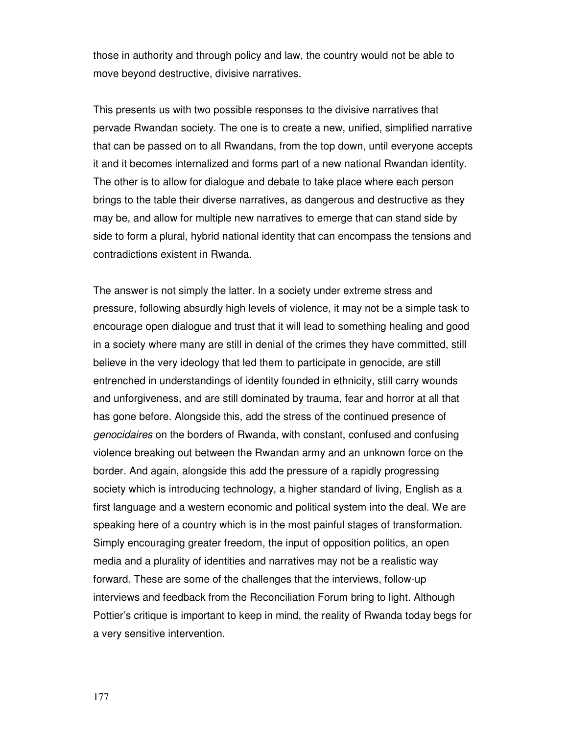those in authority and through policy and law, the country would not be able to move beyond destructive, divisive narratives.

This presents us with two possible responses to the divisive narratives that pervade Rwandan society. The one is to create a new, unified, simplified narrative that can be passed on to all Rwandans, from the top down, until everyone accepts it and it becomes internalized and forms part of a new national Rwandan identity. The other is to allow for dialogue and debate to take place where each person brings to the table their diverse narratives, as dangerous and destructive as they may be, and allow for multiple new narratives to emerge that can stand side by side to form a plural, hybrid national identity that can encompass the tensions and contradictions existent in Rwanda.

The answer is not simply the latter. In a society under extreme stress and pressure, following absurdly high levels of violence, it may not be a simple task to encourage open dialogue and trust that it will lead to something healing and good in a society where many are still in denial of the crimes they have committed, still believe in the very ideology that led them to participate in genocide, are still entrenched in understandings of identity founded in ethnicity, still carry wounds and unforgiveness, and are still dominated by trauma, fear and horror at all that has gone before. Alongside this, add the stress of the continued presence of *genocidaires* on the borders of Rwanda, with constant, confused and confusing violence breaking out between the Rwandan army and an unknown force on the border. And again, alongside this add the pressure of a rapidly progressing society which is introducing technology, a higher standard of living, English as a first language and a western economic and political system into the deal. We are speaking here of a country which is in the most painful stages of transformation. Simply encouraging greater freedom, the input of opposition politics, an open media and a plurality of identities and narratives may not be a realistic way forward. These are some of the challenges that the interviews, follow-up interviews and feedback from the Reconciliation Forum bring to light. Although Pottier's critique is important to keep in mind, the reality of Rwanda today begs for a very sensitive intervention.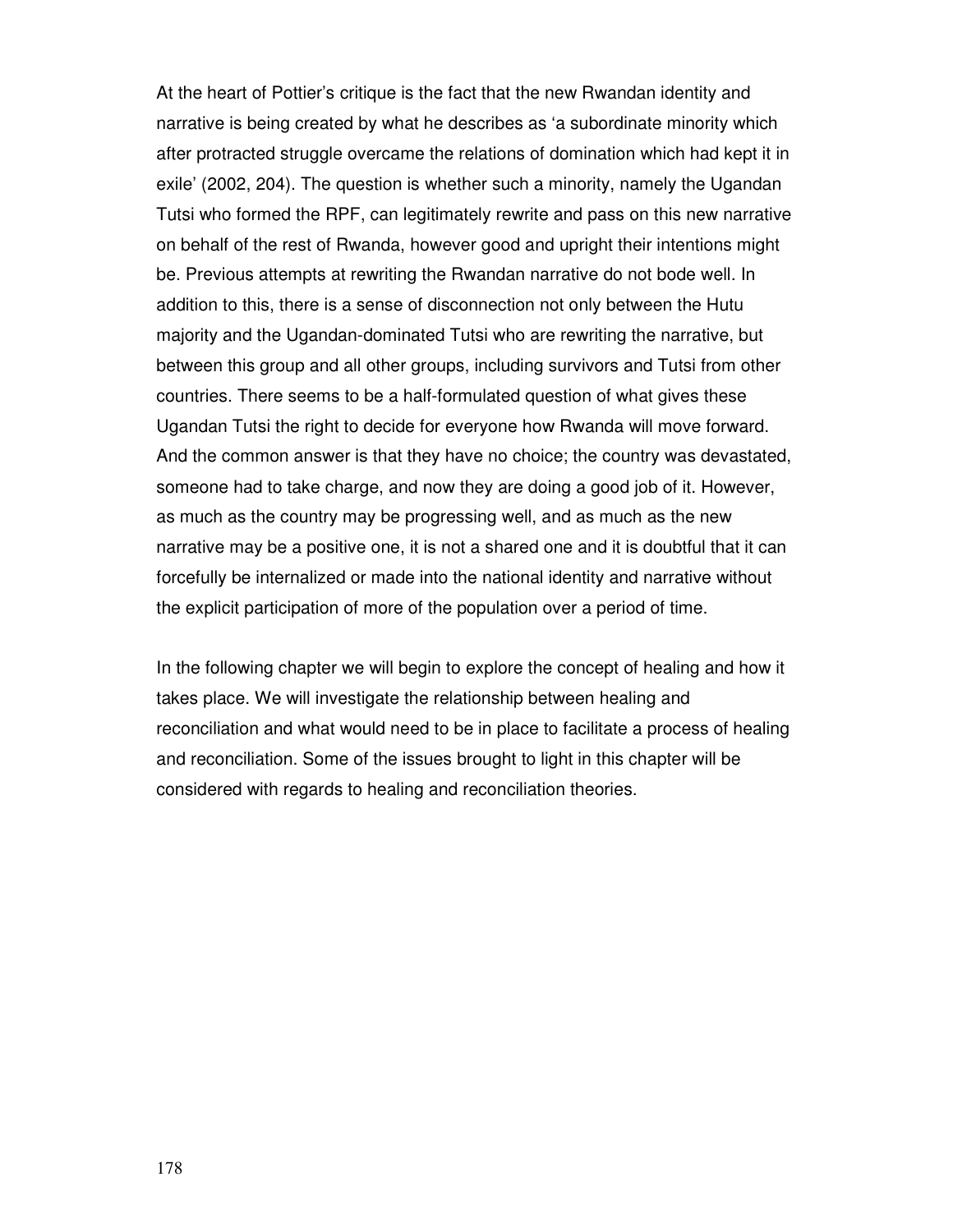At the heart of Pottier's critique is the fact that the new Rwandan identity and narrative is being created by what he describes as 'a subordinate minority which after protracted struggle overcame the relations of domination which had kept it in exile' (2002, 204). The question is whether such a minority, namely the Ugandan Tutsi who formed the RPF, can legitimately rewrite and pass on this new narrative on behalf of the rest of Rwanda, however good and upright their intentions might be. Previous attempts at rewriting the Rwandan narrative do not bode well. In addition to this, there is a sense of disconnection not only between the Hutu majority and the Ugandan-dominated Tutsi who are rewriting the narrative, but between this group and all other groups, including survivors and Tutsi from other countries. There seems to be a half-formulated question of what gives these Ugandan Tutsi the right to decide for everyone how Rwanda will move forward. And the common answer is that they have no choice; the country was devastated, someone had to take charge, and now they are doing a good job of it. However, as much as the country may be progressing well, and as much as the new narrative may be a positive one, it is not a shared one and it is doubtful that it can forcefully be internalized or made into the national identity and narrative without the explicit participation of more of the population over a period of time.

In the following chapter we will begin to explore the concept of healing and how it takes place. We will investigate the relationship between healing and reconciliation and what would need to be in place to facilitate a process of healing and reconciliation. Some of the issues brought to light in this chapter will be considered with regards to healing and reconciliation theories.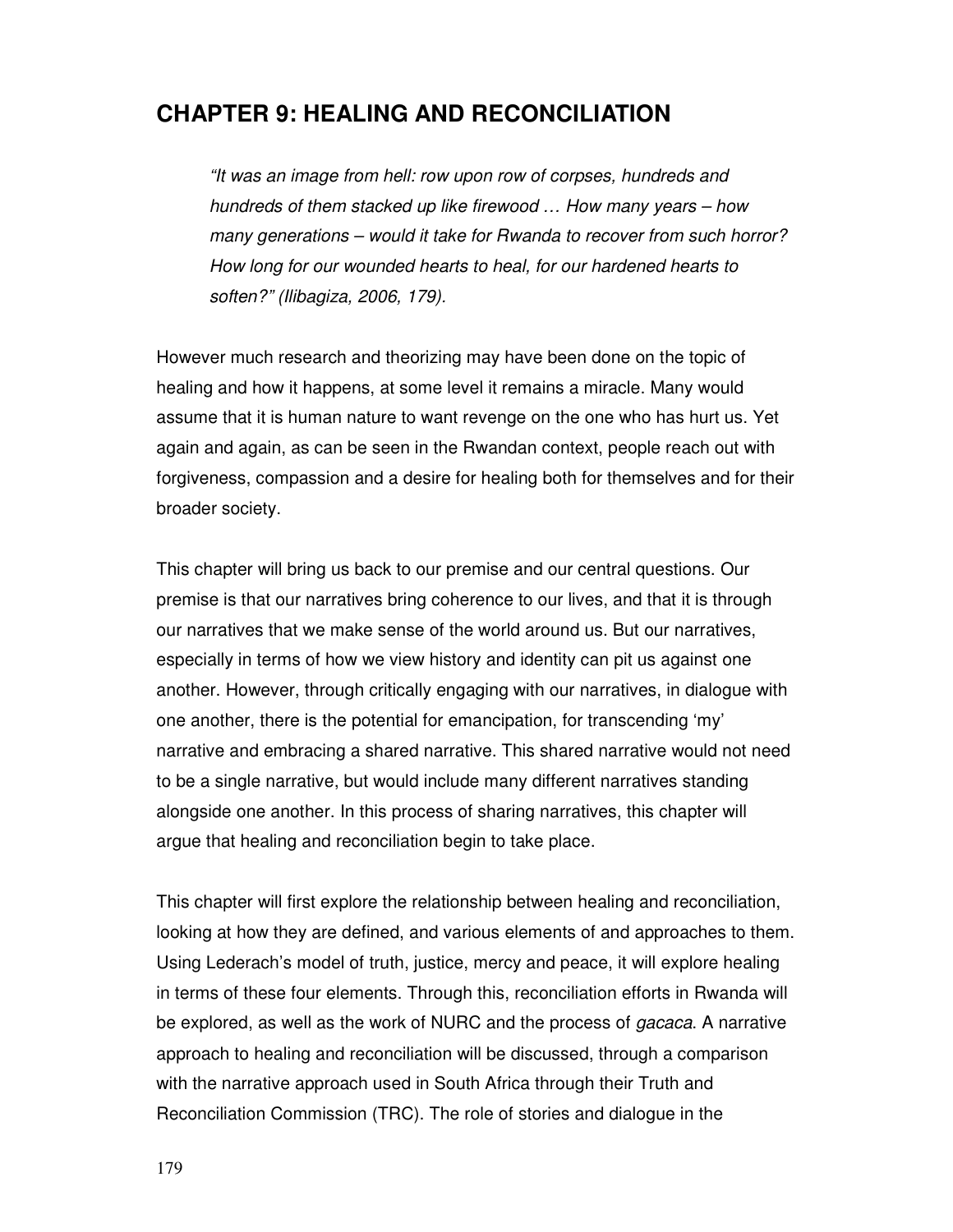# CHAPTER 9: HEALING AND RECONCILIATION

> *"It was an image from hell: row upon row of corpses, hundreds and hundreds of them stacked up like firewood … How many years – how many generations – would it take for Rwanda to recover from such horror? How long for our wounded hearts to heal, for our hardened hearts to soften?" (Ilibagiza, 2006, 179).*

However much research and theorizing may have been done on the topic of healing and how it happens, at some level it remains a miracle. Many would assume that it is human nature to want revenge on the one who has hurt us. Yet again and again, as can be seen in the Rwandan context, people reach out with forgiveness, compassion and a desire for healing both for themselves and for their broader society.

This chapter will bring us back to our premise and our central questions. Our premise is that our narratives bring coherence to our lives, and that it is through our narratives that we make sense of the world around us. But our narratives, especially in terms of how we view history and identity can pit us against one another. However, through critically engaging with our narratives, in dialogue with one another, there is the potential for emancipation, for transcending 'my' narrative and embracing a shared narrative. This shared narrative would not need to be a single narrative, but would include many different narratives standing alongside one another. In this process of sharing narratives, this chapter will argue that healing and reconciliation begin to take place.

This chapter will first explore the relationship between healing and reconciliation, looking at how they are defined, and various elements of and approaches to them. Using Lederach's model of truth, justice, mercy and peace, it will explore healing in terms of these four elements. Through this, reconciliation efforts in Rwanda will be explored, as well as the work of NURC and the process of *gacaca*. A narrative approach to healing and reconciliation will be discussed, through a comparison with the narrative approach used in South Africa through their Truth and Reconciliation Commission (TRC). The role of stories and dialogue in the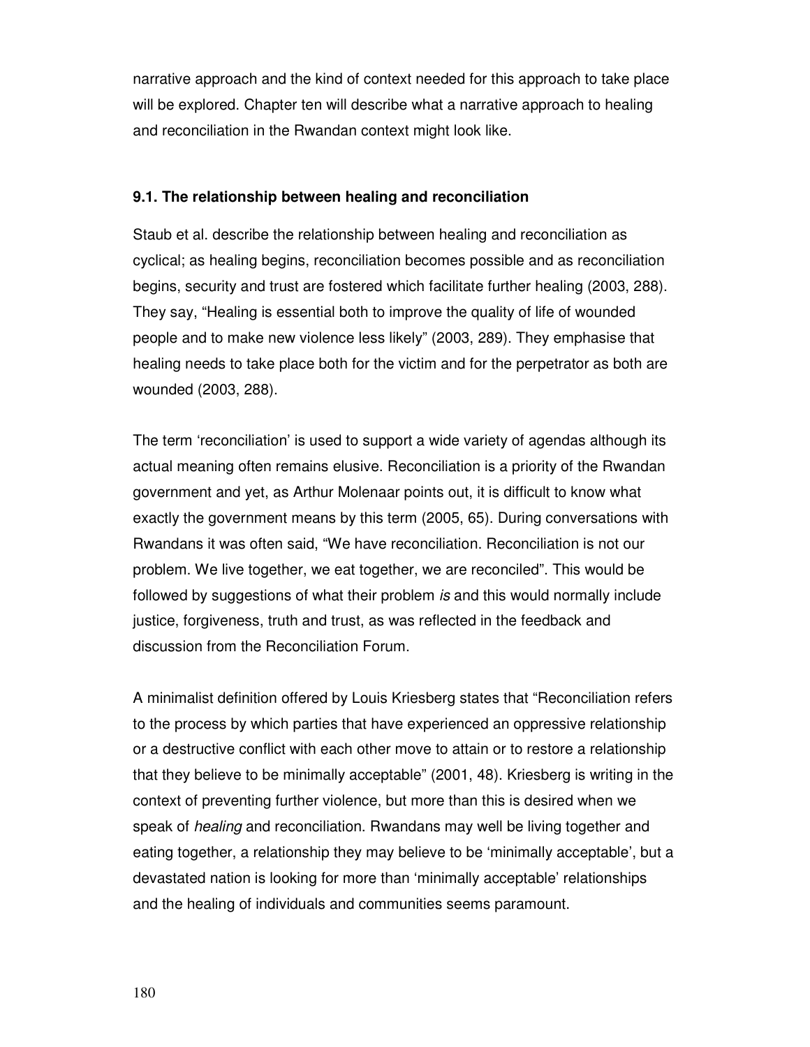narrative approach and the kind of context needed for this approach to take place will be explored. Chapter ten will describe what a narrative approach to healing and reconciliation in the Rwandan context might look like.

### 9.1. The relationship between healing and reconciliation

Staub et al. describe the relationship between healing and reconciliation as cyclical; as healing begins, reconciliation becomes possible and as reconciliation begins, security and trust are fostered which facilitate further healing (2003, 288). They say, "Healing is essential both to improve the quality of life of wounded people and to make new violence less likely" (2003, 289). They emphasise that healing needs to take place both for the victim and for the perpetrator as both are wounded (2003, 288).

The term 'reconciliation' is used to support a wide variety of agendas although its actual meaning often remains elusive. Reconciliation is a priority of the Rwandan government and yet, as Arthur Molenaar points out, it is difficult to know what exactly the government means by this term (2005, 65). During conversations with Rwandans it was often said, "We have reconciliation. Reconciliation is not our problem. We live together, we eat together, we are reconciled". This would be followed by suggestions of what their problem *is* and this would normally include justice, forgiveness, truth and trust, as was reflected in the feedback and discussion from the Reconciliation Forum.

A minimalist definition offered by Louis Kriesberg states that "Reconciliation refers to the process by which parties that have experienced an oppressive relationship or a destructive conflict with each other move to attain or to restore a relationship that they believe to be minimally acceptable" (2001, 48). Kriesberg is writing in the context of preventing further violence, but more than this is desired when we speak of *healing* and reconciliation. Rwandans may well be living together and eating together, a relationship they may believe to be 'minimally acceptable', but a devastated nation is looking for more than 'minimally acceptable' relationships and the healing of individuals and communities seems paramount.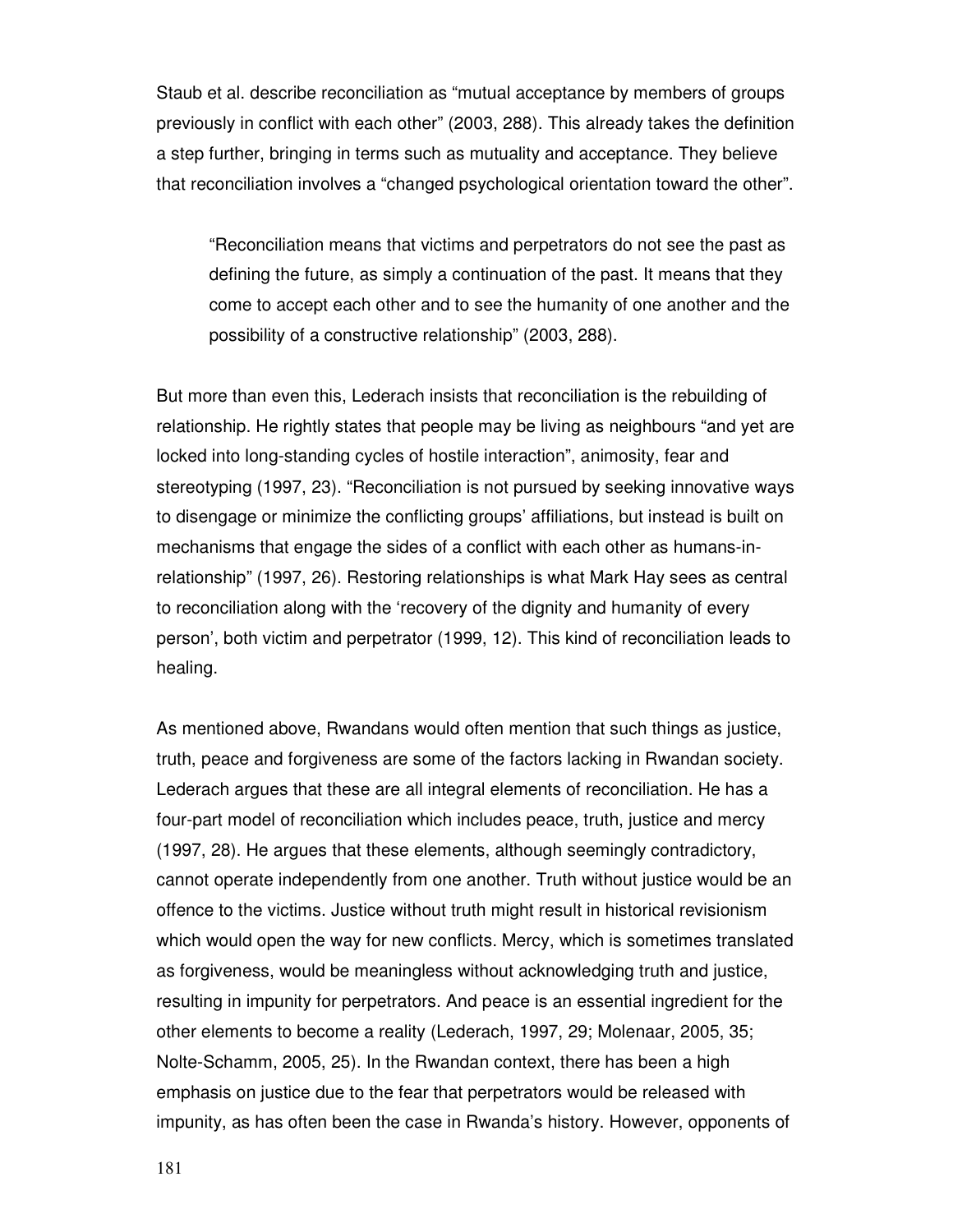Staub et al. describe reconciliation as "mutual acceptance by members of groups previously in conflict with each other" (2003, 288). This already takes the definition a step further, bringing in terms such as mutuality and acceptance. They believe that reconciliation involves a "changed psychological orientation toward the other".

> "Reconciliation means that victims and perpetrators do not see the past as defining the future, as simply a continuation of the past. It means that they come to accept each other and to see the humanity of one another and the possibility of a constructive relationship" (2003, 288).

But more than even this, Lederach insists that reconciliation is the rebuilding of relationship. He rightly states that people may be living as neighbours "and yet are locked into long-standing cycles of hostile interaction", animosity, fear and stereotyping (1997, 23). "Reconciliation is not pursued by seeking innovative ways to disengage or minimize the conflicting groups' affiliations, but instead is built on mechanisms that engage the sides of a conflict with each other as humans-in-relationship" (1997, 26). Restoring relationships is what Mark Hay sees as central to reconciliation along with the 'recovery of the dignity and humanity of every person', both victim and perpetrator (1999, 12). This kind of reconciliation leads to healing.

As mentioned above, Rwandans would often mention that such things as justice, truth, peace and forgiveness are some of the factors lacking in Rwandan society. Lederach argues that these are all integral elements of reconciliation. He has a four-part model of reconciliation which includes peace, truth, justice and mercy (1997, 28). He argues that these elements, although seemingly contradictory, cannot operate independently from one another. Truth without justice would be an offence to the victims. Justice without truth might result in historical revisionism which would open the way for new conflicts. Mercy, which is sometimes translated as forgiveness, would be meaningless without acknowledging truth and justice, resulting in impunity for perpetrators. And peace is an essential ingredient for the other elements to become a reality (Lederach, 1997, 29; Molenaar, 2005, 35; Nolte-Schamm, 2005, 25). In the Rwandan context, there has been a high emphasis on justice due to the fear that perpetrators would be released with impunity, as has often been the case in Rwanda's history. However, opponents of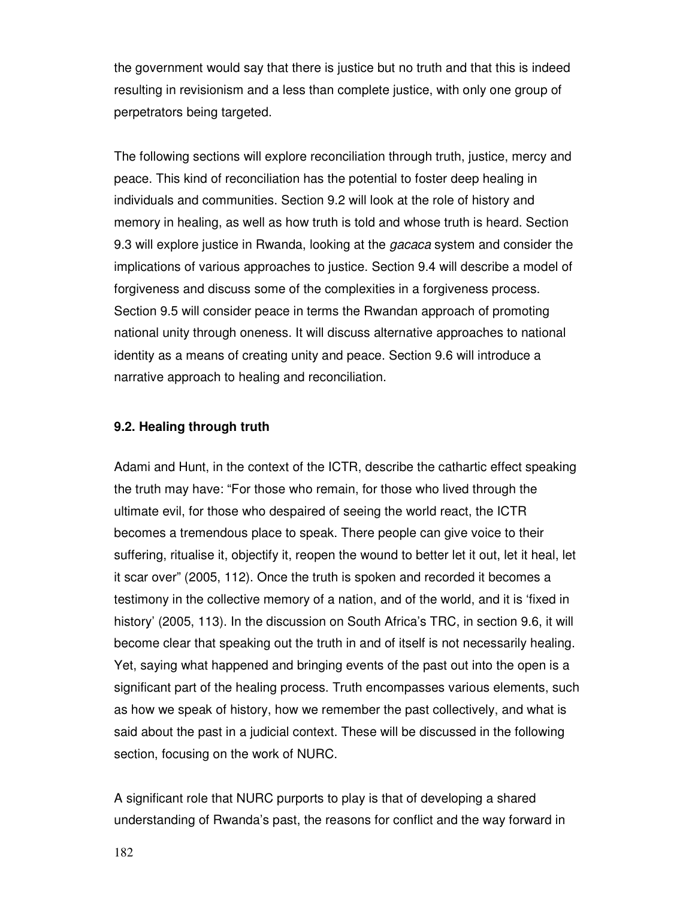the government would say that there is justice but no truth and that this is indeed resulting in revisionism and a less than complete justice, with only one group of perpetrators being targeted.

The following sections will explore reconciliation through truth, justice, mercy and peace. This kind of reconciliation has the potential to foster deep healing in individuals and communities. Section 9.2 will look at the role of history and memory in healing, as well as how truth is told and whose truth is heard. Section 9.3 will explore justice in Rwanda, looking at the *gacaca* system and consider the implications of various approaches to justice. Section 9.4 will describe a model of forgiveness and discuss some of the complexities in a forgiveness process. Section 9.5 will consider peace in terms the Rwandan approach of promoting national unity through oneness. It will discuss alternative approaches to national identity as a means of creating unity and peace. Section 9.6 will introduce a narrative approach to healing and reconciliation.

### 9.2. Healing through truth

Adami and Hunt, in the context of the ICTR, describe the cathartic effect speaking the truth may have: "For those who remain, for those who lived through the ultimate evil, for those who despaired of seeing the world react, the ICTR becomes a tremendous place to speak. There people can give voice to their suffering, ritualise it, objectify it, reopen the wound to better let it out, let it heal, let it scar over" (2005, 112). Once the truth is spoken and recorded it becomes a testimony in the collective memory of a nation, and of the world, and it is 'fixed in history' (2005, 113). In the discussion on South Africa's TRC, in section 9.6, it will become clear that speaking out the truth in and of itself is not necessarily healing. Yet, saying what happened and bringing events of the past out into the open is a significant part of the healing process. Truth encompasses various elements, such as how we speak of history, how we remember the past collectively, and what is said about the past in a judicial context. These will be discussed in the following section, focusing on the work of NURC.

A significant role that NURC purports to play is that of developing a shared understanding of Rwanda's past, the reasons for conflict and the way forward in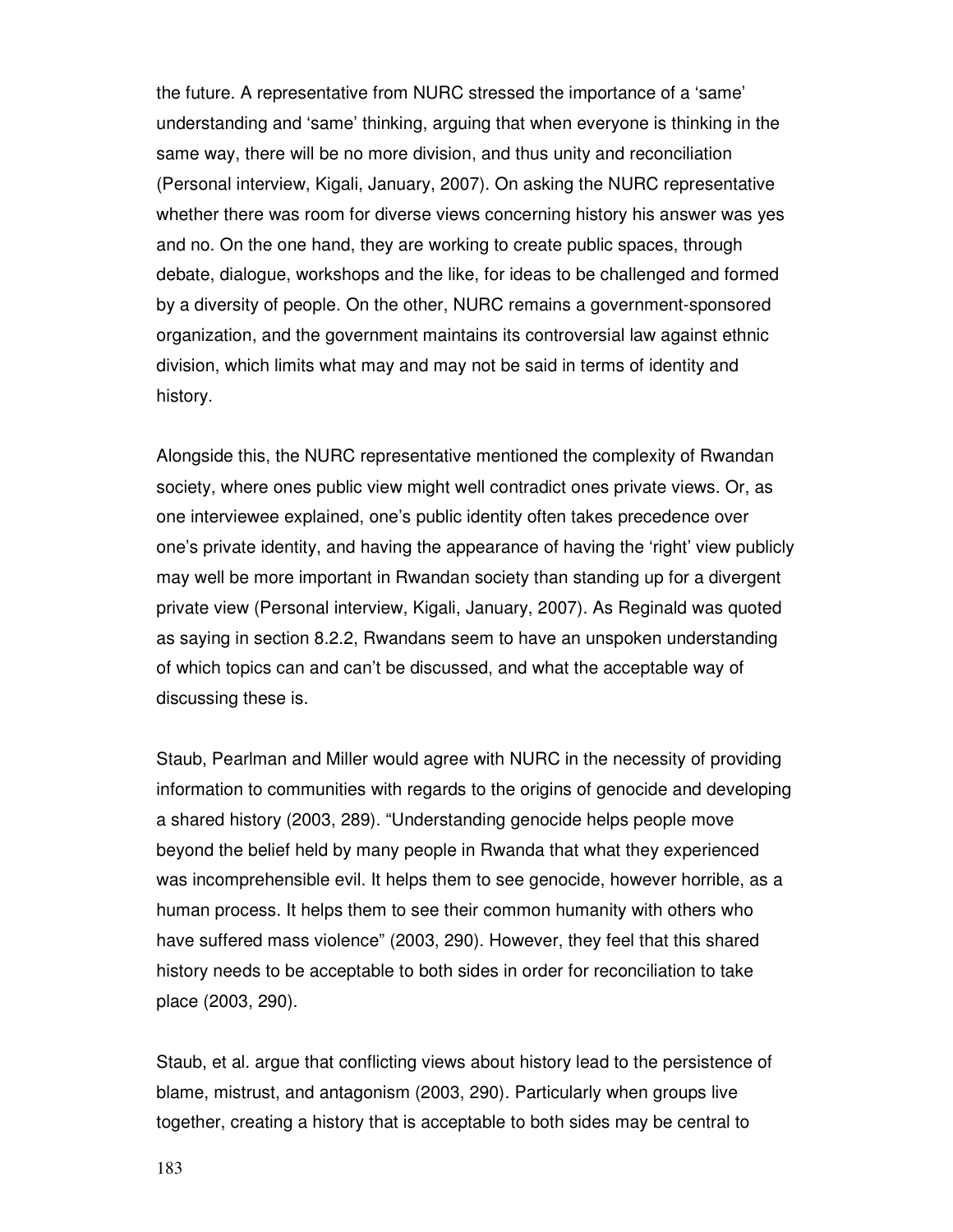the future. A representative from NURC stressed the importance of a 'same' understanding and 'same' thinking, arguing that when everyone is thinking in the same way, there will be no more division, and thus unity and reconciliation (Personal interview, Kigali, January, 2007). On asking the NURC representative whether there was room for diverse views concerning history his answer was yes and no. On the one hand, they are working to create public spaces, through debate, dialogue, workshops and the like, for ideas to be challenged and formed by a diversity of people. On the other, NURC remains a government-sponsored organization, and the government maintains its controversial law against ethnic division, which limits what may and may not be said in terms of identity and history.

Alongside this, the NURC representative mentioned the complexity of Rwandan society, where ones public view might well contradict ones private views. Or, as one interviewee explained, one's public identity often takes precedence over one's private identity, and having the appearance of having the 'right' view publicly may well be more important in Rwandan society than standing up for a divergent private view (Personal interview, Kigali, January, 2007). As Reginald was quoted as saying in section 8.2.2, Rwandans seem to have an unspoken understanding of which topics can and can't be discussed, and what the acceptable way of discussing these is.

Staub, Pearlman and Miller would agree with NURC in the necessity of providing information to communities with regards to the origins of genocide and developing a shared history (2003, 289). "Understanding genocide helps people move beyond the belief held by many people in Rwanda that what they experienced was incomprehensible evil. It helps them to see genocide, however horrible, as a human process. It helps them to see their common humanity with others who have suffered mass violence" (2003, 290). However, they feel that this shared history needs to be acceptable to both sides in order for reconciliation to take place (2003, 290).

Staub, et al. argue that conflicting views about history lead to the persistence of blame, mistrust, and antagonism (2003, 290). Particularly when groups live together, creating a history that is acceptable to both sides may be central to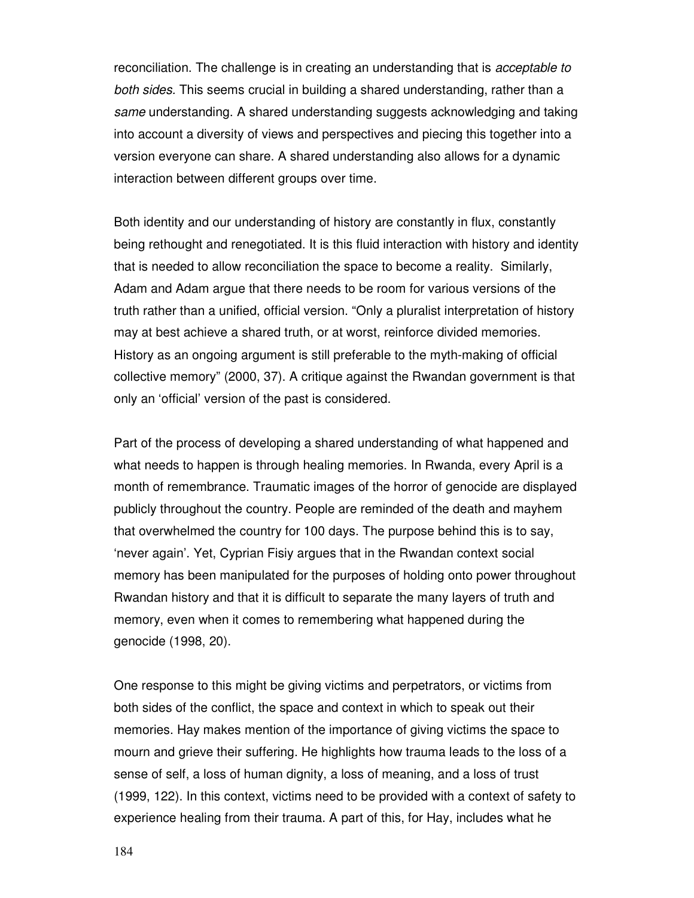reconciliation. The challenge is in creating an understanding that is *acceptable to both sides.* This seems crucial in building a shared understanding, rather than a *same* understanding. A shared understanding suggests acknowledging and taking into account a diversity of views and perspectives and piecing this together into a version everyone can share. A shared understanding also allows for a dynamic interaction between different groups over time.

Both identity and our understanding of history are constantly in flux, constantly being rethought and renegotiated. It is this fluid interaction with history and identity that is needed to allow reconciliation the space to become a reality. Similarly, Adam and Adam argue that there needs to be room for various versions of the truth rather than a unified, official version. "Only a pluralist interpretation of history may at best achieve a shared truth, or at worst, reinforce divided memories. History as an ongoing argument is still preferable to the myth-making of official collective memory" (2000, 37). A critique against the Rwandan government is that only an 'official' version of the past is considered.

Part of the process of developing a shared understanding of what happened and what needs to happen is through healing memories. In Rwanda, every April is a month of remembrance. Traumatic images of the horror of genocide are displayed publicly throughout the country. People are reminded of the death and mayhem that overwhelmed the country for 100 days. The purpose behind this is to say, 'never again'. Yet, Cyprian Fisiy argues that in the Rwandan context social memory has been manipulated for the purposes of holding onto power throughout Rwandan history and that it is difficult to separate the many layers of truth and memory, even when it comes to remembering what happened during the genocide (1998, 20).

One response to this might be giving victims and perpetrators, or victims from both sides of the conflict, the space and context in which to speak out their memories. Hay makes mention of the importance of giving victims the space to mourn and grieve their suffering. He highlights how trauma leads to the loss of a sense of self, a loss of human dignity, a loss of meaning, and a loss of trust (1999, 122). In this context, victims need to be provided with a context of safety to experience healing from their trauma. A part of this, for Hay, includes what he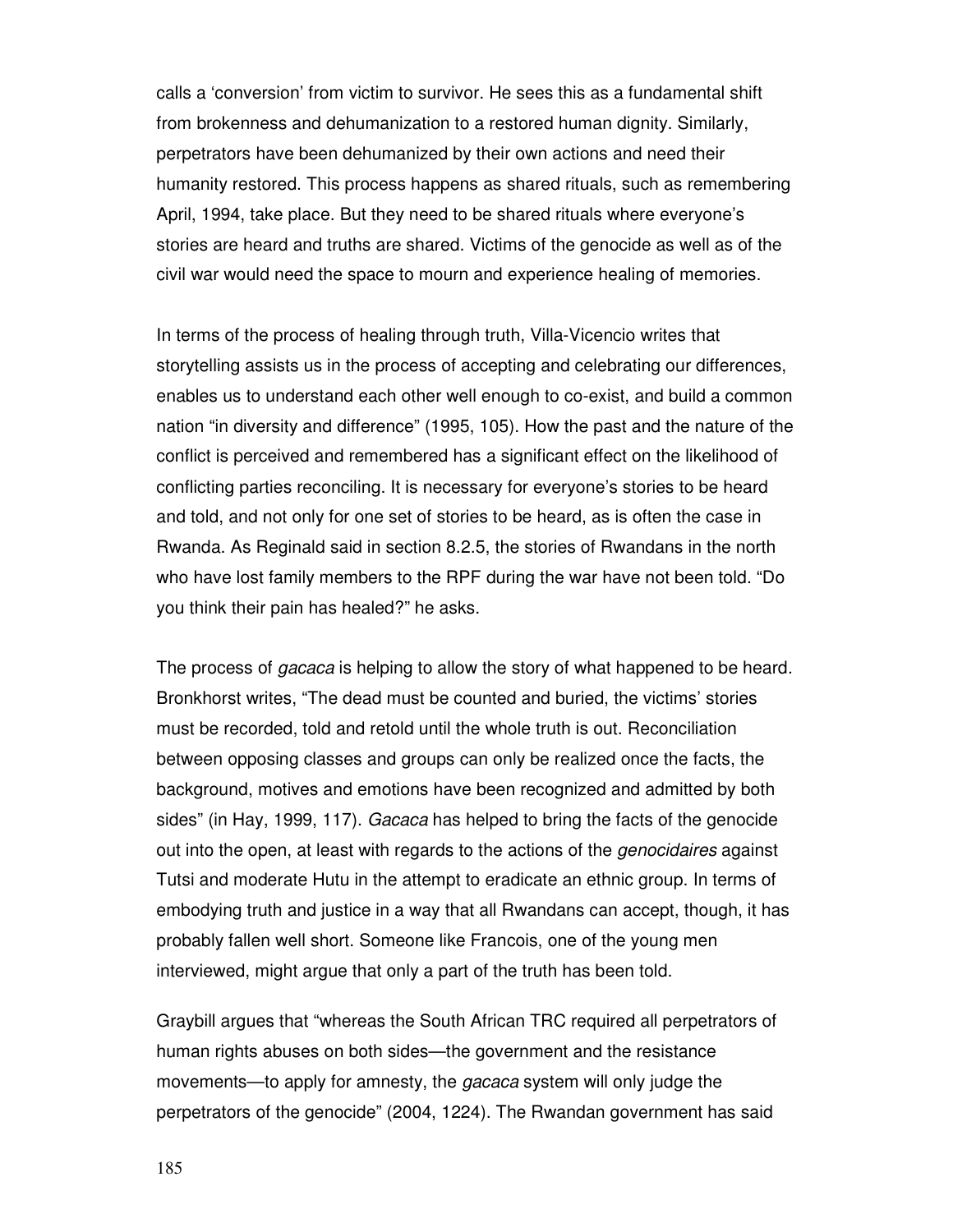calls a ‘conversion’ from victim to survivor. He sees this as a fundamental shift from brokenness and dehumanization to a restored human dignity. Similarly, perpetrators have been dehumanized by their own actions and need their humanity restored. This process happens as shared rituals, such as remembering April, 1994, take place. But they need to be shared rituals where everyone’s stories are heard and truths are shared. Victims of the genocide as well as of the civil war would need the space to mourn and experience healing of memories.

In terms of the process of healing through truth, Villa-Vicencio writes that storytelling assists us in the process of accepting and celebrating our differences, enables us to understand each other well enough to co-exist, and build a common nation “in diversity and difference” (1995, 105). How the past and the nature of the conflict is perceived and remembered has a significant effect on the likelihood of conflicting parties reconciling. It is necessary for everyone’s stories to be heard and told, and not only for one set of stories to be heard, as is often the case in Rwanda. As Reginald said in section 8.2.5, the stories of Rwandans in the north who have lost family members to the RPF during the war have not been told. “Do you think their pain has healed?” he asks.

The process of *gacaca* is helping to allow the story of what happened to be heard. Bronkhorst writes, “The dead must be counted and buried, the victims’ stories must be recorded, told and retold until the whole truth is out. Reconciliation between opposing classes and groups can only be realized once the facts, the background, motives and emotions have been recognized and admitted by both sides” (in Hay, 1999, 117). *Gacaca* has helped to bring the facts of the genocide out into the open, at least with regards to the actions of the *genocidaires* against Tutsi and moderate Hutu in the attempt to eradicate an ethnic group. In terms of embodying truth and justice in a way that all Rwandans can accept, though, it has probably fallen well short. Someone like Francois, one of the young men interviewed, might argue that only a part of the truth has been told.

Graybill argues that “whereas the South African TRC required all perpetrators of human rights abuses on both sides—the government and the resistance movements—to apply for amnesty, the *gacaca* system will only judge the perpetrators of the genocide” (2004, 1224). The Rwandan government has said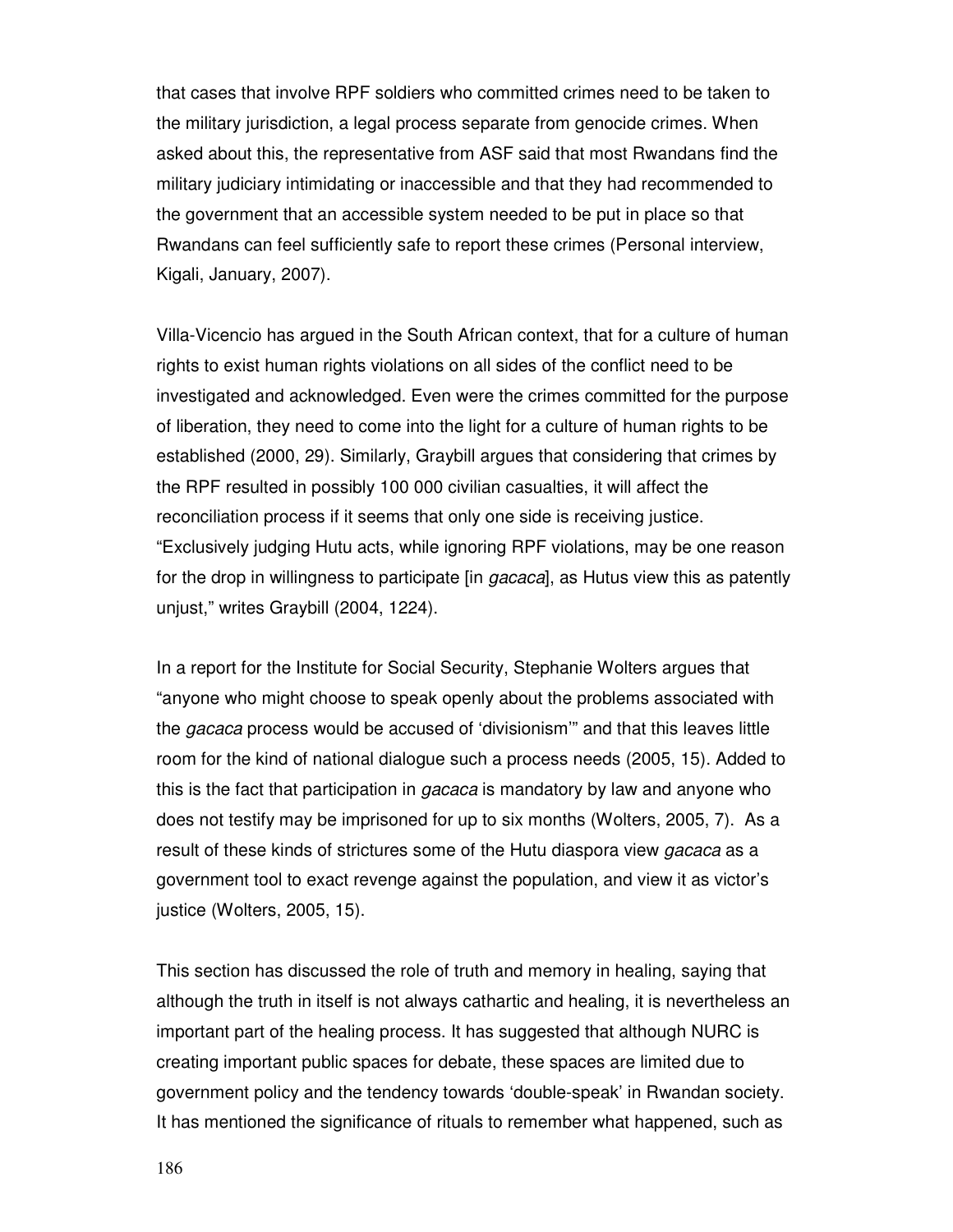that cases that involve RPF soldiers who committed crimes need to be taken to the military jurisdiction, a legal process separate from genocide crimes. When asked about this, the representative from ASF said that most Rwandans find the military judiciary intimidating or inaccessible and that they had recommended to the government that an accessible system needed to be put in place so that Rwandans can feel sufficiently safe to report these crimes (Personal interview, Kigali, January, 2007).

Villa-Vicencio has argued in the South African context, that for a culture of human rights to exist human rights violations on all sides of the conflict need to be investigated and acknowledged. Even were the crimes committed for the purpose of liberation, they need to come into the light for a culture of human rights to be established (2000, 29). Similarly, Graybill argues that considering that crimes by the RPF resulted in possibly 100 000 civilian casualties, it will affect the reconciliation process if it seems that only one side is receiving justice. "Exclusively judging Hutu acts, while ignoring RPF violations, may be one reason for the drop in willingness to participate [in *gacaca*], as Hutus view this as patently unjust," writes Graybill (2004, 1224).

In a report for the Institute for Social Security, Stephanie Wolters argues that "anyone who might choose to speak openly about the problems associated with the *gacaca* process would be accused of 'divisionism'" and that this leaves little room for the kind of national dialogue such a process needs (2005, 15). Added to this is the fact that participation in *gacaca* is mandatory by law and anyone who does not testify may be imprisoned for up to six months (Wolters, 2005, 7). As a result of these kinds of strictures some of the Hutu diaspora view *gacaca* as a government tool to exact revenge against the population, and view it as victor's justice (Wolters, 2005, 15).

This section has discussed the role of truth and memory in healing, saying that although the truth in itself is not always cathartic and healing, it is nevertheless an important part of the healing process. It has suggested that although NURC is creating important public spaces for debate, these spaces are limited due to government policy and the tendency towards 'double-speak' in Rwandan society. It has mentioned the significance of rituals to remember what happened, such as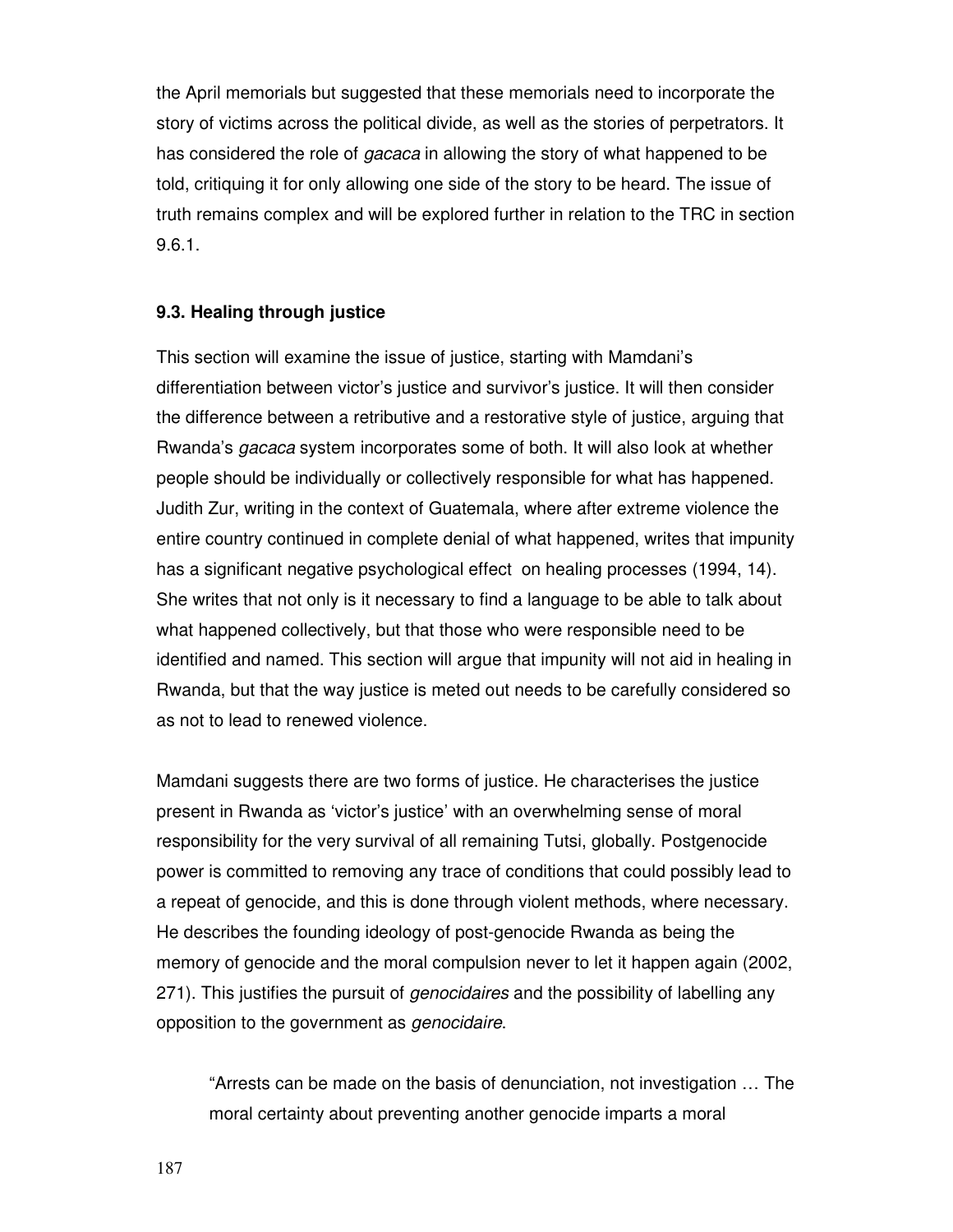the April memorials but suggested that these memorials need to incorporate the story of victims across the political divide, as well as the stories of perpetrators. It has considered the role of *gacaca* in allowing the story of what happened to be told, critiquing it for only allowing one side of the story to be heard. The issue of truth remains complex and will be explored further in relation to the TRC in section 9.6.1.

### 9.3. Healing through justice

This section will examine the issue of justice, starting with Mamdani's differentiation between victor's justice and survivor's justice. It will then consider the difference between a retributive and a restorative style of justice, arguing that Rwanda's *gacaca* system incorporates some of both. It will also look at whether people should be individually or collectively responsible for what has happened. Judith Zur, writing in the context of Guatemala, where after extreme violence the entire country continued in complete denial of what happened, writes that impunity has a significant negative psychological effect on healing processes (1994, 14). She writes that not only is it necessary to find a language to be able to talk about what happened collectively, but that those who were responsible need to be identified and named. This section will argue that impunity will not aid in healing in Rwanda, but that the way justice is meted out needs to be carefully considered so as not to lead to renewed violence.

Mamdani suggests there are two forms of justice. He characterises the justice present in Rwanda as 'victor's justice' with an overwhelming sense of moral responsibility for the very survival of all remaining Tutsi, globally. Postgenocide power is committed to removing any trace of conditions that could possibly lead to a repeat of genocide, and this is done through violent methods, where necessary. He describes the founding ideology of post-genocide Rwanda as being the memory of genocide and the moral compulsion never to let it happen again (2002, 271). This justifies the pursuit of *genocidaires* and the possibility of labelling any opposition to the government as *genocidaire*.

> "Arrests can be made on the basis of denunciation, not investigation … The moral certainty about preventing another genocide imparts a moral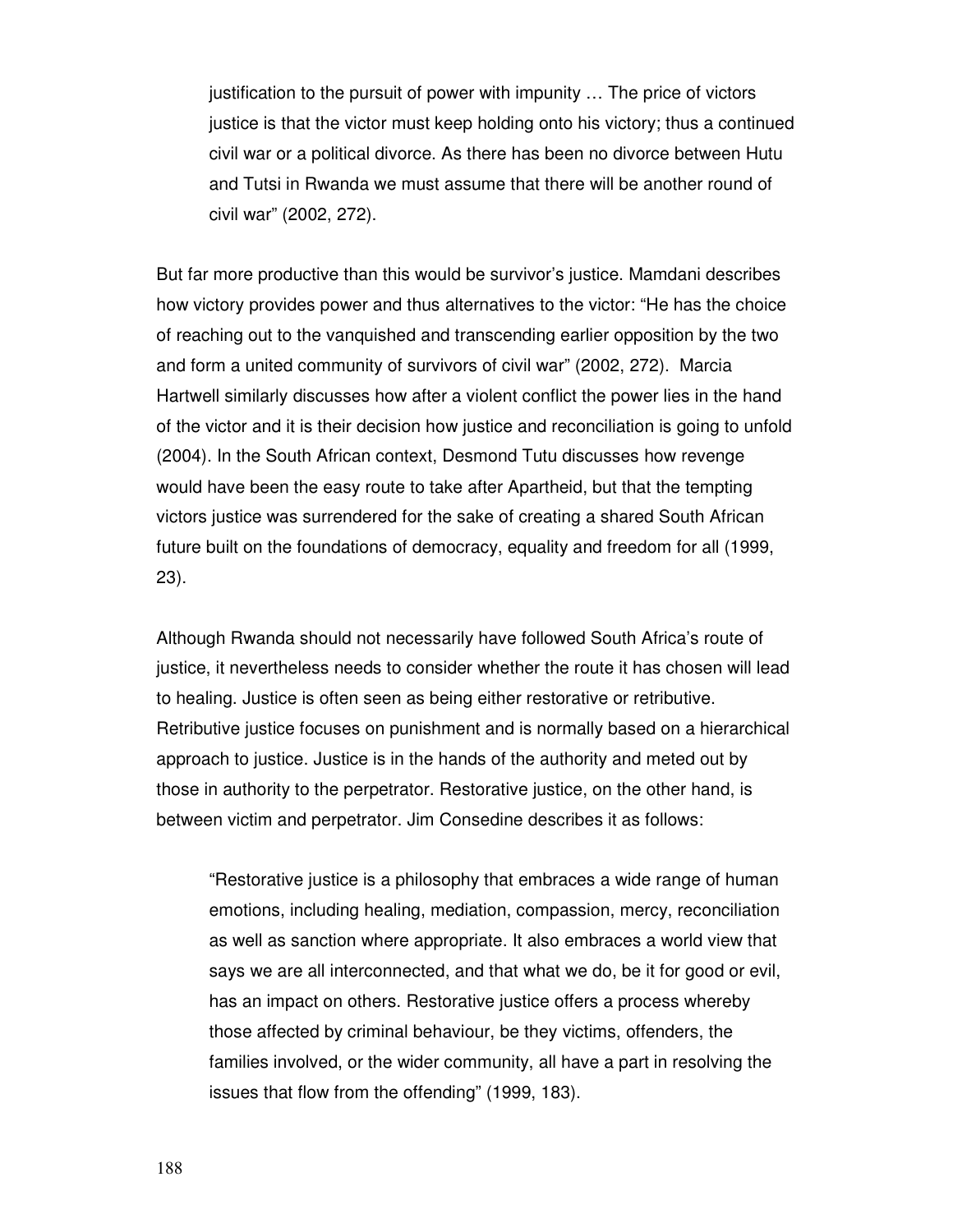> justification to the pursuit of power with impunity … The price of victors justice is that the victor must keep holding onto his victory; thus a continued civil war or a political divorce. As there has been no divorce between Hutu and Tutsi in Rwanda we must assume that there will be another round of civil war" (2002, 272).

But far more productive than this would be survivor's justice. Mamdani describes how victory provides power and thus alternatives to the victor: "He has the choice of reaching out to the vanquished and transcending earlier opposition by the two and form a united community of survivors of civil war" (2002, 272). Marcia Hartwell similarly discusses how after a violent conflict the power lies in the hand of the victor and it is their decision how justice and reconciliation is going to unfold (2004). In the South African context, Desmond Tutu discusses how revenge would have been the easy route to take after Apartheid, but that the tempting victors justice was surrendered for the sake of creating a shared South African future built on the foundations of democracy, equality and freedom for all (1999, 23).

Although Rwanda should not necessarily have followed South Africa's route of justice, it nevertheless needs to consider whether the route it has chosen will lead to healing. Justice is often seen as being either restorative or retributive. Retributive justice focuses on punishment and is normally based on a hierarchical approach to justice. Justice is in the hands of the authority and meted out by those in authority to the perpetrator. Restorative justice, on the other hand, is between victim and perpetrator. Jim Consedine describes it as follows:

> "Restorative justice is a philosophy that embraces a wide range of human emotions, including healing, mediation, compassion, mercy, reconciliation as well as sanction where appropriate. It also embraces a world view that says we are all interconnected, and that what we do, be it for good or evil, has an impact on others. Restorative justice offers a process whereby those affected by criminal behaviour, be they victims, offenders, the families involved, or the wider community, all have a part in resolving the issues that flow from the offending" (1999, 183).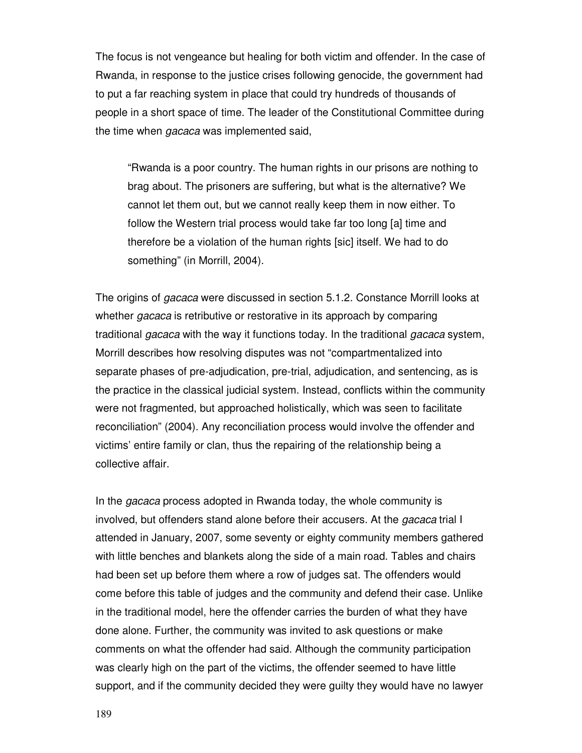The focus is not vengeance but healing for both victim and offender. In the case of Rwanda, in response to the justice crises following genocide, the government had to put a far reaching system in place that could try hundreds of thousands of people in a short space of time. The leader of the Constitutional Committee during the time when *gacaca* was implemented said,

> "Rwanda is a poor country. The human rights in our prisons are nothing to brag about. The prisoners are suffering, but what is the alternative? We cannot let them out, but we cannot really keep them in now either. To follow the Western trial process would take far too long [a] time and therefore be a violation of the human rights [sic] itself. We had to do something" (in Morrill, 2004).

The origins of *gacaca* were discussed in section 5.1.2. Constance Morrill looks at whether *gacaca* is retributive or restorative in its approach by comparing traditional *gacaca* with the way it functions today. In the traditional *gacaca* system, Morrill describes how resolving disputes was not "compartmentalized into separate phases of pre-adjudication, pre-trial, adjudication, and sentencing, as is the practice in the classical judicial system. Instead, conflicts within the community were not fragmented, but approached holistically, which was seen to facilitate reconciliation" (2004). Any reconciliation process would involve the offender and victims' entire family or clan, thus the repairing of the relationship being a collective affair.

In the *gacaca* process adopted in Rwanda today, the whole community is involved, but offenders stand alone before their accusers. At the *gacaca* trial I attended in January, 2007, some seventy or eighty community members gathered with little benches and blankets along the side of a main road. Tables and chairs had been set up before them where a row of judges sat. The offenders would come before this table of judges and the community and defend their case. Unlike in the traditional model, here the offender carries the burden of what they have done alone. Further, the community was invited to ask questions or make comments on what the offender had said. Although the community participation was clearly high on the part of the victims, the offender seemed to have little support, and if the community decided they were guilty they would have no lawyer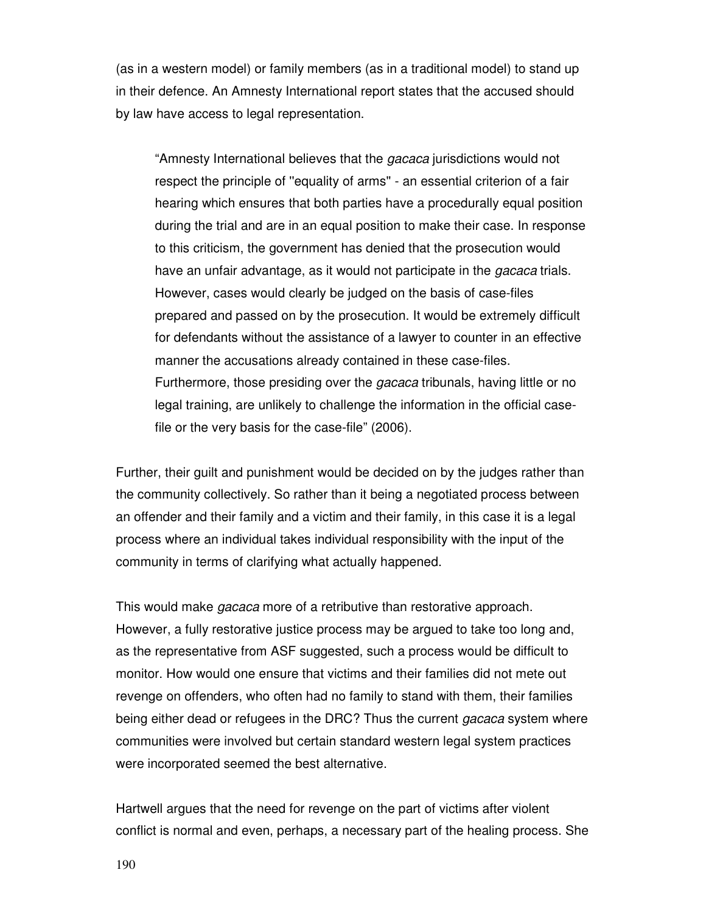(as in a western model) or family members (as in a traditional model) to stand up in their defence. An Amnesty International report states that the accused should by law have access to legal representation.

> "Amnesty International believes that the *gacaca* jurisdictions would not respect the principle of "equality of arms" - an essential criterion of a fair hearing which ensures that both parties have a procedurally equal position during the trial and are in an equal position to make their case. In response to this criticism, the government has denied that the prosecution would have an unfair advantage, as it would not participate in the *gacaca* trials. However, cases would clearly be judged on the basis of case-files prepared and passed on by the prosecution. It would be extremely difficult for defendants without the assistance of a lawyer to counter in an effective manner the accusations already contained in these case-files. Furthermore, those presiding over the *gacaca* tribunals, having little or no legal training, are unlikely to challenge the information in the official case-file or the very basis for the case-file" (2006).

Further, their guilt and punishment would be decided on by the judges rather than the community collectively. So rather than it being a negotiated process between an offender and their family and a victim and their family, in this case it is a legal process where an individual takes individual responsibility with the input of the community in terms of clarifying what actually happened.

This would make *gacaca* more of a retributive than restorative approach. However, a fully restorative justice process may be argued to take too long and, as the representative from ASF suggested, such a process would be difficult to monitor. How would one ensure that victims and their families did not mete out revenge on offenders, who often had no family to stand with them, their families being either dead or refugees in the DRC? Thus the current *gacaca* system where communities were involved but certain standard western legal system practices were incorporated seemed the best alternative.

Hartwell argues that the need for revenge on the part of victims after violent conflict is normal and even, perhaps, a necessary part of the healing process. She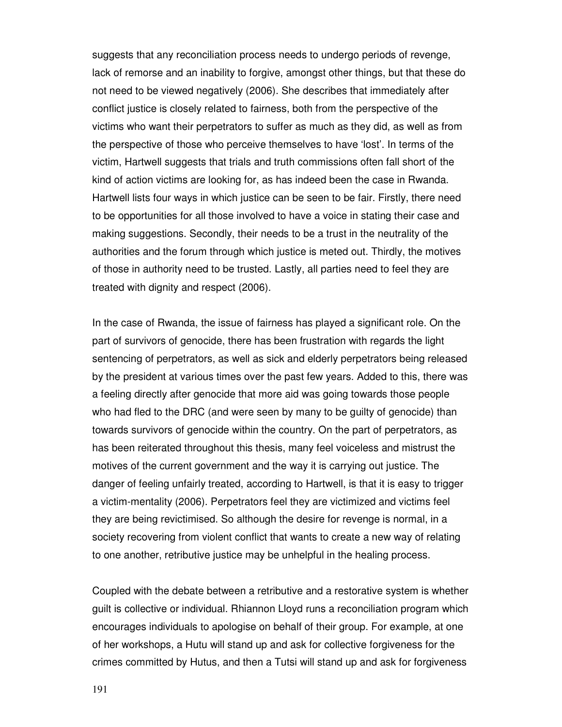suggests that any reconciliation process needs to undergo periods of revenge, lack of remorse and an inability to forgive, amongst other things, but that these do not need to be viewed negatively (2006). She describes that immediately after conflict justice is closely related to fairness, both from the perspective of the victims who want their perpetrators to suffer as much as they did, as well as from the perspective of those who perceive themselves to have 'lost'. In terms of the victim, Hartwell suggests that trials and truth commissions often fall short of the kind of action victims are looking for, as has indeed been the case in Rwanda. Hartwell lists four ways in which justice can be seen to be fair. Firstly, there need to be opportunities for all those involved to have a voice in stating their case and making suggestions. Secondly, their needs to be a trust in the neutrality of the authorities and the forum through which justice is meted out. Thirdly, the motives of those in authority need to be trusted. Lastly, all parties need to feel they are treated with dignity and respect (2006).

In the case of Rwanda, the issue of fairness has played a significant role. On the part of survivors of genocide, there has been frustration with regards the light sentencing of perpetrators, as well as sick and elderly perpetrators being released by the president at various times over the past few years. Added to this, there was a feeling directly after genocide that more aid was going towards those people who had fled to the DRC (and were seen by many to be guilty of genocide) than towards survivors of genocide within the country. On the part of perpetrators, as has been reiterated throughout this thesis, many feel voiceless and mistrust the motives of the current government and the way it is carrying out justice. The danger of feeling unfairly treated, according to Hartwell, is that it is easy to trigger a victim-mentality (2006). Perpetrators feel they are victimized and victims feel they are being revictimised. So although the desire for revenge is normal, in a society recovering from violent conflict that wants to create a new way of relating to one another, retributive justice may be unhelpful in the healing process.

Coupled with the debate between a retributive and a restorative system is whether guilt is collective or individual. Rhiannon Lloyd runs a reconciliation program which encourages individuals to apologise on behalf of their group. For example, at one of her workshops, a Hutu will stand up and ask for collective forgiveness for the crimes committed by Hutus, and then a Tutsi will stand up and ask for forgiveness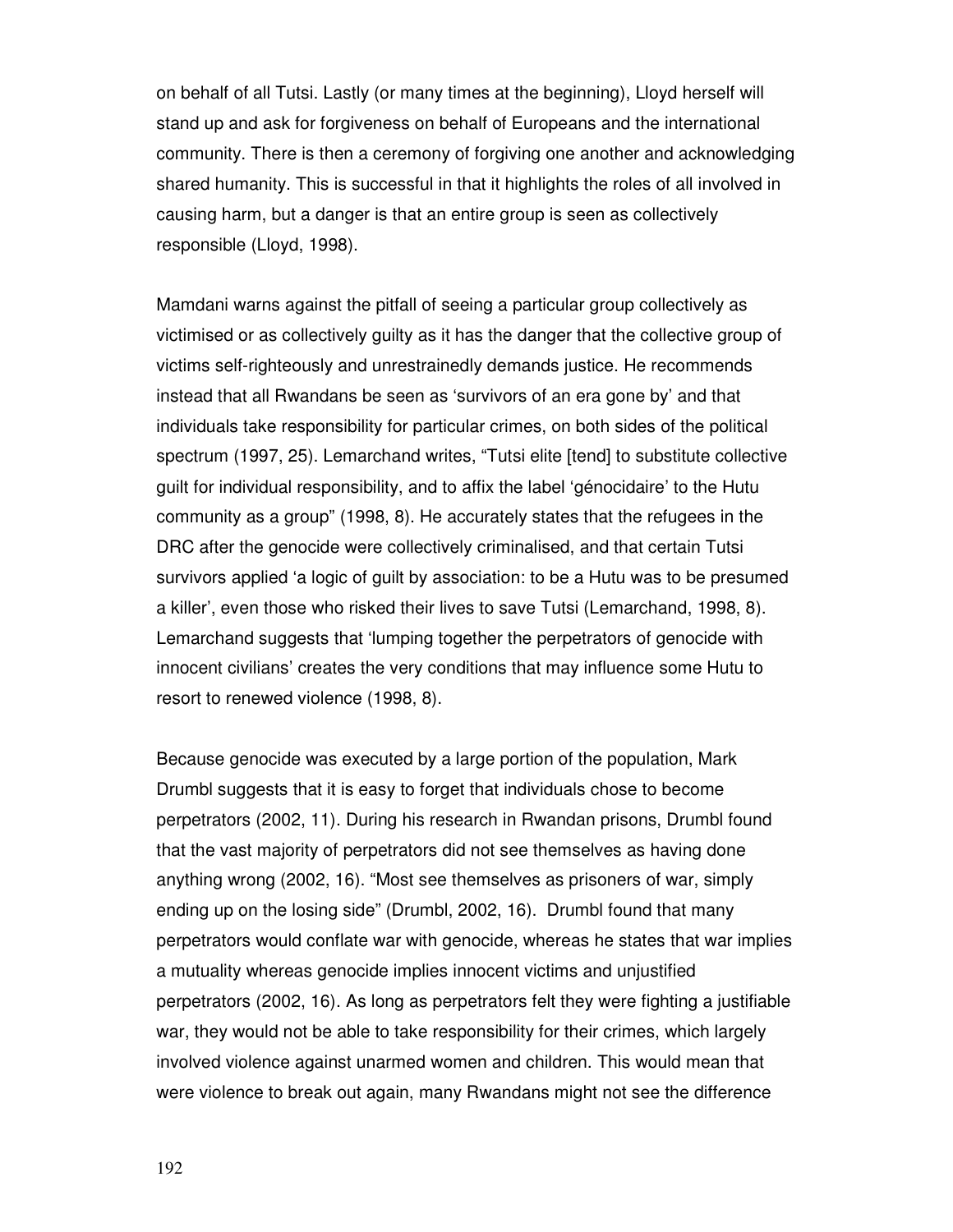on behalf of all Tutsi. Lastly (or many times at the beginning), Lloyd herself will stand up and ask for forgiveness on behalf of Europeans and the international community. There is then a ceremony of forgiving one another and acknowledging shared humanity. This is successful in that it highlights the roles of all involved in causing harm, but a danger is that an entire group is seen as collectively responsible (Lloyd, 1998).

Mamdani warns against the pitfall of seeing a particular group collectively as victimised or as collectively guilty as it has the danger that the collective group of victims self-righteously and unrestrainedly demands justice. He recommends instead that all Rwandans be seen as 'survivors of an era gone by' and that individuals take responsibility for particular crimes, on both sides of the political spectrum (1997, 25). Lemarchand writes, "Tutsi elite [tend] to substitute collective guilt for individual responsibility, and to affix the label 'génocidaire' to the Hutu community as a group" (1998, 8). He accurately states that the refugees in the DRC after the genocide were collectively criminalised, and that certain Tutsi survivors applied 'a logic of guilt by association: to be a Hutu was to be presumed a killer', even those who risked their lives to save Tutsi (Lemarchand, 1998, 8). Lemarchand suggests that 'lumping together the perpetrators of genocide with innocent civilians' creates the very conditions that may influence some Hutu to resort to renewed violence (1998, 8).

Because genocide was executed by a large portion of the population, Mark Drumbl suggests that it is easy to forget that individuals chose to become perpetrators (2002, 11). During his research in Rwandan prisons, Drumbl found that the vast majority of perpetrators did not see themselves as having done anything wrong (2002, 16). "Most see themselves as prisoners of war, simply ending up on the losing side" (Drumbl, 2002, 16). Drumbl found that many perpetrators would conflate war with genocide, whereas he states that war implies a mutuality whereas genocide implies innocent victims and unjustified perpetrators (2002, 16). As long as perpetrators felt they were fighting a justifiable war, they would not be able to take responsibility for their crimes, which largely involved violence against unarmed women and children. This would mean that were violence to break out again, many Rwandans might not see the difference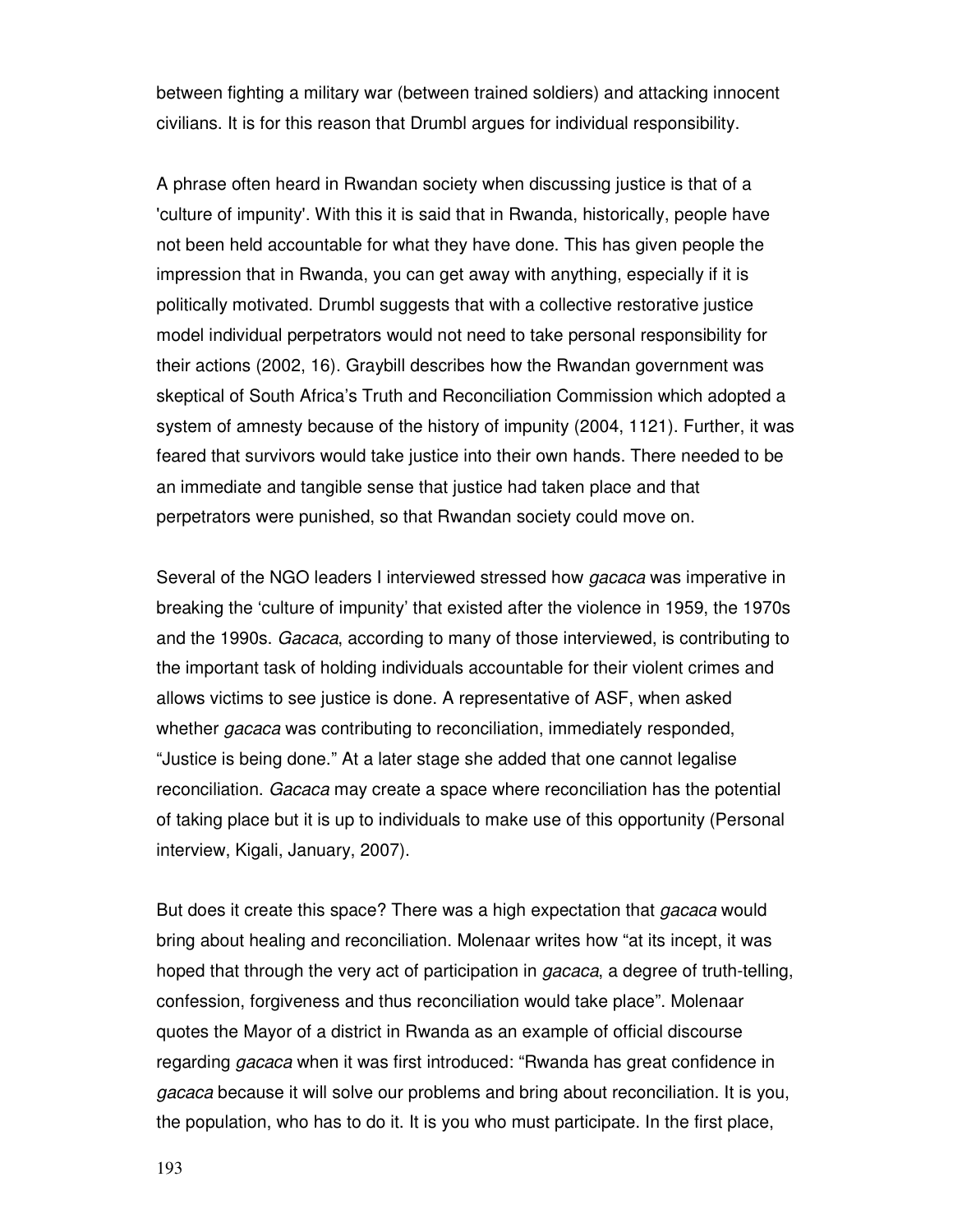between fighting a military war (between trained soldiers) and attacking innocent civilians. It is for this reason that Drumbl argues for individual responsibility.

A phrase often heard in Rwandan society when discussing justice is that of a 'culture of impunity'. With this it is said that in Rwanda, historically, people have not been held accountable for what they have done. This has given people the impression that in Rwanda, you can get away with anything, especially if it is politically motivated. Drumbl suggests that with a collective restorative justice model individual perpetrators would not need to take personal responsibility for their actions (2002, 16). Graybill describes how the Rwandan government was skeptical of South Africa's Truth and Reconciliation Commission which adopted a system of amnesty because of the history of impunity (2004, 1121). Further, it was feared that survivors would take justice into their own hands. There needed to be an immediate and tangible sense that justice had taken place and that perpetrators were punished, so that Rwandan society could move on.

Several of the NGO leaders I interviewed stressed how *gacaca* was imperative in breaking the 'culture of impunity' that existed after the violence in 1959, the 1970s and the 1990s. *Gacaca*, according to many of those interviewed, is contributing to the important task of holding individuals accountable for their violent crimes and allows victims to see justice is done. A representative of ASF, when asked whether *gacaca* was contributing to reconciliation, immediately responded, "Justice is being done." At a later stage she added that one cannot legalise reconciliation. *Gacaca* may create a space where reconciliation has the potential of taking place but it is up to individuals to make use of this opportunity (Personal interview, Kigali, January, 2007).

But does it create this space? There was a high expectation that *gacaca* would bring about healing and reconciliation. Molenaar writes how "at its incept, it was hoped that through the very act of participation in *gacaca*, a degree of truth-telling, confession, forgiveness and thus reconciliation would take place". Molenaar quotes the Mayor of a district in Rwanda as an example of official discourse regarding *gacaca* when it was first introduced: "Rwanda has great confidence in *gacaca* because it will solve our problems and bring about reconciliation. It is you, the population, who has to do it. It is you who must participate. In the first place,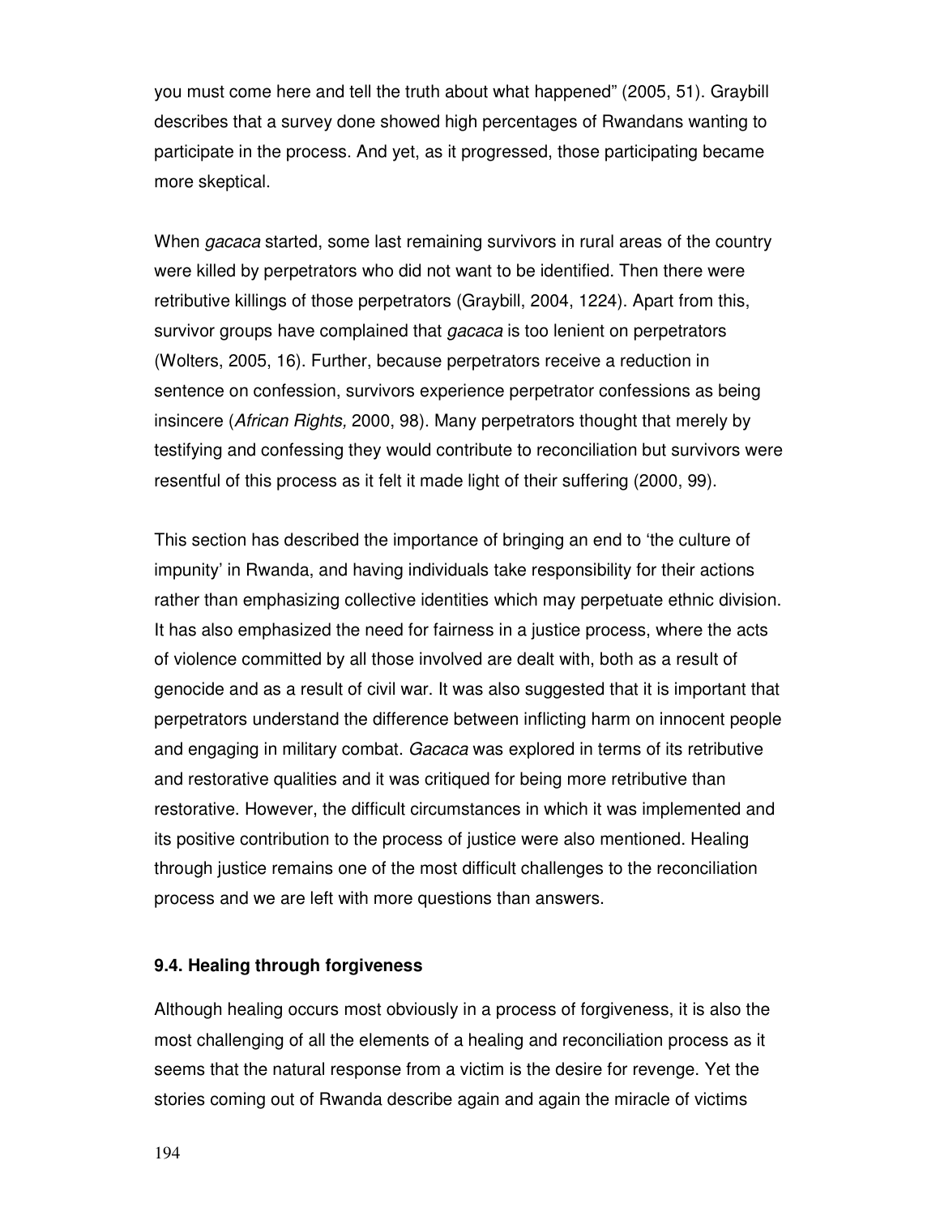you must come here and tell the truth about what happened" (2005, 51). Graybill describes that a survey done showed high percentages of Rwandans wanting to participate in the process. And yet, as it progressed, those participating became more skeptical.

When *gacaca* started, some last remaining survivors in rural areas of the country were killed by perpetrators who did not want to be identified. Then there were retributive killings of those perpetrators (Graybill, 2004, 1224). Apart from this, survivor groups have complained that *gacaca* is too lenient on perpetrators (Wolters, 2005, 16). Further, because perpetrators receive a reduction in sentence on confession, survivors experience perpetrator confessions as being insincere (*African Rights,* 2000, 98). Many perpetrators thought that merely by testifying and confessing they would contribute to reconciliation but survivors were resentful of this process as it felt it made light of their suffering (2000, 99).

This section has described the importance of bringing an end to 'the culture of impunity' in Rwanda, and having individuals take responsibility for their actions rather than emphasizing collective identities which may perpetuate ethnic division. It has also emphasized the need for fairness in a justice process, where the acts of violence committed by all those involved are dealt with, both as a result of genocide and as a result of civil war. It was also suggested that it is important that perpetrators understand the difference between inflicting harm on innocent people and engaging in military combat. *Gacaca* was explored in terms of its retributive and restorative qualities and it was critiqued for being more retributive than restorative. However, the difficult circumstances in which it was implemented and its positive contribution to the process of justice were also mentioned. Healing through justice remains one of the most difficult challenges to the reconciliation process and we are left with more questions than answers.

### 9.4. Healing through forgiveness

Although healing occurs most obviously in a process of forgiveness, it is also the most challenging of all the elements of a healing and reconciliation process as it seems that the natural response from a victim is the desire for revenge. Yet the stories coming out of Rwanda describe again and again the miracle of victims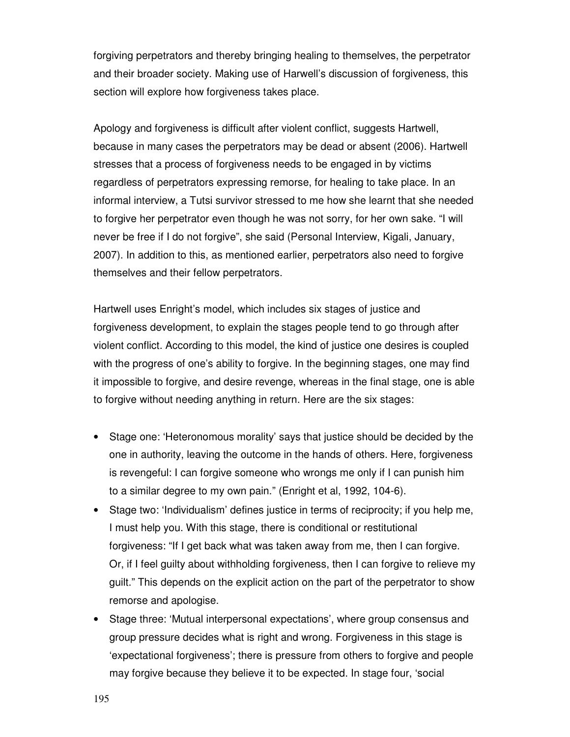forgiving perpetrators and thereby bringing healing to themselves, the perpetrator and their broader society. Making use of Harwell's discussion of forgiveness, this section will explore how forgiveness takes place.

Apology and forgiveness is difficult after violent conflict, suggests Hartwell, because in many cases the perpetrators may be dead or absent (2006). Hartwell stresses that a process of forgiveness needs to be engaged in by victims regardless of perpetrators expressing remorse, for healing to take place. In an informal interview, a Tutsi survivor stressed to me how she learnt that she needed to forgive her perpetrator even though he was not sorry, for her own sake. "I will never be free if I do not forgive", she said (Personal Interview, Kigali, January, 2007). In addition to this, as mentioned earlier, perpetrators also need to forgive themselves and their fellow perpetrators.

Hartwell uses Enright's model, which includes six stages of justice and forgiveness development, to explain the stages people tend to go through after violent conflict. According to this model, the kind of justice one desires is coupled with the progress of one's ability to forgive. In the beginning stages, one may find it impossible to forgive, and desire revenge, whereas in the final stage, one is able to forgive without needing anything in return. Here are the six stages:

- Stage one: 'Heteronomous morality' says that justice should be decided by the one in authority, leaving the outcome in the hands of others. Here, forgiveness is revengeful: I can forgive someone who wrongs me only if I can punish him to a similar degree to my own pain." (Enright et al, 1992, 104-6).
- Stage two: 'Individualism' defines justice in terms of reciprocity; if you help me, I must help you. With this stage, there is conditional or restitutional forgiveness: "If I get back what was taken away from me, then I can forgive. Or, if I feel guilty about withholding forgiveness, then I can forgive to relieve my guilt." This depends on the explicit action on the part of the perpetrator to show remorse and apologise.
- Stage three: 'Mutual interpersonal expectations', where group consensus and group pressure decides what is right and wrong. Forgiveness in this stage is 'expectational forgiveness'; there is pressure from others to forgive and people may forgive because they believe it to be expected. In stage four, 'social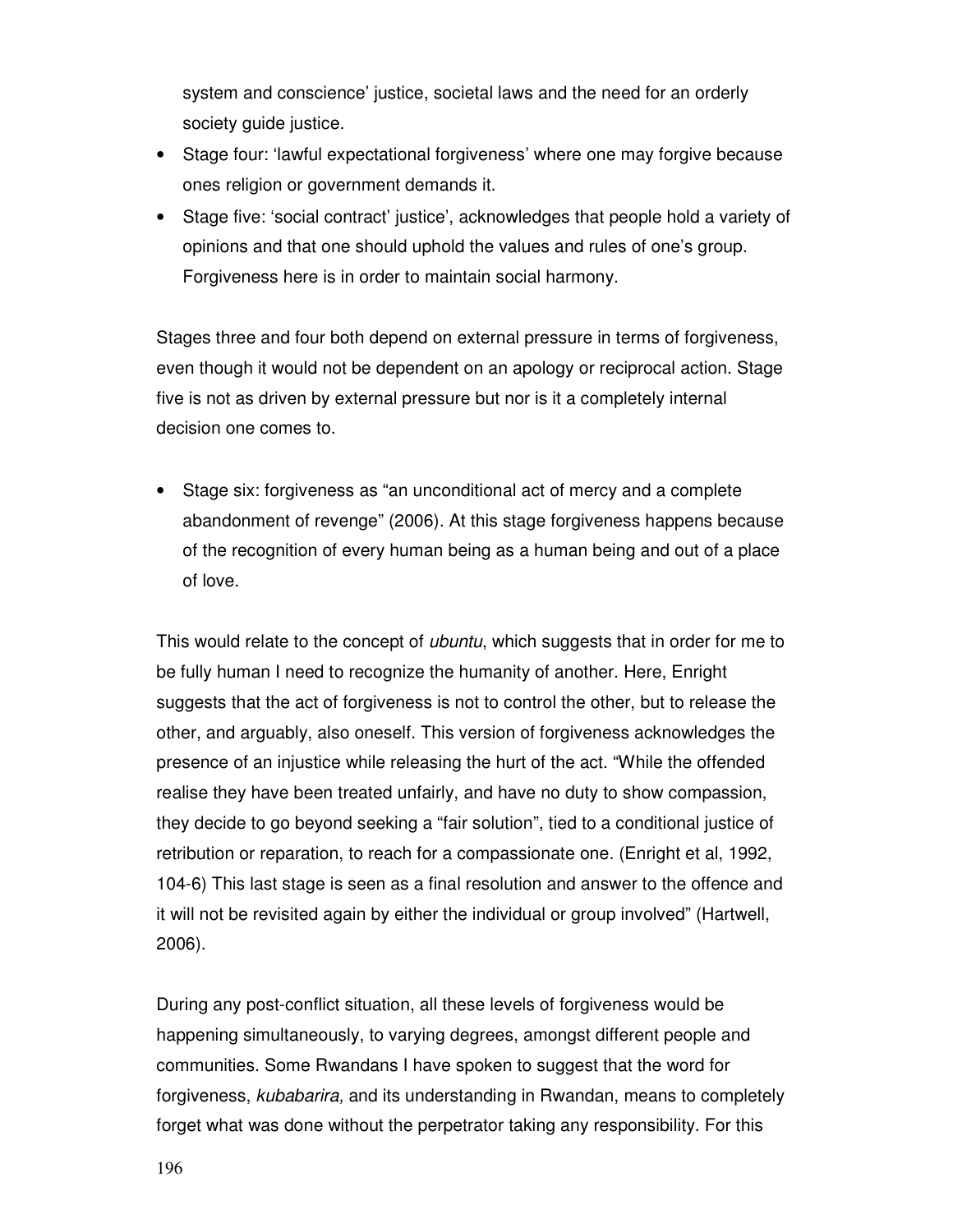system and conscience' justice, societal laws and the need for an orderly society guide justice.

- Stage four: 'lawful expectational forgiveness' where one may forgive because ones religion or government demands it.
- Stage five: 'social contract' justice', acknowledges that people hold a variety of opinions and that one should uphold the values and rules of one's group. Forgiveness here is in order to maintain social harmony.

Stages three and four both depend on external pressure in terms of forgiveness, even though it would not be dependent on an apology or reciprocal action. Stage five is not as driven by external pressure but nor is it a completely internal decision one comes to.

- Stage six: forgiveness as "an unconditional act of mercy and a complete abandonment of revenge" (2006). At this stage forgiveness happens because of the recognition of every human being as a human being and out of a place of love.

This would relate to the concept of *ubuntu*, which suggests that in order for me to be fully human I need to recognize the humanity of another. Here, Enright suggests that the act of forgiveness is not to control the other, but to release the other, and arguably, also oneself. This version of forgiveness acknowledges the presence of an injustice while releasing the hurt of the act. "While the offended realise they have been treated unfairly, and have no duty to show compassion, they decide to go beyond seeking a "fair solution", tied to a conditional justice of retribution or reparation, to reach for a compassionate one. (Enright et al, 1992, 104-6) This last stage is seen as a final resolution and answer to the offence and it will not be revisited again by either the individual or group involved" (Hartwell, 2006).

During any post-conflict situation, all these levels of forgiveness would be happening simultaneously, to varying degrees, amongst different people and communities. Some Rwandans I have spoken to suggest that the word for forgiveness, *kubabarira,* and its understanding in Rwandan, means to completely forget what was done without the perpetrator taking any responsibility. For this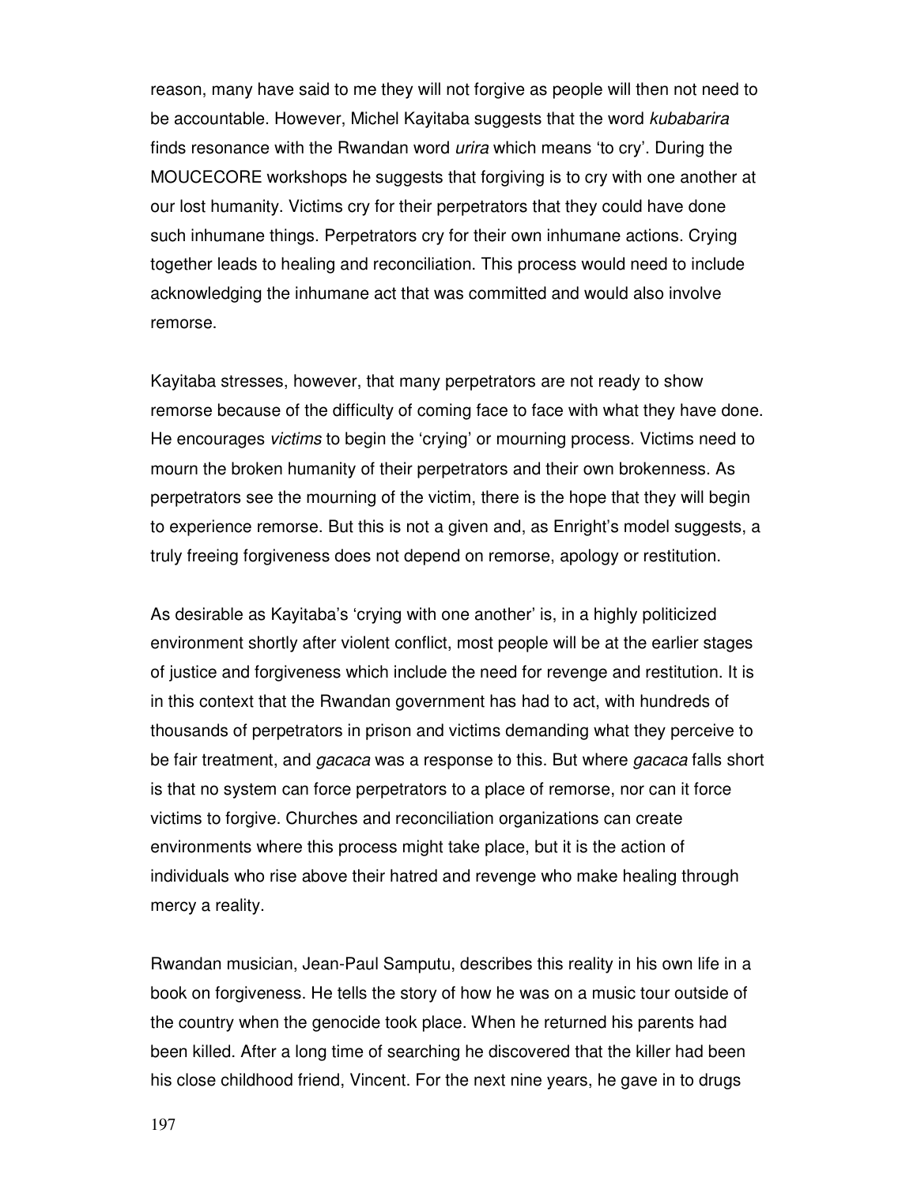reason, many have said to me they will not forgive as people will then not need to be accountable. However, Michel Kayitaba suggests that the word *kubabarira* finds resonance with the Rwandan word *urira* which means 'to cry'. During the MOUCECORE workshops he suggests that forgiving is to cry with one another at our lost humanity. Victims cry for their perpetrators that they could have done such inhumane things. Perpetrators cry for their own inhumane actions. Crying together leads to healing and reconciliation. This process would need to include acknowledging the inhumane act that was committed and would also involve remorse.

Kayitaba stresses, however, that many perpetrators are not ready to show remorse because of the difficulty of coming face to face with what they have done. He encourages *victims* to begin the 'crying' or mourning process. Victims need to mourn the broken humanity of their perpetrators and their own brokenness. As perpetrators see the mourning of the victim, there is the hope that they will begin to experience remorse. But this is not a given and, as Enright's model suggests, a truly freeing forgiveness does not depend on remorse, apology or restitution.

As desirable as Kayitaba's 'crying with one another' is, in a highly politicized environment shortly after violent conflict, most people will be at the earlier stages of justice and forgiveness which include the need for revenge and restitution. It is in this context that the Rwandan government has had to act, with hundreds of thousands of perpetrators in prison and victims demanding what they perceive to be fair treatment, and *gacaca* was a response to this. But where *gacaca* falls short is that no system can force perpetrators to a place of remorse, nor can it force victims to forgive. Churches and reconciliation organizations can create environments where this process might take place, but it is the action of individuals who rise above their hatred and revenge who make healing through mercy a reality.

Rwandan musician, Jean-Paul Samputu, describes this reality in his own life in a book on forgiveness. He tells the story of how he was on a music tour outside of the country when the genocide took place. When he returned his parents had been killed. After a long time of searching he discovered that the killer had been his close childhood friend, Vincent. For the next nine years, he gave in to drugs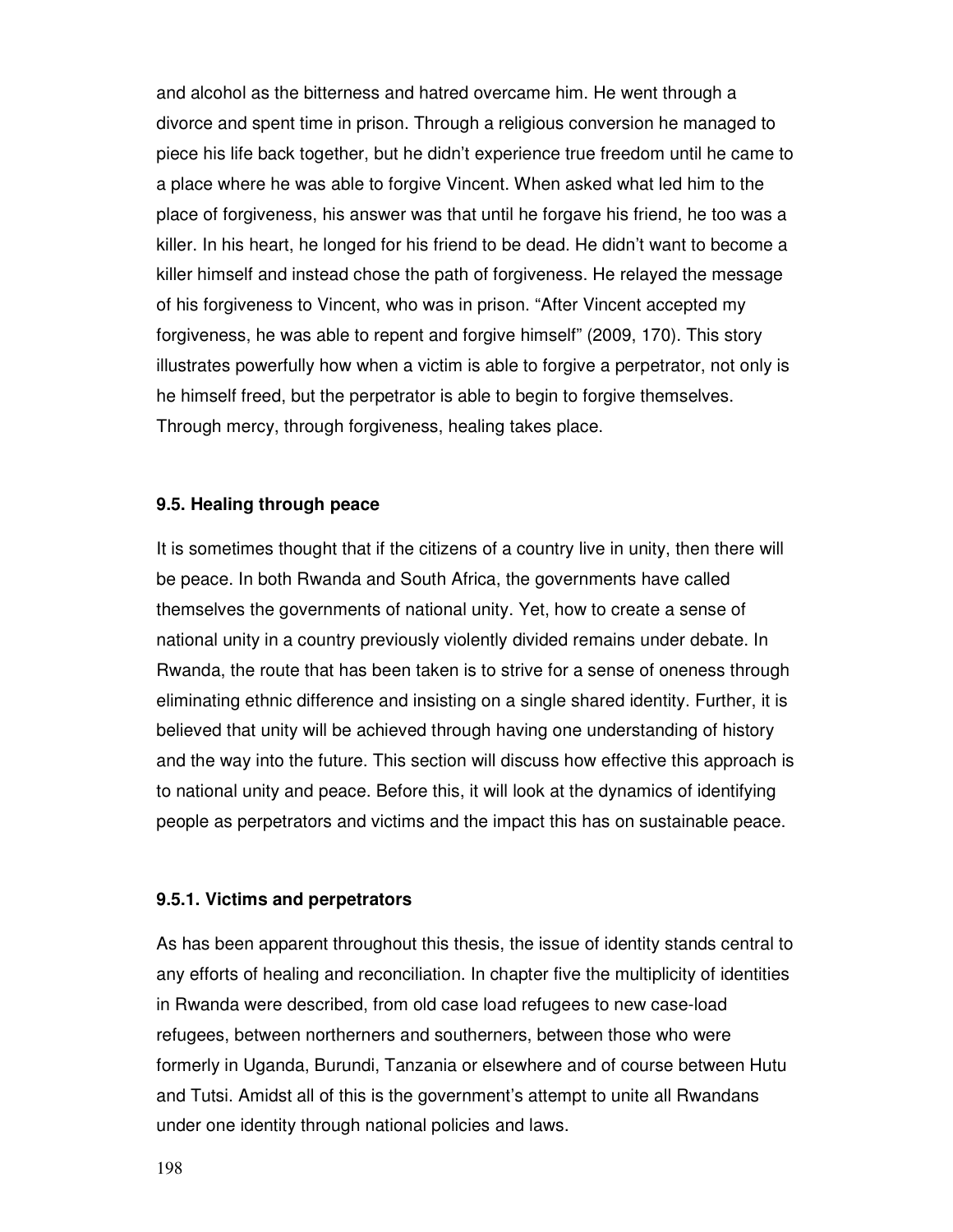and alcohol as the bitterness and hatred overcame him. He went through a divorce and spent time in prison. Through a religious conversion he managed to piece his life back together, but he didn't experience true freedom until he came to a place where he was able to forgive Vincent. When asked what led him to the place of forgiveness, his answer was that until he forgave his friend, he too was a killer. In his heart, he longed for his friend to be dead. He didn't want to become a killer himself and instead chose the path of forgiveness. He relayed the message of his forgiveness to Vincent, who was in prison. "After Vincent accepted my forgiveness, he was able to repent and forgive himself" (2009, 170). This story illustrates powerfully how when a victim is able to forgive a perpetrator, not only is he himself freed, but the perpetrator is able to begin to forgive themselves. Through mercy, through forgiveness, healing takes place.

### 9.5. Healing through peace

It is sometimes thought that if the citizens of a country live in unity, then there will be peace. In both Rwanda and South Africa, the governments have called themselves the governments of national unity. Yet, how to create a sense of national unity in a country previously violently divided remains under debate. In Rwanda, the route that has been taken is to strive for a sense of oneness through eliminating ethnic difference and insisting on a single shared identity. Further, it is believed that unity will be achieved through having one understanding of history and the way into the future. This section will discuss how effective this approach is to national unity and peace. Before this, it will look at the dynamics of identifying people as perpetrators and victims and the impact this has on sustainable peace.

#### 9.5.1. Victims and perpetrators

As has been apparent throughout this thesis, the issue of identity stands central to any efforts of healing and reconciliation. In chapter five the multiplicity of identities in Rwanda were described, from old case load refugees to new case-load refugees, between northerners and southerners, between those who were formerly in Uganda, Burundi, Tanzania or elsewhere and of course between Hutu and Tutsi. Amidst all of this is the government's attempt to unite all Rwandans under one identity through national policies and laws.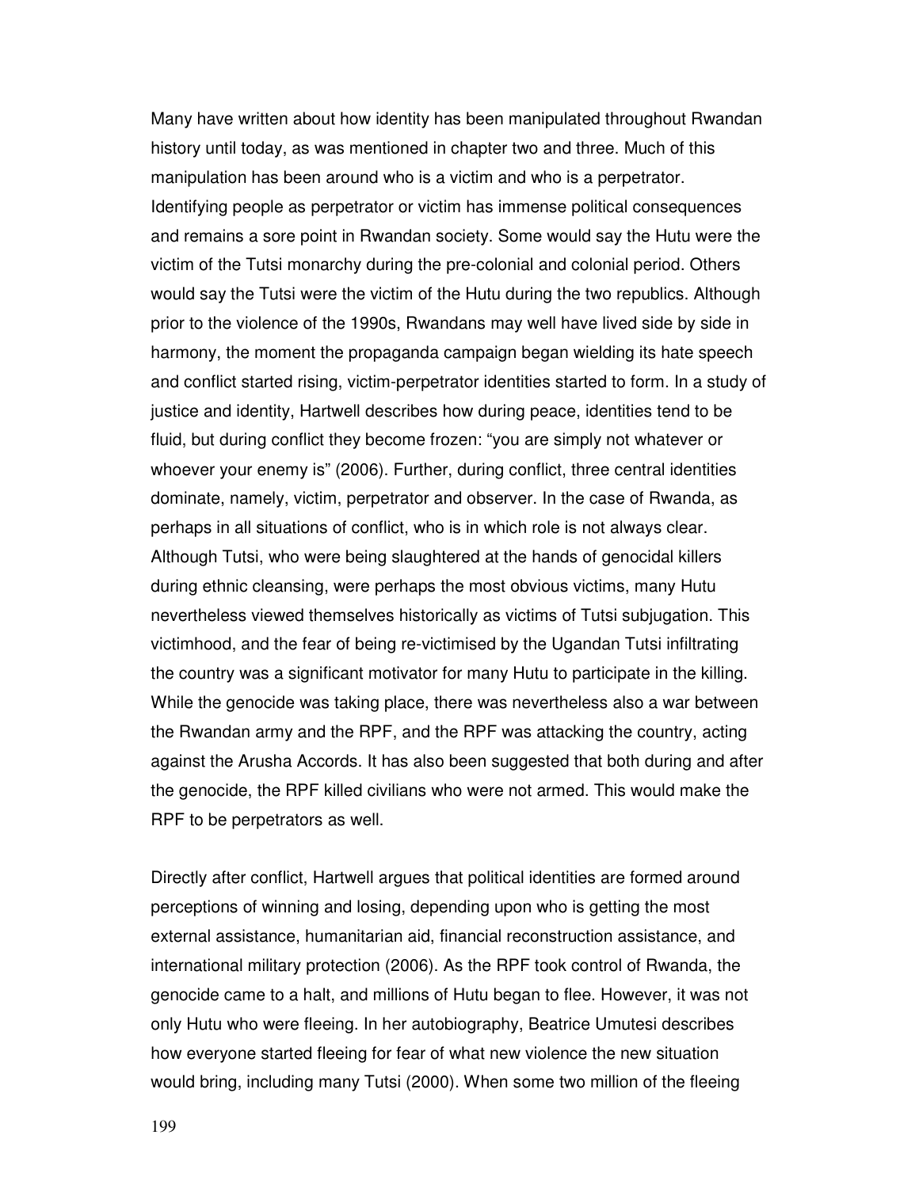Many have written about how identity has been manipulated throughout Rwandan history until today, as was mentioned in chapter two and three. Much of this manipulation has been around who is a victim and who is a perpetrator. Identifying people as perpetrator or victim has immense political consequences and remains a sore point in Rwandan society. Some would say the Hutu were the victim of the Tutsi monarchy during the pre-colonial and colonial period. Others would say the Tutsi were the victim of the Hutu during the two republics. Although prior to the violence of the 1990s, Rwandans may well have lived side by side in harmony, the moment the propaganda campaign began wielding its hate speech and conflict started rising, victim-perpetrator identities started to form. In a study of justice and identity, Hartwell describes how during peace, identities tend to be fluid, but during conflict they become frozen: "you are simply not whatever or whoever your enemy is" (2006). Further, during conflict, three central identities dominate, namely, victim, perpetrator and observer. In the case of Rwanda, as perhaps in all situations of conflict, who is in which role is not always clear. Although Tutsi, who were being slaughtered at the hands of genocidal killers during ethnic cleansing, were perhaps the most obvious victims, many Hutu nevertheless viewed themselves historically as victims of Tutsi subjugation. This victimhood, and the fear of being re-victimised by the Ugandan Tutsi infiltrating the country was a significant motivator for many Hutu to participate in the killing. While the genocide was taking place, there was nevertheless also a war between the Rwandan army and the RPF, and the RPF was attacking the country, acting against the Arusha Accords. It has also been suggested that both during and after the genocide, the RPF killed civilians who were not armed. This would make the RPF to be perpetrators as well.

Directly after conflict, Hartwell argues that political identities are formed around perceptions of winning and losing, depending upon who is getting the most external assistance, humanitarian aid, financial reconstruction assistance, and international military protection (2006). As the RPF took control of Rwanda, the genocide came to a halt, and millions of Hutu began to flee. However, it was not only Hutu who were fleeing. In her autobiography, Beatrice Umutesi describes how everyone started fleeing for fear of what new violence the new situation would bring, including many Tutsi (2000). When some two million of the fleeing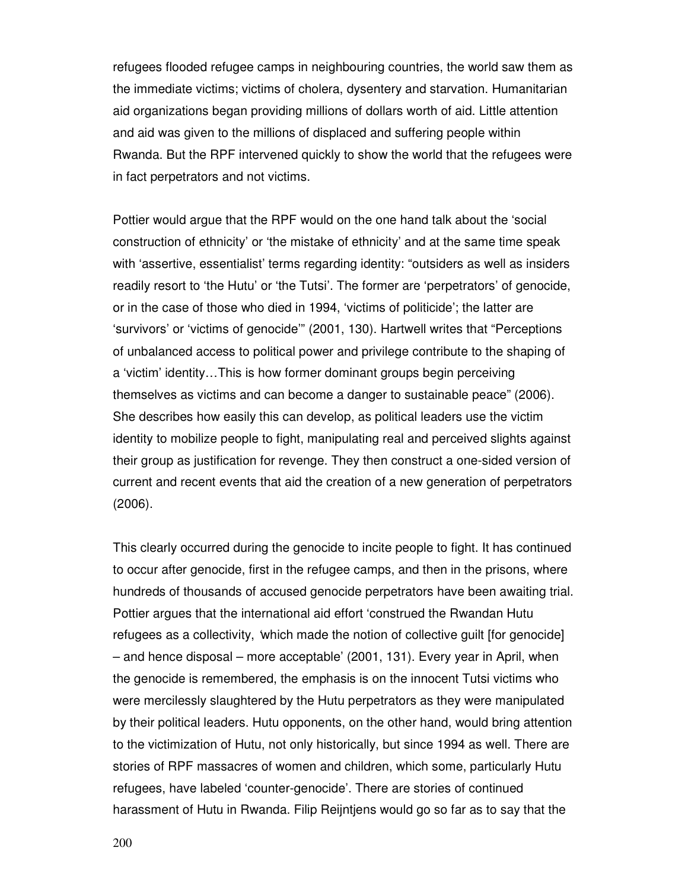refugees flooded refugee camps in neighbouring countries, the world saw them as the immediate victims; victims of cholera, dysentery and starvation. Humanitarian aid organizations began providing millions of dollars worth of aid. Little attention and aid was given to the millions of displaced and suffering people within Rwanda. But the RPF intervened quickly to show the world that the refugees were in fact perpetrators and not victims.

Pottier would argue that the RPF would on the one hand talk about the 'social construction of ethnicity' or 'the mistake of ethnicity' and at the same time speak with 'assertive, essentialist' terms regarding identity: "outsiders as well as insiders readily resort to 'the Hutu' or 'the Tutsi'. The former are 'perpetrators' of genocide, or in the case of those who died in 1994, 'victims of politicide'; the latter are 'survivors' or 'victims of genocide'" (2001, 130). Hartwell writes that "Perceptions of unbalanced access to political power and privilege contribute to the shaping of a 'victim' identity…This is how former dominant groups begin perceiving themselves as victims and can become a danger to sustainable peace" (2006). She describes how easily this can develop, as political leaders use the victim identity to mobilize people to fight, manipulating real and perceived slights against their group as justification for revenge. They then construct a one-sided version of current and recent events that aid the creation of a new generation of perpetrators (2006).

This clearly occurred during the genocide to incite people to fight. It has continued to occur after genocide, first in the refugee camps, and then in the prisons, where hundreds of thousands of accused genocide perpetrators have been awaiting trial. Pottier argues that the international aid effort 'construed the Rwandan Hutu refugees as a collectivity, 'which made the notion of collective guilt [for genocide] – and hence disposal – more acceptable' (2001, 131). Every year in April, when the genocide is remembered, the emphasis is on the innocent Tutsi victims who were mercilessly slaughtered by the Hutu perpetrators as they were manipulated by their political leaders. Hutu opponents, on the other hand, would bring attention to the victimization of Hutu, not only historically, but since 1994 as well. There are stories of RPF massacres of women and children, which some, particularly Hutu refugees, have labeled 'counter-genocide'. There are stories of continued harassment of Hutu in Rwanda. Filip Reijntjens would go so far as to say that the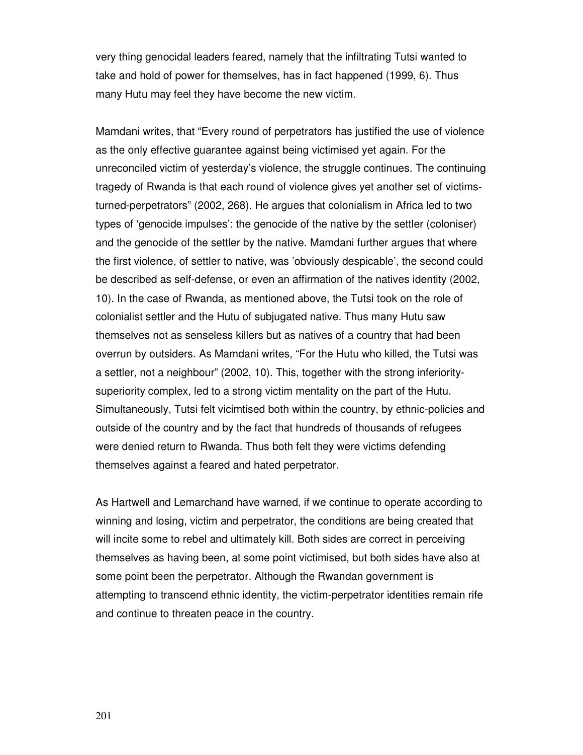very thing genocidal leaders feared, namely that the infiltrating Tutsi wanted to take and hold of power for themselves, has in fact happened (1999, 6). Thus many Hutu may feel they have become the new victim.

Mamdani writes, that "Every round of perpetrators has justified the use of violence as the only effective guarantee against being victimised yet again. For the unreconciled victim of yesterday's violence, the struggle continues. The continuing tragedy of Rwanda is that each round of violence gives yet another set of victims-turned-perpetrators" (2002, 268). He argues that colonialism in Africa led to two types of 'genocide impulses': the genocide of the native by the settler (coloniser) and the genocide of the settler by the native. Mamdani further argues that where the first violence, of settler to native, was 'obviously despicable', the second could be described as self-defense, or even an affirmation of the natives identity (2002, 10). In the case of Rwanda, as mentioned above, the Tutsi took on the role of colonialist settler and the Hutu of subjugated native. Thus many Hutu saw themselves not as senseless killers but as natives of a country that had been overrun by outsiders. As Mamdani writes, "For the Hutu who killed, the Tutsi was a settler, not a neighbour" (2002, 10). This, together with the strong inferiority-superiority complex, led to a strong victim mentality on the part of the Hutu. Simultaneously, Tutsi felt vicimtised both within the country, by ethnic-policies and outside of the country and by the fact that hundreds of thousands of refugees were denied return to Rwanda. Thus both felt they were victims defending themselves against a feared and hated perpetrator.

As Hartwell and Lemarchand have warned, if we continue to operate according to winning and losing, victim and perpetrator, the conditions are being created that will incite some to rebel and ultimately kill. Both sides are correct in perceiving themselves as having been, at some point victimised, but both sides have also at some point been the perpetrator. Although the Rwandan government is attempting to transcend ethnic identity, the victim-perpetrator identities remain rife and continue to threaten peace in the country.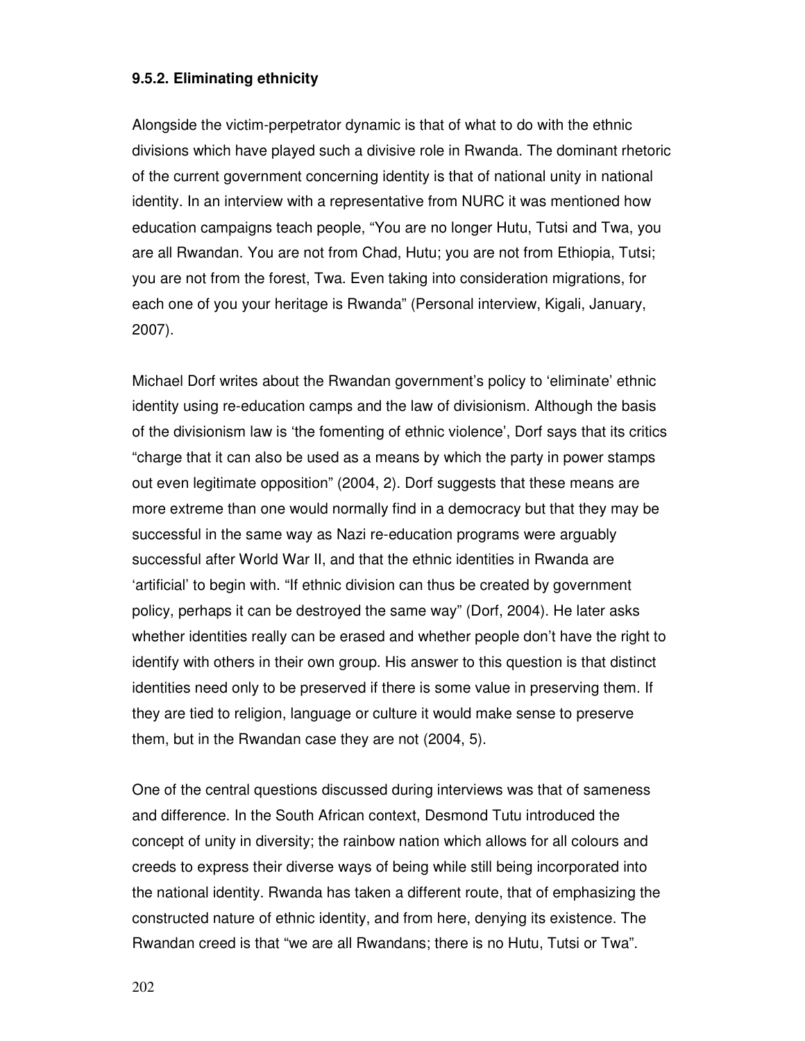### 9.5.2. Eliminating ethnicity

Alongside the victim-perpetrator dynamic is that of what to do with the ethnic divisions which have played such a divisive role in Rwanda. The dominant rhetoric of the current government concerning identity is that of national unity in national identity. In an interview with a representative from NURC it was mentioned how education campaigns teach people, "You are no longer Hutu, Tutsi and Twa, you are all Rwandan. You are not from Chad, Hutu; you are not from Ethiopia, Tutsi; you are not from the forest, Twa. Even taking into consideration migrations, for each one of you your heritage is Rwanda" (Personal interview, Kigali, January, 2007).

Michael Dorf writes about the Rwandan government's policy to 'eliminate' ethnic identity using re-education camps and the law of divisionism. Although the basis of the divisionism law is 'the fomenting of ethnic violence', Dorf says that its critics "charge that it can also be used as a means by which the party in power stamps out even legitimate opposition" (2004, 2). Dorf suggests that these means are more extreme than one would normally find in a democracy but that they may be successful in the same way as Nazi re-education programs were arguably successful after World War II, and that the ethnic identities in Rwanda are 'artificial' to begin with. "If ethnic division can thus be created by government policy, perhaps it can be destroyed the same way" (Dorf, 2004). He later asks whether identities really can be erased and whether people don't have the right to identify with others in their own group. His answer to this question is that distinct identities need only to be preserved if there is some value in preserving them. If they are tied to religion, language or culture it would make sense to preserve them, but in the Rwandan case they are not (2004, 5).

One of the central questions discussed during interviews was that of sameness and difference. In the South African context, Desmond Tutu introduced the concept of unity in diversity; the rainbow nation which allows for all colours and creeds to express their diverse ways of being while still being incorporated into the national identity. Rwanda has taken a different route, that of emphasizing the constructed nature of ethnic identity, and from here, denying its existence. The Rwandan creed is that "we are all Rwandans; there is no Hutu, Tutsi or Twa".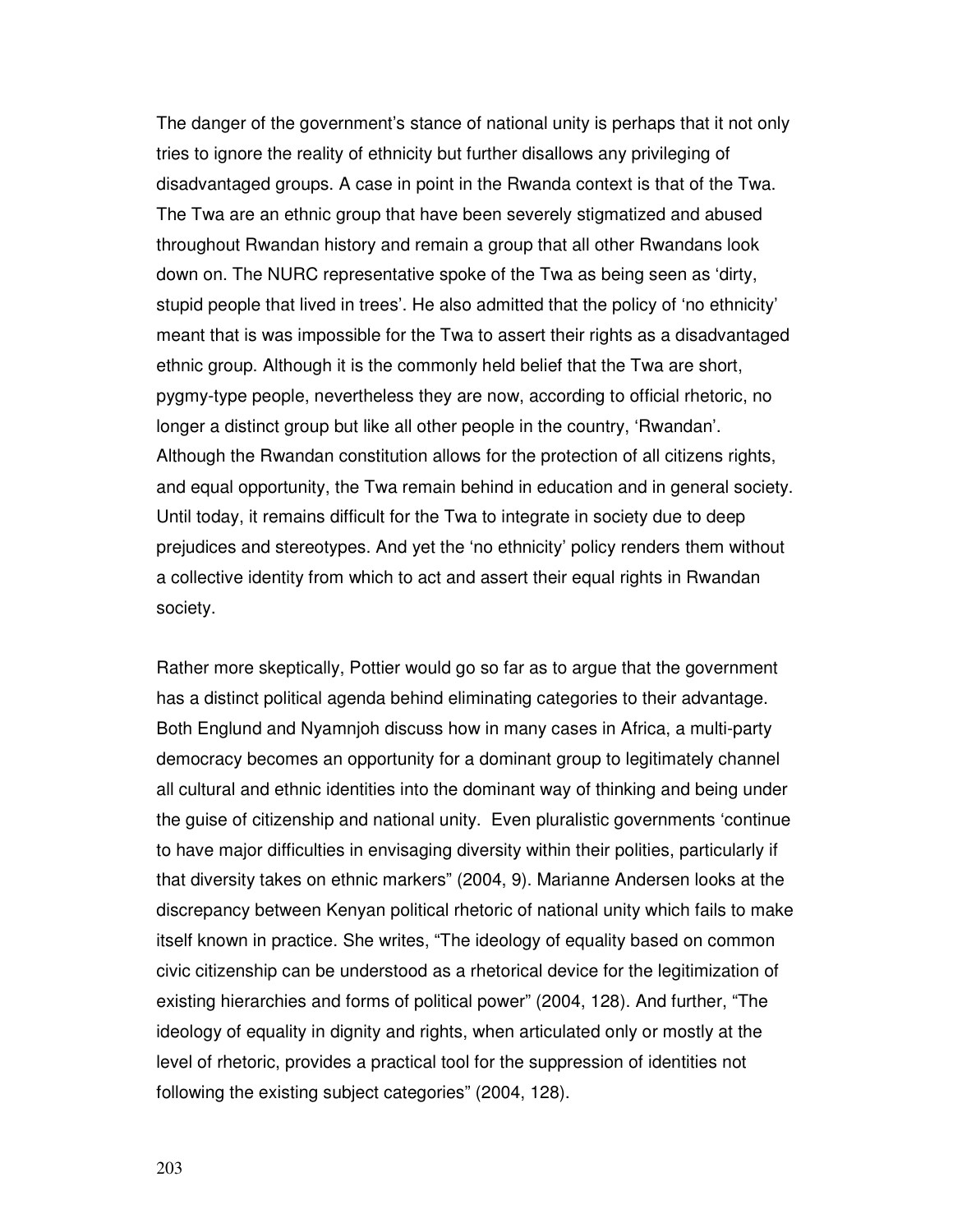The danger of the government's stance of national unity is perhaps that it not only tries to ignore the reality of ethnicity but further disallows any privileging of disadvantaged groups. A case in point in the Rwanda context is that of the Twa. The Twa are an ethnic group that have been severely stigmatized and abused throughout Rwandan history and remain a group that all other Rwandans look down on. The NURC representative spoke of the Twa as being seen as 'dirty, stupid people that lived in trees'. He also admitted that the policy of 'no ethnicity' meant that is was impossible for the Twa to assert their rights as a disadvantaged ethnic group. Although it is the commonly held belief that the Twa are short, pygmy-type people, nevertheless they are now, according to official rhetoric, no longer a distinct group but like all other people in the country, 'Rwandan'. Although the Rwandan constitution allows for the protection of all citizens rights, and equal opportunity, the Twa remain behind in education and in general society. Until today, it remains difficult for the Twa to integrate in society due to deep prejudices and stereotypes. And yet the 'no ethnicity' policy renders them without a collective identity from which to act and assert their equal rights in Rwandan society.

Rather more skeptically, Pottier would go so far as to argue that the government has a distinct political agenda behind eliminating categories to their advantage. Both Englund and Nyamnjoh discuss how in many cases in Africa, a multi-party democracy becomes an opportunity for a dominant group to legitimately channel all cultural and ethnic identities into the dominant way of thinking and being under the guise of citizenship and national unity. Even pluralistic governments 'continue to have major difficulties in envisaging diversity within their polities, particularly if that diversity takes on ethnic markers" (2004, 9). Marianne Andersen looks at the discrepancy between Kenyan political rhetoric of national unity which fails to make itself known in practice. She writes, "The ideology of equality based on common civic citizenship can be understood as a rhetorical device for the legitimization of existing hierarchies and forms of political power" (2004, 128). And further, "The ideology of equality in dignity and rights, when articulated only or mostly at the level of rhetoric, provides a practical tool for the suppression of identities not following the existing subject categories" (2004, 128).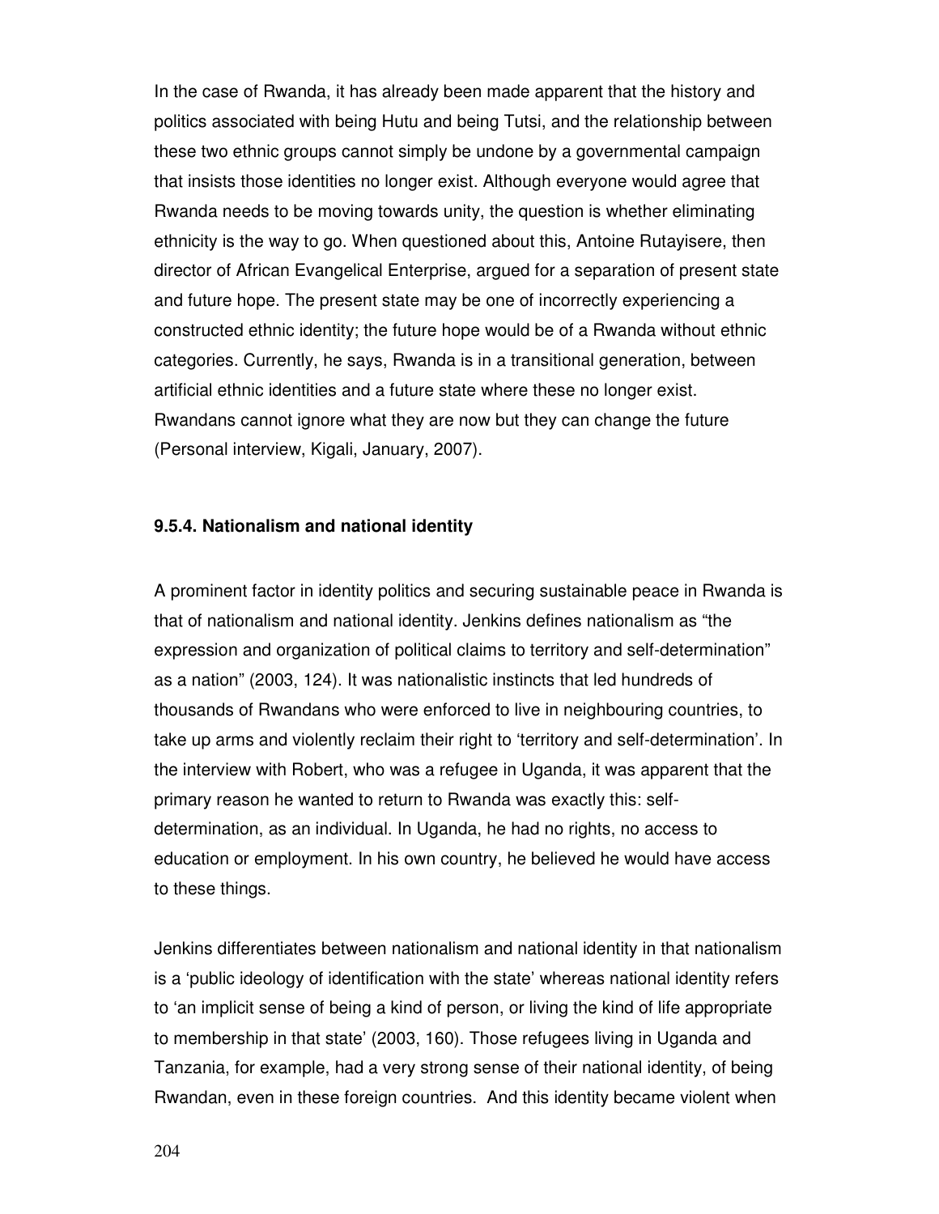In the case of Rwanda, it has already been made apparent that the history and politics associated with being Hutu and being Tutsi, and the relationship between these two ethnic groups cannot simply be undone by a governmental campaign that insists those identities no longer exist. Although everyone would agree that Rwanda needs to be moving towards unity, the question is whether eliminating ethnicity is the way to go. When questioned about this, Antoine Rutayisere, then director of African Evangelical Enterprise, argued for a separation of present state and future hope. The present state may be one of incorrectly experiencing a constructed ethnic identity; the future hope would be of a Rwanda without ethnic categories. Currently, he says, Rwanda is in a transitional generation, between artificial ethnic identities and a future state where these no longer exist. Rwandans cannot ignore what they are now but they can change the future (Personal interview, Kigali, January, 2007).

### 9.5.4. Nationalism and national identity

A prominent factor in identity politics and securing sustainable peace in Rwanda is that of nationalism and national identity. Jenkins defines nationalism as "the expression and organization of political claims to territory and self-determination" as a nation" (2003, 124). It was nationalistic instincts that led hundreds of thousands of Rwandans who were enforced to live in neighbouring countries, to take up arms and violently reclaim their right to 'territory and self-determination'. In the interview with Robert, who was a refugee in Uganda, it was apparent that the primary reason he wanted to return to Rwanda was exactly this: self-determination, as an individual. In Uganda, he had no rights, no access to education or employment. In his own country, he believed he would have access to these things.

Jenkins differentiates between nationalism and national identity in that nationalism is a 'public ideology of identification with the state' whereas national identity refers to 'an implicit sense of being a kind of person, or living the kind of life appropriate to membership in that state' (2003, 160). Those refugees living in Uganda and Tanzania, for example, had a very strong sense of their national identity, of being Rwandan, even in these foreign countries. And this identity became violent when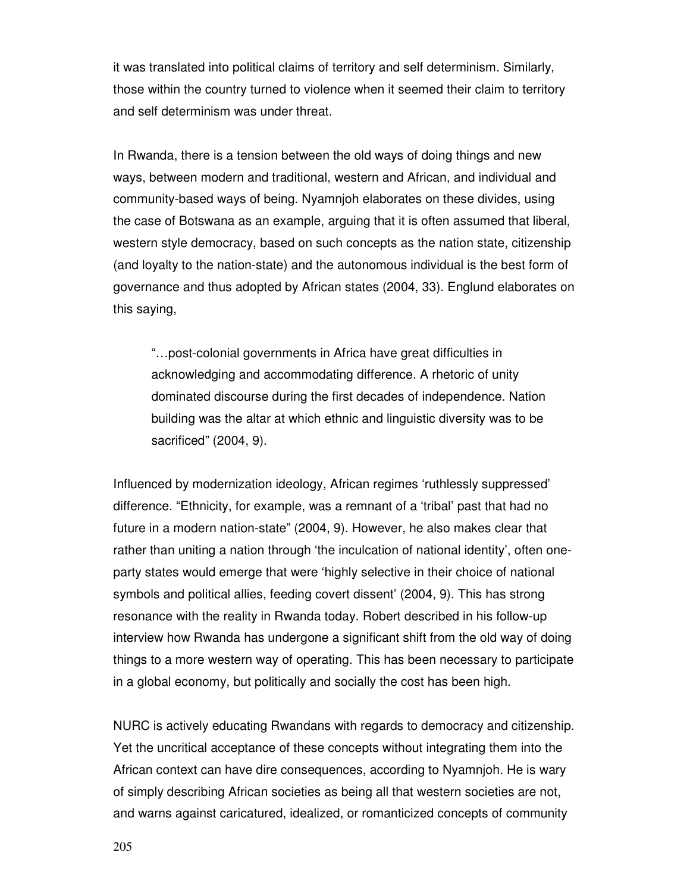it was translated into political claims of territory and self determinism. Similarly, those within the country turned to violence when it seemed their claim to territory and self determinism was under threat.

In Rwanda, there is a tension between the old ways of doing things and new ways, between modern and traditional, western and African, and individual and community-based ways of being. Nyamnjoh elaborates on these divides, using the case of Botswana as an example, arguing that it is often assumed that liberal, western style democracy, based on such concepts as the nation state, citizenship (and loyalty to the nation-state) and the autonomous individual is the best form of governance and thus adopted by African states (2004, 33). Englund elaborates on this saying,

> "…post-colonial governments in Africa have great difficulties in acknowledging and accommodating difference. A rhetoric of unity dominated discourse during the first decades of independence. Nation building was the altar at which ethnic and linguistic diversity was to be sacrificed" (2004, 9).

Influenced by modernization ideology, African regimes 'ruthlessly suppressed' difference. "Ethnicity, for example, was a remnant of a 'tribal' past that had no future in a modern nation-state" (2004, 9). However, he also makes clear that rather than uniting a nation through 'the inculcation of national identity', often one-party states would emerge that were 'highly selective in their choice of national symbols and political allies, feeding covert dissent' (2004, 9). This has strong resonance with the reality in Rwanda today. Robert described in his follow-up interview how Rwanda has undergone a significant shift from the old way of doing things to a more western way of operating. This has been necessary to participate in a global economy, but politically and socially the cost has been high.

NURC is actively educating Rwandans with regards to democracy and citizenship. Yet the uncritical acceptance of these concepts without integrating them into the African context can have dire consequences, according to Nyamnjoh. He is wary of simply describing African societies as being all that western societies are not, and warns against caricatured, idealized, or romanticized concepts of community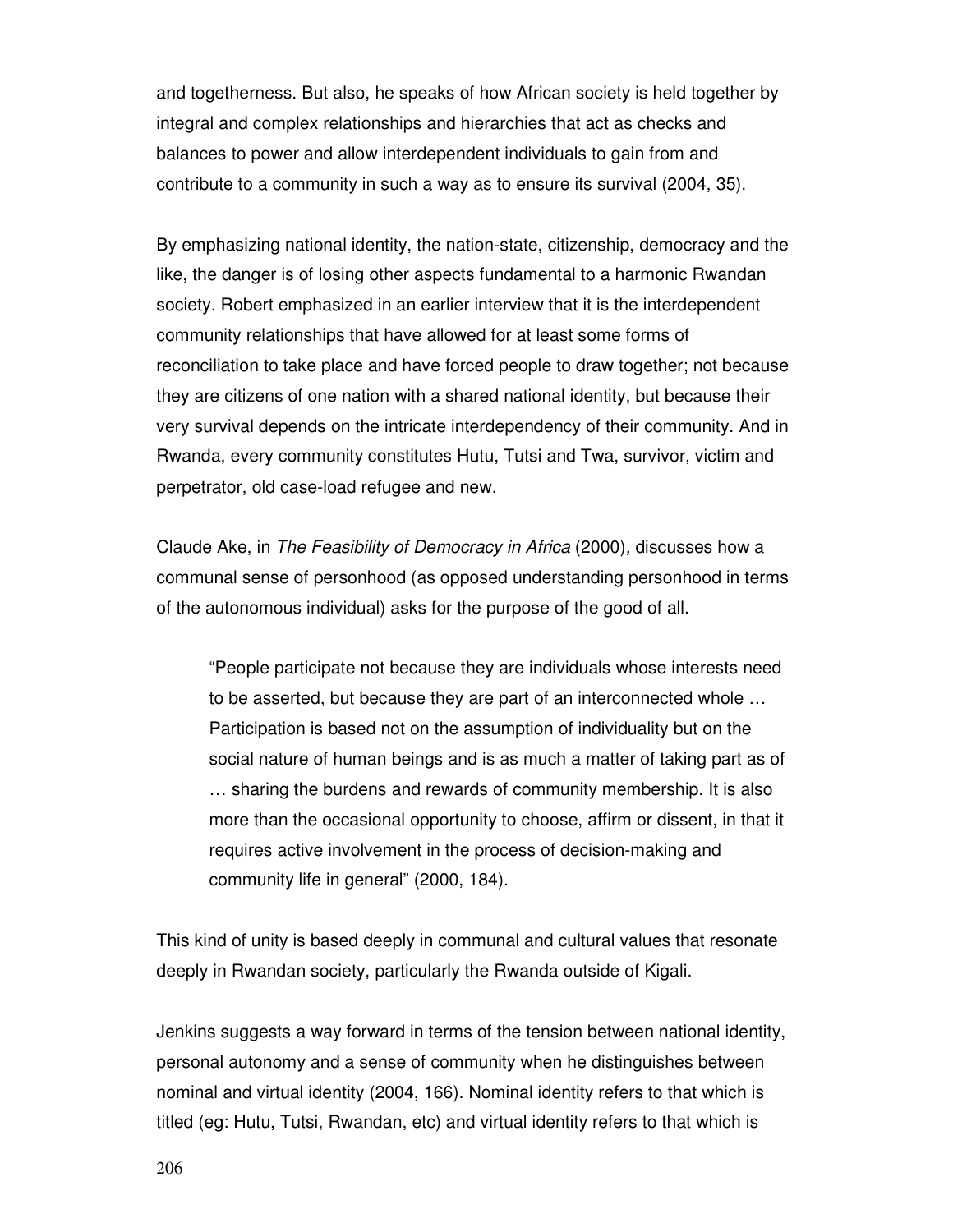and togetherness. But also, he speaks of how African society is held together by integral and complex relationships and hierarchies that act as checks and balances to power and allow interdependent individuals to gain from and contribute to a community in such a way as to ensure its survival (2004, 35).

By emphasizing national identity, the nation-state, citizenship, democracy and the like, the danger is of losing other aspects fundamental to a harmonic Rwandan society. Robert emphasized in an earlier interview that it is the interdependent community relationships that have allowed for at least some forms of reconciliation to take place and have forced people to draw together; not because they are citizens of one nation with a shared national identity, but because their very survival depends on the intricate interdependency of their community. And in Rwanda, every community constitutes Hutu, Tutsi and Twa, survivor, victim and perpetrator, old case-load refugee and new.

Claude Ake, in *The Feasibility of Democracy in Africa* (2000)*,* discusses how a communal sense of personhood (as opposed understanding personhood in terms of the autonomous individual) asks for the purpose of the good of all.

> "People participate not because they are individuals whose interests need to be asserted, but because they are part of an interconnected whole … Participation is based not on the assumption of individuality but on the social nature of human beings and is as much a matter of taking part as of … sharing the burdens and rewards of community membership. It is also more than the occasional opportunity to choose, affirm or dissent, in that it requires active involvement in the process of decision-making and community life in general" (2000, 184).

This kind of unity is based deeply in communal and cultural values that resonate deeply in Rwandan society, particularly the Rwanda outside of Kigali.

Jenkins suggests a way forward in terms of the tension between national identity, personal autonomy and a sense of community when he distinguishes between nominal and virtual identity (2004, 166). Nominal identity refers to that which is titled (eg: Hutu, Tutsi, Rwandan, etc) and virtual identity refers to that which is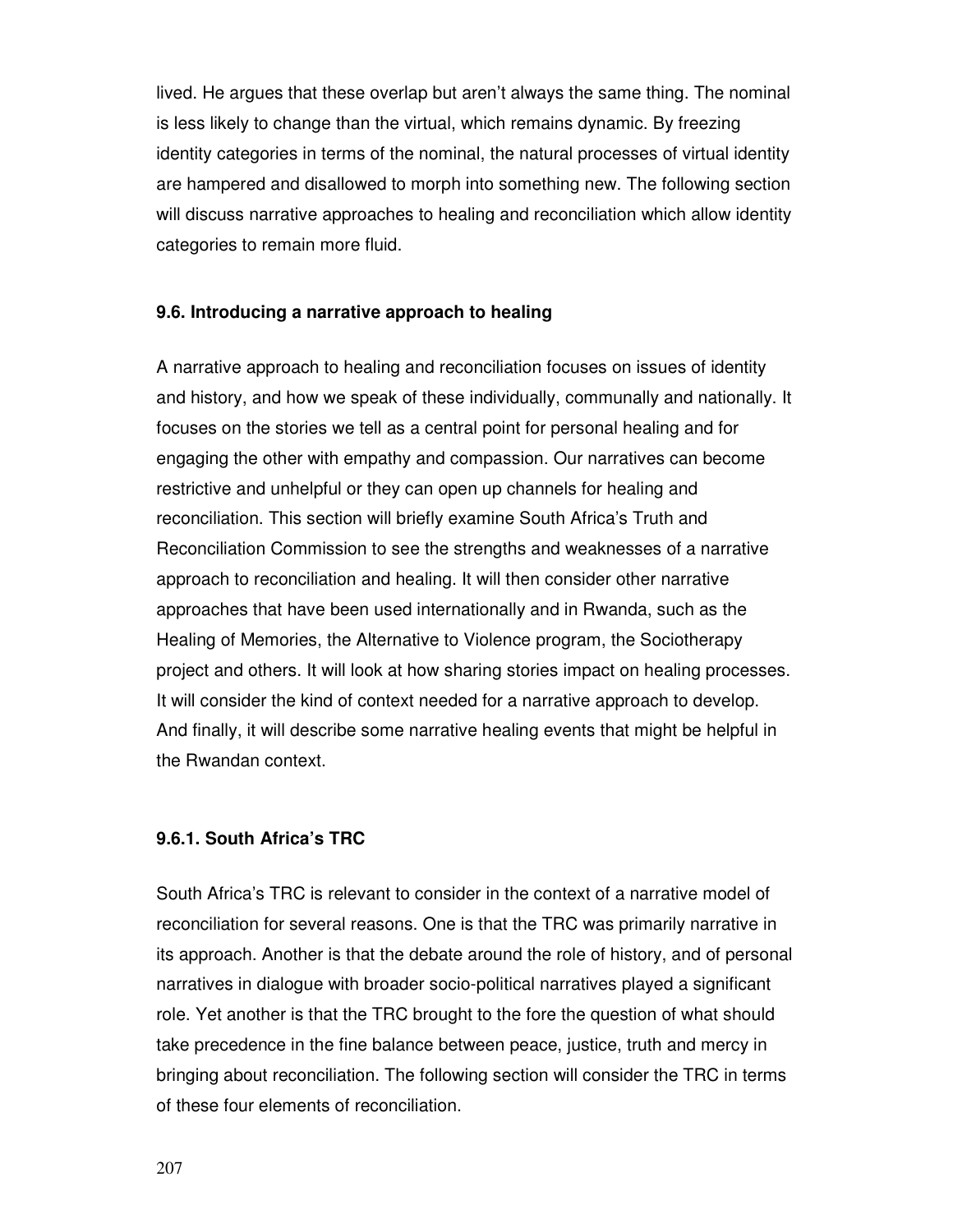lived. He argues that these overlap but aren't always the same thing. The nominal is less likely to change than the virtual, which remains dynamic. By freezing identity categories in terms of the nominal, the natural processes of virtual identity are hampered and disallowed to morph into something new. The following section will discuss narrative approaches to healing and reconciliation which allow identity categories to remain more fluid.

### 9.6. Introducing a narrative approach to healing

A narrative approach to healing and reconciliation focuses on issues of identity and history, and how we speak of these individually, communally and nationally. It focuses on the stories we tell as a central point for personal healing and for engaging the other with empathy and compassion. Our narratives can become restrictive and unhelpful or they can open up channels for healing and reconciliation. This section will briefly examine South Africa's Truth and Reconciliation Commission to see the strengths and weaknesses of a narrative approach to reconciliation and healing. It will then consider other narrative approaches that have been used internationally and in Rwanda, such as the Healing of Memories, the Alternative to Violence program, the Sociotherapy project and others. It will look at how sharing stories impact on healing processes. It will consider the kind of context needed for a narrative approach to develop. And finally, it will describe some narrative healing events that might be helpful in the Rwandan context.

#### 9.6.1. South Africa's TRC

South Africa's TRC is relevant to consider in the context of a narrative model of reconciliation for several reasons. One is that the TRC was primarily narrative in its approach. Another is that the debate around the role of history, and of personal narratives in dialogue with broader socio-political narratives played a significant role. Yet another is that the TRC brought to the fore the question of what should take precedence in the fine balance between peace, justice, truth and mercy in bringing about reconciliation. The following section will consider the TRC in terms of these four elements of reconciliation.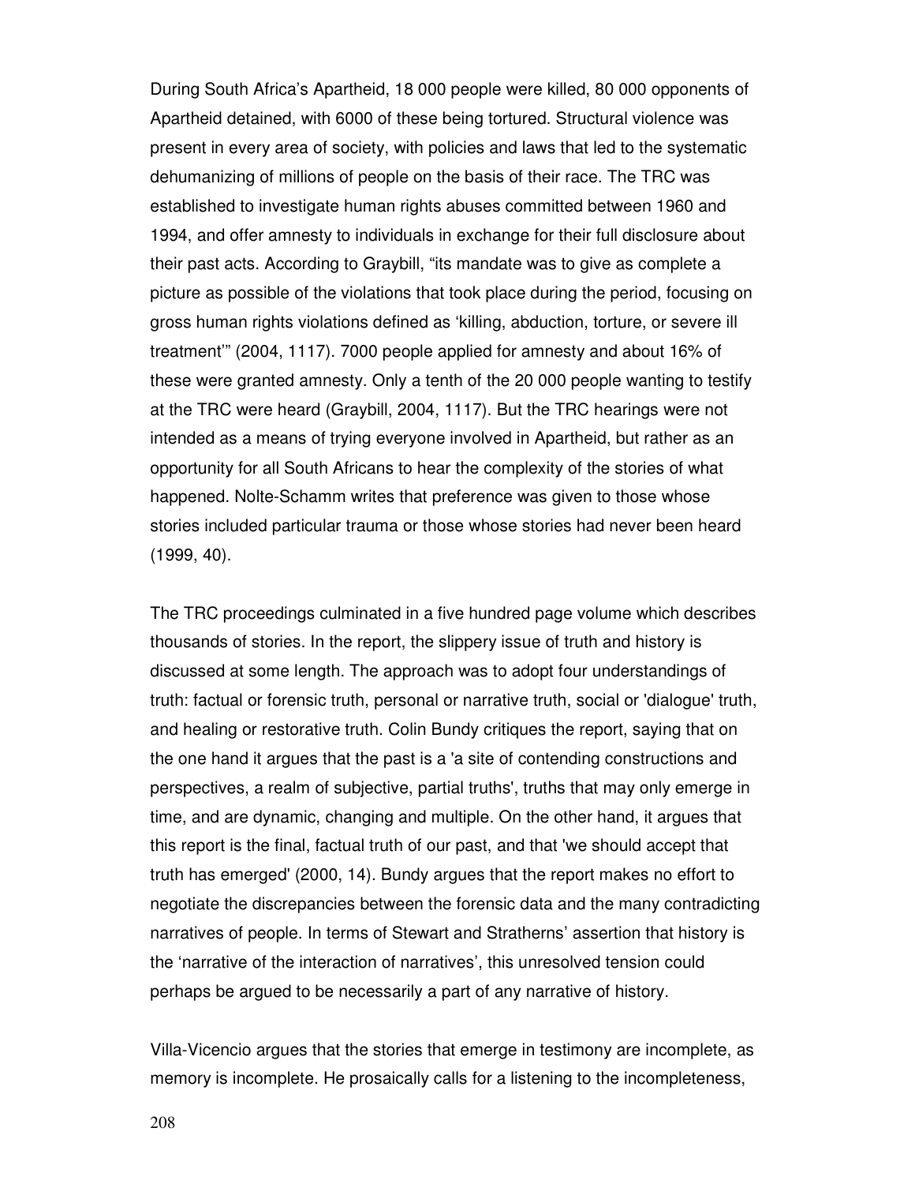During South Africa's Apartheid, 18 000 people were killed, 80 000 opponents of Apartheid detained, with 6000 of these being tortured. Structural violence was present in every area of society, with policies and laws that led to the systematic dehumanizing of millions of people on the basis of their race. The TRC was established to investigate human rights abuses committed between 1960 and 1994, and offer amnesty to individuals in exchange for their full disclosure about their past acts. According to Graybill, "its mandate was to give as complete a picture as possible of the violations that took place during the period, focusing on gross human rights violations defined as 'killing, abduction, torture, or severe ill treatment'" (2004, 1117). 7000 people applied for amnesty and about 16% of these were granted amnesty. Only a tenth of the 20 000 people wanting to testify at the TRC were heard (Graybill, 2004, 1117). But the TRC hearings were not intended as a means of trying everyone involved in Apartheid, but rather as an opportunity for all South Africans to hear the complexity of the stories of what happened. Nolte-Schamm writes that preference was given to those whose stories included particular trauma or those whose stories had never been heard (1999, 40).

The TRC proceedings culminated in a five hundred page volume which describes thousands of stories. In the report, the slippery issue of truth and history is discussed at some length. The approach was to adopt four understandings of truth: factual or forensic truth, personal or narrative truth, social or 'dialogue' truth, and healing or restorative truth. Colin Bundy critiques the report, saying that on the one hand it argues that the past is a 'a site of contending constructions and perspectives, a realm of subjective, partial truths', truths that may only emerge in time, and are dynamic, changing and multiple. On the other hand, it argues that this report is the final, factual truth of our past, and that 'we should accept that truth has emerged' (2000, 14). Bundy argues that the report makes no effort to negotiate the discrepancies between the forensic data and the many contradicting narratives of people. In terms of Stewart and Stratherns' assertion that history is the 'narrative of the interaction of narratives', this unresolved tension could perhaps be argued to be necessarily a part of any narrative of history.

Villa-Vicencio argues that the stories that emerge in testimony are incomplete, as memory is incomplete. He prosaically calls for a listening to the incompleteness,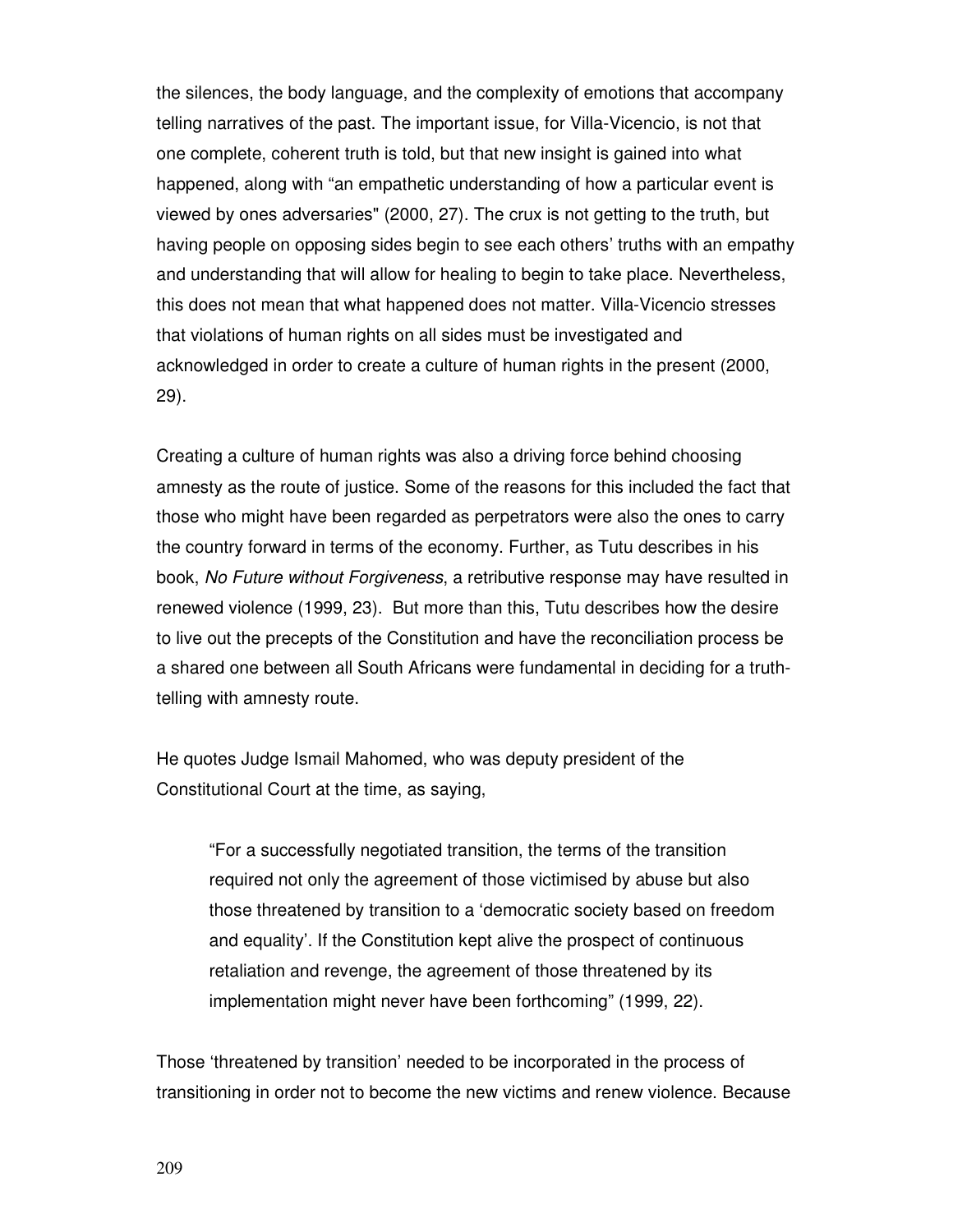the silences, the body language, and the complexity of emotions that accompany telling narratives of the past. The important issue, for Villa-Vicencio, is not that one complete, coherent truth is told, but that new insight is gained into what happened, along with "an empathetic understanding of how a particular event is viewed by ones adversaries" (2000, 27). The crux is not getting to the truth, but having people on opposing sides begin to see each others' truths with an empathy and understanding that will allow for healing to begin to take place. Nevertheless, this does not mean that what happened does not matter. Villa-Vicencio stresses that violations of human rights on all sides must be investigated and acknowledged in order to create a culture of human rights in the present (2000, 29).

Creating a culture of human rights was also a driving force behind choosing amnesty as the route of justice. Some of the reasons for this included the fact that those who might have been regarded as perpetrators were also the ones to carry the country forward in terms of the economy. Further, as Tutu describes in his book, *No Future without Forgiveness*, a retributive response may have resulted in renewed violence (1999, 23). But more than this, Tutu describes how the desire to live out the precepts of the Constitution and have the reconciliation process be a shared one between all South Africans were fundamental in deciding for a truth-telling with amnesty route.

He quotes Judge Ismail Mahomed, who was deputy president of the Constitutional Court at the time, as saying,

> "For a successfully negotiated transition, the terms of the transition required not only the agreement of those victimised by abuse but also those threatened by transition to a 'democratic society based on freedom and equality'. If the Constitution kept alive the prospect of continuous retaliation and revenge, the agreement of those threatened by its implementation might never have been forthcoming" (1999, 22).

Those 'threatened by transition' needed to be incorporated in the process of transitioning in order not to become the new victims and renew violence. Because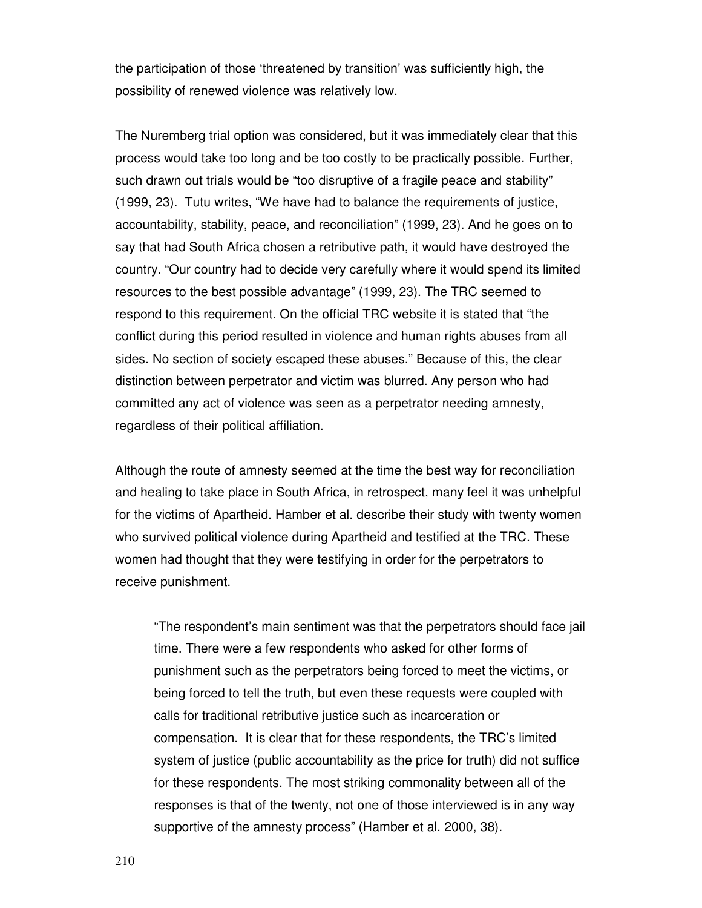the participation of those 'threatened by transition' was sufficiently high, the possibility of renewed violence was relatively low.

The Nuremberg trial option was considered, but it was immediately clear that this process would take too long and be too costly to be practically possible. Further, such drawn out trials would be "too disruptive of a fragile peace and stability" (1999, 23). Tutu writes, "We have had to balance the requirements of justice, accountability, stability, peace, and reconciliation" (1999, 23). And he goes on to say that had South Africa chosen a retributive path, it would have destroyed the country. "Our country had to decide very carefully where it would spend its limited resources to the best possible advantage" (1999, 23). The TRC seemed to respond to this requirement. On the official TRC website it is stated that "the conflict during this period resulted in violence and human rights abuses from all sides. No section of society escaped these abuses." Because of this, the clear distinction between perpetrator and victim was blurred. Any person who had committed any act of violence was seen as a perpetrator needing amnesty, regardless of their political affiliation.

Although the route of amnesty seemed at the time the best way for reconciliation and healing to take place in South Africa, in retrospect, many feel it was unhelpful for the victims of Apartheid. Hamber et al. describe their study with twenty women who survived political violence during Apartheid and testified at the TRC. These women had thought that they were testifying in order for the perpetrators to receive punishment.

> "The respondent's main sentiment was that the perpetrators should face jail time. There were a few respondents who asked for other forms of punishment such as the perpetrators being forced to meet the victims, or being forced to tell the truth, but even these requests were coupled with calls for traditional retributive justice such as incarceration or compensation. It is clear that for these respondents, the TRC's limited system of justice (public accountability as the price for truth) did not suffice for these respondents. The most striking commonality between all of the responses is that of the twenty, not one of those interviewed is in any way supportive of the amnesty process" (Hamber et al. 2000, 38).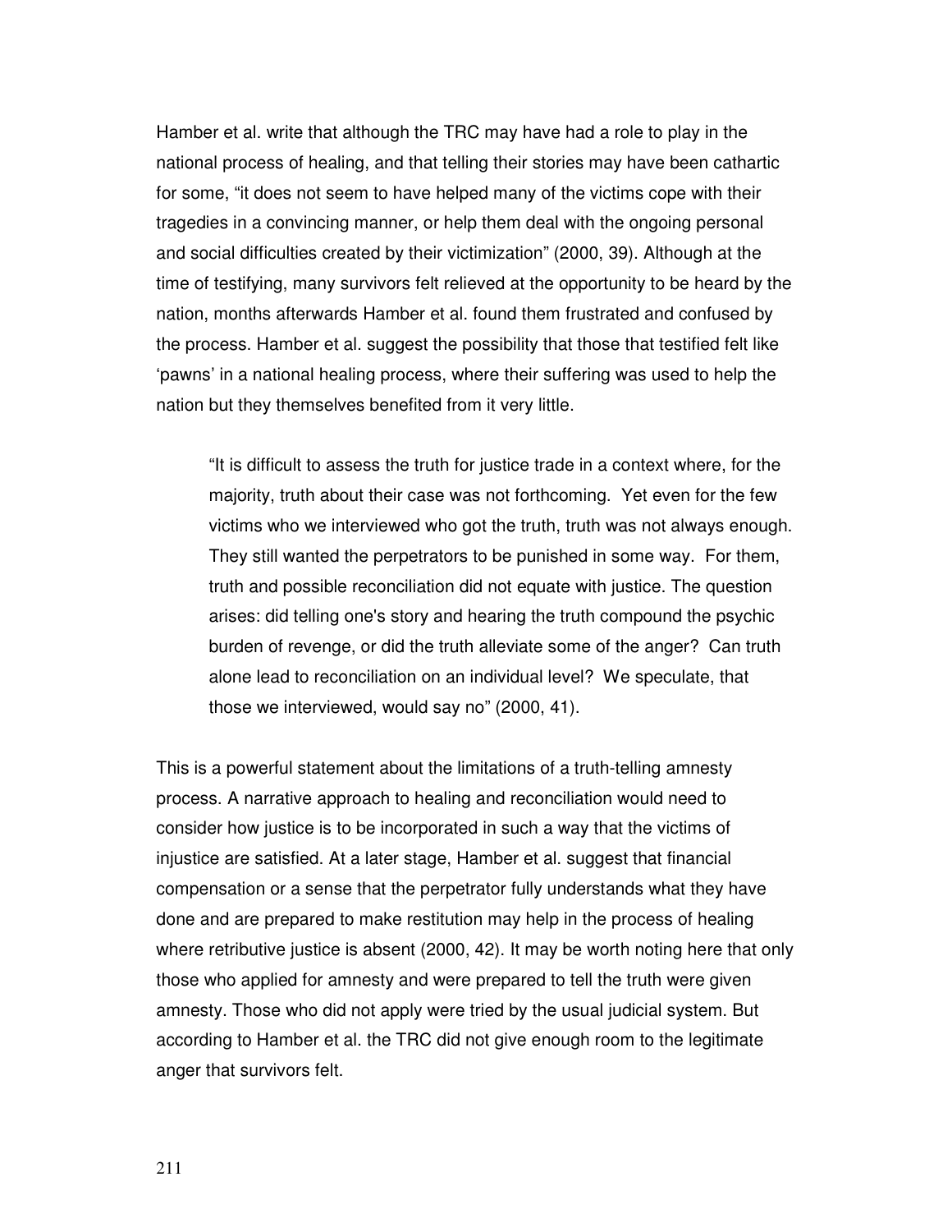Hamber et al. write that although the TRC may have had a role to play in the national process of healing, and that telling their stories may have been cathartic for some, "it does not seem to have helped many of the victims cope with their tragedies in a convincing manner, or help them deal with the ongoing personal and social difficulties created by their victimization" (2000, 39). Although at the time of testifying, many survivors felt relieved at the opportunity to be heard by the nation, months afterwards Hamber et al. found them frustrated and confused by the process. Hamber et al. suggest the possibility that those that testified felt like 'pawns' in a national healing process, where their suffering was used to help the nation but they themselves benefited from it very little.

> "It is difficult to assess the truth for justice trade in a context where, for the majority, truth about their case was not forthcoming. Yet even for the few victims who we interviewed who got the truth, truth was not always enough. They still wanted the perpetrators to be punished in some way. For them, truth and possible reconciliation did not equate with justice. The question arises: did telling one's story and hearing the truth compound the psychic burden of revenge, or did the truth alleviate some of the anger? Can truth alone lead to reconciliation on an individual level? We speculate, that those we interviewed, would say no" (2000, 41).

This is a powerful statement about the limitations of a truth-telling amnesty process. A narrative approach to healing and reconciliation would need to consider how justice is to be incorporated in such a way that the victims of injustice are satisfied. At a later stage, Hamber et al. suggest that financial compensation or a sense that the perpetrator fully understands what they have done and are prepared to make restitution may help in the process of healing where retributive justice is absent (2000, 42). It may be worth noting here that only those who applied for amnesty and were prepared to tell the truth were given amnesty. Those who did not apply were tried by the usual judicial system. But according to Hamber et al. the TRC did not give enough room to the legitimate anger that survivors felt.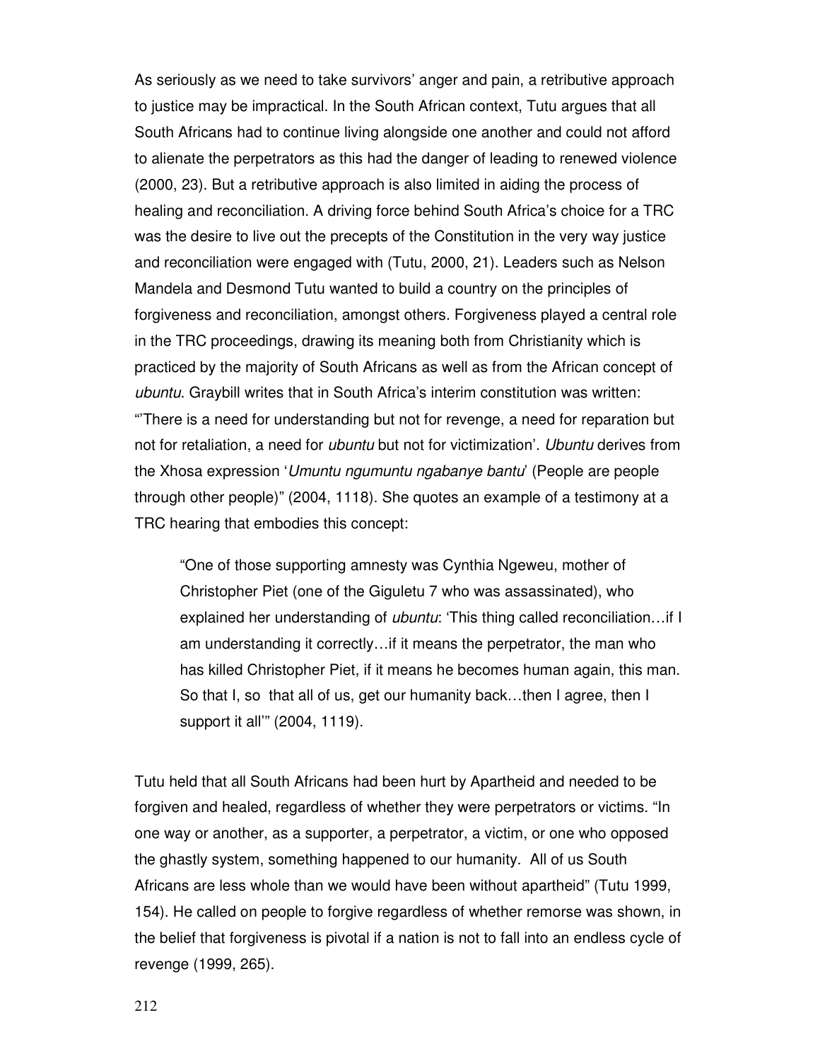As seriously as we need to take survivors' anger and pain, a retributive approach to justice may be impractical. In the South African context, Tutu argues that all South Africans had to continue living alongside one another and could not afford to alienate the perpetrators as this had the danger of leading to renewed violence (2000, 23). But a retributive approach is also limited in aiding the process of healing and reconciliation. A driving force behind South Africa's choice for a TRC was the desire to live out the precepts of the Constitution in the very way justice and reconciliation were engaged with (Tutu, 2000, 21). Leaders such as Nelson Mandela and Desmond Tutu wanted to build a country on the principles of forgiveness and reconciliation, amongst others. Forgiveness played a central role in the TRC proceedings, drawing its meaning both from Christianity which is practiced by the majority of South Africans as well as from the African concept of *ubuntu*. Graybill writes that in South Africa's interim constitution was written: "'There is a need for understanding but not for revenge, a need for reparation but not for retaliation, a need for *ubuntu* but not for victimization'. *Ubuntu* derives from the Xhosa expression '*Umuntu ngumuntu ngabanye bantu*' (People are people through other people)" (2004, 1118). She quotes an example of a testimony at a TRC hearing that embodies this concept:

> "One of those supporting amnesty was Cynthia Ngeweu, mother of Christopher Piet (one of the Giguletu 7 who was assassinated), who explained her understanding of *ubuntu*: 'This thing called reconciliation…if I am understanding it correctly…if it means the perpetrator, the man who has killed Christopher Piet, if it means he becomes human again, this man. So that I, so that all of us, get our humanity back…then I agree, then I support it all'" (2004, 1119).

Tutu held that all South Africans had been hurt by Apartheid and needed to be forgiven and healed, regardless of whether they were perpetrators or victims. "In one way or another, as a supporter, a perpetrator, a victim, or one who opposed the ghastly system, something happened to our humanity. All of us South Africans are less whole than we would have been without apartheid" (Tutu 1999, 154). He called on people to forgive regardless of whether remorse was shown, in the belief that forgiveness is pivotal if a nation is not to fall into an endless cycle of revenge (1999, 265).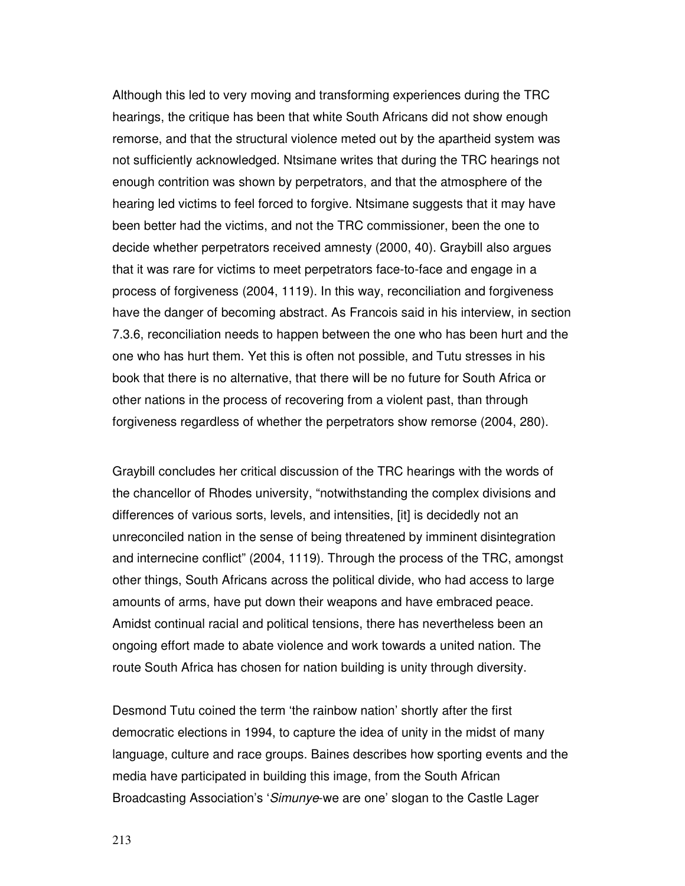Although this led to very moving and transforming experiences during the TRC hearings, the critique has been that white South Africans did not show enough remorse, and that the structural violence meted out by the apartheid system was not sufficiently acknowledged. Ntsimane writes that during the TRC hearings not enough contrition was shown by perpetrators, and that the atmosphere of the hearing led victims to feel forced to forgive. Ntsimane suggests that it may have been better had the victims, and not the TRC commissioner, been the one to decide whether perpetrators received amnesty (2000, 40). Graybill also argues that it was rare for victims to meet perpetrators face-to-face and engage in a process of forgiveness (2004, 1119). In this way, reconciliation and forgiveness have the danger of becoming abstract. As Francois said in his interview, in section 7.3.6, reconciliation needs to happen between the one who has been hurt and the one who has hurt them. Yet this is often not possible, and Tutu stresses in his book that there is no alternative, that there will be no future for South Africa or other nations in the process of recovering from a violent past, than through forgiveness regardless of whether the perpetrators show remorse (2004, 280).

Graybill concludes her critical discussion of the TRC hearings with the words of the chancellor of Rhodes university, "notwithstanding the complex divisions and differences of various sorts, levels, and intensities, [it] is decidedly not an unreconciled nation in the sense of being threatened by imminent disintegration and internecine conflict" (2004, 1119). Through the process of the TRC, amongst other things, South Africans across the political divide, who had access to large amounts of arms, have put down their weapons and have embraced peace. Amidst continual racial and political tensions, there has nevertheless been an ongoing effort made to abate violence and work towards a united nation. The route South Africa has chosen for nation building is unity through diversity.

Desmond Tutu coined the term 'the rainbow nation' shortly after the first democratic elections in 1994, to capture the idea of unity in the midst of many language, culture and race groups. Baines describes how sporting events and the media have participated in building this image, from the South African Broadcasting Association's '*Simunye*-we are one' slogan to the Castle Lager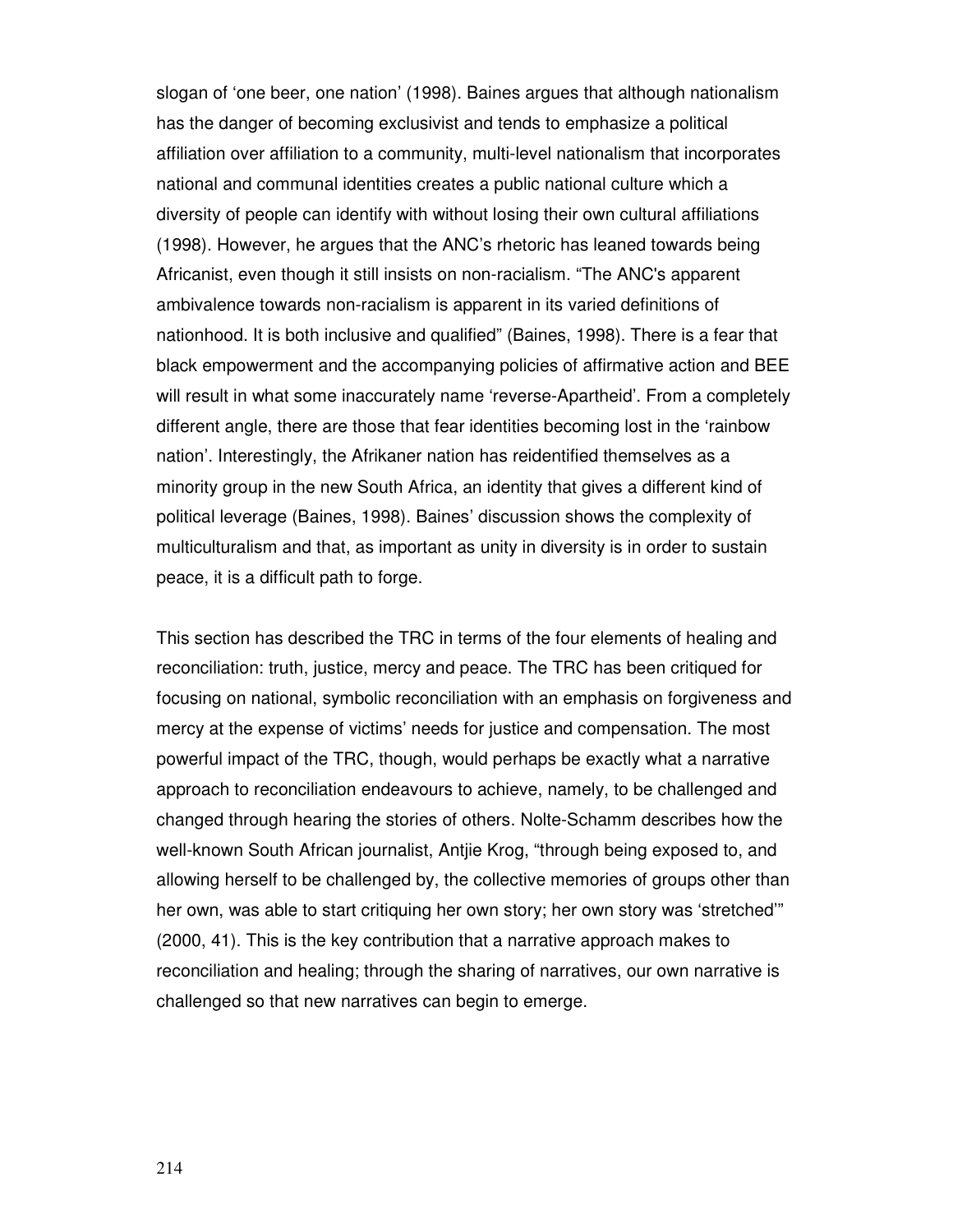slogan of 'one beer, one nation' (1998). Baines argues that although nationalism has the danger of becoming exclusivist and tends to emphasize a political affiliation over affiliation to a community, multi-level nationalism that incorporates national and communal identities creates a public national culture which a diversity of people can identify with without losing their own cultural affiliations (1998). However, he argues that the ANC's rhetoric has leaned towards being Africanist, even though it still insists on non-racialism. "The ANC's apparent ambivalence towards non-racialism is apparent in its varied definitions of nationhood. It is both inclusive and qualified" (Baines, 1998). There is a fear that black empowerment and the accompanying policies of affirmative action and BEE will result in what some inaccurately name 'reverse-Apartheid'. From a completely different angle, there are those that fear identities becoming lost in the 'rainbow nation'. Interestingly, the Afrikaner nation has reidentified themselves as a minority group in the new South Africa, an identity that gives a different kind of political leverage (Baines, 1998). Baines' discussion shows the complexity of multiculturalism and that, as important as unity in diversity is in order to sustain peace, it is a difficult path to forge.

This section has described the TRC in terms of the four elements of healing and reconciliation: truth, justice, mercy and peace. The TRC has been critiqued for focusing on national, symbolic reconciliation with an emphasis on forgiveness and mercy at the expense of victims' needs for justice and compensation. The most powerful impact of the TRC, though, would perhaps be exactly what a narrative approach to reconciliation endeavours to achieve, namely, to be challenged and changed through hearing the stories of others. Nolte-Schamm describes how the well-known South African journalist, Antjie Krog, "through being exposed to, and allowing herself to be challenged by, the collective memories of groups other than her own, was able to start critiquing her own story; her own story was 'stretched'" (2000, 41). This is the key contribution that a narrative approach makes to reconciliation and healing; through the sharing of narratives, our own narrative is challenged so that new narratives can begin to emerge.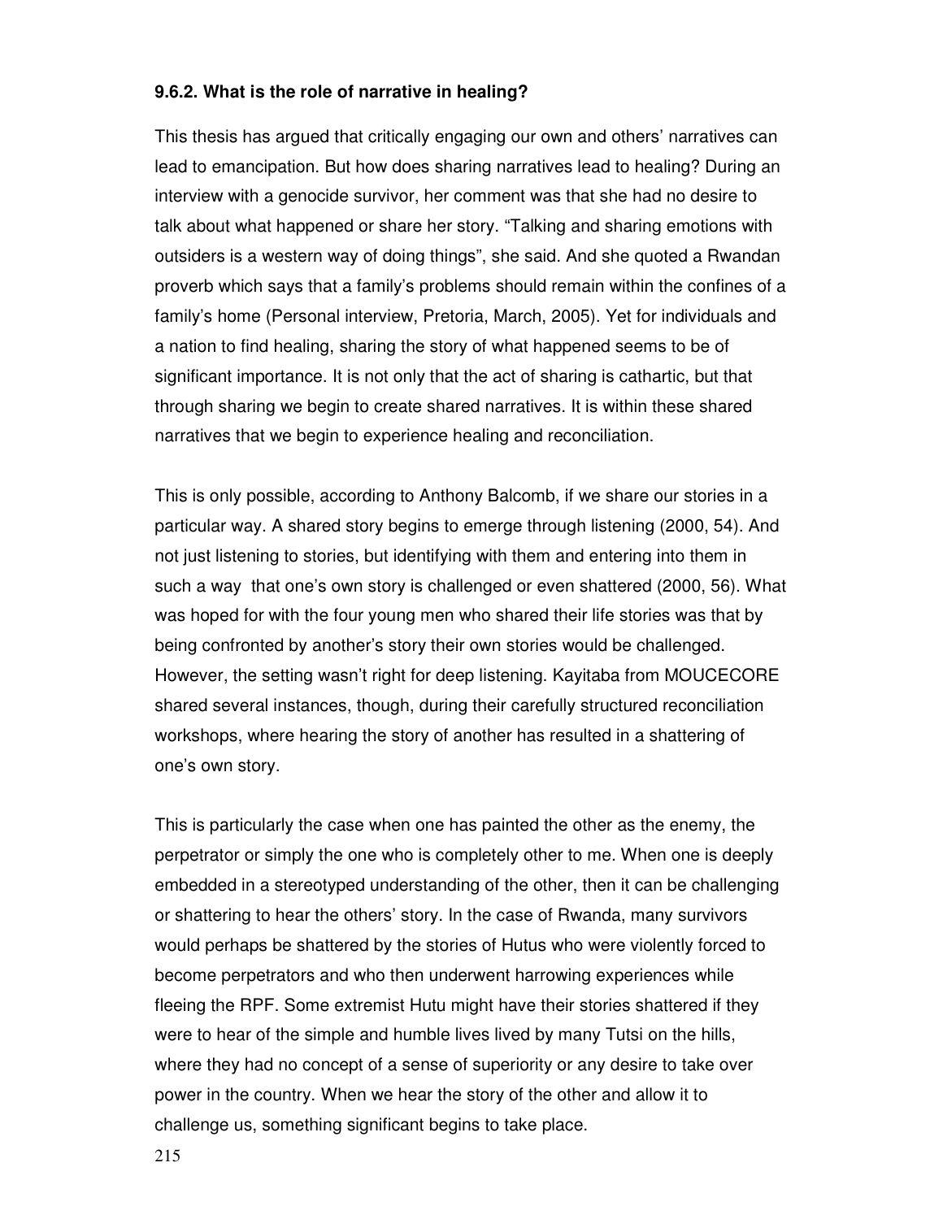### 9.6.2. What is the role of narrative in healing?

This thesis has argued that critically engaging our own and others' narratives can lead to emancipation. But how does sharing narratives lead to healing? During an interview with a genocide survivor, her comment was that she had no desire to talk about what happened or share her story. "Talking and sharing emotions with outsiders is a western way of doing things", she said. And she quoted a Rwandan proverb which says that a family's problems should remain within the confines of a family's home (Personal interview, Pretoria, March, 2005). Yet for individuals and a nation to find healing, sharing the story of what happened seems to be of significant importance. It is not only that the act of sharing is cathartic, but that through sharing we begin to create shared narratives. It is within these shared narratives that we begin to experience healing and reconciliation.

This is only possible, according to Anthony Balcomb, if we share our stories in a particular way. A shared story begins to emerge through listening (2000, 54). And not just listening to stories, but identifying with them and entering into them in such a way that one's own story is challenged or even shattered (2000, 56). What was hoped for with the four young men who shared their life stories was that by being confronted by another's story their own stories would be challenged. However, the setting wasn't right for deep listening. Kayitaba from MOUCECORE shared several instances, though, during their carefully structured reconciliation workshops, where hearing the story of another has resulted in a shattering of one's own story.

This is particularly the case when one has painted the other as the enemy, the perpetrator or simply the one who is completely other to me. When one is deeply embedded in a stereotyped understanding of the other, then it can be challenging or shattering to hear the others' story. In the case of Rwanda, many survivors would perhaps be shattered by the stories of Hutus who were violently forced to become perpetrators and who then underwent harrowing experiences while fleeing the RPF. Some extremist Hutu might have their stories shattered if they were to hear of the simple and humble lives lived by many Tutsi on the hills, where they had no concept of a sense of superiority or any desire to take over power in the country. When we hear the story of the other and allow it to challenge us, something significant begins to take place.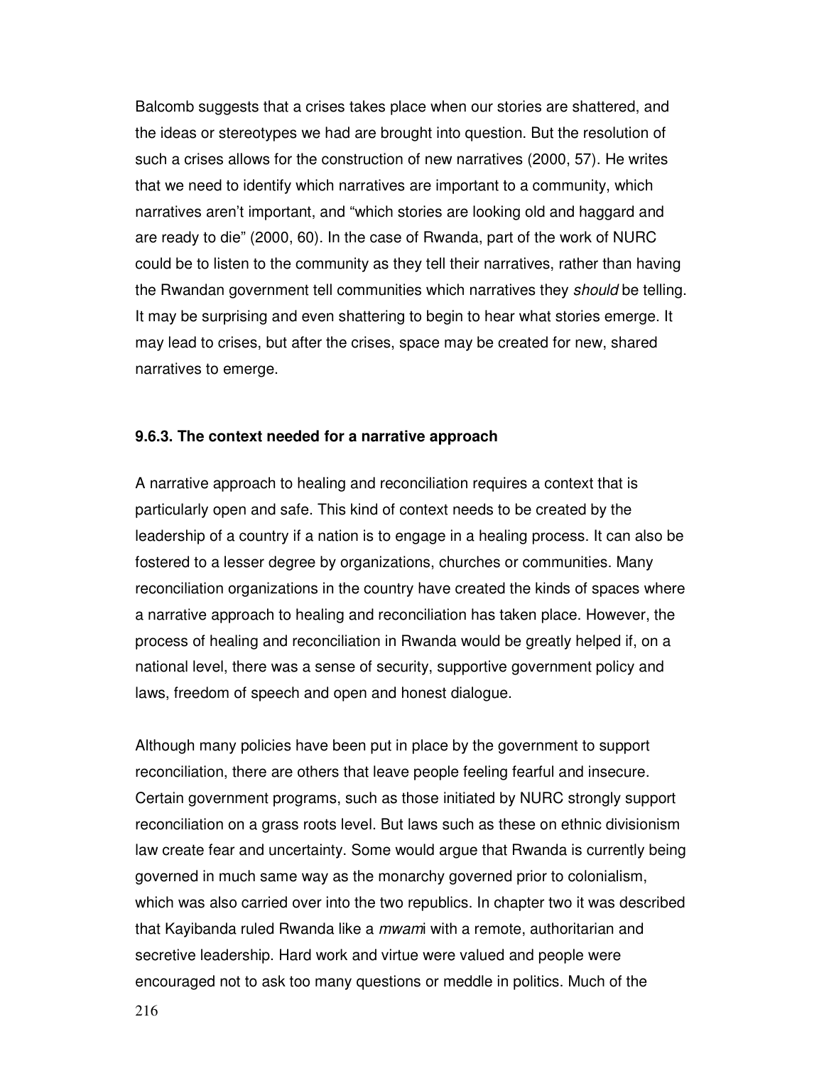Balcomb suggests that a crises takes place when our stories are shattered, and the ideas or stereotypes we had are brought into question. But the resolution of such a crises allows for the construction of new narratives (2000, 57). He writes that we need to identify which narratives are important to a community, which narratives aren't important, and "which stories are looking old and haggard and are ready to die" (2000, 60). In the case of Rwanda, part of the work of NURC could be to listen to the community as they tell their narratives, rather than having the Rwandan government tell communities which narratives they *should* be telling. It may be surprising and even shattering to begin to hear what stories emerge. It may lead to crises, but after the crises, space may be created for new, shared narratives to emerge.

### 9.6.3. The context needed for a narrative approach

A narrative approach to healing and reconciliation requires a context that is particularly open and safe. This kind of context needs to be created by the leadership of a country if a nation is to engage in a healing process. It can also be fostered to a lesser degree by organizations, churches or communities. Many reconciliation organizations in the country have created the kinds of spaces where a narrative approach to healing and reconciliation has taken place. However, the process of healing and reconciliation in Rwanda would be greatly helped if, on a national level, there was a sense of security, supportive government policy and laws, freedom of speech and open and honest dialogue.

Although many policies have been put in place by the government to support reconciliation, there are others that leave people feeling fearful and insecure. Certain government programs, such as those initiated by NURC strongly support reconciliation on a grass roots level. But laws such as these on ethnic divisionism law create fear and uncertainty. Some would argue that Rwanda is currently being governed in much same way as the monarchy governed prior to colonialism, which was also carried over into the two republics. In chapter two it was described that Kayibanda ruled Rwanda like a *mwami* with a remote, authoritarian and secretive leadership. Hard work and virtue were valued and people were encouraged not to ask too many questions or meddle in politics. Much of the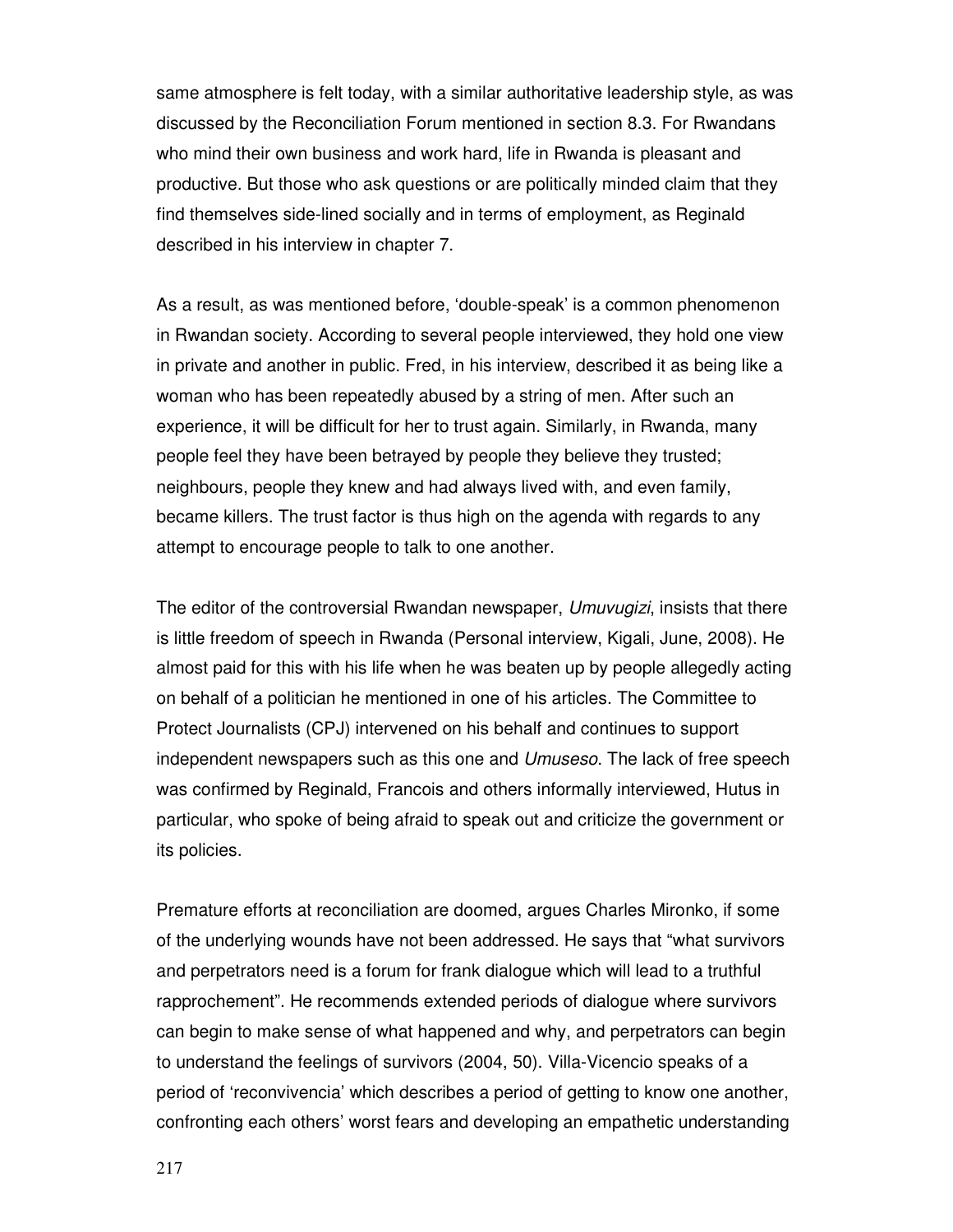same atmosphere is felt today, with a similar authoritative leadership style, as was discussed by the Reconciliation Forum mentioned in section 8.3. For Rwandans who mind their own business and work hard, life in Rwanda is pleasant and productive. But those who ask questions or are politically minded claim that they find themselves side-lined socially and in terms of employment, as Reginald described in his interview in chapter 7.

As a result, as was mentioned before, 'double-speak' is a common phenomenon in Rwandan society. According to several people interviewed, they hold one view in private and another in public. Fred, in his interview, described it as being like a woman who has been repeatedly abused by a string of men. After such an experience, it will be difficult for her to trust again. Similarly, in Rwanda, many people feel they have been betrayed by people they believe they trusted; neighbours, people they knew and had always lived with, and even family, became killers. The trust factor is thus high on the agenda with regards to any attempt to encourage people to talk to one another.

The editor of the controversial Rwandan newspaper, *Umuvugizi*, insists that there is little freedom of speech in Rwanda (Personal interview, Kigali, June, 2008). He almost paid for this with his life when he was beaten up by people allegedly acting on behalf of a politician he mentioned in one of his articles. The Committee to Protect Journalists (CPJ) intervened on his behalf and continues to support independent newspapers such as this one and *Umuseso*. The lack of free speech was confirmed by Reginald, Francois and others informally interviewed, Hutus in particular, who spoke of being afraid to speak out and criticize the government or its policies.

Premature efforts at reconciliation are doomed, argues Charles Mironko, if some of the underlying wounds have not been addressed. He says that "what survivors and perpetrators need is a forum for frank dialogue which will lead to a truthful rapprochement". He recommends extended periods of dialogue where survivors can begin to make sense of what happened and why, and perpetrators can begin to understand the feelings of survivors (2004, 50). Villa-Vicencio speaks of a period of 'reconvivencia' which describes a period of getting to know one another, confronting each others' worst fears and developing an empathetic understanding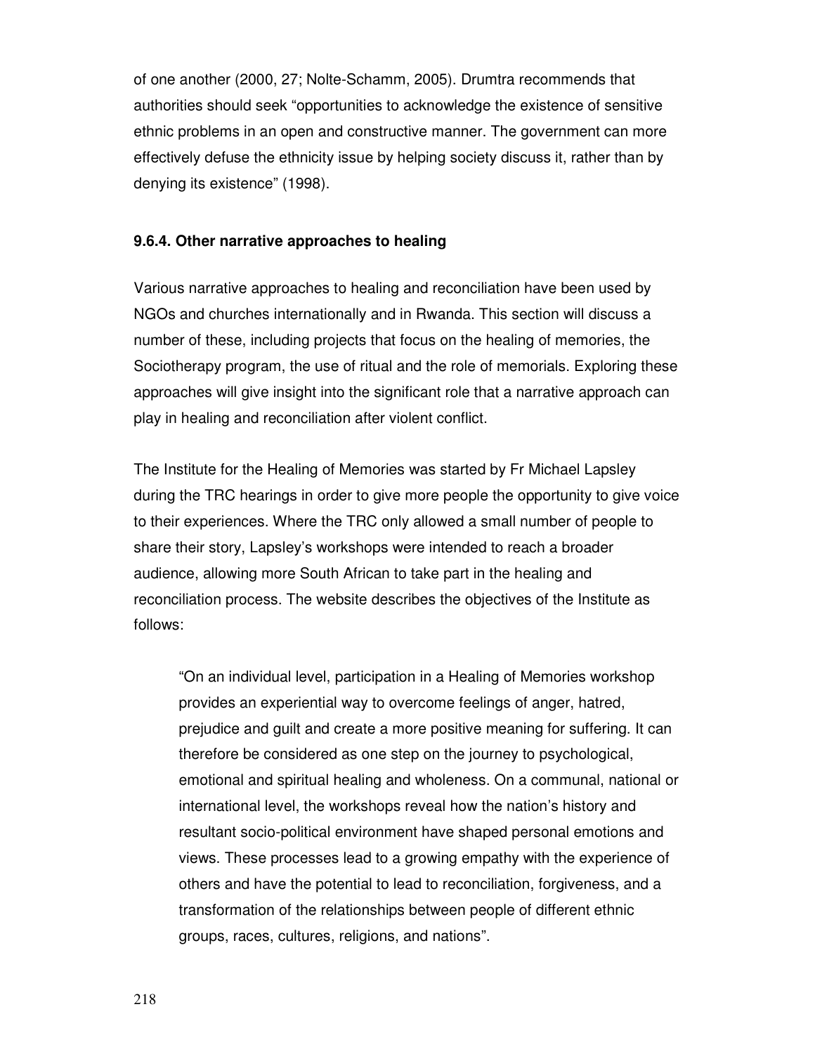of one another (2000, 27; Nolte-Schamm, 2005). Drumtra recommends that authorities should seek "opportunities to acknowledge the existence of sensitive ethnic problems in an open and constructive manner. The government can more effectively defuse the ethnicity issue by helping society discuss it, rather than by denying its existence" (1998).

### 9.6.4. Other narrative approaches to healing

Various narrative approaches to healing and reconciliation have been used by NGOs and churches internationally and in Rwanda. This section will discuss a number of these, including projects that focus on the healing of memories, the Sociotherapy program, the use of ritual and the role of memorials. Exploring these approaches will give insight into the significant role that a narrative approach can play in healing and reconciliation after violent conflict.

The Institute for the Healing of Memories was started by Fr Michael Lapsley during the TRC hearings in order to give more people the opportunity to give voice to their experiences. Where the TRC only allowed a small number of people to share their story, Lapsley's workshops were intended to reach a broader audience, allowing more South African to take part in the healing and reconciliation process. The website describes the objectives of the Institute as follows:

> "On an individual level, participation in a Healing of Memories workshop provides an experiential way to overcome feelings of anger, hatred, prejudice and guilt and create a more positive meaning for suffering. It can therefore be considered as one step on the journey to psychological, emotional and spiritual healing and wholeness. On a communal, national or international level, the workshops reveal how the nation's history and resultant socio-political environment have shaped personal emotions and views. These processes lead to a growing empathy with the experience of others and have the potential to lead to reconciliation, forgiveness, and a transformation of the relationships between people of different ethnic groups, races, cultures, religions, and nations".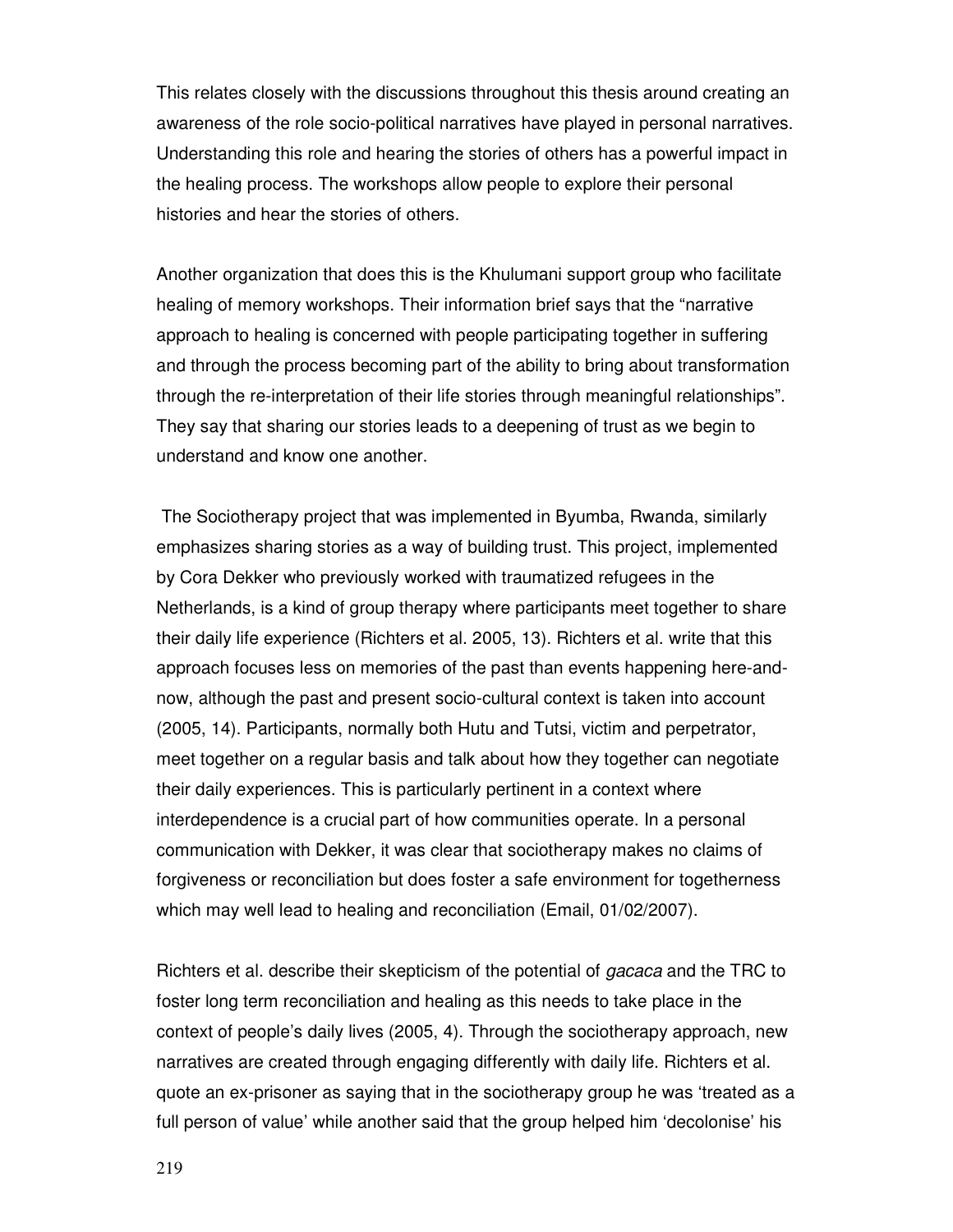This relates closely with the discussions throughout this thesis around creating an awareness of the role socio-political narratives have played in personal narratives. Understanding this role and hearing the stories of others has a powerful impact in the healing process. The workshops allow people to explore their personal histories and hear the stories of others.

Another organization that does this is the Khulumani support group who facilitate healing of memory workshops. Their information brief says that the "narrative approach to healing is concerned with people participating together in suffering and through the process becoming part of the ability to bring about transformation through the re-interpretation of their life stories through meaningful relationships". They say that sharing our stories leads to a deepening of trust as we begin to understand and know one another.

The Sociotherapy project that was implemented in Byumba, Rwanda, similarly emphasizes sharing stories as a way of building trust. This project, implemented by Cora Dekker who previously worked with traumatized refugees in the Netherlands, is a kind of group therapy where participants meet together to share their daily life experience (Richters et al. 2005, 13). Richters et al. write that this approach focuses less on memories of the past than events happening here-and-now, although the past and present socio-cultural context is taken into account (2005, 14). Participants, normally both Hutu and Tutsi, victim and perpetrator, meet together on a regular basis and talk about how they together can negotiate their daily experiences. This is particularly pertinent in a context where interdependence is a crucial part of how communities operate. In a personal communication with Dekker, it was clear that sociotherapy makes no claims of forgiveness or reconciliation but does foster a safe environment for togetherness which may well lead to healing and reconciliation (Email, 01/02/2007).

Richters et al. describe their skepticism of the potential of *gacaca* and the TRC to foster long term reconciliation and healing as this needs to take place in the context of people's daily lives (2005, 4). Through the sociotherapy approach, new narratives are created through engaging differently with daily life. Richters et al. quote an ex-prisoner as saying that in the sociotherapy group he was 'treated as a full person of value' while another said that the group helped him 'decolonise' his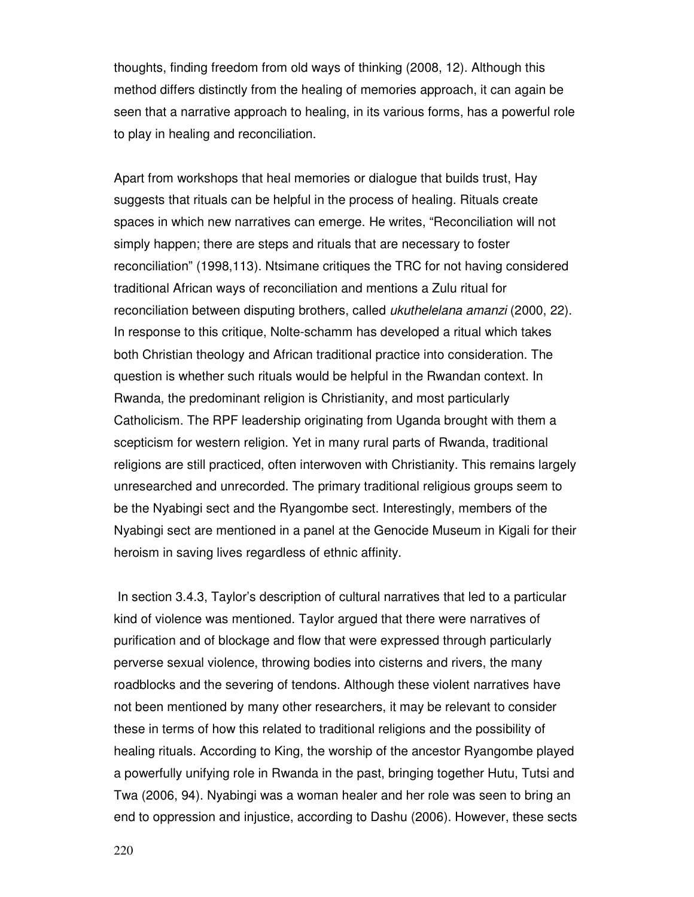thoughts, finding freedom from old ways of thinking (2008, 12). Although this method differs distinctly from the healing of memories approach, it can again be seen that a narrative approach to healing, in its various forms, has a powerful role to play in healing and reconciliation.

Apart from workshops that heal memories or dialogue that builds trust, Hay suggests that rituals can be helpful in the process of healing. Rituals create spaces in which new narratives can emerge. He writes, "Reconciliation will not simply happen; there are steps and rituals that are necessary to foster reconciliation" (1998,113). Ntsimane critiques the TRC for not having considered traditional African ways of reconciliation and mentions a Zulu ritual for reconciliation between disputing brothers, called *ukuthelelana amanzi* (2000, 22). In response to this critique, Nolte-schamm has developed a ritual which takes both Christian theology and African traditional practice into consideration. The question is whether such rituals would be helpful in the Rwandan context. In Rwanda, the predominant religion is Christianity, and most particularly Catholicism. The RPF leadership originating from Uganda brought with them a scepticism for western religion. Yet in many rural parts of Rwanda, traditional religions are still practiced, often interwoven with Christianity. This remains largely unresearched and unrecorded. The primary traditional religious groups seem to be the Nyabingi sect and the Ryangombe sect. Interestingly, members of the Nyabingi sect are mentioned in a panel at the Genocide Museum in Kigali for their heroism in saving lives regardless of ethnic affinity.

In section 3.4.3, Taylor's description of cultural narratives that led to a particular kind of violence was mentioned. Taylor argued that there were narratives of purification and of blockage and flow that were expressed through particularly perverse sexual violence, throwing bodies into cisterns and rivers, the many roadblocks and the severing of tendons. Although these violent narratives have not been mentioned by many other researchers, it may be relevant to consider these in terms of how this related to traditional religions and the possibility of healing rituals. According to King, the worship of the ancestor Ryangombe played a powerfully unifying role in Rwanda in the past, bringing together Hutu, Tutsi and Twa (2006, 94). Nyabingi was a woman healer and her role was seen to bring an end to oppression and injustice, according to Dashu (2006). However, these sects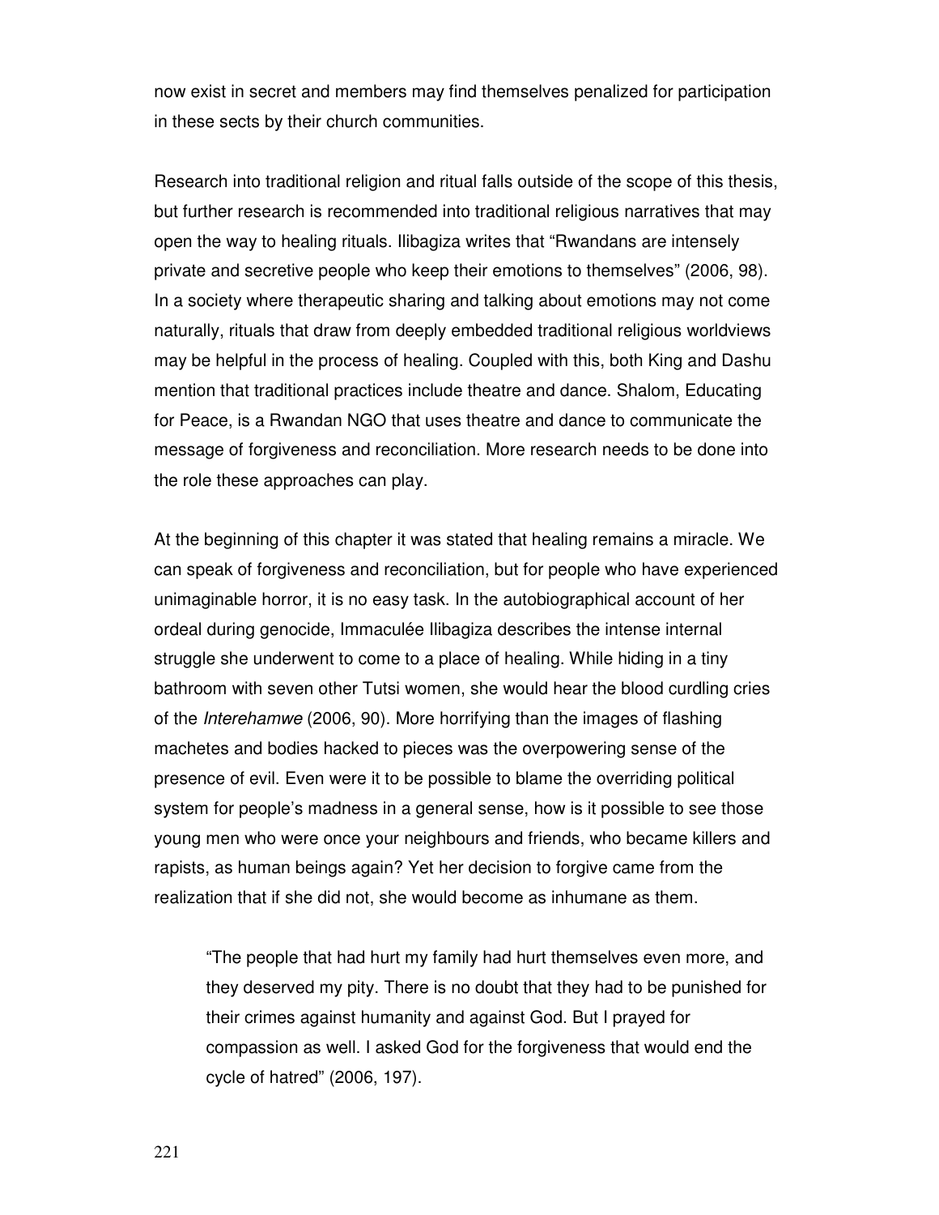now exist in secret and members may find themselves penalized for participation in these sects by their church communities.

Research into traditional religion and ritual falls outside of the scope of this thesis, but further research is recommended into traditional religious narratives that may open the way to healing rituals. Ilibagiza writes that "Rwandans are intensely private and secretive people who keep their emotions to themselves" (2006, 98). In a society where therapeutic sharing and talking about emotions may not come naturally, rituals that draw from deeply embedded traditional religious worldviews may be helpful in the process of healing. Coupled with this, both King and Dashu mention that traditional practices include theatre and dance. Shalom, Educating for Peace, is a Rwandan NGO that uses theatre and dance to communicate the message of forgiveness and reconciliation. More research needs to be done into the role these approaches can play.

At the beginning of this chapter it was stated that healing remains a miracle. We can speak of forgiveness and reconciliation, but for people who have experienced unimaginable horror, it is no easy task. In the autobiographical account of her ordeal during genocide, Immaculée Ilibagiza describes the intense internal struggle she underwent to come to a place of healing. While hiding in a tiny bathroom with seven other Tutsi women, she would hear the blood curdling cries of the *Interehamwe* (2006, 90). More horrifying than the images of flashing machetes and bodies hacked to pieces was the overpowering sense of the presence of evil. Even were it to be possible to blame the overriding political system for people's madness in a general sense, how is it possible to see those young men who were once your neighbours and friends, who became killers and rapists, as human beings again? Yet her decision to forgive came from the realization that if she did not, she would become as inhumane as them.

> "The people that had hurt my family had hurt themselves even more, and they deserved my pity. There is no doubt that they had to be punished for their crimes against humanity and against God. But I prayed for compassion as well. I asked God for the forgiveness that would end the cycle of hatred" (2006, 197).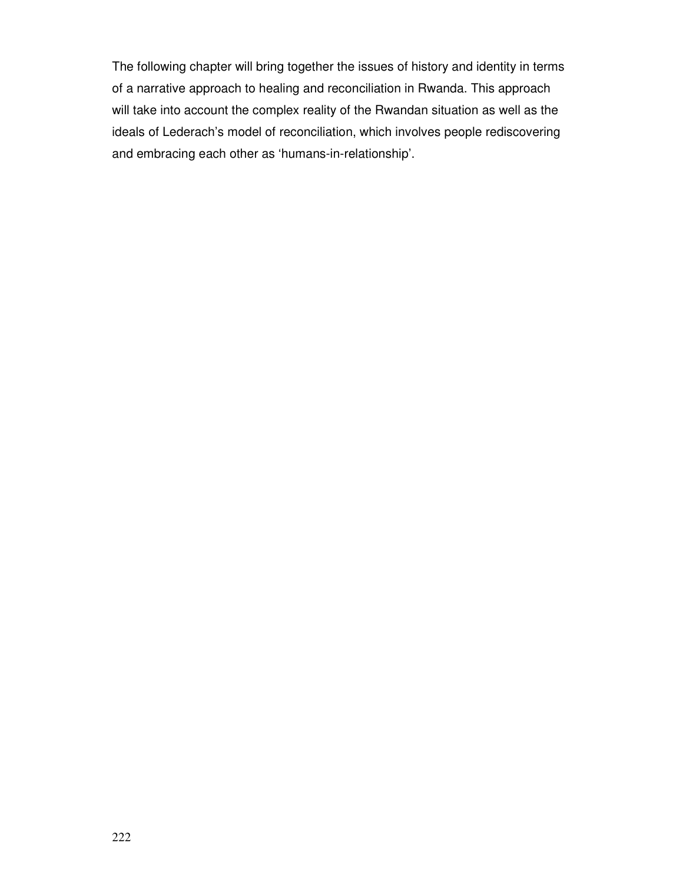The following chapter will bring together the issues of history and identity in terms of a narrative approach to healing and reconciliation in Rwanda. This approach will take into account the complex reality of the Rwandan situation as well as the ideals of Lederach's model of reconciliation, which involves people rediscovering and embracing each other as 'humans-in-relationship'.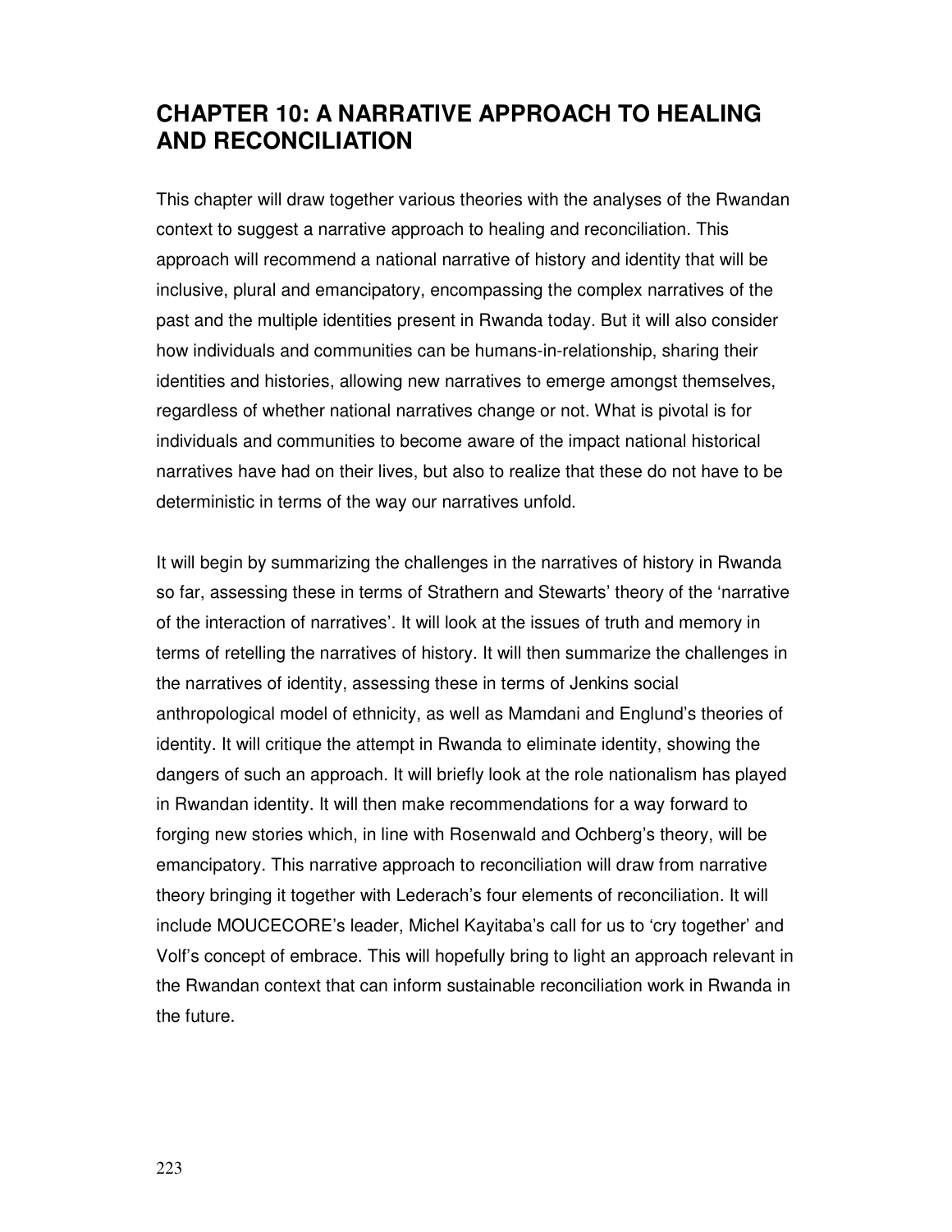# CHAPTER 10: A NARRATIVE APPROACH TO HEALING AND RECONCILIATION

This chapter will draw together various theories with the analyses of the Rwandan context to suggest a narrative approach to healing and reconciliation. This approach will recommend a national narrative of history and identity that will be inclusive, plural and emancipatory, encompassing the complex narratives of the past and the multiple identities present in Rwanda today. But it will also consider how individuals and communities can be humans-in-relationship, sharing their identities and histories, allowing new narratives to emerge amongst themselves, regardless of whether national narratives change or not. What is pivotal is for individuals and communities to become aware of the impact national historical narratives have had on their lives, but also to realize that these do not have to be deterministic in terms of the way our narratives unfold.

It will begin by summarizing the challenges in the narratives of history in Rwanda so far, assessing these in terms of Strathern and Stewarts' theory of the 'narrative of the interaction of narratives'. It will look at the issues of truth and memory in terms of retelling the narratives of history. It will then summarize the challenges in the narratives of identity, assessing these in terms of Jenkins social anthropological model of ethnicity, as well as Mamdani and Englund's theories of identity. It will critique the attempt in Rwanda to eliminate identity, showing the dangers of such an approach. It will briefly look at the role nationalism has played in Rwandan identity. It will then make recommendations for a way forward to forging new stories which, in line with Rosenwald and Ochberg's theory, will be emancipatory. This narrative approach to reconciliation will draw from narrative theory bringing it together with Lederach's four elements of reconciliation. It will include MOUCECORE's leader, Michel Kayitaba's call for us to 'cry together' and Volf's concept of embrace. This will hopefully bring to light an approach relevant in the Rwandan context that can inform sustainable reconciliation work in Rwanda in the future.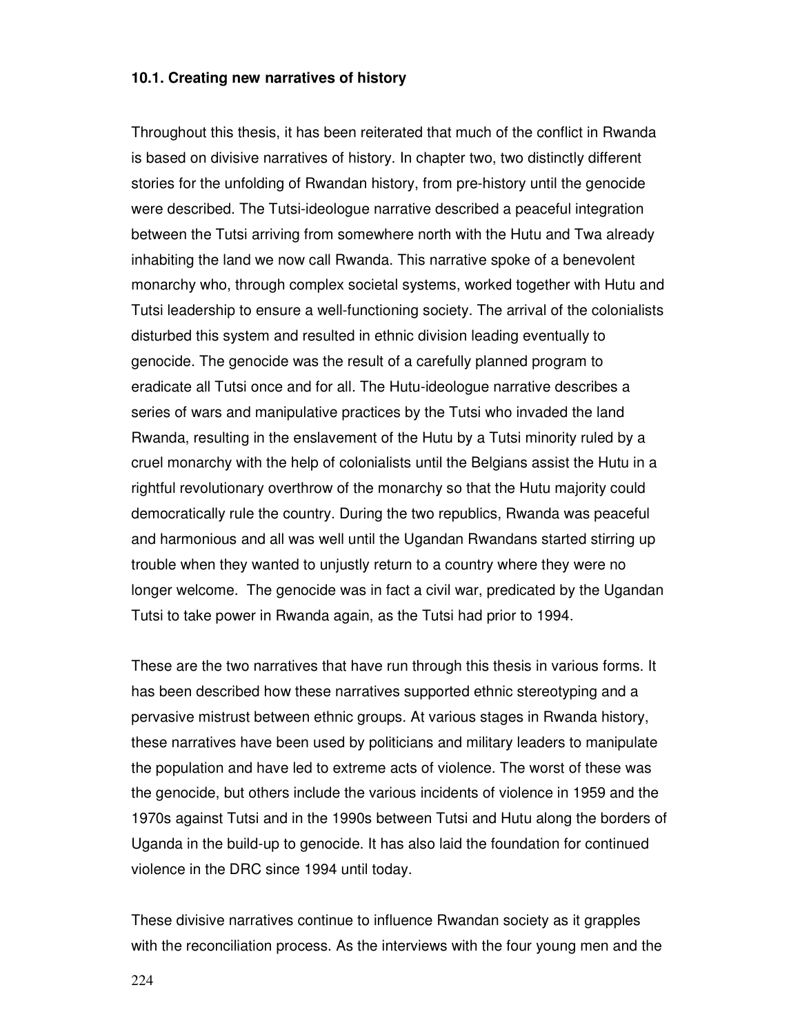#### 10.1. Creating new narratives of history

Throughout this thesis, it has been reiterated that much of the conflict in Rwanda is based on divisive narratives of history. In chapter two, two distinctly different stories for the unfolding of Rwandan history, from pre-history until the genocide were described. The Tutsi-ideologue narrative described a peaceful integration between the Tutsi arriving from somewhere north with the Hutu and Twa already inhabiting the land we now call Rwanda. This narrative spoke of a benevolent monarchy who, through complex societal systems, worked together with Hutu and Tutsi leadership to ensure a well-functioning society. The arrival of the colonialists disturbed this system and resulted in ethnic division leading eventually to genocide. The genocide was the result of a carefully planned program to eradicate all Tutsi once and for all. The Hutu-ideologue narrative describes a series of wars and manipulative practices by the Tutsi who invaded the land Rwanda, resulting in the enslavement of the Hutu by a Tutsi minority ruled by a cruel monarchy with the help of colonialists until the Belgians assist the Hutu in a rightful revolutionary overthrow of the monarchy so that the Hutu majority could democratically rule the country. During the two republics, Rwanda was peaceful and harmonious and all was well until the Ugandan Rwandans started stirring up trouble when they wanted to unjustly return to a country where they were no longer welcome. The genocide was in fact a civil war, predicated by the Ugandan Tutsi to take power in Rwanda again, as the Tutsi had prior to 1994.

These are the two narratives that have run through this thesis in various forms. It has been described how these narratives supported ethnic stereotyping and a pervasive mistrust between ethnic groups. At various stages in Rwanda history, these narratives have been used by politicians and military leaders to manipulate the population and have led to extreme acts of violence. The worst of these was the genocide, but others include the various incidents of violence in 1959 and the 1970s against Tutsi and in the 1990s between Tutsi and Hutu along the borders of Uganda in the build-up to genocide. It has also laid the foundation for continued violence in the DRC since 1994 until today.

These divisive narratives continue to influence Rwandan society as it grapples with the reconciliation process. As the interviews with the four young men and the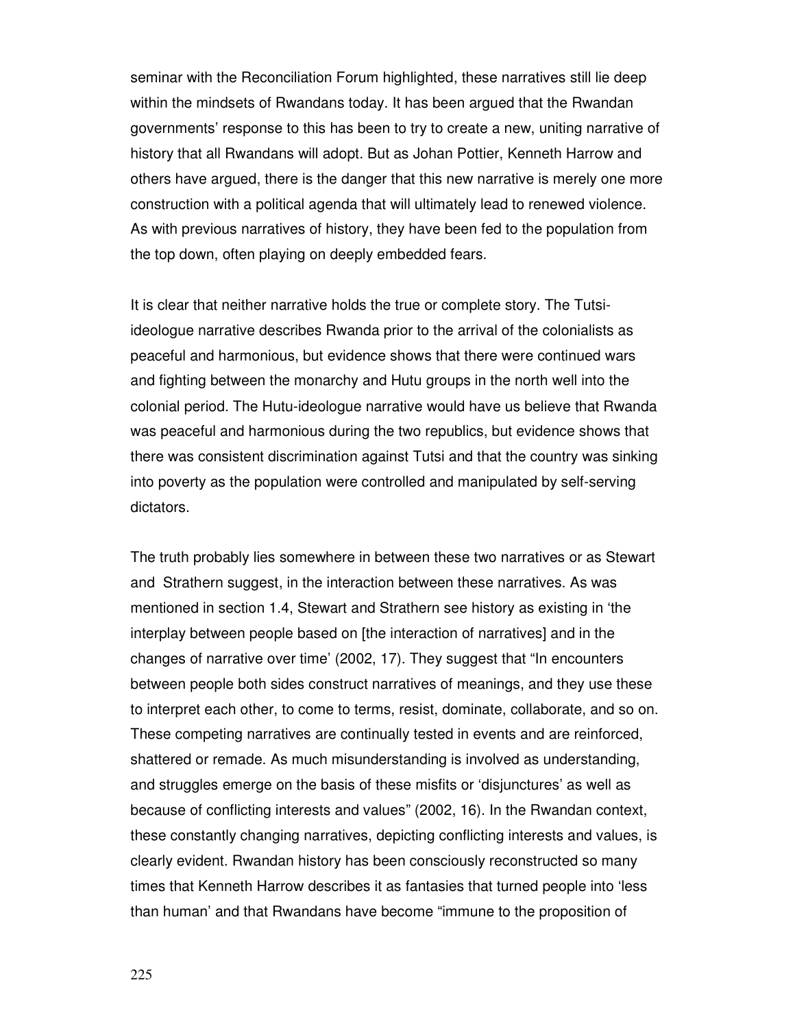seminar with the Reconciliation Forum highlighted, these narratives still lie deep within the mindsets of Rwandans today. It has been argued that the Rwandan governments' response to this has been to try to create a new, uniting narrative of history that all Rwandans will adopt. But as Johan Pottier, Kenneth Harrow and others have argued, there is the danger that this new narrative is merely one more construction with a political agenda that will ultimately lead to renewed violence. As with previous narratives of history, they have been fed to the population from the top down, often playing on deeply embedded fears.

It is clear that neither narrative holds the true or complete story. The Tutsi-ideologue narrative describes Rwanda prior to the arrival of the colonialists as peaceful and harmonious, but evidence shows that there were continued wars and fighting between the monarchy and Hutu groups in the north well into the colonial period. The Hutu-ideologue narrative would have us believe that Rwanda was peaceful and harmonious during the two republics, but evidence shows that there was consistent discrimination against Tutsi and that the country was sinking into poverty as the population were controlled and manipulated by self-serving dictators.

The truth probably lies somewhere in between these two narratives or as Stewart and Strathern suggest, in the interaction between these narratives. As was mentioned in section 1.4, Stewart and Strathern see history as existing in 'the interplay between people based on [the interaction of narratives] and in the changes of narrative over time' (2002, 17). They suggest that "In encounters between people both sides construct narratives of meanings, and they use these to interpret each other, to come to terms, resist, dominate, collaborate, and so on. These competing narratives are continually tested in events and are reinforced, shattered or remade. As much misunderstanding is involved as understanding, and struggles emerge on the basis of these misfits or 'disjunctures' as well as because of conflicting interests and values" (2002, 16). In the Rwandan context, these constantly changing narratives, depicting conflicting interests and values, is clearly evident. Rwandan history has been consciously reconstructed so many times that Kenneth Harrow describes it as fantasies that turned people into 'less than human' and that Rwandans have become "immune to the proposition of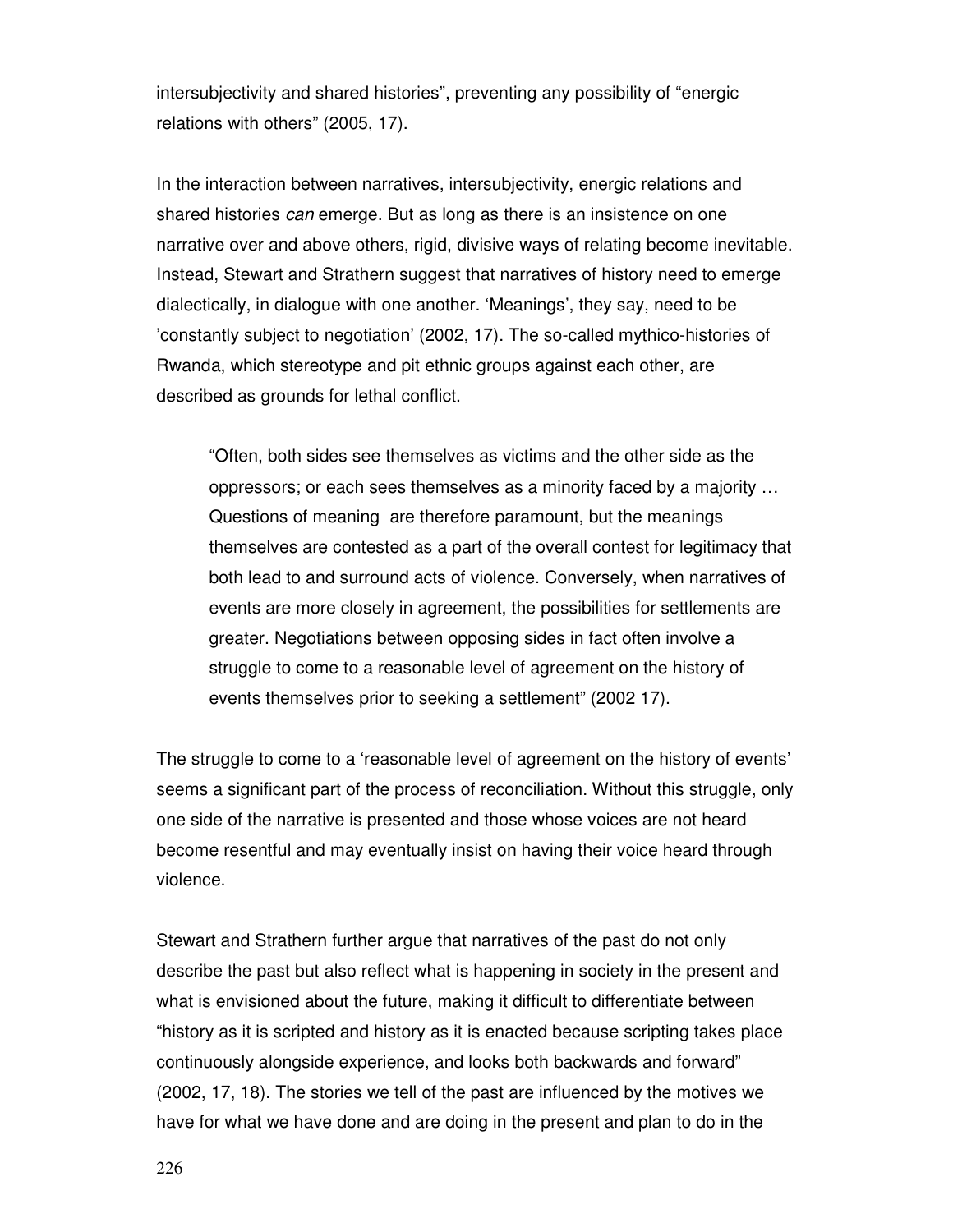intersubjectivity and shared histories", preventing any possibility of "energic relations with others" (2005, 17).

In the interaction between narratives, intersubjectivity, energic relations and shared histories *can* emerge. But as long as there is an insistence on one narrative over and above others, rigid, divisive ways of relating become inevitable. Instead, Stewart and Strathern suggest that narratives of history need to emerge dialectically, in dialogue with one another. 'Meanings', they say, need to be 'constantly subject to negotiation' (2002, 17). The so-called mythico-histories of Rwanda, which stereotype and pit ethnic groups against each other, are described as grounds for lethal conflict.

> "Often, both sides see themselves as victims and the other side as the oppressors; or each sees themselves as a minority faced by a majority … Questions of meaning are therefore paramount, but the meanings themselves are contested as a part of the overall contest for legitimacy that both lead to and surround acts of violence. Conversely, when narratives of events are more closely in agreement, the possibilities for settlements are greater. Negotiations between opposing sides in fact often involve a struggle to come to a reasonable level of agreement on the history of events themselves prior to seeking a settlement" (2002 17).

The struggle to come to a 'reasonable level of agreement on the history of events' seems a significant part of the process of reconciliation. Without this struggle, only one side of the narrative is presented and those whose voices are not heard become resentful and may eventually insist on having their voice heard through violence.

Stewart and Strathern further argue that narratives of the past do not only describe the past but also reflect what is happening in society in the present and what is envisioned about the future, making it difficult to differentiate between "history as it is scripted and history as it is enacted because scripting takes place continuously alongside experience, and looks both backwards and forward" (2002, 17, 18). The stories we tell of the past are influenced by the motives we have for what we have done and are doing in the present and plan to do in the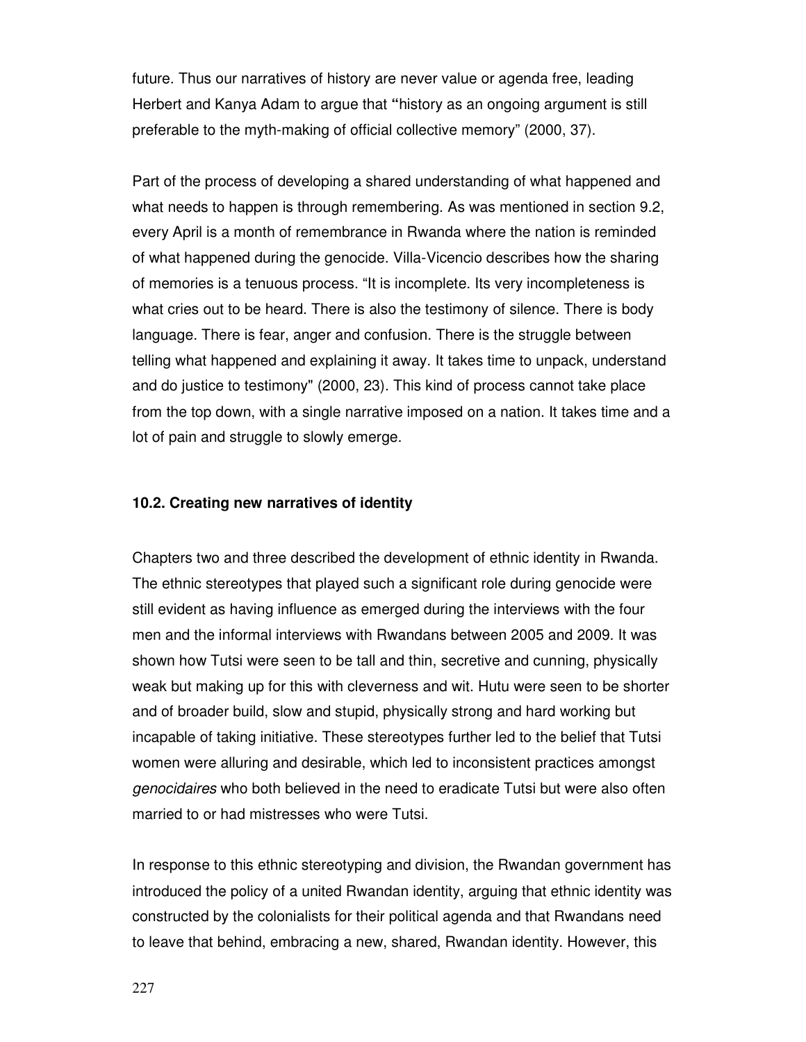future. Thus our narratives of history are never value or agenda free, leading Herbert and Kanya Adam to argue that "history as an ongoing argument is still preferable to the myth-making of official collective memory" (2000, 37).

Part of the process of developing a shared understanding of what happened and what needs to happen is through remembering. As was mentioned in section 9.2, every April is a month of remembrance in Rwanda where the nation is reminded of what happened during the genocide. Villa-Vicencio describes how the sharing of memories is a tenuous process. "It is incomplete. Its very incompleteness is what cries out to be heard. There is also the testimony of silence. There is body language. There is fear, anger and confusion. There is the struggle between telling what happened and explaining it away. It takes time to unpack, understand and do justice to testimony" (2000, 23). This kind of process cannot take place from the top down, with a single narrative imposed on a nation. It takes time and a lot of pain and struggle to slowly emerge.

### 10.2. Creating new narratives of identity

Chapters two and three described the development of ethnic identity in Rwanda. The ethnic stereotypes that played such a significant role during genocide were still evident as having influence as emerged during the interviews with the four men and the informal interviews with Rwandans between 2005 and 2009. It was shown how Tutsi were seen to be tall and thin, secretive and cunning, physically weak but making up for this with cleverness and wit. Hutu were seen to be shorter and of broader build, slow and stupid, physically strong and hard working but incapable of taking initiative. These stereotypes further led to the belief that Tutsi women were alluring and desirable, which led to inconsistent practices amongst *genocidaires* who both believed in the need to eradicate Tutsi but were also often married to or had mistresses who were Tutsi.

In response to this ethnic stereotyping and division, the Rwandan government has introduced the policy of a united Rwandan identity, arguing that ethnic identity was constructed by the colonialists for their political agenda and that Rwandans need to leave that behind, embracing a new, shared, Rwandan identity. However, this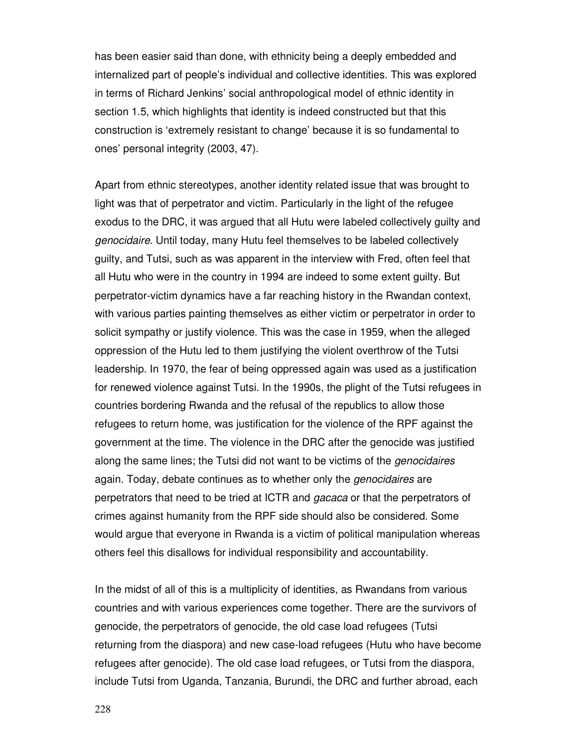has been easier said than done, with ethnicity being a deeply embedded and internalized part of people's individual and collective identities. This was explored in terms of Richard Jenkins' social anthropological model of ethnic identity in section 1.5, which highlights that identity is indeed constructed but that this construction is 'extremely resistant to change' because it is so fundamental to ones' personal integrity (2003, 47).

Apart from ethnic stereotypes, another identity related issue that was brought to light was that of perpetrator and victim. Particularly in the light of the refugee exodus to the DRC, it was argued that all Hutu were labeled collectively guilty and *genocidaire*. Until today, many Hutu feel themselves to be labeled collectively guilty, and Tutsi, such as was apparent in the interview with Fred, often feel that all Hutu who were in the country in 1994 are indeed to some extent guilty. But perpetrator-victim dynamics have a far reaching history in the Rwandan context, with various parties painting themselves as either victim or perpetrator in order to solicit sympathy or justify violence. This was the case in 1959, when the alleged oppression of the Hutu led to them justifying the violent overthrow of the Tutsi leadership. In 1970, the fear of being oppressed again was used as a justification for renewed violence against Tutsi. In the 1990s, the plight of the Tutsi refugees in countries bordering Rwanda and the refusal of the republics to allow those refugees to return home, was justification for the violence of the RPF against the government at the time. The violence in the DRC after the genocide was justified along the same lines; the Tutsi did not want to be victims of the *genocidaires* again. Today, debate continues as to whether only the *genocidaires* are perpetrators that need to be tried at ICTR and *gacaca* or that the perpetrators of crimes against humanity from the RPF side should also be considered. Some would argue that everyone in Rwanda is a victim of political manipulation whereas others feel this disallows for individual responsibility and accountability.

In the midst of all of this is a multiplicity of identities, as Rwandans from various countries and with various experiences come together. There are the survivors of genocide, the perpetrators of genocide, the old case load refugees (Tutsi returning from the diaspora) and new case-load refugees (Hutu who have become refugees after genocide). The old case load refugees, or Tutsi from the diaspora, include Tutsi from Uganda, Tanzania, Burundi, the DRC and further abroad, each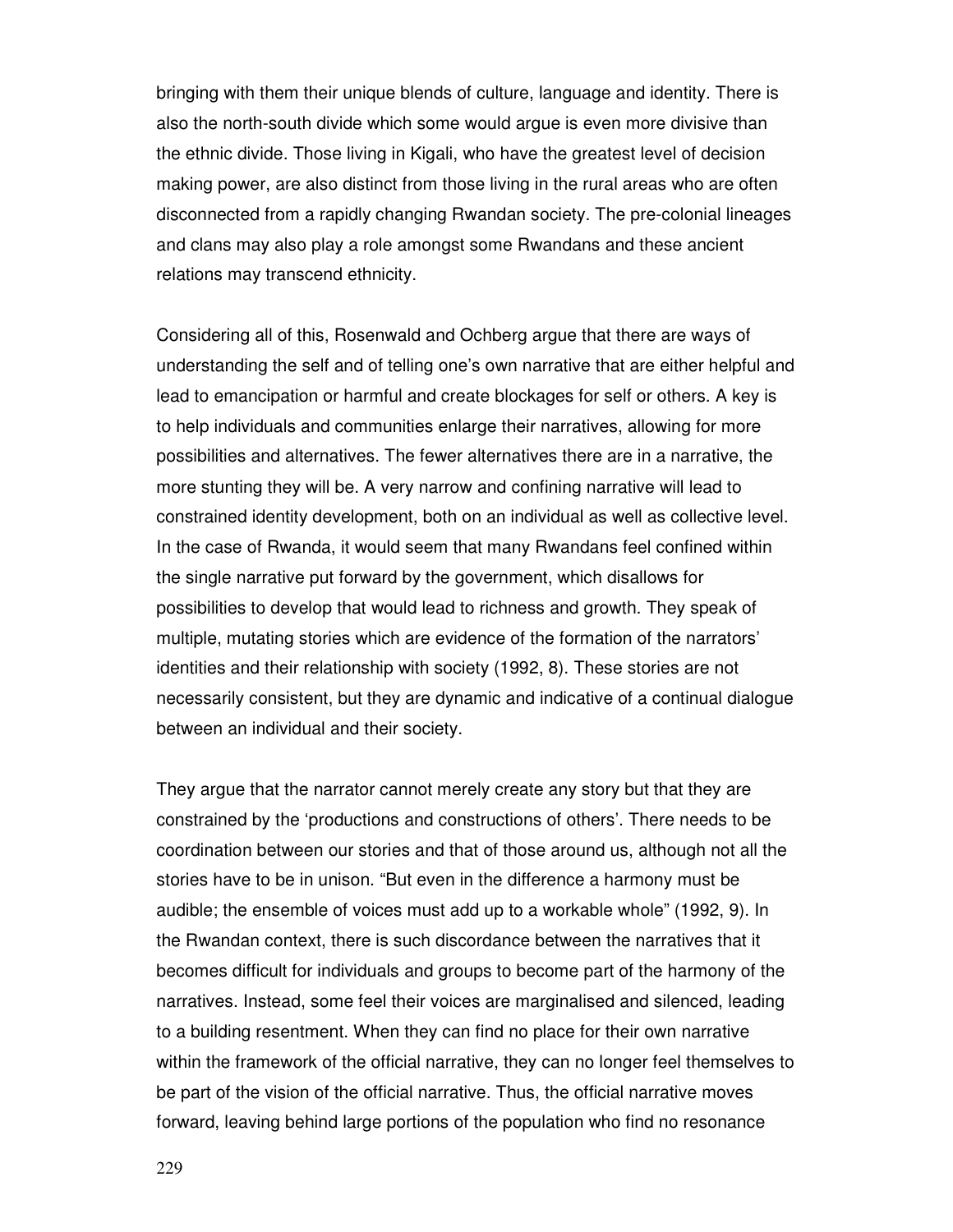bringing with them their unique blends of culture, language and identity. There is also the north-south divide which some would argue is even more divisive than the ethnic divide. Those living in Kigali, who have the greatest level of decision making power, are also distinct from those living in the rural areas who are often disconnected from a rapidly changing Rwandan society. The pre-colonial lineages and clans may also play a role amongst some Rwandans and these ancient relations may transcend ethnicity.

Considering all of this, Rosenwald and Ochberg argue that there are ways of understanding the self and of telling one's own narrative that are either helpful and lead to emancipation or harmful and create blockages for self or others. A key is to help individuals and communities enlarge their narratives, allowing for more possibilities and alternatives. The fewer alternatives there are in a narrative, the more stunting they will be. A very narrow and confining narrative will lead to constrained identity development, both on an individual as well as collective level. In the case of Rwanda, it would seem that many Rwandans feel confined within the single narrative put forward by the government, which disallows for possibilities to develop that would lead to richness and growth. They speak of multiple, mutating stories which are evidence of the formation of the narrators' identities and their relationship with society (1992, 8). These stories are not necessarily consistent, but they are dynamic and indicative of a continual dialogue between an individual and their society.

They argue that the narrator cannot merely create any story but that they are constrained by the 'productions and constructions of others'. There needs to be coordination between our stories and that of those around us, although not all the stories have to be in unison. "But even in the difference a harmony must be audible; the ensemble of voices must add up to a workable whole" (1992, 9). In the Rwandan context, there is such discordance between the narratives that it becomes difficult for individuals and groups to become part of the harmony of the narratives. Instead, some feel their voices are marginalised and silenced, leading to a building resentment. When they can find no place for their own narrative within the framework of the official narrative, they can no longer feel themselves to be part of the vision of the official narrative. Thus, the official narrative moves forward, leaving behind large portions of the population who find no resonance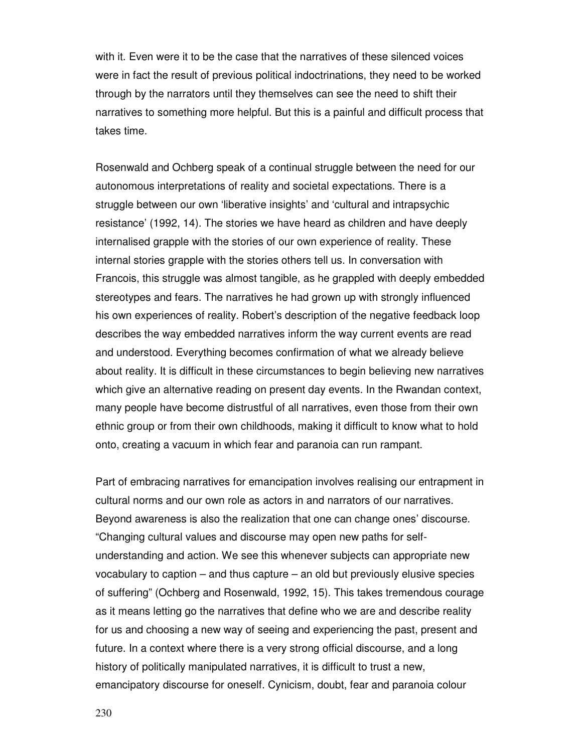with it. Even were it to be the case that the narratives of these silenced voices were in fact the result of previous political indoctrinations, they need to be worked through by the narrators until they themselves can see the need to shift their narratives to something more helpful. But this is a painful and difficult process that takes time.

Rosenwald and Ochberg speak of a continual struggle between the need for our autonomous interpretations of reality and societal expectations. There is a struggle between our own 'liberative insights' and 'cultural and intrapsychic resistance' (1992, 14). The stories we have heard as children and have deeply internalised grapple with the stories of our own experience of reality. These internal stories grapple with the stories others tell us. In conversation with Francois, this struggle was almost tangible, as he grappled with deeply embedded stereotypes and fears. The narratives he had grown up with strongly influenced his own experiences of reality. Robert's description of the negative feedback loop describes the way embedded narratives inform the way current events are read and understood. Everything becomes confirmation of what we already believe about reality. It is difficult in these circumstances to begin believing new narratives which give an alternative reading on present day events. In the Rwandan context, many people have become distrustful of all narratives, even those from their own ethnic group or from their own childhoods, making it difficult to know what to hold onto, creating a vacuum in which fear and paranoia can run rampant.

Part of embracing narratives for emancipation involves realising our entrapment in cultural norms and our own role as actors in and narrators of our narratives. Beyond awareness is also the realization that one can change ones' discourse. "Changing cultural values and discourse may open new paths for self-understanding and action. We see this whenever subjects can appropriate new vocabulary to caption – and thus capture – an old but previously elusive species of suffering" (Ochberg and Rosenwald, 1992, 15). This takes tremendous courage as it means letting go the narratives that define who we are and describe reality for us and choosing a new way of seeing and experiencing the past, present and future. In a context where there is a very strong official discourse, and a long history of politically manipulated narratives, it is difficult to trust a new, emancipatory discourse for oneself. Cynicism, doubt, fear and paranoia colour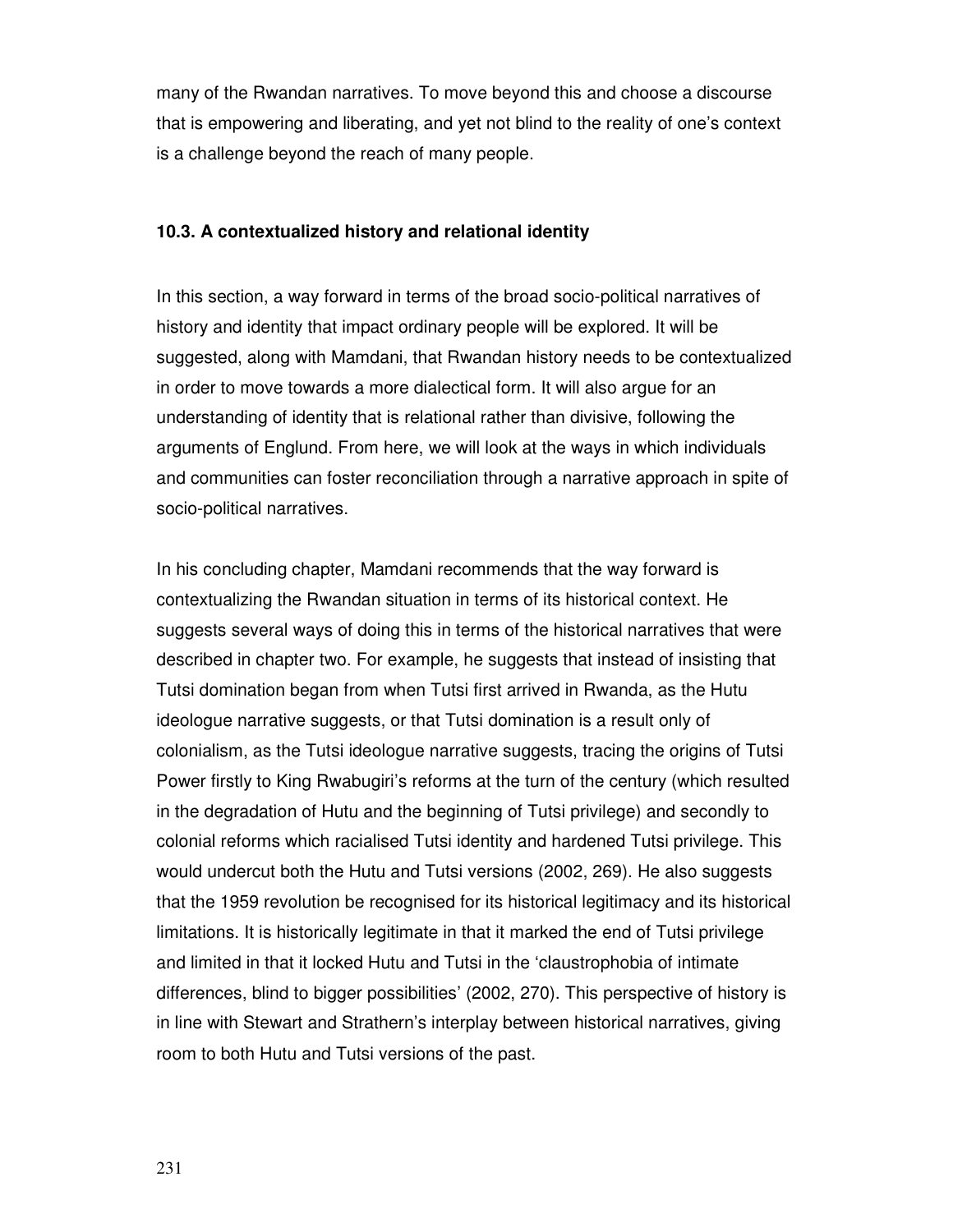many of the Rwandan narratives. To move beyond this and choose a discourse that is empowering and liberating, and yet not blind to the reality of one's context is a challenge beyond the reach of many people.

### 10.3. A contextualized history and relational identity

In this section, a way forward in terms of the broad socio-political narratives of history and identity that impact ordinary people will be explored. It will be suggested, along with Mamdani, that Rwandan history needs to be contextualized in order to move towards a more dialectical form. It will also argue for an understanding of identity that is relational rather than divisive, following the arguments of Englund. From here, we will look at the ways in which individuals and communities can foster reconciliation through a narrative approach in spite of socio-political narratives.

In his concluding chapter, Mamdani recommends that the way forward is contextualizing the Rwandan situation in terms of its historical context. He suggests several ways of doing this in terms of the historical narratives that were described in chapter two. For example, he suggests that instead of insisting that Tutsi domination began from when Tutsi first arrived in Rwanda, as the Hutu ideologue narrative suggests, or that Tutsi domination is a result only of colonialism, as the Tutsi ideologue narrative suggests, tracing the origins of Tutsi Power firstly to King Rwabugiri's reforms at the turn of the century (which resulted in the degradation of Hutu and the beginning of Tutsi privilege) and secondly to colonial reforms which racialised Tutsi identity and hardened Tutsi privilege. This would undercut both the Hutu and Tutsi versions (2002, 269). He also suggests that the 1959 revolution be recognised for its historical legitimacy and its historical limitations. It is historically legitimate in that it marked the end of Tutsi privilege and limited in that it locked Hutu and Tutsi in the 'claustrophobia of intimate differences, blind to bigger possibilities' (2002, 270). This perspective of history is in line with Stewart and Strathern's interplay between historical narratives, giving room to both Hutu and Tutsi versions of the past.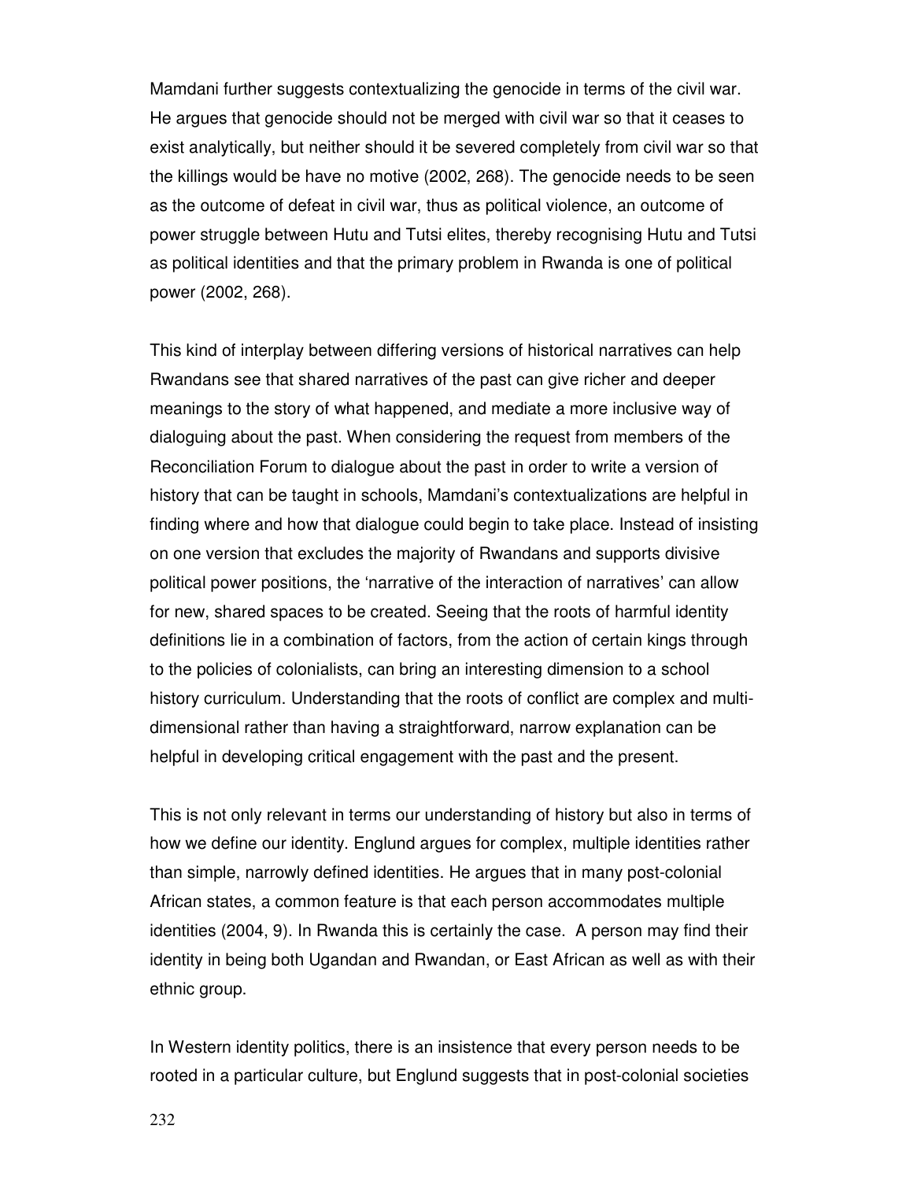Mamdani further suggests contextualizing the genocide in terms of the civil war. He argues that genocide should not be merged with civil war so that it ceases to exist analytically, but neither should it be severed completely from civil war so that the killings would be have no motive (2002, 268). The genocide needs to be seen as the outcome of defeat in civil war, thus as political violence, an outcome of power struggle between Hutu and Tutsi elites, thereby recognising Hutu and Tutsi as political identities and that the primary problem in Rwanda is one of political power (2002, 268).

This kind of interplay between differing versions of historical narratives can help Rwandans see that shared narratives of the past can give richer and deeper meanings to the story of what happened, and mediate a more inclusive way of dialoguing about the past. When considering the request from members of the Reconciliation Forum to dialogue about the past in order to write a version of history that can be taught in schools, Mamdani's contextualizations are helpful in finding where and how that dialogue could begin to take place. Instead of insisting on one version that excludes the majority of Rwandans and supports divisive political power positions, the 'narrative of the interaction of narratives' can allow for new, shared spaces to be created. Seeing that the roots of harmful identity definitions lie in a combination of factors, from the action of certain kings through to the policies of colonialists, can bring an interesting dimension to a school history curriculum. Understanding that the roots of conflict are complex and multi-dimensional rather than having a straightforward, narrow explanation can be helpful in developing critical engagement with the past and the present.

This is not only relevant in terms our understanding of history but also in terms of how we define our identity. Englund argues for complex, multiple identities rather than simple, narrowly defined identities. He argues that in many post-colonial African states, a common feature is that each person accommodates multiple identities (2004, 9). In Rwanda this is certainly the case. A person may find their identity in being both Ugandan and Rwandan, or East African as well as with their ethnic group.

In Western identity politics, there is an insistence that every person needs to be rooted in a particular culture, but Englund suggests that in post-colonial societies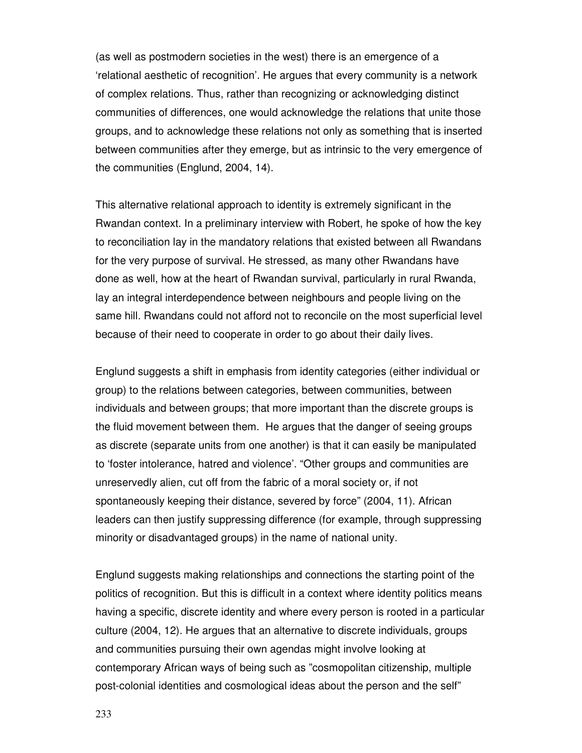(as well as postmodern societies in the west) there is an emergence of a 'relational aesthetic of recognition'. He argues that every community is a network of complex relations. Thus, rather than recognizing or acknowledging distinct communities of differences, one would acknowledge the relations that unite those groups, and to acknowledge these relations not only as something that is inserted between communities after they emerge, but as intrinsic to the very emergence of the communities (Englund, 2004, 14).

This alternative relational approach to identity is extremely significant in the Rwandan context. In a preliminary interview with Robert, he spoke of how the key to reconciliation lay in the mandatory relations that existed between all Rwandans for the very purpose of survival. He stressed, as many other Rwandans have done as well, how at the heart of Rwandan survival, particularly in rural Rwanda, lay an integral interdependence between neighbours and people living on the same hill. Rwandans could not afford not to reconcile on the most superficial level because of their need to cooperate in order to go about their daily lives.

Englund suggests a shift in emphasis from identity categories (either individual or group) to the relations between categories, between communities, between individuals and between groups; that more important than the discrete groups is the fluid movement between them. He argues that the danger of seeing groups as discrete (separate units from one another) is that it can easily be manipulated to 'foster intolerance, hatred and violence'. "Other groups and communities are unreservedly alien, cut off from the fabric of a moral society or, if not spontaneously keeping their distance, severed by force" (2004, 11). African leaders can then justify suppressing difference (for example, through suppressing minority or disadvantaged groups) in the name of national unity.

Englund suggests making relationships and connections the starting point of the politics of recognition. But this is difficult in a context where identity politics means having a specific, discrete identity and where every person is rooted in a particular culture (2004, 12). He argues that an alternative to discrete individuals, groups and communities pursuing their own agendas might involve looking at contemporary African ways of being such as "cosmopolitan citizenship, multiple post-colonial identities and cosmological ideas about the person and the self"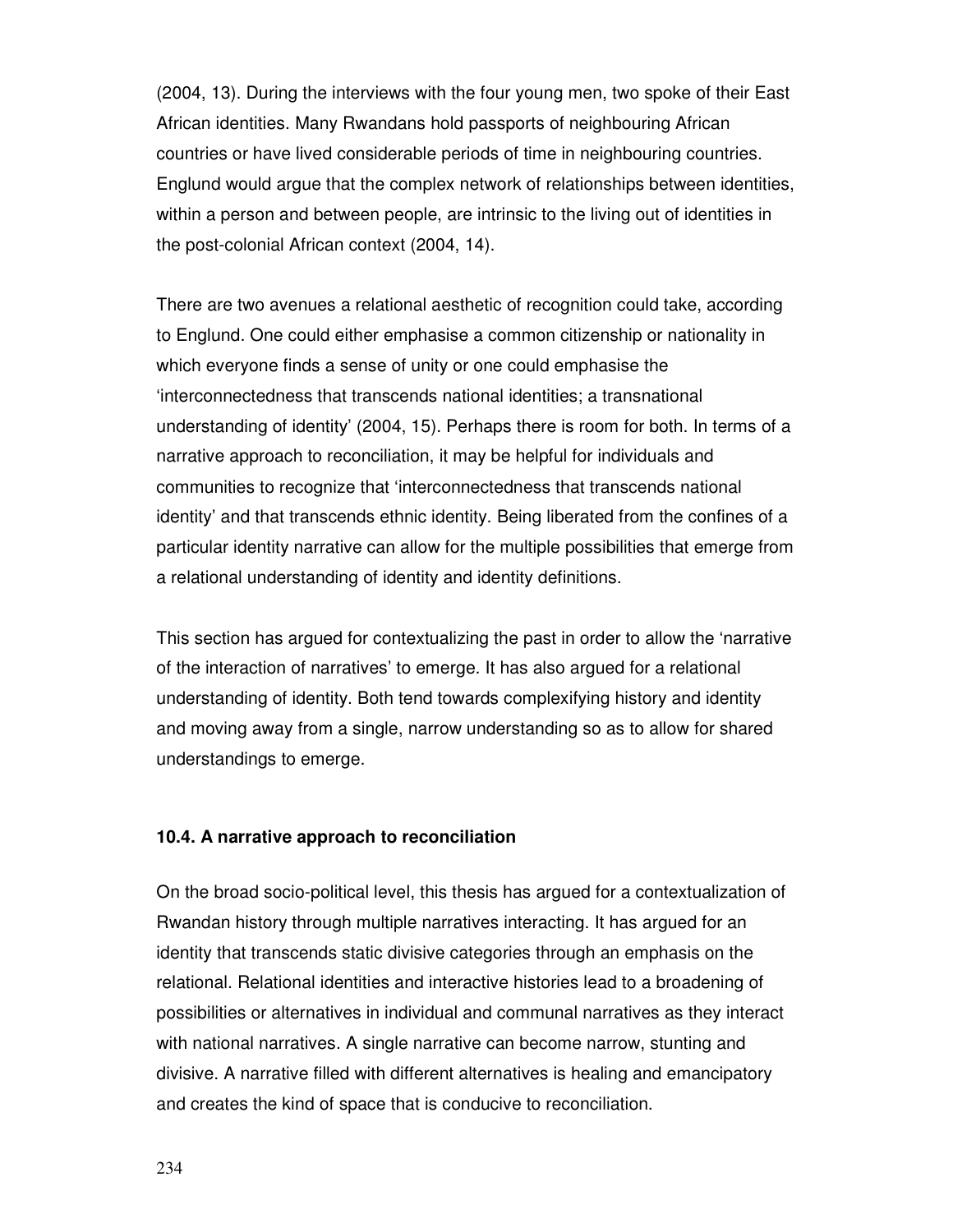(2004, 13). During the interviews with the four young men, two spoke of their East African identities. Many Rwandans hold passports of neighbouring African countries or have lived considerable periods of time in neighbouring countries. Englund would argue that the complex network of relationships between identities, within a person and between people, are intrinsic to the living out of identities in the post-colonial African context (2004, 14).

There are two avenues a relational aesthetic of recognition could take, according to Englund. One could either emphasise a common citizenship or nationality in which everyone finds a sense of unity or one could emphasise the 'interconnectedness that transcends national identities; a transnational understanding of identity' (2004, 15). Perhaps there is room for both. In terms of a narrative approach to reconciliation, it may be helpful for individuals and communities to recognize that 'interconnectedness that transcends national identity' and that transcends ethnic identity. Being liberated from the confines of a particular identity narrative can allow for the multiple possibilities that emerge from a relational understanding of identity and identity definitions.

This section has argued for contextualizing the past in order to allow the 'narrative of the interaction of narratives' to emerge. It has also argued for a relational understanding of identity. Both tend towards complexifying history and identity and moving away from a single, narrow understanding so as to allow for shared understandings to emerge.

### 10.4. A narrative approach to reconciliation

On the broad socio-political level, this thesis has argued for a contextualization of Rwandan history through multiple narratives interacting. It has argued for an identity that transcends static divisive categories through an emphasis on the relational. Relational identities and interactive histories lead to a broadening of possibilities or alternatives in individual and communal narratives as they interact with national narratives. A single narrative can become narrow, stunting and divisive. A narrative filled with different alternatives is healing and emancipatory and creates the kind of space that is conducive to reconciliation.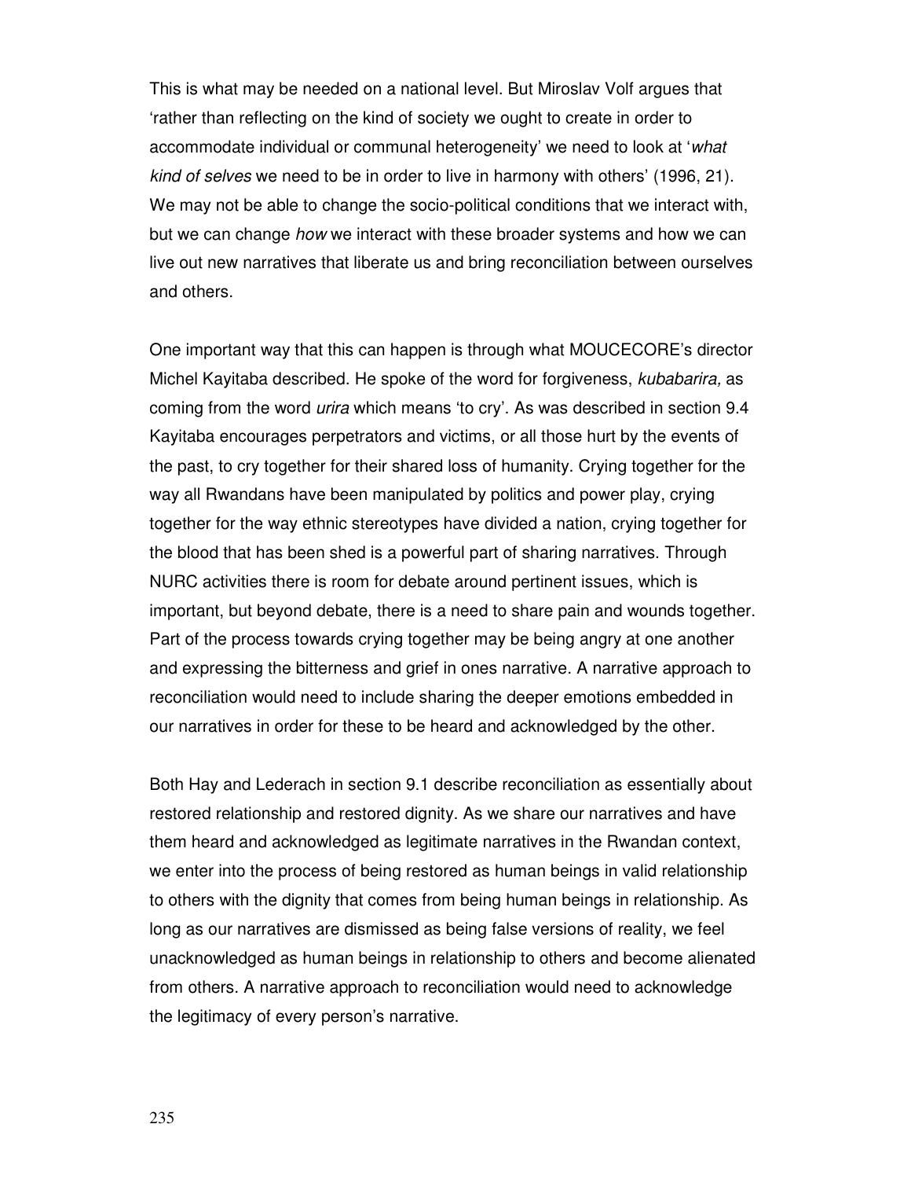This is what may be needed on a national level. But Miroslav Volf argues that 'rather than reflecting on the kind of society we ought to create in order to accommodate individual or communal heterogeneity' we need to look at '*what kind of selves* we need to be in order to live in harmony with others' (1996, 21). We may not be able to change the socio-political conditions that we interact with, but we can change *how* we interact with these broader systems and how we can live out new narratives that liberate us and bring reconciliation between ourselves and others.

One important way that this can happen is through what MOUCECORE's director Michel Kayitaba described. He spoke of the word for forgiveness, *kubabarira,* as coming from the word *urira* which means 'to cry'. As was described in section 9.4 Kayitaba encourages perpetrators and victims, or all those hurt by the events of the past, to cry together for their shared loss of humanity. Crying together for the way all Rwandans have been manipulated by politics and power play, crying together for the way ethnic stereotypes have divided a nation, crying together for the blood that has been shed is a powerful part of sharing narratives. Through NURC activities there is room for debate around pertinent issues, which is important, but beyond debate, there is a need to share pain and wounds together. Part of the process towards crying together may be being angry at one another and expressing the bitterness and grief in ones narrative. A narrative approach to reconciliation would need to include sharing the deeper emotions embedded in our narratives in order for these to be heard and acknowledged by the other.

Both Hay and Lederach in section 9.1 describe reconciliation as essentially about restored relationship and restored dignity. As we share our narratives and have them heard and acknowledged as legitimate narratives in the Rwandan context, we enter into the process of being restored as human beings in valid relationship to others with the dignity that comes from being human beings in relationship. As long as our narratives are dismissed as being false versions of reality, we feel unacknowledged as human beings in relationship to others and become alienated from others. A narrative approach to reconciliation would need to acknowledge the legitimacy of every person's narrative.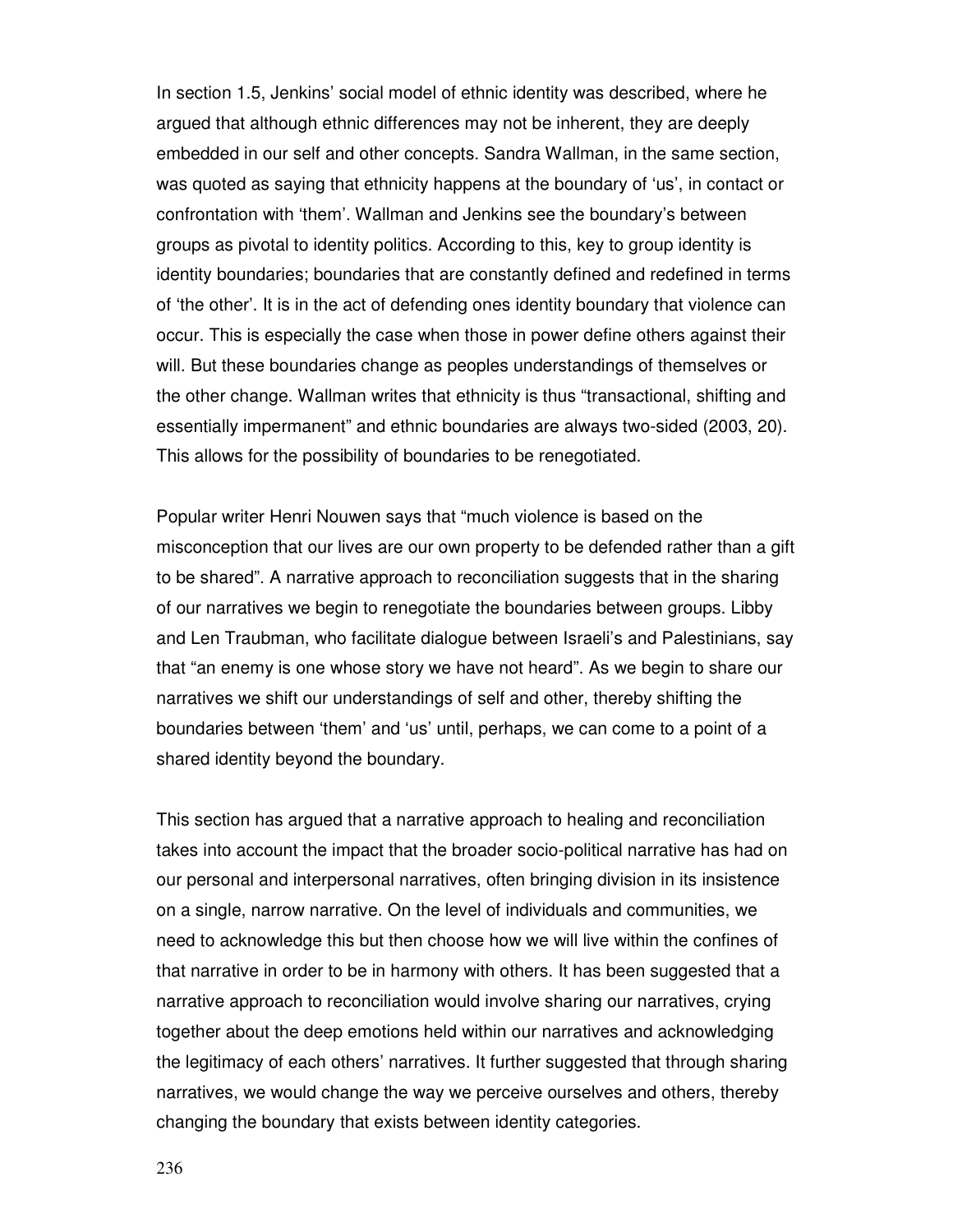In section 1.5, Jenkins' social model of ethnic identity was described, where he argued that although ethnic differences may not be inherent, they are deeply embedded in our self and other concepts. Sandra Wallman, in the same section, was quoted as saying that ethnicity happens at the boundary of 'us', in contact or confrontation with 'them'. Wallman and Jenkins see the boundary's between groups as pivotal to identity politics. According to this, key to group identity is identity boundaries; boundaries that are constantly defined and redefined in terms of 'the other'. It is in the act of defending ones identity boundary that violence can occur. This is especially the case when those in power define others against their will. But these boundaries change as peoples understandings of themselves or the other change. Wallman writes that ethnicity is thus "transactional, shifting and essentially impermanent" and ethnic boundaries are always two-sided (2003, 20). This allows for the possibility of boundaries to be renegotiated.

Popular writer Henri Nouwen says that "much violence is based on the misconception that our lives are our own property to be defended rather than a gift to be shared". A narrative approach to reconciliation suggests that in the sharing of our narratives we begin to renegotiate the boundaries between groups. Libby and Len Traubman, who facilitate dialogue between Israeli's and Palestinians, say that "an enemy is one whose story we have not heard". As we begin to share our narratives we shift our understandings of self and other, thereby shifting the boundaries between 'them' and 'us' until, perhaps, we can come to a point of a shared identity beyond the boundary.

This section has argued that a narrative approach to healing and reconciliation takes into account the impact that the broader socio-political narrative has had on our personal and interpersonal narratives, often bringing division in its insistence on a single, narrow narrative. On the level of individuals and communities, we need to acknowledge this but then choose how we will live within the confines of that narrative in order to be in harmony with others. It has been suggested that a narrative approach to reconciliation would involve sharing our narratives, crying together about the deep emotions held within our narratives and acknowledging the legitimacy of each others' narratives. It further suggested that through sharing narratives, we would change the way we perceive ourselves and others, thereby changing the boundary that exists between identity categories.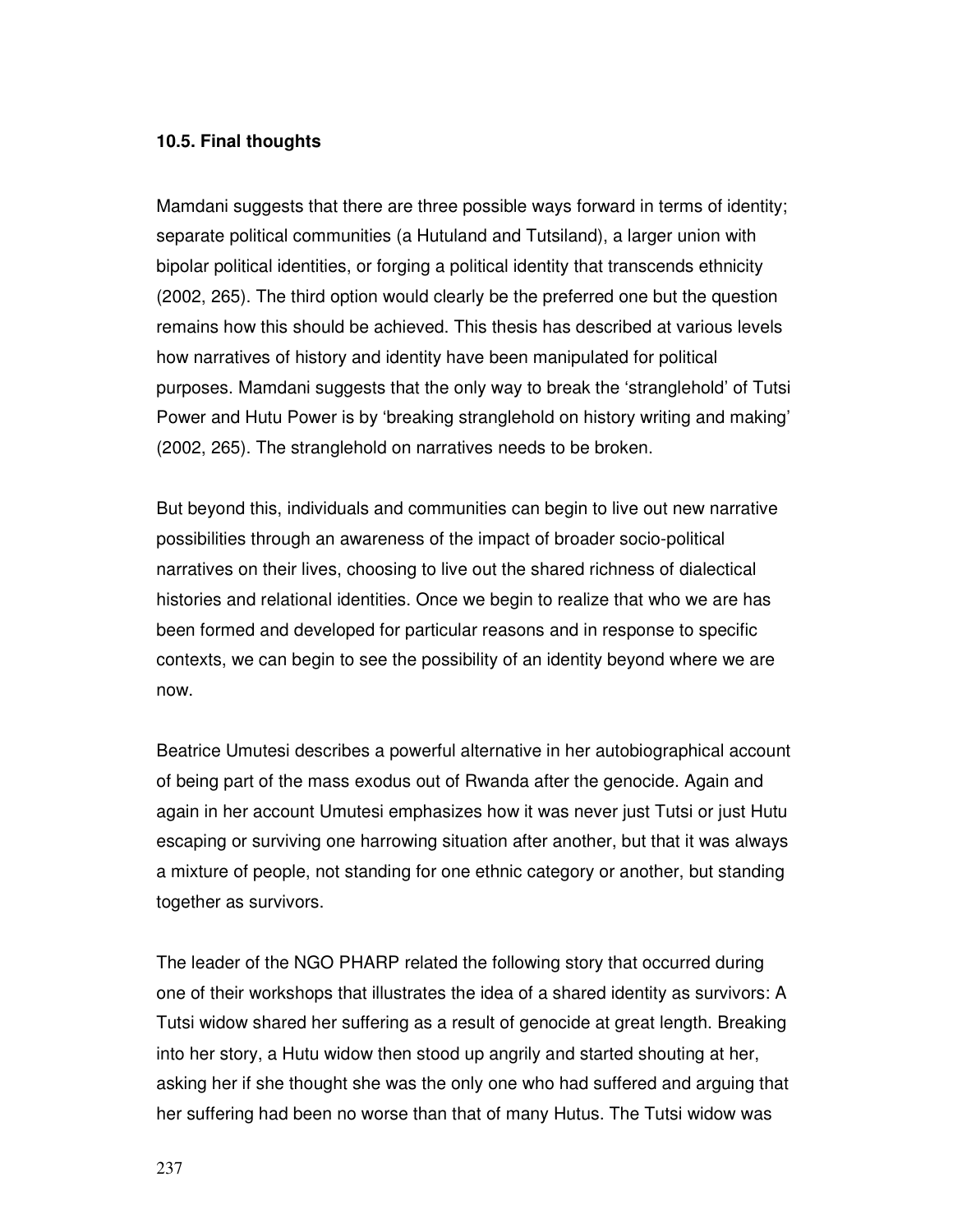### 10.5. Final thoughts

Mamdani suggests that there are three possible ways forward in terms of identity; separate political communities (a Hutuland and Tutsiland), a larger union with bipolar political identities, or forging a political identity that transcends ethnicity (2002, 265). The third option would clearly be the preferred one but the question remains how this should be achieved. This thesis has described at various levels how narratives of history and identity have been manipulated for political purposes. Mamdani suggests that the only way to break the 'stranglehold' of Tutsi Power and Hutu Power is by 'breaking stranglehold on history writing and making' (2002, 265). The stranglehold on narratives needs to be broken.

But beyond this, individuals and communities can begin to live out new narrative possibilities through an awareness of the impact of broader socio-political narratives on their lives, choosing to live out the shared richness of dialectical histories and relational identities. Once we begin to realize that who we are has been formed and developed for particular reasons and in response to specific contexts, we can begin to see the possibility of an identity beyond where we are now.

Beatrice Umutesi describes a powerful alternative in her autobiographical account of being part of the mass exodus out of Rwanda after the genocide. Again and again in her account Umutesi emphasizes how it was never just Tutsi or just Hutu escaping or surviving one harrowing situation after another, but that it was always a mixture of people, not standing for one ethnic category or another, but standing together as survivors.

The leader of the NGO PHARP related the following story that occurred during one of their workshops that illustrates the idea of a shared identity as survivors: A Tutsi widow shared her suffering as a result of genocide at great length. Breaking into her story, a Hutu widow then stood up angrily and started shouting at her, asking her if she thought she was the only one who had suffered and arguing that her suffering had been no worse than that of many Hutus. The Tutsi widow was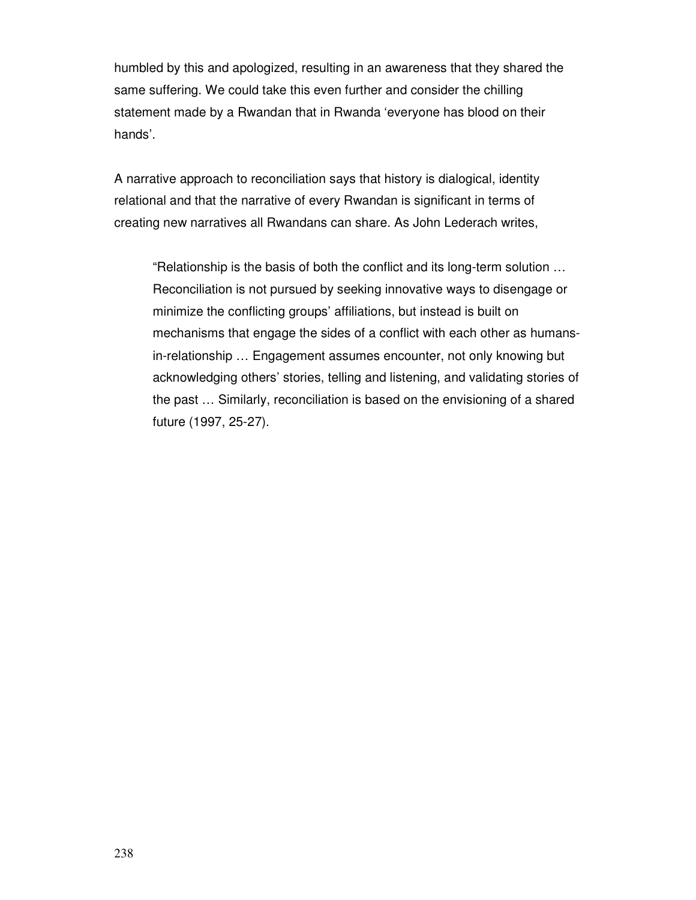humbled by this and apologized, resulting in an awareness that they shared the same suffering. We could take this even further and consider the chilling statement made by a Rwandan that in Rwanda 'everyone has blood on their hands'.

A narrative approach to reconciliation says that history is dialogical, identity relational and that the narrative of every Rwandan is significant in terms of creating new narratives all Rwandans can share. As John Lederach writes,

> "Relationship is the basis of both the conflict and its long-term solution … Reconciliation is not pursued by seeking innovative ways to disengage or minimize the conflicting groups' affiliations, but instead is built on mechanisms that engage the sides of a conflict with each other as humans-in-relationship … Engagement assumes encounter, not only knowing but acknowledging others' stories, telling and listening, and validating stories of the past … Similarly, reconciliation is based on the envisioning of a shared future (1997, 25-27).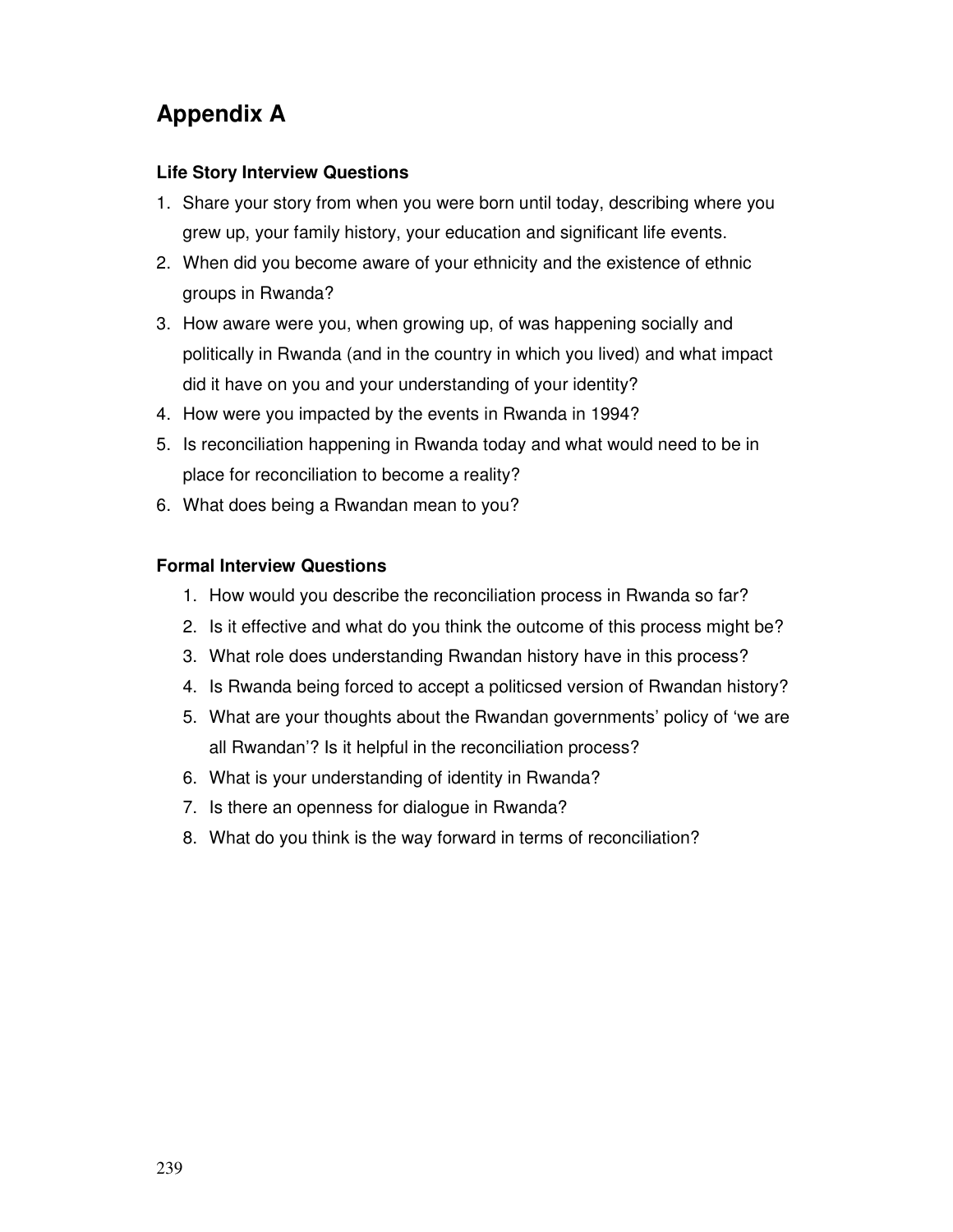# Appendix A

**Life Story Interview Questions**

1. Share your story from when you were born until today, describing where you grew up, your family history, your education and significant life events.
2. When did you become aware of your ethnicity and the existence of ethnic groups in Rwanda?
3. How aware were you, when growing up, of was happening socially and politically in Rwanda (and in the country in which you lived) and what impact did it have on you and your understanding of your identity?
4. How were you impacted by the events in Rwanda in 1994?
5. Is reconciliation happening in Rwanda today and what would need to be in place for reconciliation to become a reality?
6. What does being a Rwandan mean to you?

**Formal Interview Questions**

1. How would you describe the reconciliation process in Rwanda so far?
2. Is it effective and what do you think the outcome of this process might be?
3. What role does understanding Rwandan history have in this process?
4. Is Rwanda being forced to accept a politicsed version of Rwandan history?
5. What are your thoughts about the Rwandan governments' policy of 'we are all Rwandan'? Is it helpful in the reconciliation process?
6. What is your understanding of identity in Rwanda?
7. Is there an openness for dialogue in Rwanda?
8. What do you think is the way forward in terms of reconciliation?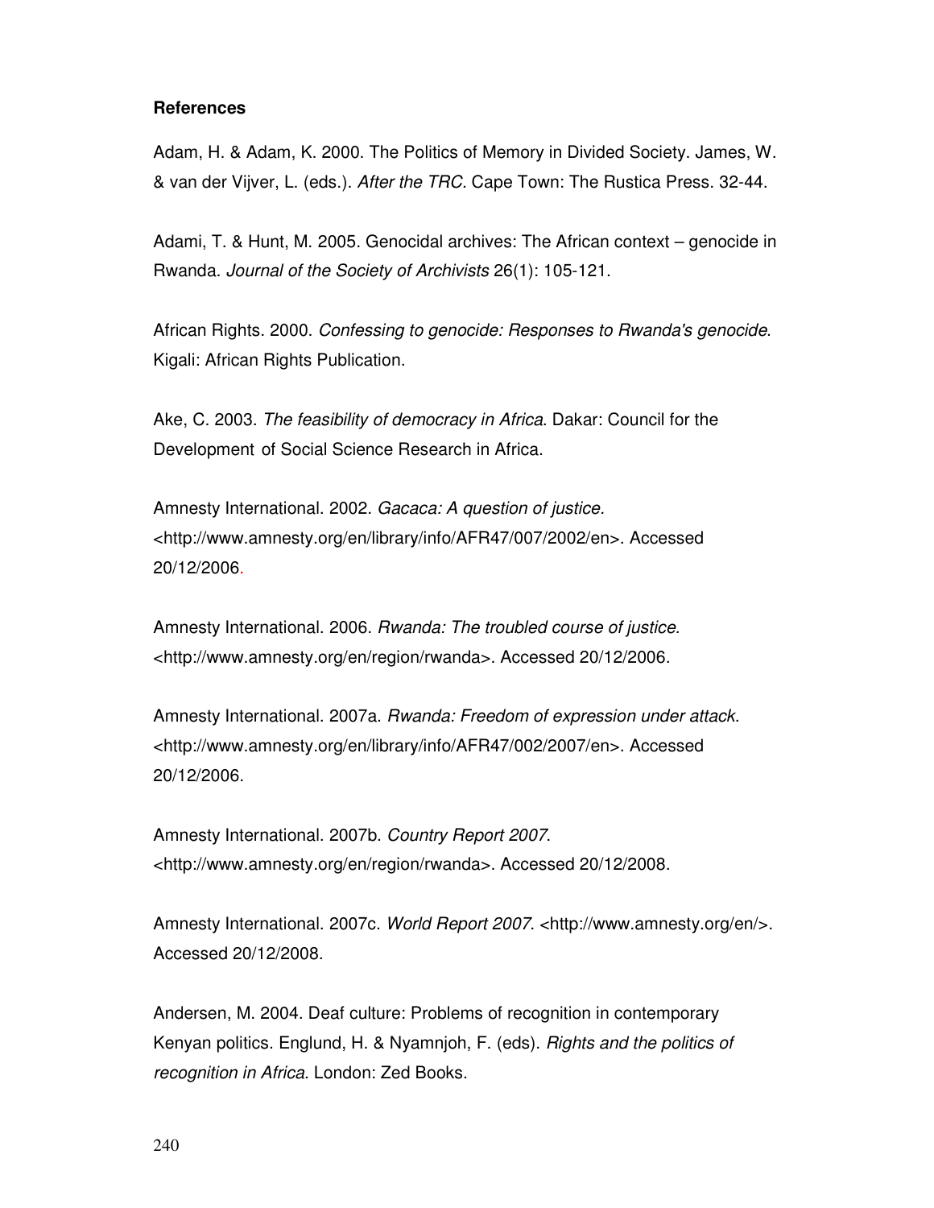**References**

Adam, H. & Adam, K. 2000. The Politics of Memory in Divided Society. James, W. & van der Vijver, L. (eds.). *After the TRC.* Cape Town: The Rustica Press. 32-44.

Adami, T. & Hunt, M. 2005. Genocidal archives: The African context – genocide in Rwanda. *Journal of the Society of Archivists* 26(1): 105-121.

African Rights. 2000. *Confessing to genocide: Responses to Rwanda's genocide*. Kigali: African Rights Publication.

Ake, C. 2003. *The feasibility of democracy in Africa*. Dakar: Council for the Development of Social Science Research in Africa.

Amnesty International. 2002. *Gacaca: A question of justice.* <http://www.amnesty.org/en/library/info/AFR47/007/2002/en>. Accessed 20/12/2006.

Amnesty International. 2006. *Rwanda: The troubled course of justice.* <http://www.amnesty.org/en/region/rwanda>. Accessed 20/12/2006.

Amnesty International. 2007a. *Rwanda: Freedom of expression under attack.* <http://www.amnesty.org/en/library/info/AFR47/002/2007/en>. Accessed 20/12/2006.

Amnesty International. 2007b. *Country Report 2007*. <http://www.amnesty.org/en/region/rwanda>. Accessed 20/12/2008.

Amnesty International. 2007c. *World Report 2007*. <http://www.amnesty.org/en/>. Accessed 20/12/2008.

Andersen, M. 2004. Deaf culture: Problems of recognition in contemporary Kenyan politics. Englund, H. & Nyamnjoh, F. (eds). *Rights and the politics of recognition in Africa.* London: Zed Books.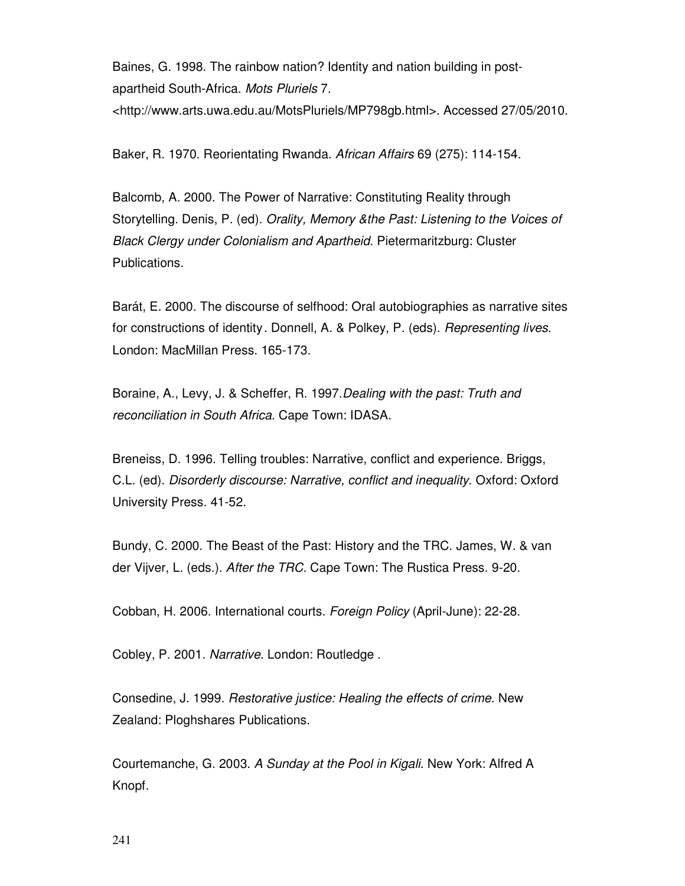Baines, G. 1998. The rainbow nation? Identity and nation building in post-apartheid South-Africa. *Mots Pluriels* 7. <http://www.arts.uwa.edu.au/MotsPluriels/MP798gb.html>. Accessed 27/05/2010.

Baker, R. 1970. Reorientating Rwanda. *African Affairs* 69 (275): 114-154.

Balcomb, A. 2000. The Power of Narrative: Constituting Reality through Storytelling. Denis, P. (ed). *Orality, Memory &the Past: Listening to the Voices of Black Clergy under Colonialism and Apartheid*. Pietermaritzburg: Cluster Publications.

Barát, E. 2000. The discourse of selfhood: Oral autobiographies as narrative sites for constructions of identity. Donnell, A. & Polkey, P. (eds). *Representing lives*. London: MacMillan Press. 165-173.

Boraine, A., Levy, J. & Scheffer, R. 1997. *Dealing with the past: Truth and reconciliation in South Africa.* Cape Town: IDASA.

Breneiss, D. 1996. Telling troubles: Narrative, conflict and experience. Briggs, C.L. (ed). *Disorderly discourse: Narrative, conflict and inequality*. Oxford: Oxford University Press. 41-52.

Bundy, C. 2000. The Beast of the Past: History and the TRC. James, W. & van der Vijver, L. (eds.). *After the TRC.* Cape Town: The Rustica Press. 9-20.

Cobban, H. 2006. International courts. *Foreign Policy* (April-June): 22-28.

Cobley, P. 2001. *Narrative*. London: Routledge .

Consedine, J. 1999. *Restorative justice: Healing the effects of crime*. New Zealand: Ploghshares Publications.

Courtemanche, G. 2003. *A Sunday at the Pool in Kigali*. New York: Alfred A Knopf.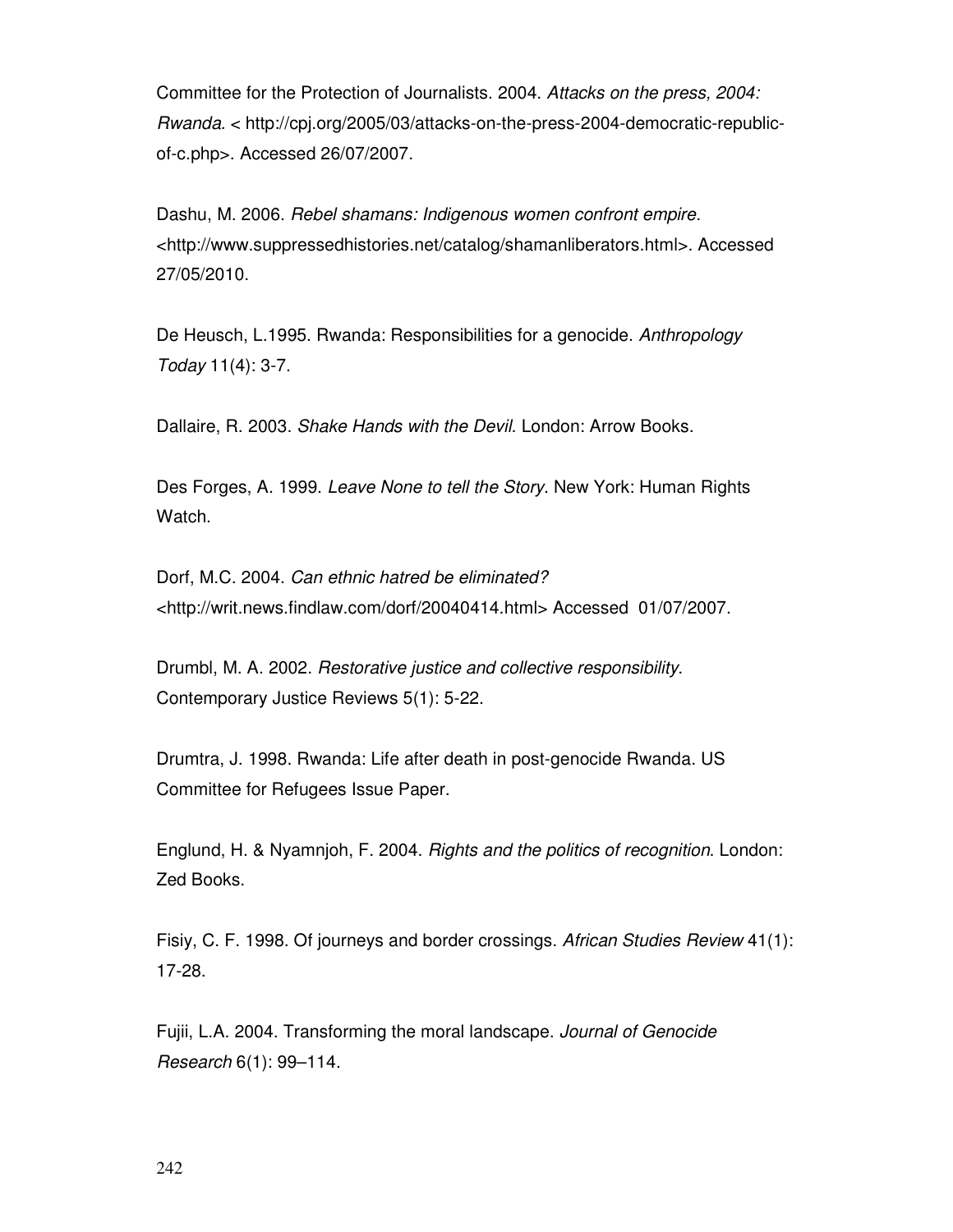Committee for the Protection of Journalists. 2004. *Attacks on the press, 2004: Rwanda*. < http://cpj.org/2005/03/attacks-on-the-press-2004-democratic-republic-of-c.php>. Accessed 26/07/2007.

Dashu, M. 2006. *Rebel shamans: Indigenous women confront empire.* <http://www.suppressedhistories.net/catalog/shamanliberators.html>. Accessed 27/05/2010.

De Heusch, L.1995. Rwanda: Responsibilities for a genocide. *Anthropology Today* 11(4): 3-7.

Dallaire, R. 2003. *Shake Hands with the Devil*. London: Arrow Books.

Des Forges, A. 1999. *Leave None to tell the Story*. New York: Human Rights Watch.

Dorf, M.C. 2004. *Can ethnic hatred be eliminated?* <http://writ.news.findlaw.com/dorf/20040414.html> Accessed 01/07/2007.

Drumbl, M. A. 2002. *Restorative justice and collective responsibility*. Contemporary Justice Reviews 5(1): 5-22.

Drumtra, J. 1998. Rwanda: Life after death in post-genocide Rwanda. US Committee for Refugees Issue Paper.

Englund, H. & Nyamnjoh, F. 2004. *Rights and the politics of recognition*. London: Zed Books.

Fisiy, C. F. 1998. Of journeys and border crossings. *African Studies Review* 41(1): 17-28.

Fujii, L.A. 2004. Transforming the moral landscape. *Journal of Genocide Research* 6(1): 99–114.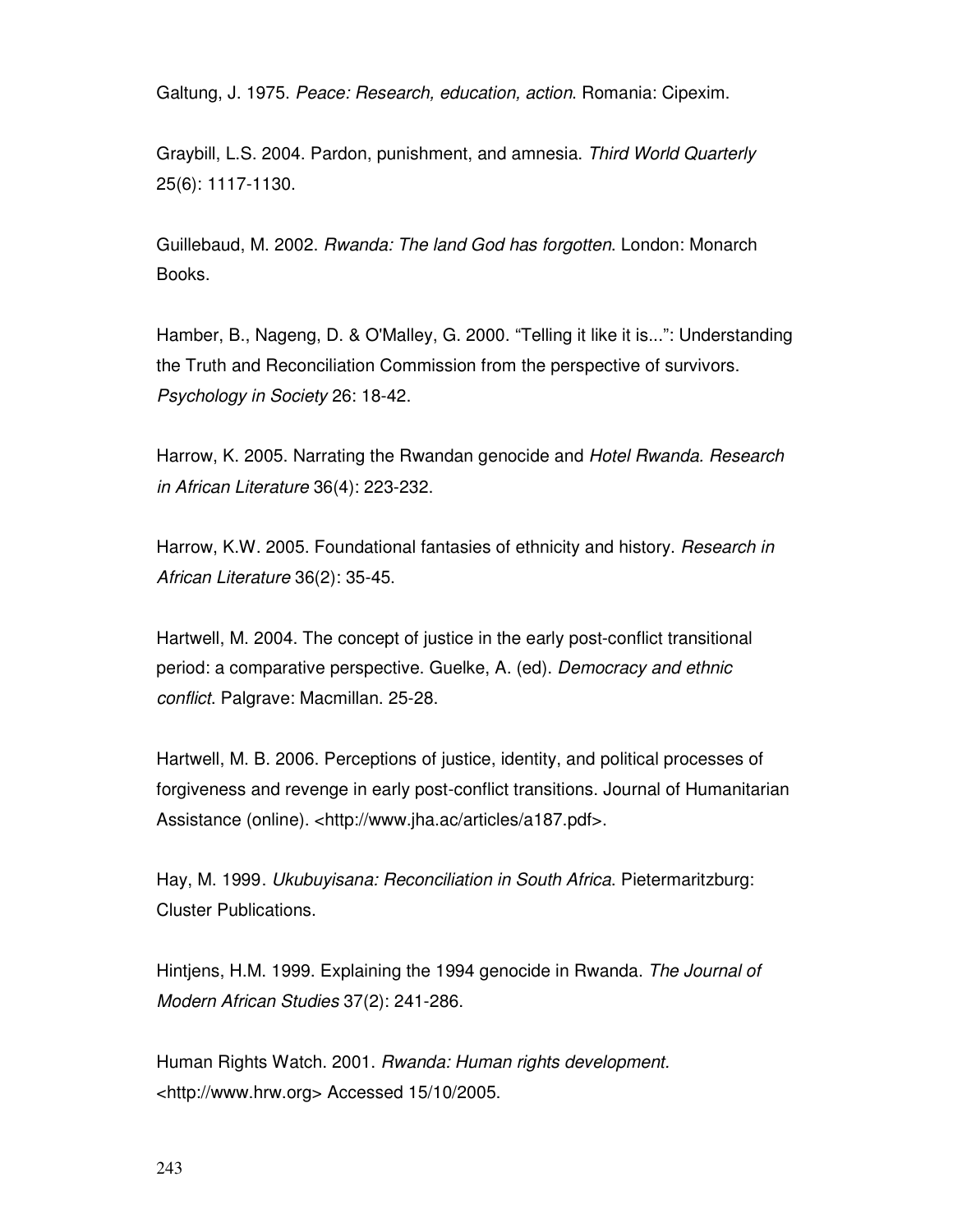Galtung, J. 1975. *Peace: Research, education, action*. Romania: Cipexim.

Graybill, L.S. 2004. Pardon, punishment, and amnesia. *Third World Quarterly* 25(6): 1117-1130.

Guillebaud, M. 2002. *Rwanda: The land God has forgotten*. London: Monarch Books.

Hamber, B., Nageng, D. & O'Malley, G. 2000. "Telling it like it is...": Understanding the Truth and Reconciliation Commission from the perspective of survivors. *Psychology in Society* 26: 18-42.

Harrow, K. 2005. Narrating the Rwandan genocide and *Hotel Rwanda*. *Research in African Literature* 36(4): 223-232.

Harrow, K.W. 2005. Foundational fantasies of ethnicity and history. *Research in African Literature* 36(2): 35-45.

Hartwell, M. 2004. The concept of justice in the early post-conflict transitional period: a comparative perspective. Guelke, A. (ed). *Democracy and ethnic conflict*. Palgrave: Macmillan. 25-28.

Hartwell, M. B. 2006. Perceptions of justice, identity, and political processes of forgiveness and revenge in early post-conflict transitions. Journal of Humanitarian Assistance (online). <http://www.jha.ac/articles/a187.pdf>.

Hay, M. 1999. *Ukubuyisana: Reconciliation in South Africa*. Pietermaritzburg: Cluster Publications.

Hintjens, H.M. 1999. Explaining the 1994 genocide in Rwanda. *The Journal of Modern African Studies* 37(2): 241-286.

Human Rights Watch. 2001. *Rwanda: Human rights development*. <http://www.hrw.org> Accessed 15/10/2005.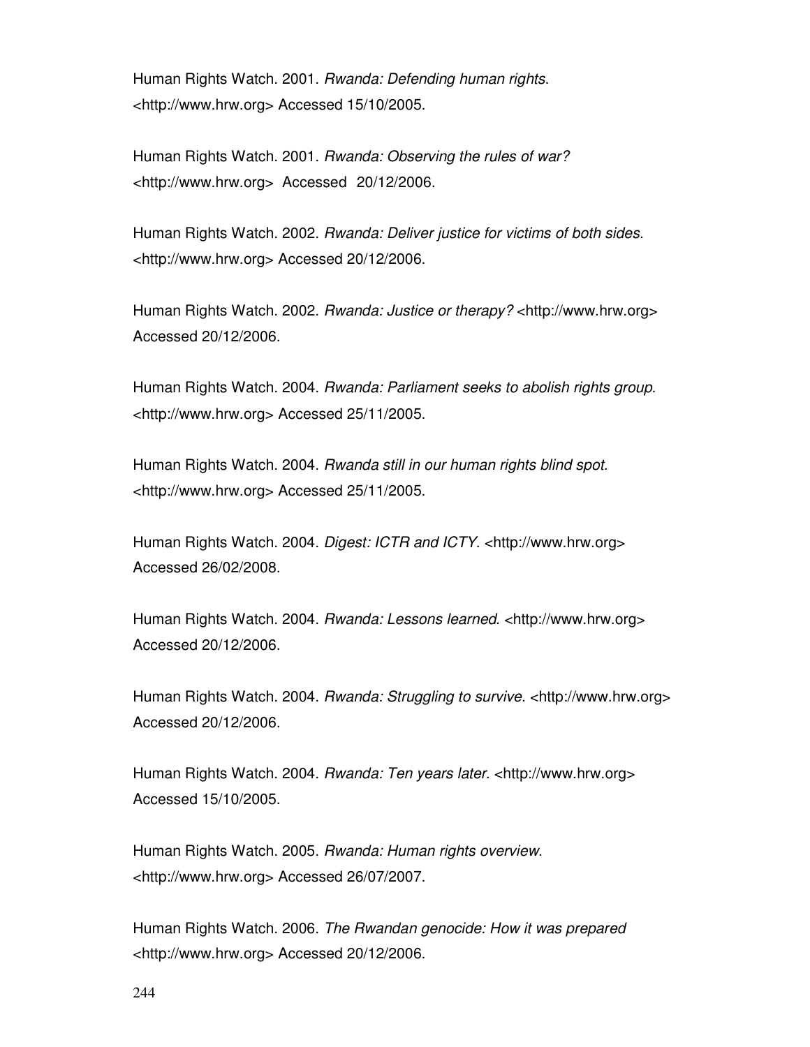Human Rights Watch. 2001. *Rwanda: Defending human rights*. <http://www.hrw.org> Accessed 15/10/2005.

Human Rights Watch. 2001. *Rwanda: Observing the rules of war?* <http://www.hrw.org> Accessed 20/12/2006.

Human Rights Watch. 2002. *Rwanda: Deliver justice for victims of both sides.* <http://www.hrw.org> Accessed 20/12/2006.

Human Rights Watch. 2002. *Rwanda: Justice or therapy?* <http://www.hrw.org> Accessed 20/12/2006.

Human Rights Watch. 2004. *Rwanda: Parliament seeks to abolish rights group*. <http://www.hrw.org> Accessed 25/11/2005.

Human Rights Watch. 2004. *Rwanda still in our human rights blind spot.* <http://www.hrw.org> Accessed 25/11/2005.

Human Rights Watch. 2004. *Digest: ICTR and ICTY*. <http://www.hrw.org> Accessed 26/02/2008.

Human Rights Watch. 2004. *Rwanda: Lessons learned*. <http://www.hrw.org> Accessed 20/12/2006.

Human Rights Watch. 2004. *Rwanda: Struggling to survive*. <http://www.hrw.org> Accessed 20/12/2006.

Human Rights Watch. 2004. *Rwanda: Ten years later*. <http://www.hrw.org> Accessed 15/10/2005.

Human Rights Watch. 2005. *Rwanda: Human rights overview.* <http://www.hrw.org> Accessed 26/07/2007.

Human Rights Watch. 2006. *The Rwandan genocide: How it was prepared* <http://www.hrw.org> Accessed 20/12/2006.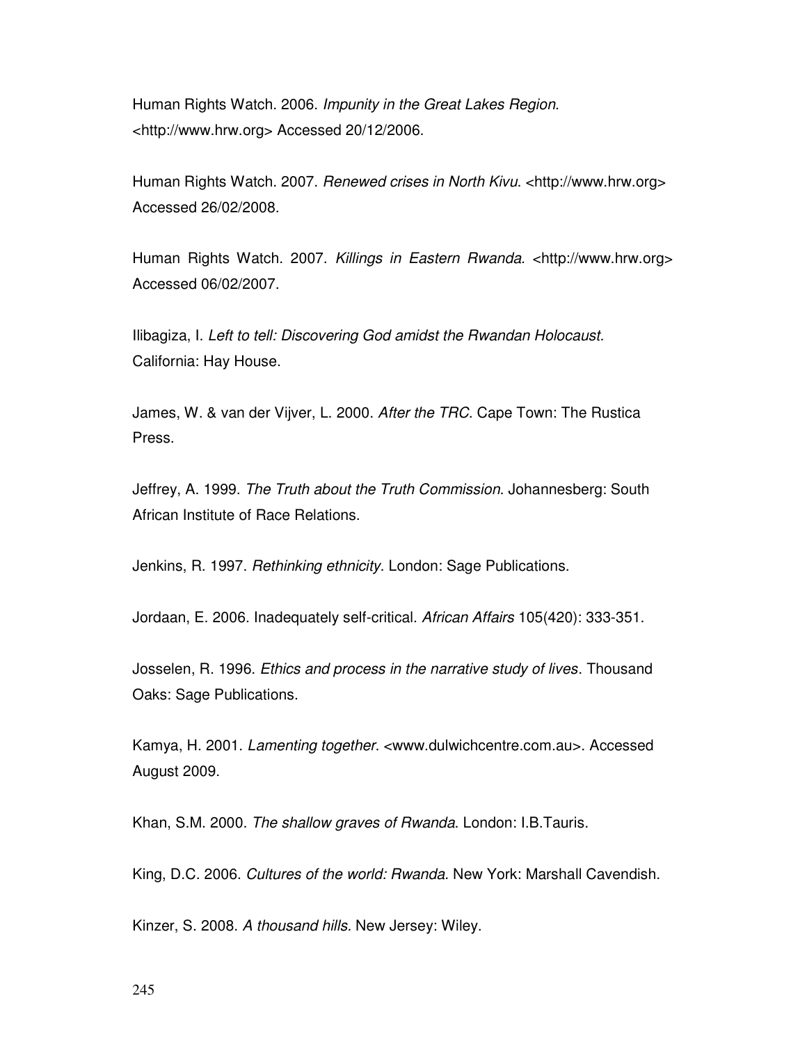Human Rights Watch. 2006. *Impunity in the Great Lakes Region*. <http://www.hrw.org> Accessed 20/12/2006.

Human Rights Watch. 2007. *Renewed crises in North Kivu*. <http://www.hrw.org> Accessed 26/02/2008.

Human Rights Watch. 2007. *Killings in Eastern Rwanda*. <http://www.hrw.org> Accessed 06/02/2007.

Ilibagiza, I. *Left to tell: Discovering God amidst the Rwandan Holocaust.* California: Hay House.

James, W. & van der Vijver, L. 2000. *After the TRC.* Cape Town: The Rustica Press.

Jeffrey, A. 1999. *The Truth about the Truth Commission*. Johannesberg: South African Institute of Race Relations.

Jenkins, R. 1997. *Rethinking ethnicity*. London: Sage Publications.

Jordaan, E. 2006. Inadequately self-critical. *African Affairs* 105(420): 333-351.

Josselen, R. 1996. *Ethics and process in the narrative study of lives*. Thousand Oaks: Sage Publications.

Kamya, H. 2001. *Lamenting together*. <www.dulwichcentre.com.au>. Accessed August 2009.

Khan, S.M. 2000. *The shallow graves of Rwanda*. London: I.B.Tauris.

King, D.C. 2006. *Cultures of the world: Rwanda*. New York: Marshall Cavendish.

Kinzer, S. 2008. *A thousand hills.* New Jersey: Wiley.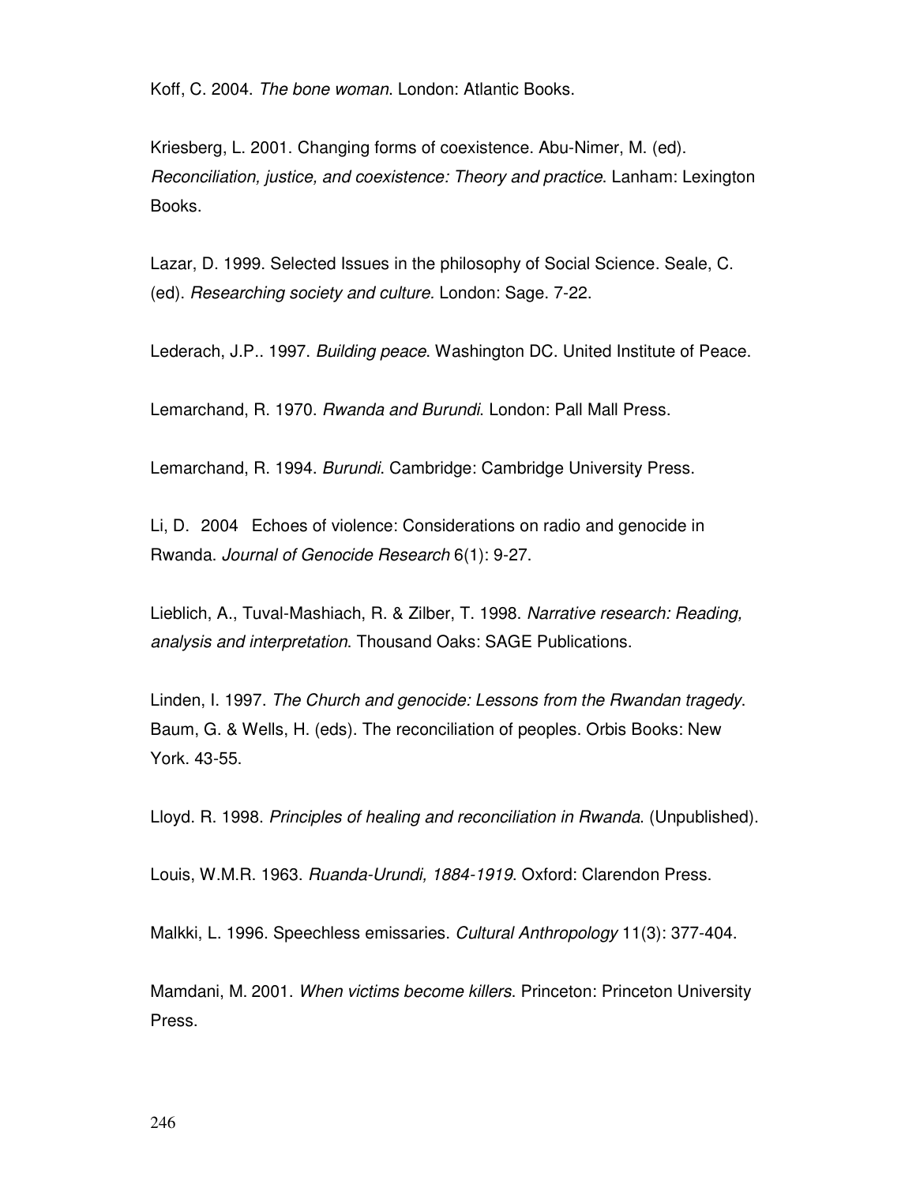Koff, C. 2004. *The bone woman*. London: Atlantic Books.

Kriesberg, L. 2001. Changing forms of coexistence. Abu-Nimer, M. (ed). *Reconciliation, justice, and coexistence: Theory and practice*. Lanham: Lexington Books.

Lazar, D. 1999. Selected Issues in the philosophy of Social Science. Seale, C. (ed). *Researching society and culture.* London: Sage. 7-22.

Lederach, J.P.. 1997. *Building peace*. Washington DC. United Institute of Peace.

Lemarchand, R. 1970. *Rwanda and Burundi*. London: Pall Mall Press.

Lemarchand, R. 1994. *Burundi*. Cambridge: Cambridge University Press.

Li, D. 2004 Echoes of violence: Considerations on radio and genocide in Rwanda. *Journal of Genocide Research* 6(1): 9-27.

Lieblich, A., Tuval-Mashiach, R. & Zilber, T. 1998. *Narrative research: Reading, analysis and interpretation*. Thousand Oaks: SAGE Publications.

Linden, I. 1997. *The Church and genocide: Lessons from the Rwandan tragedy*. Baum, G. & Wells, H. (eds). The reconciliation of peoples. Orbis Books: New York. 43-55.

Lloyd. R. 1998. *Principles of healing and reconciliation in Rwanda*. (Unpublished).

Louis, W.M.R. 1963. *Ruanda-Urundi, 1884-1919*. Oxford: Clarendon Press.

Malkki, L. 1996. Speechless emissaries. *Cultural Anthropology* 11(3): 377-404.

Mamdani, M. 2001. *When victims become killers*. Princeton: Princeton University Press.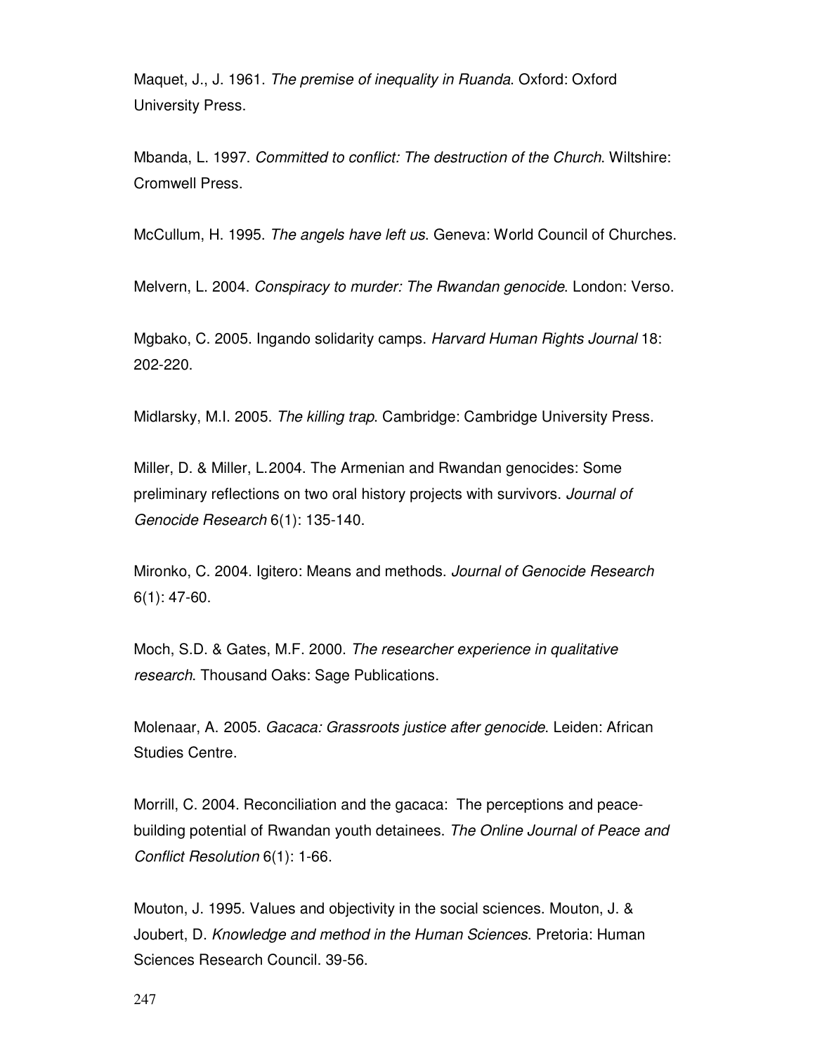Maquet, J., J. 1961. *The premise of inequality in Ruanda*. Oxford: Oxford University Press.

Mbanda, L. 1997. *Committed to conflict: The destruction of the Church*. Wiltshire: Cromwell Press.

McCullum, H. 1995. *The angels have left us*. Geneva: World Council of Churches.

Melvern, L. 2004. *Conspiracy to murder: The Rwandan genocide*. London: Verso.

Mgbako, C. 2005. Ingando solidarity camps. *Harvard Human Rights Journal* 18: 202-220.

Midlarsky, M.I. 2005. *The killing trap*. Cambridge: Cambridge University Press.

Miller, D. & Miller, L.2004. The Armenian and Rwandan genocides: Some preliminary reflections on two oral history projects with survivors. *Journal of Genocide Research* 6(1): 135-140.

Mironko, C. 2004. Igitero: Means and methods. *Journal of Genocide Research* 6(1): 47-60.

Moch, S.D. & Gates, M.F. 2000. *The researcher experience in qualitative research*. Thousand Oaks: Sage Publications.

Molenaar, A. 2005. *Gacaca: Grassroots justice after genocide*. Leiden: African Studies Centre.

Morrill, C. 2004. Reconciliation and the gacaca: The perceptions and peace-building potential of Rwandan youth detainees. *The Online Journal of Peace and Conflict Resolution* 6(1): 1-66.

Mouton, J. 1995. Values and objectivity in the social sciences. Mouton, J. & Joubert, D. *Knowledge and method in the Human Sciences*. Pretoria: Human Sciences Research Council. 39-56.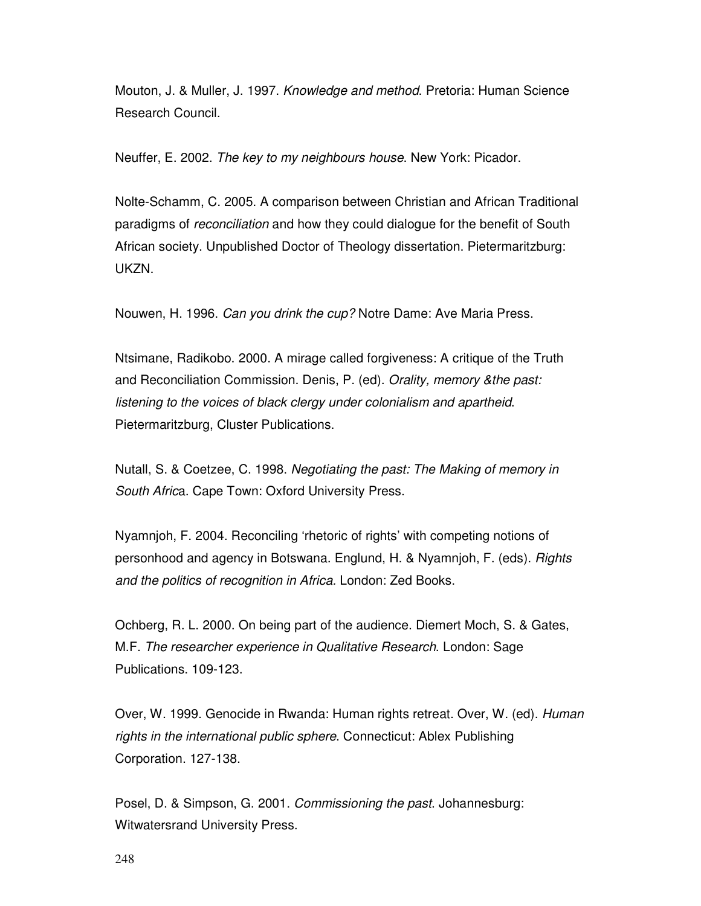Mouton, J. & Muller, J. 1997. *Knowledge and method*. Pretoria: Human Science Research Council.

Neuffer, E. 2002. *The key to my neighbours house*. New York: Picador.

Nolte-Schamm, C. 2005. A comparison between Christian and African Traditional paradigms of *reconciliation* and how they could dialogue for the benefit of South African society. Unpublished Doctor of Theology dissertation. Pietermaritzburg: UKZN.

Nouwen, H. 1996. *Can you drink the cup?* Notre Dame: Ave Maria Press.

Ntsimane, Radikobo. 2000. A mirage called forgiveness: A critique of the Truth and Reconciliation Commission. Denis, P. (ed). *Orality, memory &the past: listening to the voices of black clergy under colonialism and apartheid*. Pietermaritzburg, Cluster Publications.

Nutall, S. & Coetzee, C. 1998. *Negotiating the past: The Making of memory in South Afric*a. Cape Town: Oxford University Press.

Nyamnjoh, F. 2004. Reconciling 'rhetoric of rights' with competing notions of personhood and agency in Botswana. Englund, H. & Nyamnjoh, F. (eds). *Rights and the politics of recognition in Africa.* London: Zed Books.

Ochberg, R. L. 2000. On being part of the audience. Diemert Moch, S. & Gates, M.F. *The researcher experience in Qualitative Research*. London: Sage Publications. 109-123.

Over, W. 1999. Genocide in Rwanda: Human rights retreat. Over, W. (ed). *Human rights in the international public sphere*. Connecticut: Ablex Publishing Corporation. 127-138.

Posel, D. & Simpson, G. 2001. *Commissioning the past*. Johannesburg: Witwatersrand University Press.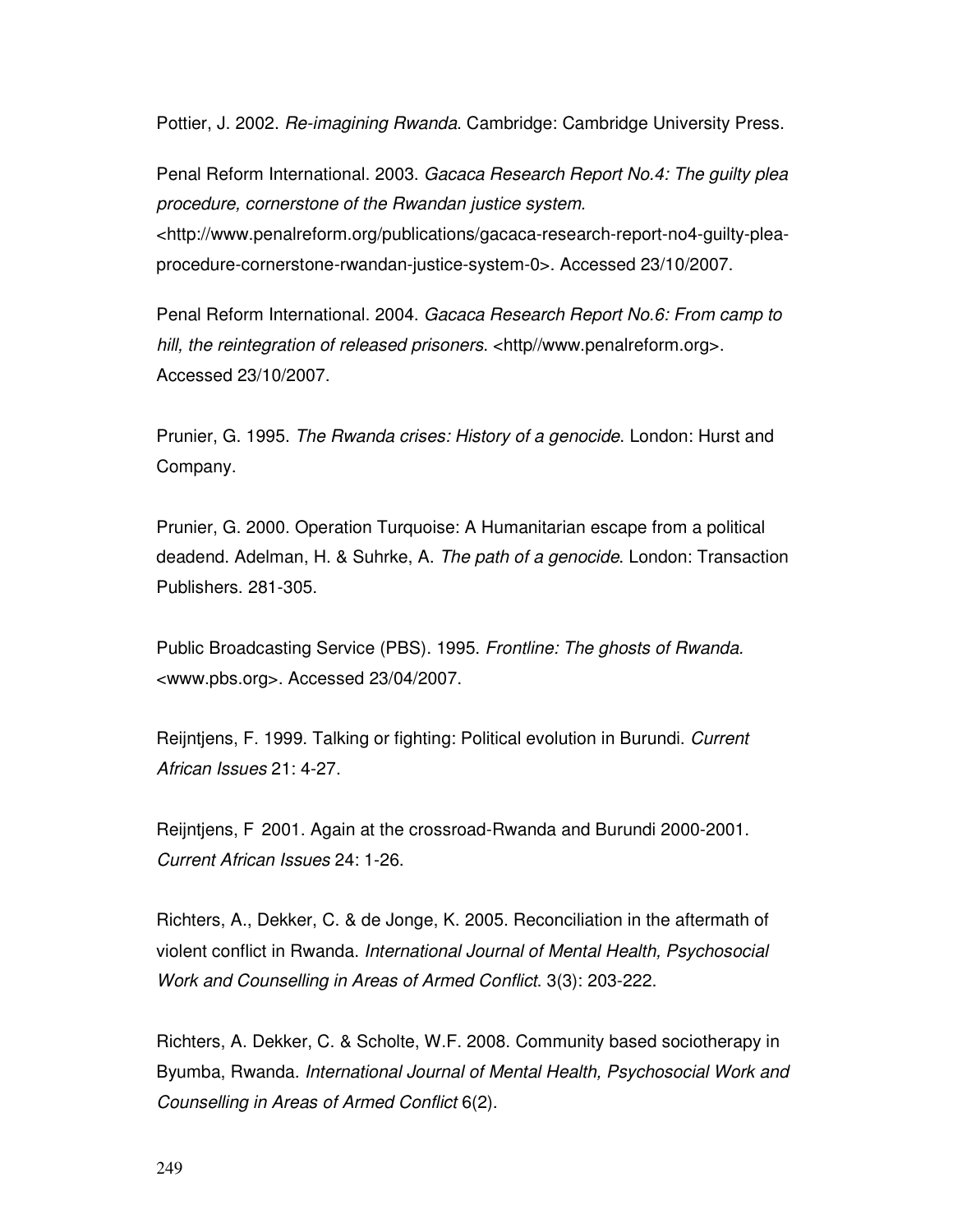Pottier, J. 2002. *Re-imagining Rwanda*. Cambridge: Cambridge University Press.

Penal Reform International. 2003. *Gacaca Research Report No.4: The guilty plea procedure, cornerstone of the Rwandan justice system.* <http://www.penalreform.org/publications/gacaca-research-report-no4-guilty-plea-procedure-cornerstone-rwandan-justice-system-0>. Accessed 23/10/2007.

Penal Reform International. 2004. *Gacaca Research Report No.6: From camp to hill, the reintegration of released prisoners*. <http//www.penalreform.org>. Accessed 23/10/2007.

Prunier, G. 1995. *The Rwanda crises: History of a genocide*. London: Hurst and Company.

Prunier, G. 2000. Operation Turquoise: A Humanitarian escape from a political deadend. Adelman, H. & Suhrke, A. *The path of a genocide*. London: Transaction Publishers. 281-305.

Public Broadcasting Service (PBS). 1995. *Frontline: The ghosts of Rwanda*. <www.pbs.org>. Accessed 23/04/2007.

Reijntjens, F. 1999. Talking or fighting: Political evolution in Burundi. *Current African Issues* 21: 4-27.

Reijntjens, F 2001. Again at the crossroad-Rwanda and Burundi 2000-2001. *Current African Issues* 24: 1-26.

Richters, A., Dekker, C. & de Jonge, K. 2005. Reconciliation in the aftermath of violent conflict in Rwanda. *International Journal of Mental Health, Psychosocial Work and Counselling in Areas of Armed Conflict*. 3(3): 203-222.

Richters, A. Dekker, C. & Scholte, W.F. 2008. Community based sociotherapy in Byumba, Rwanda. *International Journal of Mental Health, Psychosocial Work and Counselling in Areas of Armed Conflict* 6(2).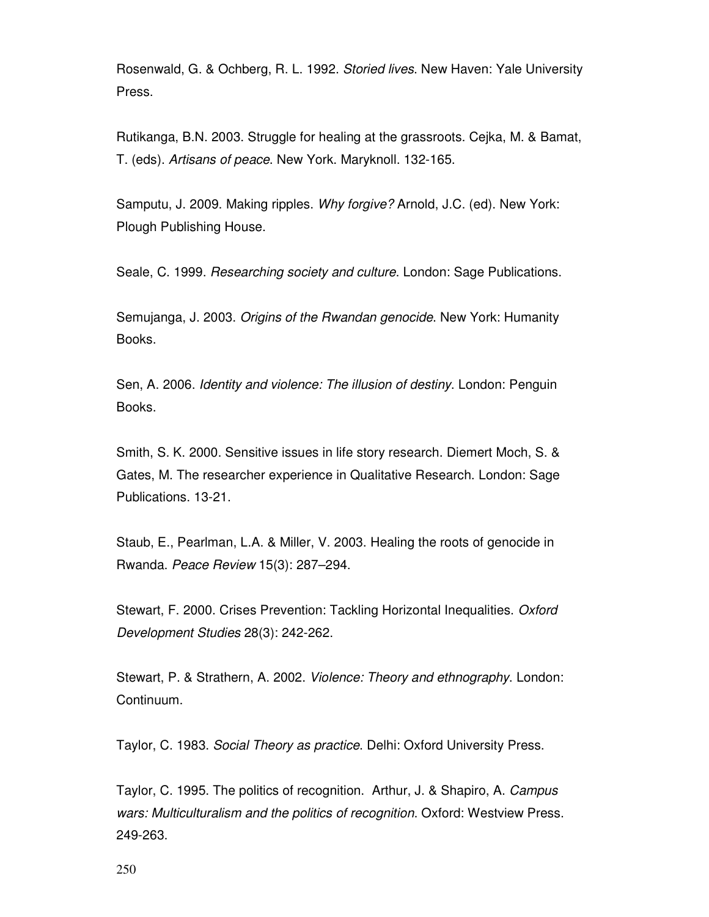Rosenwald, G. & Ochberg, R. L. 1992. *Storied lives*. New Haven: Yale University Press.

Rutikanga, B.N. 2003. Struggle for healing at the grassroots. Cejka, M. & Bamat, T. (eds). *Artisans of peace*. New York. Maryknoll. 132-165.

Samputu, J. 2009. Making ripples. *Why forgive?* Arnold, J.C. (ed). New York: Plough Publishing House.

Seale, C. 1999. *Researching society and culture*. London: Sage Publications.

Semujanga, J. 2003. *Origins of the Rwandan genocide*. New York: Humanity Books.

Sen, A. 2006. *Identity and violence: The illusion of destiny*. London: Penguin Books.

Smith, S. K. 2000. Sensitive issues in life story research. Diemert Moch, S. & Gates, M. The researcher experience in Qualitative Research. London: Sage Publications. 13-21.

Staub, E., Pearlman, L.A. & Miller, V. 2003. Healing the roots of genocide in Rwanda. *Peace Review* 15(3): 287–294.

Stewart, F. 2000. Crises Prevention: Tackling Horizontal Inequalities. *Oxford Development Studies* 28(3): 242-262.

Stewart, P. & Strathern, A. 2002. *Violence: Theory and ethnography*. London: Continuum.

Taylor, C. 1983. *Social Theory as practice*. Delhi: Oxford University Press.

Taylor, C. 1995. The politics of recognition. Arthur, J. & Shapiro, A. *Campus wars: Multiculturalism and the politics of recognition*. Oxford: Westview Press. 249-263.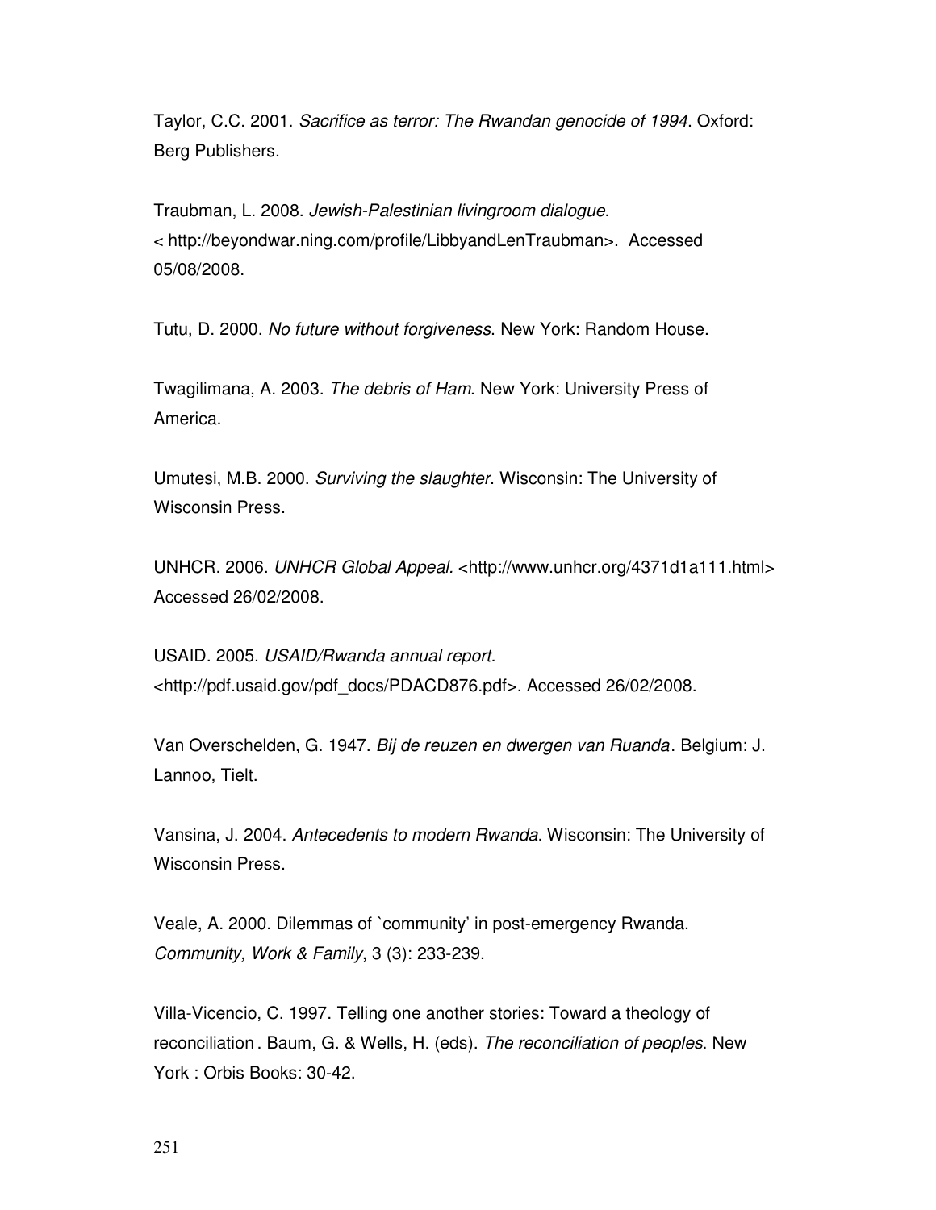Taylor, C.C. 2001. *Sacrifice as terror: The Rwandan genocide of 1994*. Oxford: Berg Publishers.

Traubman, L. 2008. *Jewish-Palestinian livingroom dialogue*. < http://beyondwar.ning.com/profile/LibbyandLenTraubman>. Accessed 05/08/2008.

Tutu, D. 2000. *No future without forgiveness*. New York: Random House.

Twagilimana, A. 2003. *The debris of Ham*. New York: University Press of America.

Umutesi, M.B. 2000. *Surviving the slaughter*. Wisconsin: The University of Wisconsin Press.

UNHCR. 2006. *UNHCR Global Appeal*. <http://www.unhcr.org/4371d1a111.html> Accessed 26/02/2008.

USAID. 2005. *USAID/Rwanda annual report.* <http://pdf.usaid.gov/pdf_docs/PDACD876.pdf>. Accessed 26/02/2008.

Van Overschelden, G. 1947. *Bij de reuzen en dwergen van Ruanda*. Belgium: J. Lannoo, Tielt.

Vansina, J. 2004. *Antecedents to modern Rwanda*. Wisconsin: The University of Wisconsin Press.

Veale, A. 2000. Dilemmas of `community' in post-emergency Rwanda. *Community, Work & Family*, 3 (3): 233-239.

Villa-Vicencio, C. 1997. Telling one another stories: Toward a theology of reconciliation . Baum, G. & Wells, H. (eds). *The reconciliation of peoples*. New York : Orbis Books: 30-42.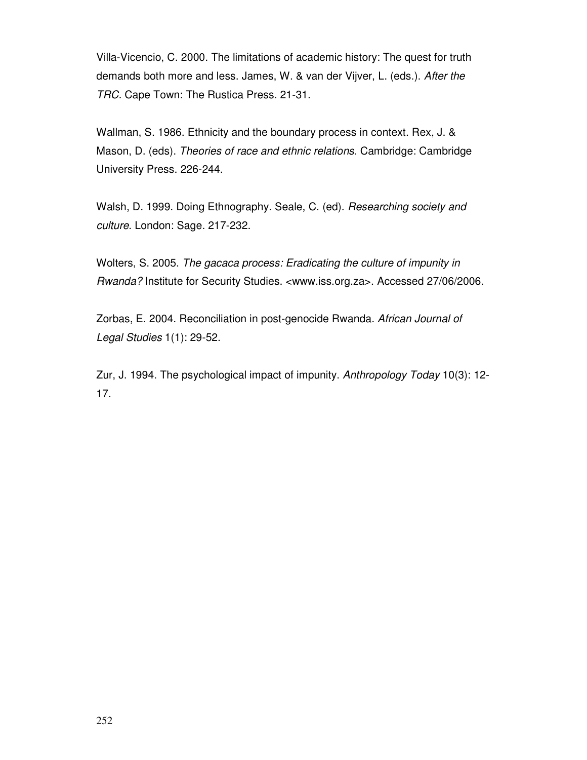Villa-Vicencio, C. 2000. The limitations of academic history: The quest for truth demands both more and less. James, W. & van der Vijver, L. (eds.). *After the TRC.* Cape Town: The Rustica Press. 21-31.

Wallman, S. 1986. Ethnicity and the boundary process in context. Rex, J. & Mason, D. (eds). *Theories of race and ethnic relations*. Cambridge: Cambridge University Press. 226-244.

Walsh, D. 1999. Doing Ethnography. Seale, C. (ed). *Researching society and culture*. London: Sage. 217-232.

Wolters, S. 2005. *The gacaca process: Eradicating the culture of impunity in Rwanda?* Institute for Security Studies. <www.iss.org.za>. Accessed 27/06/2006.

Zorbas, E. 2004. Reconciliation in post-genocide Rwanda. *African Journal of Legal Studies* 1(1): 29-52.

Zur, J. 1994. The psychological impact of impunity. *Anthropology Today* 10(3): 12-17.